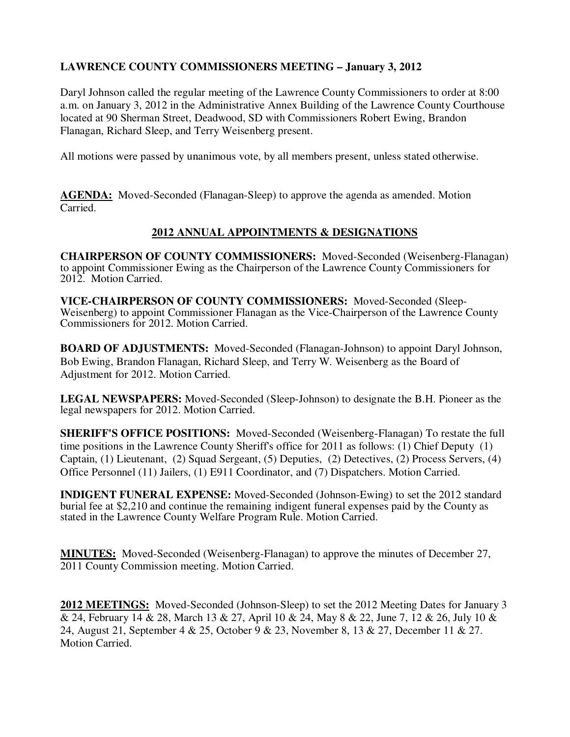**LAWRENCE COUNTY COMMISSIONERS MEETING – January 3, 2012**

Daryl Johnson called the regular meeting of the Lawrence County Commissioners to order at 8:00 a.m. on January 3, 2012 in the Administrative Annex Building of the Lawrence County Courthouse located at 90 Sherman Street, Deadwood, SD with Commissioners Robert Ewing, Brandon Flanagan, Richard Sleep, and Terry Weisenberg present.

All motions were passed by unanimous vote, by all members present, unless stated otherwise.

**AGENDA:** Moved-Seconded (Flanagan-Sleep) to approve the agenda as amended. Motion Carried.

**2012 ANNUAL APPOINTMENTS & DESIGNATIONS**

**CHAIRPERSON OF COUNTY COMMISSIONERS:** Moved-Seconded (Weisenberg-Flanagan) to appoint Commissioner Ewing as the Chairperson of the Lawrence County Commissioners for 2012. Motion Carried.

**VICE-CHAIRPERSON OF COUNTY COMMISSIONERS:** Moved-Seconded (Sleep-Weisenberg) to appoint Commissioner Flanagan as the Vice-Chairperson of the Lawrence County Commissioners for 2012. Motion Carried.

**BOARD OF ADJUSTMENTS:** Moved-Seconded (Flanagan-Johnson) to appoint Daryl Johnson, Bob Ewing, Brandon Flanagan, Richard Sleep, and Terry W. Weisenberg as the Board of Adjustment for 2012. Motion Carried.

**LEGAL NEWSPAPERS:** Moved-Seconded (Sleep-Johnson) to designate the B.H. Pioneer as the legal newspapers for 2012. Motion Carried.

**SHERIFF'S OFFICE POSITIONS:** Moved-Seconded (Weisenberg-Flanagan) To restate the full time positions in the Lawrence County Sheriff's office for 2011 as follows: (1) Chief Deputy (1) Captain, (1) Lieutenant, (2) Squad Sergeant, (5) Deputies, (2) Detectives, (2) Process Servers, (4) Office Personnel (11) Jailers, (1) E911 Coordinator, and (7) Dispatchers. Motion Carried.

**INDIGENT FUNERAL EXPENSE:** Moved-Seconded (Johnson-Ewing) to set the 2012 standard burial fee at $2,210 and continue the remaining indigent funeral expenses paid by the County as stated in the Lawrence County Welfare Program Rule. Motion Carried.

**MINUTES:** Moved-Seconded (Weisenberg-Flanagan) to approve the minutes of December 27, 2011 County Commission meeting. Motion Carried.

**2012 MEETINGS:** Moved-Seconded (Johnson-Sleep) to set the 2012 Meeting Dates for January 3 & 24, February 14 & 28, March 13 & 27, April 10 & 24, May 8 & 22, June 7, 12 & 26, July 10 & 24, August 21, September 4 & 25, October 9 & 23, November 8, 13 & 27, December 11 & 27. Motion Carried.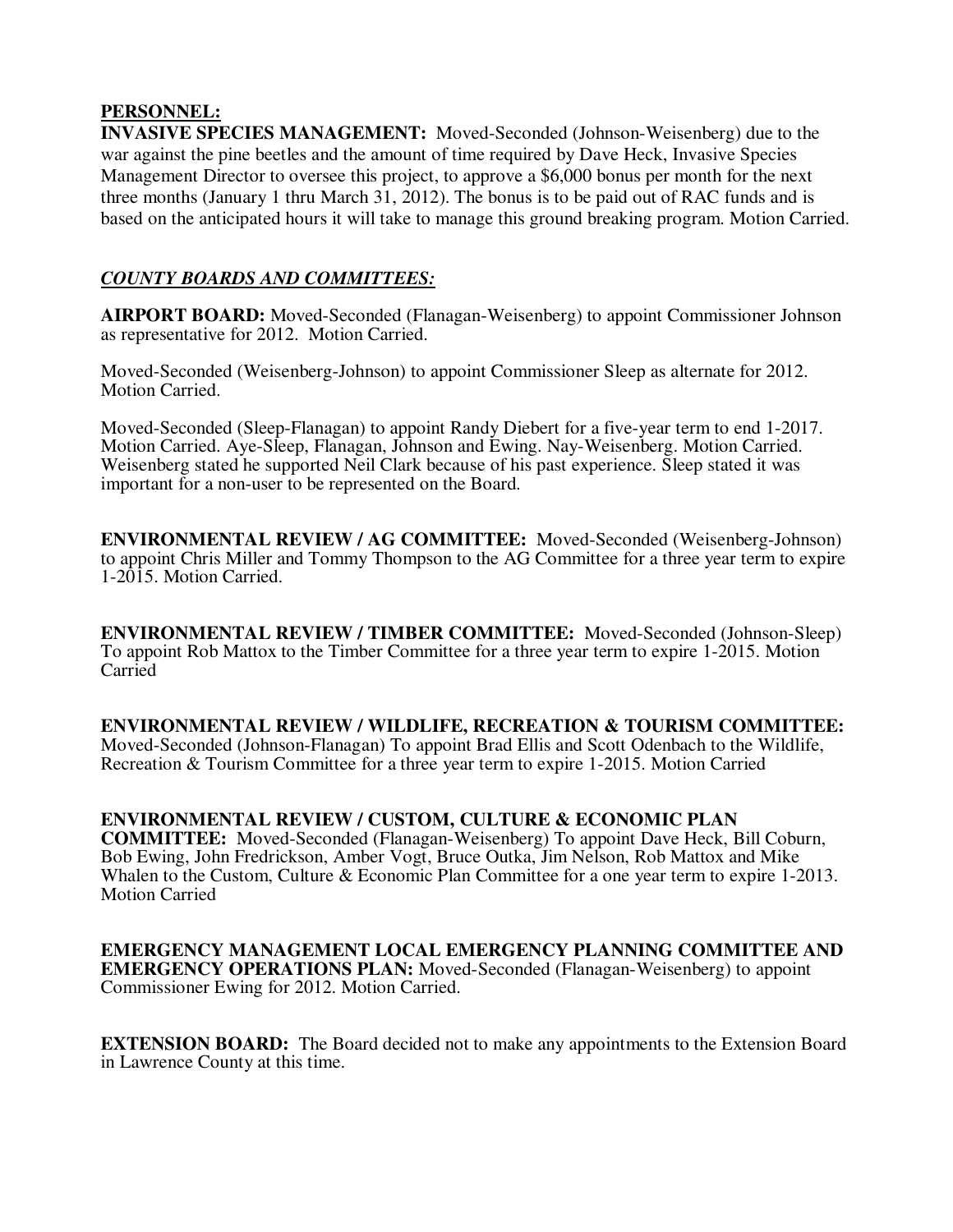**PERSONNEL:**

**INVASIVE SPECIES MANAGEMENT:** Moved-Seconded (Johnson-Weisenberg) due to the war against the pine beetles and the amount of time required by Dave Heck, Invasive Species Management Director to oversee this project, to approve a $6,000 bonus per month for the next three months (January 1 thru March 31, 2012). The bonus is to be paid out of RAC funds and is based on the anticipated hours it will take to manage this ground breaking program. Motion Carried.

***COUNTY BOARDS AND COMMITTEES:***

**AIRPORT BOARD:** Moved-Seconded (Flanagan-Weisenberg) to appoint Commissioner Johnson as representative for 2012. Motion Carried.

Moved-Seconded (Weisenberg-Johnson) to appoint Commissioner Sleep as alternate for 2012. Motion Carried.

Moved-Seconded (Sleep-Flanagan) to appoint Randy Diebert for a five-year term to end 1-2017. Motion Carried. Aye-Sleep, Flanagan, Johnson and Ewing. Nay-Weisenberg. Motion Carried. Weisenberg stated he supported Neil Clark because of his past experience. Sleep stated it was important for a non-user to be represented on the Board.

**ENVIRONMENTAL REVIEW / AG COMMITTEE:** Moved-Seconded (Weisenberg-Johnson) to appoint Chris Miller and Tommy Thompson to the AG Committee for a three year term to expire 1-2015. Motion Carried.

**ENVIRONMENTAL REVIEW / TIMBER COMMITTEE:** Moved-Seconded (Johnson-Sleep) To appoint Rob Mattox to the Timber Committee for a three year term to expire 1-2015. Motion Carried

**ENVIRONMENTAL REVIEW / WILDLIFE, RECREATION & TOURISM COMMITTEE:** Moved-Seconded (Johnson-Flanagan) To appoint Brad Ellis and Scott Odenbach to the Wildlife, Recreation & Tourism Committee for a three year term to expire 1-2015. Motion Carried

**ENVIRONMENTAL REVIEW / CUSTOM, CULTURE & ECONOMIC PLAN COMMITTEE:** Moved-Seconded (Flanagan-Weisenberg) To appoint Dave Heck, Bill Coburn, Bob Ewing, John Fredrickson, Amber Vogt, Bruce Outka, Jim Nelson, Rob Mattox and Mike Whalen to the Custom, Culture & Economic Plan Committee for a one year term to expire 1-2013. Motion Carried

**EMERGENCY MANAGEMENT LOCAL EMERGENCY PLANNING COMMITTEE AND EMERGENCY OPERATIONS PLAN:** Moved-Seconded (Flanagan-Weisenberg) to appoint Commissioner Ewing for 2012. Motion Carried.

**EXTENSION BOARD:** The Board decided not to make any appointments to the Extension Board in Lawrence County at this time.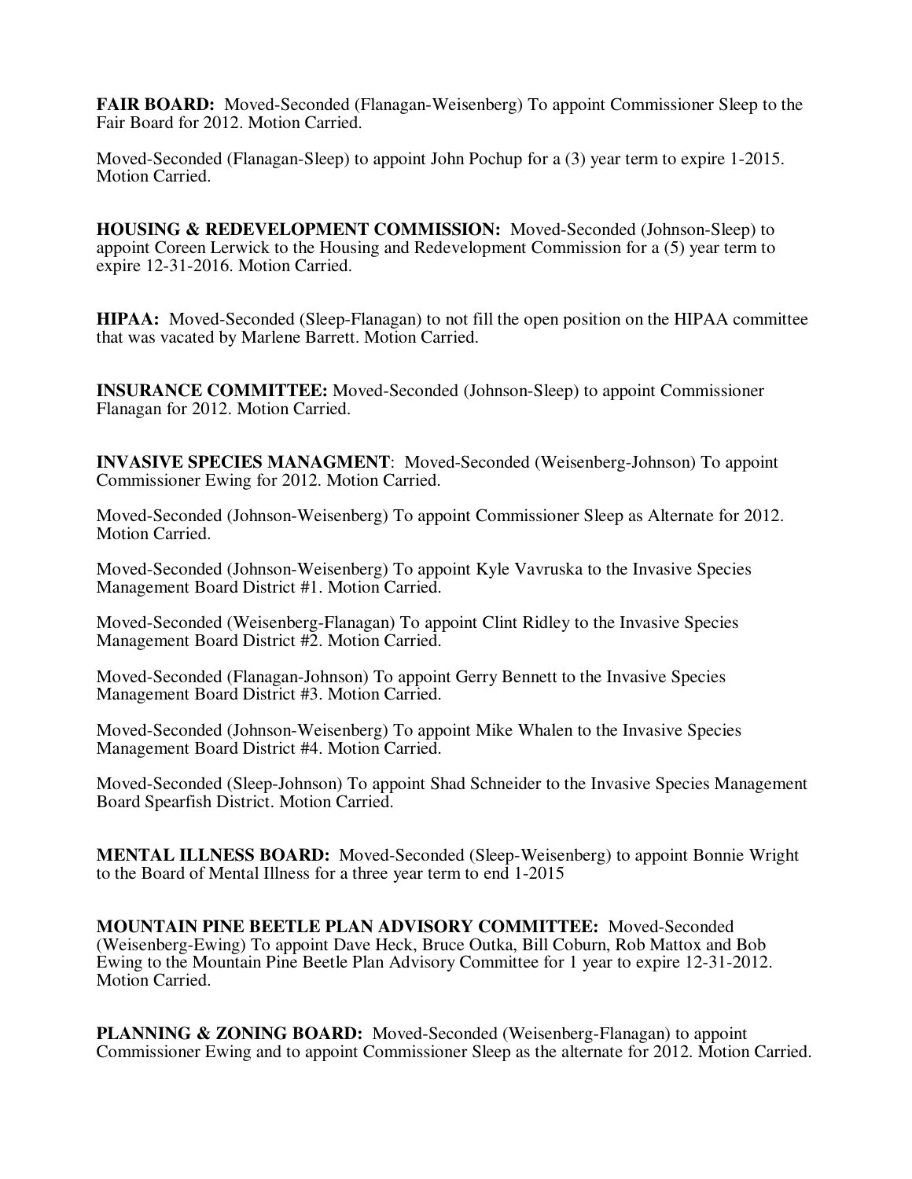**FAIR BOARD:** Moved-Seconded (Flanagan-Weisenberg) To appoint Commissioner Sleep to the Fair Board for 2012. Motion Carried.

Moved-Seconded (Flanagan-Sleep) to appoint John Pochup for a (3) year term to expire 1-2015. Motion Carried.

**HOUSING & REDEVELOPMENT COMMISSION:** Moved-Seconded (Johnson-Sleep) to appoint Coreen Lerwick to the Housing and Redevelopment Commission for a (5) year term to expire 12-31-2016. Motion Carried.

**HIPAA:** Moved-Seconded (Sleep-Flanagan) to not fill the open position on the HIPAA committee that was vacated by Marlene Barrett. Motion Carried.

**INSURANCE COMMITTEE:** Moved-Seconded (Johnson-Sleep) to appoint Commissioner Flanagan for 2012. Motion Carried.

**INVASIVE SPECIES MANAGMENT**: Moved-Seconded (Weisenberg-Johnson) To appoint Commissioner Ewing for 2012. Motion Carried.

Moved-Seconded (Johnson-Weisenberg) To appoint Commissioner Sleep as Alternate for 2012. Motion Carried.

Moved-Seconded (Johnson-Weisenberg) To appoint Kyle Vavruska to the Invasive Species Management Board District #1. Motion Carried.

Moved-Seconded (Weisenberg-Flanagan) To appoint Clint Ridley to the Invasive Species Management Board District #2. Motion Carried.

Moved-Seconded (Flanagan-Johnson) To appoint Gerry Bennett to the Invasive Species Management Board District #3. Motion Carried.

Moved-Seconded (Johnson-Weisenberg) To appoint Mike Whalen to the Invasive Species Management Board District #4. Motion Carried.

Moved-Seconded (Sleep-Johnson) To appoint Shad Schneider to the Invasive Species Management Board Spearfish District. Motion Carried.

**MENTAL ILLNESS BOARD:** Moved-Seconded (Sleep-Weisenberg) to appoint Bonnie Wright to the Board of Mental Illness for a three year term to end 1-2015

**MOUNTAIN PINE BEETLE PLAN ADVISORY COMMITTEE:** Moved-Seconded (Weisenberg-Ewing) To appoint Dave Heck, Bruce Outka, Bill Coburn, Rob Mattox and Bob Ewing to the Mountain Pine Beetle Plan Advisory Committee for 1 year to expire 12-31-2012. Motion Carried.

**PLANNING & ZONING BOARD:** Moved-Seconded (Weisenberg-Flanagan) to appoint Commissioner Ewing and to appoint Commissioner Sleep as the alternate for 2012. Motion Carried.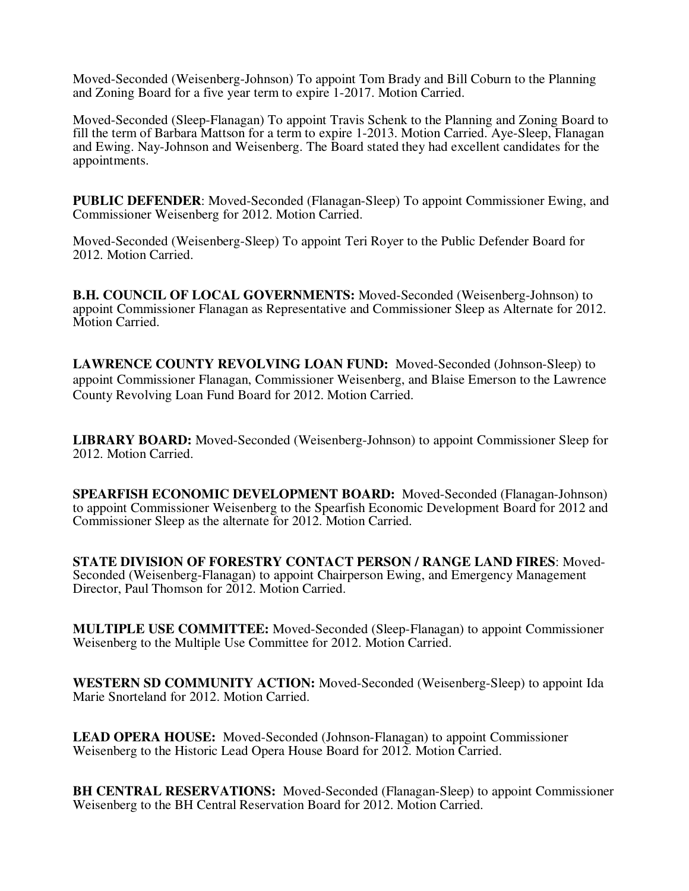Moved-Seconded (Weisenberg-Johnson) To appoint Tom Brady and Bill Coburn to the Planning and Zoning Board for a five year term to expire 1-2017. Motion Carried.

Moved-Seconded (Sleep-Flanagan) To appoint Travis Schenk to the Planning and Zoning Board to fill the term of Barbara Mattson for a term to expire 1-2013. Motion Carried. Aye-Sleep, Flanagan and Ewing. Nay-Johnson and Weisenberg. The Board stated they had excellent candidates for the appointments.

**PUBLIC DEFENDER**: Moved-Seconded (Flanagan-Sleep) To appoint Commissioner Ewing, and Commissioner Weisenberg for 2012. Motion Carried.

Moved-Seconded (Weisenberg-Sleep) To appoint Teri Royer to the Public Defender Board for 2012. Motion Carried.

**B.H. COUNCIL OF LOCAL GOVERNMENTS:** Moved-Seconded (Weisenberg-Johnson) to appoint Commissioner Flanagan as Representative and Commissioner Sleep as Alternate for 2012. Motion Carried.

**LAWRENCE COUNTY REVOLVING LOAN FUND:** Moved-Seconded (Johnson-Sleep) to appoint Commissioner Flanagan, Commissioner Weisenberg, and Blaise Emerson to the Lawrence County Revolving Loan Fund Board for 2012. Motion Carried.

**LIBRARY BOARD:** Moved-Seconded (Weisenberg-Johnson) to appoint Commissioner Sleep for 2012. Motion Carried.

**SPEARFISH ECONOMIC DEVELOPMENT BOARD:** Moved-Seconded (Flanagan-Johnson) to appoint Commissioner Weisenberg to the Spearfish Economic Development Board for 2012 and Commissioner Sleep as the alternate for 2012. Motion Carried.

**STATE DIVISION OF FORESTRY CONTACT PERSON / RANGE LAND FIRES**: Moved-Seconded (Weisenberg-Flanagan) to appoint Chairperson Ewing, and Emergency Management Director, Paul Thomson for 2012. Motion Carried.

**MULTIPLE USE COMMITTEE:** Moved-Seconded (Sleep-Flanagan) to appoint Commissioner Weisenberg to the Multiple Use Committee for 2012. Motion Carried.

**WESTERN SD COMMUNITY ACTION:** Moved-Seconded (Weisenberg-Sleep) to appoint Ida Marie Snorteland for 2012. Motion Carried.

**LEAD OPERA HOUSE:** Moved-Seconded (Johnson-Flanagan) to appoint Commissioner Weisenberg to the Historic Lead Opera House Board for 2012. Motion Carried.

**BH CENTRAL RESERVATIONS:** Moved-Seconded (Flanagan-Sleep) to appoint Commissioner Weisenberg to the BH Central Reservation Board for 2012. Motion Carried.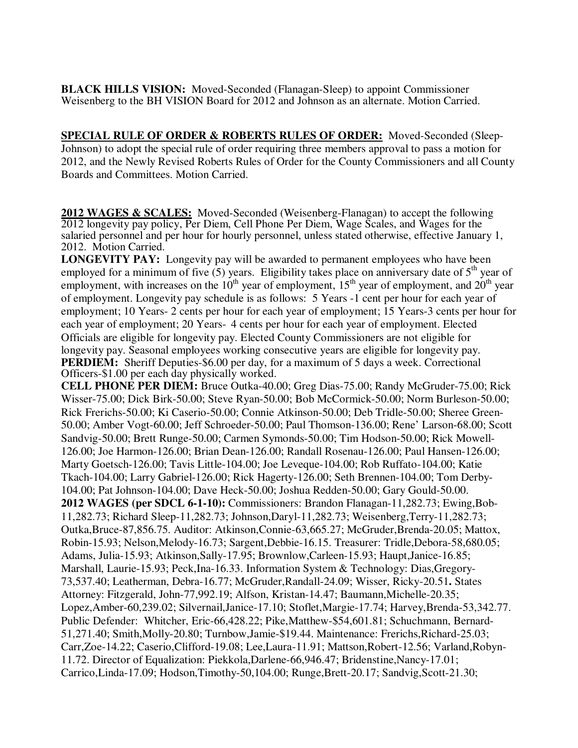**BLACK HILLS VISION:** Moved-Seconded (Flanagan-Sleep) to appoint Commissioner Weisenberg to the BH VISION Board for 2012 and Johnson as an alternate. Motion Carried.

**SPECIAL RULE OF ORDER & ROBERTS RULES OF ORDER:** Moved-Seconded (Sleep-Johnson) to adopt the special rule of order requiring three members approval to pass a motion for 2012, and the Newly Revised Roberts Rules of Order for the County Commissioners and all County Boards and Committees. Motion Carried.

**2012 WAGES & SCALES:** Moved-Seconded (Weisenberg-Flanagan) to accept the following 2012 longevity pay policy, Per Diem, Cell Phone Per Diem, Wage Scales, and Wages for the salaried personnel and per hour for hourly personnel, unless stated otherwise, effective January 1, 2012. Motion Carried.

**LONGEVITY PAY:** Longevity pay will be awarded to permanent employees who have been employed for a minimum of five (5) years. Eligibility takes place on anniversary date of 5th year of employment, with increases on the 10th year of employment, 15th year of employment, and 20th year of employment. Longevity pay schedule is as follows: 5 Years -1 cent per hour for each year of employment; 10 Years- 2 cents per hour for each year of employment; 15 Years-3 cents per hour for each year of employment; 20 Years- 4 cents per hour for each year of employment. Elected Officials are eligible for longevity pay. Elected County Commissioners are not eligible for longevity pay. Seasonal employees working consecutive years are eligible for longevity pay.

**PERDIEM:** Sheriff Deputies-$6.00 per day, for a maximum of 5 days a week. Correctional Officers-$1.00 per each day physically worked.

**CELL PHONE PER DIEM:** Bruce Outka-40.00; Greg Dias-75.00; Randy McGruder-75.00; Rick Wisser-75.00; Dick Birk-50.00; Steve Ryan-50.00; Bob McCormick-50.00; Norm Burleson-50.00; Rick Frerichs-50.00; Ki Caserio-50.00; Connie Atkinson-50.00; Deb Tridle-50.00; Sheree Green-50.00; Amber Vogt-60.00; Jeff Schroeder-50.00; Paul Thomson-136.00; Rene' Larson-68.00; Scott Sandvig-50.00; Brett Runge-50.00; Carmen Symonds-50.00; Tim Hodson-50.00; Rick Mowell-126.00; Joe Harmon-126.00; Brian Dean-126.00; Randall Rosenau-126.00; Paul Hansen-126.00; Marty Goetsch-126.00; Tavis Little-104.00; Joe Leveque-104.00; Rob Ruffato-104.00; Katie Tkach-104.00; Larry Gabriel-126.00; Rick Hagerty-126.00; Seth Brennen-104.00; Tom Derby-104.00; Pat Johnson-104.00; Dave Heck-50.00; Joshua Redden-50.00; Gary Gould-50.00.

**2012 WAGES (per SDCL 6-1-10):** Commissioners: Brandon Flanagan-11,282.73; Ewing,Bob-11,282.73; Richard Sleep-11,282.73; Johnson,Daryl-11,282.73; Weisenberg,Terry-11,282.73; Outka,Bruce-87,856.75. Auditor: Atkinson,Connie-63,665.27; McGruder,Brenda-20.05; Mattox, Robin-15.93; Nelson,Melody-16.73; Sargent,Debbie-16.15. Treasurer: Tridle,Debora-58,680.05; Adams, Julia-15.93; Atkinson,Sally-17.95; Brownlow,Carleen-15.93; Haupt,Janice-16.85; Marshall, Laurie-15.93; Peck,Ina-16.33. Information System & Technology: Dias,Gregory-73,537.40; Leatherman, Debra-16.77; McGruder,Randall-24.09; Wisser, Ricky-20.51**.** States Attorney: Fitzgerald, John-77,992.19; Alfson, Kristan-14.47; Baumann,Michelle-20.35; Lopez,Amber-60,239.02; Silvernail,Janice-17.10; Stoflet,Margie-17.74; Harvey,Brenda-53,342.77. Public Defender: Whitcher, Eric-66,428.22; Pike,Matthew-$54,601.81; Schuchmann, Bernard-51,271.40; Smith,Molly-20.80; Turnbow,Jamie-$19.44. Maintenance: Frerichs,Richard-25.03; Carr,Zoe-14.22; Caserio,Clifford-19.08; Lee,Laura-11.91; Mattson,Robert-12.56; Varland,Robyn-11.72. Director of Equalization: Piekkola,Darlene-66,946.47; Bridenstine,Nancy-17.01; Carrico,Linda-17.09; Hodson,Timothy-50,104.00; Runge,Brett-20.17; Sandvig,Scott-21.30;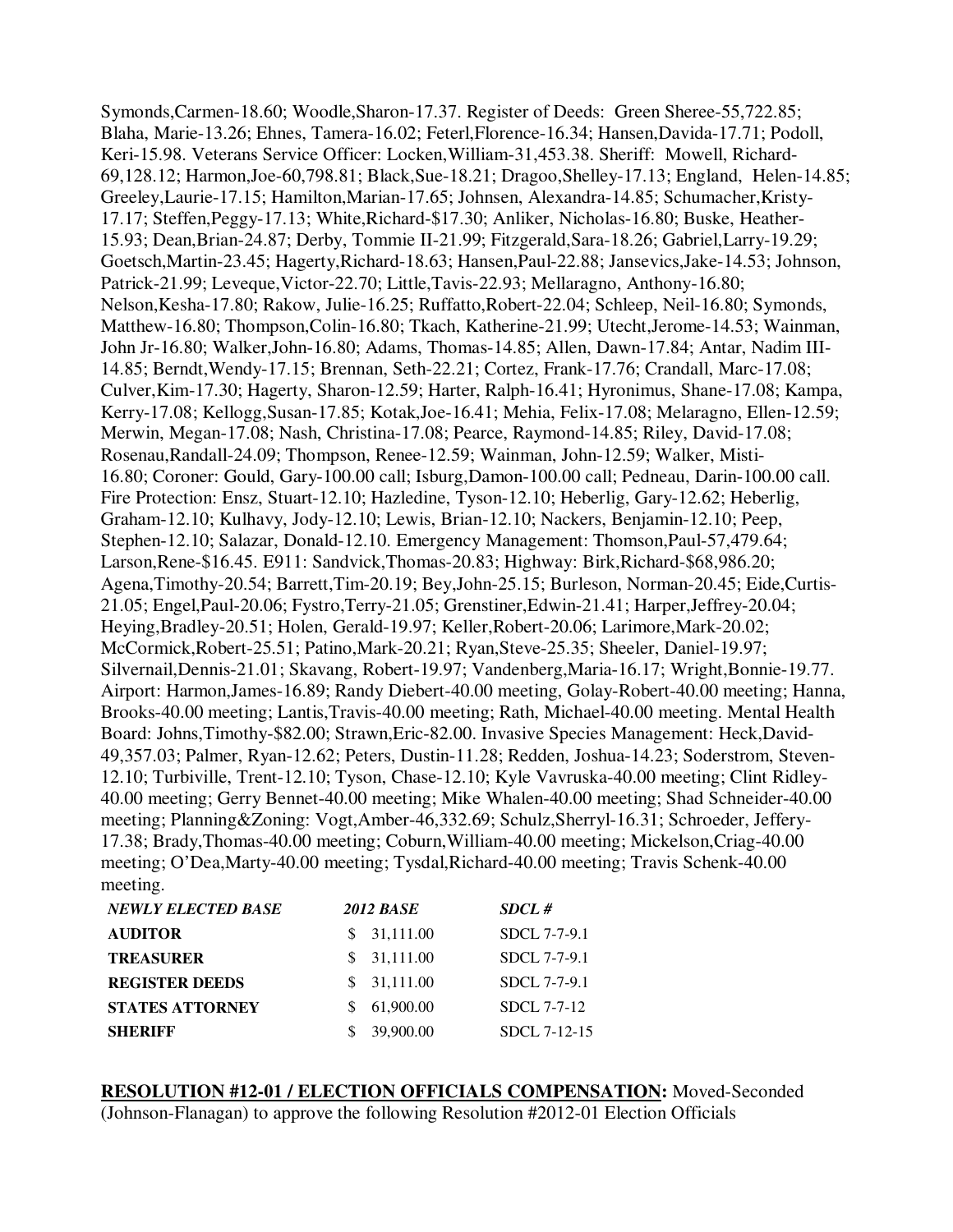Symonds,Carmen-18.60; Woodle,Sharon-17.37. Register of Deeds: Green Sheree-55,722.85; Blaha, Marie-13.26; Ehnes, Tamera-16.02; Feterl,Florence-16.34; Hansen,Davida-17.71; Podoll, Keri-15.98. Veterans Service Officer: Locken,William-31,453.38. Sheriff: Mowell, Richard-69,128.12; Harmon,Joe-60,798.81; Black,Sue-18.21; Dragoo,Shelley-17.13; England, Helen-14.85; Greeley,Laurie-17.15; Hamilton,Marian-17.65; Johnsen, Alexandra-14.85; Schumacher,Kristy-17.17; Steffen,Peggy-17.13; White,Richard-$17.30; Anliker, Nicholas-16.80; Buske, Heather-15.93; Dean,Brian-24.87; Derby, Tommie II-21.99; Fitzgerald,Sara-18.26; Gabriel,Larry-19.29; Goetsch,Martin-23.45; Hagerty,Richard-18.63; Hansen,Paul-22.88; Jansevics,Jake-14.53; Johnson, Patrick-21.99; Leveque,Victor-22.70; Little,Tavis-22.93; Mellaragno, Anthony-16.80; Nelson,Kesha-17.80; Rakow, Julie-16.25; Ruffatto,Robert-22.04; Schleep, Neil-16.80; Symonds, Matthew-16.80; Thompson,Colin-16.80; Tkach, Katherine-21.99; Utecht,Jerome-14.53; Wainman, John Jr-16.80; Walker,John-16.80; Adams, Thomas-14.85; Allen, Dawn-17.84; Antar, Nadim III-14.85; Berndt,Wendy-17.15; Brennan, Seth-22.21; Cortez, Frank-17.76; Crandall, Marc-17.08; Culver,Kim-17.30; Hagerty, Sharon-12.59; Harter, Ralph-16.41; Hyronimus, Shane-17.08; Kampa, Kerry-17.08; Kellogg,Susan-17.85; Kotak,Joe-16.41; Mehia, Felix-17.08; Melaragno, Ellen-12.59; Merwin, Megan-17.08; Nash, Christina-17.08; Pearce, Raymond-14.85; Riley, David-17.08; Rosenau,Randall-24.09; Thompson, Renee-12.59; Wainman, John-12.59; Walker, Misti-16.80; Coroner: Gould, Gary-100.00 call; Isburg,Damon-100.00 call; Pedneau, Darin-100.00 call. Fire Protection: Ensz, Stuart-12.10; Hazledine, Tyson-12.10; Heberlig, Gary-12.62; Heberlig, Graham-12.10; Kulhavy, Jody-12.10; Lewis, Brian-12.10; Nackers, Benjamin-12.10; Peep, Stephen-12.10; Salazar, Donald-12.10. Emergency Management: Thomson,Paul-57,479.64; Larson,Rene-$16.45. E911: Sandvick,Thomas-20.83; Highway: Birk,Richard-$68,986.20; Agena,Timothy-20.54; Barrett,Tim-20.19; Bey,John-25.15; Burleson, Norman-20.45; Eide,Curtis-21.05; Engel,Paul-20.06; Fystro,Terry-21.05; Grenstiner,Edwin-21.41; Harper,Jeffrey-20.04; Heying,Bradley-20.51; Holen, Gerald-19.97; Keller,Robert-20.06; Larimore,Mark-20.02; McCormick,Robert-25.51; Patino,Mark-20.21; Ryan,Steve-25.35; Sheeler, Daniel-19.97; Silvernail,Dennis-21.01; Skavang, Robert-19.97; Vandenberg,Maria-16.17; Wright,Bonnie-19.77. Airport: Harmon,James-16.89; Randy Diebert-40.00 meeting, Golay-Robert-40.00 meeting; Hanna, Brooks-40.00 meeting; Lantis,Travis-40.00 meeting; Rath, Michael-40.00 meeting. Mental Health Board: Johns,Timothy-$82.00; Strawn,Eric-82.00. Invasive Species Management: Heck,David-49,357.03; Palmer, Ryan-12.62; Peters, Dustin-11.28; Redden, Joshua-14.23; Soderstrom, Steven-12.10; Turbiville, Trent-12.10; Tyson, Chase-12.10; Kyle Vavruska-40.00 meeting; Clint Ridley-40.00 meeting; Gerry Bennet-40.00 meeting; Mike Whalen-40.00 meeting; Shad Schneider-40.00 meeting; Planning&Zoning: Vogt,Amber-46,332.69; Schulz,Sherryl-16.31; Schroeder, Jeffery-17.38; Brady,Thomas-40.00 meeting; Coburn,William-40.00 meeting; Mickelson,Criag-40.00 meeting; O'Dea,Marty-40.00 meeting; Tysdal,Richard-40.00 meeting; Travis Schenk-40.00 meeting.

| ***NEWLY ELECTED BASE*** | ***2012 BASE*** | ***SDCL #*** |
|---|---|---|
| **AUDITOR** | $ 31,111.00 | SDCL 7-7-9.1 |
| **TREASURER** | $ 31,111.00 | SDCL 7-7-9.1 |
| **REGISTER DEEDS** | $ 31,111.00 | SDCL 7-7-9.1 |
| **STATES ATTORNEY** | $ 61,900.00 | SDCL 7-7-12 |
| **SHERIFF** | $ 39,900.00 | SDCL 7-12-15 |

**RESOLUTION #12-01 / ELECTION OFFICIALS COMPENSATION:** Moved-Seconded (Johnson-Flanagan) to approve the following Resolution #2012-01 Election Officials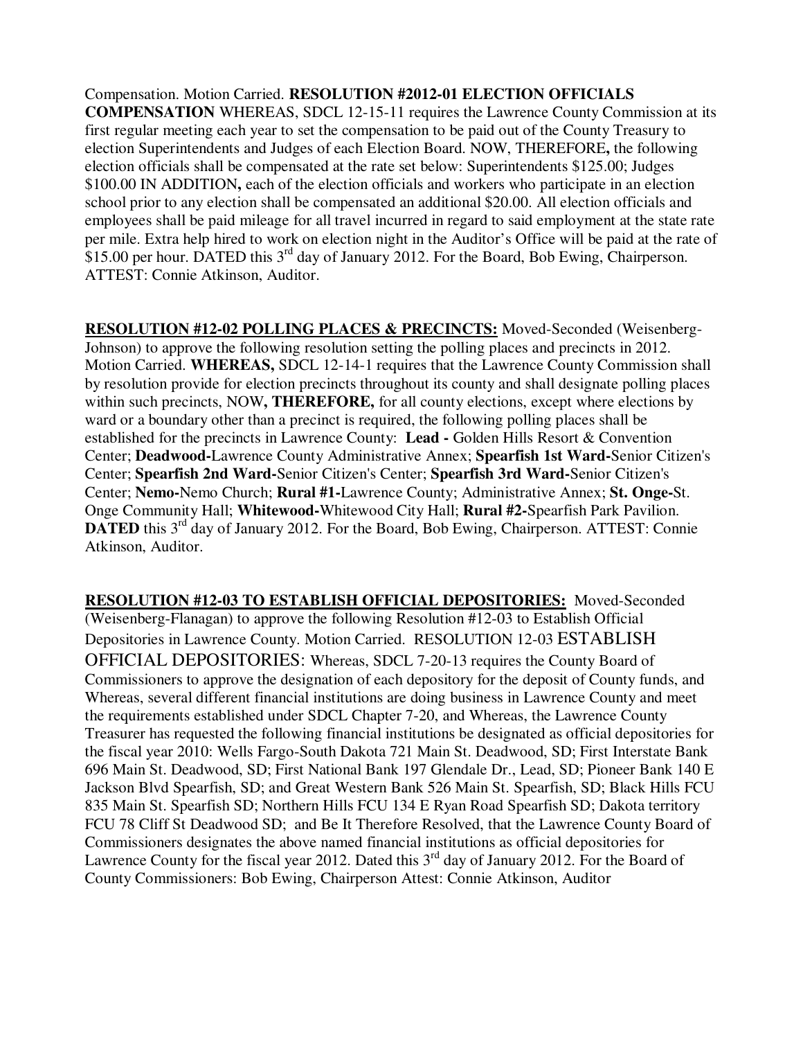Compensation. Motion Carried. **RESOLUTION #2012-01 ELECTION OFFICIALS COMPENSATION** WHEREAS, SDCL 12-15-11 requires the Lawrence County Commission at its first regular meeting each year to set the compensation to be paid out of the County Treasury to election Superintendents and Judges of each Election Board. NOW, THEREFORE**,** the following election officials shall be compensated at the rate set below: Superintendents $125.00; Judges $100.00 IN ADDITION**,** each of the election officials and workers who participate in an election school prior to any election shall be compensated an additional $20.00. All election officials and employees shall be paid mileage for all travel incurred in regard to said employment at the state rate per mile. Extra help hired to work on election night in the Auditor's Office will be paid at the rate of $15.00 per hour. DATED this 3rd day of January 2012. For the Board, Bob Ewing, Chairperson. ATTEST: Connie Atkinson, Auditor.

**RESOLUTION #12-02 POLLING PLACES & PRECINCTS:** Moved-Seconded (Weisenberg-Johnson) to approve the following resolution setting the polling places and precincts in 2012. Motion Carried. **WHEREAS,** SDCL 12-14-1 requires that the Lawrence County Commission shall by resolution provide for election precincts throughout its county and shall designate polling places within such precincts, NOW**, THEREFORE,** for all county elections, except where elections by ward or a boundary other than a precinct is required, the following polling places shall be established for the precincts in Lawrence County: **Lead -** Golden Hills Resort & Convention Center; **Deadwood-**Lawrence County Administrative Annex; **Spearfish 1st Ward-**Senior Citizen's Center; **Spearfish 2nd Ward-**Senior Citizen's Center; **Spearfish 3rd Ward-**Senior Citizen's Center; **Nemo-**Nemo Church; **Rural #1-**Lawrence County; Administrative Annex; **St. Onge-**St. Onge Community Hall; **Whitewood-**Whitewood City Hall; **Rural #2-**Spearfish Park Pavilion. **DATED** this 3rd day of January 2012. For the Board, Bob Ewing, Chairperson. ATTEST: Connie Atkinson, Auditor.

**RESOLUTION #12-03 TO ESTABLISH OFFICIAL DEPOSITORIES:** Moved-Seconded (Weisenberg-Flanagan) to approve the following Resolution #12-03 to Establish Official Depositories in Lawrence County. Motion Carried. RESOLUTION 12-03 ESTABLISH OFFICIAL DEPOSITORIES: Whereas, SDCL 7-20-13 requires the County Board of Commissioners to approve the designation of each depository for the deposit of County funds, and Whereas, several different financial institutions are doing business in Lawrence County and meet the requirements established under SDCL Chapter 7-20, and Whereas, the Lawrence County Treasurer has requested the following financial institutions be designated as official depositories for the fiscal year 2010: Wells Fargo-South Dakota 721 Main St. Deadwood, SD; First Interstate Bank 696 Main St. Deadwood, SD; First National Bank 197 Glendale Dr., Lead, SD; Pioneer Bank 140 E Jackson Blvd Spearfish, SD; and Great Western Bank 526 Main St. Spearfish, SD; Black Hills FCU 835 Main St. Spearfish SD; Northern Hills FCU 134 E Ryan Road Spearfish SD; Dakota territory FCU 78 Cliff St Deadwood SD; and Be It Therefore Resolved, that the Lawrence County Board of Commissioners designates the above named financial institutions as official depositories for Lawrence County for the fiscal year 2012. Dated this 3rd day of January 2012. For the Board of County Commissioners: Bob Ewing, Chairperson Attest: Connie Atkinson, Auditor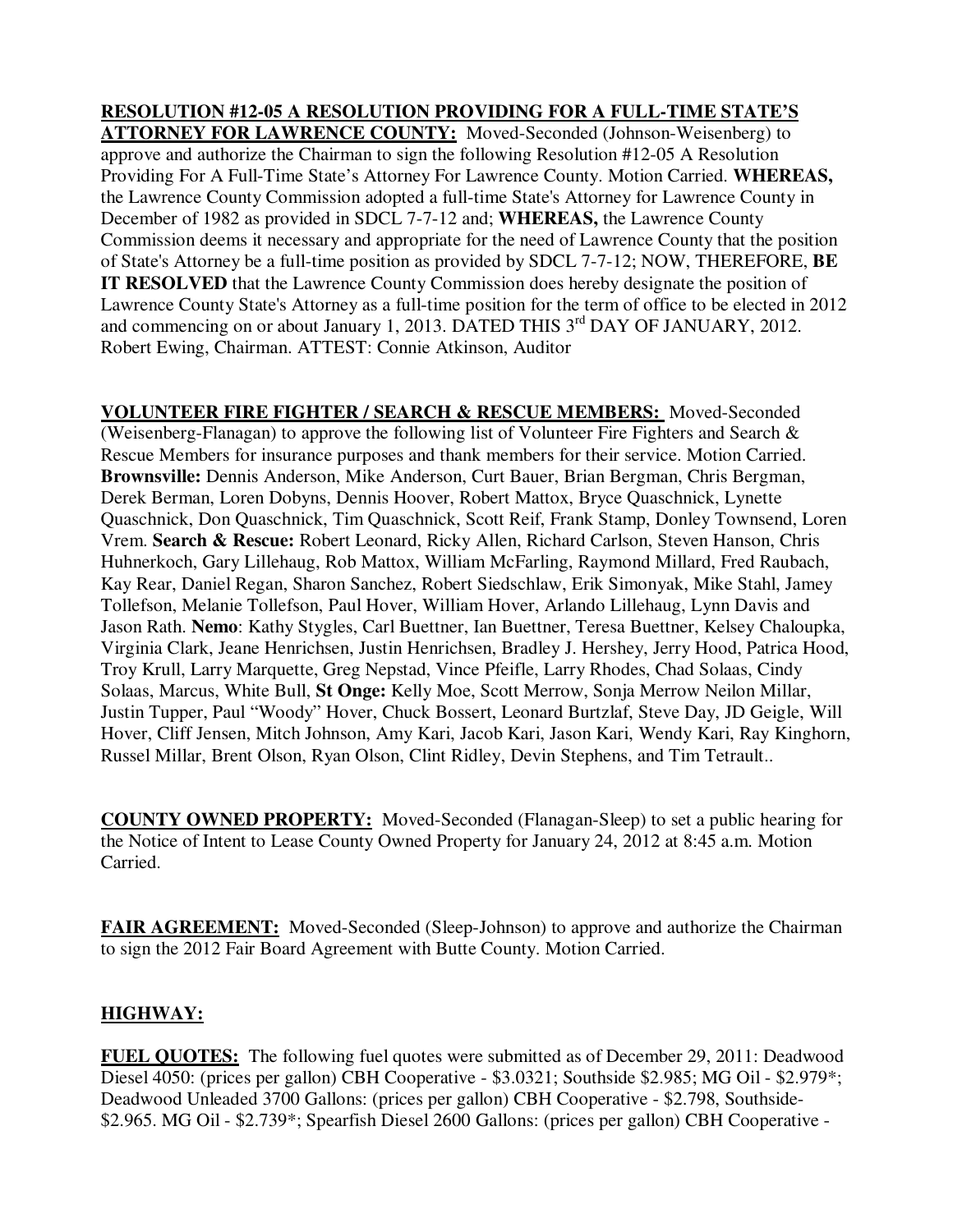**RESOLUTION #12-05 A RESOLUTION PROVIDING FOR A FULL-TIME STATE'S ATTORNEY FOR LAWRENCE COUNTY:** Moved-Seconded (Johnson-Weisenberg) to approve and authorize the Chairman to sign the following Resolution #12-05 A Resolution Providing For A Full-Time State's Attorney For Lawrence County. Motion Carried. **WHEREAS,** the Lawrence County Commission adopted a full-time State's Attorney for Lawrence County in December of 1982 as provided in SDCL 7-7-12 and; **WHEREAS,** the Lawrence County Commission deems it necessary and appropriate for the need of Lawrence County that the position of State's Attorney be a full-time position as provided by SDCL 7-7-12; NOW, THEREFORE, **BE IT RESOLVED** that the Lawrence County Commission does hereby designate the position of Lawrence County State's Attorney as a full-time position for the term of office to be elected in 2012 and commencing on or about January 1, 2013. DATED THIS 3rd DAY OF JANUARY, 2012. Robert Ewing, Chairman. ATTEST: Connie Atkinson, Auditor

**VOLUNTEER FIRE FIGHTER / SEARCH & RESCUE MEMBERS:** Moved-Seconded (Weisenberg-Flanagan) to approve the following list of Volunteer Fire Fighters and Search & Rescue Members for insurance purposes and thank members for their service. Motion Carried. **Brownsville:** Dennis Anderson, Mike Anderson, Curt Bauer, Brian Bergman, Chris Bergman, Derek Berman, Loren Dobyns, Dennis Hoover, Robert Mattox, Bryce Quaschnick, Lynette Quaschnick, Don Quaschnick, Tim Quaschnick, Scott Reif, Frank Stamp, Donley Townsend, Loren Vrem. **Search & Rescue:** Robert Leonard, Ricky Allen, Richard Carlson, Steven Hanson, Chris Huhnerkoch, Gary Lillehaug, Rob Mattox, William McFarling, Raymond Millard, Fred Raubach, Kay Rear, Daniel Regan, Sharon Sanchez, Robert Siedschlaw, Erik Simonyak, Mike Stahl, Jamey Tollefson, Melanie Tollefson, Paul Hover, William Hover, Arlando Lillehaug, Lynn Davis and Jason Rath. **Nemo**: Kathy Stygles, Carl Buettner, Ian Buettner, Teresa Buettner, Kelsey Chaloupka, Virginia Clark, Jeane Henrichsen, Justin Henrichsen, Bradley J. Hershey, Jerry Hood, Patrica Hood, Troy Krull, Larry Marquette, Greg Nepstad, Vince Pfeifle, Larry Rhodes, Chad Solaas, Cindy Solaas, Marcus, White Bull, **St Onge:** Kelly Moe, Scott Merrow, Sonja Merrow Neilon Millar, Justin Tupper, Paul "Woody" Hover, Chuck Bossert, Leonard Burtzlaf, Steve Day, JD Geigle, Will Hover, Cliff Jensen, Mitch Johnson, Amy Kari, Jacob Kari, Jason Kari, Wendy Kari, Ray Kinghorn, Russel Millar, Brent Olson, Ryan Olson, Clint Ridley, Devin Stephens, and Tim Tetrault..

**COUNTY OWNED PROPERTY:** Moved-Seconded (Flanagan-Sleep) to set a public hearing for the Notice of Intent to Lease County Owned Property for January 24, 2012 at 8:45 a.m. Motion Carried.

**FAIR AGREEMENT:** Moved-Seconded (Sleep-Johnson) to approve and authorize the Chairman to sign the 2012 Fair Board Agreement with Butte County. Motion Carried.

**HIGHWAY:**

**FUEL QUOTES:** The following fuel quotes were submitted as of December 29, 2011: Deadwood Diesel 4050: (prices per gallon) CBH Cooperative - $3.0321; Southside $2.985; MG Oil - $2.979*; Deadwood Unleaded 3700 Gallons: (prices per gallon) CBH Cooperative - $2.798, Southside- $2.965. MG Oil - $2.739*; Spearfish Diesel 2600 Gallons: (prices per gallon) CBH Cooperative -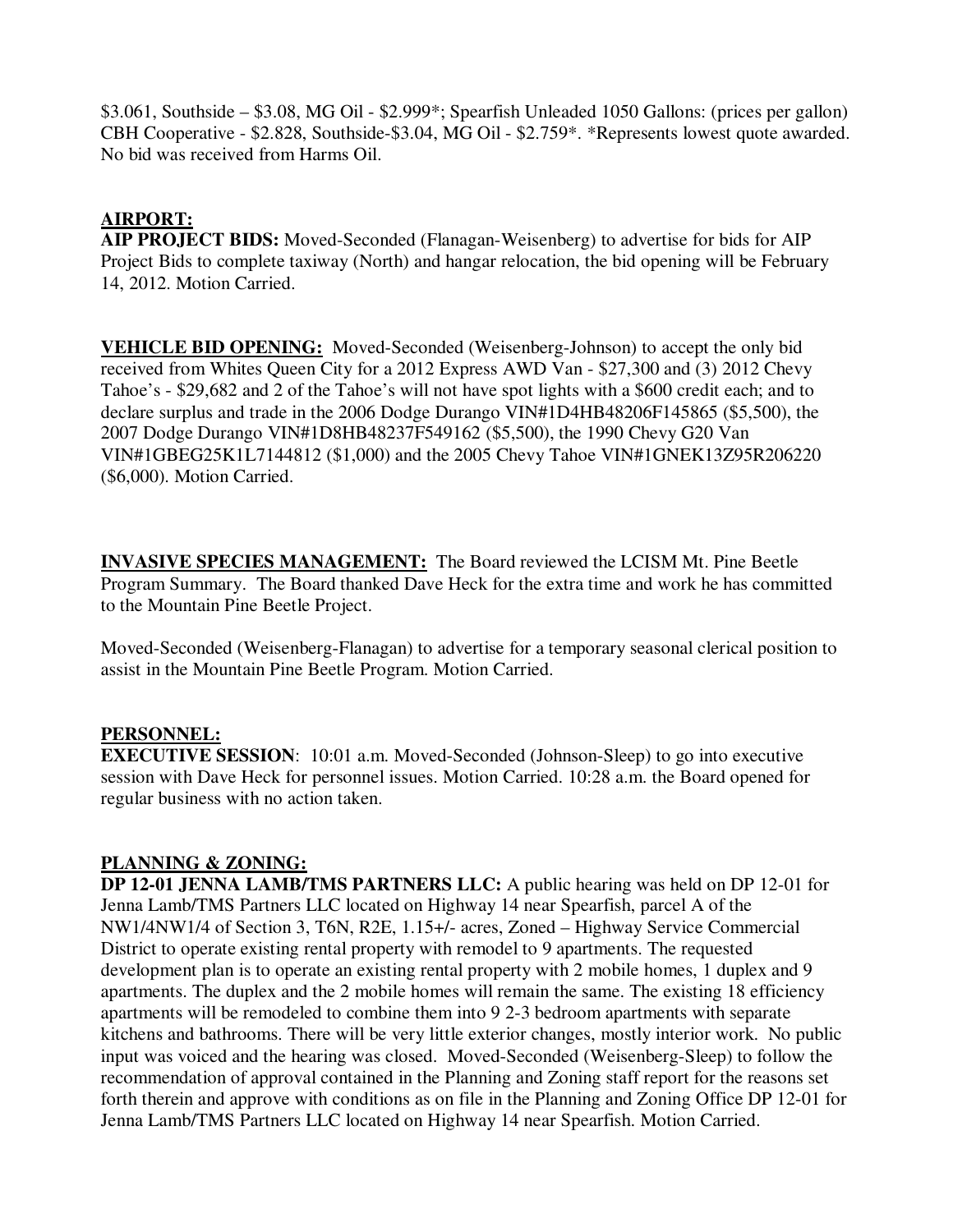$3.061, Southside – $3.08, MG Oil - $2.999*; Spearfish Unleaded 1050 Gallons: (prices per gallon) CBH Cooperative - $2.828, Southside-$3.04, MG Oil - $2.759*. *Represents lowest quote awarded. No bid was received from Harms Oil.

## AIRPORT:

**AIP PROJECT BIDS:** Moved-Seconded (Flanagan-Weisenberg) to advertise for bids for AIP Project Bids to complete taxiway (North) and hangar relocation, the bid opening will be February 14, 2012. Motion Carried.

**VEHICLE BID OPENING:** Moved-Seconded (Weisenberg-Johnson) to accept the only bid received from Whites Queen City for a 2012 Express AWD Van - $27,300 and (3) 2012 Chevy Tahoe's - $29,682 and 2 of the Tahoe's will not have spot lights with a $600 credit each; and to declare surplus and trade in the 2006 Dodge Durango VIN#1D4HB48206F145865 ($5,500), the 2007 Dodge Durango VIN#1D8HB48237F549162 ($5,500), the 1990 Chevy G20 Van VIN#1GBEG25K1L7144812 ($1,000) and the 2005 Chevy Tahoe VIN#1GNEK13Z95R206220 ($6,000). Motion Carried.

**INVASIVE SPECIES MANAGEMENT:** The Board reviewed the LCISM Mt. Pine Beetle Program Summary. The Board thanked Dave Heck for the extra time and work he has committed to the Mountain Pine Beetle Project.

Moved-Seconded (Weisenberg-Flanagan) to advertise for a temporary seasonal clerical position to assist in the Mountain Pine Beetle Program. Motion Carried.

## PERSONNEL:

**EXECUTIVE SESSION**: 10:01 a.m. Moved-Seconded (Johnson-Sleep) to go into executive session with Dave Heck for personnel issues. Motion Carried. 10:28 a.m. the Board opened for regular business with no action taken.

## PLANNING & ZONING:

**DP 12-01 JENNA LAMB/TMS PARTNERS LLC:** A public hearing was held on DP 12-01 for Jenna Lamb/TMS Partners LLC located on Highway 14 near Spearfish, parcel A of the NW1/4NW1/4 of Section 3, T6N, R2E, 1.15+/- acres, Zoned – Highway Service Commercial District to operate existing rental property with remodel to 9 apartments. The requested development plan is to operate an existing rental property with 2 mobile homes, 1 duplex and 9 apartments. The duplex and the 2 mobile homes will remain the same. The existing 18 efficiency apartments will be remodeled to combine them into 9 2-3 bedroom apartments with separate kitchens and bathrooms. There will be very little exterior changes, mostly interior work. No public input was voiced and the hearing was closed. Moved-Seconded (Weisenberg-Sleep) to follow the recommendation of approval contained in the Planning and Zoning staff report for the reasons set forth therein and approve with conditions as on file in the Planning and Zoning Office DP 12-01 for Jenna Lamb/TMS Partners LLC located on Highway 14 near Spearfish. Motion Carried.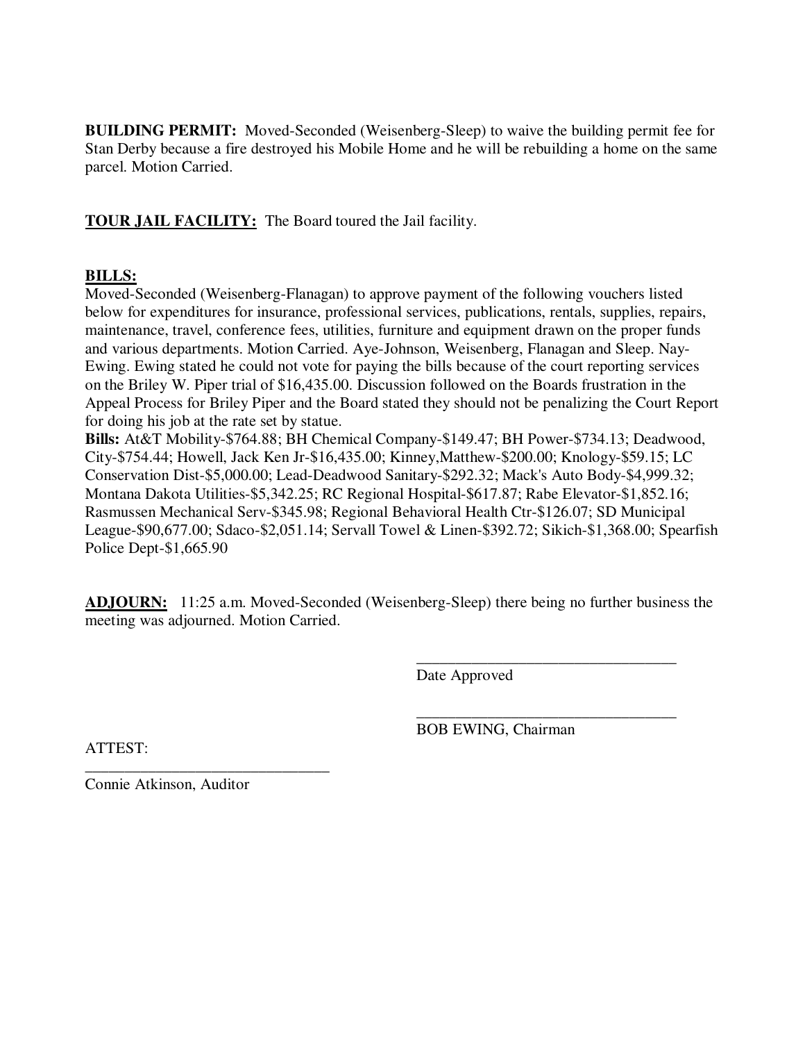**BUILDING PERMIT:** Moved-Seconded (Weisenberg-Sleep) to waive the building permit fee for Stan Derby because a fire destroyed his Mobile Home and he will be rebuilding a home on the same parcel. Motion Carried.

**TOUR JAIL FACILITY:** The Board toured the Jail facility.

**BILLS:**

Moved-Seconded (Weisenberg-Flanagan) to approve payment of the following vouchers listed below for expenditures for insurance, professional services, publications, rentals, supplies, repairs, maintenance, travel, conference fees, utilities, furniture and equipment drawn on the proper funds and various departments. Motion Carried. Aye-Johnson, Weisenberg, Flanagan and Sleep. Nay-Ewing. Ewing stated he could not vote for paying the bills because of the court reporting services on the Briley W. Piper trial of $16,435.00. Discussion followed on the Boards frustration in the Appeal Process for Briley Piper and the Board stated they should not be penalizing the Court Report for doing his job at the rate set by statue.

**Bills:** At&T Mobility-$764.88; BH Chemical Company-$149.47; BH Power-$734.13; Deadwood, City-$754.44; Howell, Jack Ken Jr-$16,435.00; Kinney,Matthew-$200.00; Knology-$59.15; LC Conservation Dist-$5,000.00; Lead-Deadwood Sanitary-$292.32; Mack's Auto Body-$4,999.32; Montana Dakota Utilities-$5,342.25; RC Regional Hospital-$617.87; Rabe Elevator-$1,852.16; Rasmussen Mechanical Serv-$345.98; Regional Behavioral Health Ctr-$126.07; SD Municipal League-$90,677.00; Sdaco-$2,051.14; Servall Towel & Linen-$392.72; Sikich-$1,368.00; Spearfish Police Dept-$1,665.90

**ADJOURN:** 11:25 a.m. Moved-Seconded (Weisenberg-Sleep) there being no further business the meeting was adjourned. Motion Carried.

\_\_\_\_\_\_\_\_\_\_\_\_\_\_\_\_\_\_\_\_\_\_\_\_\_\_\_\_\_\_\_\_\_\_

Date Approved

\_\_\_\_\_\_\_\_\_\_\_\_\_\_\_\_\_\_\_\_\_\_\_\_\_\_\_\_\_\_\_\_\_\_

BOB EWING, Chairman

ATTEST:

\_\_\_\_\_\_\_\_\_\_\_\_\_\_\_\_\_\_\_\_\_\_\_\_\_\_\_\_\_\_\_\_

Connie Atkinson, Auditor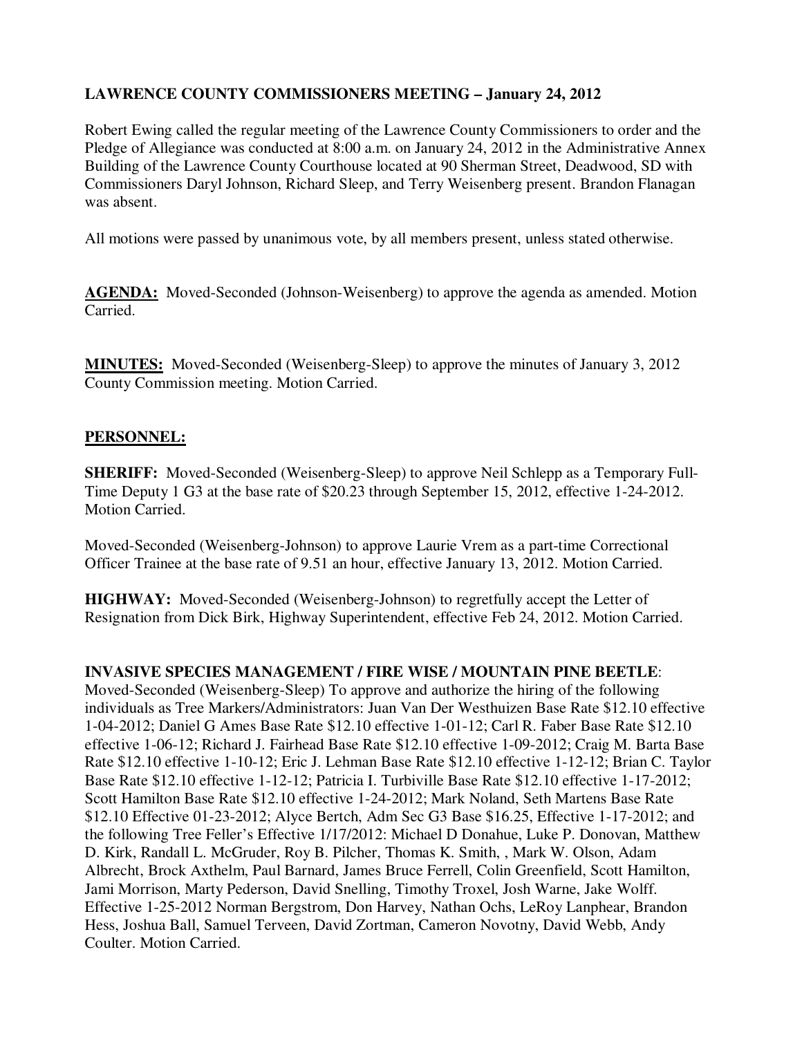**LAWRENCE COUNTY COMMISSIONERS MEETING – January 24, 2012**

Robert Ewing called the regular meeting of the Lawrence County Commissioners to order and the Pledge of Allegiance was conducted at 8:00 a.m. on January 24, 2012 in the Administrative Annex Building of the Lawrence County Courthouse located at 90 Sherman Street, Deadwood, SD with Commissioners Daryl Johnson, Richard Sleep, and Terry Weisenberg present. Brandon Flanagan was absent.

All motions were passed by unanimous vote, by all members present, unless stated otherwise.

**AGENDA:** Moved-Seconded (Johnson-Weisenberg) to approve the agenda as amended. Motion Carried.

**MINUTES:** Moved-Seconded (Weisenberg-Sleep) to approve the minutes of January 3, 2012 County Commission meeting. Motion Carried.

**PERSONNEL:**

**SHERIFF:** Moved-Seconded (Weisenberg-Sleep) to approve Neil Schlepp as a Temporary Full-Time Deputy 1 G3 at the base rate of $20.23 through September 15, 2012, effective 1-24-2012. Motion Carried.

Moved-Seconded (Weisenberg-Johnson) to approve Laurie Vrem as a part-time Correctional Officer Trainee at the base rate of 9.51 an hour, effective January 13, 2012. Motion Carried.

**HIGHWAY:** Moved-Seconded (Weisenberg-Johnson) to regretfully accept the Letter of Resignation from Dick Birk, Highway Superintendent, effective Feb 24, 2012. Motion Carried.

**INVASIVE SPECIES MANAGEMENT / FIRE WISE / MOUNTAIN PINE BEETLE**: Moved-Seconded (Weisenberg-Sleep) To approve and authorize the hiring of the following individuals as Tree Markers/Administrators: Juan Van Der Westhuizen Base Rate $12.10 effective 1-04-2012; Daniel G Ames Base Rate $12.10 effective 1-01-12; Carl R. Faber Base Rate $12.10 effective 1-06-12; Richard J. Fairhead Base Rate $12.10 effective 1-09-2012; Craig M. Barta Base Rate $12.10 effective 1-10-12; Eric J. Lehman Base Rate $12.10 effective 1-12-12; Brian C. Taylor Base Rate $12.10 effective 1-12-12; Patricia I. Turbiville Base Rate $12.10 effective 1-17-2012; Scott Hamilton Base Rate $12.10 effective 1-24-2012; Mark Noland, Seth Martens Base Rate $12.10 Effective 01-23-2012; Alyce Bertch, Adm Sec G3 Base $16.25, Effective 1-17-2012; and the following Tree Feller's Effective 1/17/2012: Michael D Donahue, Luke P. Donovan, Matthew D. Kirk, Randall L. McGruder, Roy B. Pilcher, Thomas K. Smith, , Mark W. Olson, Adam Albrecht, Brock Axthelm, Paul Barnard, James Bruce Ferrell, Colin Greenfield, Scott Hamilton, Jami Morrison, Marty Pederson, David Snelling, Timothy Troxel, Josh Warne, Jake Wolff. Effective 1-25-2012 Norman Bergstrom, Don Harvey, Nathan Ochs, LeRoy Lanphear, Brandon Hess, Joshua Ball, Samuel Terveen, David Zortman, Cameron Novotny, David Webb, Andy Coulter. Motion Carried.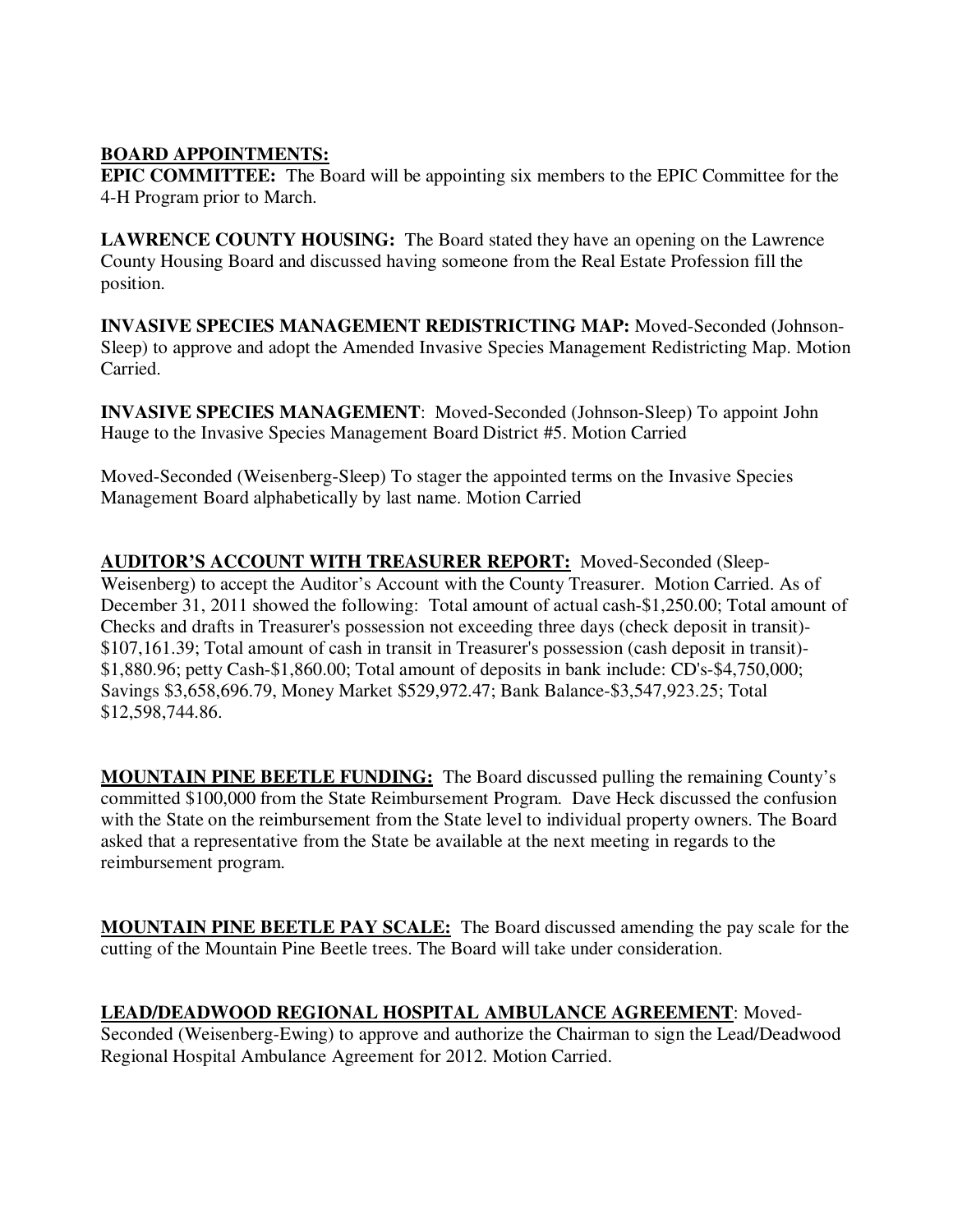**BOARD APPOINTMENTS:**

**EPIC COMMITTEE:** The Board will be appointing six members to the EPIC Committee for the 4-H Program prior to March.

**LAWRENCE COUNTY HOUSING:** The Board stated they have an opening on the Lawrence County Housing Board and discussed having someone from the Real Estate Profession fill the position.

**INVASIVE SPECIES MANAGEMENT REDISTRICTING MAP:** Moved-Seconded (Johnson-Sleep) to approve and adopt the Amended Invasive Species Management Redistricting Map. Motion Carried.

**INVASIVE SPECIES MANAGEMENT**: Moved-Seconded (Johnson-Sleep) To appoint John Hauge to the Invasive Species Management Board District #5. Motion Carried

Moved-Seconded (Weisenberg-Sleep) To stager the appointed terms on the Invasive Species Management Board alphabetically by last name. Motion Carried

**AUDITOR'S ACCOUNT WITH TREASURER REPORT:** Moved-Seconded (Sleep-Weisenberg) to accept the Auditor's Account with the County Treasurer. Motion Carried. As of December 31, 2011 showed the following: Total amount of actual cash-$1,250.00; Total amount of Checks and drafts in Treasurer's possession not exceeding three days (check deposit in transit)-$107,161.39; Total amount of cash in transit in Treasurer's possession (cash deposit in transit)-$1,880.96; petty Cash-$1,860.00; Total amount of deposits in bank include: CD's-$4,750,000; Savings $3,658,696.79, Money Market $529,972.47; Bank Balance-$3,547,923.25; Total $12,598,744.86.

**MOUNTAIN PINE BEETLE FUNDING:** The Board discussed pulling the remaining County's committed $100,000 from the State Reimbursement Program. Dave Heck discussed the confusion with the State on the reimbursement from the State level to individual property owners. The Board asked that a representative from the State be available at the next meeting in regards to the reimbursement program.

**MOUNTAIN PINE BEETLE PAY SCALE:** The Board discussed amending the pay scale for the cutting of the Mountain Pine Beetle trees. The Board will take under consideration.

**LEAD/DEADWOOD REGIONAL HOSPITAL AMBULANCE AGREEMENT**: Moved-Seconded (Weisenberg-Ewing) to approve and authorize the Chairman to sign the Lead/Deadwood Regional Hospital Ambulance Agreement for 2012. Motion Carried.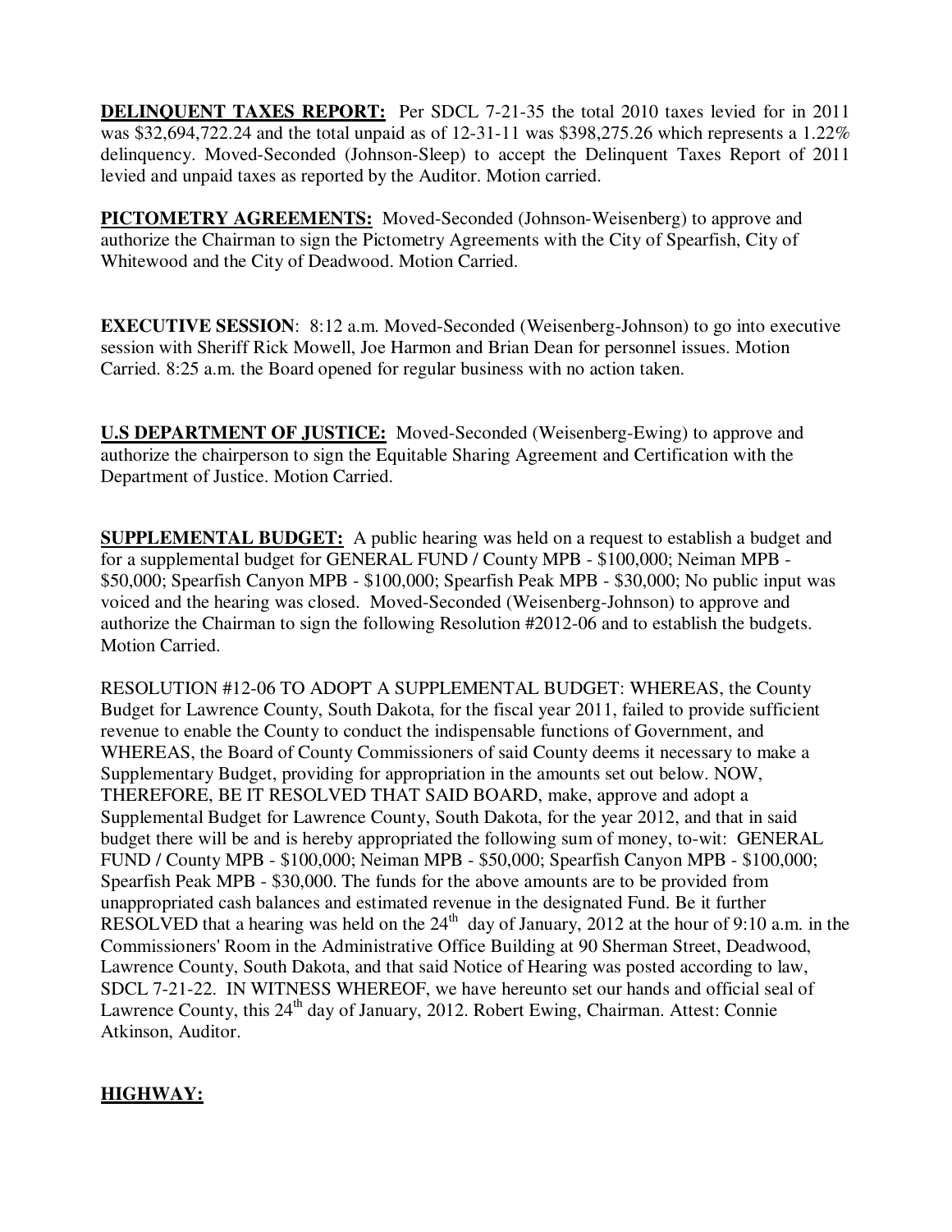**DELINQUENT TAXES REPORT:** Per SDCL 7-21-35 the total 2010 taxes levied for in 2011 was $32,694,722.24 and the total unpaid as of 12-31-11 was $398,275.26 which represents a 1.22% delinquency. Moved-Seconded (Johnson-Sleep) to accept the Delinquent Taxes Report of 2011 levied and unpaid taxes as reported by the Auditor. Motion carried.

**PICTOMETRY AGREEMENTS:** Moved-Seconded (Johnson-Weisenberg) to approve and authorize the Chairman to sign the Pictometry Agreements with the City of Spearfish, City of Whitewood and the City of Deadwood. Motion Carried.

**EXECUTIVE SESSION**: 8:12 a.m. Moved-Seconded (Weisenberg-Johnson) to go into executive session with Sheriff Rick Mowell, Joe Harmon and Brian Dean for personnel issues. Motion Carried. 8:25 a.m. the Board opened for regular business with no action taken.

**U.S DEPARTMENT OF JUSTICE:** Moved-Seconded (Weisenberg-Ewing) to approve and authorize the chairperson to sign the Equitable Sharing Agreement and Certification with the Department of Justice. Motion Carried.

**SUPPLEMENTAL BUDGET:** A public hearing was held on a request to establish a budget and for a supplemental budget for GENERAL FUND / County MPB - $100,000; Neiman MPB - $50,000; Spearfish Canyon MPB - $100,000; Spearfish Peak MPB - $30,000; No public input was voiced and the hearing was closed. Moved-Seconded (Weisenberg-Johnson) to approve and authorize the Chairman to sign the following Resolution #2012-06 and to establish the budgets. Motion Carried.

RESOLUTION #12-06 TO ADOPT A SUPPLEMENTAL BUDGET: WHEREAS, the County Budget for Lawrence County, South Dakota, for the fiscal year 2011, failed to provide sufficient revenue to enable the County to conduct the indispensable functions of Government, and WHEREAS, the Board of County Commissioners of said County deems it necessary to make a Supplementary Budget, providing for appropriation in the amounts set out below. NOW, THEREFORE, BE IT RESOLVED THAT SAID BOARD, make, approve and adopt a Supplemental Budget for Lawrence County, South Dakota, for the year 2012, and that in said budget there will be and is hereby appropriated the following sum of money, to-wit: GENERAL FUND / County MPB - $100,000; Neiman MPB - $50,000; Spearfish Canyon MPB - $100,000; Spearfish Peak MPB - $30,000. The funds for the above amounts are to be provided from unappropriated cash balances and estimated revenue in the designated Fund. Be it further RESOLVED that a hearing was held on the 24th day of January, 2012 at the hour of 9:10 a.m. in the Commissioners' Room in the Administrative Office Building at 90 Sherman Street, Deadwood, Lawrence County, South Dakota, and that said Notice of Hearing was posted according to law, SDCL 7-21-22. IN WITNESS WHEREOF, we have hereunto set our hands and official seal of Lawrence County, this 24th day of January, 2012. Robert Ewing, Chairman. Attest: Connie Atkinson, Auditor.

**HIGHWAY:**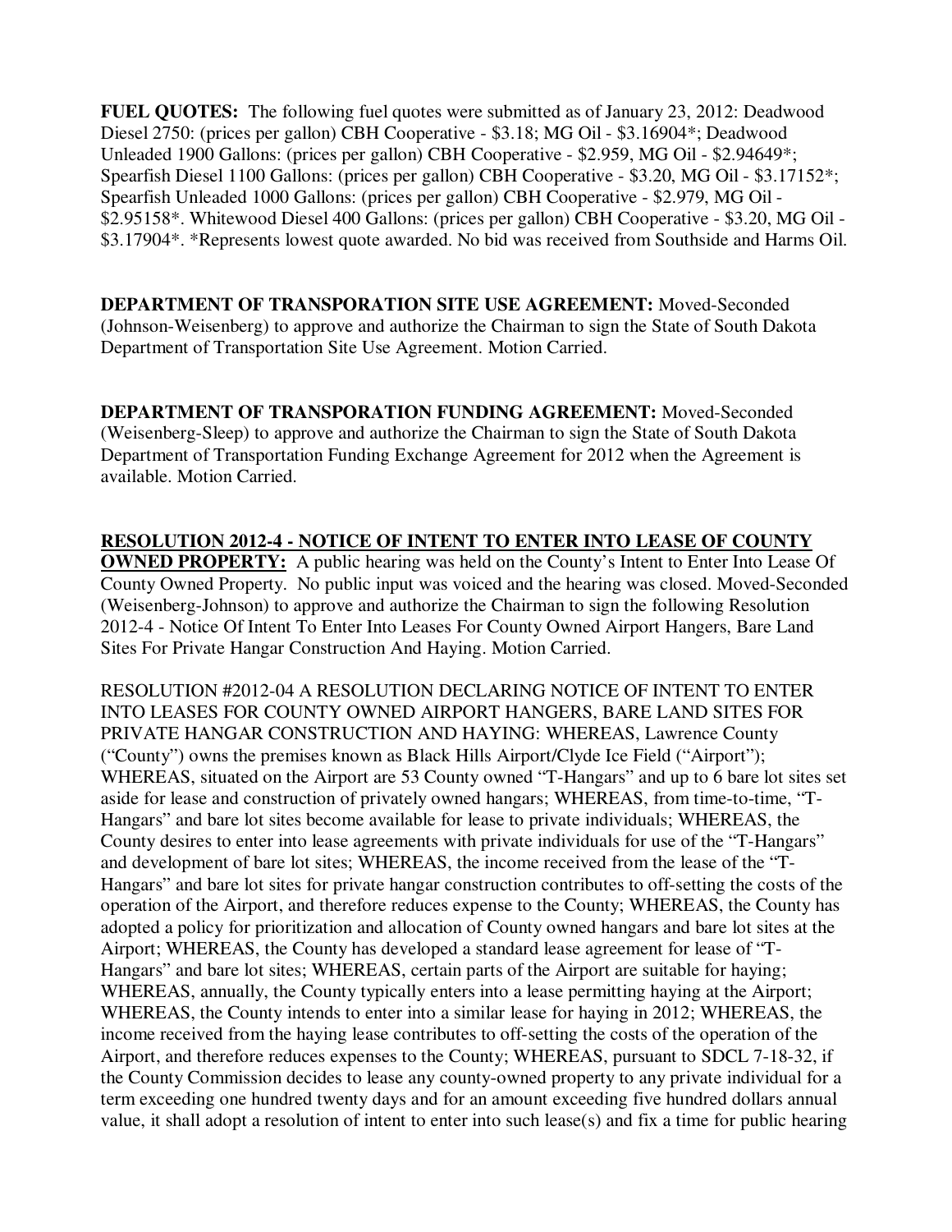**FUEL QUOTES:** The following fuel quotes were submitted as of January 23, 2012: Deadwood Diesel 2750: (prices per gallon) CBH Cooperative - $3.18; MG Oil - $3.16904*; Deadwood Unleaded 1900 Gallons: (prices per gallon) CBH Cooperative - $2.959, MG Oil - $2.94649*; Spearfish Diesel 1100 Gallons: (prices per gallon) CBH Cooperative - $3.20, MG Oil - $3.17152*; Spearfish Unleaded 1000 Gallons: (prices per gallon) CBH Cooperative - $2.979, MG Oil - $2.95158*. Whitewood Diesel 400 Gallons: (prices per gallon) CBH Cooperative - $3.20, MG Oil - $3.17904*. *Represents lowest quote awarded. No bid was received from Southside and Harms Oil.

**DEPARTMENT OF TRANSPORATION SITE USE AGREEMENT:** Moved-Seconded (Johnson-Weisenberg) to approve and authorize the Chairman to sign the State of South Dakota Department of Transportation Site Use Agreement. Motion Carried.

**DEPARTMENT OF TRANSPORATION FUNDING AGREEMENT:** Moved-Seconded (Weisenberg-Sleep) to approve and authorize the Chairman to sign the State of South Dakota Department of Transportation Funding Exchange Agreement for 2012 when the Agreement is available. Motion Carried.

**RESOLUTION 2012-4 - NOTICE OF INTENT TO ENTER INTO LEASE OF COUNTY OWNED PROPERTY:** A public hearing was held on the County's Intent to Enter Into Lease Of County Owned Property. No public input was voiced and the hearing was closed. Moved-Seconded (Weisenberg-Johnson) to approve and authorize the Chairman to sign the following Resolution 2012-4 - Notice Of Intent To Enter Into Leases For County Owned Airport Hangers, Bare Land Sites For Private Hangar Construction And Haying. Motion Carried.

RESOLUTION #2012-04 A RESOLUTION DECLARING NOTICE OF INTENT TO ENTER INTO LEASES FOR COUNTY OWNED AIRPORT HANGERS, BARE LAND SITES FOR PRIVATE HANGAR CONSTRUCTION AND HAYING: WHEREAS, Lawrence County ("County") owns the premises known as Black Hills Airport/Clyde Ice Field ("Airport"); WHEREAS, situated on the Airport are 53 County owned "T-Hangars" and up to 6 bare lot sites set aside for lease and construction of privately owned hangars; WHEREAS, from time-to-time, "T-Hangars" and bare lot sites become available for lease to private individuals; WHEREAS, the County desires to enter into lease agreements with private individuals for use of the "T-Hangars" and development of bare lot sites; WHEREAS, the income received from the lease of the "T-Hangars" and bare lot sites for private hangar construction contributes to off-setting the costs of the operation of the Airport, and therefore reduces expense to the County; WHEREAS, the County has adopted a policy for prioritization and allocation of County owned hangars and bare lot sites at the Airport; WHEREAS, the County has developed a standard lease agreement for lease of "T-Hangars" and bare lot sites; WHEREAS, certain parts of the Airport are suitable for haying; WHEREAS, annually, the County typically enters into a lease permitting haying at the Airport; WHEREAS, the County intends to enter into a similar lease for haying in 2012; WHEREAS, the income received from the haying lease contributes to off-setting the costs of the operation of the Airport, and therefore reduces expenses to the County; WHEREAS, pursuant to SDCL 7-18-32, if the County Commission decides to lease any county-owned property to any private individual for a term exceeding one hundred twenty days and for an amount exceeding five hundred dollars annual value, it shall adopt a resolution of intent to enter into such lease(s) and fix a time for public hearing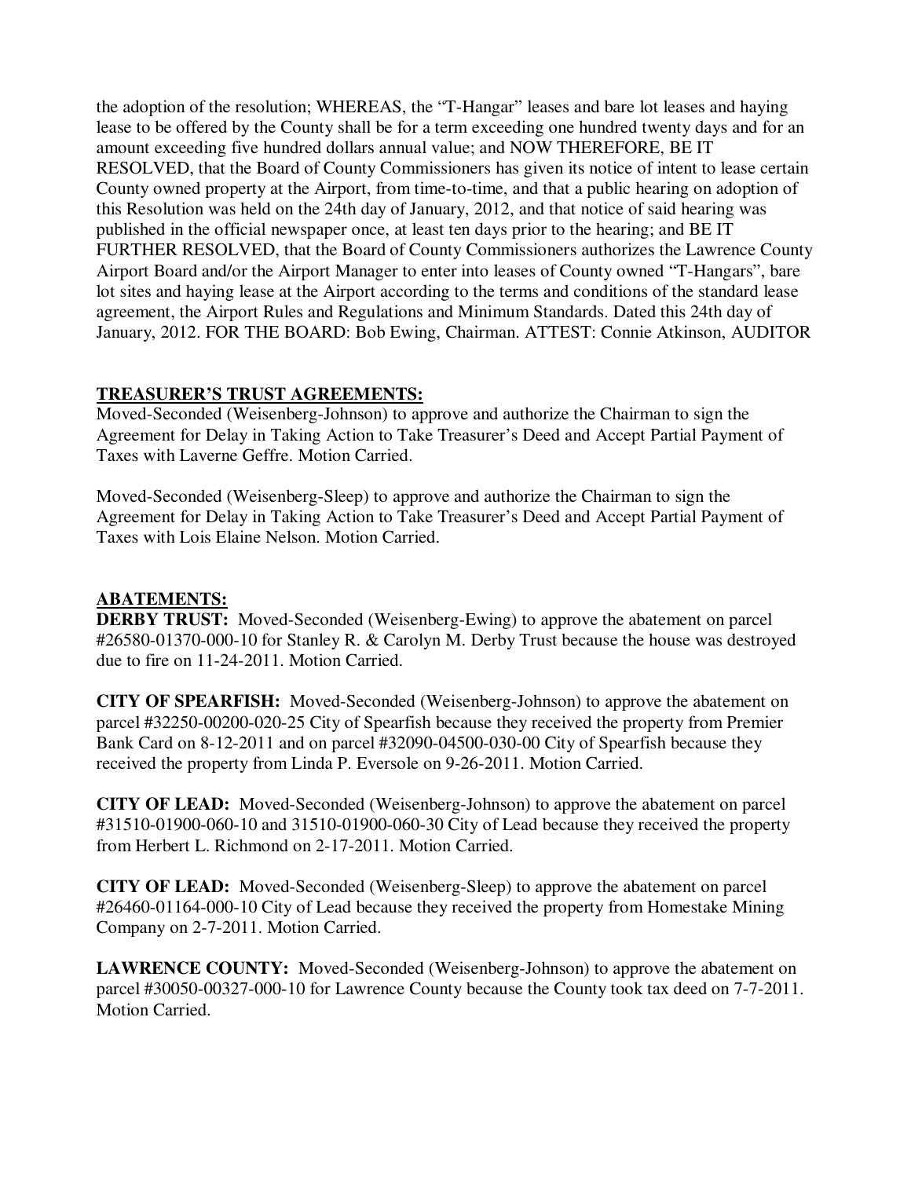the adoption of the resolution; WHEREAS, the "T-Hangar" leases and bare lot leases and haying lease to be offered by the County shall be for a term exceeding one hundred twenty days and for an amount exceeding five hundred dollars annual value; and NOW THEREFORE, BE IT RESOLVED, that the Board of County Commissioners has given its notice of intent to lease certain County owned property at the Airport, from time-to-time, and that a public hearing on adoption of this Resolution was held on the 24th day of January, 2012, and that notice of said hearing was published in the official newspaper once, at least ten days prior to the hearing; and BE IT FURTHER RESOLVED, that the Board of County Commissioners authorizes the Lawrence County Airport Board and/or the Airport Manager to enter into leases of County owned "T-Hangars", bare lot sites and haying lease at the Airport according to the terms and conditions of the standard lease agreement, the Airport Rules and Regulations and Minimum Standards. Dated this 24th day of January, 2012. FOR THE BOARD: Bob Ewing, Chairman. ATTEST: Connie Atkinson, AUDITOR

**TREASURER'S TRUST AGREEMENTS:**

Moved-Seconded (Weisenberg-Johnson) to approve and authorize the Chairman to sign the Agreement for Delay in Taking Action to Take Treasurer's Deed and Accept Partial Payment of Taxes with Laverne Geffre. Motion Carried.

Moved-Seconded (Weisenberg-Sleep) to approve and authorize the Chairman to sign the Agreement for Delay in Taking Action to Take Treasurer's Deed and Accept Partial Payment of Taxes with Lois Elaine Nelson. Motion Carried.

**ABATEMENTS:**

**DERBY TRUST:** Moved-Seconded (Weisenberg-Ewing) to approve the abatement on parcel #26580-01370-000-10 for Stanley R. & Carolyn M. Derby Trust because the house was destroyed due to fire on 11-24-2011. Motion Carried.

**CITY OF SPEARFISH:** Moved-Seconded (Weisenberg-Johnson) to approve the abatement on parcel #32250-00200-020-25 City of Spearfish because they received the property from Premier Bank Card on 8-12-2011 and on parcel #32090-04500-030-00 City of Spearfish because they received the property from Linda P. Eversole on 9-26-2011. Motion Carried.

**CITY OF LEAD:** Moved-Seconded (Weisenberg-Johnson) to approve the abatement on parcel #31510-01900-060-10 and 31510-01900-060-30 City of Lead because they received the property from Herbert L. Richmond on 2-17-2011. Motion Carried.

**CITY OF LEAD:** Moved-Seconded (Weisenberg-Sleep) to approve the abatement on parcel #26460-01164-000-10 City of Lead because they received the property from Homestake Mining Company on 2-7-2011. Motion Carried.

**LAWRENCE COUNTY:** Moved-Seconded (Weisenberg-Johnson) to approve the abatement on parcel #30050-00327-000-10 for Lawrence County because the County took tax deed on 7-7-2011. Motion Carried.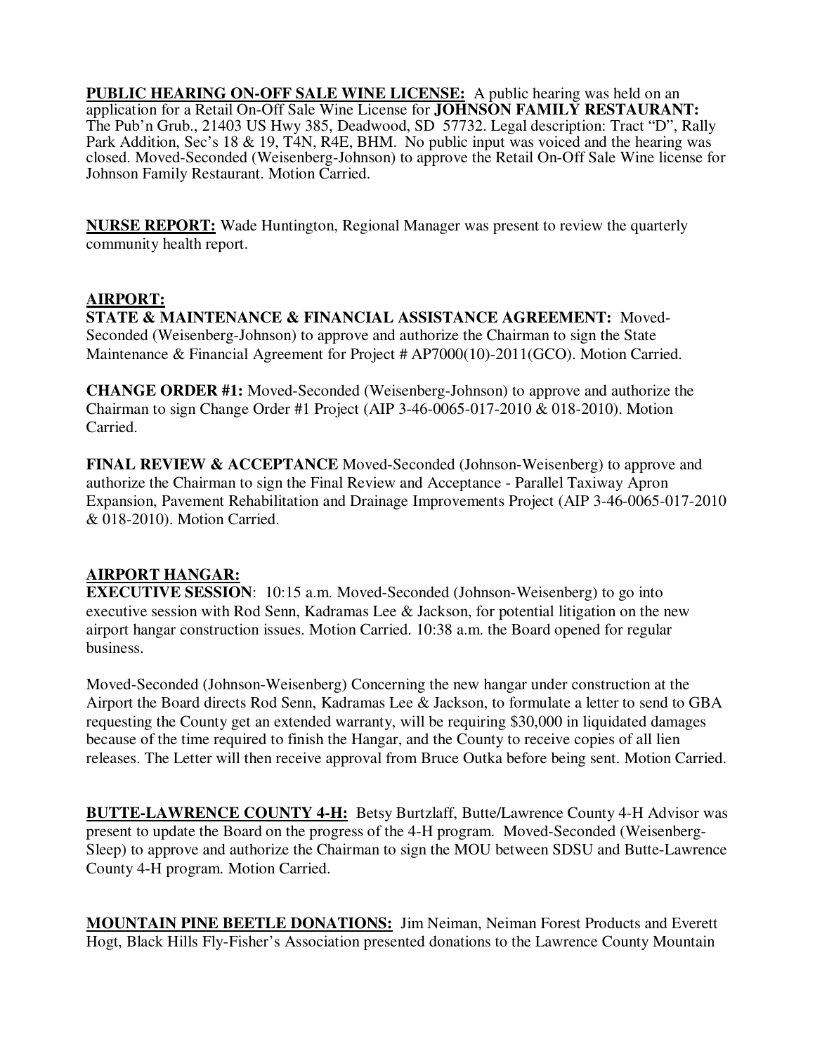**PUBLIC HEARING ON-OFF SALE WINE LICENSE:** A public hearing was held on an application for a Retail On-Off Sale Wine License for **JOHNSON FAMILY RESTAURANT:** The Pub'n Grub., 21403 US Hwy 385, Deadwood, SD 57732. Legal description: Tract "D", Rally Park Addition, Sec's 18 & 19, T4N, R4E, BHM. No public input was voiced and the hearing was closed. Moved-Seconded (Weisenberg-Johnson) to approve the Retail On-Off Sale Wine license for Johnson Family Restaurant. Motion Carried.

**NURSE REPORT:** Wade Huntington, Regional Manager was present to review the quarterly community health report.

**AIRPORT:**

**STATE & MAINTENANCE & FINANCIAL ASSISTANCE AGREEMENT:** Moved-Seconded (Weisenberg-Johnson) to approve and authorize the Chairman to sign the State Maintenance & Financial Agreement for Project # AP7000(10)-2011(GCO). Motion Carried.

**CHANGE ORDER #1:** Moved-Seconded (Weisenberg-Johnson) to approve and authorize the Chairman to sign Change Order #1 Project (AIP 3-46-0065-017-2010 & 018-2010). Motion Carried.

**FINAL REVIEW & ACCEPTANCE** Moved-Seconded (Johnson-Weisenberg) to approve and authorize the Chairman to sign the Final Review and Acceptance - Parallel Taxiway Apron Expansion, Pavement Rehabilitation and Drainage Improvements Project (AIP 3-46-0065-017-2010 & 018-2010). Motion Carried.

**AIRPORT HANGAR:**

**EXECUTIVE SESSION**: 10:15 a.m. Moved-Seconded (Johnson-Weisenberg) to go into executive session with Rod Senn, Kadramas Lee & Jackson, for potential litigation on the new airport hangar construction issues. Motion Carried. 10:38 a.m. the Board opened for regular business.

Moved-Seconded (Johnson-Weisenberg) Concerning the new hangar under construction at the Airport the Board directs Rod Senn, Kadramas Lee & Jackson, to formulate a letter to send to GBA requesting the County get an extended warranty, will be requiring $30,000 in liquidated damages because of the time required to finish the Hangar, and the County to receive copies of all lien releases. The Letter will then receive approval from Bruce Outka before being sent. Motion Carried.

**BUTTE-LAWRENCE COUNTY 4-H:** Betsy Burtzlaff, Butte/Lawrence County 4-H Advisor was present to update the Board on the progress of the 4-H program. Moved-Seconded (Weisenberg-Sleep) to approve and authorize the Chairman to sign the MOU between SDSU and Butte-Lawrence County 4-H program. Motion Carried.

**MOUNTAIN PINE BEETLE DONATIONS:** Jim Neiman, Neiman Forest Products and Everett Hogt, Black Hills Fly-Fisher's Association presented donations to the Lawrence County Mountain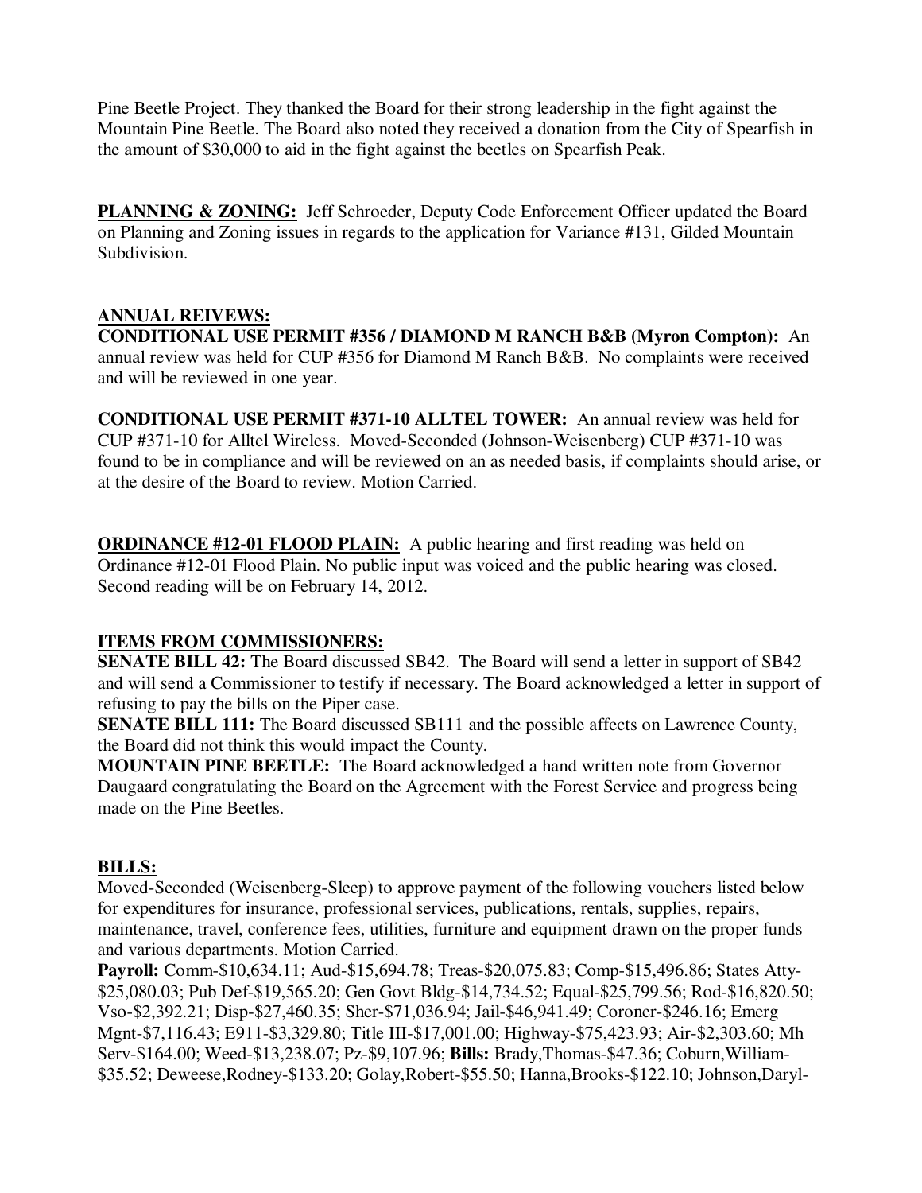Pine Beetle Project. They thanked the Board for their strong leadership in the fight against the Mountain Pine Beetle. The Board also noted they received a donation from the City of Spearfish in the amount of $30,000 to aid in the fight against the beetles on Spearfish Peak.

**PLANNING & ZONING:** Jeff Schroeder, Deputy Code Enforcement Officer updated the Board on Planning and Zoning issues in regards to the application for Variance #131, Gilded Mountain Subdivision.

**ANNUAL REIVEWS:**

**CONDITIONAL USE PERMIT #356 / DIAMOND M RANCH B&B (Myron Compton):** An annual review was held for CUP #356 for Diamond M Ranch B&B. No complaints were received and will be reviewed in one year.

**CONDITIONAL USE PERMIT #371-10 ALLTEL TOWER:** An annual review was held for CUP #371-10 for Alltel Wireless. Moved-Seconded (Johnson-Weisenberg) CUP #371-10 was found to be in compliance and will be reviewed on an as needed basis, if complaints should arise, or at the desire of the Board to review. Motion Carried.

**ORDINANCE #12-01 FLOOD PLAIN:** A public hearing and first reading was held on Ordinance #12-01 Flood Plain. No public input was voiced and the public hearing was closed. Second reading will be on February 14, 2012.

**ITEMS FROM COMMISSIONERS:**

**SENATE BILL 42:** The Board discussed SB42. The Board will send a letter in support of SB42 and will send a Commissioner to testify if necessary. The Board acknowledged a letter in support of refusing to pay the bills on the Piper case.

**SENATE BILL 111:** The Board discussed SB111 and the possible affects on Lawrence County, the Board did not think this would impact the County.

**MOUNTAIN PINE BEETLE:** The Board acknowledged a hand written note from Governor Daugaard congratulating the Board on the Agreement with the Forest Service and progress being made on the Pine Beetles.

**BILLS:**

Moved-Seconded (Weisenberg-Sleep) to approve payment of the following vouchers listed below for expenditures for insurance, professional services, publications, rentals, supplies, repairs, maintenance, travel, conference fees, utilities, furniture and equipment drawn on the proper funds and various departments. Motion Carried.

**Payroll:** Comm-$10,634.11; Aud-$15,694.78; Treas-$20,075.83; Comp-$15,496.86; States Atty-$25,080.03; Pub Def-$19,565.20; Gen Govt Bldg-$14,734.52; Equal-$25,799.56; Rod-$16,820.50; Vso-$2,392.21; Disp-$27,460.35; Sher-$71,036.94; Jail-$46,941.49; Coroner-$246.16; Emerg Mgnt-$7,116.43; E911-$3,329.80; Title III-$17,001.00; Highway-$75,423.93; Air-$2,303.60; Mh Serv-$164.00; Weed-$13,238.07; Pz-$9,107.96; **Bills:** Brady,Thomas-$47.36; Coburn,William-$35.52; Deweese,Rodney-$133.20; Golay,Robert-$55.50; Hanna,Brooks-$122.10; Johnson,Daryl-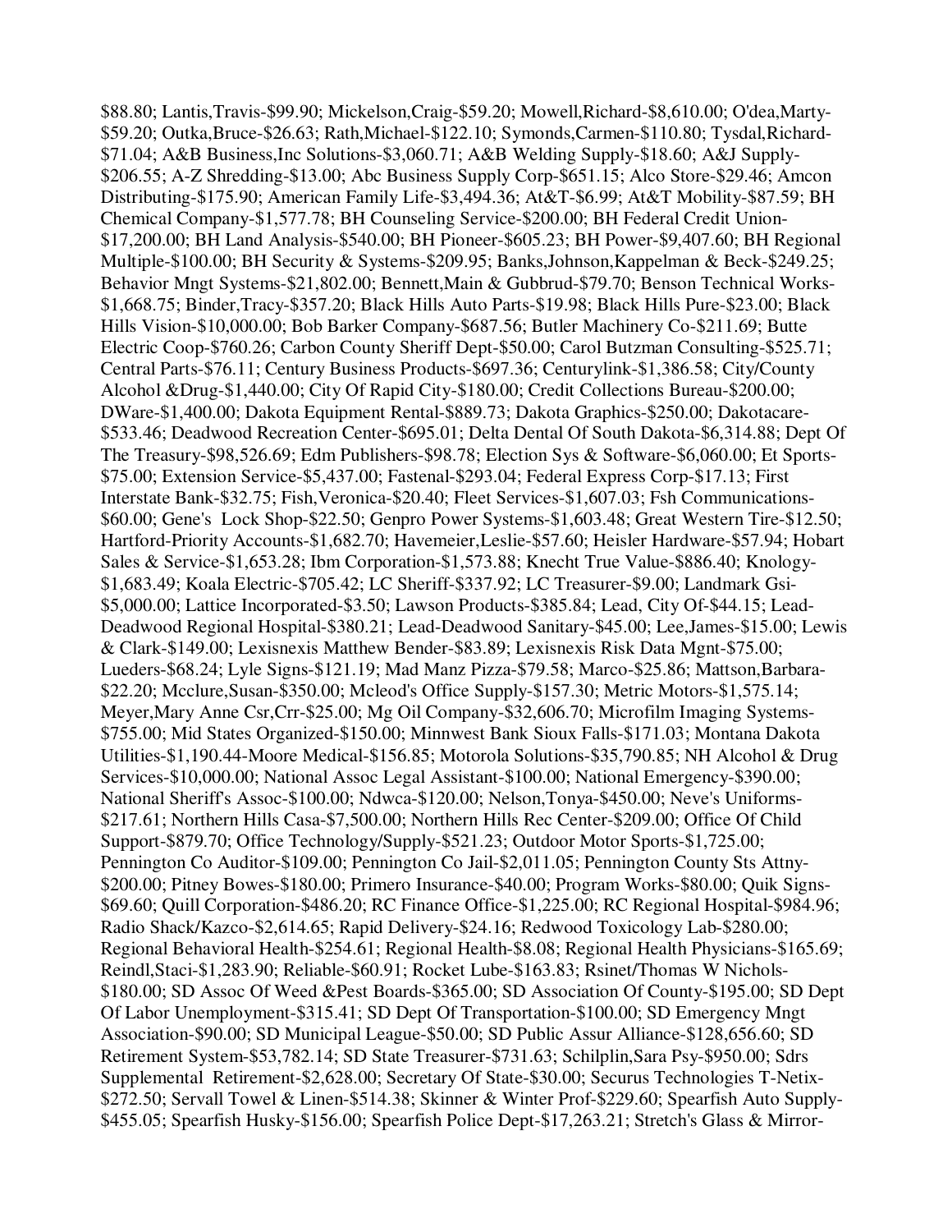$88.80; Lantis,Travis-$99.90; Mickelson,Craig-$59.20; Mowell,Richard-$8,610.00; O'dea,Marty-$59.20; Outka,Bruce-$26.63; Rath,Michael-$122.10; Symonds,Carmen-$110.80; Tysdal,Richard-$71.04; A&B Business,Inc Solutions-$3,060.71; A&B Welding Supply-$18.60; A&J Supply-$206.55; A-Z Shredding-$13.00; Abc Business Supply Corp-$651.15; Alco Store-$29.46; Amcon Distributing-$175.90; American Family Life-$3,494.36; At&T-$6.99; At&T Mobility-$87.59; BH Chemical Company-$1,577.78; BH Counseling Service-$200.00; BH Federal Credit Union-$17,200.00; BH Land Analysis-$540.00; BH Pioneer-$605.23; BH Power-$9,407.60; BH Regional Multiple-$100.00; BH Security & Systems-$209.95; Banks,Johnson,Kappelman & Beck-$249.25; Behavior Mngt Systems-$21,802.00; Bennett,Main & Gubbrud-$79.70; Benson Technical Works-$1,668.75; Binder,Tracy-$357.20; Black Hills Auto Parts-$19.98; Black Hills Pure-$23.00; Black Hills Vision-$10,000.00; Bob Barker Company-$687.56; Butler Machinery Co-$211.69; Butte Electric Coop-$760.26; Carbon County Sheriff Dept-$50.00; Carol Butzman Consulting-$525.71; Central Parts-$76.11; Century Business Products-$697.36; Centurylink-$1,386.58; City/County Alcohol &Drug-$1,440.00; City Of Rapid City-$180.00; Credit Collections Bureau-$200.00; DWare-$1,400.00; Dakota Equipment Rental-$889.73; Dakota Graphics-$250.00; Dakotacare-$533.46; Deadwood Recreation Center-$695.01; Delta Dental Of South Dakota-$6,314.88; Dept Of The Treasury-$98,526.69; Edm Publishers-$98.78; Election Sys & Software-$6,060.00; Et Sports-$75.00; Extension Service-$5,437.00; Fastenal-$293.04; Federal Express Corp-$17.13; First Interstate Bank-$32.75; Fish,Veronica-$20.40; Fleet Services-$1,607.03; Fsh Communications-$60.00; Gene's  Lock Shop-$22.50; Genpro Power Systems-$1,603.48; Great Western Tire-$12.50; Hartford-Priority Accounts-$1,682.70; Havemeier,Leslie-$57.60; Heisler Hardware-$57.94; Hobart Sales & Service-$1,653.28; Ibm Corporation-$1,573.88; Knecht True Value-$886.40; Knology-$1,683.49; Koala Electric-$705.42; LC Sheriff-$337.92; LC Treasurer-$9.00; Landmark Gsi-$5,000.00; Lattice Incorporated-$3.50; Lawson Products-$385.84; Lead, City Of-$44.15; Lead-Deadwood Regional Hospital-$380.21; Lead-Deadwood Sanitary-$45.00; Lee,James-$15.00; Lewis & Clark-$149.00; Lexisnexis Matthew Bender-$83.89; Lexisnexis Risk Data Mgnt-$75.00; Lueders-$68.24; Lyle Signs-$121.19; Mad Manz Pizza-$79.58; Marco-$25.86; Mattson,Barbara-$22.20; Mcclure,Susan-$350.00; Mcleod's Office Supply-$157.30; Metric Motors-$1,575.14; Meyer,Mary Anne Csr,Crr-$25.00; Mg Oil Company-$32,606.70; Microfilm Imaging Systems-$755.00; Mid States Organized-$150.00; Minnwest Bank Sioux Falls-$171.03; Montana Dakota Utilities-$1,190.44-Moore Medical-$156.85; Motorola Solutions-$35,790.85; NH Alcohol & Drug Services-$10,000.00; National Assoc Legal Assistant-$100.00; National Emergency-$390.00; National Sheriff's Assoc-$100.00; Ndwca-$120.00; Nelson,Tonya-$450.00; Neve's Uniforms-$217.61; Northern Hills Casa-$7,500.00; Northern Hills Rec Center-$209.00; Office Of Child Support-$879.70; Office Technology/Supply-$521.23; Outdoor Motor Sports-$1,725.00; Pennington Co Auditor-$109.00; Pennington Co Jail-$2,011.05; Pennington County Sts Attny-$200.00; Pitney Bowes-$180.00; Primero Insurance-$40.00; Program Works-$80.00; Quik Signs-$69.60; Quill Corporation-$486.20; RC Finance Office-$1,225.00; RC Regional Hospital-$984.96; Radio Shack/Kazco-$2,614.65; Rapid Delivery-$24.16; Redwood Toxicology Lab-$280.00; Regional Behavioral Health-$254.61; Regional Health-$8.08; Regional Health Physicians-$165.69; Reindl,Staci-$1,283.90; Reliable-$60.91; Rocket Lube-$163.83; Rsinet/Thomas W Nichols-$180.00; SD Assoc Of Weed &Pest Boards-$365.00; SD Association Of County-$195.00; SD Dept Of Labor Unemployment-$315.41; SD Dept Of Transportation-$100.00; SD Emergency Mngt Association-$90.00; SD Municipal League-$50.00; SD Public Assur Alliance-$128,656.60; SD Retirement System-$53,782.14; SD State Treasurer-$731.63; Schilplin,Sara Psy-$950.00; Sdrs Supplemental  Retirement-$2,628.00; Secretary Of State-$30.00; Securus Technologies T-Netix-$272.50; Servall Towel & Linen-$514.38; Skinner & Winter Prof-$229.60; Spearfish Auto Supply-$455.05; Spearfish Husky-$156.00; Spearfish Police Dept-$17,263.21; Stretch's Glass & Mirror-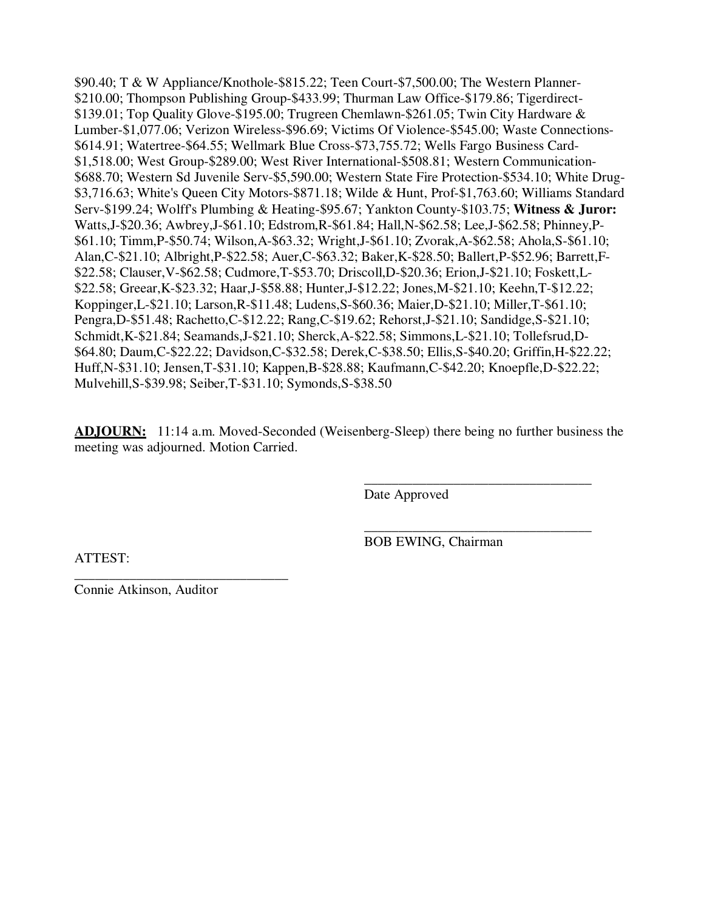$90.40; T & W Appliance/Knothole-$815.22; Teen Court-$7,500.00; The Western Planner-$210.00; Thompson Publishing Group-$433.99; Thurman Law Office-$179.86; Tigerdirect-$139.01; Top Quality Glove-$195.00; Trugreen Chemlawn-$261.05; Twin City Hardware & Lumber-$1,077.06; Verizon Wireless-$96.69; Victims Of Violence-$545.00; Waste Connections-$614.91; Watertree-$64.55; Wellmark Blue Cross-$73,755.72; Wells Fargo Business Card-$1,518.00; West Group-$289.00; West River International-$508.81; Western Communication-$688.70; Western Sd Juvenile Serv-$5,590.00; Western State Fire Protection-$534.10; White Drug-$3,716.63; White's Queen City Motors-$871.18; Wilde & Hunt, Prof-$1,763.60; Williams Standard Serv-$199.24; Wolff's Plumbing & Heating-$95.67; Yankton County-$103.75; **Witness & Juror:** Watts,J-$20.36; Awbrey,J-$61.10; Edstrom,R-$61.84; Hall,N-$62.58; Lee,J-$62.58; Phinney,P-$61.10; Timm,P-$50.74; Wilson,A-$63.32; Wright,J-$61.10; Zvorak,A-$62.58; Ahola,S-$61.10; Alan,C-$21.10; Albright,P-$22.58; Auer,C-$63.32; Baker,K-$28.50; Ballert,P-$52.96; Barrett,F-$22.58; Clauser,V-$62.58; Cudmore,T-$53.70; Driscoll,D-$20.36; Erion,J-$21.10; Foskett,L-$22.58; Greear,K-$23.32; Haar,J-$58.88; Hunter,J-$12.22; Jones,M-$21.10; Keehn,T-$12.22; Koppinger,L-$21.10; Larson,R-$11.48; Ludens,S-$60.36; Maier,D-$21.10; Miller,T-$61.10; Pengra,D-$51.48; Rachetto,C-$12.22; Rang,C-$19.62; Rehorst,J-$21.10; Sandidge,S-$21.10; Schmidt,K-$21.84; Seamands,J-$21.10; Sherck,A-$22.58; Simmons,L-$21.10; Tollefsrud,D-$64.80; Daum,C-$22.22; Davidson,C-$32.58; Derek,C-$38.50; Ellis,S-$40.20; Griffin,H-$22.22; Huff,N-$31.10; Jensen,T-$31.10; Kappen,B-$28.88; Kaufmann,C-$42.20; Knoepfle,D-$22.22; Mulvehill,S-$39.98; Seiber,T-$31.10; Symonds,S-$38.50

**ADJOURN:** 11:14 a.m. Moved-Seconded (Weisenberg-Sleep) there being no further business the meeting was adjourned. Motion Carried.

\_\_\_\_\_\_\_\_\_\_\_\_\_\_\_\_\_\_\_\_\_\_\_\_\_\_\_\_\_\_\_\_\_\_
Date Approved

\_\_\_\_\_\_\_\_\_\_\_\_\_\_\_\_\_\_\_\_\_\_\_\_\_\_\_\_\_\_\_\_\_\_
BOB EWING, Chairman

ATTEST:

\_\_\_\_\_\_\_\_\_\_\_\_\_\_\_\_\_\_\_\_\_\_\_\_\_\_\_\_\_\_\_\_
Connie Atkinson, Auditor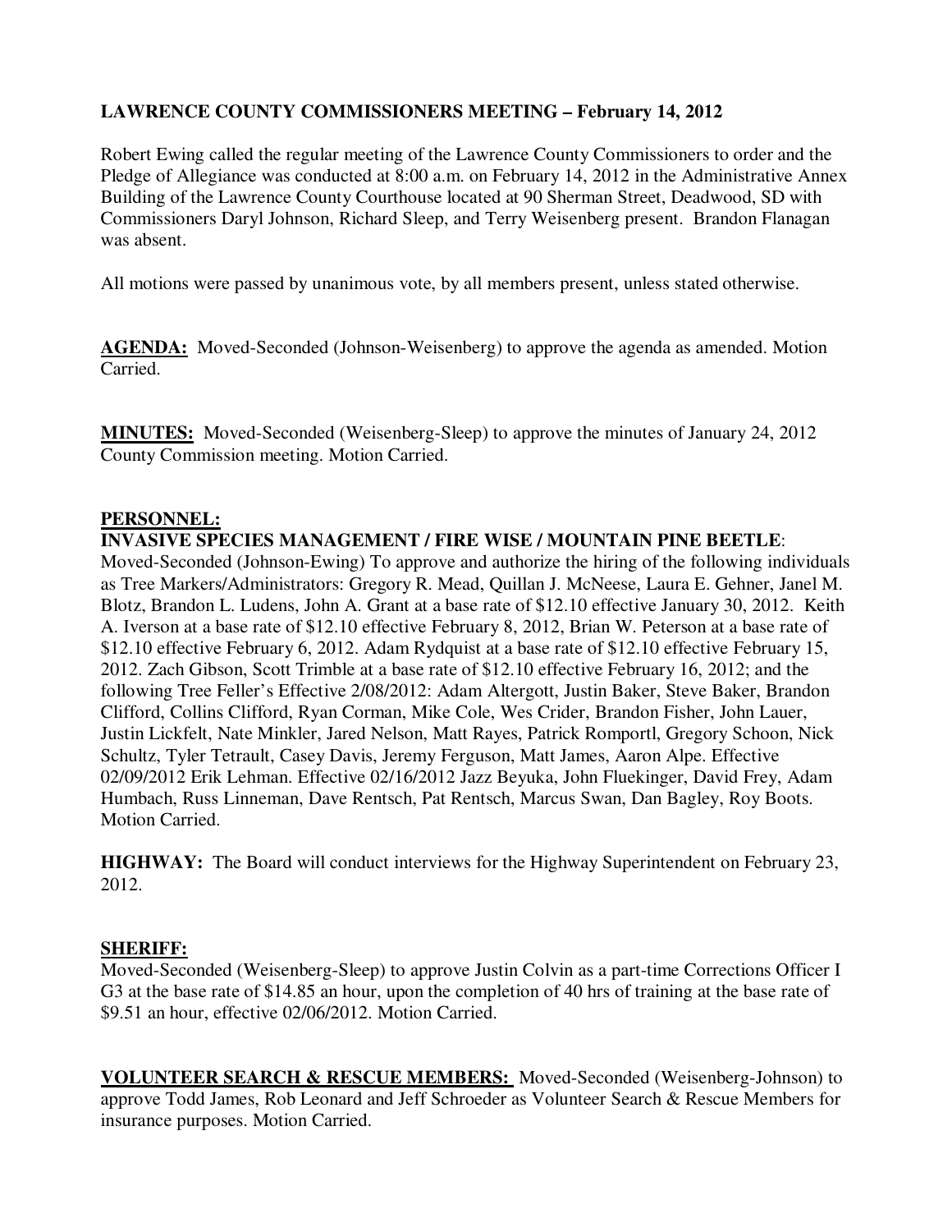**LAWRENCE COUNTY COMMISSIONERS MEETING – February 14, 2012**

Robert Ewing called the regular meeting of the Lawrence County Commissioners to order and the Pledge of Allegiance was conducted at 8:00 a.m. on February 14, 2012 in the Administrative Annex Building of the Lawrence County Courthouse located at 90 Sherman Street, Deadwood, SD with Commissioners Daryl Johnson, Richard Sleep, and Terry Weisenberg present. Brandon Flanagan was absent.

All motions were passed by unanimous vote, by all members present, unless stated otherwise.

**AGENDA:** Moved-Seconded (Johnson-Weisenberg) to approve the agenda as amended. Motion Carried.

**MINUTES:** Moved-Seconded (Weisenberg-Sleep) to approve the minutes of January 24, 2012 County Commission meeting. Motion Carried.

**PERSONNEL:**

**INVASIVE SPECIES MANAGEMENT / FIRE WISE / MOUNTAIN PINE BEETLE**:
Moved-Seconded (Johnson-Ewing) To approve and authorize the hiring of the following individuals as Tree Markers/Administrators: Gregory R. Mead, Quillan J. McNeese, Laura E. Gehner, Janel M. Blotz, Brandon L. Ludens, John A. Grant at a base rate of $12.10 effective January 30, 2012. Keith A. Iverson at a base rate of $12.10 effective February 8, 2012, Brian W. Peterson at a base rate of $12.10 effective February 6, 2012. Adam Rydquist at a base rate of $12.10 effective February 15, 2012. Zach Gibson, Scott Trimble at a base rate of $12.10 effective February 16, 2012; and the following Tree Feller's Effective 2/08/2012: Adam Altergott, Justin Baker, Steve Baker, Brandon Clifford, Collins Clifford, Ryan Corman, Mike Cole, Wes Crider, Brandon Fisher, John Lauer, Justin Lickfelt, Nate Minkler, Jared Nelson, Matt Rayes, Patrick Romportl, Gregory Schoon, Nick Schultz, Tyler Tetrault, Casey Davis, Jeremy Ferguson, Matt James, Aaron Alpe. Effective 02/09/2012 Erik Lehman. Effective 02/16/2012 Jazz Beyuka, John Fluekinger, David Frey, Adam Humbach, Russ Linneman, Dave Rentsch, Pat Rentsch, Marcus Swan, Dan Bagley, Roy Boots. Motion Carried.

**HIGHWAY:** The Board will conduct interviews for the Highway Superintendent on February 23, 2012.

**SHERIFF:**
Moved-Seconded (Weisenberg-Sleep) to approve Justin Colvin as a part-time Corrections Officer I G3 at the base rate of $14.85 an hour, upon the completion of 40 hrs of training at the base rate of $9.51 an hour, effective 02/06/2012. Motion Carried.

**VOLUNTEER SEARCH & RESCUE MEMBERS:** Moved-Seconded (Weisenberg-Johnson) to approve Todd James, Rob Leonard and Jeff Schroeder as Volunteer Search & Rescue Members for insurance purposes. Motion Carried.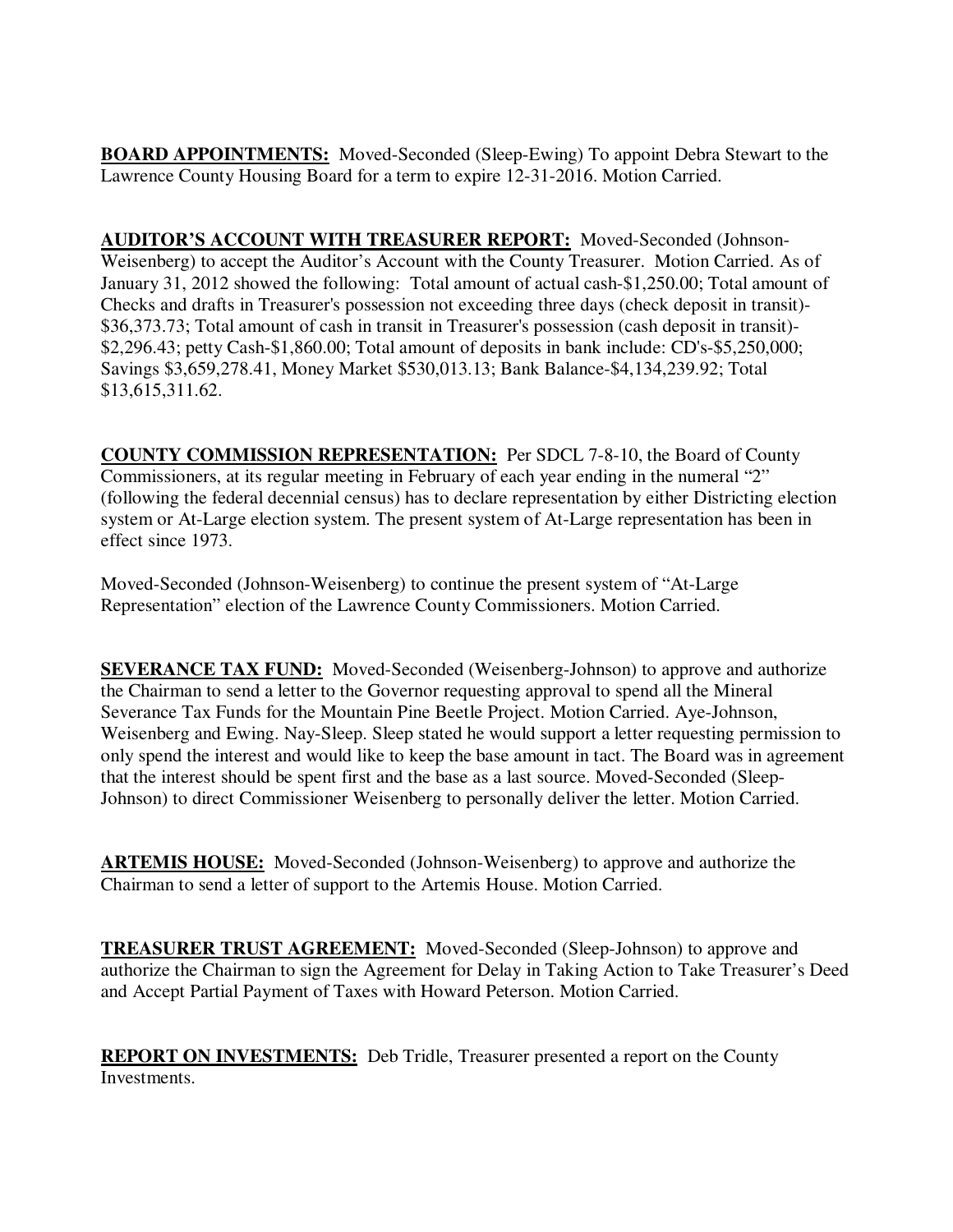**BOARD APPOINTMENTS:** Moved-Seconded (Sleep-Ewing) To appoint Debra Stewart to the Lawrence County Housing Board for a term to expire 12-31-2016. Motion Carried.

**AUDITOR'S ACCOUNT WITH TREASURER REPORT:** Moved-Seconded (Johnson-Weisenberg) to accept the Auditor's Account with the County Treasurer. Motion Carried. As of January 31, 2012 showed the following: Total amount of actual cash-$1,250.00; Total amount of Checks and drafts in Treasurer's possession not exceeding three days (check deposit in transit)-$36,373.73; Total amount of cash in transit in Treasurer's possession (cash deposit in transit)-$2,296.43; petty Cash-$1,860.00; Total amount of deposits in bank include: CD's-$5,250,000; Savings $3,659,278.41, Money Market $530,013.13; Bank Balance-$4,134,239.92; Total $13,615,311.62.

**COUNTY COMMISSION REPRESENTATION:** Per SDCL 7-8-10, the Board of County Commissioners, at its regular meeting in February of each year ending in the numeral "2" (following the federal decennial census) has to declare representation by either Districting election system or At-Large election system. The present system of At-Large representation has been in effect since 1973.

Moved-Seconded (Johnson-Weisenberg) to continue the present system of "At-Large Representation" election of the Lawrence County Commissioners. Motion Carried.

**SEVERANCE TAX FUND:** Moved-Seconded (Weisenberg-Johnson) to approve and authorize the Chairman to send a letter to the Governor requesting approval to spend all the Mineral Severance Tax Funds for the Mountain Pine Beetle Project. Motion Carried. Aye-Johnson, Weisenberg and Ewing. Nay-Sleep. Sleep stated he would support a letter requesting permission to only spend the interest and would like to keep the base amount in tact. The Board was in agreement that the interest should be spent first and the base as a last source. Moved-Seconded (Sleep-Johnson) to direct Commissioner Weisenberg to personally deliver the letter. Motion Carried.

**ARTEMIS HOUSE:** Moved-Seconded (Johnson-Weisenberg) to approve and authorize the Chairman to send a letter of support to the Artemis House. Motion Carried.

**TREASURER TRUST AGREEMENT:** Moved-Seconded (Sleep-Johnson) to approve and authorize the Chairman to sign the Agreement for Delay in Taking Action to Take Treasurer's Deed and Accept Partial Payment of Taxes with Howard Peterson. Motion Carried.

**REPORT ON INVESTMENTS:** Deb Tridle, Treasurer presented a report on the County Investments.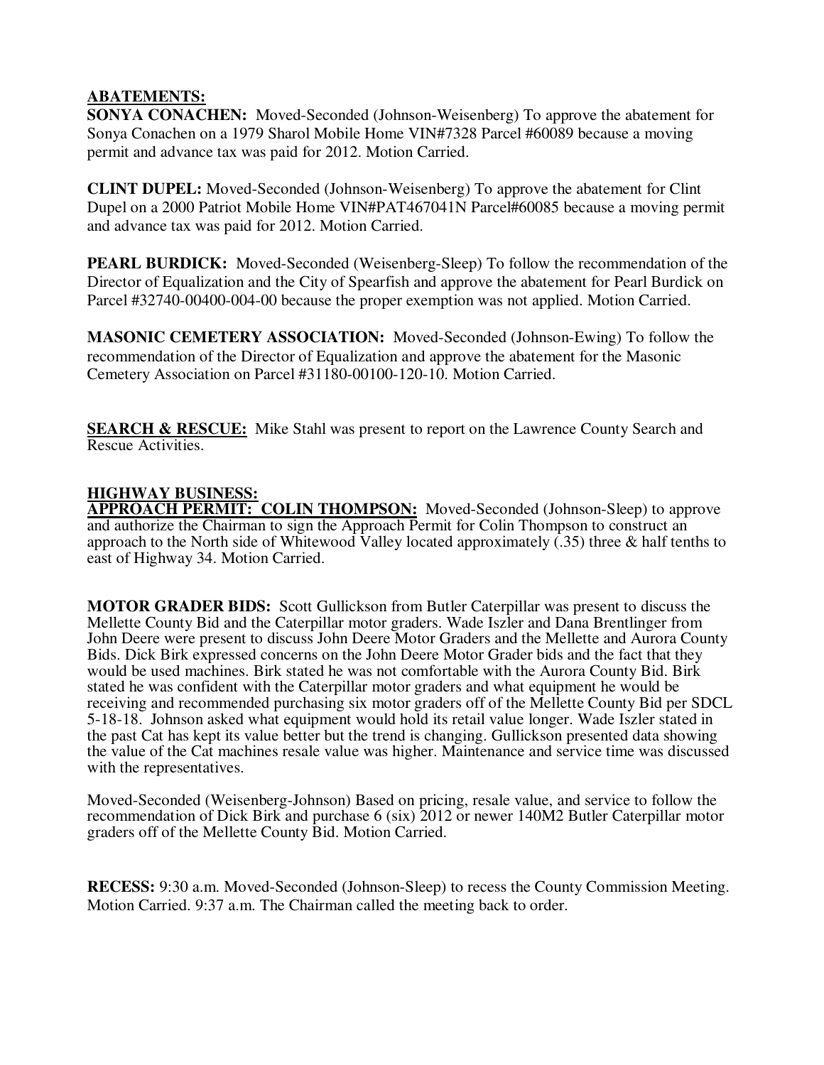**ABATEMENTS:**

**SONYA CONACHEN:** Moved-Seconded (Johnson-Weisenberg) To approve the abatement for Sonya Conachen on a 1979 Sharol Mobile Home VIN#7328 Parcel #60089 because a moving permit and advance tax was paid for 2012. Motion Carried.

**CLINT DUPEL:** Moved-Seconded (Johnson-Weisenberg) To approve the abatement for Clint Dupel on a 2000 Patriot Mobile Home VIN#PAT467041N Parcel#60085 because a moving permit and advance tax was paid for 2012. Motion Carried.

**PEARL BURDICK:** Moved-Seconded (Weisenberg-Sleep) To follow the recommendation of the Director of Equalization and the City of Spearfish and approve the abatement for Pearl Burdick on Parcel #32740-00400-004-00 because the proper exemption was not applied. Motion Carried.

**MASONIC CEMETERY ASSOCIATION:** Moved-Seconded (Johnson-Ewing) To follow the recommendation of the Director of Equalization and approve the abatement for the Masonic Cemetery Association on Parcel #31180-00100-120-10. Motion Carried.

**SEARCH & RESCUE:** Mike Stahl was present to report on the Lawrence County Search and Rescue Activities.

**HIGHWAY BUSINESS:**

**APPROACH PERMIT: COLIN THOMPSON:** Moved-Seconded (Johnson-Sleep) to approve and authorize the Chairman to sign the Approach Permit for Colin Thompson to construct an approach to the North side of Whitewood Valley located approximately (.35) three & half tenths to east of Highway 34. Motion Carried.

**MOTOR GRADER BIDS:** Scott Gullickson from Butler Caterpillar was present to discuss the Mellette County Bid and the Caterpillar motor graders. Wade Iszler and Dana Brentlinger from John Deere were present to discuss John Deere Motor Graders and the Mellette and Aurora County Bids. Dick Birk expressed concerns on the John Deere Motor Grader bids and the fact that they would be used machines. Birk stated he was not comfortable with the Aurora County Bid. Birk stated he was confident with the Caterpillar motor graders and what equipment he would be receiving and recommended purchasing six motor graders off of the Mellette County Bid per SDCL 5-18-18. Johnson asked what equipment would hold its retail value longer. Wade Iszler stated in the past Cat has kept its value better but the trend is changing. Gullickson presented data showing the value of the Cat machines resale value was higher. Maintenance and service time was discussed with the representatives.

Moved-Seconded (Weisenberg-Johnson) Based on pricing, resale value, and service to follow the recommendation of Dick Birk and purchase 6 (six) 2012 or newer 140M2 Butler Caterpillar motor graders off of the Mellette County Bid. Motion Carried.

**RECESS:** 9:30 a.m. Moved-Seconded (Johnson-Sleep) to recess the County Commission Meeting. Motion Carried. 9:37 a.m. The Chairman called the meeting back to order.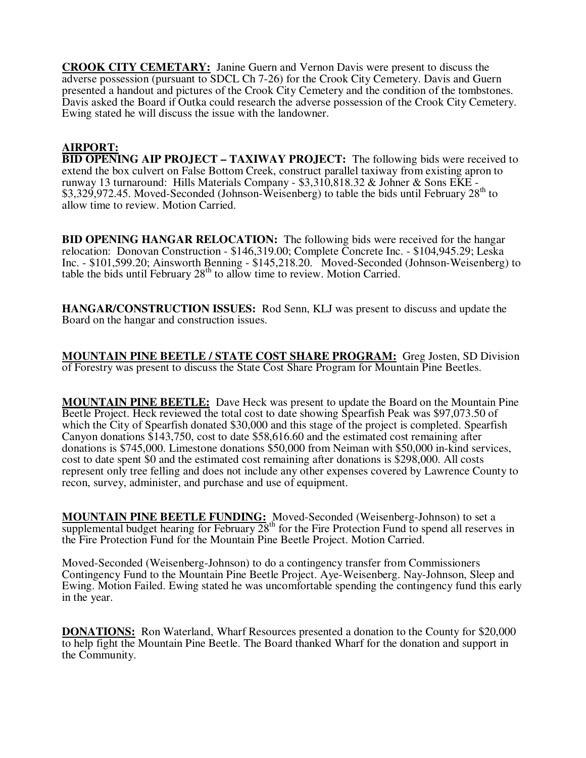**CROOK CITY CEMETARY:** Janine Guern and Vernon Davis were present to discuss the adverse possession (pursuant to SDCL Ch 7-26) for the Crook City Cemetery. Davis and Guern presented a handout and pictures of the Crook City Cemetery and the condition of the tombstones. Davis asked the Board if Outka could research the adverse possession of the Crook City Cemetery. Ewing stated he will discuss the issue with the landowner.

**AIRPORT:**

**BID OPENING AIP PROJECT – TAXIWAY PROJECT:** The following bids were received to extend the box culvert on False Bottom Creek, construct parallel taxiway from existing apron to runway 13 turnaround: Hills Materials Company - $3,310,818.32 & Johner & Sons EKE - $3,329,972.45. Moved-Seconded (Johnson-Weisenberg) to table the bids until February 28th to allow time to review. Motion Carried.

**BID OPENING HANGAR RELOCATION:** The following bids were received for the hangar relocation: Donovan Construction - $146,319.00; Complete Concrete Inc. - $104,945.29; Leska Inc. - $101,599.20; Ainsworth Benning - $145,218.20. Moved-Seconded (Johnson-Weisenberg) to table the bids until February 28th to allow time to review. Motion Carried.

**HANGAR/CONSTRUCTION ISSUES:** Rod Senn, KLJ was present to discuss and update the Board on the hangar and construction issues.

**MOUNTAIN PINE BEETLE / STATE COST SHARE PROGRAM:** Greg Josten, SD Division of Forestry was present to discuss the State Cost Share Program for Mountain Pine Beetles.

**MOUNTAIN PINE BEETLE:** Dave Heck was present to update the Board on the Mountain Pine Beetle Project. Heck reviewed the total cost to date showing Spearfish Peak was $97,073.50 of which the City of Spearfish donated $30,000 and this stage of the project is completed. Spearfish Canyon donations $143,750, cost to date $58,616.60 and the estimated cost remaining after donations is $745,000. Limestone donations $50,000 from Neiman with $50,000 in-kind services, cost to date spent $0 and the estimated cost remaining after donations is $298,000. All costs represent only tree felling and does not include any other expenses covered by Lawrence County to recon, survey, administer, and purchase and use of equipment.

**MOUNTAIN PINE BEETLE FUNDING:** Moved-Seconded (Weisenberg-Johnson) to set a supplemental budget hearing for February 28th for the Fire Protection Fund to spend all reserves in the Fire Protection Fund for the Mountain Pine Beetle Project. Motion Carried.

Moved-Seconded (Weisenberg-Johnson) to do a contingency transfer from Commissioners Contingency Fund to the Mountain Pine Beetle Project. Aye-Weisenberg. Nay-Johnson, Sleep and Ewing. Motion Failed. Ewing stated he was uncomfortable spending the contingency fund this early in the year.

**DONATIONS:** Ron Waterland, Wharf Resources presented a donation to the County for $20,000 to help fight the Mountain Pine Beetle. The Board thanked Wharf for the donation and support in the Community.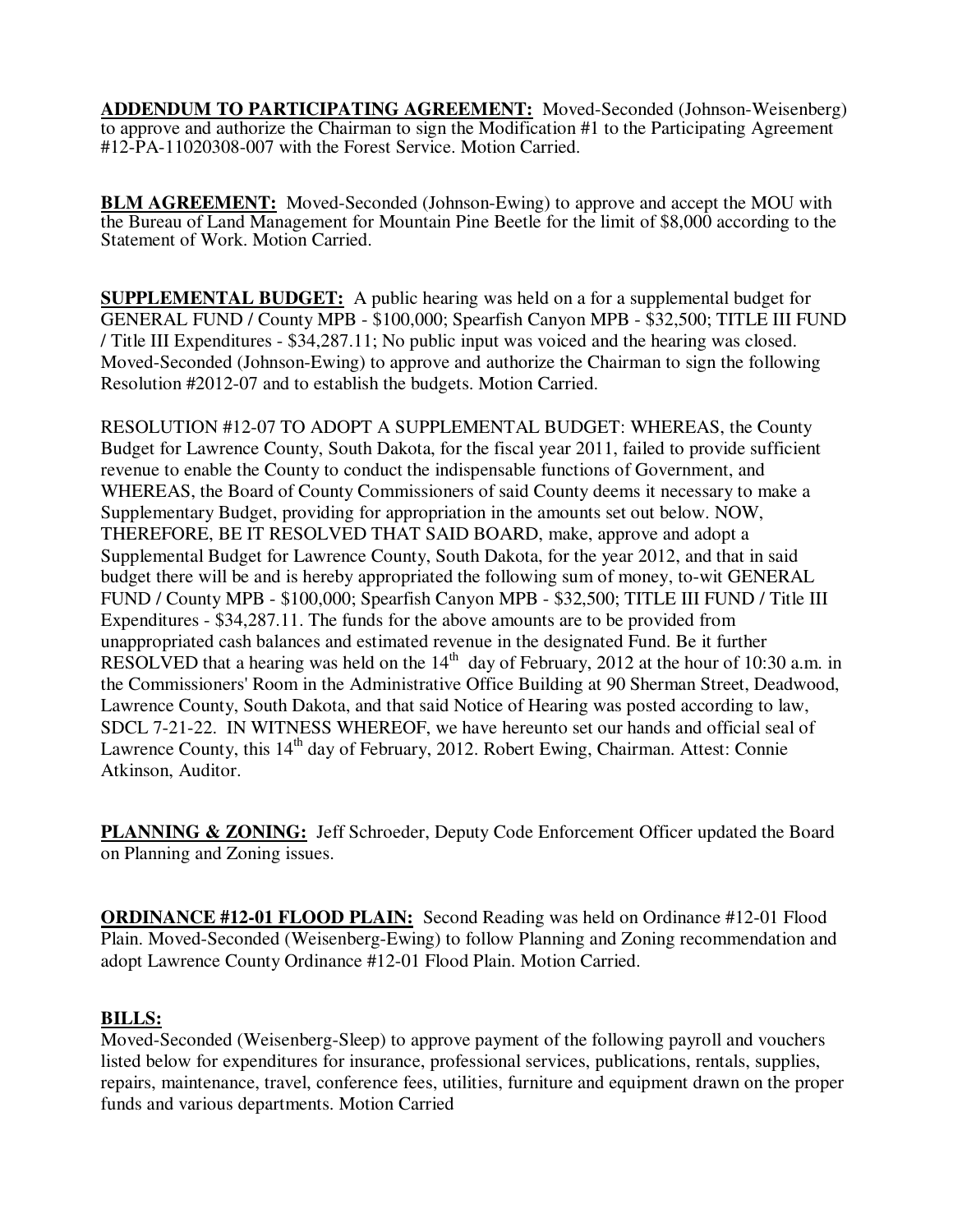**ADDENDUM TO PARTICIPATING AGREEMENT:** Moved-Seconded (Johnson-Weisenberg) to approve and authorize the Chairman to sign the Modification #1 to the Participating Agreement #12-PA-11020308-007 with the Forest Service. Motion Carried.

**BLM AGREEMENT:** Moved-Seconded (Johnson-Ewing) to approve and accept the MOU with the Bureau of Land Management for Mountain Pine Beetle for the limit of $8,000 according to the Statement of Work. Motion Carried.

**SUPPLEMENTAL BUDGET:** A public hearing was held on a for a supplemental budget for GENERAL FUND / County MPB - $100,000; Spearfish Canyon MPB - $32,500; TITLE III FUND / Title III Expenditures - $34,287.11; No public input was voiced and the hearing was closed. Moved-Seconded (Johnson-Ewing) to approve and authorize the Chairman to sign the following Resolution #2012-07 and to establish the budgets. Motion Carried.

RESOLUTION #12-07 TO ADOPT A SUPPLEMENTAL BUDGET: WHEREAS, the County Budget for Lawrence County, South Dakota, for the fiscal year 2011, failed to provide sufficient revenue to enable the County to conduct the indispensable functions of Government, and WHEREAS, the Board of County Commissioners of said County deems it necessary to make a Supplementary Budget, providing for appropriation in the amounts set out below. NOW, THEREFORE, BE IT RESOLVED THAT SAID BOARD, make, approve and adopt a Supplemental Budget for Lawrence County, South Dakota, for the year 2012, and that in said budget there will be and is hereby appropriated the following sum of money, to-wit GENERAL FUND / County MPB - $100,000; Spearfish Canyon MPB - $32,500; TITLE III FUND / Title III Expenditures - $34,287.11. The funds for the above amounts are to be provided from unappropriated cash balances and estimated revenue in the designated Fund. Be it further RESOLVED that a hearing was held on the 14th day of February, 2012 at the hour of 10:30 a.m. in the Commissioners' Room in the Administrative Office Building at 90 Sherman Street, Deadwood, Lawrence County, South Dakota, and that said Notice of Hearing was posted according to law, SDCL 7-21-22. IN WITNESS WHEREOF, we have hereunto set our hands and official seal of Lawrence County, this 14th day of February, 2012. Robert Ewing, Chairman. Attest: Connie Atkinson, Auditor.

**PLANNING & ZONING:** Jeff Schroeder, Deputy Code Enforcement Officer updated the Board on Planning and Zoning issues.

**ORDINANCE #12-01 FLOOD PLAIN:** Second Reading was held on Ordinance #12-01 Flood Plain. Moved-Seconded (Weisenberg-Ewing) to follow Planning and Zoning recommendation and adopt Lawrence County Ordinance #12-01 Flood Plain. Motion Carried.

**BILLS:**
Moved-Seconded (Weisenberg-Sleep) to approve payment of the following payroll and vouchers listed below for expenditures for insurance, professional services, publications, rentals, supplies, repairs, maintenance, travel, conference fees, utilities, furniture and equipment drawn on the proper funds and various departments. Motion Carried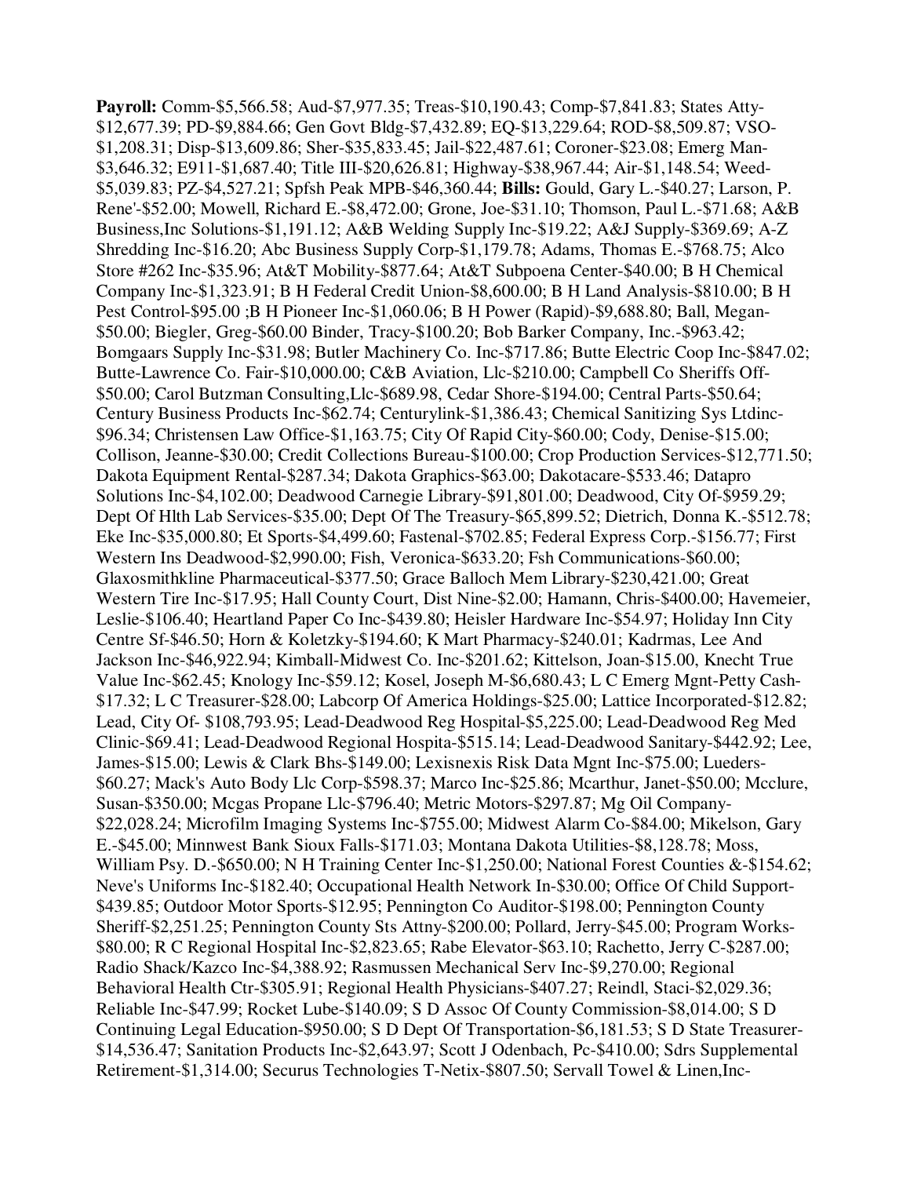**Payroll:** Comm-$5,566.58; Aud-$7,977.35; Treas-$10,190.43; Comp-$7,841.83; States Atty-$12,677.39; PD-$9,884.66; Gen Govt Bldg-$7,432.89; EQ-$13,229.64; ROD-$8,509.87; VSO-$1,208.31; Disp-$13,609.86; Sher-$35,833.45; Jail-$22,487.61; Coroner-$23.08; Emerg Man-$3,646.32; E911-$1,687.40; Title III-$20,626.81; Highway-$38,967.44; Air-$1,148.54; Weed-$5,039.83; PZ-$4,527.21; Spfsh Peak MPB-$46,360.44; **Bills:** Gould, Gary L.-$40.27; Larson, P. Rene'-$52.00; Mowell, Richard E.-$8,472.00; Grone, Joe-$31.10; Thomson, Paul L.-$71.68; A&B Business,Inc Solutions-$1,191.12; A&B Welding Supply Inc-$19.22; A&J Supply-$369.69; A-Z Shredding Inc-$16.20; Abc Business Supply Corp-$1,179.78; Adams, Thomas E.-$768.75; Alco Store #262 Inc-$35.96; At&T Mobility-$877.64; At&T Subpoena Center-$40.00; B H Chemical Company Inc-$1,323.91; B H Federal Credit Union-$8,600.00; B H Land Analysis-$810.00; B H Pest Control-$95.00 ;B H Pioneer Inc-$1,060.06; B H Power (Rapid)-$9,688.80; Ball, Megan-$50.00; Biegler, Greg-$60.00 Binder, Tracy-$100.20; Bob Barker Company, Inc.-$963.42; Bomgaars Supply Inc-$31.98; Butler Machinery Co. Inc-$717.86; Butte Electric Coop Inc-$847.02; Butte-Lawrence Co. Fair-$10,000.00; C&B Aviation, Llc-$210.00; Campbell Co Sheriffs Off-$50.00; Carol Butzman Consulting,Llc-$689.98, Cedar Shore-$194.00; Central Parts-$50.64; Century Business Products Inc-$62.74; Centurylink-$1,386.43; Chemical Sanitizing Sys Ltdinc-$96.34; Christensen Law Office-$1,163.75; City Of Rapid City-$60.00; Cody, Denise-$15.00; Collison, Jeanne-$30.00; Credit Collections Bureau-$100.00; Crop Production Services-$12,771.50; Dakota Equipment Rental-$287.34; Dakota Graphics-$63.00; Dakotacare-$533.46; Datapro Solutions Inc-$4,102.00; Deadwood Carnegie Library-$91,801.00; Deadwood, City Of-$959.29; Dept Of Hlth Lab Services-$35.00; Dept Of The Treasury-$65,899.52; Dietrich, Donna K.-$512.78; Eke Inc-$35,000.80; Et Sports-$4,499.60; Fastenal-$702.85; Federal Express Corp.-$156.77; First Western Ins Deadwood-$2,990.00; Fish, Veronica-$633.20; Fsh Communications-$60.00; Glaxosmithkline Pharmaceutical-$377.50; Grace Balloch Mem Library-$230,421.00; Great Western Tire Inc-$17.95; Hall County Court, Dist Nine-$2.00; Hamann, Chris-$400.00; Havemeier, Leslie-$106.40; Heartland Paper Co Inc-$439.80; Heisler Hardware Inc-$54.97; Holiday Inn City Centre Sf-$46.50; Horn & Koletzky-$194.60; K Mart Pharmacy-$240.01; Kadrmas, Lee And Jackson Inc-$46,922.94; Kimball-Midwest Co. Inc-$201.62; Kittelson, Joan-$15.00, Knecht True Value Inc-$62.45; Knology Inc-$59.12; Kosel, Joseph M-$6,680.43; L C Emerg Mgnt-Petty Cash-$17.32; L C Treasurer-$28.00; Labcorp Of America Holdings-$25.00; Lattice Incorporated-$12.82; Lead, City Of- $108,793.95; Lead-Deadwood Reg Hospital-$5,225.00; Lead-Deadwood Reg Med Clinic-$69.41; Lead-Deadwood Regional Hospita-$515.14; Lead-Deadwood Sanitary-$442.92; Lee, James-$15.00; Lewis & Clark Bhs-$149.00; Lexisnexis Risk Data Mgnt Inc-$75.00; Lueders-$60.27; Mack's Auto Body Llc Corp-$598.37; Marco Inc-$25.86; Mcarthur, Janet-$50.00; Mcclure, Susan-$350.00; Mcgas Propane Llc-$796.40; Metric Motors-$297.87; Mg Oil Company-$22,028.24; Microfilm Imaging Systems Inc-$755.00; Midwest Alarm Co-$84.00; Mikelson, Gary E.-$45.00; Minnwest Bank Sioux Falls-$171.03; Montana Dakota Utilities-$8,128.78; Moss, William Psy. D.-$650.00; N H Training Center Inc-$1,250.00; National Forest Counties &-$154.62; Neve's Uniforms Inc-$182.40; Occupational Health Network In-$30.00; Office Of Child Support-$439.85; Outdoor Motor Sports-$12.95; Pennington Co Auditor-$198.00; Pennington County Sheriff-$2,251.25; Pennington County Sts Attny-$200.00; Pollard, Jerry-$45.00; Program Works-$80.00; R C Regional Hospital Inc-$2,823.65; Rabe Elevator-$63.10; Rachetto, Jerry C-$287.00; Radio Shack/Kazco Inc-$4,388.92; Rasmussen Mechanical Serv Inc-$9,270.00; Regional Behavioral Health Ctr-$305.91; Regional Health Physicians-$407.27; Reindl, Staci-$2,029.36; Reliable Inc-$47.99; Rocket Lube-$140.09; S D Assoc Of County Commission-$8,014.00; S D Continuing Legal Education-$950.00; S D Dept Of Transportation-$6,181.53; S D State Treasurer-$14,536.47; Sanitation Products Inc-$2,643.97; Scott J Odenbach, Pc-$410.00; Sdrs Supplemental Retirement-$1,314.00; Securus Technologies T-Netix-$807.50; Servall Towel & Linen,Inc-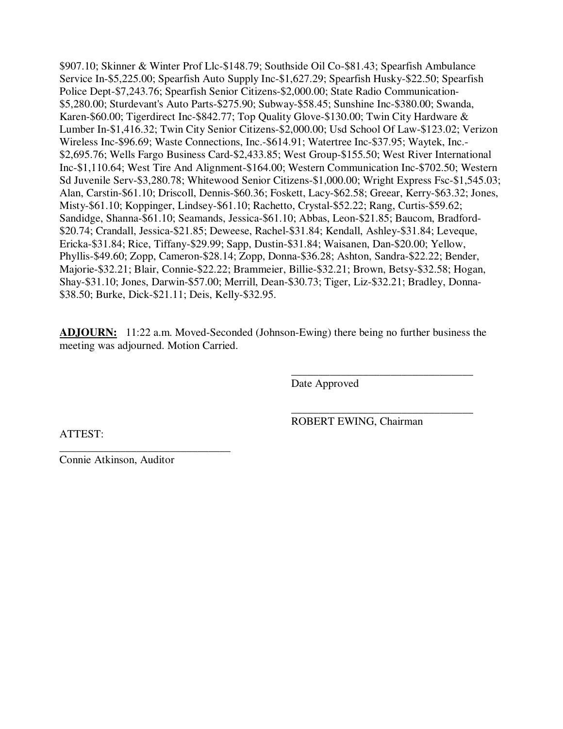$907.10; Skinner & Winter Prof Llc-$148.79; Southside Oil Co-$81.43; Spearfish Ambulance Service In-$5,225.00; Spearfish Auto Supply Inc-$1,627.29; Spearfish Husky-$22.50; Spearfish Police Dept-$7,243.76; Spearfish Senior Citizens-$2,000.00; State Radio Communication-$5,280.00; Sturdevant's Auto Parts-$275.90; Subway-$58.45; Sunshine Inc-$380.00; Swanda, Karen-$60.00; Tigerdirect Inc-$842.77; Top Quality Glove-$130.00; Twin City Hardware & Lumber In-$1,416.32; Twin City Senior Citizens-$2,000.00; Usd School Of Law-$123.02; Verizon Wireless Inc-$96.69; Waste Connections, Inc.-$614.91; Watertree Inc-$37.95; Waytek, Inc.-$2,695.76; Wells Fargo Business Card-$2,433.85; West Group-$155.50; West River International Inc-$1,110.64; West Tire And Alignment-$164.00; Western Communication Inc-$702.50; Western Sd Juvenile Serv-$3,280.78; Whitewood Senior Citizens-$1,000.00; Wright Express Fsc-$1,545.03; Alan, Carstin-$61.10; Driscoll, Dennis-$60.36; Foskett, Lacy-$62.58; Greear, Kerry-$63.32; Jones, Misty-$61.10; Koppinger, Lindsey-$61.10; Rachetto, Crystal-$52.22; Rang, Curtis-$59.62; Sandidge, Shanna-$61.10; Seamands, Jessica-$61.10; Abbas, Leon-$21.85; Baucom, Bradford-$20.74; Crandall, Jessica-$21.85; Deweese, Rachel-$31.84; Kendall, Ashley-$31.84; Leveque, Ericka-$31.84; Rice, Tiffany-$29.99; Sapp, Dustin-$31.84; Waisanen, Dan-$20.00; Yellow, Phyllis-$49.60; Zopp, Cameron-$28.14; Zopp, Donna-$36.28; Ashton, Sandra-$22.22; Bender, Majorie-$32.21; Blair, Connie-$22.22; Brammeier, Billie-$32.21; Brown, Betsy-$32.58; Hogan, Shay-$31.10; Jones, Darwin-$57.00; Merrill, Dean-$30.73; Tiger, Liz-$32.21; Bradley, Donna-$38.50; Burke, Dick-$21.11; Deis, Kelly-$32.95.

**ADJOURN:** 11:22 a.m. Moved-Seconded (Johnson-Ewing) there being no further business the meeting was adjourned. Motion Carried.

\_\_\_\_\_\_\_\_\_\_\_\_\_\_\_\_\_\_\_\_\_\_\_\_\_\_\_\_\_\_\_\_\_
Date Approved

\_\_\_\_\_\_\_\_\_\_\_\_\_\_\_\_\_\_\_\_\_\_\_\_\_\_\_\_\_\_\_\_\_
ROBERT EWING, Chairman

ATTEST:
\_\_\_\_\_\_\_\_\_\_\_\_\_\_\_\_\_\_\_\_\_\_\_\_\_\_\_\_\_\_\_\_\_
Connie Atkinson, Auditor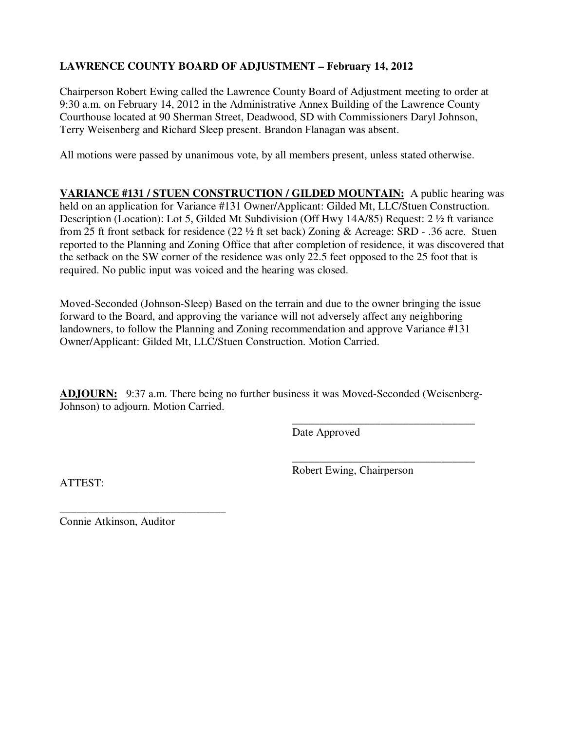**LAWRENCE COUNTY BOARD OF ADJUSTMENT – February 14, 2012**

Chairperson Robert Ewing called the Lawrence County Board of Adjustment meeting to order at 9:30 a.m. on February 14, 2012 in the Administrative Annex Building of the Lawrence County Courthouse located at 90 Sherman Street, Deadwood, SD with Commissioners Daryl Johnson, Terry Weisenberg and Richard Sleep present. Brandon Flanagan was absent.

All motions were passed by unanimous vote, by all members present, unless stated otherwise.

**VARIANCE #131 / STUEN CONSTRUCTION / GILDED MOUNTAIN:** A public hearing was held on an application for Variance #131 Owner/Applicant: Gilded Mt, LLC/Stuen Construction. Description (Location): Lot 5, Gilded Mt Subdivision (Off Hwy 14A/85) Request: 2 ½ ft variance from 25 ft front setback for residence (22 ½ ft set back) Zoning & Acreage: SRD - .36 acre. Stuen reported to the Planning and Zoning Office that after completion of residence, it was discovered that the setback on the SW corner of the residence was only 22.5 feet opposed to the 25 foot that is required. No public input was voiced and the hearing was closed.

Moved-Seconded (Johnson-Sleep) Based on the terrain and due to the owner bringing the issue forward to the Board, and approving the variance will not adversely affect any neighboring landowners, to follow the Planning and Zoning recommendation and approve Variance #131 Owner/Applicant: Gilded Mt, LLC/Stuen Construction. Motion Carried.

**ADJOURN:** 9:37 a.m. There being no further business it was Moved-Seconded (Weisenberg-Johnson) to adjourn. Motion Carried.

\_\_\_\_\_\_\_\_\_\_\_\_\_\_\_\_\_\_\_\_\_\_\_\_\_\_\_\_\_\_\_\_\_\_
Date Approved

\_\_\_\_\_\_\_\_\_\_\_\_\_\_\_\_\_\_\_\_\_\_\_\_\_\_\_\_\_\_\_\_\_\_
Robert Ewing, Chairperson

ATTEST:

\_\_\_\_\_\_\_\_\_\_\_\_\_\_\_\_\_\_\_\_\_\_\_\_\_\_\_\_\_\_\_
Connie Atkinson, Auditor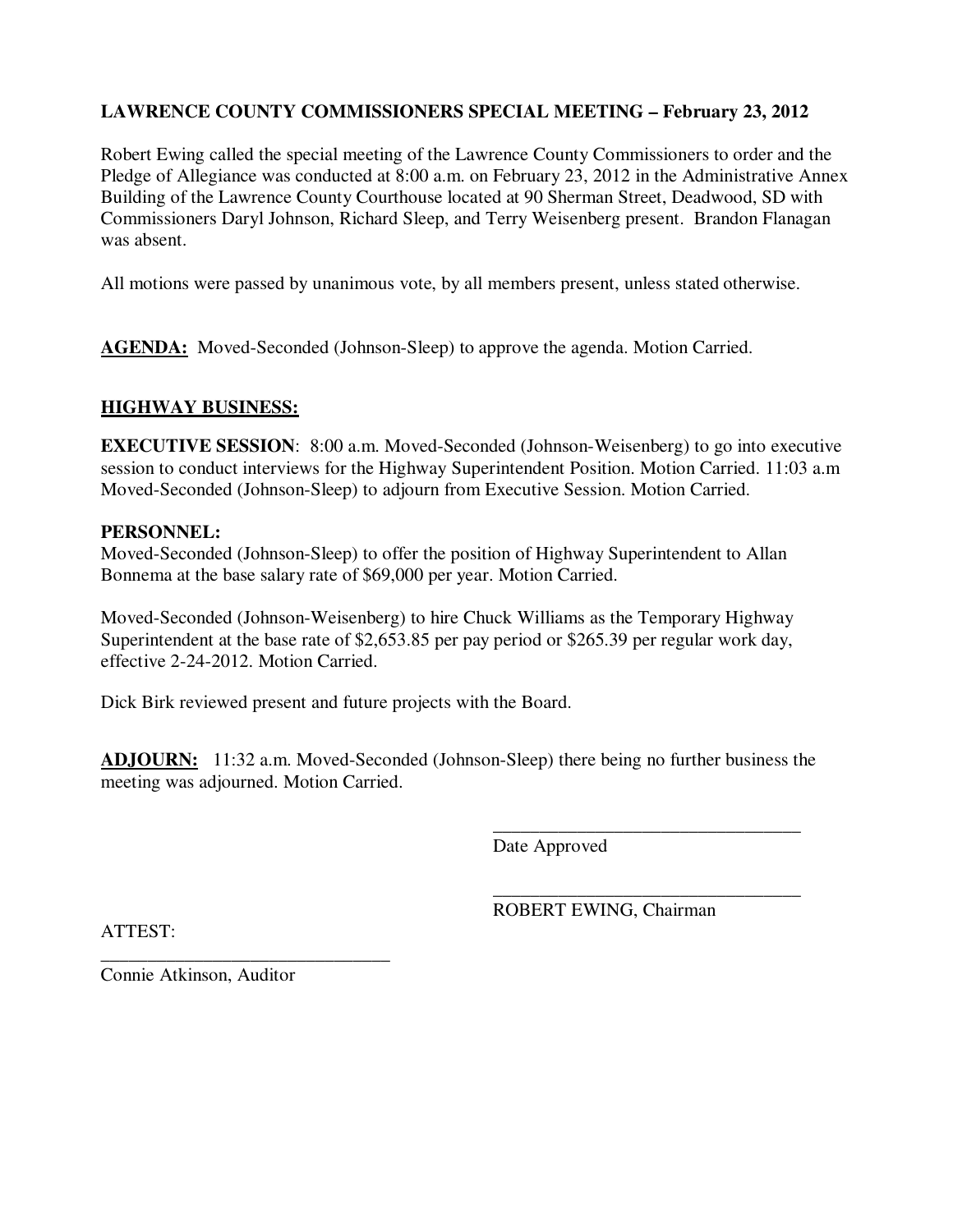**LAWRENCE COUNTY COMMISSIONERS SPECIAL MEETING – February 23, 2012**

Robert Ewing called the special meeting of the Lawrence County Commissioners to order and the Pledge of Allegiance was conducted at 8:00 a.m. on February 23, 2012 in the Administrative Annex Building of the Lawrence County Courthouse located at 90 Sherman Street, Deadwood, SD with Commissioners Daryl Johnson, Richard Sleep, and Terry Weisenberg present. Brandon Flanagan was absent.

All motions were passed by unanimous vote, by all members present, unless stated otherwise.

**AGENDA:** Moved-Seconded (Johnson-Sleep) to approve the agenda. Motion Carried.

**HIGHWAY BUSINESS:**

**EXECUTIVE SESSION**: 8:00 a.m. Moved-Seconded (Johnson-Weisenberg) to go into executive session to conduct interviews for the Highway Superintendent Position. Motion Carried. 11:03 a.m Moved-Seconded (Johnson-Sleep) to adjourn from Executive Session. Motion Carried.

**PERSONNEL:**

Moved-Seconded (Johnson-Sleep) to offer the position of Highway Superintendent to Allan Bonnema at the base salary rate of $69,000 per year. Motion Carried.

Moved-Seconded (Johnson-Weisenberg) to hire Chuck Williams as the Temporary Highway Superintendent at the base rate of $2,653.85 per pay period or $265.39 per regular work day, effective 2-24-2012. Motion Carried.

Dick Birk reviewed present and future projects with the Board.

**ADJOURN:** 11:32 a.m. Moved-Seconded (Johnson-Sleep) there being no further business the meeting was adjourned. Motion Carried.

\_\_\_\_\_\_\_\_\_\_\_\_\_\_\_\_\_\_\_\_\_\_\_\_\_\_\_\_\_\_\_\_\_\_
Date Approved

\_\_\_\_\_\_\_\_\_\_\_\_\_\_\_\_\_\_\_\_\_\_\_\_\_\_\_\_\_\_\_\_\_\_
ROBERT EWING, Chairman

ATTEST:

\_\_\_\_\_\_\_\_\_\_\_\_\_\_\_\_\_\_\_\_\_\_\_\_\_\_\_\_\_\_\_\_
Connie Atkinson, Auditor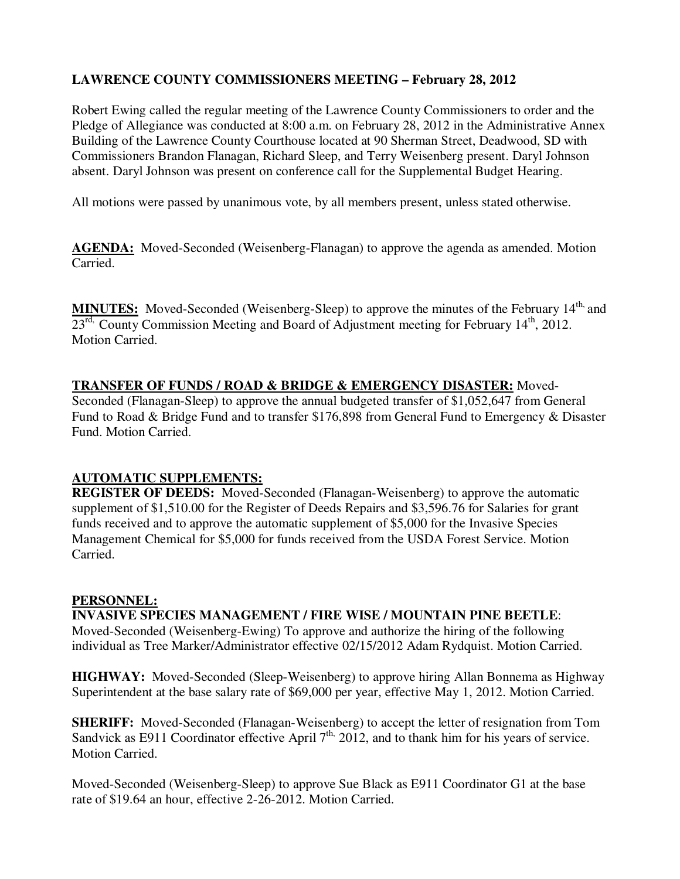**LAWRENCE COUNTY COMMISSIONERS MEETING – February 28, 2012**

Robert Ewing called the regular meeting of the Lawrence County Commissioners to order and the Pledge of Allegiance was conducted at 8:00 a.m. on February 28, 2012 in the Administrative Annex Building of the Lawrence County Courthouse located at 90 Sherman Street, Deadwood, SD with Commissioners Brandon Flanagan, Richard Sleep, and Terry Weisenberg present. Daryl Johnson absent. Daryl Johnson was present on conference call for the Supplemental Budget Hearing.

All motions were passed by unanimous vote, by all members present, unless stated otherwise.

**AGENDA:** Moved-Seconded (Weisenberg-Flanagan) to approve the agenda as amended. Motion Carried.

**MINUTES:** Moved-Seconded (Weisenberg-Sleep) to approve the minutes of the February 14th, and 23rd, County Commission Meeting and Board of Adjustment meeting for February 14th, 2012. Motion Carried.

**TRANSFER OF FUNDS / ROAD & BRIDGE & EMERGENCY DISASTER:** Moved-Seconded (Flanagan-Sleep) to approve the annual budgeted transfer of $1,052,647 from General Fund to Road & Bridge Fund and to transfer $176,898 from General Fund to Emergency & Disaster Fund. Motion Carried.

**AUTOMATIC SUPPLEMENTS:**

**REGISTER OF DEEDS:** Moved-Seconded (Flanagan-Weisenberg) to approve the automatic supplement of $1,510.00 for the Register of Deeds Repairs and $3,596.76 for Salaries for grant funds received and to approve the automatic supplement of $5,000 for the Invasive Species Management Chemical for $5,000 for funds received from the USDA Forest Service. Motion Carried.

**PERSONNEL:**

**INVASIVE SPECIES MANAGEMENT / FIRE WISE / MOUNTAIN PINE BEETLE**: Moved-Seconded (Weisenberg-Ewing) To approve and authorize the hiring of the following individual as Tree Marker/Administrator effective 02/15/2012 Adam Rydquist. Motion Carried.

**HIGHWAY:** Moved-Seconded (Sleep-Weisenberg) to approve hiring Allan Bonnema as Highway Superintendent at the base salary rate of $69,000 per year, effective May 1, 2012. Motion Carried.

**SHERIFF:** Moved-Seconded (Flanagan-Weisenberg) to accept the letter of resignation from Tom Sandvick as E911 Coordinator effective April 7th, 2012, and to thank him for his years of service. Motion Carried.

Moved-Seconded (Weisenberg-Sleep) to approve Sue Black as E911 Coordinator G1 at the base rate of $19.64 an hour, effective 2-26-2012. Motion Carried.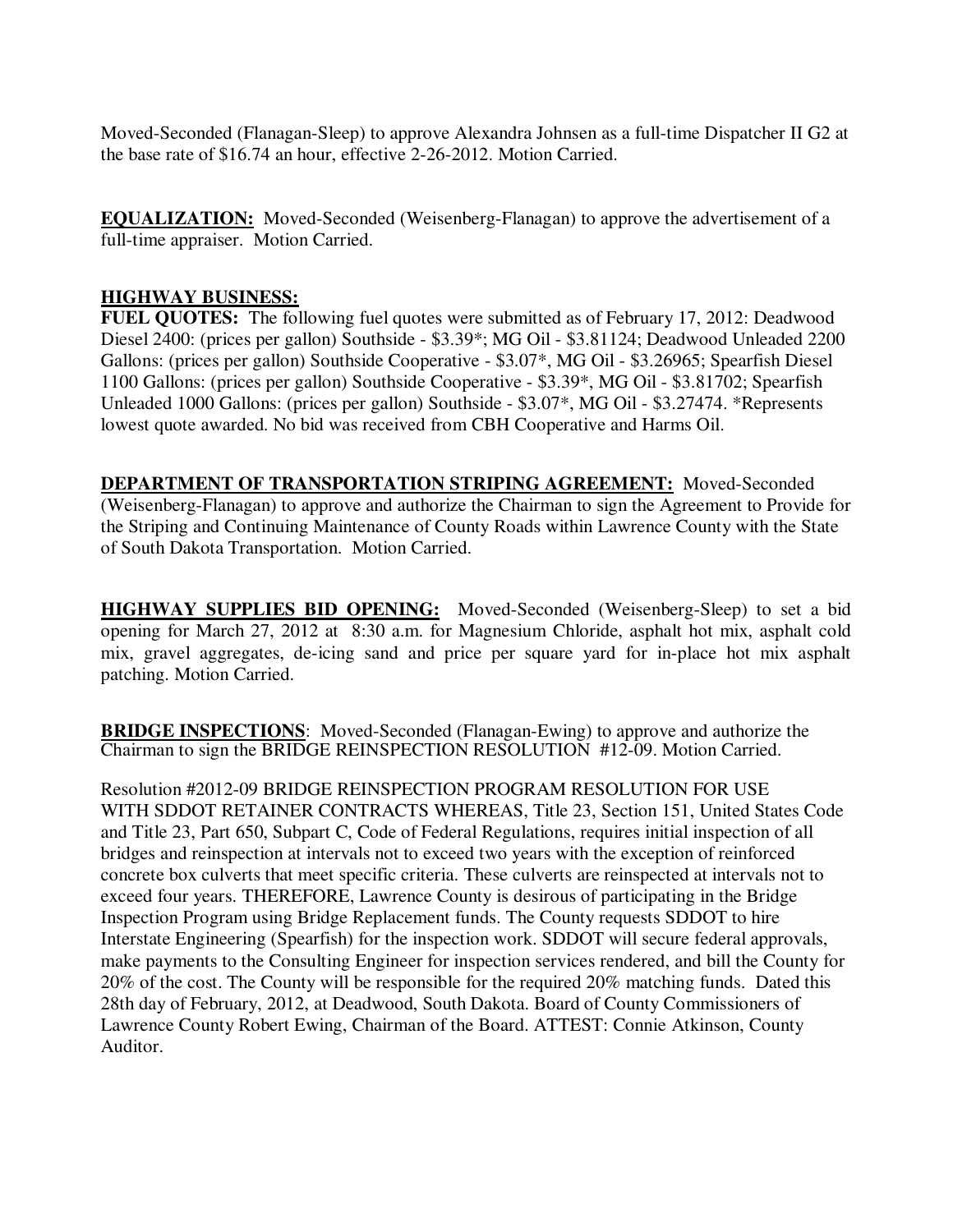Moved-Seconded (Flanagan-Sleep) to approve Alexandra Johnsen as a full-time Dispatcher II G2 at the base rate of $16.74 an hour, effective 2-26-2012. Motion Carried.

**EQUALIZATION:** Moved-Seconded (Weisenberg-Flanagan) to approve the advertisement of a full-time appraiser. Motion Carried.

**HIGHWAY BUSINESS:**

**FUEL QUOTES:** The following fuel quotes were submitted as of February 17, 2012: Deadwood Diesel 2400: (prices per gallon) Southside - $3.39*; MG Oil - $3.81124; Deadwood Unleaded 2200 Gallons: (prices per gallon) Southside Cooperative - $3.07*, MG Oil - $3.26965; Spearfish Diesel 1100 Gallons: (prices per gallon) Southside Cooperative - $3.39*, MG Oil - $3.81702; Spearfish Unleaded 1000 Gallons: (prices per gallon) Southside - $3.07*, MG Oil - $3.27474. *Represents lowest quote awarded. No bid was received from CBH Cooperative and Harms Oil.

**DEPARTMENT OF TRANSPORTATION STRIPING AGREEMENT:** Moved-Seconded (Weisenberg-Flanagan) to approve and authorize the Chairman to sign the Agreement to Provide for the Striping and Continuing Maintenance of County Roads within Lawrence County with the State of South Dakota Transportation. Motion Carried.

**HIGHWAY SUPPLIES BID OPENING:** Moved-Seconded (Weisenberg-Sleep) to set a bid opening for March 27, 2012 at 8:30 a.m. for Magnesium Chloride, asphalt hot mix, asphalt cold mix, gravel aggregates, de-icing sand and price per square yard for in-place hot mix asphalt patching. Motion Carried.

**BRIDGE INSPECTIONS**: Moved-Seconded (Flanagan-Ewing) to approve and authorize the Chairman to sign the BRIDGE REINSPECTION RESOLUTION #12-09. Motion Carried.

Resolution #2012-09 BRIDGE REINSPECTION PROGRAM RESOLUTION FOR USE WITH SDDOT RETAINER CONTRACTS WHEREAS, Title 23, Section 151, United States Code and Title 23, Part 650, Subpart C, Code of Federal Regulations, requires initial inspection of all bridges and reinspection at intervals not to exceed two years with the exception of reinforced concrete box culverts that meet specific criteria. These culverts are reinspected at intervals not to exceed four years. THEREFORE, Lawrence County is desirous of participating in the Bridge Inspection Program using Bridge Replacement funds. The County requests SDDOT to hire Interstate Engineering (Spearfish) for the inspection work. SDDOT will secure federal approvals, make payments to the Consulting Engineer for inspection services rendered, and bill the County for 20% of the cost. The County will be responsible for the required 20% matching funds. Dated this 28th day of February, 2012, at Deadwood, South Dakota. Board of County Commissioners of Lawrence County Robert Ewing, Chairman of the Board. ATTEST: Connie Atkinson, County Auditor.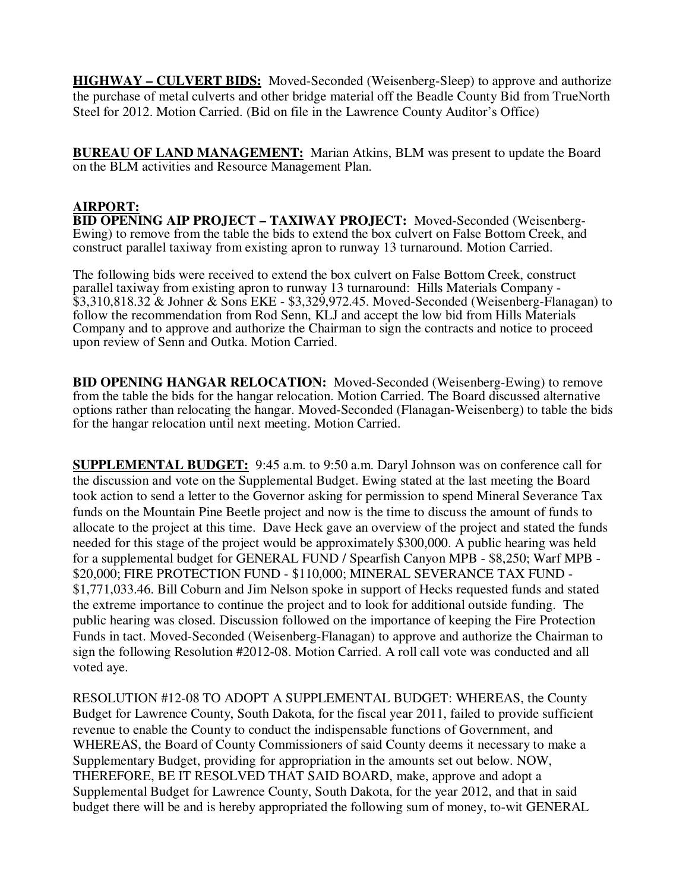**HIGHWAY – CULVERT BIDS:** Moved-Seconded (Weisenberg-Sleep) to approve and authorize the purchase of metal culverts and other bridge material off the Beadle County Bid from TrueNorth Steel for 2012. Motion Carried. (Bid on file in the Lawrence County Auditor's Office)

**BUREAU OF LAND MANAGEMENT:** Marian Atkins, BLM was present to update the Board on the BLM activities and Resource Management Plan.

**AIRPORT:**

**BID OPENING AIP PROJECT – TAXIWAY PROJECT:** Moved-Seconded (Weisenberg-Ewing) to remove from the table the bids to extend the box culvert on False Bottom Creek, and construct parallel taxiway from existing apron to runway 13 turnaround. Motion Carried.

The following bids were received to extend the box culvert on False Bottom Creek, construct parallel taxiway from existing apron to runway 13 turnaround: Hills Materials Company - $3,310,818.32 & Johner & Sons EKE - $3,329,972.45. Moved-Seconded (Weisenberg-Flanagan) to follow the recommendation from Rod Senn, KLJ and accept the low bid from Hills Materials Company and to approve and authorize the Chairman to sign the contracts and notice to proceed upon review of Senn and Outka. Motion Carried.

**BID OPENING HANGAR RELOCATION:** Moved-Seconded (Weisenberg-Ewing) to remove from the table the bids for the hangar relocation. Motion Carried. The Board discussed alternative options rather than relocating the hangar. Moved-Seconded (Flanagan-Weisenberg) to table the bids for the hangar relocation until next meeting. Motion Carried.

**SUPPLEMENTAL BUDGET:** 9:45 a.m. to 9:50 a.m. Daryl Johnson was on conference call for the discussion and vote on the Supplemental Budget. Ewing stated at the last meeting the Board took action to send a letter to the Governor asking for permission to spend Mineral Severance Tax funds on the Mountain Pine Beetle project and now is the time to discuss the amount of funds to allocate to the project at this time. Dave Heck gave an overview of the project and stated the funds needed for this stage of the project would be approximately $300,000. A public hearing was held for a supplemental budget for GENERAL FUND / Spearfish Canyon MPB - $8,250; Warf MPB - $20,000; FIRE PROTECTION FUND - $110,000; MINERAL SEVERANCE TAX FUND - $1,771,033.46. Bill Coburn and Jim Nelson spoke in support of Hecks requested funds and stated the extreme importance to continue the project and to look for additional outside funding. The public hearing was closed. Discussion followed on the importance of keeping the Fire Protection Funds in tact. Moved-Seconded (Weisenberg-Flanagan) to approve and authorize the Chairman to sign the following Resolution #2012-08. Motion Carried. A roll call vote was conducted and all voted aye.

RESOLUTION #12-08 TO ADOPT A SUPPLEMENTAL BUDGET: WHEREAS, the County Budget for Lawrence County, South Dakota, for the fiscal year 2011, failed to provide sufficient revenue to enable the County to conduct the indispensable functions of Government, and WHEREAS, the Board of County Commissioners of said County deems it necessary to make a Supplementary Budget, providing for appropriation in the amounts set out below. NOW, THEREFORE, BE IT RESOLVED THAT SAID BOARD, make, approve and adopt a Supplemental Budget for Lawrence County, South Dakota, for the year 2012, and that in said budget there will be and is hereby appropriated the following sum of money, to-wit GENERAL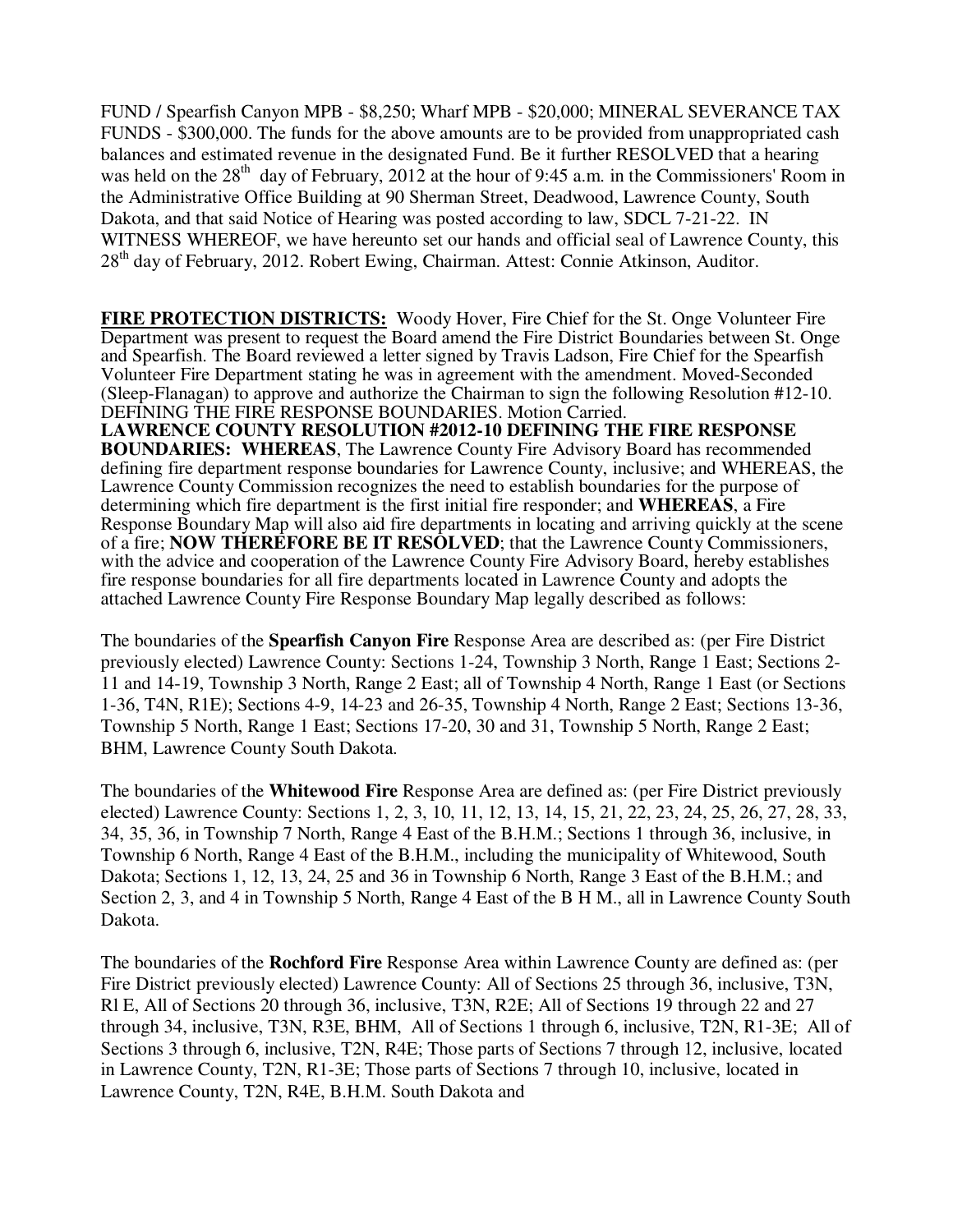FUND / Spearfish Canyon MPB - $8,250; Wharf MPB - $20,000; MINERAL SEVERANCE TAX FUNDS - $300,000. The funds for the above amounts are to be provided from unappropriated cash balances and estimated revenue in the designated Fund. Be it further RESOLVED that a hearing was held on the 28th day of February, 2012 at the hour of 9:45 a.m. in the Commissioners' Room in the Administrative Office Building at 90 Sherman Street, Deadwood, Lawrence County, South Dakota, and that said Notice of Hearing was posted according to law, SDCL 7-21-22. IN WITNESS WHEREOF, we have hereunto set our hands and official seal of Lawrence County, this 28th day of February, 2012. Robert Ewing, Chairman. Attest: Connie Atkinson, Auditor.

**FIRE PROTECTION DISTRICTS:** Woody Hover, Fire Chief for the St. Onge Volunteer Fire Department was present to request the Board amend the Fire District Boundaries between St. Onge and Spearfish. The Board reviewed a letter signed by Travis Ladson, Fire Chief for the Spearfish Volunteer Fire Department stating he was in agreement with the amendment. Moved-Seconded (Sleep-Flanagan) to approve and authorize the Chairman to sign the following Resolution #12-10. DEFINING THE FIRE RESPONSE BOUNDARIES. Motion Carried.

**LAWRENCE COUNTY RESOLUTION #2012-10 DEFINING THE FIRE RESPONSE BOUNDARIES: WHEREAS**, The Lawrence County Fire Advisory Board has recommended defining fire department response boundaries for Lawrence County, inclusive; and WHEREAS, the Lawrence County Commission recognizes the need to establish boundaries for the purpose of determining which fire department is the first initial fire responder; and **WHEREAS**, a Fire Response Boundary Map will also aid fire departments in locating and arriving quickly at the scene of a fire; **NOW THEREFORE BE IT RESOLVED**; that the Lawrence County Commissioners, with the advice and cooperation of the Lawrence County Fire Advisory Board, hereby establishes fire response boundaries for all fire departments located in Lawrence County and adopts the attached Lawrence County Fire Response Boundary Map legally described as follows:

The boundaries of the **Spearfish Canyon Fire** Response Area are described as: (per Fire District previously elected) Lawrence County: Sections 1-24, Township 3 North, Range 1 East; Sections 2-11 and 14-19, Township 3 North, Range 2 East; all of Township 4 North, Range 1 East (or Sections 1-36, T4N, R1E); Sections 4-9, 14-23 and 26-35, Township 4 North, Range 2 East; Sections 13-36, Township 5 North, Range 1 East; Sections 17-20, 30 and 31, Township 5 North, Range 2 East; BHM, Lawrence County South Dakota.

The boundaries of the **Whitewood Fire** Response Area are defined as: (per Fire District previously elected) Lawrence County: Sections 1, 2, 3, 10, 11, 12, 13, 14, 15, 21, 22, 23, 24, 25, 26, 27, 28, 33, 34, 35, 36, in Township 7 North, Range 4 East of the B.H.M.; Sections 1 through 36, inclusive, in Township 6 North, Range 4 East of the B.H.M., including the municipality of Whitewood, South Dakota; Sections 1, 12, 13, 24, 25 and 36 in Township 6 North, Range 3 East of the B.H.M.; and Section 2, 3, and 4 in Township 5 North, Range 4 East of the B H M., all in Lawrence County South Dakota.

The boundaries of the **Rochford Fire** Response Area within Lawrence County are defined as: (per Fire District previously elected) Lawrence County: All of Sections 25 through 36, inclusive, T3N, Rl E, All of Sections 20 through 36, inclusive, T3N, R2E; All of Sections 19 through 22 and 27 through 34, inclusive, T3N, R3E, BHM, All of Sections 1 through 6, inclusive, T2N, R1-3E; All of Sections 3 through 6, inclusive, T2N, R4E; Those parts of Sections 7 through 12, inclusive, located in Lawrence County, T2N, R1-3E; Those parts of Sections 7 through 10, inclusive, located in Lawrence County, T2N, R4E, B.H.M. South Dakota and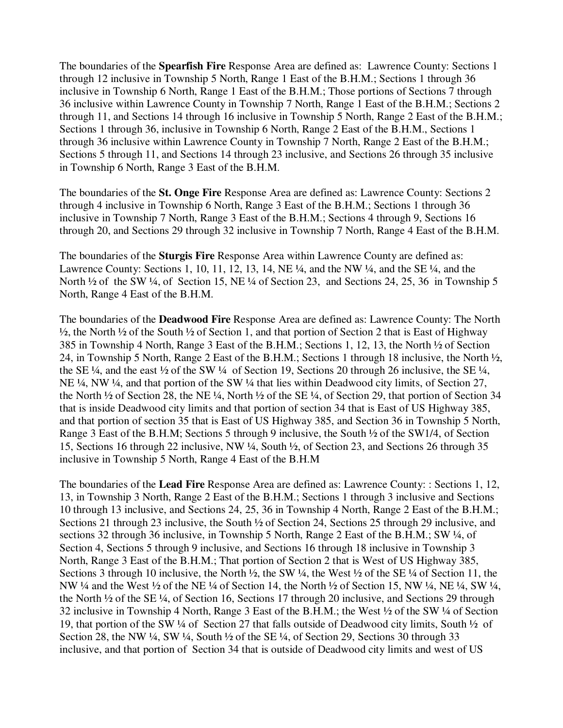The boundaries of the **Spearfish Fire** Response Area are defined as: Lawrence County: Sections 1 through 12 inclusive in Township 5 North, Range 1 East of the B.H.M.; Sections 1 through 36 inclusive in Township 6 North, Range 1 East of the B.H.M.; Those portions of Sections 7 through 36 inclusive within Lawrence County in Township 7 North, Range 1 East of the B.H.M.; Sections 2 through 11, and Sections 14 through 16 inclusive in Township 5 North, Range 2 East of the B.H.M.; Sections 1 through 36, inclusive in Township 6 North, Range 2 East of the B.H.M., Sections 1 through 36 inclusive within Lawrence County in Township 7 North, Range 2 East of the B.H.M.; Sections 5 through 11, and Sections 14 through 23 inclusive, and Sections 26 through 35 inclusive in Township 6 North, Range 3 East of the B.H.M.

The boundaries of the **St. Onge Fire** Response Area are defined as: Lawrence County: Sections 2 through 4 inclusive in Township 6 North, Range 3 East of the B.H.M.; Sections 1 through 36 inclusive in Township 7 North, Range 3 East of the B.H.M.; Sections 4 through 9, Sections 16 through 20, and Sections 29 through 32 inclusive in Township 7 North, Range 4 East of the B.H.M.

The boundaries of the **Sturgis Fire** Response Area within Lawrence County are defined as: Lawrence County: Sections 1, 10, 11, 12, 13, 14, NE ¼, and the NW ¼, and the SE ¼, and the North ½ of the SW ¼, of Section 15, NE ¼ of Section 23, and Sections 24, 25, 36 in Township 5 North, Range 4 East of the B.H.M.

The boundaries of the **Deadwood Fire** Response Area are defined as: Lawrence County: The North ½, the North ½ of the South ½ of Section 1, and that portion of Section 2 that is East of Highway 385 in Township 4 North, Range 3 East of the B.H.M.; Sections 1, 12, 13, the North ½ of Section 24, in Township 5 North, Range 2 East of the B.H.M.; Sections 1 through 18 inclusive, the North ½, the SE ¼, and the east ½ of the SW ¼ of Section 19, Sections 20 through 26 inclusive, the SE ¼, NE ¼, NW ¼, and that portion of the SW ¼ that lies within Deadwood city limits, of Section 27, the North ½ of Section 28, the NE ¼, North ½ of the SE ¼, of Section 29, that portion of Section 34 that is inside Deadwood city limits and that portion of section 34 that is East of US Highway 385, and that portion of section 35 that is East of US Highway 385, and Section 36 in Township 5 North, Range 3 East of the B.H.M; Sections 5 through 9 inclusive, the South ½ of the SW1/4, of Section 15, Sections 16 through 22 inclusive, NW ¼, South ½, of Section 23, and Sections 26 through 35 inclusive in Township 5 North, Range 4 East of the B.H.M

The boundaries of the **Lead Fire** Response Area are defined as: Lawrence County: : Sections 1, 12, 13, in Township 3 North, Range 2 East of the B.H.M.; Sections 1 through 3 inclusive and Sections 10 through 13 inclusive, and Sections 24, 25, 36 in Township 4 North, Range 2 East of the B.H.M.; Sections 21 through 23 inclusive, the South ½ of Section 24, Sections 25 through 29 inclusive, and sections 32 through 36 inclusive, in Township 5 North, Range 2 East of the B.H.M.; SW ¼, of Section 4, Sections 5 through 9 inclusive, and Sections 16 through 18 inclusive in Township 3 North, Range 3 East of the B.H.M.; That portion of Section 2 that is West of US Highway 385, Sections 3 through 10 inclusive, the North ½, the SW ¼, the West ½ of the SE ¼ of Section 11, the NW ¼ and the West ½ of the NE ¼ of Section 14, the North ½ of Section 15, NW ¼, NE ¼, SW ¼, the North ½ of the SE ¼, of Section 16, Sections 17 through 20 inclusive, and Sections 29 through 32 inclusive in Township 4 North, Range 3 East of the B.H.M.; the West ½ of the SW ¼ of Section 19, that portion of the SW ¼ of Section 27 that falls outside of Deadwood city limits, South ½ of Section 28, the NW ¼, SW ¼, South ½ of the SE ¼, of Section 29, Sections 30 through 33 inclusive, and that portion of Section 34 that is outside of Deadwood city limits and west of US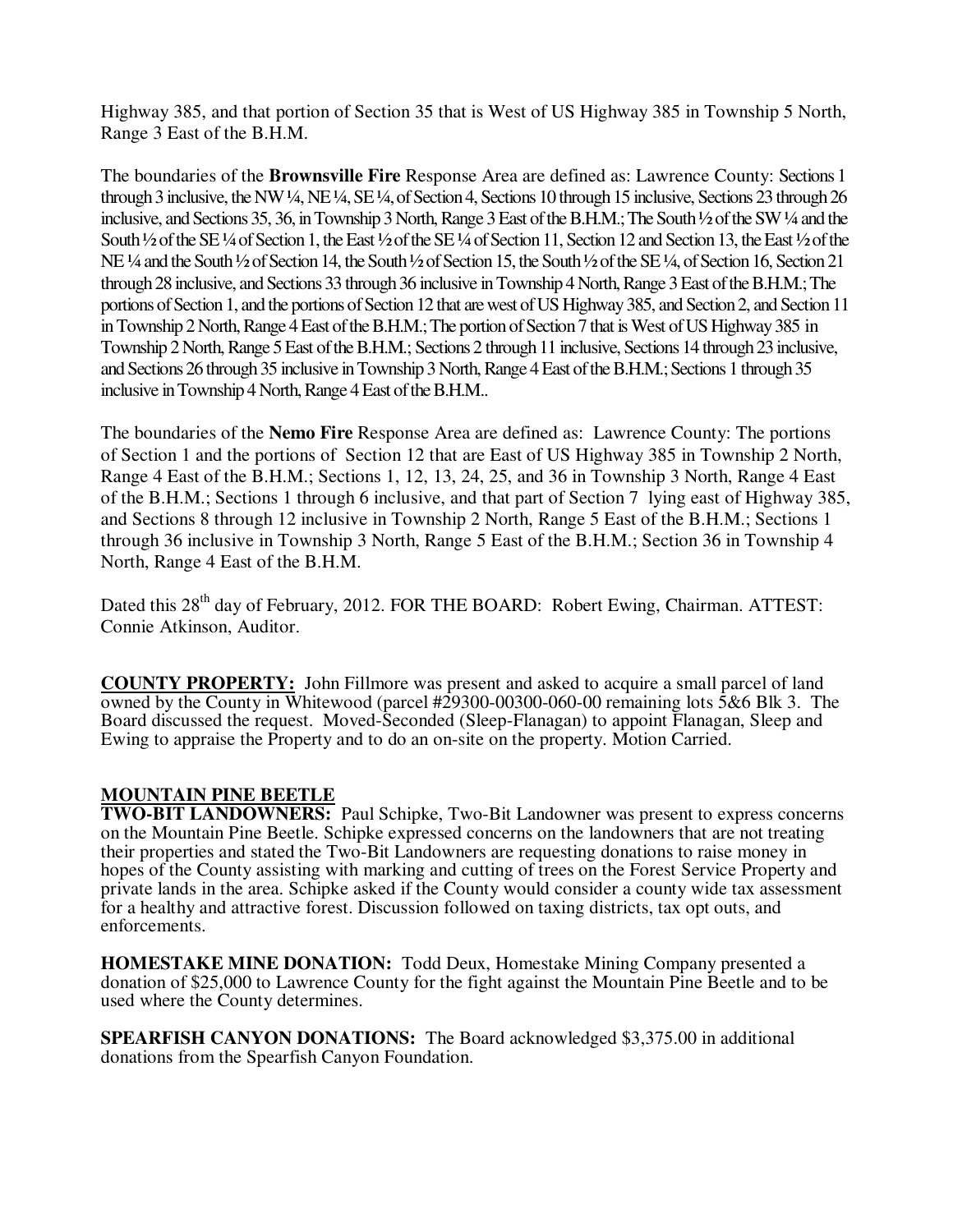Highway 385, and that portion of Section 35 that is West of US Highway 385 in Township 5 North, Range 3 East of the B.H.M.

The boundaries of the **Brownsville Fire** Response Area are defined as: Lawrence County: Sections 1 through 3 inclusive, the NW ¼, NE ¼, SE ¼, of Section 4, Sections 10 through 15 inclusive, Sections 23 through 26 inclusive, and Sections 35, 36, in Township 3 North, Range 3 East of the B.H.M.; The South ½ of the SW ¼ and the South ½ of the SE ¼ of Section 1, the East ½ of the SE ¼ of Section 11, Section 12 and Section 13, the East ½ of the NE ¼ and the South ½ of Section 14, the South ½ of Section 15, the South ½ of the SE ¼, of Section 16, Section 21 through 28 inclusive, and Sections 33 through 36 inclusive in Township 4 North, Range 3 East of the B.H.M.; The portions of Section 1, and the portions of Section 12 that are west of US Highway 385, and Section 2, and Section 11 in Township 2 North, Range 4 East of the B.H.M.; The portion of Section 7 that is West of US Highway 385 in Township 2 North, Range 5 East of the B.H.M.; Sections 2 through 11 inclusive, Sections 14 through 23 inclusive, and Sections 26 through 35 inclusive in Township 3 North, Range 4 East of the B.H.M.; Sections 1 through 35 inclusive in Township 4 North, Range 4 East of the B.H.M..

The boundaries of the **Nemo Fire** Response Area are defined as: Lawrence County: The portions of Section 1 and the portions of Section 12 that are East of US Highway 385 in Township 2 North, Range 4 East of the B.H.M.; Sections 1, 12, 13, 24, 25, and 36 in Township 3 North, Range 4 East of the B.H.M.; Sections 1 through 6 inclusive, and that part of Section 7 lying east of Highway 385, and Sections 8 through 12 inclusive in Township 2 North, Range 5 East of the B.H.M.; Sections 1 through 36 inclusive in Township 3 North, Range 5 East of the B.H.M.; Section 36 in Township 4 North, Range 4 East of the B.H.M.

Dated this 28th day of February, 2012. FOR THE BOARD: Robert Ewing, Chairman. ATTEST: Connie Atkinson, Auditor.

**COUNTY PROPERTY:** John Fillmore was present and asked to acquire a small parcel of land owned by the County in Whitewood (parcel #29300-00300-060-00 remaining lots 5&6 Blk 3. The Board discussed the request. Moved-Seconded (Sleep-Flanagan) to appoint Flanagan, Sleep and Ewing to appraise the Property and to do an on-site on the property. Motion Carried.

**MOUNTAIN PINE BEETLE**

**TWO-BIT LANDOWNERS:** Paul Schipke, Two-Bit Landowner was present to express concerns on the Mountain Pine Beetle. Schipke expressed concerns on the landowners that are not treating their properties and stated the Two-Bit Landowners are requesting donations to raise money in hopes of the County assisting with marking and cutting of trees on the Forest Service Property and private lands in the area. Schipke asked if the County would consider a county wide tax assessment for a healthy and attractive forest. Discussion followed on taxing districts, tax opt outs, and enforcements.

**HOMESTAKE MINE DONATION:** Todd Deux, Homestake Mining Company presented a donation of $25,000 to Lawrence County for the fight against the Mountain Pine Beetle and to be used where the County determines.

**SPEARFISH CANYON DONATIONS:** The Board acknowledged $3,375.00 in additional donations from the Spearfish Canyon Foundation.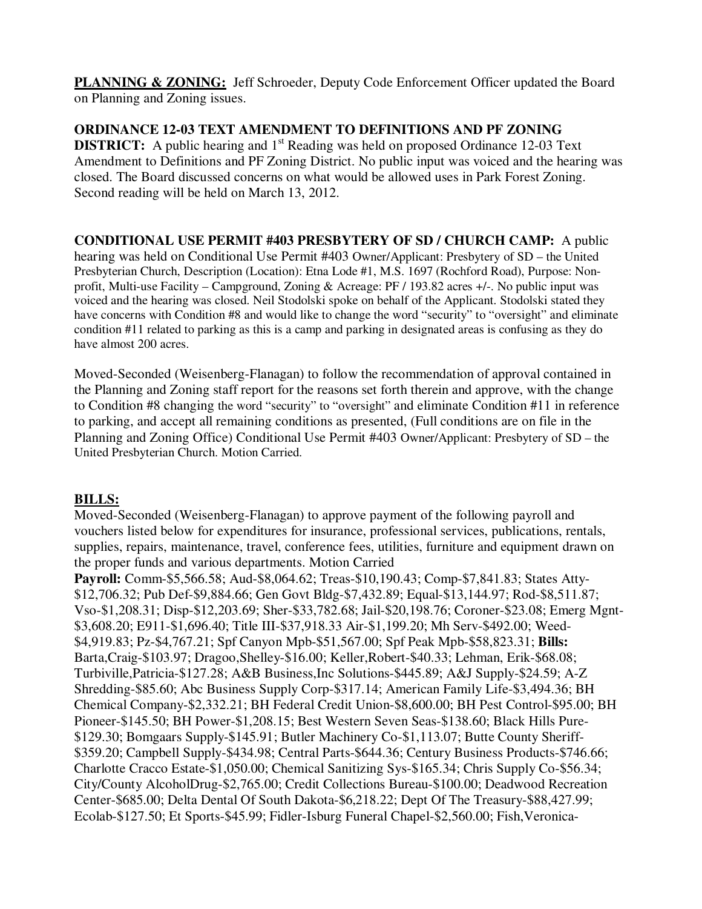**PLANNING & ZONING:** Jeff Schroeder, Deputy Code Enforcement Officer updated the Board on Planning and Zoning issues.

**ORDINANCE 12-03 TEXT AMENDMENT TO DEFINITIONS AND PF ZONING DISTRICT:** A public hearing and 1st Reading was held on proposed Ordinance 12-03 Text Amendment to Definitions and PF Zoning District. No public input was voiced and the hearing was closed. The Board discussed concerns on what would be allowed uses in Park Forest Zoning. Second reading will be held on March 13, 2012.

**CONDITIONAL USE PERMIT #403 PRESBYTERY OF SD / CHURCH CAMP:** A public hearing was held on Conditional Use Permit #403 Owner/Applicant: Presbytery of SD – the United Presbyterian Church, Description (Location): Etna Lode #1, M.S. 1697 (Rochford Road), Purpose: Non-profit, Multi-use Facility – Campground, Zoning & Acreage: PF / 193.82 acres +/-. No public input was voiced and the hearing was closed. Neil Stodolski spoke on behalf of the Applicant. Stodolski stated they have concerns with Condition #8 and would like to change the word "security" to "oversight" and eliminate condition #11 related to parking as this is a camp and parking in designated areas is confusing as they do have almost 200 acres.

Moved-Seconded (Weisenberg-Flanagan) to follow the recommendation of approval contained in the Planning and Zoning staff report for the reasons set forth therein and approve, with the change to Condition #8 changing the word "security" to "oversight" and eliminate Condition #11 in reference to parking, and accept all remaining conditions as presented, (Full conditions are on file in the Planning and Zoning Office) Conditional Use Permit #403 Owner/Applicant: Presbytery of SD – the United Presbyterian Church. Motion Carried.

**BILLS:**

Moved-Seconded (Weisenberg-Flanagan) to approve payment of the following payroll and vouchers listed below for expenditures for insurance, professional services, publications, rentals, supplies, repairs, maintenance, travel, conference fees, utilities, furniture and equipment drawn on the proper funds and various departments. Motion Carried

**Payroll:** Comm-$5,566.58; Aud-$8,064.62; Treas-$10,190.43; Comp-$7,841.83; States Atty-$12,706.32; Pub Def-$9,884.66; Gen Govt Bldg-$7,432.89; Equal-$13,144.97; Rod-$8,511.87; Vso-$1,208.31; Disp-$12,203.69; Sher-$33,782.68; Jail-$20,198.76; Coroner-$23.08; Emerg Mgnt-$3,608.20; E911-$1,696.40; Title III-$37,918.33 Air-$1,199.20; Mh Serv-$492.00; Weed-$4,919.83; Pz-$4,767.21; Spf Canyon Mpb-$51,567.00; Spf Peak Mpb-$58,823.31; **Bills:** Barta,Craig-$103.97; Dragoo,Shelley-$16.00; Keller,Robert-$40.33; Lehman, Erik-$68.08; Turbiville,Patricia-$127.28; A&B Business,Inc Solutions-$445.89; A&J Supply-$24.59; A-Z Shredding-$85.60; Abc Business Supply Corp-$317.14; American Family Life-$3,494.36; BH Chemical Company-$2,332.21; BH Federal Credit Union-$8,600.00; BH Pest Control-$95.00; BH Pioneer-$145.50; BH Power-$1,208.15; Best Western Seven Seas-$138.60; Black Hills Pure-$129.30; Bomgaars Supply-$145.91; Butler Machinery Co-$1,113.07; Butte County Sheriff-$359.20; Campbell Supply-$434.98; Central Parts-$644.36; Century Business Products-$746.66; Charlotte Cracco Estate-$1,050.00; Chemical Sanitizing Sys-$165.34; Chris Supply Co-$56.34; City/County AlcoholDrug-$2,765.00; Credit Collections Bureau-$100.00; Deadwood Recreation Center-$685.00; Delta Dental Of South Dakota-$6,218.22; Dept Of The Treasury-$88,427.99; Ecolab-$127.50; Et Sports-$45.99; Fidler-Isburg Funeral Chapel-$2,560.00; Fish,Veronica-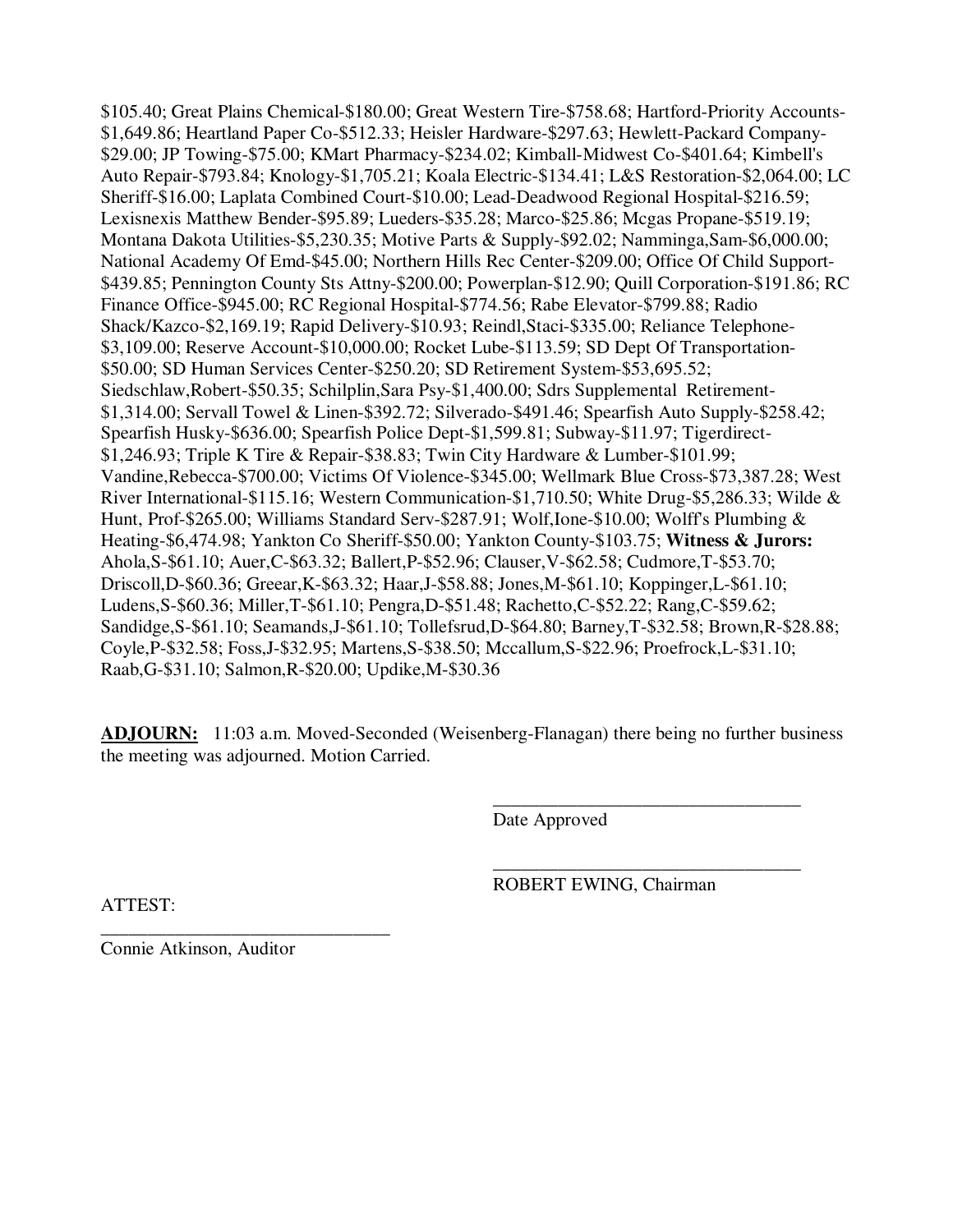$105.40; Great Plains Chemical-$180.00; Great Western Tire-$758.68; Hartford-Priority Accounts-$1,649.86; Heartland Paper Co-$512.33; Heisler Hardware-$297.63; Hewlett-Packard Company-$29.00; JP Towing-$75.00; KMart Pharmacy-$234.02; Kimball-Midwest Co-$401.64; Kimbell's Auto Repair-$793.84; Knology-$1,705.21; Koala Electric-$134.41; L&S Restoration-$2,064.00; LC Sheriff-$16.00; Laplata Combined Court-$10.00; Lead-Deadwood Regional Hospital-$216.59; Lexisnexis Matthew Bender-$95.89; Lueders-$35.28; Marco-$25.86; Mcgas Propane-$519.19; Montana Dakota Utilities-$5,230.35; Motive Parts & Supply-$92.02; Namminga,Sam-$6,000.00; National Academy Of Emd-$45.00; Northern Hills Rec Center-$209.00; Office Of Child Support-$439.85; Pennington County Sts Attny-$200.00; Powerplan-$12.90; Quill Corporation-$191.86; RC Finance Office-$945.00; RC Regional Hospital-$774.56; Rabe Elevator-$799.88; Radio Shack/Kazco-$2,169.19; Rapid Delivery-$10.93; Reindl,Staci-$335.00; Reliance Telephone-$3,109.00; Reserve Account-$10,000.00; Rocket Lube-$113.59; SD Dept Of Transportation-$50.00; SD Human Services Center-$250.20; SD Retirement System-$53,695.52; Siedschlaw,Robert-$50.35; Schilplin,Sara Psy-$1,400.00; Sdrs Supplemental Retirement-$1,314.00; Servall Towel & Linen-$392.72; Silverado-$491.46; Spearfish Auto Supply-$258.42; Spearfish Husky-$636.00; Spearfish Police Dept-$1,599.81; Subway-$11.97; Tigerdirect-$1,246.93; Triple K Tire & Repair-$38.83; Twin City Hardware & Lumber-$101.99; Vandine,Rebecca-$700.00; Victims Of Violence-$345.00; Wellmark Blue Cross-$73,387.28; West River International-$115.16; Western Communication-$1,710.50; White Drug-$5,286.33; Wilde & Hunt, Prof-$265.00; Williams Standard Serv-$287.91; Wolf,Ione-$10.00; Wolff's Plumbing & Heating-$6,474.98; Yankton Co Sheriff-$50.00; Yankton County-$103.75; **Witness & Jurors:** Ahola,S-$61.10; Auer,C-$63.32; Ballert,P-$52.96; Clauser,V-$62.58; Cudmore,T-$53.70; Driscoll,D-$60.36; Greear,K-$63.32; Haar,J-$58.88; Jones,M-$61.10; Koppinger,L-$61.10; Ludens,S-$60.36; Miller,T-$61.10; Pengra,D-$51.48; Rachetto,C-$52.22; Rang,C-$59.62; Sandidge,S-$61.10; Seamands,J-$61.10; Tollefsrud,D-$64.80; Barney,T-$32.58; Brown,R-$28.88; Coyle,P-$32.58; Foss,J-$32.95; Martens,S-$38.50; Mccallum,S-$22.96; Proefrock,L-$31.10; Raab,G-$31.10; Salmon,R-$20.00; Updike,M-$30.36

**ADJOURN:** 11:03 a.m. Moved-Seconded (Weisenberg-Flanagan) there being no further business the meeting was adjourned. Motion Carried.

\_\_\_\_\_\_\_\_\_\_\_\_\_\_\_\_\_\_\_\_\_\_\_\_\_\_\_\_\_\_\_\_\_\_
Date Approved

\_\_\_\_\_\_\_\_\_\_\_\_\_\_\_\_\_\_\_\_\_\_\_\_\_\_\_\_\_\_\_\_\_\_
ROBERT EWING, Chairman

ATTEST:

\_\_\_\_\_\_\_\_\_\_\_\_\_\_\_\_\_\_\_\_\_\_\_\_\_\_\_\_\_\_\_\_\_\_
Connie Atkinson, Auditor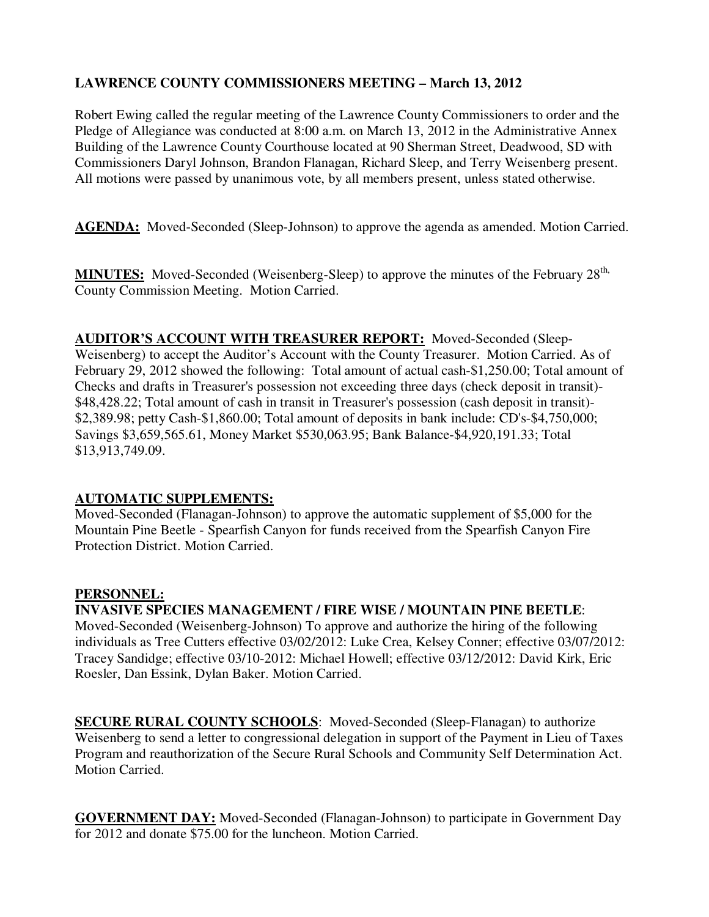# LAWRENCE COUNTY COMMISSIONERS MEETING – March 13, 2012

Robert Ewing called the regular meeting of the Lawrence County Commissioners to order and the Pledge of Allegiance was conducted at 8:00 a.m. on March 13, 2012 in the Administrative Annex Building of the Lawrence County Courthouse located at 90 Sherman Street, Deadwood, SD with Commissioners Daryl Johnson, Brandon Flanagan, Richard Sleep, and Terry Weisenberg present. All motions were passed by unanimous vote, by all members present, unless stated otherwise.

**AGENDA:** Moved-Seconded (Sleep-Johnson) to approve the agenda as amended. Motion Carried.

**MINUTES:** Moved-Seconded (Weisenberg-Sleep) to approve the minutes of the February 28th, County Commission Meeting. Motion Carried.

**AUDITOR'S ACCOUNT WITH TREASURER REPORT:** Moved-Seconded (Sleep-Weisenberg) to accept the Auditor's Account with the County Treasurer. Motion Carried. As of February 29, 2012 showed the following: Total amount of actual cash-$1,250.00; Total amount of Checks and drafts in Treasurer's possession not exceeding three days (check deposit in transit)-$48,428.22; Total amount of cash in transit in Treasurer's possession (cash deposit in transit)-$2,389.98; petty Cash-$1,860.00; Total amount of deposits in bank include: CD's-$4,750,000; Savings $3,659,565.61, Money Market $530,063.95; Bank Balance-$4,920,191.33; Total $13,913,749.09.

**AUTOMATIC SUPPLEMENTS:**
Moved-Seconded (Flanagan-Johnson) to approve the automatic supplement of $5,000 for the Mountain Pine Beetle - Spearfish Canyon for funds received from the Spearfish Canyon Fire Protection District. Motion Carried.

**PERSONNEL:**
**INVASIVE SPECIES MANAGEMENT / FIRE WISE / MOUNTAIN PINE BEETLE**: Moved-Seconded (Weisenberg-Johnson) To approve and authorize the hiring of the following individuals as Tree Cutters effective 03/02/2012: Luke Crea, Kelsey Conner; effective 03/07/2012: Tracey Sandidge; effective 03/10-2012: Michael Howell; effective 03/12/2012: David Kirk, Eric Roesler, Dan Essink, Dylan Baker. Motion Carried.

**SECURE RURAL COUNTY SCHOOLS**: Moved-Seconded (Sleep-Flanagan) to authorize Weisenberg to send a letter to congressional delegation in support of the Payment in Lieu of Taxes Program and reauthorization of the Secure Rural Schools and Community Self Determination Act. Motion Carried.

**GOVERNMENT DAY:** Moved-Seconded (Flanagan-Johnson) to participate in Government Day for 2012 and donate $75.00 for the luncheon. Motion Carried.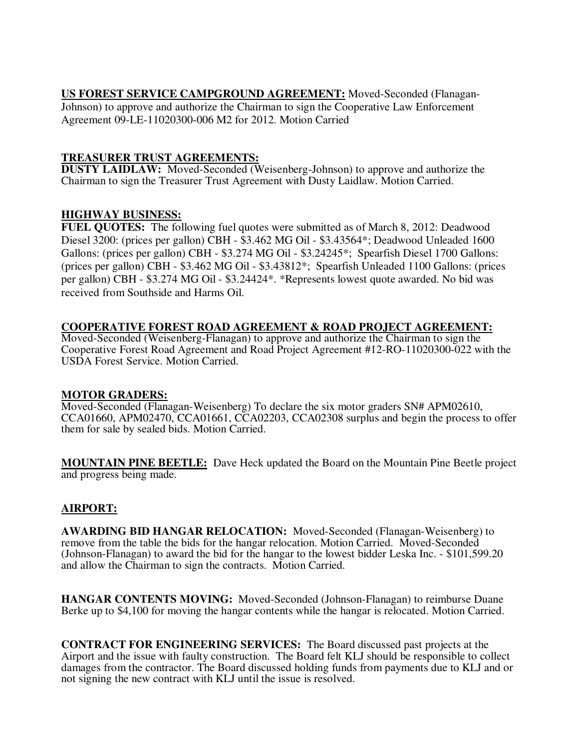**US FOREST SERVICE CAMPGROUND AGREEMENT:** Moved-Seconded (Flanagan-Johnson) to approve and authorize the Chairman to sign the Cooperative Law Enforcement Agreement 09-LE-11020300-006 M2 for 2012. Motion Carried

**TREASURER TRUST AGREEMENTS:**

**DUSTY LAIDLAW:** Moved-Seconded (Weisenberg-Johnson) to approve and authorize the Chairman to sign the Treasurer Trust Agreement with Dusty Laidlaw. Motion Carried.

**HIGHWAY BUSINESS:**

**FUEL QUOTES:** The following fuel quotes were submitted as of March 8, 2012: Deadwood Diesel 3200: (prices per gallon) CBH - $3.462 MG Oil - $3.43564*; Deadwood Unleaded 1600 Gallons: (prices per gallon) CBH - $3.274 MG Oil - $3.24245*; Spearfish Diesel 1700 Gallons: (prices per gallon) CBH - $3.462 MG Oil - $3.43812*; Spearfish Unleaded 1100 Gallons: (prices per gallon) CBH - $3.274 MG Oil - $3.24424*. *Represents lowest quote awarded. No bid was received from Southside and Harms Oil.

**COOPERATIVE FOREST ROAD AGREEMENT & ROAD PROJECT AGREEMENT:**
Moved-Seconded (Weisenberg-Flanagan) to approve and authorize the Chairman to sign the Cooperative Forest Road Agreement and Road Project Agreement #12-RO-11020300-022 with the USDA Forest Service. Motion Carried.

**MOTOR GRADERS:**
Moved-Seconded (Flanagan-Weisenberg) To declare the six motor graders SN# APM02610, CCA01660, APM02470, CCA01661, CCA02203, CCA02308 surplus and begin the process to offer them for sale by sealed bids. Motion Carried.

**MOUNTAIN PINE BEETLE:** Dave Heck updated the Board on the Mountain Pine Beetle project and progress being made.

**AIRPORT:**

**AWARDING BID HANGAR RELOCATION:** Moved-Seconded (Flanagan-Weisenberg) to remove from the table the bids for the hangar relocation. Motion Carried. Moved-Seconded (Johnson-Flanagan) to award the bid for the hangar to the lowest bidder Leska Inc. - $101,599.20 and allow the Chairman to sign the contracts. Motion Carried.

**HANGAR CONTENTS MOVING:** Moved-Seconded (Johnson-Flanagan) to reimburse Duane Berke up to $4,100 for moving the hangar contents while the hangar is relocated. Motion Carried.

**CONTRACT FOR ENGINEERING SERVICES:** The Board discussed past projects at the Airport and the issue with faulty construction. The Board felt KLJ should be responsible to collect damages from the contractor. The Board discussed holding funds from payments due to KLJ and or not signing the new contract with KLJ until the issue is resolved.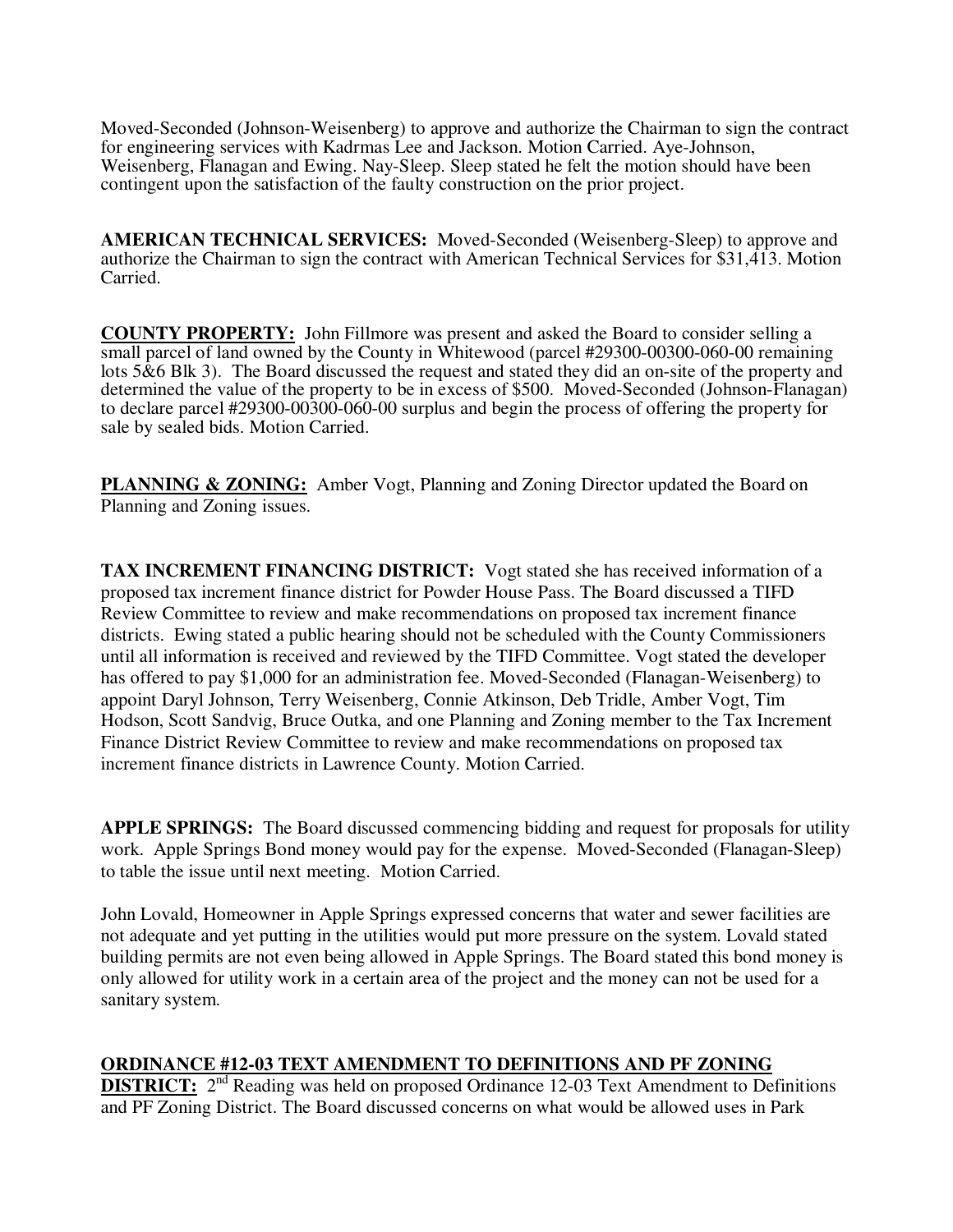Moved-Seconded (Johnson-Weisenberg) to approve and authorize the Chairman to sign the contract for engineering services with Kadrmas Lee and Jackson. Motion Carried. Aye-Johnson, Weisenberg, Flanagan and Ewing. Nay-Sleep. Sleep stated he felt the motion should have been contingent upon the satisfaction of the faulty construction on the prior project.

**AMERICAN TECHNICAL SERVICES:** Moved-Seconded (Weisenberg-Sleep) to approve and authorize the Chairman to sign the contract with American Technical Services for $31,413. Motion Carried.

**COUNTY PROPERTY:** John Fillmore was present and asked the Board to consider selling a small parcel of land owned by the County in Whitewood (parcel #29300-00300-060-00 remaining lots 5&6 Blk 3). The Board discussed the request and stated they did an on-site of the property and determined the value of the property to be in excess of $500. Moved-Seconded (Johnson-Flanagan) to declare parcel #29300-00300-060-00 surplus and begin the process of offering the property for sale by sealed bids. Motion Carried.

**PLANNING & ZONING:** Amber Vogt, Planning and Zoning Director updated the Board on Planning and Zoning issues.

**TAX INCREMENT FINANCING DISTRICT:** Vogt stated she has received information of a proposed tax increment finance district for Powder House Pass. The Board discussed a TIFD Review Committee to review and make recommendations on proposed tax increment finance districts. Ewing stated a public hearing should not be scheduled with the County Commissioners until all information is received and reviewed by the TIFD Committee. Vogt stated the developer has offered to pay $1,000 for an administration fee. Moved-Seconded (Flanagan-Weisenberg) to appoint Daryl Johnson, Terry Weisenberg, Connie Atkinson, Deb Tridle, Amber Vogt, Tim Hodson, Scott Sandvig, Bruce Outka, and one Planning and Zoning member to the Tax Increment Finance District Review Committee to review and make recommendations on proposed tax increment finance districts in Lawrence County. Motion Carried.

**APPLE SPRINGS:** The Board discussed commencing bidding and request for proposals for utility work. Apple Springs Bond money would pay for the expense. Moved-Seconded (Flanagan-Sleep) to table the issue until next meeting. Motion Carried.

John Lovald, Homeowner in Apple Springs expressed concerns that water and sewer facilities are not adequate and yet putting in the utilities would put more pressure on the system. Lovald stated building permits are not even being allowed in Apple Springs. The Board stated this bond money is only allowed for utility work in a certain area of the project and the money can not be used for a sanitary system.

**ORDINANCE #12-03 TEXT AMENDMENT TO DEFINITIONS AND PF ZONING DISTRICT:** 2nd Reading was held on proposed Ordinance 12-03 Text Amendment to Definitions and PF Zoning District. The Board discussed concerns on what would be allowed uses in Park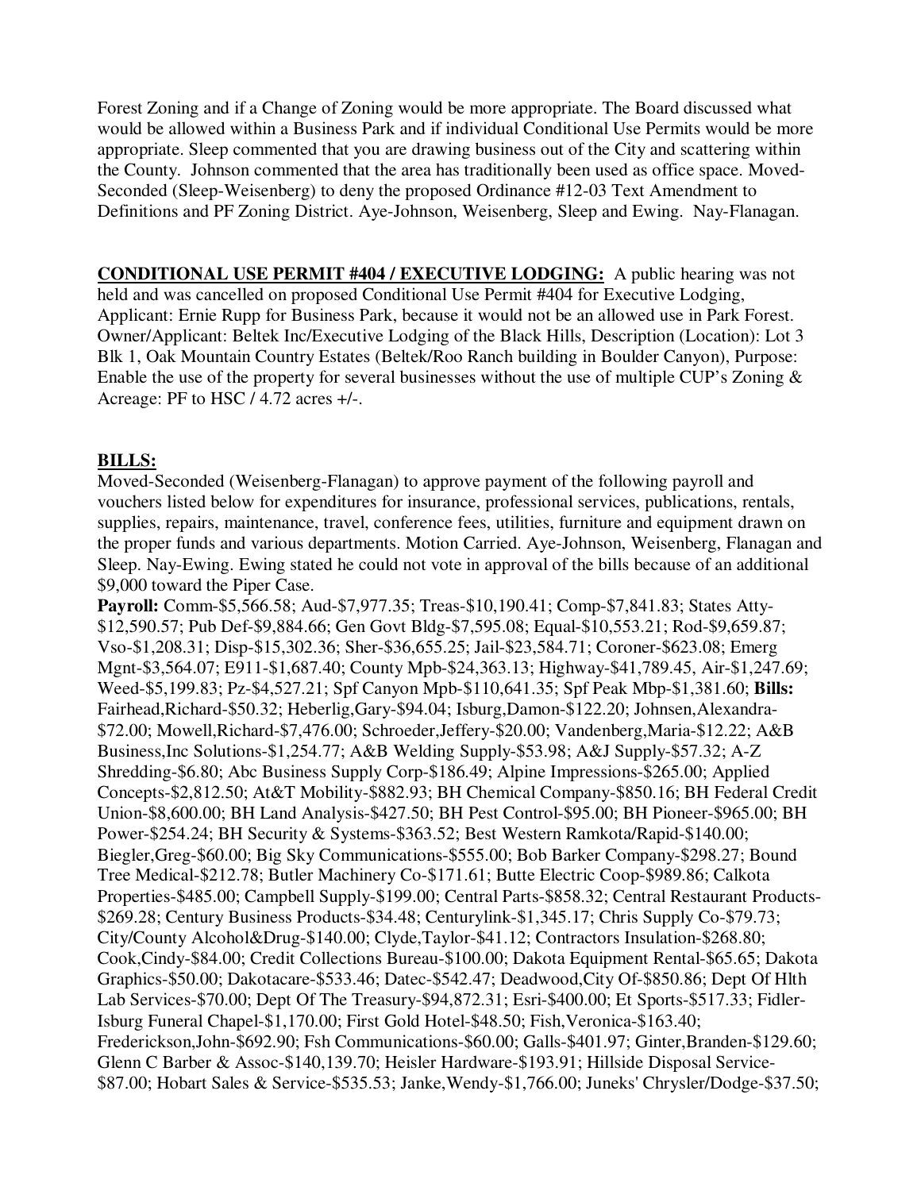Forest Zoning and if a Change of Zoning would be more appropriate. The Board discussed what would be allowed within a Business Park and if individual Conditional Use Permits would be more appropriate. Sleep commented that you are drawing business out of the City and scattering within the County. Johnson commented that the area has traditionally been used as office space. Moved-Seconded (Sleep-Weisenberg) to deny the proposed Ordinance #12-03 Text Amendment to Definitions and PF Zoning District. Aye-Johnson, Weisenberg, Sleep and Ewing. Nay-Flanagan.

**CONDITIONAL USE PERMIT #404 / EXECUTIVE LODGING:** A public hearing was not held and was cancelled on proposed Conditional Use Permit #404 for Executive Lodging, Applicant: Ernie Rupp for Business Park, because it would not be an allowed use in Park Forest. Owner/Applicant: Beltek Inc/Executive Lodging of the Black Hills, Description (Location): Lot 3 Blk 1, Oak Mountain Country Estates (Beltek/Roo Ranch building in Boulder Canyon), Purpose: Enable the use of the property for several businesses without the use of multiple CUP's Zoning & Acreage: PF to HSC / 4.72 acres +/-.

**BILLS:**

Moved-Seconded (Weisenberg-Flanagan) to approve payment of the following payroll and vouchers listed below for expenditures for insurance, professional services, publications, rentals, supplies, repairs, maintenance, travel, conference fees, utilities, furniture and equipment drawn on the proper funds and various departments. Motion Carried. Aye-Johnson, Weisenberg, Flanagan and Sleep. Nay-Ewing. Ewing stated he could not vote in approval of the bills because of an additional $9,000 toward the Piper Case.

**Payroll:** Comm-$5,566.58; Aud-$7,977.35; Treas-$10,190.41; Comp-$7,841.83; States Atty-$12,590.57; Pub Def-$9,884.66; Gen Govt Bldg-$7,595.08; Equal-$10,553.21; Rod-$9,659.87; Vso-$1,208.31; Disp-$15,302.36; Sher-$36,655.25; Jail-$23,584.71; Coroner-$623.08; Emerg Mgnt-$3,564.07; E911-$1,687.40; County Mpb-$24,363.13; Highway-$41,789.45, Air-$1,247.69; Weed-$5,199.83; Pz-$4,527.21; Spf Canyon Mpb-$110,641.35; Spf Peak Mbp-$1,381.60; **Bills:** Fairhead,Richard-$50.32; Heberlig,Gary-$94.04; Isburg,Damon-$122.20; Johnsen,Alexandra-$72.00; Mowell,Richard-$7,476.00; Schroeder,Jeffery-$20.00; Vandenberg,Maria-$12.22; A&B Business,Inc Solutions-$1,254.77; A&B Welding Supply-$53.98; A&J Supply-$57.32; A-Z Shredding-$6.80; Abc Business Supply Corp-$186.49; Alpine Impressions-$265.00; Applied Concepts-$2,812.50; At&T Mobility-$882.93; BH Chemical Company-$850.16; BH Federal Credit Union-$8,600.00; BH Land Analysis-$427.50; BH Pest Control-$95.00; BH Pioneer-$965.00; BH Power-$254.24; BH Security & Systems-$363.52; Best Western Ramkota/Rapid-$140.00; Biegler,Greg-$60.00; Big Sky Communications-$555.00; Bob Barker Company-$298.27; Bound Tree Medical-$212.78; Butler Machinery Co-$171.61; Butte Electric Coop-$989.86; Calkota Properties-$485.00; Campbell Supply-$199.00; Central Parts-$858.32; Central Restaurant Products-$269.28; Century Business Products-$34.48; Centurylink-$1,345.17; Chris Supply Co-$79.73; City/County Alcohol&Drug-$140.00; Clyde,Taylor-$41.12; Contractors Insulation-$268.80; Cook,Cindy-$84.00; Credit Collections Bureau-$100.00; Dakota Equipment Rental-$65.65; Dakota Graphics-$50.00; Dakotacare-$533.46; Datec-$542.47; Deadwood,City Of-$850.86; Dept Of Hlth Lab Services-$70.00; Dept Of The Treasury-$94,872.31; Esri-$400.00; Et Sports-$517.33; Fidler-Isburg Funeral Chapel-$1,170.00; First Gold Hotel-$48.50; Fish,Veronica-$163.40; Frederickson,John-$692.90; Fsh Communications-$60.00; Galls-$401.97; Ginter,Branden-$129.60; Glenn C Barber & Assoc-$140,139.70; Heisler Hardware-$193.91; Hillside Disposal Service-$87.00; Hobart Sales & Service-$535.53; Janke,Wendy-$1,766.00; Juneks' Chrysler/Dodge-$37.50;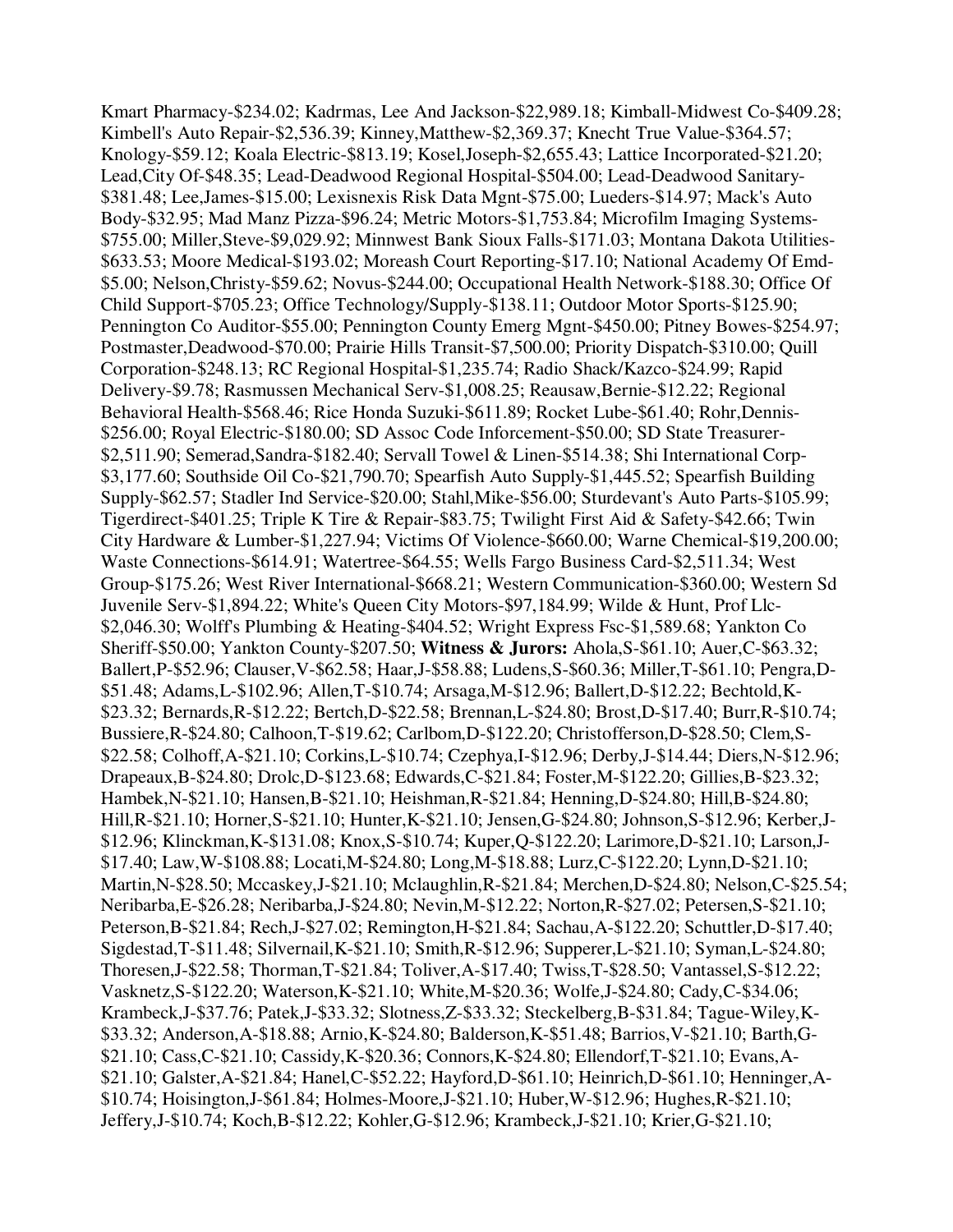Kmart Pharmacy-$234.02; Kadrmas, Lee And Jackson-$22,989.18; Kimball-Midwest Co-$409.28; Kimbell's Auto Repair-$2,536.39; Kinney,Matthew-$2,369.37; Knecht True Value-$364.57; Knology-$59.12; Koala Electric-$813.19; Kosel,Joseph-$2,655.43; Lattice Incorporated-$21.20; Lead,City Of-$48.35; Lead-Deadwood Regional Hospital-$504.00; Lead-Deadwood Sanitary-$381.48; Lee,James-$15.00; Lexisnexis Risk Data Mgnt-$75.00; Lueders-$14.97; Mack's Auto Body-$32.95; Mad Manz Pizza-$96.24; Metric Motors-$1,753.84; Microfilm Imaging Systems-$755.00; Miller,Steve-$9,029.92; Minnwest Bank Sioux Falls-$171.03; Montana Dakota Utilities-$633.53; Moore Medical-$193.02; Moreash Court Reporting-$17.10; National Academy Of Emd-$5.00; Nelson,Christy-$59.62; Novus-$244.00; Occupational Health Network-$188.30; Office Of Child Support-$705.23; Office Technology/Supply-$138.11; Outdoor Motor Sports-$125.90; Pennington Co Auditor-$55.00; Pennington County Emerg Mgnt-$450.00; Pitney Bowes-$254.97; Postmaster,Deadwood-$70.00; Prairie Hills Transit-$7,500.00; Priority Dispatch-$310.00; Quill Corporation-$248.13; RC Regional Hospital-$1,235.74; Radio Shack/Kazco-$24.99; Rapid Delivery-$9.78; Rasmussen Mechanical Serv-$1,008.25; Reausaw,Bernie-$12.22; Regional Behavioral Health-$568.46; Rice Honda Suzuki-$611.89; Rocket Lube-$61.40; Rohr,Dennis-$256.00; Royal Electric-$180.00; SD Assoc Code Inforcement-$50.00; SD State Treasurer-$2,511.90; Semerad,Sandra-$182.40; Servall Towel & Linen-$514.38; Shi International Corp-$3,177.60; Southside Oil Co-$21,790.70; Spearfish Auto Supply-$1,445.52; Spearfish Building Supply-$62.57; Stadler Ind Service-$20.00; Stahl,Mike-$56.00; Sturdevant's Auto Parts-$105.99; Tigerdirect-$401.25; Triple K Tire & Repair-$83.75; Twilight First Aid & Safety-$42.66; Twin City Hardware & Lumber-$1,227.94; Victims Of Violence-$660.00; Warne Chemical-$19,200.00; Waste Connections-$614.91; Watertree-$64.55; Wells Fargo Business Card-$2,511.34; West Group-$175.26; West River International-$668.21; Western Communication-$360.00; Western Sd Juvenile Serv-$1,894.22; White's Queen City Motors-$97,184.99; Wilde & Hunt, Prof Llc-$2,046.30; Wolff's Plumbing & Heating-$404.52; Wright Express Fsc-$1,589.68; Yankton Co Sheriff-$50.00; Yankton County-$207.50; **Witness & Jurors:** Ahola,S-$61.10; Auer,C-$63.32; Ballert,P-$52.96; Clauser,V-$62.58; Haar,J-$58.88; Ludens,S-$60.36; Miller,T-$61.10; Pengra,D-$51.48; Adams,L-$102.96; Allen,T-$10.74; Arsaga,M-$12.96; Ballert,D-$12.22; Bechtold,K-$23.32; Bernards,R-$12.22; Bertch,D-$22.58; Brennan,L-$24.80; Brost,D-$17.40; Burr,R-$10.74; Bussiere,R-$24.80; Calhoon,T-$19.62; Carlbom,D-$122.20; Christofferson,D-$28.50; Clem,S-$22.58; Colhoff,A-$21.10; Corkins,L-$10.74; Czephya,I-$12.96; Derby,J-$14.44; Diers,N-$12.96; Drapeaux,B-$24.80; Drolc,D-$123.68; Edwards,C-$21.84; Foster,M-$122.20; Gillies,B-$23.32; Hambek,N-$21.10; Hansen,B-$21.10; Heishman,R-$21.84; Henning,D-$24.80; Hill,B-$24.80; Hill,R-$21.10; Horner,S-$21.10; Hunter,K-$21.10; Jensen,G-$24.80; Johnson,S-$12.96; Kerber,J-$12.96; Klinckman,K-$131.08; Knox,S-$10.74; Kuper,Q-$122.20; Larimore,D-$21.10; Larson,J-$17.40; Law,W-$108.88; Locati,M-$24.80; Long,M-$18.88; Lurz,C-$122.20; Lynn,D-$21.10; Martin,N-$28.50; Mccaskey,J-$21.10; Mclaughlin,R-$21.84; Merchen,D-$24.80; Nelson,C-$25.54; Neribarba,E-$26.28; Neribarba,J-$24.80; Nevin,M-$12.22; Norton,R-$27.02; Petersen,S-$21.10; Peterson,B-$21.84; Rech,J-$27.02; Remington,H-$21.84; Sachau,A-$122.20; Schuttler,D-$17.40; Sigdestad,T-$11.48; Silvernail,K-$21.10; Smith,R-$12.96; Supperer,L-$21.10; Syman,L-$24.80; Thoresen,J-$22.58; Thorman,T-$21.84; Toliver,A-$17.40; Twiss,T-$28.50; Vantassel,S-$12.22; Vasknetz,S-$122.20; Waterson,K-$21.10; White,M-$20.36; Wolfe,J-$24.80; Cady,C-$34.06; Krambeck,J-$37.76; Patek,J-$33.32; Slotness,Z-$33.32; Steckelberg,B-$31.84; Tague-Wiley,K-$33.32; Anderson,A-$18.88; Arnio,K-$24.80; Balderson,K-$51.48; Barrios,V-$21.10; Barth,G-$21.10; Cass,C-$21.10; Cassidy,K-$20.36; Connors,K-$24.80; Ellendorf,T-$21.10; Evans,A-$21.10; Galster,A-$21.84; Hanel,C-$52.22; Hayford,D-$61.10; Heinrich,D-$61.10; Henninger,A-$10.74; Hoisington,J-$61.84; Holmes-Moore,J-$21.10; Huber,W-$12.96; Hughes,R-$21.10; Jeffery,J-$10.74; Koch,B-$12.22; Kohler,G-$12.96; Krambeck,J-$21.10; Krier,G-$21.10;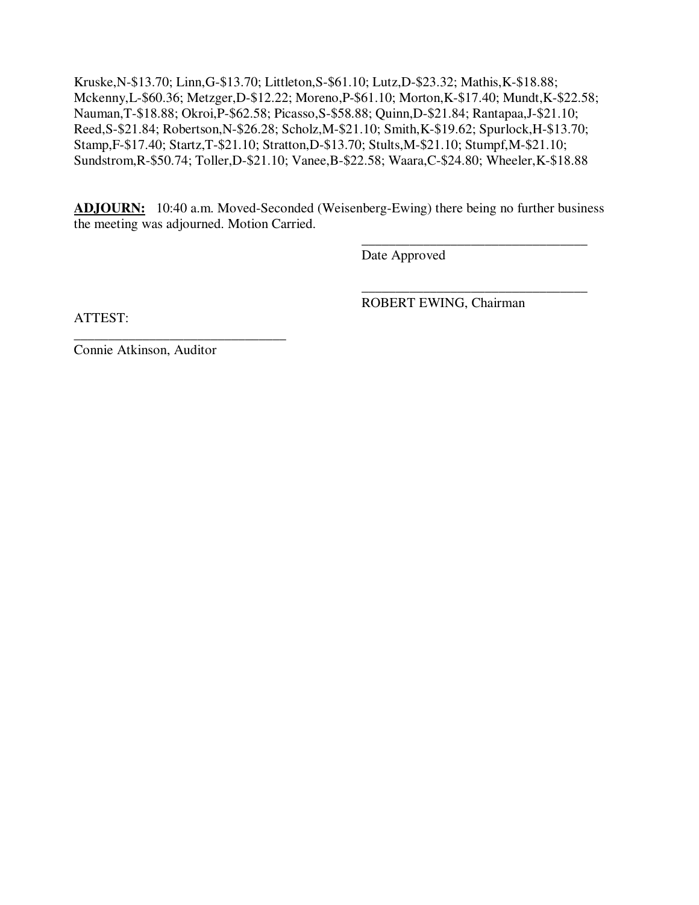Kruske,N-$13.70; Linn,G-$13.70; Littleton,S-$61.10; Lutz,D-$23.32; Mathis,K-$18.88; Mckenny,L-$60.36; Metzger,D-$12.22; Moreno,P-$61.10; Morton,K-$17.40; Mundt,K-$22.58; Nauman,T-$18.88; Okroi,P-$62.58; Picasso,S-$58.88; Quinn,D-$21.84; Rantapaa,J-$21.10; Reed,S-$21.84; Robertson,N-$26.28; Scholz,M-$21.10; Smith,K-$19.62; Spurlock,H-$13.70; Stamp,F-$17.40; Startz,T-$21.10; Stratton,D-$13.70; Stults,M-$21.10; Stumpf,M-$21.10; Sundstrom,R-$50.74; Toller,D-$21.10; Vanee,B-$22.58; Waara,C-$24.80; Wheeler,K-$18.88

**ADJOURN:** 10:40 a.m. Moved-Seconded (Weisenberg-Ewing) there being no further business the meeting was adjourned. Motion Carried.

_________________________________
Date Approved

_________________________________
ROBERT EWING, Chairman

ATTEST:

_______________________________
Connie Atkinson, Auditor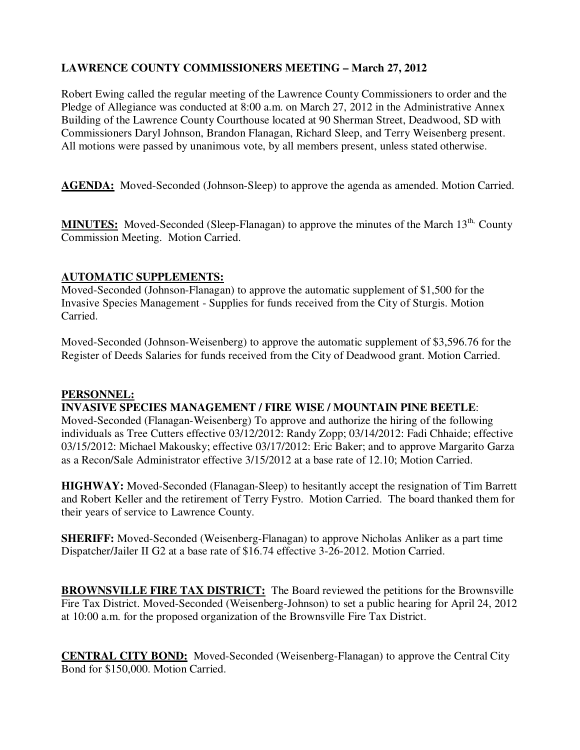**LAWRENCE COUNTY COMMISSIONERS MEETING – March 27, 2012**

Robert Ewing called the regular meeting of the Lawrence County Commissioners to order and the Pledge of Allegiance was conducted at 8:00 a.m. on March 27, 2012 in the Administrative Annex Building of the Lawrence County Courthouse located at 90 Sherman Street, Deadwood, SD with Commissioners Daryl Johnson, Brandon Flanagan, Richard Sleep, and Terry Weisenberg present. All motions were passed by unanimous vote, by all members present, unless stated otherwise.

**AGENDA:** Moved-Seconded (Johnson-Sleep) to approve the agenda as amended. Motion Carried.

**MINUTES:** Moved-Seconded (Sleep-Flanagan) to approve the minutes of the March 13th, County Commission Meeting. Motion Carried.

**AUTOMATIC SUPPLEMENTS:**

Moved-Seconded (Johnson-Flanagan) to approve the automatic supplement of $1,500 for the Invasive Species Management - Supplies for funds received from the City of Sturgis. Motion Carried.

Moved-Seconded (Johnson-Weisenberg) to approve the automatic supplement of $3,596.76 for the Register of Deeds Salaries for funds received from the City of Deadwood grant. Motion Carried.

**PERSONNEL:**

**INVASIVE SPECIES MANAGEMENT / FIRE WISE / MOUNTAIN PINE BEETLE**: Moved-Seconded (Flanagan-Weisenberg) To approve and authorize the hiring of the following individuals as Tree Cutters effective 03/12/2012: Randy Zopp; 03/14/2012: Fadi Chhaide; effective 03/15/2012: Michael Makousky; effective 03/17/2012: Eric Baker; and to approve Margarito Garza as a Recon/Sale Administrator effective 3/15/2012 at a base rate of 12.10; Motion Carried.

**HIGHWAY:** Moved-Seconded (Flanagan-Sleep) to hesitantly accept the resignation of Tim Barrett and Robert Keller and the retirement of Terry Fystro. Motion Carried. The board thanked them for their years of service to Lawrence County.

**SHERIFF:** Moved-Seconded (Weisenberg-Flanagan) to approve Nicholas Anliker as a part time Dispatcher/Jailer II G2 at a base rate of $16.74 effective 3-26-2012. Motion Carried.

**BROWNSVILLE FIRE TAX DISTRICT:** The Board reviewed the petitions for the Brownsville Fire Tax District. Moved-Seconded (Weisenberg-Johnson) to set a public hearing for April 24, 2012 at 10:00 a.m. for the proposed organization of the Brownsville Fire Tax District.

**CENTRAL CITY BOND:** Moved-Seconded (Weisenberg-Flanagan) to approve the Central City Bond for $150,000. Motion Carried.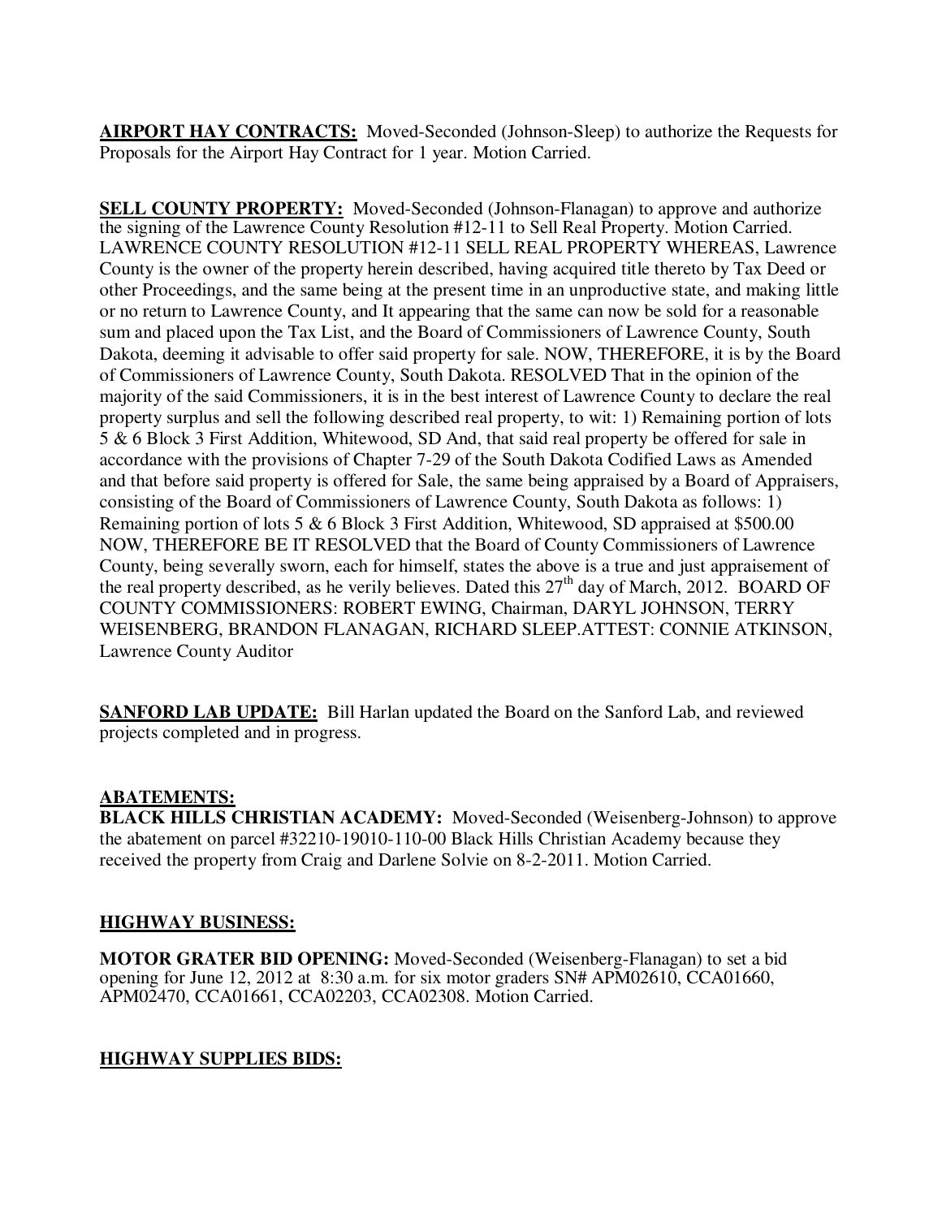**AIRPORT HAY CONTRACTS:** Moved-Seconded (Johnson-Sleep) to authorize the Requests for Proposals for the Airport Hay Contract for 1 year. Motion Carried.

**SELL COUNTY PROPERTY:** Moved-Seconded (Johnson-Flanagan) to approve and authorize the signing of the Lawrence County Resolution #12-11 to Sell Real Property. Motion Carried. LAWRENCE COUNTY RESOLUTION #12-11 SELL REAL PROPERTY WHEREAS, Lawrence County is the owner of the property herein described, having acquired title thereto by Tax Deed or other Proceedings, and the same being at the present time in an unproductive state, and making little or no return to Lawrence County, and It appearing that the same can now be sold for a reasonable sum and placed upon the Tax List, and the Board of Commissioners of Lawrence County, South Dakota, deeming it advisable to offer said property for sale. NOW, THEREFORE, it is by the Board of Commissioners of Lawrence County, South Dakota. RESOLVED That in the opinion of the majority of the said Commissioners, it is in the best interest of Lawrence County to declare the real property surplus and sell the following described real property, to wit: 1) Remaining portion of lots 5 & 6 Block 3 First Addition, Whitewood, SD And, that said real property be offered for sale in accordance with the provisions of Chapter 7-29 of the South Dakota Codified Laws as Amended and that before said property is offered for Sale, the same being appraised by a Board of Appraisers, consisting of the Board of Commissioners of Lawrence County, South Dakota as follows: 1) Remaining portion of lots 5 & 6 Block 3 First Addition, Whitewood, SD appraised at $500.00 NOW, THEREFORE BE IT RESOLVED that the Board of County Commissioners of Lawrence County, being severally sworn, each for himself, states the above is a true and just appraisement of the real property described, as he verily believes. Dated this 27th day of March, 2012. BOARD OF COUNTY COMMISSIONERS: ROBERT EWING, Chairman, DARYL JOHNSON, TERRY WEISENBERG, BRANDON FLANAGAN, RICHARD SLEEP.ATTEST: CONNIE ATKINSON, Lawrence County Auditor

**SANFORD LAB UPDATE:** Bill Harlan updated the Board on the Sanford Lab, and reviewed projects completed and in progress.

**ABATEMENTS:**

**BLACK HILLS CHRISTIAN ACADEMY:** Moved-Seconded (Weisenberg-Johnson) to approve the abatement on parcel #32210-19010-110-00 Black Hills Christian Academy because they received the property from Craig and Darlene Solvie on 8-2-2011. Motion Carried.

**HIGHWAY BUSINESS:**

**MOTOR GRATER BID OPENING:** Moved-Seconded (Weisenberg-Flanagan) to set a bid opening for June 12, 2012 at 8:30 a.m. for six motor graders SN# APM02610, CCA01660, APM02470, CCA01661, CCA02203, CCA02308. Motion Carried.

**HIGHWAY SUPPLIES BIDS:**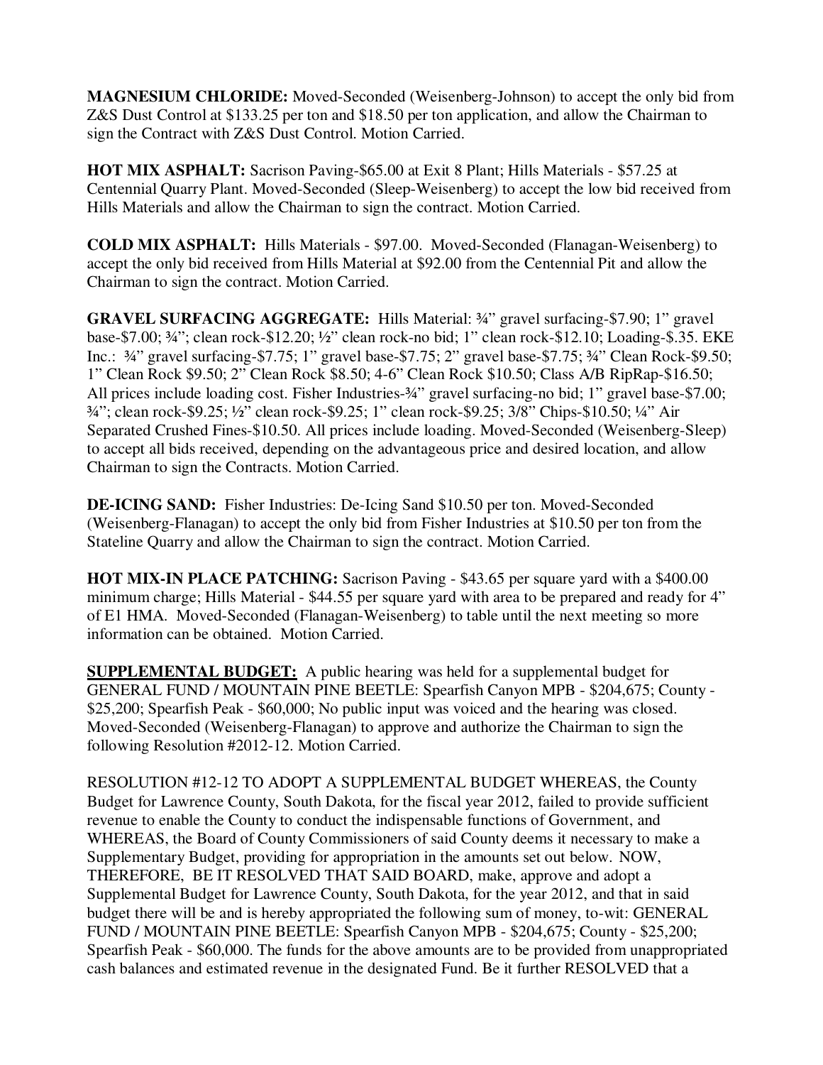**MAGNESIUM CHLORIDE:** Moved-Seconded (Weisenberg-Johnson) to accept the only bid from Z&S Dust Control at $133.25 per ton and $18.50 per ton application, and allow the Chairman to sign the Contract with Z&S Dust Control. Motion Carried.

**HOT MIX ASPHALT:** Sacrison Paving-$65.00 at Exit 8 Plant; Hills Materials - $57.25 at Centennial Quarry Plant. Moved-Seconded (Sleep-Weisenberg) to accept the low bid received from Hills Materials and allow the Chairman to sign the contract. Motion Carried.

**COLD MIX ASPHALT:** Hills Materials - $97.00. Moved-Seconded (Flanagan-Weisenberg) to accept the only bid received from Hills Material at $92.00 from the Centennial Pit and allow the Chairman to sign the contract. Motion Carried.

**GRAVEL SURFACING AGGREGATE:** Hills Material: ¾" gravel surfacing-$7.90; 1" gravel base-$7.00; ¾"; clean rock-$12.20; ½" clean rock-no bid; 1" clean rock-$12.10; Loading-$.35. EKE Inc.: ¾" gravel surfacing-$7.75; 1" gravel base-$7.75; 2" gravel base-$7.75; ¾" Clean Rock-$9.50; 1" Clean Rock $9.50; 2" Clean Rock $8.50; 4-6" Clean Rock $10.50; Class A/B RipRap-$16.50; All prices include loading cost. Fisher Industries-¾" gravel surfacing-no bid; 1" gravel base-$7.00; ¾"; clean rock-$9.25; ½" clean rock-$9.25; 1" clean rock-$9.25; 3/8" Chips-$10.50; ¼" Air Separated Crushed Fines-$10.50. All prices include loading. Moved-Seconded (Weisenberg-Sleep) to accept all bids received, depending on the advantageous price and desired location, and allow Chairman to sign the Contracts. Motion Carried.

**DE-ICING SAND:** Fisher Industries: De-Icing Sand $10.50 per ton. Moved-Seconded (Weisenberg-Flanagan) to accept the only bid from Fisher Industries at $10.50 per ton from the Stateline Quarry and allow the Chairman to sign the contract. Motion Carried.

**HOT MIX-IN PLACE PATCHING:** Sacrison Paving - $43.65 per square yard with a $400.00 minimum charge; Hills Material - $44.55 per square yard with area to be prepared and ready for 4" of E1 HMA. Moved-Seconded (Flanagan-Weisenberg) to table until the next meeting so more information can be obtained. Motion Carried.

**SUPPLEMENTAL BUDGET:** A public hearing was held for a supplemental budget for GENERAL FUND / MOUNTAIN PINE BEETLE: Spearfish Canyon MPB - $204,675; County - $25,200; Spearfish Peak - $60,000; No public input was voiced and the hearing was closed. Moved-Seconded (Weisenberg-Flanagan) to approve and authorize the Chairman to sign the following Resolution #2012-12. Motion Carried.

RESOLUTION #12-12 TO ADOPT A SUPPLEMENTAL BUDGET WHEREAS, the County Budget for Lawrence County, South Dakota, for the fiscal year 2012, failed to provide sufficient revenue to enable the County to conduct the indispensable functions of Government, and WHEREAS, the Board of County Commissioners of said County deems it necessary to make a Supplementary Budget, providing for appropriation in the amounts set out below. NOW, THEREFORE, BE IT RESOLVED THAT SAID BOARD, make, approve and adopt a Supplemental Budget for Lawrence County, South Dakota, for the year 2012, and that in said budget there will be and is hereby appropriated the following sum of money, to-wit: GENERAL FUND / MOUNTAIN PINE BEETLE: Spearfish Canyon MPB - $204,675; County - $25,200; Spearfish Peak - $60,000. The funds for the above amounts are to be provided from unappropriated cash balances and estimated revenue in the designated Fund. Be it further RESOLVED that a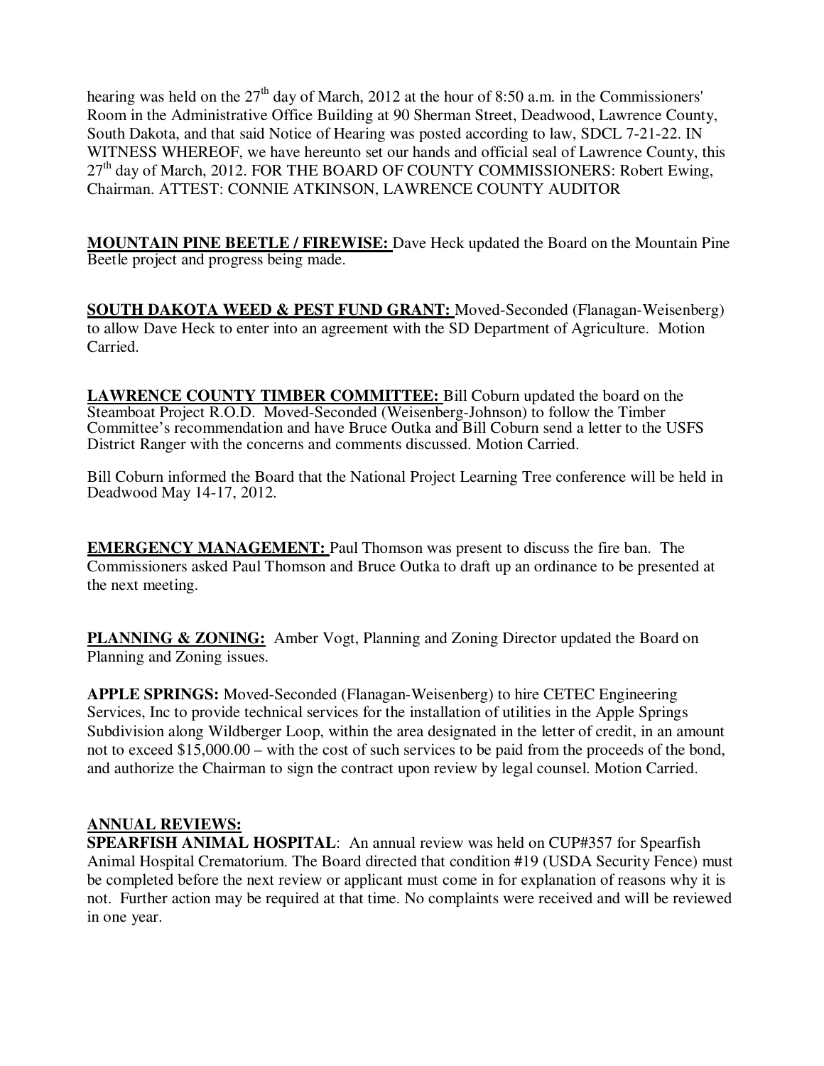hearing was held on the 27th day of March, 2012 at the hour of 8:50 a.m. in the Commissioners' Room in the Administrative Office Building at 90 Sherman Street, Deadwood, Lawrence County, South Dakota, and that said Notice of Hearing was posted according to law, SDCL 7-21-22. IN WITNESS WHEREOF, we have hereunto set our hands and official seal of Lawrence County, this 27th day of March, 2012. FOR THE BOARD OF COUNTY COMMISSIONERS: Robert Ewing, Chairman. ATTEST: CONNIE ATKINSON, LAWRENCE COUNTY AUDITOR

**MOUNTAIN PINE BEETLE / FIREWISE:** Dave Heck updated the Board on the Mountain Pine Beetle project and progress being made.

**SOUTH DAKOTA WEED & PEST FUND GRANT:** Moved-Seconded (Flanagan-Weisenberg) to allow Dave Heck to enter into an agreement with the SD Department of Agriculture. Motion Carried.

**LAWRENCE COUNTY TIMBER COMMITTEE:** Bill Coburn updated the board on the Steamboat Project R.O.D. Moved-Seconded (Weisenberg-Johnson) to follow the Timber Committee's recommendation and have Bruce Outka and Bill Coburn send a letter to the USFS District Ranger with the concerns and comments discussed. Motion Carried.

Bill Coburn informed the Board that the National Project Learning Tree conference will be held in Deadwood May 14-17, 2012.

**EMERGENCY MANAGEMENT:** Paul Thomson was present to discuss the fire ban. The Commissioners asked Paul Thomson and Bruce Outka to draft up an ordinance to be presented at the next meeting.

**PLANNING & ZONING:** Amber Vogt, Planning and Zoning Director updated the Board on Planning and Zoning issues.

**APPLE SPRINGS:** Moved-Seconded (Flanagan-Weisenberg) to hire CETEC Engineering Services, Inc to provide technical services for the installation of utilities in the Apple Springs Subdivision along Wildberger Loop, within the area designated in the letter of credit, in an amount not to exceed $15,000.00 – with the cost of such services to be paid from the proceeds of the bond, and authorize the Chairman to sign the contract upon review by legal counsel. Motion Carried.

**ANNUAL REVIEWS:**

**SPEARFISH ANIMAL HOSPITAL**: An annual review was held on CUP#357 for Spearfish Animal Hospital Crematorium. The Board directed that condition #19 (USDA Security Fence) must be completed before the next review or applicant must come in for explanation of reasons why it is not. Further action may be required at that time. No complaints were received and will be reviewed in one year.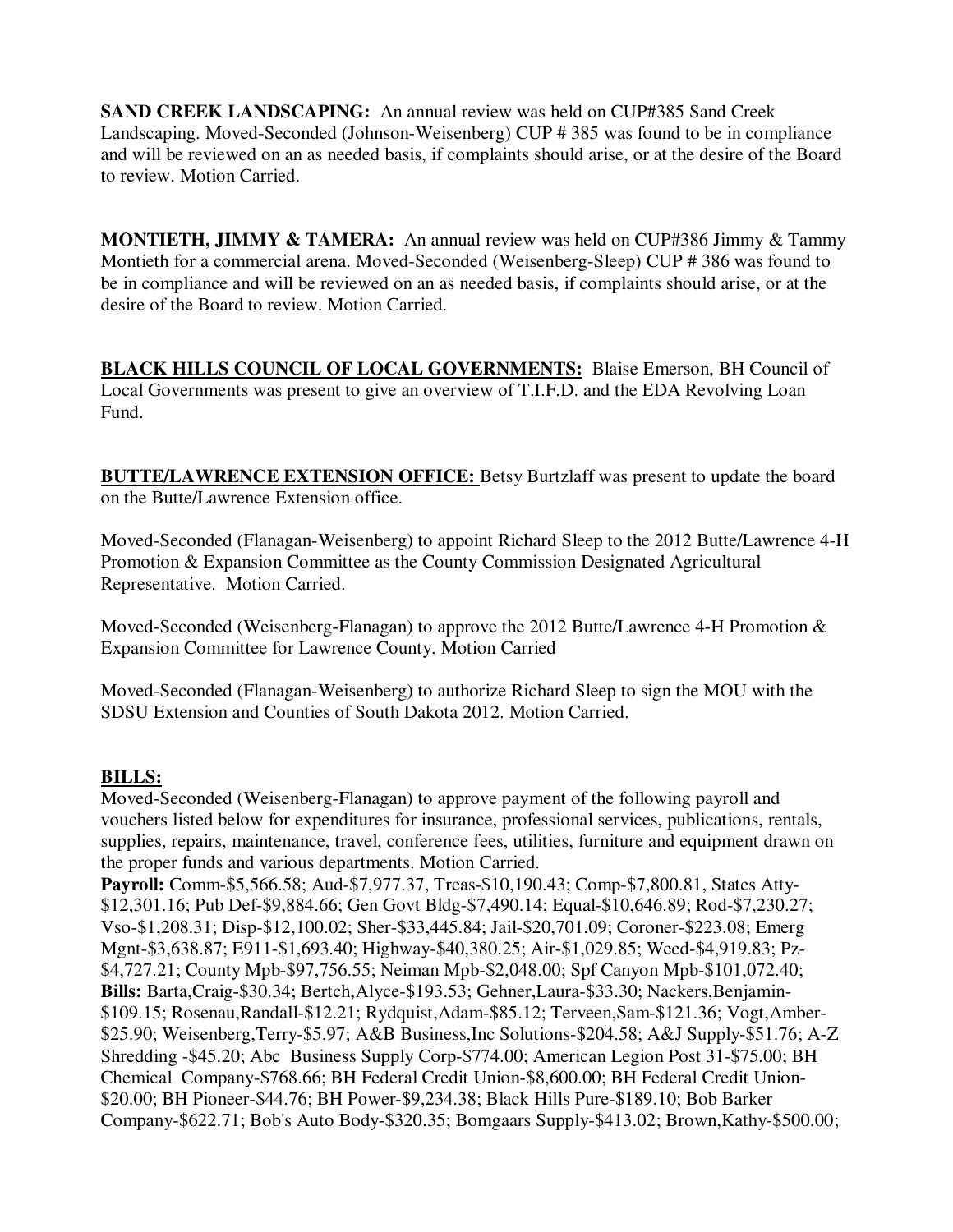**SAND CREEK LANDSCAPING:** An annual review was held on CUP#385 Sand Creek Landscaping. Moved-Seconded (Johnson-Weisenberg) CUP # 385 was found to be in compliance and will be reviewed on an as needed basis, if complaints should arise, or at the desire of the Board to review. Motion Carried.

**MONTIETH, JIMMY & TAMERA:** An annual review was held on CUP#386 Jimmy & Tammy Montieth for a commercial arena. Moved-Seconded (Weisenberg-Sleep) CUP # 386 was found to be in compliance and will be reviewed on an as needed basis, if complaints should arise, or at the desire of the Board to review. Motion Carried.

**BLACK HILLS COUNCIL OF LOCAL GOVERNMENTS:** Blaise Emerson, BH Council of Local Governments was present to give an overview of T.I.F.D. and the EDA Revolving Loan Fund.

**BUTTE/LAWRENCE EXTENSION OFFICE:** Betsy Burtzlaff was present to update the board on the Butte/Lawrence Extension office.

Moved-Seconded (Flanagan-Weisenberg) to appoint Richard Sleep to the 2012 Butte/Lawrence 4-H Promotion & Expansion Committee as the County Commission Designated Agricultural Representative. Motion Carried.

Moved-Seconded (Weisenberg-Flanagan) to approve the 2012 Butte/Lawrence 4-H Promotion & Expansion Committee for Lawrence County. Motion Carried

Moved-Seconded (Flanagan-Weisenberg) to authorize Richard Sleep to sign the MOU with the SDSU Extension and Counties of South Dakota 2012. Motion Carried.

**BILLS:**

Moved-Seconded (Weisenberg-Flanagan) to approve payment of the following payroll and vouchers listed below for expenditures for insurance, professional services, publications, rentals, supplies, repairs, maintenance, travel, conference fees, utilities, furniture and equipment drawn on the proper funds and various departments. Motion Carried.

**Payroll:** Comm-$5,566.58; Aud-$7,977.37, Treas-$10,190.43; Comp-$7,800.81, States Atty-$12,301.16; Pub Def-$9,884.66; Gen Govt Bldg-$7,490.14; Equal-$10,646.89; Rod-$7,230.27; Vso-$1,208.31; Disp-$12,100.02; Sher-$33,445.84; Jail-$20,701.09; Coroner-$223.08; Emerg Mgnt-$3,638.87; E911-$1,693.40; Highway-$40,380.25; Air-$1,029.85; Weed-$4,919.83; Pz-$4,727.21; County Mpb-$97,756.55; Neiman Mpb-$2,048.00; Spf Canyon Mpb-$101,072.40;

**Bills:** Barta,Craig-$30.34; Bertch,Alyce-$193.53; Gehner,Laura-$33.30; Nackers,Benjamin-$109.15; Rosenau,Randall-$12.21; Rydquist,Adam-$85.12; Terveen,Sam-$121.36; Vogt,Amber-$25.90; Weisenberg,Terry-$5.97; A&B Business,Inc Solutions-$204.58; A&J Supply-$51.76; A-Z Shredding -$45.20; Abc Business Supply Corp-$774.00; American Legion Post 31-$75.00; BH Chemical Company-$768.66; BH Federal Credit Union-$8,600.00; BH Federal Credit Union-$20.00; BH Pioneer-$44.76; BH Power-$9,234.38; Black Hills Pure-$189.10; Bob Barker Company-$622.71; Bob's Auto Body-$320.35; Bomgaars Supply-$413.02; Brown,Kathy-$500.00;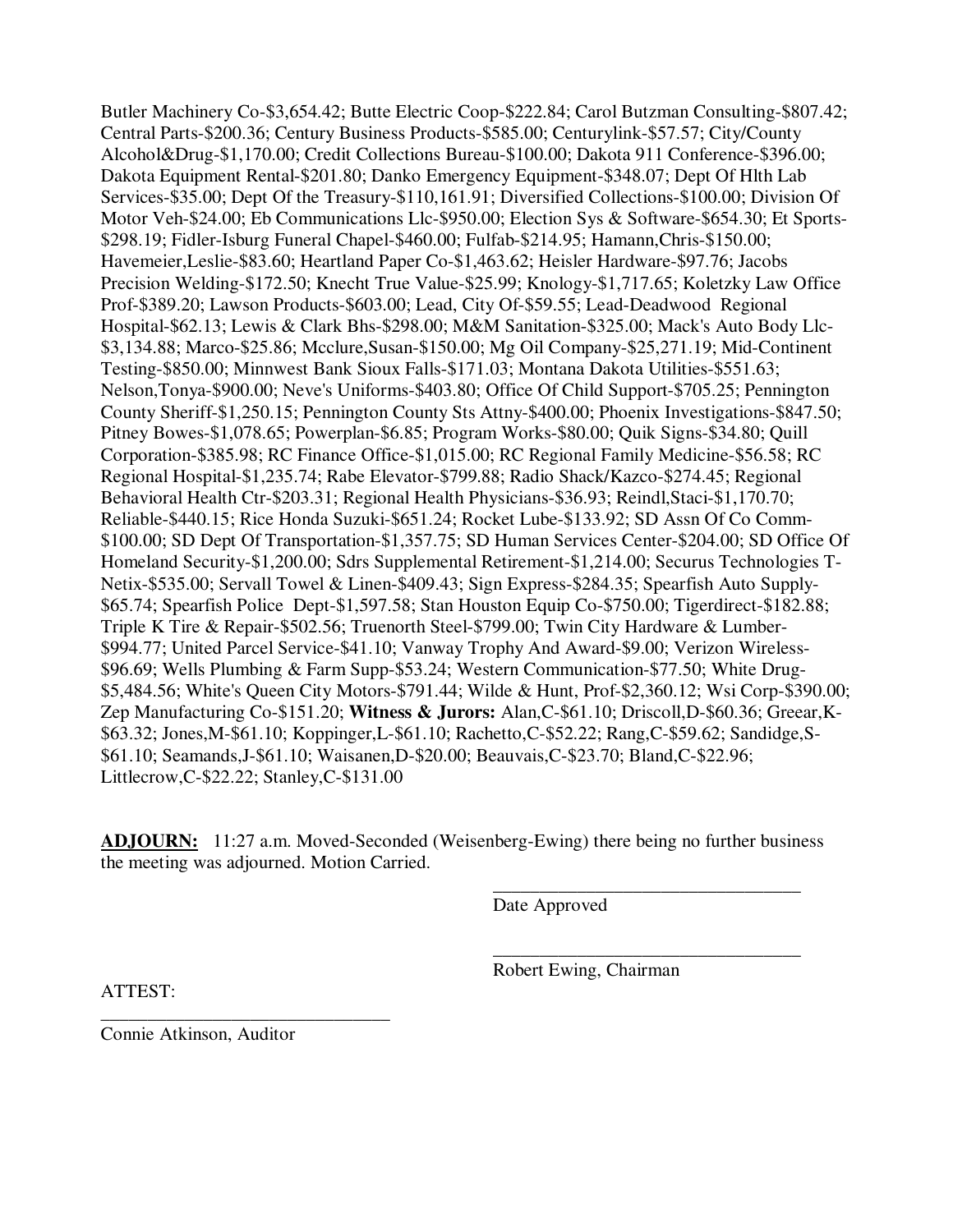Butler Machinery Co-$3,654.42; Butte Electric Coop-$222.84; Carol Butzman Consulting-$807.42; Central Parts-$200.36; Century Business Products-$585.00; Centurylink-$57.57; City/County Alcohol&Drug-$1,170.00; Credit Collections Bureau-$100.00; Dakota 911 Conference-$396.00; Dakota Equipment Rental-$201.80; Danko Emergency Equipment-$348.07; Dept Of Hlth Lab Services-$35.00; Dept Of the Treasury-$110,161.91; Diversified Collections-$100.00; Division Of Motor Veh-$24.00; Eb Communications Llc-$950.00; Election Sys & Software-$654.30; Et Sports-$298.19; Fidler-Isburg Funeral Chapel-$460.00; Fulfab-$214.95; Hamann,Chris-$150.00; Havemeier,Leslie-$83.60; Heartland Paper Co-$1,463.62; Heisler Hardware-$97.76; Jacobs Precision Welding-$172.50; Knecht True Value-$25.99; Knology-$1,717.65; Koletzky Law Office Prof-$389.20; Lawson Products-$603.00; Lead, City Of-$59.55; Lead-Deadwood Regional Hospital-$62.13; Lewis & Clark Bhs-$298.00; M&M Sanitation-$325.00; Mack's Auto Body Llc-$3,134.88; Marco-$25.86; Mcclure,Susan-$150.00; Mg Oil Company-$25,271.19; Mid-Continent Testing-$850.00; Minnwest Bank Sioux Falls-$171.03; Montana Dakota Utilities-$551.63; Nelson,Tonya-$900.00; Neve's Uniforms-$403.80; Office Of Child Support-$705.25; Pennington County Sheriff-$1,250.15; Pennington County Sts Attny-$400.00; Phoenix Investigations-$847.50; Pitney Bowes-$1,078.65; Powerplan-$6.85; Program Works-$80.00; Quik Signs-$34.80; Quill Corporation-$385.98; RC Finance Office-$1,015.00; RC Regional Family Medicine-$56.58; RC Regional Hospital-$1,235.74; Rabe Elevator-$799.88; Radio Shack/Kazco-$274.45; Regional Behavioral Health Ctr-$203.31; Regional Health Physicians-$36.93; Reindl,Staci-$1,170.70; Reliable-$440.15; Rice Honda Suzuki-$651.24; Rocket Lube-$133.92; SD Assn Of Co Comm-$100.00; SD Dept Of Transportation-$1,357.75; SD Human Services Center-$204.00; SD Office Of Homeland Security-$1,200.00; Sdrs Supplemental Retirement-$1,214.00; Securus Technologies T-Netix-$535.00; Servall Towel & Linen-$409.43; Sign Express-$284.35; Spearfish Auto Supply-$65.74; Spearfish Police Dept-$1,597.58; Stan Houston Equip Co-$750.00; Tigerdirect-$182.88; Triple K Tire & Repair-$502.56; Truenorth Steel-$799.00; Twin City Hardware & Lumber-$994.77; United Parcel Service-$41.10; Vanway Trophy And Award-$9.00; Verizon Wireless-$96.69; Wells Plumbing & Farm Supp-$53.24; Western Communication-$77.50; White Drug-$5,484.56; White's Queen City Motors-$791.44; Wilde & Hunt, Prof-$2,360.12; Wsi Corp-$390.00; Zep Manufacturing Co-$151.20; **Witness & Jurors:** Alan,C-$61.10; Driscoll,D-$60.36; Greear,K-$63.32; Jones,M-$61.10; Koppinger,L-$61.10; Rachetto,C-$52.22; Rang,C-$59.62; Sandidge,S-$61.10; Seamands,J-$61.10; Waisanen,D-$20.00; Beauvais,C-$23.70; Bland,C-$22.96; Littlecrow,C-$22.22; Stanley,C-$131.00

**ADJOURN:** 11:27 a.m. Moved-Seconded (Weisenberg-Ewing) there being no further business the meeting was adjourned. Motion Carried.

\_\_\_\_\_\_\_\_\_\_\_\_\_\_\_\_\_\_\_\_\_\_\_\_\_\_\_\_\_\_\_\_\_\_

Date Approved

\_\_\_\_\_\_\_\_\_\_\_\_\_\_\_\_\_\_\_\_\_\_\_\_\_\_\_\_\_\_\_\_\_\_

Robert Ewing, Chairman

ATTEST:

\_\_\_\_\_\_\_\_\_\_\_\_\_\_\_\_\_\_\_\_\_\_\_\_\_\_\_\_\_\_\_\_

Connie Atkinson, Auditor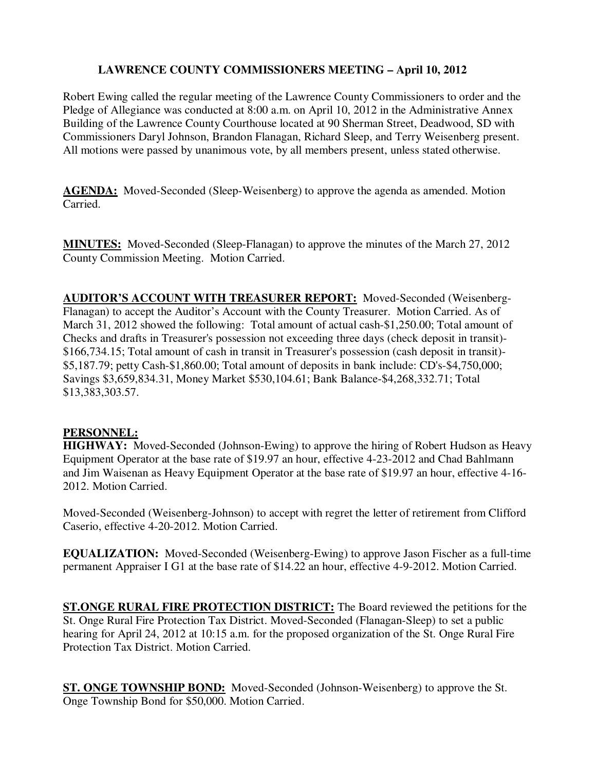## LAWRENCE COUNTY COMMISSIONERS MEETING – April 10, 2012

Robert Ewing called the regular meeting of the Lawrence County Commissioners to order and the Pledge of Allegiance was conducted at 8:00 a.m. on April 10, 2012 in the Administrative Annex Building of the Lawrence County Courthouse located at 90 Sherman Street, Deadwood, SD with Commissioners Daryl Johnson, Brandon Flanagan, Richard Sleep, and Terry Weisenberg present. All motions were passed by unanimous vote, by all members present, unless stated otherwise.

**AGENDA:** Moved-Seconded (Sleep-Weisenberg) to approve the agenda as amended. Motion Carried.

**MINUTES:** Moved-Seconded (Sleep-Flanagan) to approve the minutes of the March 27, 2012 County Commission Meeting. Motion Carried.

**AUDITOR'S ACCOUNT WITH TREASURER REPORT:** Moved-Seconded (Weisenberg-Flanagan) to accept the Auditor's Account with the County Treasurer. Motion Carried. As of March 31, 2012 showed the following: Total amount of actual cash-$1,250.00; Total amount of Checks and drafts in Treasurer's possession not exceeding three days (check deposit in transit)-$166,734.15; Total amount of cash in transit in Treasurer's possession (cash deposit in transit)-$5,187.79; petty Cash-$1,860.00; Total amount of deposits in bank include: CD's-$4,750,000; Savings $3,659,834.31, Money Market $530,104.61; Bank Balance-$4,268,332.71; Total $13,383,303.57.

**PERSONNEL:**

**HIGHWAY:** Moved-Seconded (Johnson-Ewing) to approve the hiring of Robert Hudson as Heavy Equipment Operator at the base rate of $19.97 an hour, effective 4-23-2012 and Chad Bahlmann and Jim Waisenan as Heavy Equipment Operator at the base rate of $19.97 an hour, effective 4-16-2012. Motion Carried.

Moved-Seconded (Weisenberg-Johnson) to accept with regret the letter of retirement from Clifford Caserio, effective 4-20-2012. Motion Carried.

**EQUALIZATION:** Moved-Seconded (Weisenberg-Ewing) to approve Jason Fischer as a full-time permanent Appraiser I G1 at the base rate of $14.22 an hour, effective 4-9-2012. Motion Carried.

**ST.ONGE RURAL FIRE PROTECTION DISTRICT:** The Board reviewed the petitions for the St. Onge Rural Fire Protection Tax District. Moved-Seconded (Flanagan-Sleep) to set a public hearing for April 24, 2012 at 10:15 a.m. for the proposed organization of the St. Onge Rural Fire Protection Tax District. Motion Carried.

**ST. ONGE TOWNSHIP BOND:** Moved-Seconded (Johnson-Weisenberg) to approve the St. Onge Township Bond for $50,000. Motion Carried.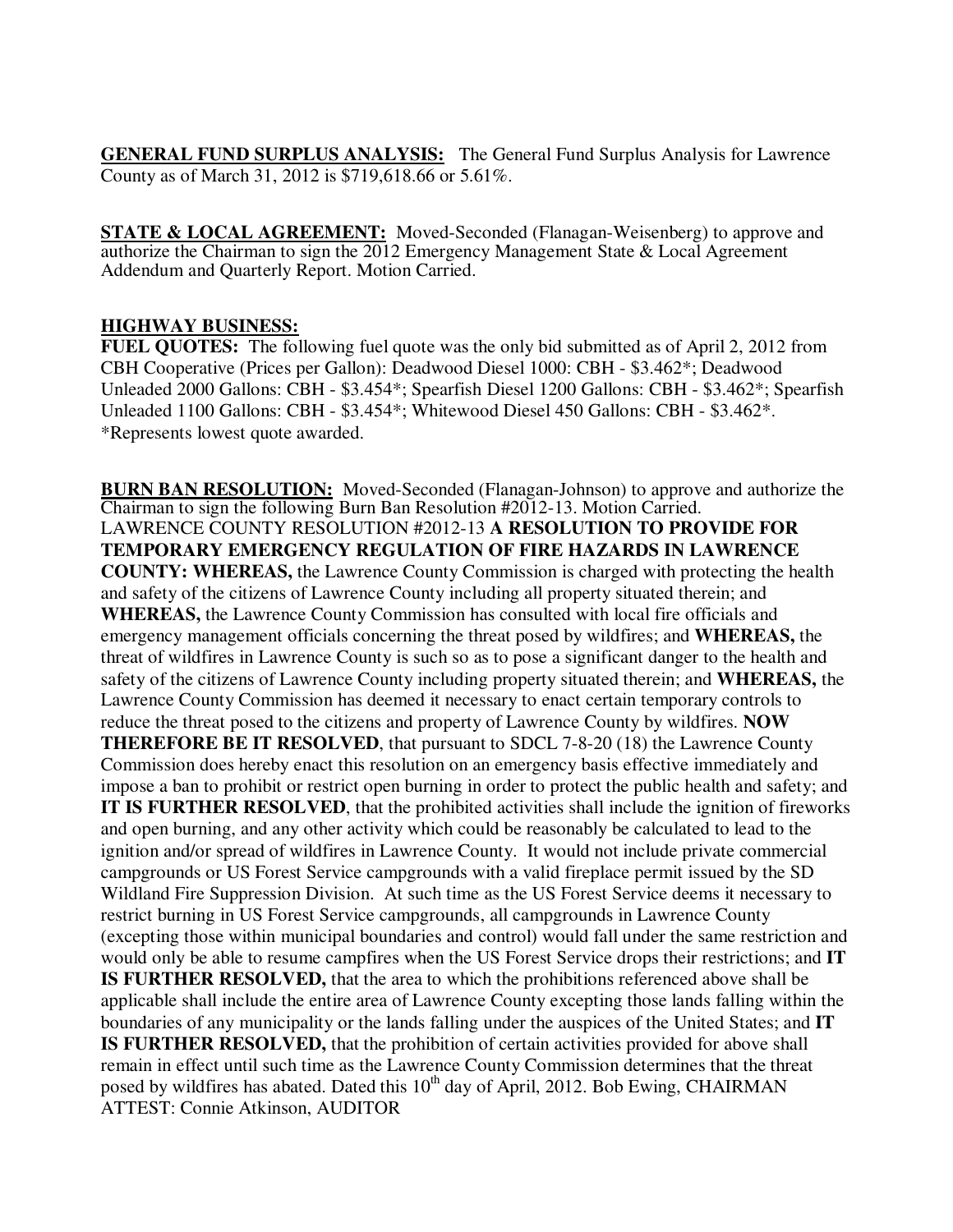**GENERAL FUND SURPLUS ANALYSIS:** The General Fund Surplus Analysis for Lawrence County as of March 31, 2012 is $719,618.66 or 5.61%.

**STATE & LOCAL AGREEMENT:** Moved-Seconded (Flanagan-Weisenberg) to approve and authorize the Chairman to sign the 2012 Emergency Management State & Local Agreement Addendum and Quarterly Report. Motion Carried.

**HIGHWAY BUSINESS:**

**FUEL QUOTES:** The following fuel quote was the only bid submitted as of April 2, 2012 from CBH Cooperative (Prices per Gallon): Deadwood Diesel 1000: CBH - $3.462*; Deadwood Unleaded 2000 Gallons: CBH - $3.454*; Spearfish Diesel 1200 Gallons: CBH - $3.462*; Spearfish Unleaded 1100 Gallons: CBH - $3.454*; Whitewood Diesel 450 Gallons: CBH - $3.462*. *Represents lowest quote awarded.

**BURN BAN RESOLUTION:** Moved-Seconded (Flanagan-Johnson) to approve and authorize the Chairman to sign the following Burn Ban Resolution #2012-13. Motion Carried. LAWRENCE COUNTY RESOLUTION #2012-13 **A RESOLUTION TO PROVIDE FOR TEMPORARY EMERGENCY REGULATION OF FIRE HAZARDS IN LAWRENCE COUNTY: WHEREAS,** the Lawrence County Commission is charged with protecting the health and safety of the citizens of Lawrence County including all property situated therein; and **WHEREAS,** the Lawrence County Commission has consulted with local fire officials and emergency management officials concerning the threat posed by wildfires; and **WHEREAS,** the threat of wildfires in Lawrence County is such so as to pose a significant danger to the health and safety of the citizens of Lawrence County including property situated therein; and **WHEREAS,** the Lawrence County Commission has deemed it necessary to enact certain temporary controls to reduce the threat posed to the citizens and property of Lawrence County by wildfires. **NOW THEREFORE BE IT RESOLVED**, that pursuant to SDCL 7-8-20 (18) the Lawrence County Commission does hereby enact this resolution on an emergency basis effective immediately and impose a ban to prohibit or restrict open burning in order to protect the public health and safety; and **IT IS FURTHER RESOLVED**, that the prohibited activities shall include the ignition of fireworks and open burning, and any other activity which could be reasonably be calculated to lead to the ignition and/or spread of wildfires in Lawrence County. It would not include private commercial campgrounds or US Forest Service campgrounds with a valid fireplace permit issued by the SD Wildland Fire Suppression Division. At such time as the US Forest Service deems it necessary to restrict burning in US Forest Service campgrounds, all campgrounds in Lawrence County (excepting those within municipal boundaries and control) would fall under the same restriction and would only be able to resume campfires when the US Forest Service drops their restrictions; and **IT IS FURTHER RESOLVED,** that the area to which the prohibitions referenced above shall be applicable shall include the entire area of Lawrence County excepting those lands falling within the boundaries of any municipality or the lands falling under the auspices of the United States; and **IT IS FURTHER RESOLVED,** that the prohibition of certain activities provided for above shall remain in effect until such time as the Lawrence County Commission determines that the threat posed by wildfires has abated. Dated this 10th day of April, 2012. Bob Ewing, CHAIRMAN ATTEST: Connie Atkinson, AUDITOR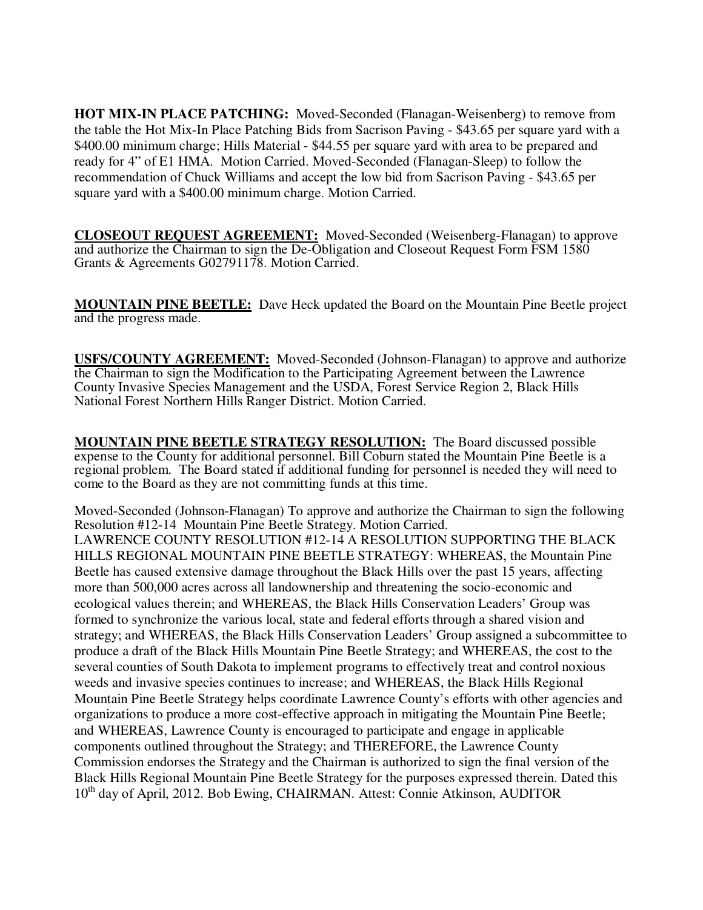**HOT MIX-IN PLACE PATCHING:** Moved-Seconded (Flanagan-Weisenberg) to remove from the table the Hot Mix-In Place Patching Bids from Sacrison Paving - $43.65 per square yard with a $400.00 minimum charge; Hills Material - $44.55 per square yard with area to be prepared and ready for 4" of E1 HMA. Motion Carried. Moved-Seconded (Flanagan-Sleep) to follow the recommendation of Chuck Williams and accept the low bid from Sacrison Paving - $43.65 per square yard with a $400.00 minimum charge. Motion Carried.

**CLOSEOUT REQUEST AGREEMENT:** Moved-Seconded (Weisenberg-Flanagan) to approve and authorize the Chairman to sign the De-Obligation and Closeout Request Form FSM 1580 Grants & Agreements G02791178. Motion Carried.

**MOUNTAIN PINE BEETLE:** Dave Heck updated the Board on the Mountain Pine Beetle project and the progress made.

**USFS/COUNTY AGREEMENT:** Moved-Seconded (Johnson-Flanagan) to approve and authorize the Chairman to sign the Modification to the Participating Agreement between the Lawrence County Invasive Species Management and the USDA, Forest Service Region 2, Black Hills National Forest Northern Hills Ranger District. Motion Carried.

**MOUNTAIN PINE BEETLE STRATEGY RESOLUTION:** The Board discussed possible expense to the County for additional personnel. Bill Coburn stated the Mountain Pine Beetle is a regional problem. The Board stated if additional funding for personnel is needed they will need to come to the Board as they are not committing funds at this time.

Moved-Seconded (Johnson-Flanagan) To approve and authorize the Chairman to sign the following Resolution #12-14 Mountain Pine Beetle Strategy. Motion Carried.
LAWRENCE COUNTY RESOLUTION #12-14 A RESOLUTION SUPPORTING THE BLACK HILLS REGIONAL MOUNTAIN PINE BEETLE STRATEGY: WHEREAS, the Mountain Pine Beetle has caused extensive damage throughout the Black Hills over the past 15 years, affecting more than 500,000 acres across all landownership and threatening the socio-economic and ecological values therein; and WHEREAS, the Black Hills Conservation Leaders' Group was formed to synchronize the various local, state and federal efforts through a shared vision and strategy; and WHEREAS, the Black Hills Conservation Leaders' Group assigned a subcommittee to produce a draft of the Black Hills Mountain Pine Beetle Strategy; and WHEREAS, the cost to the several counties of South Dakota to implement programs to effectively treat and control noxious weeds and invasive species continues to increase; and WHEREAS, the Black Hills Regional Mountain Pine Beetle Strategy helps coordinate Lawrence County's efforts with other agencies and organizations to produce a more cost-effective approach in mitigating the Mountain Pine Beetle; and WHEREAS, Lawrence County is encouraged to participate and engage in applicable components outlined throughout the Strategy; and THEREFORE, the Lawrence County Commission endorses the Strategy and the Chairman is authorized to sign the final version of the Black Hills Regional Mountain Pine Beetle Strategy for the purposes expressed therein. Dated this 10th day of April, 2012. Bob Ewing, CHAIRMAN. Attest: Connie Atkinson, AUDITOR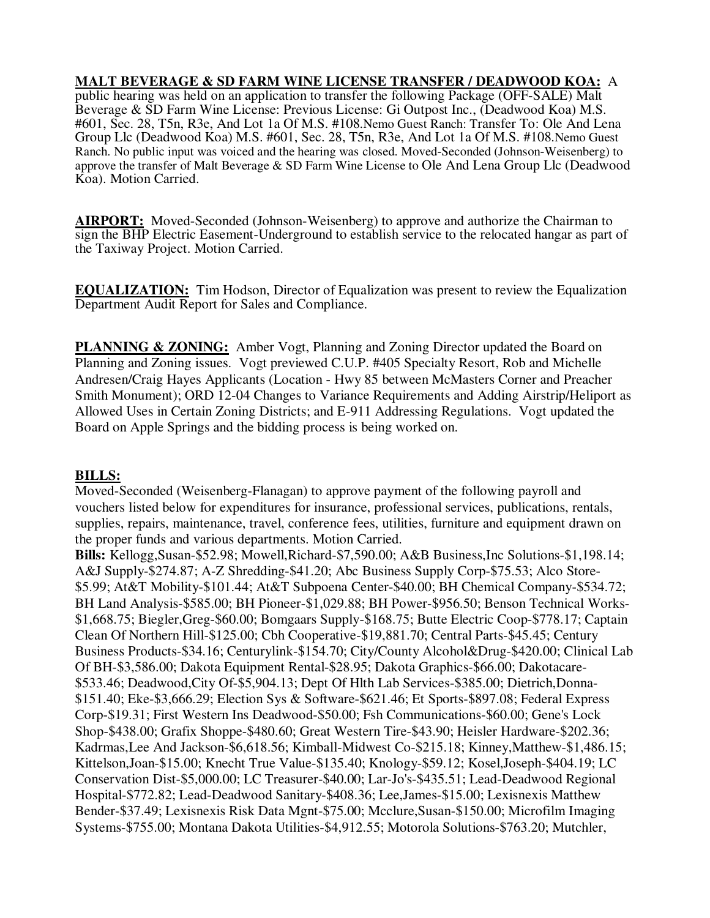**MALT BEVERAGE & SD FARM WINE LICENSE TRANSFER / DEADWOOD KOA:** A public hearing was held on an application to transfer the following Package (OFF-SALE) Malt Beverage & SD Farm Wine License: Previous License: Gi Outpost Inc., (Deadwood Koa) M.S. #601, Sec. 28, T5n, R3e, And Lot 1a Of M.S. #108.Nemo Guest Ranch: Transfer To: Ole And Lena Group Llc (Deadwood Koa) M.S. #601, Sec. 28, T5n, R3e, And Lot 1a Of M.S. #108.Nemo Guest Ranch. No public input was voiced and the hearing was closed. Moved-Seconded (Johnson-Weisenberg) to approve the transfer of Malt Beverage & SD Farm Wine License to Ole And Lena Group Llc (Deadwood Koa). Motion Carried.

**AIRPORT:** Moved-Seconded (Johnson-Weisenberg) to approve and authorize the Chairman to sign the BHP Electric Easement-Underground to establish service to the relocated hangar as part of the Taxiway Project. Motion Carried.

**EQUALIZATION:** Tim Hodson, Director of Equalization was present to review the Equalization Department Audit Report for Sales and Compliance.

**PLANNING & ZONING:** Amber Vogt, Planning and Zoning Director updated the Board on Planning and Zoning issues. Vogt previewed C.U.P. #405 Specialty Resort, Rob and Michelle Andresen/Craig Hayes Applicants (Location - Hwy 85 between McMasters Corner and Preacher Smith Monument); ORD 12-04 Changes to Variance Requirements and Adding Airstrip/Heliport as Allowed Uses in Certain Zoning Districts; and E-911 Addressing Regulations. Vogt updated the Board on Apple Springs and the bidding process is being worked on.

**BILLS:**

Moved-Seconded (Weisenberg-Flanagan) to approve payment of the following payroll and vouchers listed below for expenditures for insurance, professional services, publications, rentals, supplies, repairs, maintenance, travel, conference fees, utilities, furniture and equipment drawn on the proper funds and various departments. Motion Carried.

**Bills:** Kellogg,Susan-$52.98; Mowell,Richard-$7,590.00; A&B Business,Inc Solutions-$1,198.14; A&J Supply-$274.87; A-Z Shredding-$41.20; Abc Business Supply Corp-$75.53; Alco Store-$5.99; At&T Mobility-$101.44; At&T Subpoena Center-$40.00; BH Chemical Company-$534.72; BH Land Analysis-$585.00; BH Pioneer-$1,029.88; BH Power-$956.50; Benson Technical Works-$1,668.75; Biegler,Greg-$60.00; Bomgaars Supply-$168.75; Butte Electric Coop-$778.17; Captain Clean Of Northern Hill-$125.00; Cbh Cooperative-$19,881.70; Central Parts-$45.45; Century Business Products-$34.16; Centurylink-$154.70; City/County Alcohol&Drug-$420.00; Clinical Lab Of BH-$3,586.00; Dakota Equipment Rental-$28.95; Dakota Graphics-$66.00; Dakotacare-$533.46; Deadwood,City Of-$5,904.13; Dept Of Hlth Lab Services-$385.00; Dietrich,Donna-$151.40; Eke-$3,666.29; Election Sys & Software-$621.46; Et Sports-$897.08; Federal Express Corp-$19.31; First Western Ins Deadwood-$50.00; Fsh Communications-$60.00; Gene's Lock Shop-$438.00; Grafix Shoppe-$480.60; Great Western Tire-$43.90; Heisler Hardware-$202.36; Kadrmas,Lee And Jackson-$6,618.56; Kimball-Midwest Co-$215.18; Kinney,Matthew-$1,486.15; Kittelson,Joan-$15.00; Knecht True Value-$135.40; Knology-$59.12; Kosel,Joseph-$404.19; LC Conservation Dist-$5,000.00; LC Treasurer-$40.00; Lar-Jo's-$435.51; Lead-Deadwood Regional Hospital-$772.82; Lead-Deadwood Sanitary-$408.36; Lee,James-$15.00; Lexisnexis Matthew Bender-$37.49; Lexisnexis Risk Data Mgnt-$75.00; Mcclure,Susan-$150.00; Microfilm Imaging Systems-$755.00; Montana Dakota Utilities-$4,912.55; Motorola Solutions-$763.20; Mutchler,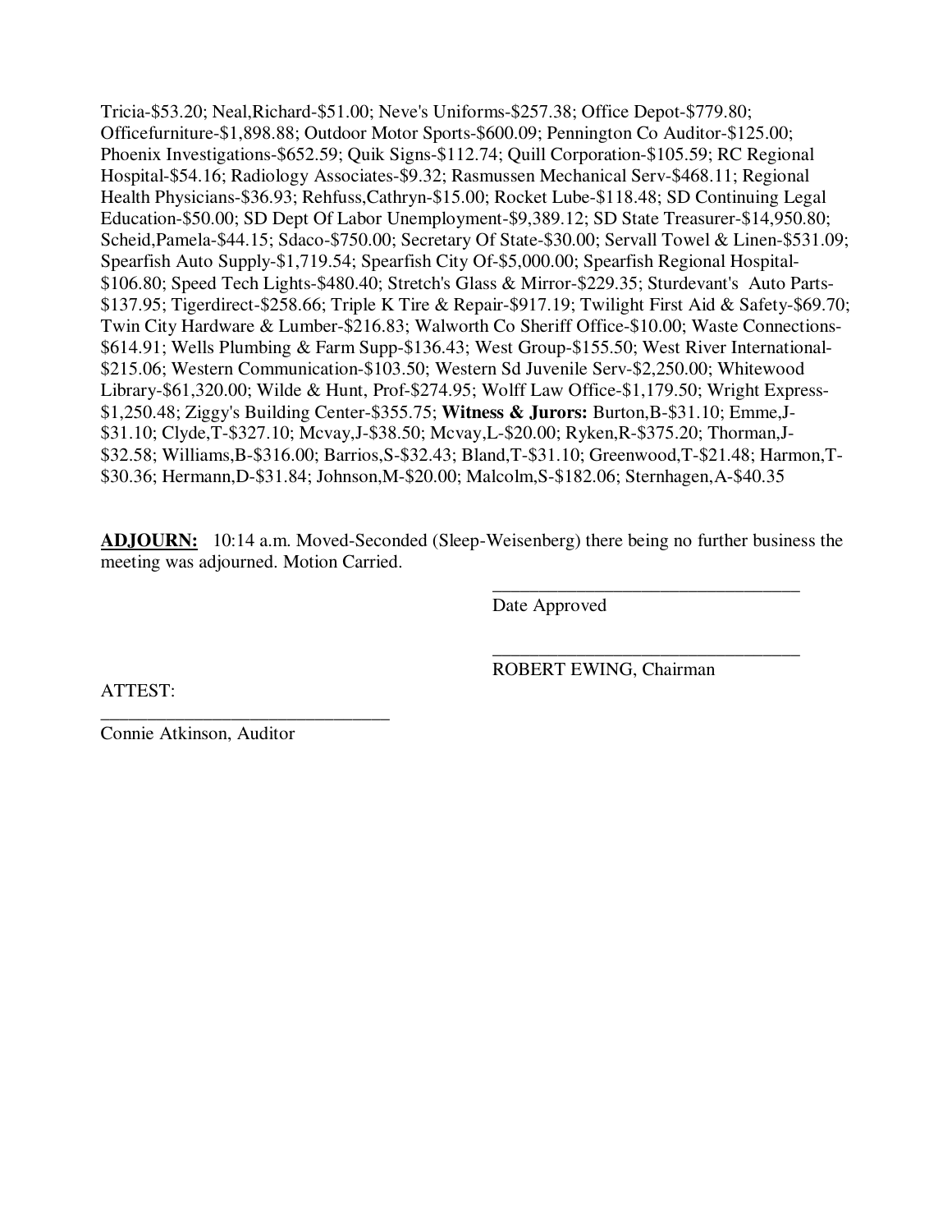Tricia-$53.20; Neal,Richard-$51.00; Neve's Uniforms-$257.38; Office Depot-$779.80; Officefurniture-$1,898.88; Outdoor Motor Sports-$600.09; Pennington Co Auditor-$125.00; Phoenix Investigations-$652.59; Quik Signs-$112.74; Quill Corporation-$105.59; RC Regional Hospital-$54.16; Radiology Associates-$9.32; Rasmussen Mechanical Serv-$468.11; Regional Health Physicians-$36.93; Rehfuss,Cathryn-$15.00; Rocket Lube-$118.48; SD Continuing Legal Education-$50.00; SD Dept Of Labor Unemployment-$9,389.12; SD State Treasurer-$14,950.80; Scheid,Pamela-$44.15; Sdaco-$750.00; Secretary Of State-$30.00; Servall Towel & Linen-$531.09; Spearfish Auto Supply-$1,719.54; Spearfish City Of-$5,000.00; Spearfish Regional Hospital-$106.80; Speed Tech Lights-$480.40; Stretch's Glass & Mirror-$229.35; Sturdevant's Auto Parts-$137.95; Tigerdirect-$258.66; Triple K Tire & Repair-$917.19; Twilight First Aid & Safety-$69.70; Twin City Hardware & Lumber-$216.83; Walworth Co Sheriff Office-$10.00; Waste Connections-$614.91; Wells Plumbing & Farm Supp-$136.43; West Group-$155.50; West River International-$215.06; Western Communication-$103.50; Western Sd Juvenile Serv-$2,250.00; Whitewood Library-$61,320.00; Wilde & Hunt, Prof-$274.95; Wolff Law Office-$1,179.50; Wright Express-$1,250.48; Ziggy's Building Center-$355.75; **Witness & Jurors:** Burton,B-$31.10; Emme,J-$31.10; Clyde,T-$327.10; Mcvay,J-$38.50; Mcvay,L-$20.00; Ryken,R-$375.20; Thorman,J-$32.58; Williams,B-$316.00; Barrios,S-$32.43; Bland,T-$31.10; Greenwood,T-$21.48; Harmon,T-$30.36; Hermann,D-$31.84; Johnson,M-$20.00; Malcolm,S-$182.06; Sternhagen,A-$40.35

**ADJOURN:** 10:14 a.m. Moved-Seconded (Sleep-Weisenberg) there being no further business the meeting was adjourned. Motion Carried.

\_\_\_\_\_\_\_\_\_\_\_\_\_\_\_\_\_\_\_\_\_\_\_\_\_\_\_\_\_\_\_\_\_\_
Date Approved

\_\_\_\_\_\_\_\_\_\_\_\_\_\_\_\_\_\_\_\_\_\_\_\_\_\_\_\_\_\_\_\_\_\_
ROBERT EWING, Chairman

ATTEST:

\_\_\_\_\_\_\_\_\_\_\_\_\_\_\_\_\_\_\_\_\_\_\_\_\_\_\_\_\_\_\_\_
Connie Atkinson, Auditor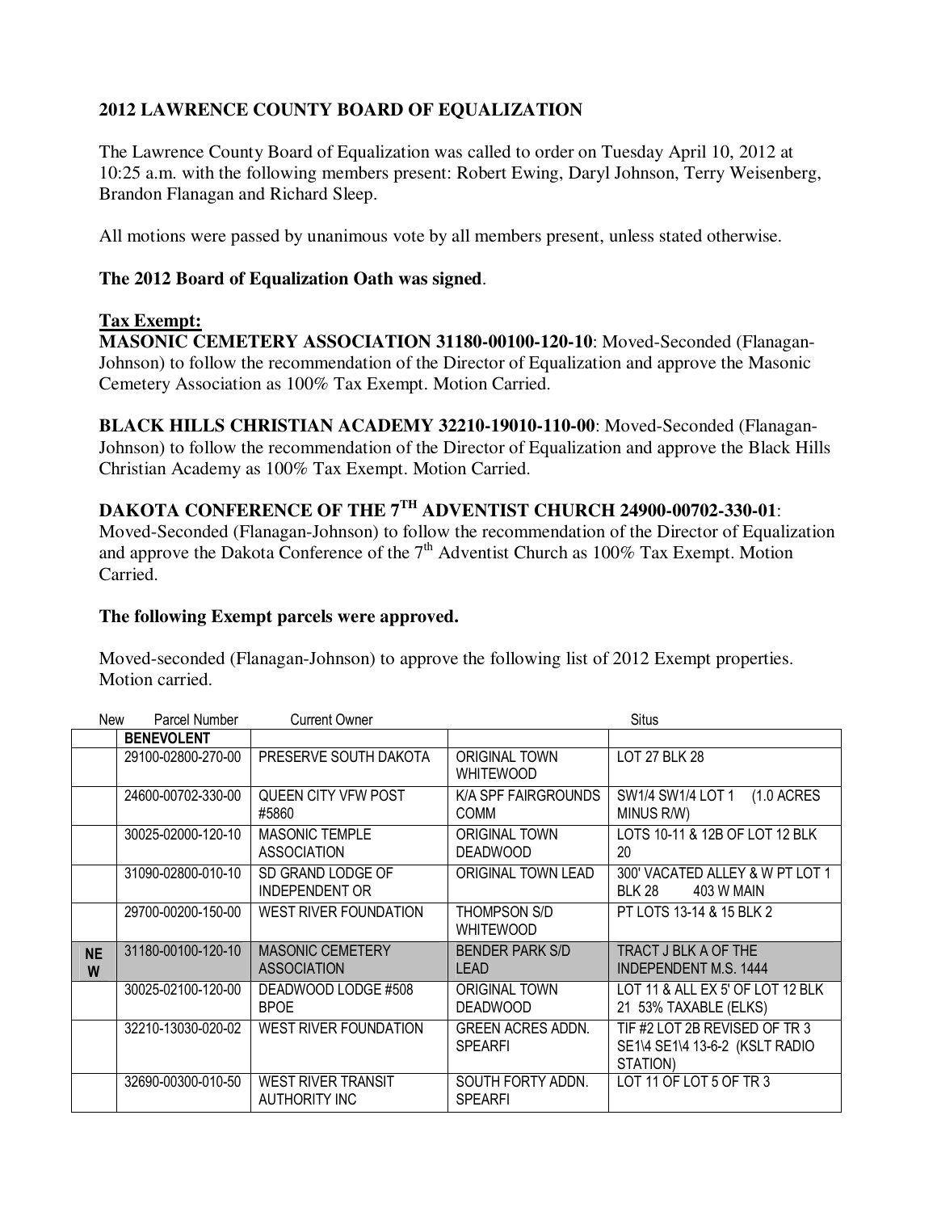## 2012 LAWRENCE COUNTY BOARD OF EQUALIZATION

The Lawrence County Board of Equalization was called to order on Tuesday April 10, 2012 at 10:25 a.m. with the following members present: Robert Ewing, Daryl Johnson, Terry Weisenberg, Brandon Flanagan and Richard Sleep.

All motions were passed by unanimous vote by all members present, unless stated otherwise.

**The 2012 Board of Equalization Oath was signed**.

**Tax Exempt:**

**MASONIC CEMETERY ASSOCIATION 31180-00100-120-10**: Moved-Seconded (Flanagan-Johnson) to follow the recommendation of the Director of Equalization and approve the Masonic Cemetery Association as 100% Tax Exempt. Motion Carried.

**BLACK HILLS CHRISTIAN ACADEMY 32210-19010-110-00**: Moved-Seconded (Flanagan-Johnson) to follow the recommendation of the Director of Equalization and approve the Black Hills Christian Academy as 100% Tax Exempt. Motion Carried.

**DAKOTA CONFERENCE OF THE 7TH ADVENTIST CHURCH 24900-00702-330-01**: Moved-Seconded (Flanagan-Johnson) to follow the recommendation of the Director of Equalization and approve the Dakota Conference of the 7th Adventist Church as 100% Tax Exempt. Motion Carried.

**The following Exempt parcels were approved.**

Moved-seconded (Flanagan-Johnson) to approve the following list of 2012 Exempt properties. Motion carried.

| New | Parcel Number | Current Owner | | Situs |
|---|---|---|---|---|
| | **BENEVOLENT** | | | |
| | 29100-02800-270-00 | PRESERVE SOUTH DAKOTA | ORIGINAL TOWN WHITEWOOD | LOT 27 BLK 28 |
| | 24600-00702-330-00 | QUEEN CITY VFW POST #5860 | K/A SPF FAIRGROUNDS COMM | SW1/4 SW1/4 LOT 1 (1.0 ACRES MINUS R/W) |
| | 30025-02000-120-10 | MASONIC TEMPLE ASSOCIATION | ORIGINAL TOWN DEADWOOD | LOTS 10-11 & 12B OF LOT 12 BLK 20 |
| | 31090-02800-010-10 | SD GRAND LODGE OF INDEPENDENT OR | ORIGINAL TOWN LEAD | 300' VACATED ALLEY & W PT LOT 1 BLK 28 403 W MAIN |
| | 29700-00200-150-00 | WEST RIVER FOUNDATION | THOMPSON S/D WHITEWOOD | PT LOTS 13-14 & 15 BLK 2 |
| NEW | 31180-00100-120-10 | MASONIC CEMETERY ASSOCIATION | BENDER PARK S/D LEAD | TRACT J BLK A OF THE INDEPENDENT M.S. 1444 |
| | 30025-02100-120-00 | DEADWOOD LODGE #508 BPOE | ORIGINAL TOWN DEADWOOD | LOT 11 & ALL EX 5' OF LOT 12 BLK 21 53% TAXABLE (ELKS) |
| | 32210-13030-020-02 | WEST RIVER FOUNDATION | GREEN ACRES ADDN. SPEARFI | TIF #2 LOT 2B REVISED OF TR 3 SE1\4 SE1\4 13-6-2 (KSLT RADIO STATION) |
| | 32690-00300-010-50 | WEST RIVER TRANSIT AUTHORITY INC | SOUTH FORTY ADDN. SPEARFI | LOT 11 OF LOT 5 OF TR 3 |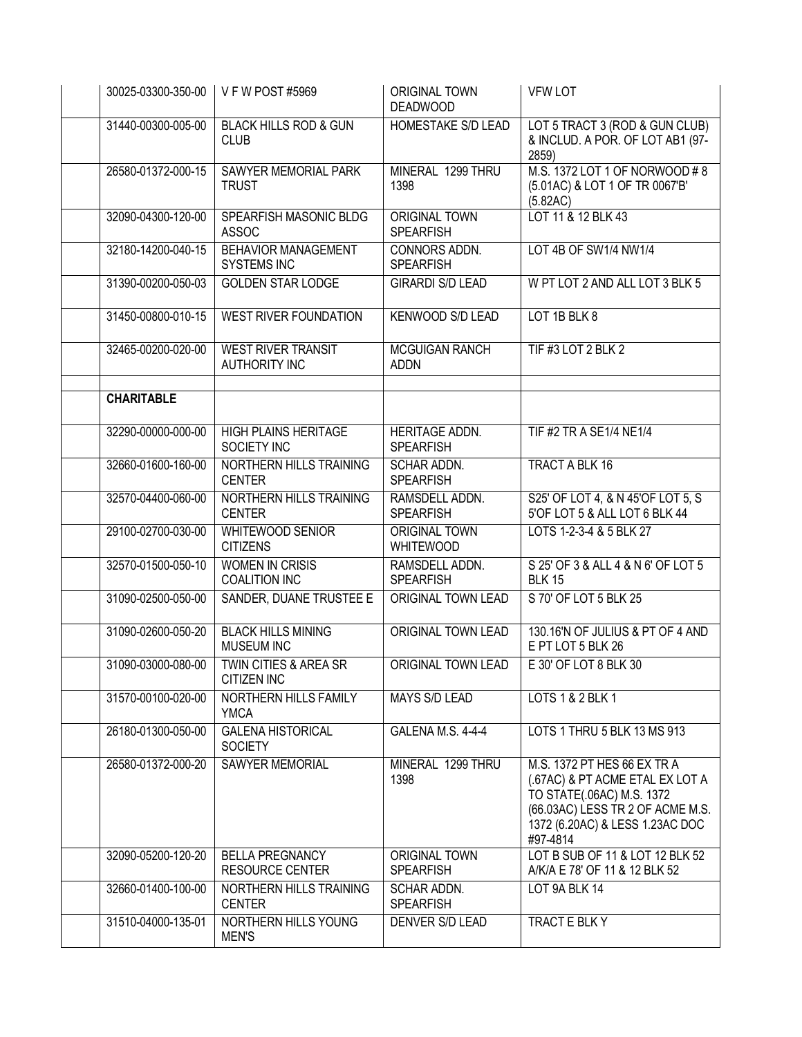| | | | | |
|---|---|---|---|---|
| | 30025-03300-350-00 | V F W POST #5969 | ORIGINAL TOWN DEADWOOD | VFW LOT |
| | 31440-00300-005-00 | BLACK HILLS ROD & GUN CLUB | HOMESTAKE S/D LEAD | LOT 5 TRACT 3 (ROD & GUN CLUB) & INCLUD. A POR. OF LOT AB1 (97-2859) |
| | 26580-01372-000-15 | SAWYER MEMORIAL PARK TRUST | MINERAL 1299 THRU 1398 | M.S. 1372 LOT 1 OF NORWOOD # 8 (5.01AC) & LOT 1 OF TR 0067'B' (5.82AC) |
| | 32090-04300-120-00 | SPEARFISH MASONIC BLDG ASSOC | ORIGINAL TOWN SPEARFISH | LOT 11 & 12 BLK 43 |
| | 32180-14200-040-15 | BEHAVIOR MANAGEMENT SYSTEMS INC | CONNORS ADDN. SPEARFISH | LOT 4B OF SW1/4 NW1/4 |
| | 31390-00200-050-03 | GOLDEN STAR LODGE | GIRARDI S/D LEAD | W PT LOT 2 AND ALL LOT 3 BLK 5 |
| | 31450-00800-010-15 | WEST RIVER FOUNDATION | KENWOOD S/D LEAD | LOT 1B BLK 8 |
| | 32465-00200-020-00 | WEST RIVER TRANSIT AUTHORITY INC | MCGUIGAN RANCH ADDN | TIF #3 LOT 2 BLK 2 |
| | | | | |
| | **CHARITABLE** | | | |
| | 32290-00000-000-00 | HIGH PLAINS HERITAGE SOCIETY INC | HERITAGE ADDN. SPEARFISH | TIF #2 TR A SE1/4 NE1/4 |
| | 32660-01600-160-00 | NORTHERN HILLS TRAINING CENTER | SCHAR ADDN. SPEARFISH | TRACT A BLK 16 |
| | 32570-04400-060-00 | NORTHERN HILLS TRAINING CENTER | RAMSDELL ADDN. SPEARFISH | S25' OF LOT 4, & N 45'OF LOT 5, S 5'OF LOT 5 & ALL LOT 6 BLK 44 |
| | 29100-02700-030-00 | WHITEWOOD SENIOR CITIZENS | ORIGINAL TOWN WHITEWOOD | LOTS 1-2-3-4 & 5 BLK 27 |
| | 32570-01500-050-10 | WOMEN IN CRISIS COALITION INC | RAMSDELL ADDN. SPEARFISH | S 25' OF 3 & ALL 4 & N 6' OF LOT 5 BLK 15 |
| | 31090-02500-050-00 | SANDER, DUANE TRUSTEE E | ORIGINAL TOWN LEAD | S 70' OF LOT 5 BLK 25 |
| | 31090-02600-050-20 | BLACK HILLS MINING MUSEUM INC | ORIGINAL TOWN LEAD | 130.16'N OF JULIUS & PT OF 4 AND E PT LOT 5 BLK 26 |
| | 31090-03000-080-00 | TWIN CITIES & AREA SR CITIZEN INC | ORIGINAL TOWN LEAD | E 30' OF LOT 8 BLK 30 |
| | 31570-00100-020-00 | NORTHERN HILLS FAMILY YMCA | MAYS S/D LEAD | LOTS 1 & 2 BLK 1 |
| | 26180-01300-050-00 | GALENA HISTORICAL SOCIETY | GALENA M.S. 4-4-4 | LOTS 1 THRU 5 BLK 13 MS 913 |
| | 26580-01372-000-20 | SAWYER MEMORIAL | MINERAL 1299 THRU 1398 | M.S. 1372 PT HES 66 EX TR A (.67AC) & PT ACME ETAL EX LOT A TO STATE(.06AC) M.S. 1372 (66.03AC) LESS TR 2 OF ACME M.S. 1372 (6.20AC) & LESS 1.23AC DOC #97-4814 |
| | 32090-05200-120-20 | BELLA PREGNANCY RESOURCE CENTER | ORIGINAL TOWN SPEARFISH | LOT B SUB OF 11 & LOT 12 BLK 52 A/K/A E 78' OF 11 & 12 BLK 52 |
| | 32660-01400-100-00 | NORTHERN HILLS TRAINING CENTER | SCHAR ADDN. SPEARFISH | LOT 9A BLK 14 |
| | 31510-04000-135-01 | NORTHERN HILLS YOUNG MEN'S | DENVER S/D LEAD | TRACT E BLK Y |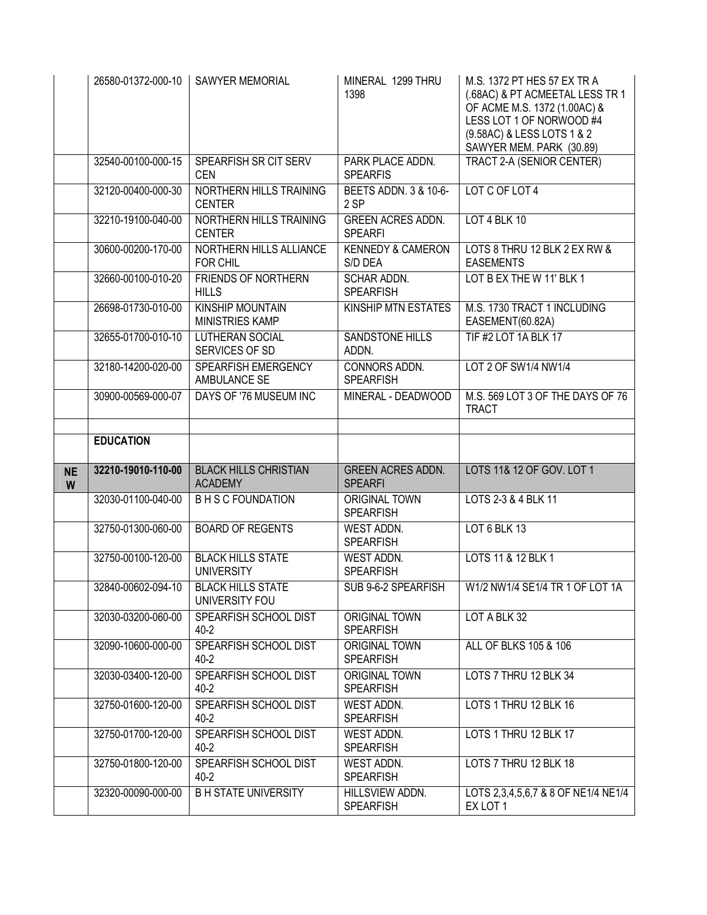| | | | | |
|---|---|---|---|---|
| | 26580-01372-000-10 | SAWYER MEMORIAL | MINERAL 1299 THRU 1398 | M.S. 1372 PT HES 57 EX TR A (.68AC) & PT ACMEETAL LESS TR 1 OF ACME M.S. 1372 (1.00AC) & LESS LOT 1 OF NORWOOD #4 (9.58AC) & LESS LOTS 1 & 2 SAWYER MEM. PARK (30.89) |
| | 32540-00100-000-15 | SPEARFISH SR CIT SERV CEN | PARK PLACE ADDN. SPEARFIS | TRACT 2-A (SENIOR CENTER) |
| | 32120-00400-000-30 | NORTHERN HILLS TRAINING CENTER | BEETS ADDN. 3 & 10-6-2 SP | LOT C OF LOT 4 |
| | 32210-19100-040-00 | NORTHERN HILLS TRAINING CENTER | GREEN ACRES ADDN. SPEARFI | LOT 4 BLK 10 |
| | 30600-00200-170-00 | NORTHERN HILLS ALLIANCE FOR CHIL | KENNEDY & CAMERON S/D DEA | LOTS 8 THRU 12 BLK 2 EX RW & EASEMENTS |
| | 32660-00100-010-20 | FRIENDS OF NORTHERN HILLS | SCHAR ADDN. SPEARFISH | LOT B EX THE W 11' BLK 1 |
| | 26698-01730-010-00 | KINSHIP MOUNTAIN MINISTRIES KAMP | KINSHIP MTN ESTATES | M.S. 1730 TRACT 1 INCLUDING EASEMENT(60.82A) |
| | 32655-01700-010-10 | LUTHERAN SOCIAL SERVICES OF SD | SANDSTONE HILLS ADDN. | TIF #2 LOT 1A BLK 17 |
| | 32180-14200-020-00 | SPEARFISH EMERGENCY AMBULANCE SE | CONNORS ADDN. SPEARFISH | LOT 2 OF SW1/4 NW1/4 |
| | 30900-00569-000-07 | DAYS OF '76 MUSEUM INC | MINERAL - DEADWOOD | M.S. 569 LOT 3 OF THE DAYS OF 76 TRACT |
| | | | | |
| | **EDUCATION** | | | |
| **NEW** | **32210-19010-110-00** | BLACK HILLS CHRISTIAN ACADEMY | GREEN ACRES ADDN. SPEARFI | LOTS 11& 12 OF GOV. LOT 1 |
| | 32030-01100-040-00 | B H S C FOUNDATION | ORIGINAL TOWN SPEARFISH | LOTS 2-3 & 4 BLK 11 |
| | 32750-01300-060-00 | BOARD OF REGENTS | WEST ADDN. SPEARFISH | LOT 6 BLK 13 |
| | 32750-00100-120-00 | BLACK HILLS STATE UNIVERSITY | WEST ADDN. SPEARFISH | LOTS 11 & 12 BLK 1 |
| | 32840-00602-094-10 | BLACK HILLS STATE UNIVERSITY FOU | SUB 9-6-2 SPEARFISH | W1/2 NW1/4 SE1/4 TR 1 OF LOT 1A |
| | 32030-03200-060-00 | SPEARFISH SCHOOL DIST 40-2 | ORIGINAL TOWN SPEARFISH | LOT A BLK 32 |
| | 32090-10600-000-00 | SPEARFISH SCHOOL DIST 40-2 | ORIGINAL TOWN SPEARFISH | ALL OF BLKS 105 & 106 |
| | 32030-03400-120-00 | SPEARFISH SCHOOL DIST 40-2 | ORIGINAL TOWN SPEARFISH | LOTS 7 THRU 12 BLK 34 |
| | 32750-01600-120-00 | SPEARFISH SCHOOL DIST 40-2 | WEST ADDN. SPEARFISH | LOTS 1 THRU 12 BLK 16 |
| | 32750-01700-120-00 | SPEARFISH SCHOOL DIST 40-2 | WEST ADDN. SPEARFISH | LOTS 1 THRU 12 BLK 17 |
| | 32750-01800-120-00 | SPEARFISH SCHOOL DIST 40-2 | WEST ADDN. SPEARFISH | LOTS 7 THRU 12 BLK 18 |
| | 32320-00090-000-00 | B H STATE UNIVERSITY | HILLSVIEW ADDN. SPEARFISH | LOTS 2,3,4,5,6,7 & 8 OF NE1/4 NE1/4 EX LOT 1 |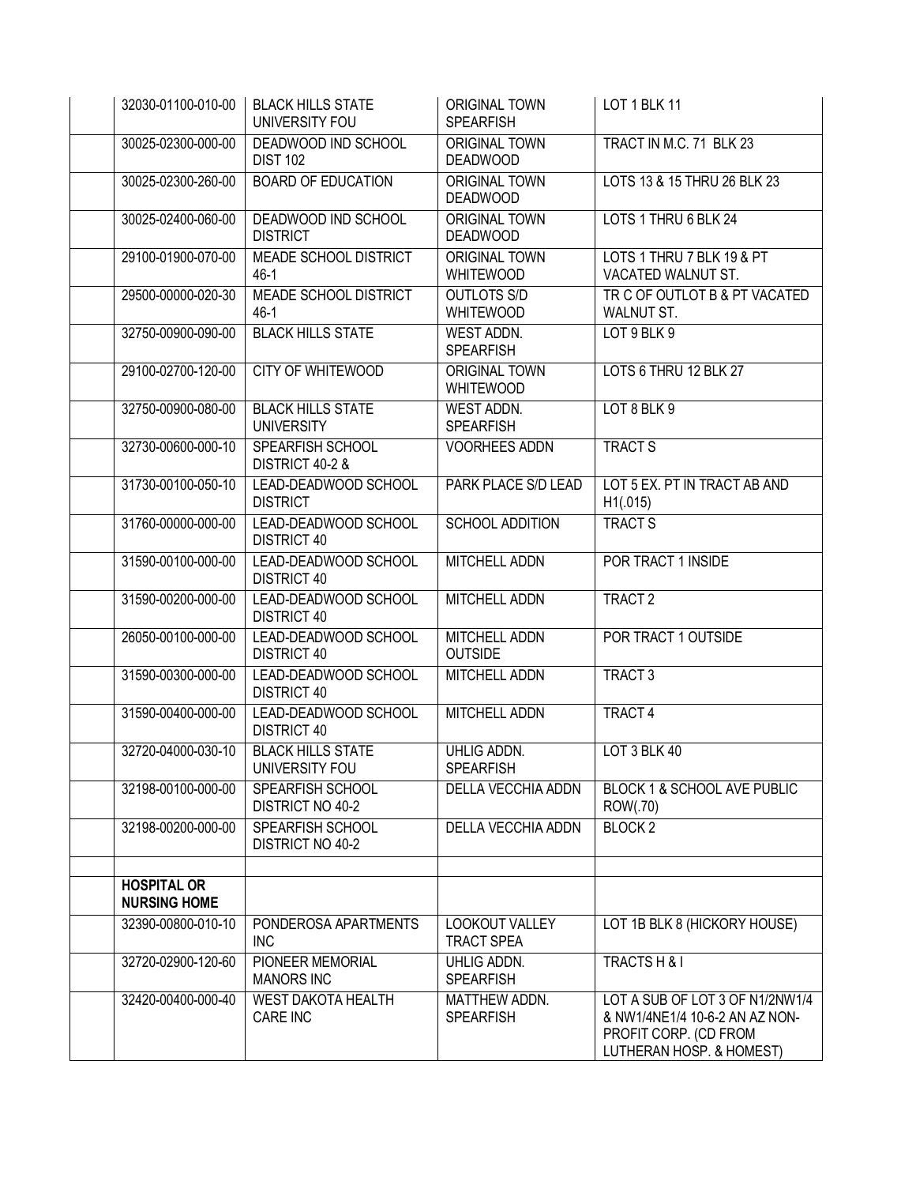| | | | |
|---|---|---|---|
| 32030-01100-010-00 | BLACK HILLS STATE UNIVERSITY FOU | ORIGINAL TOWN SPEARFISH | LOT 1 BLK 11 |
| 30025-02300-000-00 | DEADWOOD IND SCHOOL DIST 102 | ORIGINAL TOWN DEADWOOD | TRACT IN M.C. 71 BLK 23 |
| 30025-02300-260-00 | BOARD OF EDUCATION | ORIGINAL TOWN DEADWOOD | LOTS 13 & 15 THRU 26 BLK 23 |
| 30025-02400-060-00 | DEADWOOD IND SCHOOL DISTRICT | ORIGINAL TOWN DEADWOOD | LOTS 1 THRU 6 BLK 24 |
| 29100-01900-070-00 | MEADE SCHOOL DISTRICT 46-1 | ORIGINAL TOWN WHITEWOOD | LOTS 1 THRU 7 BLK 19 & PT VACATED WALNUT ST. |
| 29500-00000-020-30 | MEADE SCHOOL DISTRICT 46-1 | OUTLOTS S/D WHITEWOOD | TR C OF OUTLOT B & PT VACATED WALNUT ST. |
| 32750-00900-090-00 | BLACK HILLS STATE | WEST ADDN. SPEARFISH | LOT 9 BLK 9 |
| 29100-02700-120-00 | CITY OF WHITEWOOD | ORIGINAL TOWN WHITEWOOD | LOTS 6 THRU 12 BLK 27 |
| 32750-00900-080-00 | BLACK HILLS STATE UNIVERSITY | WEST ADDN. SPEARFISH | LOT 8 BLK 9 |
| 32730-00600-000-10 | SPEARFISH SCHOOL DISTRICT 40-2 & | VOORHEES ADDN | TRACT S |
| 31730-00100-050-10 | LEAD-DEADWOOD SCHOOL DISTRICT | PARK PLACE S/D LEAD | LOT 5 EX. PT IN TRACT AB AND H1(.015) |
| 31760-00000-000-00 | LEAD-DEADWOOD SCHOOL DISTRICT 40 | SCHOOL ADDITION | TRACT S |
| 31590-00100-000-00 | LEAD-DEADWOOD SCHOOL DISTRICT 40 | MITCHELL ADDN | POR TRACT 1 INSIDE |
| 31590-00200-000-00 | LEAD-DEADWOOD SCHOOL DISTRICT 40 | MITCHELL ADDN | TRACT 2 |
| 26050-00100-000-00 | LEAD-DEADWOOD SCHOOL DISTRICT 40 | MITCHELL ADDN OUTSIDE | POR TRACT 1 OUTSIDE |
| 31590-00300-000-00 | LEAD-DEADWOOD SCHOOL DISTRICT 40 | MITCHELL ADDN | TRACT 3 |
| 31590-00400-000-00 | LEAD-DEADWOOD SCHOOL DISTRICT 40 | MITCHELL ADDN | TRACT 4 |
| 32720-04000-030-10 | BLACK HILLS STATE UNIVERSITY FOU | UHLIG ADDN. SPEARFISH | LOT 3 BLK 40 |
| 32198-00100-000-00 | SPEARFISH SCHOOL DISTRICT NO 40-2 | DELLA VECCHIA ADDN | BLOCK 1 & SCHOOL AVE PUBLIC ROW(.70) |
| 32198-00200-000-00 | SPEARFISH SCHOOL DISTRICT NO 40-2 | DELLA VECCHIA ADDN | BLOCK 2 |
| | | | |
| **HOSPITAL OR NURSING HOME** | | | |
| 32390-00800-010-10 | PONDEROSA APARTMENTS INC | LOOKOUT VALLEY TRACT SPEA | LOT 1B BLK 8 (HICKORY HOUSE) |
| 32720-02900-120-60 | PIONEER MEMORIAL MANORS INC | UHLIG ADDN. SPEARFISH | TRACTS H & I |
| 32420-00400-000-40 | WEST DAKOTA HEALTH CARE INC | MATTHEW ADDN. SPEARFISH | LOT A SUB OF LOT 3 OF N1/2NW1/4 & NW1/4NE1/4 10-6-2 AN AZ NON-PROFIT CORP. (CD FROM LUTHERAN HOSP. & HOMEST) |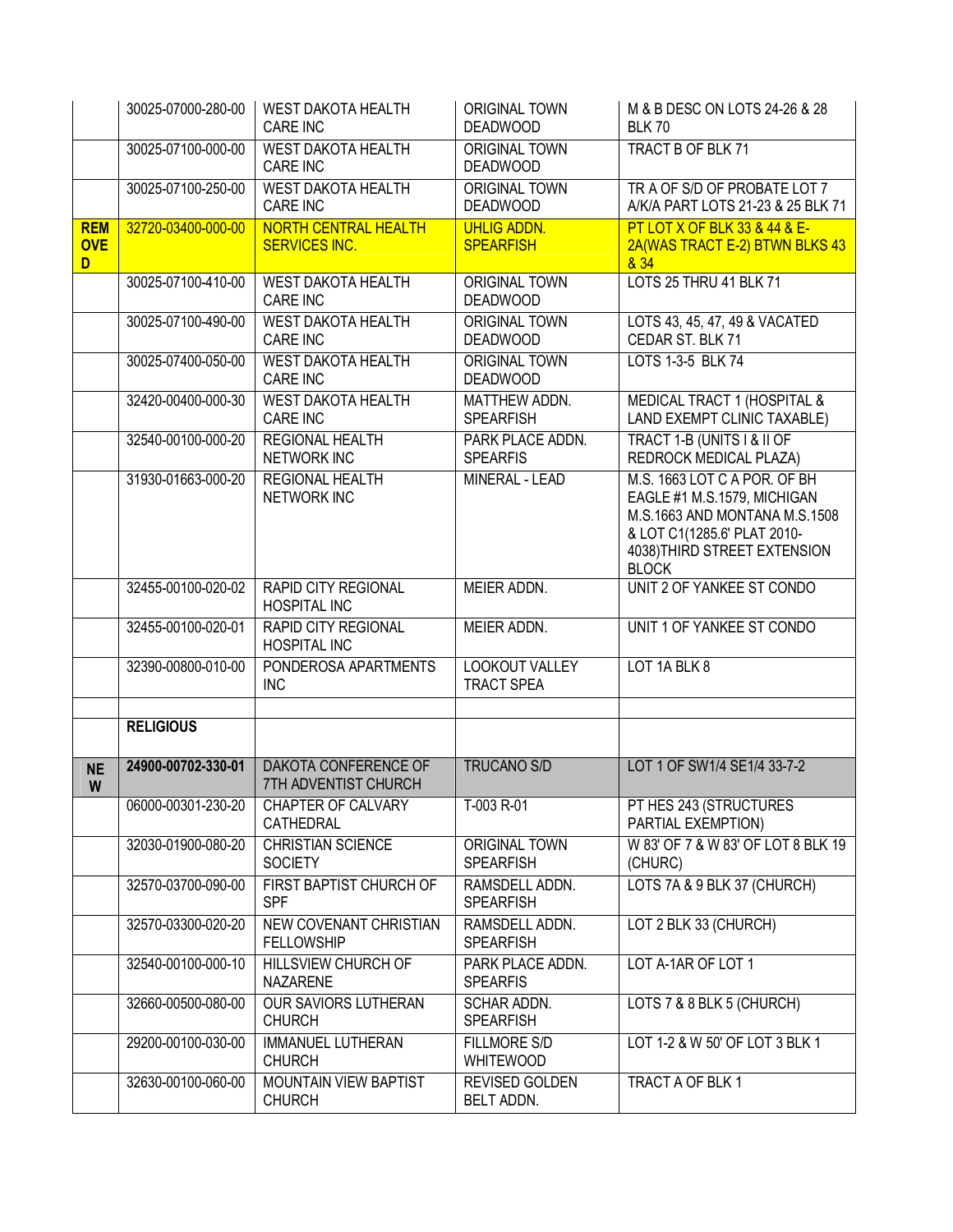| | | | | |
|---|---|---|---|---|
| | 30025-07000-280-00 | WEST DAKOTA HEALTH CARE INC | ORIGINAL TOWN DEADWOOD | M & B DESC ON LOTS 24-26 & 28 BLK 70 |
| | 30025-07100-000-00 | WEST DAKOTA HEALTH CARE INC | ORIGINAL TOWN DEADWOOD | TRACT B OF BLK 71 |
| | 30025-07100-250-00 | WEST DAKOTA HEALTH CARE INC | ORIGINAL TOWN DEADWOOD | TR A OF S/D OF PROBATE LOT 7 A/K/A PART LOTS 21-23 & 25 BLK 71 |
| **REMOVED** | 32720-03400-000-00 | NORTH CENTRAL HEALTH SERVICES INC. | UHLIG ADDN. SPEARFISH | PT LOT X OF BLK 33 & 44 & E-2A(WAS TRACT E-2) BTWN BLKS 43 & 34 |
| | 30025-07100-410-00 | WEST DAKOTA HEALTH CARE INC | ORIGINAL TOWN DEADWOOD | LOTS 25 THRU 41 BLK 71 |
| | 30025-07100-490-00 | WEST DAKOTA HEALTH CARE INC | ORIGINAL TOWN DEADWOOD | LOTS 43, 45, 47, 49 & VACATED CEDAR ST. BLK 71 |
| | 30025-07400-050-00 | WEST DAKOTA HEALTH CARE INC | ORIGINAL TOWN DEADWOOD | LOTS 1-3-5 BLK 74 |
| | 32420-00400-000-30 | WEST DAKOTA HEALTH CARE INC | MATTHEW ADDN. SPEARFISH | MEDICAL TRACT 1 (HOSPITAL & LAND EXEMPT CLINIC TAXABLE) |
| | 32540-00100-000-20 | REGIONAL HEALTH NETWORK INC | PARK PLACE ADDN. SPEARFIS | TRACT 1-B (UNITS I & II OF REDROCK MEDICAL PLAZA) |
| | 31930-01663-000-20 | REGIONAL HEALTH NETWORK INC | MINERAL - LEAD | M.S. 1663 LOT C A POR. OF BH EAGLE #1 M.S.1579, MICHIGAN M.S.1663 AND MONTANA M.S.1508 & LOT C1(1285.6' PLAT 2010-4038)THIRD STREET EXTENSION BLOCK |
| | 32455-00100-020-02 | RAPID CITY REGIONAL HOSPITAL INC | MEIER ADDN. | UNIT 2 OF YANKEE ST CONDO |
| | 32455-00100-020-01 | RAPID CITY REGIONAL HOSPITAL INC | MEIER ADDN. | UNIT 1 OF YANKEE ST CONDO |
| | 32390-00800-010-00 | PONDEROSA APARTMENTS INC | LOOKOUT VALLEY TRACT SPEA | LOT 1A BLK 8 |
| | | | | |
| | **RELIGIOUS** | | | |
| **NEW** | **24900-00702-330-01** | DAKOTA CONFERENCE OF 7TH ADVENTIST CHURCH | TRUCANO S/D | LOT 1 OF SW1/4 SE1/4 33-7-2 |
| | 06000-00301-230-20 | CHAPTER OF CALVARY CATHEDRAL | T-003 R-01 | PT HES 243 (STRUCTURES PARTIAL EXEMPTION) |
| | 32030-01900-080-20 | CHRISTIAN SCIENCE SOCIETY | ORIGINAL TOWN SPEARFISH | W 83' OF 7 & W 83' OF LOT 8 BLK 19 (CHURC) |
| | 32570-03700-090-00 | FIRST BAPTIST CHURCH OF SPF | RAMSDELL ADDN. SPEARFISH | LOTS 7A & 9 BLK 37 (CHURCH) |
| | 32570-03300-020-20 | NEW COVENANT CHRISTIAN FELLOWSHIP | RAMSDELL ADDN. SPEARFISH | LOT 2 BLK 33 (CHURCH) |
| | 32540-00100-000-10 | HILLSVIEW CHURCH OF NAZARENE | PARK PLACE ADDN. SPEARFIS | LOT A-1AR OF LOT 1 |
| | 32660-00500-080-00 | OUR SAVIORS LUTHERAN CHURCH | SCHAR ADDN. SPEARFISH | LOTS 7 & 8 BLK 5 (CHURCH) |
| | 29200-00100-030-00 | IMMANUEL LUTHERAN CHURCH | FILLMORE S/D WHITEWOOD | LOT 1-2 & W 50' OF LOT 3 BLK 1 |
| | 32630-00100-060-00 | MOUNTAIN VIEW BAPTIST CHURCH | REVISED GOLDEN BELT ADDN. | TRACT A OF BLK 1 |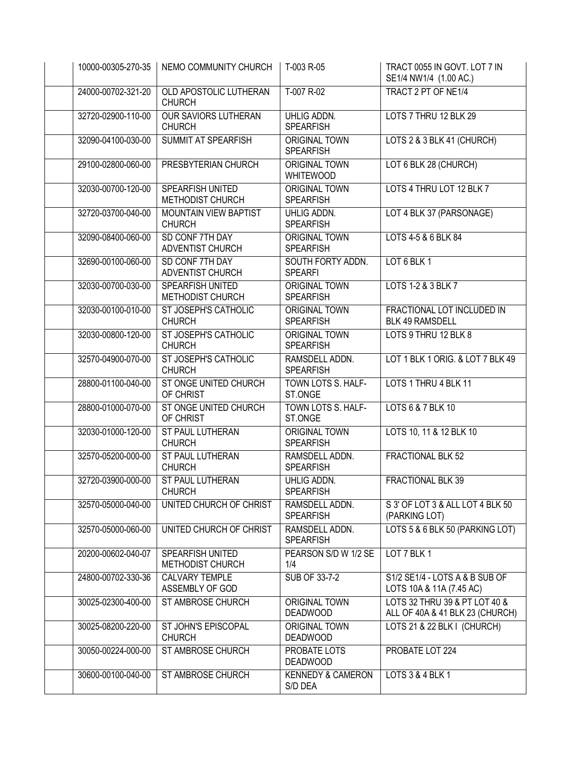| | | | |
|---|---|---|---|
| 10000-00305-270-35 | NEMO COMMUNITY CHURCH | T-003 R-05 | TRACT 0055 IN GOVT. LOT 7 IN SE1/4 NW1/4 (1.00 AC.) |
| 24000-00702-321-20 | OLD APOSTOLIC LUTHERAN CHURCH | T-007 R-02 | TRACT 2 PT OF NE1/4 |
| 32720-02900-110-00 | OUR SAVIORS LUTHERAN CHURCH | UHLIG ADDN. SPEARFISH | LOTS 7 THRU 12 BLK 29 |
| 32090-04100-030-00 | SUMMIT AT SPEARFISH | ORIGINAL TOWN SPEARFISH | LOTS 2 & 3 BLK 41 (CHURCH) |
| 29100-02800-060-00 | PRESBYTERIAN CHURCH | ORIGINAL TOWN WHITEWOOD | LOT 6 BLK 28 (CHURCH) |
| 32030-00700-120-00 | SPEARFISH UNITED METHODIST CHURCH | ORIGINAL TOWN SPEARFISH | LOTS 4 THRU LOT 12 BLK 7 |
| 32720-03700-040-00 | MOUNTAIN VIEW BAPTIST CHURCH | UHLIG ADDN. SPEARFISH | LOT 4 BLK 37 (PARSONAGE) |
| 32090-08400-060-00 | SD CONF 7TH DAY ADVENTIST CHURCH | ORIGINAL TOWN SPEARFISH | LOTS 4-5 & 6 BLK 84 |
| 32690-00100-060-00 | SD CONF 7TH DAY ADVENTIST CHURCH | SOUTH FORTY ADDN. SPEARFI | LOT 6 BLK 1 |
| 32030-00700-030-00 | SPEARFISH UNITED METHODIST CHURCH | ORIGINAL TOWN SPEARFISH | LOTS 1-2 & 3 BLK 7 |
| 32030-00100-010-00 | ST JOSEPH'S CATHOLIC CHURCH | ORIGINAL TOWN SPEARFISH | FRACTIONAL LOT INCLUDED IN BLK 49 RAMSDELL |
| 32030-00800-120-00 | ST JOSEPH'S CATHOLIC CHURCH | ORIGINAL TOWN SPEARFISH | LOTS 9 THRU 12 BLK 8 |
| 32570-04900-070-00 | ST JOSEPH'S CATHOLIC CHURCH | RAMSDELL ADDN. SPEARFISH | LOT 1 BLK 1 ORIG. & LOT 7 BLK 49 |
| 28800-01100-040-00 | ST ONGE UNITED CHURCH OF CHRIST | TOWN LOTS S. HALF-ST.ONGE | LOTS 1 THRU 4 BLK 11 |
| 28800-01000-070-00 | ST ONGE UNITED CHURCH OF CHRIST | TOWN LOTS S. HALF-ST.ONGE | LOTS 6 & 7 BLK 10 |
| 32030-01000-120-00 | ST PAUL LUTHERAN CHURCH | ORIGINAL TOWN SPEARFISH | LOTS 10, 11 & 12 BLK 10 |
| 32570-05200-000-00 | ST PAUL LUTHERAN CHURCH | RAMSDELL ADDN. SPEARFISH | FRACTIONAL BLK 52 |
| 32720-03900-000-00 | ST PAUL LUTHERAN CHURCH | UHLIG ADDN. SPEARFISH | FRACTIONAL BLK 39 |
| 32570-05000-040-00 | UNITED CHURCH OF CHRIST | RAMSDELL ADDN. SPEARFISH | S 3' OF LOT 3 & ALL LOT 4 BLK 50 (PARKING LOT) |
| 32570-05000-060-00 | UNITED CHURCH OF CHRIST | RAMSDELL ADDN. SPEARFISH | LOTS 5 & 6 BLK 50 (PARKING LOT) |
| 20200-00602-040-07 | SPEARFISH UNITED METHODIST CHURCH | PEARSON S/D W 1/2 SE 1/4 | LOT 7 BLK 1 |
| 24800-00702-330-36 | CALVARY TEMPLE ASSEMBLY OF GOD | SUB OF 33-7-2 | S1/2 SE1/4 - LOTS A & B SUB OF LOTS 10A & 11A (7.45 AC) |
| 30025-02300-400-00 | ST AMBROSE CHURCH | ORIGINAL TOWN DEADWOOD | LOTS 32 THRU 39 & PT LOT 40 & ALL OF 40A & 41 BLK 23 (CHURCH) |
| 30025-08200-220-00 | ST JOHN'S EPISCOPAL CHURCH | ORIGINAL TOWN DEADWOOD | LOTS 21 & 22 BLK I (CHURCH) |
| 30050-00224-000-00 | ST AMBROSE CHURCH | PROBATE LOTS DEADWOOD | PROBATE LOT 224 |
| 30600-00100-040-00 | ST AMBROSE CHURCH | KENNEDY & CAMERON S/D DEA | LOTS 3 & 4 BLK 1 |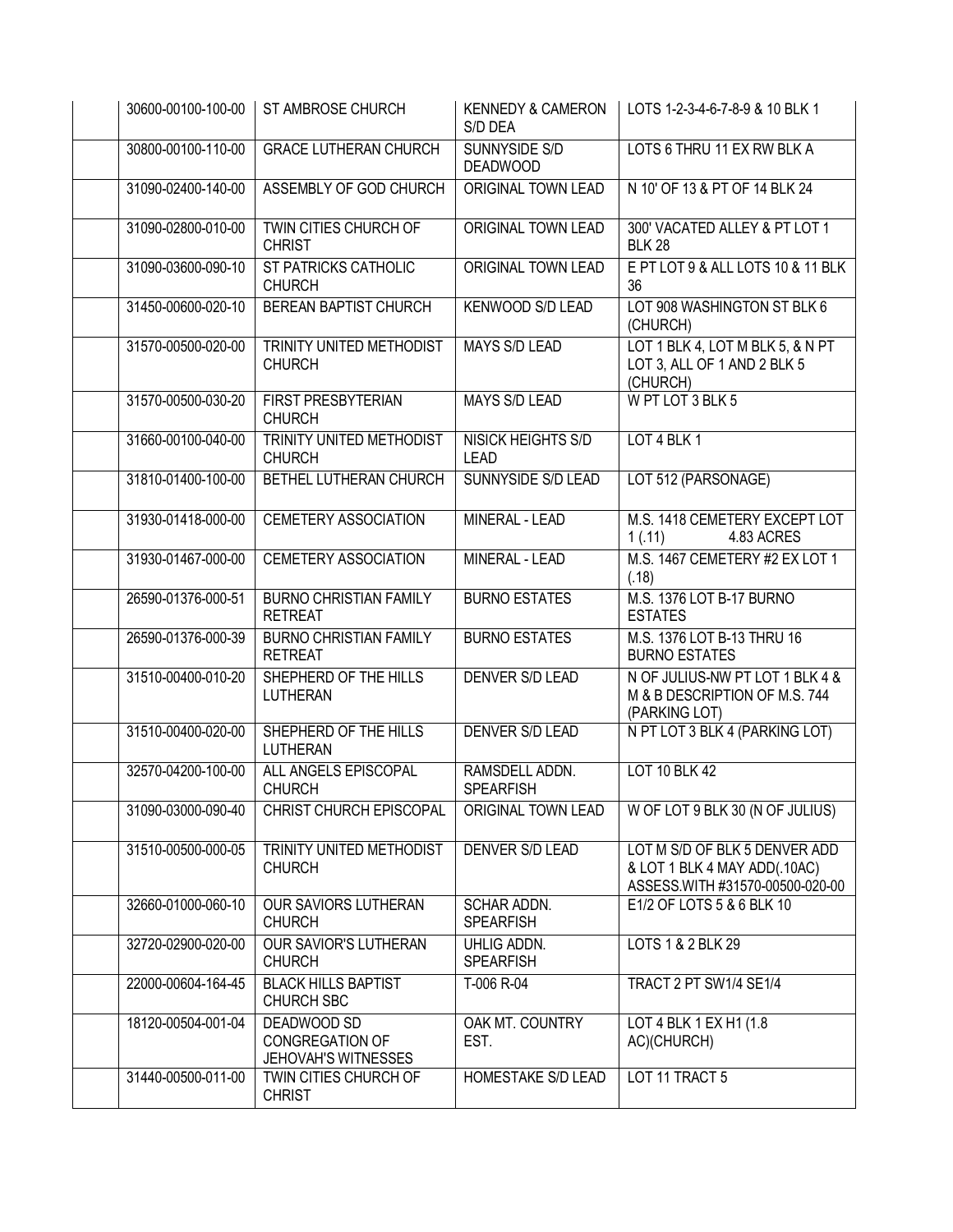| | | | | |
|---|---|---|---|---|
| | 30600-00100-100-00 | ST AMBROSE CHURCH | KENNEDY & CAMERON S/D DEA | LOTS 1-2-3-4-6-7-8-9 & 10 BLK 1 |
| | 30800-00100-110-00 | GRACE LUTHERAN CHURCH | SUNNYSIDE S/D DEADWOOD | LOTS 6 THRU 11 EX RW BLK A |
| | 31090-02400-140-00 | ASSEMBLY OF GOD CHURCH | ORIGINAL TOWN LEAD | N 10' OF 13 & PT OF 14 BLK 24 |
| | 31090-02800-010-00 | TWIN CITIES CHURCH OF CHRIST | ORIGINAL TOWN LEAD | 300' VACATED ALLEY & PT LOT 1 BLK 28 |
| | 31090-03600-090-10 | ST PATRICKS CATHOLIC CHURCH | ORIGINAL TOWN LEAD | E PT LOT 9 & ALL LOTS 10 & 11 BLK 36 |
| | 31450-00600-020-10 | BEREAN BAPTIST CHURCH | KENWOOD S/D LEAD | LOT 908 WASHINGTON ST BLK 6 (CHURCH) |
| | 31570-00500-020-00 | TRINITY UNITED METHODIST CHURCH | MAYS S/D LEAD | LOT 1 BLK 4, LOT M BLK 5, & N PT LOT 3, ALL OF 1 AND 2 BLK 5 (CHURCH) |
| | 31570-00500-030-20 | FIRST PRESBYTERIAN CHURCH | MAYS S/D LEAD | W PT LOT 3 BLK 5 |
| | 31660-00100-040-00 | TRINITY UNITED METHODIST CHURCH | NISICK HEIGHTS S/D LEAD | LOT 4 BLK 1 |
| | 31810-01400-100-00 | BETHEL LUTHERAN CHURCH | SUNNYSIDE S/D LEAD | LOT 512 (PARSONAGE) |
| | 31930-01418-000-00 | CEMETERY ASSOCIATION | MINERAL - LEAD | M.S. 1418 CEMETERY EXCEPT LOT 1 (.11) 4.83 ACRES |
| | 31930-01467-000-00 | CEMETERY ASSOCIATION | MINERAL - LEAD | M.S. 1467 CEMETERY #2 EX LOT 1 (.18) |
| | 26590-01376-000-51 | BURNO CHRISTIAN FAMILY RETREAT | BURNO ESTATES | M.S. 1376 LOT B-17 BURNO ESTATES |
| | 26590-01376-000-39 | BURNO CHRISTIAN FAMILY RETREAT | BURNO ESTATES | M.S. 1376 LOT B-13 THRU 16 BURNO ESTATES |
| | 31510-00400-010-20 | SHEPHERD OF THE HILLS LUTHERAN | DENVER S/D LEAD | N OF JULIUS-NW PT LOT 1 BLK 4 & M & B DESCRIPTION OF M.S. 744 (PARKING LOT) |
| | 31510-00400-020-00 | SHEPHERD OF THE HILLS LUTHERAN | DENVER S/D LEAD | N PT LOT 3 BLK 4 (PARKING LOT) |
| | 32570-04200-100-00 | ALL ANGELS EPISCOPAL CHURCH | RAMSDELL ADDN. SPEARFISH | LOT 10 BLK 42 |
| | 31090-03000-090-40 | CHRIST CHURCH EPISCOPAL | ORIGINAL TOWN LEAD | W OF LOT 9 BLK 30 (N OF JULIUS) |
| | 31510-00500-000-05 | TRINITY UNITED METHODIST CHURCH | DENVER S/D LEAD | LOT M S/D OF BLK 5 DENVER ADD & LOT 1 BLK 4 MAY ADD(.10AC) ASSESS.WITH #31570-00500-020-00 |
| | 32660-01000-060-10 | OUR SAVIORS LUTHERAN CHURCH | SCHAR ADDN. SPEARFISH | E1/2 OF LOTS 5 & 6 BLK 10 |
| | 32720-02900-020-00 | OUR SAVIOR'S LUTHERAN CHURCH | UHLIG ADDN. SPEARFISH | LOTS 1 & 2 BLK 29 |
| | 22000-00604-164-45 | BLACK HILLS BAPTIST CHURCH SBC | T-006 R-04 | TRACT 2 PT SW1/4 SE1/4 |
| | 18120-00504-001-04 | DEADWOOD SD CONGREGATION OF JEHOVAH'S WITNESSES | OAK MT. COUNTRY EST. | LOT 4 BLK 1 EX H1 (1.8 AC)(CHURCH) |
| | 31440-00500-011-00 | TWIN CITIES CHURCH OF CHRIST | HOMESTAKE S/D LEAD | LOT 11 TRACT 5 |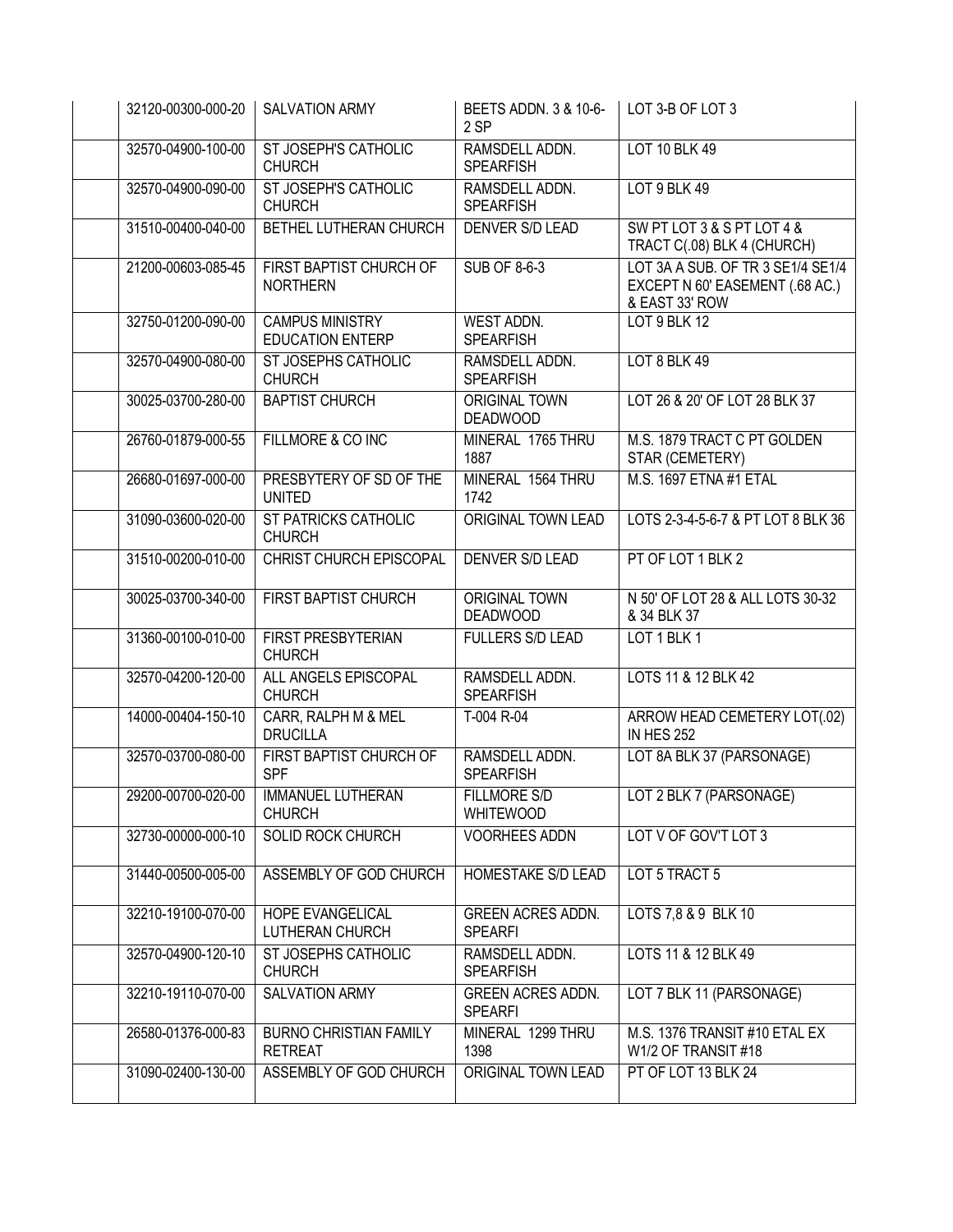| | | | | |
|---|---|---|---|---|
| | 32120-00300-000-20 | SALVATION ARMY | BEETS ADDN. 3 & 10-6-2 SP | LOT 3-B OF LOT 3 |
| | 32570-04900-100-00 | ST JOSEPH'S CATHOLIC CHURCH | RAMSDELL ADDN. SPEARFISH | LOT 10 BLK 49 |
| | 32570-04900-090-00 | ST JOSEPH'S CATHOLIC CHURCH | RAMSDELL ADDN. SPEARFISH | LOT 9 BLK 49 |
| | 31510-00400-040-00 | BETHEL LUTHERAN CHURCH | DENVER S/D LEAD | SW PT LOT 3 & S PT LOT 4 & TRACT C(.08) BLK 4 (CHURCH) |
| | 21200-00603-085-45 | FIRST BAPTIST CHURCH OF NORTHERN | SUB OF 8-6-3 | LOT 3A A SUB. OF TR 3 SE1/4 SE1/4 EXCEPT N 60' EASEMENT (.68 AC.) & EAST 33' ROW |
| | 32750-01200-090-00 | CAMPUS MINISTRY EDUCATION ENTERP | WEST ADDN. SPEARFISH | LOT 9 BLK 12 |
| | 32570-04900-080-00 | ST JOSEPHS CATHOLIC CHURCH | RAMSDELL ADDN. SPEARFISH | LOT 8 BLK 49 |
| | 30025-03700-280-00 | BAPTIST CHURCH | ORIGINAL TOWN DEADWOOD | LOT 26 & 20' OF LOT 28 BLK 37 |
| | 26760-01879-000-55 | FILLMORE & CO INC | MINERAL 1765 THRU 1887 | M.S. 1879 TRACT C PT GOLDEN STAR (CEMETERY) |
| | 26680-01697-000-00 | PRESBYTERY OF SD OF THE UNITED | MINERAL 1564 THRU 1742 | M.S. 1697 ETNA #1 ETAL |
| | 31090-03600-020-00 | ST PATRICKS CATHOLIC CHURCH | ORIGINAL TOWN LEAD | LOTS 2-3-4-5-6-7 & PT LOT 8 BLK 36 |
| | 31510-00200-010-00 | CHRIST CHURCH EPISCOPAL | DENVER S/D LEAD | PT OF LOT 1 BLK 2 |
| | 30025-03700-340-00 | FIRST BAPTIST CHURCH | ORIGINAL TOWN DEADWOOD | N 50' OF LOT 28 & ALL LOTS 30-32 & 34 BLK 37 |
| | 31360-00100-010-00 | FIRST PRESBYTERIAN CHURCH | FULLERS S/D LEAD | LOT 1 BLK 1 |
| | 32570-04200-120-00 | ALL ANGELS EPISCOPAL CHURCH | RAMSDELL ADDN. SPEARFISH | LOTS 11 & 12 BLK 42 |
| | 14000-00404-150-10 | CARR, RALPH M & MEL DRUCILLA | T-004 R-04 | ARROW HEAD CEMETERY LOT(.02) IN HES 252 |
| | 32570-03700-080-00 | FIRST BAPTIST CHURCH OF SPF | RAMSDELL ADDN. SPEARFISH | LOT 8A BLK 37 (PARSONAGE) |
| | 29200-00700-020-00 | IMMANUEL LUTHERAN CHURCH | FILLMORE S/D WHITEWOOD | LOT 2 BLK 7 (PARSONAGE) |
| | 32730-00000-000-10 | SOLID ROCK CHURCH | VOORHEES ADDN | LOT V OF GOV'T LOT 3 |
| | 31440-00500-005-00 | ASSEMBLY OF GOD CHURCH | HOMESTAKE S/D LEAD | LOT 5 TRACT 5 |
| | 32210-19100-070-00 | HOPE EVANGELICAL LUTHERAN CHURCH | GREEN ACRES ADDN. SPEARFI | LOTS 7,8 & 9 BLK 10 |
| | 32570-04900-120-10 | ST JOSEPHS CATHOLIC CHURCH | RAMSDELL ADDN. SPEARFISH | LOTS 11 & 12 BLK 49 |
| | 32210-19110-070-00 | SALVATION ARMY | GREEN ACRES ADDN. SPEARFI | LOT 7 BLK 11 (PARSONAGE) |
| | 26580-01376-000-83 | BURNO CHRISTIAN FAMILY RETREAT | MINERAL 1299 THRU 1398 | M.S. 1376 TRANSIT #10 ETAL EX W1/2 OF TRANSIT #18 |
| | 31090-02400-130-00 | ASSEMBLY OF GOD CHURCH | ORIGINAL TOWN LEAD | PT OF LOT 13 BLK 24 |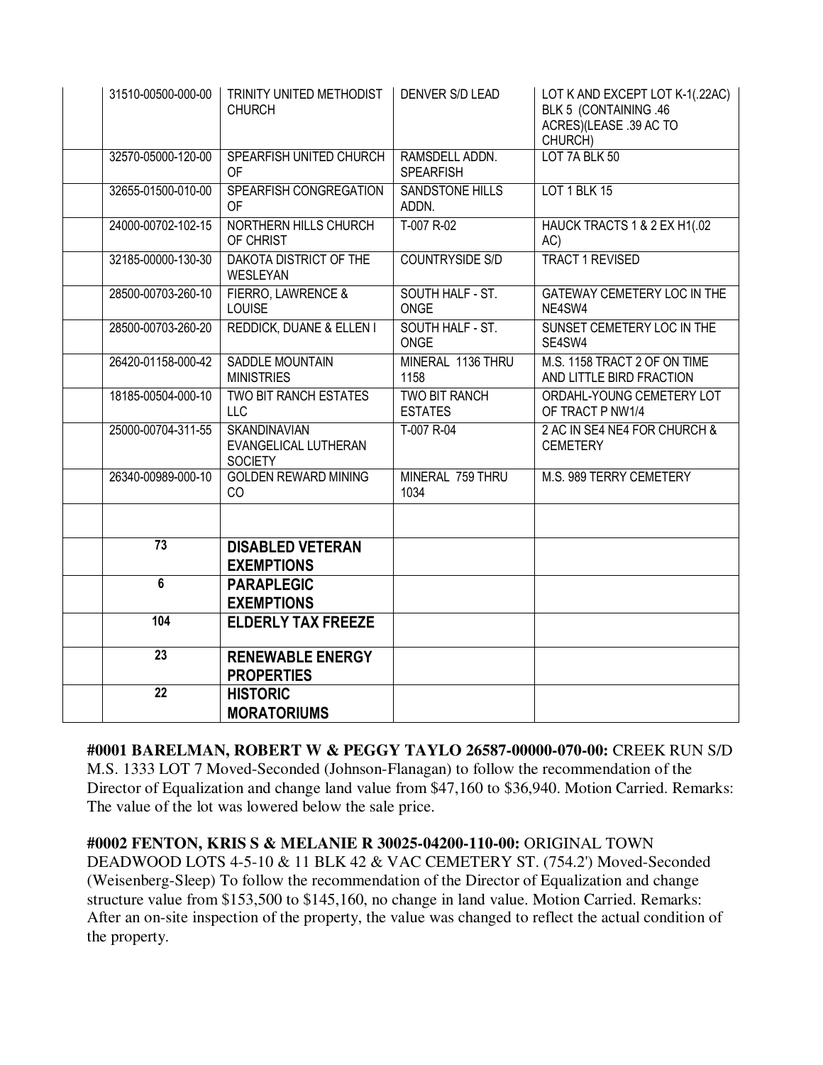| | | | |
|---|---|---|---|
| | 31510-00500-000-00 | TRINITY UNITED METHODIST CHURCH | DENVER S/D LEAD | LOT K AND EXCEPT LOT K-1(.22AC) BLK 5 (CONTAINING .46 ACRES)(LEASE .39 AC TO CHURCH) |
| | 32570-05000-120-00 | SPEARFISH UNITED CHURCH OF | RAMSDELL ADDN. SPEARFISH | LOT 7A BLK 50 |
| | 32655-01500-010-00 | SPEARFISH CONGREGATION OF | SANDSTONE HILLS ADDN. | LOT 1 BLK 15 |
| | 24000-00702-102-15 | NORTHERN HILLS CHURCH OF CHRIST | T-007 R-02 | HAUCK TRACTS 1 & 2 EX H1(.02 AC) |
| | 32185-00000-130-30 | DAKOTA DISTRICT OF THE WESLEYAN | COUNTRYSIDE S/D | TRACT 1 REVISED |
| | 28500-00703-260-10 | FIERRO, LAWRENCE & LOUISE | SOUTH HALF - ST. ONGE | GATEWAY CEMETERY LOC IN THE NE4SW4 |
| | 28500-00703-260-20 | REDDICK, DUANE & ELLEN I | SOUTH HALF - ST. ONGE | SUNSET CEMETERY LOC IN THE SE4SW4 |
| | 26420-01158-000-42 | SADDLE MOUNTAIN MINISTRIES | MINERAL 1136 THRU 1158 | M.S. 1158 TRACT 2 OF ON TIME AND LITTLE BIRD FRACTION |
| | 18185-00504-000-10 | TWO BIT RANCH ESTATES LLC | TWO BIT RANCH ESTATES | ORDAHL-YOUNG CEMETERY LOT OF TRACT P NW1/4 |
| | 25000-00704-311-55 | SKANDINAVIAN EVANGELICAL LUTHERAN SOCIETY | T-007 R-04 | 2 AC IN SE4 NE4 FOR CHURCH & CEMETERY |
| | 26340-00989-000-10 | GOLDEN REWARD MINING CO | MINERAL 759 THRU 1034 | M.S. 989 TERRY CEMETERY |
| | | | | |
| | **73** | **DISABLED VETERAN EXEMPTIONS** | | |
| | **6** | **PARAPLEGIC EXEMPTIONS** | | |
| | **104** | **ELDERLY TAX FREEZE** | | |
| | **23** | **RENEWABLE ENERGY PROPERTIES** | | |
| | **22** | **HISTORIC MORATORIUMS** | | |

**#0001 BARELMAN, ROBERT W & PEGGY TAYLO 26587-00000-070-00:** CREEK RUN S/D M.S. 1333 LOT 7 Moved-Seconded (Johnson-Flanagan) to follow the recommendation of the Director of Equalization and change land value from $47,160 to $36,940. Motion Carried. Remarks: The value of the lot was lowered below the sale price.

**#0002 FENTON, KRIS S & MELANIE R 30025-04200-110-00:** ORIGINAL TOWN DEADWOOD LOTS 4-5-10 & 11 BLK 42 & VAC CEMETERY ST. (754.2') Moved-Seconded (Weisenberg-Sleep) To follow the recommendation of the Director of Equalization and change structure value from $153,500 to $145,160, no change in land value. Motion Carried. Remarks: After an on-site inspection of the property, the value was changed to reflect the actual condition of the property.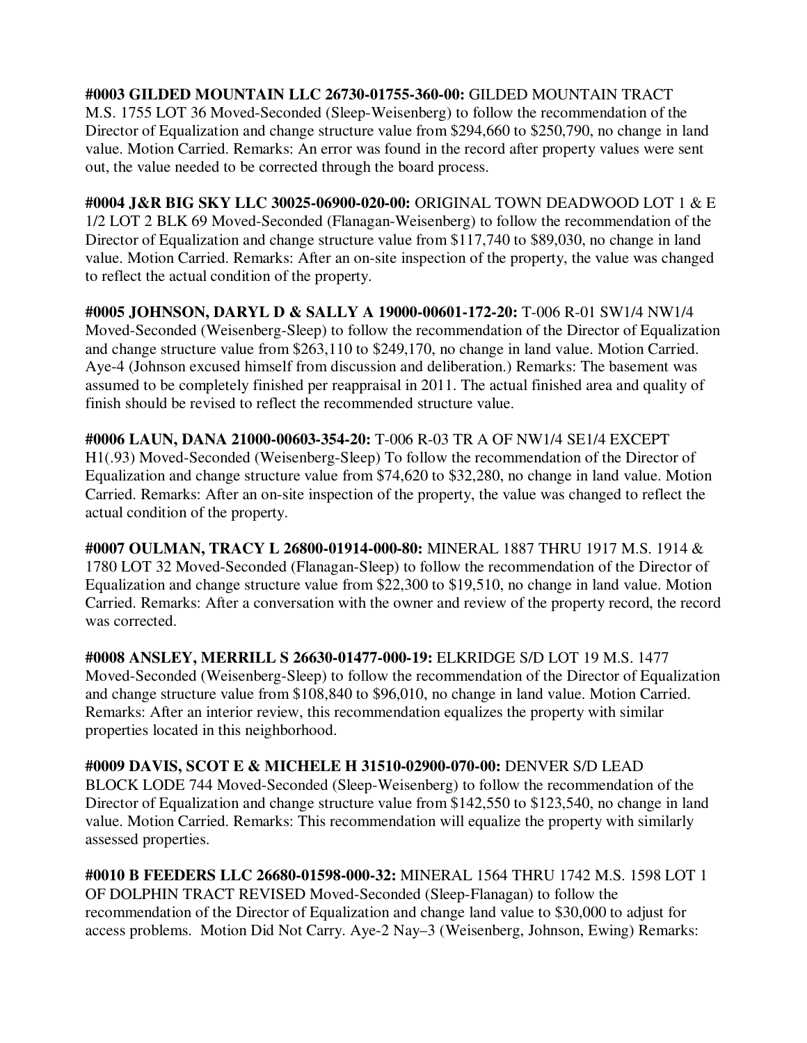**#0003 GILDED MOUNTAIN LLC 26730-01755-360-00:** GILDED MOUNTAIN TRACT M.S. 1755 LOT 36 Moved-Seconded (Sleep-Weisenberg) to follow the recommendation of the Director of Equalization and change structure value from $294,660 to $250,790, no change in land value. Motion Carried. Remarks: An error was found in the record after property values were sent out, the value needed to be corrected through the board process.

**#0004 J&R BIG SKY LLC 30025-06900-020-00:** ORIGINAL TOWN DEADWOOD LOT 1 & E 1/2 LOT 2 BLK 69 Moved-Seconded (Flanagan-Weisenberg) to follow the recommendation of the Director of Equalization and change structure value from $117,740 to $89,030, no change in land value. Motion Carried. Remarks: After an on-site inspection of the property, the value was changed to reflect the actual condition of the property.

**#0005 JOHNSON, DARYL D & SALLY A 19000-00601-172-20:** T-006 R-01 SW1/4 NW1/4 Moved-Seconded (Weisenberg-Sleep) to follow the recommendation of the Director of Equalization and change structure value from $263,110 to $249,170, no change in land value. Motion Carried. Aye-4 (Johnson excused himself from discussion and deliberation.) Remarks: The basement was assumed to be completely finished per reappraisal in 2011. The actual finished area and quality of finish should be revised to reflect the recommended structure value.

**#0006 LAUN, DANA 21000-00603-354-20:** T-006 R-03 TR A OF NW1/4 SE1/4 EXCEPT H1(.93) Moved-Seconded (Weisenberg-Sleep) To follow the recommendation of the Director of Equalization and change structure value from $74,620 to $32,280, no change in land value. Motion Carried. Remarks: After an on-site inspection of the property, the value was changed to reflect the actual condition of the property.

**#0007 OULMAN, TRACY L 26800-01914-000-80:** MINERAL 1887 THRU 1917 M.S. 1914 & 1780 LOT 32 Moved-Seconded (Flanagan-Sleep) to follow the recommendation of the Director of Equalization and change structure value from $22,300 to $19,510, no change in land value. Motion Carried. Remarks: After a conversation with the owner and review of the property record, the record was corrected.

**#0008 ANSLEY, MERRILL S 26630-01477-000-19:** ELKRIDGE S/D LOT 19 M.S. 1477 Moved-Seconded (Weisenberg-Sleep) to follow the recommendation of the Director of Equalization and change structure value from $108,840 to $96,010, no change in land value. Motion Carried. Remarks: After an interior review, this recommendation equalizes the property with similar properties located in this neighborhood.

**#0009 DAVIS, SCOT E & MICHELE H 31510-02900-070-00:** DENVER S/D LEAD BLOCK LODE 744 Moved-Seconded (Sleep-Weisenberg) to follow the recommendation of the Director of Equalization and change structure value from $142,550 to $123,540, no change in land value. Motion Carried. Remarks: This recommendation will equalize the property with similarly assessed properties.

**#0010 B FEEDERS LLC 26680-01598-000-32:** MINERAL 1564 THRU 1742 M.S. 1598 LOT 1 OF DOLPHIN TRACT REVISED Moved-Seconded (Sleep-Flanagan) to follow the recommendation of the Director of Equalization and change land value to $30,000 to adjust for access problems. Motion Did Not Carry. Aye-2 Nay–3 (Weisenberg, Johnson, Ewing) Remarks: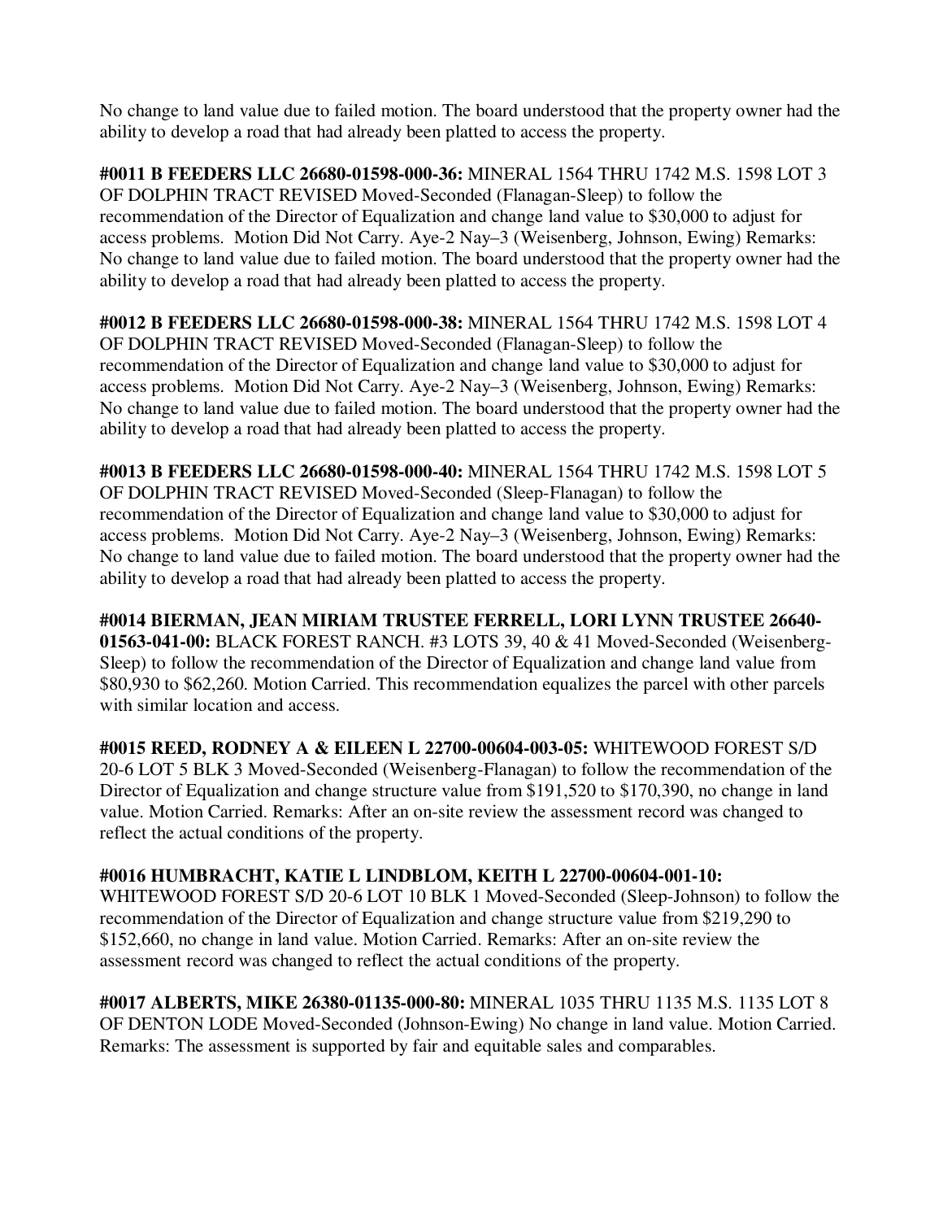No change to land value due to failed motion. The board understood that the property owner had the ability to develop a road that had already been platted to access the property.

**#0011 B FEEDERS LLC 26680-01598-000-36:** MINERAL 1564 THRU 1742 M.S. 1598 LOT 3 OF DOLPHIN TRACT REVISED Moved-Seconded (Flanagan-Sleep) to follow the recommendation of the Director of Equalization and change land value to $30,000 to adjust for access problems. Motion Did Not Carry. Aye-2 Nay–3 (Weisenberg, Johnson, Ewing) Remarks: No change to land value due to failed motion. The board understood that the property owner had the ability to develop a road that had already been platted to access the property.

**#0012 B FEEDERS LLC 26680-01598-000-38:** MINERAL 1564 THRU 1742 M.S. 1598 LOT 4 OF DOLPHIN TRACT REVISED Moved-Seconded (Flanagan-Sleep) to follow the recommendation of the Director of Equalization and change land value to $30,000 to adjust for access problems. Motion Did Not Carry. Aye-2 Nay–3 (Weisenberg, Johnson, Ewing) Remarks: No change to land value due to failed motion. The board understood that the property owner had the ability to develop a road that had already been platted to access the property.

**#0013 B FEEDERS LLC 26680-01598-000-40:** MINERAL 1564 THRU 1742 M.S. 1598 LOT 5 OF DOLPHIN TRACT REVISED Moved-Seconded (Sleep-Flanagan) to follow the recommendation of the Director of Equalization and change land value to $30,000 to adjust for access problems. Motion Did Not Carry. Aye-2 Nay–3 (Weisenberg, Johnson, Ewing) Remarks: No change to land value due to failed motion. The board understood that the property owner had the ability to develop a road that had already been platted to access the property.

**#0014 BIERMAN, JEAN MIRIAM TRUSTEE FERRELL, LORI LYNN TRUSTEE 26640-01563-041-00:** BLACK FOREST RANCH. #3 LOTS 39, 40 & 41 Moved-Seconded (Weisenberg-Sleep) to follow the recommendation of the Director of Equalization and change land value from $80,930 to $62,260. Motion Carried. This recommendation equalizes the parcel with other parcels with similar location and access.

**#0015 REED, RODNEY A & EILEEN L 22700-00604-003-05:** WHITEWOOD FOREST S/D 20-6 LOT 5 BLK 3 Moved-Seconded (Weisenberg-Flanagan) to follow the recommendation of the Director of Equalization and change structure value from $191,520 to $170,390, no change in land value. Motion Carried. Remarks: After an on-site review the assessment record was changed to reflect the actual conditions of the property.

**#0016 HUMBRACHT, KATIE L LINDBLOM, KEITH L 22700-00604-001-10:** WHITEWOOD FOREST S/D 20-6 LOT 10 BLK 1 Moved-Seconded (Sleep-Johnson) to follow the recommendation of the Director of Equalization and change structure value from $219,290 to $152,660, no change in land value. Motion Carried. Remarks: After an on-site review the assessment record was changed to reflect the actual conditions of the property.

**#0017 ALBERTS, MIKE 26380-01135-000-80:** MINERAL 1035 THRU 1135 M.S. 1135 LOT 8 OF DENTON LODE Moved-Seconded (Johnson-Ewing) No change in land value. Motion Carried. Remarks: The assessment is supported by fair and equitable sales and comparables.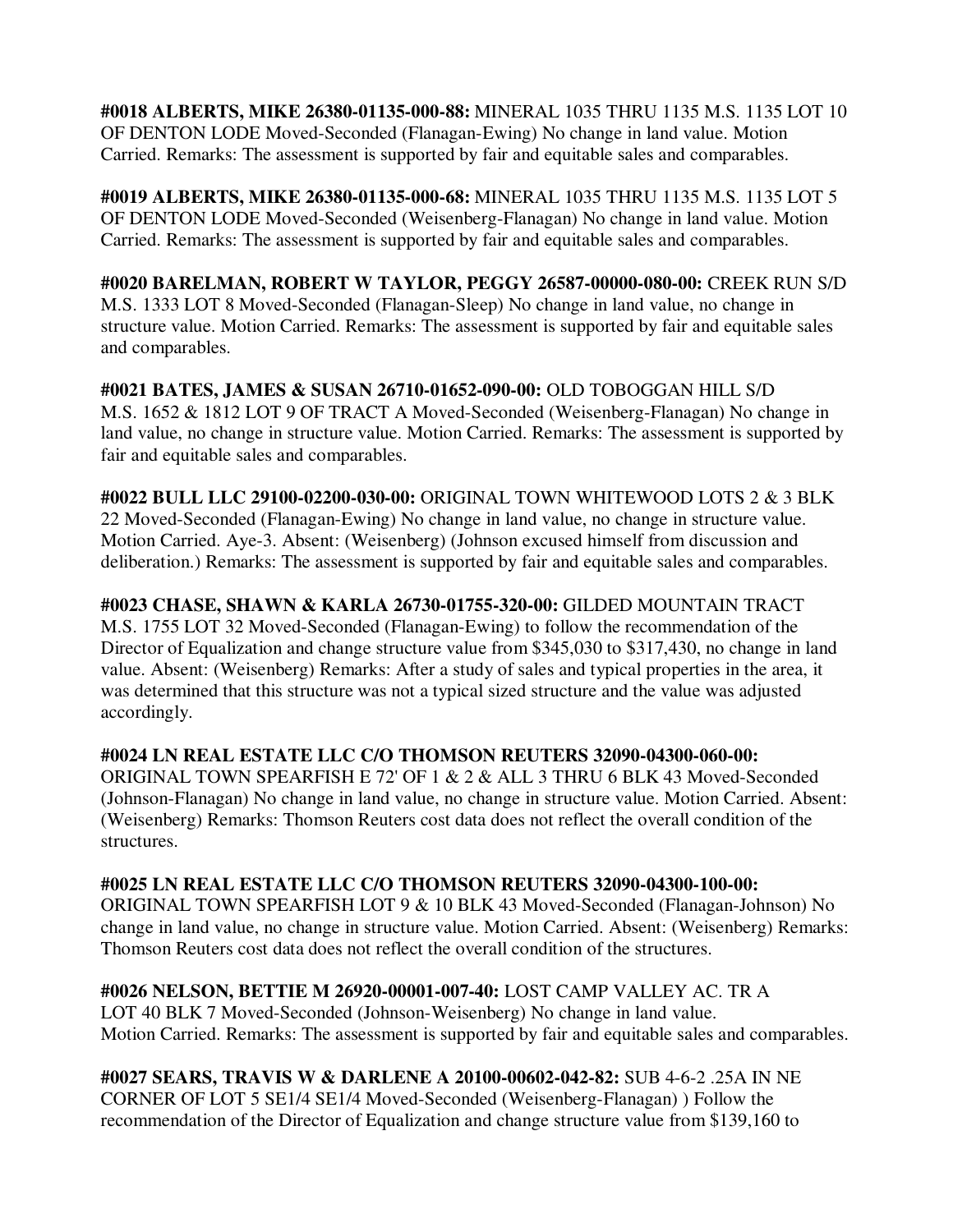**#0018 ALBERTS, MIKE 26380-01135-000-88:** MINERAL 1035 THRU 1135 M.S. 1135 LOT 10 OF DENTON LODE Moved-Seconded (Flanagan-Ewing) No change in land value. Motion Carried. Remarks: The assessment is supported by fair and equitable sales and comparables.

**#0019 ALBERTS, MIKE 26380-01135-000-68:** MINERAL 1035 THRU 1135 M.S. 1135 LOT 5 OF DENTON LODE Moved-Seconded (Weisenberg-Flanagan) No change in land value. Motion Carried. Remarks: The assessment is supported by fair and equitable sales and comparables.

**#0020 BARELMAN, ROBERT W TAYLOR, PEGGY 26587-00000-080-00:** CREEK RUN S/D M.S. 1333 LOT 8 Moved-Seconded (Flanagan-Sleep) No change in land value, no change in structure value. Motion Carried. Remarks: The assessment is supported by fair and equitable sales and comparables.

**#0021 BATES, JAMES & SUSAN 26710-01652-090-00:** OLD TOBOGGAN HILL S/D M.S. 1652 & 1812 LOT 9 OF TRACT A Moved-Seconded (Weisenberg-Flanagan) No change in land value, no change in structure value. Motion Carried. Remarks: The assessment is supported by fair and equitable sales and comparables.

**#0022 BULL LLC 29100-02200-030-00:** ORIGINAL TOWN WHITEWOOD LOTS 2 & 3 BLK 22 Moved-Seconded (Flanagan-Ewing) No change in land value, no change in structure value. Motion Carried. Aye-3. Absent: (Weisenberg) (Johnson excused himself from discussion and deliberation.) Remarks: The assessment is supported by fair and equitable sales and comparables.

**#0023 CHASE, SHAWN & KARLA 26730-01755-320-00:** GILDED MOUNTAIN TRACT M.S. 1755 LOT 32 Moved-Seconded (Flanagan-Ewing) to follow the recommendation of the Director of Equalization and change structure value from $345,030 to $317,430, no change in land value. Absent: (Weisenberg) Remarks: After a study of sales and typical properties in the area, it was determined that this structure was not a typical sized structure and the value was adjusted accordingly.

**#0024 LN REAL ESTATE LLC C/O THOMSON REUTERS 32090-04300-060-00:** ORIGINAL TOWN SPEARFISH E 72' OF 1 & 2 & ALL 3 THRU 6 BLK 43 Moved-Seconded (Johnson-Flanagan) No change in land value, no change in structure value. Motion Carried. Absent: (Weisenberg) Remarks: Thomson Reuters cost data does not reflect the overall condition of the structures.

**#0025 LN REAL ESTATE LLC C/O THOMSON REUTERS 32090-04300-100-00:** ORIGINAL TOWN SPEARFISH LOT 9 & 10 BLK 43 Moved-Seconded (Flanagan-Johnson) No change in land value, no change in structure value. Motion Carried. Absent: (Weisenberg) Remarks: Thomson Reuters cost data does not reflect the overall condition of the structures.

**#0026 NELSON, BETTIE M 26920-00001-007-40:** LOST CAMP VALLEY AC. TR A LOT 40 BLK 7 Moved-Seconded (Johnson-Weisenberg) No change in land value. Motion Carried. Remarks: The assessment is supported by fair and equitable sales and comparables.

**#0027 SEARS, TRAVIS W & DARLENE A 20100-00602-042-82:** SUB 4-6-2 .25A IN NE CORNER OF LOT 5 SE1/4 SE1/4 Moved-Seconded (Weisenberg-Flanagan) ) Follow the recommendation of the Director of Equalization and change structure value from $139,160 to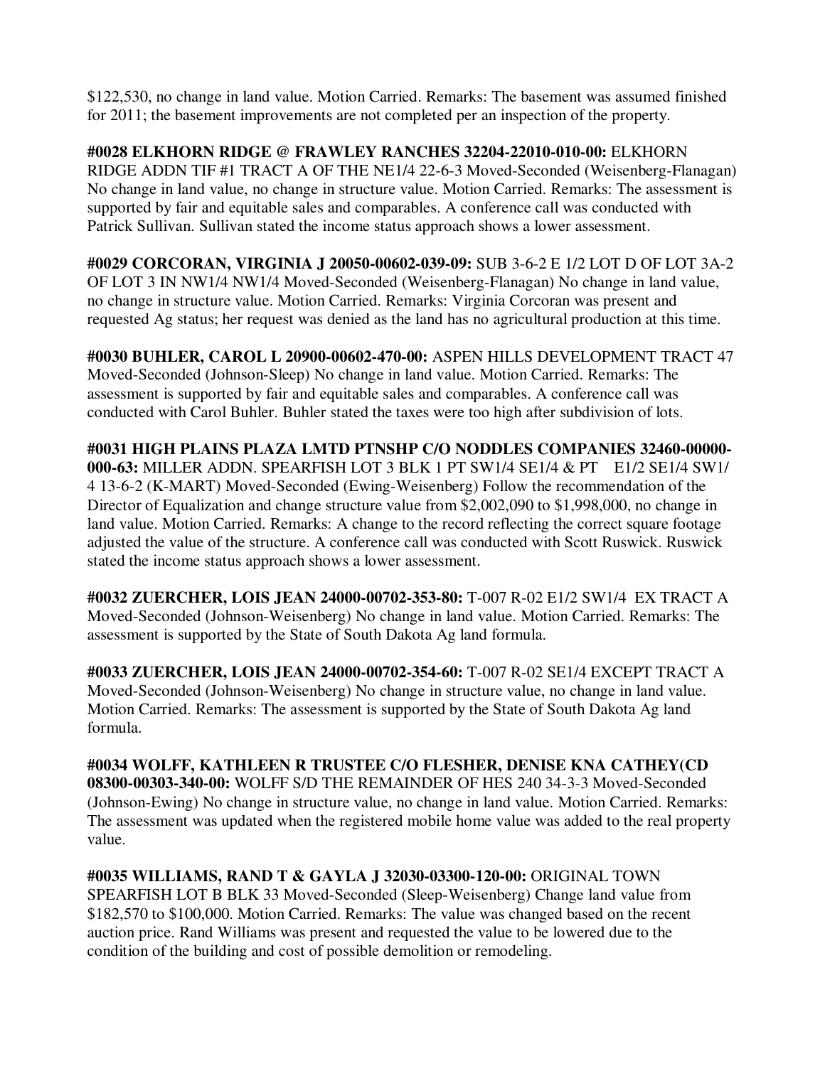$122,530, no change in land value. Motion Carried. Remarks: The basement was assumed finished for 2011; the basement improvements are not completed per an inspection of the property.

**#0028 ELKHORN RIDGE @ FRAWLEY RANCHES 32204-22010-010-00:** ELKHORN RIDGE ADDN TIF #1 TRACT A OF THE NE1/4 22-6-3 Moved-Seconded (Weisenberg-Flanagan) No change in land value, no change in structure value. Motion Carried. Remarks: The assessment is supported by fair and equitable sales and comparables. A conference call was conducted with Patrick Sullivan. Sullivan stated the income status approach shows a lower assessment.

**#0029 CORCORAN, VIRGINIA J 20050-00602-039-09:** SUB 3-6-2 E 1/2 LOT D OF LOT 3A-2 OF LOT 3 IN NW1/4 NW1/4 Moved-Seconded (Weisenberg-Flanagan) No change in land value, no change in structure value. Motion Carried. Remarks: Virginia Corcoran was present and requested Ag status; her request was denied as the land has no agricultural production at this time.

**#0030 BUHLER, CAROL L 20900-00602-470-00:** ASPEN HILLS DEVELOPMENT TRACT 47 Moved-Seconded (Johnson-Sleep) No change in land value. Motion Carried. Remarks: The assessment is supported by fair and equitable sales and comparables. A conference call was conducted with Carol Buhler. Buhler stated the taxes were too high after subdivision of lots.

**#0031 HIGH PLAINS PLAZA LMTD PTNSHP C/O NODDLES COMPANIES 32460-00000-000-63:** MILLER ADDN. SPEARFISH LOT 3 BLK 1 PT SW1/4 SE1/4 & PT E1/2 SE1/4 SW1/4 13-6-2 (K-MART) Moved-Seconded (Ewing-Weisenberg) Follow the recommendation of the Director of Equalization and change structure value from $2,002,090 to $1,998,000, no change in land value. Motion Carried. Remarks: A change to the record reflecting the correct square footage adjusted the value of the structure. A conference call was conducted with Scott Ruswick. Ruswick stated the income status approach shows a lower assessment.

**#0032 ZUERCHER, LOIS JEAN 24000-00702-353-80:** T-007 R-02 E1/2 SW1/4 EX TRACT A Moved-Seconded (Johnson-Weisenberg) No change in land value. Motion Carried. Remarks: The assessment is supported by the State of South Dakota Ag land formula.

**#0033 ZUERCHER, LOIS JEAN 24000-00702-354-60:** T-007 R-02 SE1/4 EXCEPT TRACT A Moved-Seconded (Johnson-Weisenberg) No change in structure value, no change in land value. Motion Carried. Remarks: The assessment is supported by the State of South Dakota Ag land formula.

**#0034 WOLFF, KATHLEEN R TRUSTEE C/O FLESHER, DENISE KNA CATHEY(CD 08300-00303-340-00:** WOLFF S/D THE REMAINDER OF HES 240 34-3-3 Moved-Seconded (Johnson-Ewing) No change in structure value, no change in land value. Motion Carried. Remarks: The assessment was updated when the registered mobile home value was added to the real property value.

**#0035 WILLIAMS, RAND T & GAYLA J 32030-03300-120-00:** ORIGINAL TOWN SPEARFISH LOT B BLK 33 Moved-Seconded (Sleep-Weisenberg) Change land value from $182,570 to $100,000. Motion Carried. Remarks: The value was changed based on the recent auction price. Rand Williams was present and requested the value to be lowered due to the condition of the building and cost of possible demolition or remodeling.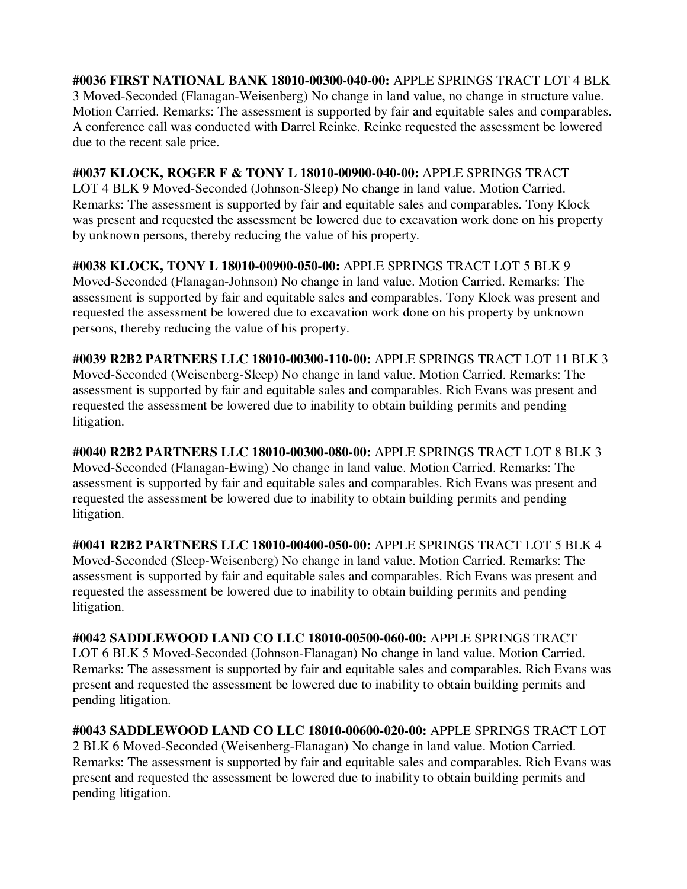**#0036 FIRST NATIONAL BANK 18010-00300-040-00:** APPLE SPRINGS TRACT LOT 4 BLK 3 Moved-Seconded (Flanagan-Weisenberg) No change in land value, no change in structure value. Motion Carried. Remarks: The assessment is supported by fair and equitable sales and comparables. A conference call was conducted with Darrel Reinke. Reinke requested the assessment be lowered due to the recent sale price.

**#0037 KLOCK, ROGER F & TONY L 18010-00900-040-00:** APPLE SPRINGS TRACT LOT 4 BLK 9 Moved-Seconded (Johnson-Sleep) No change in land value. Motion Carried. Remarks: The assessment is supported by fair and equitable sales and comparables. Tony Klock was present and requested the assessment be lowered due to excavation work done on his property by unknown persons, thereby reducing the value of his property.

**#0038 KLOCK, TONY L 18010-00900-050-00:** APPLE SPRINGS TRACT LOT 5 BLK 9 Moved-Seconded (Flanagan-Johnson) No change in land value. Motion Carried. Remarks: The assessment is supported by fair and equitable sales and comparables. Tony Klock was present and requested the assessment be lowered due to excavation work done on his property by unknown persons, thereby reducing the value of his property.

**#0039 R2B2 PARTNERS LLC 18010-00300-110-00:** APPLE SPRINGS TRACT LOT 11 BLK 3 Moved-Seconded (Weisenberg-Sleep) No change in land value. Motion Carried. Remarks: The assessment is supported by fair and equitable sales and comparables. Rich Evans was present and requested the assessment be lowered due to inability to obtain building permits and pending litigation.

**#0040 R2B2 PARTNERS LLC 18010-00300-080-00:** APPLE SPRINGS TRACT LOT 8 BLK 3 Moved-Seconded (Flanagan-Ewing) No change in land value. Motion Carried. Remarks: The assessment is supported by fair and equitable sales and comparables. Rich Evans was present and requested the assessment be lowered due to inability to obtain building permits and pending litigation.

**#0041 R2B2 PARTNERS LLC 18010-00400-050-00:** APPLE SPRINGS TRACT LOT 5 BLK 4 Moved-Seconded (Sleep-Weisenberg) No change in land value. Motion Carried. Remarks: The assessment is supported by fair and equitable sales and comparables. Rich Evans was present and requested the assessment be lowered due to inability to obtain building permits and pending litigation.

**#0042 SADDLEWOOD LAND CO LLC 18010-00500-060-00:** APPLE SPRINGS TRACT LOT 6 BLK 5 Moved-Seconded (Johnson-Flanagan) No change in land value. Motion Carried. Remarks: The assessment is supported by fair and equitable sales and comparables. Rich Evans was present and requested the assessment be lowered due to inability to obtain building permits and pending litigation.

**#0043 SADDLEWOOD LAND CO LLC 18010-00600-020-00:** APPLE SPRINGS TRACT LOT 2 BLK 6 Moved-Seconded (Weisenberg-Flanagan) No change in land value. Motion Carried. Remarks: The assessment is supported by fair and equitable sales and comparables. Rich Evans was present and requested the assessment be lowered due to inability to obtain building permits and pending litigation.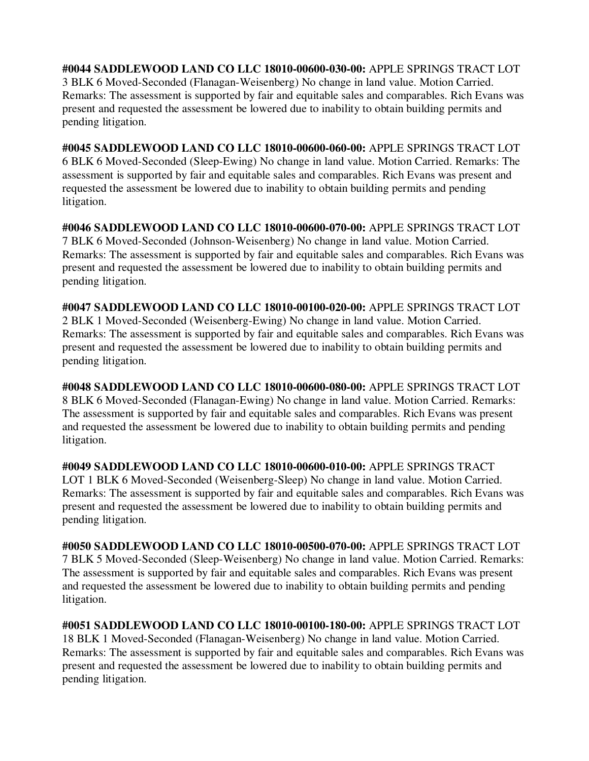**#0044 SADDLEWOOD LAND CO LLC 18010-00600-030-00:** APPLE SPRINGS TRACT LOT 3 BLK 6 Moved-Seconded (Flanagan-Weisenberg) No change in land value. Motion Carried. Remarks: The assessment is supported by fair and equitable sales and comparables. Rich Evans was present and requested the assessment be lowered due to inability to obtain building permits and pending litigation.

**#0045 SADDLEWOOD LAND CO LLC 18010-00600-060-00:** APPLE SPRINGS TRACT LOT 6 BLK 6 Moved-Seconded (Sleep-Ewing) No change in land value. Motion Carried. Remarks: The assessment is supported by fair and equitable sales and comparables. Rich Evans was present and requested the assessment be lowered due to inability to obtain building permits and pending litigation.

**#0046 SADDLEWOOD LAND CO LLC 18010-00600-070-00:** APPLE SPRINGS TRACT LOT 7 BLK 6 Moved-Seconded (Johnson-Weisenberg) No change in land value. Motion Carried. Remarks: The assessment is supported by fair and equitable sales and comparables. Rich Evans was present and requested the assessment be lowered due to inability to obtain building permits and pending litigation.

**#0047 SADDLEWOOD LAND CO LLC 18010-00100-020-00:** APPLE SPRINGS TRACT LOT 2 BLK 1 Moved-Seconded (Weisenberg-Ewing) No change in land value. Motion Carried. Remarks: The assessment is supported by fair and equitable sales and comparables. Rich Evans was present and requested the assessment be lowered due to inability to obtain building permits and pending litigation.

**#0048 SADDLEWOOD LAND CO LLC 18010-00600-080-00:** APPLE SPRINGS TRACT LOT 8 BLK 6 Moved-Seconded (Flanagan-Ewing) No change in land value. Motion Carried. Remarks: The assessment is supported by fair and equitable sales and comparables. Rich Evans was present and requested the assessment be lowered due to inability to obtain building permits and pending litigation.

**#0049 SADDLEWOOD LAND CO LLC 18010-00600-010-00:** APPLE SPRINGS TRACT LOT 1 BLK 6 Moved-Seconded (Weisenberg-Sleep) No change in land value. Motion Carried. Remarks: The assessment is supported by fair and equitable sales and comparables. Rich Evans was present and requested the assessment be lowered due to inability to obtain building permits and pending litigation.

**#0050 SADDLEWOOD LAND CO LLC 18010-00500-070-00:** APPLE SPRINGS TRACT LOT 7 BLK 5 Moved-Seconded (Sleep-Weisenberg) No change in land value. Motion Carried. Remarks: The assessment is supported by fair and equitable sales and comparables. Rich Evans was present and requested the assessment be lowered due to inability to obtain building permits and pending litigation.

**#0051 SADDLEWOOD LAND CO LLC 18010-00100-180-00:** APPLE SPRINGS TRACT LOT 18 BLK 1 Moved-Seconded (Flanagan-Weisenberg) No change in land value. Motion Carried. Remarks: The assessment is supported by fair and equitable sales and comparables. Rich Evans was present and requested the assessment be lowered due to inability to obtain building permits and pending litigation.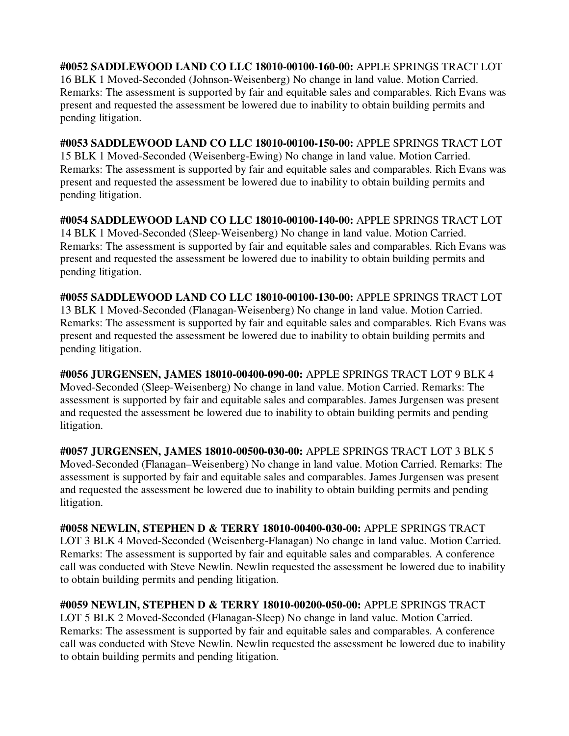**#0052 SADDLEWOOD LAND CO LLC 18010-00100-160-00:** APPLE SPRINGS TRACT LOT 16 BLK 1 Moved-Seconded (Johnson-Weisenberg) No change in land value. Motion Carried. Remarks: The assessment is supported by fair and equitable sales and comparables. Rich Evans was present and requested the assessment be lowered due to inability to obtain building permits and pending litigation.

**#0053 SADDLEWOOD LAND CO LLC 18010-00100-150-00:** APPLE SPRINGS TRACT LOT 15 BLK 1 Moved-Seconded (Weisenberg-Ewing) No change in land value. Motion Carried. Remarks: The assessment is supported by fair and equitable sales and comparables. Rich Evans was present and requested the assessment be lowered due to inability to obtain building permits and pending litigation.

**#0054 SADDLEWOOD LAND CO LLC 18010-00100-140-00:** APPLE SPRINGS TRACT LOT 14 BLK 1 Moved-Seconded (Sleep-Weisenberg) No change in land value. Motion Carried. Remarks: The assessment is supported by fair and equitable sales and comparables. Rich Evans was present and requested the assessment be lowered due to inability to obtain building permits and pending litigation.

**#0055 SADDLEWOOD LAND CO LLC 18010-00100-130-00:** APPLE SPRINGS TRACT LOT 13 BLK 1 Moved-Seconded (Flanagan-Weisenberg) No change in land value. Motion Carried. Remarks: The assessment is supported by fair and equitable sales and comparables. Rich Evans was present and requested the assessment be lowered due to inability to obtain building permits and pending litigation.

**#0056 JURGENSEN, JAMES 18010-00400-090-00:** APPLE SPRINGS TRACT LOT 9 BLK 4 Moved-Seconded (Sleep-Weisenberg) No change in land value. Motion Carried. Remarks: The assessment is supported by fair and equitable sales and comparables. James Jurgensen was present and requested the assessment be lowered due to inability to obtain building permits and pending litigation.

**#0057 JURGENSEN, JAMES 18010-00500-030-00:** APPLE SPRINGS TRACT LOT 3 BLK 5 Moved-Seconded (Flanagan–Weisenberg) No change in land value. Motion Carried. Remarks: The assessment is supported by fair and equitable sales and comparables. James Jurgensen was present and requested the assessment be lowered due to inability to obtain building permits and pending litigation.

**#0058 NEWLIN, STEPHEN D & TERRY 18010-00400-030-00:** APPLE SPRINGS TRACT LOT 3 BLK 4 Moved-Seconded (Weisenberg-Flanagan) No change in land value. Motion Carried. Remarks: The assessment is supported by fair and equitable sales and comparables. A conference call was conducted with Steve Newlin. Newlin requested the assessment be lowered due to inability to obtain building permits and pending litigation.

**#0059 NEWLIN, STEPHEN D & TERRY 18010-00200-050-00:** APPLE SPRINGS TRACT LOT 5 BLK 2 Moved-Seconded (Flanagan-Sleep) No change in land value. Motion Carried. Remarks: The assessment is supported by fair and equitable sales and comparables. A conference call was conducted with Steve Newlin. Newlin requested the assessment be lowered due to inability to obtain building permits and pending litigation.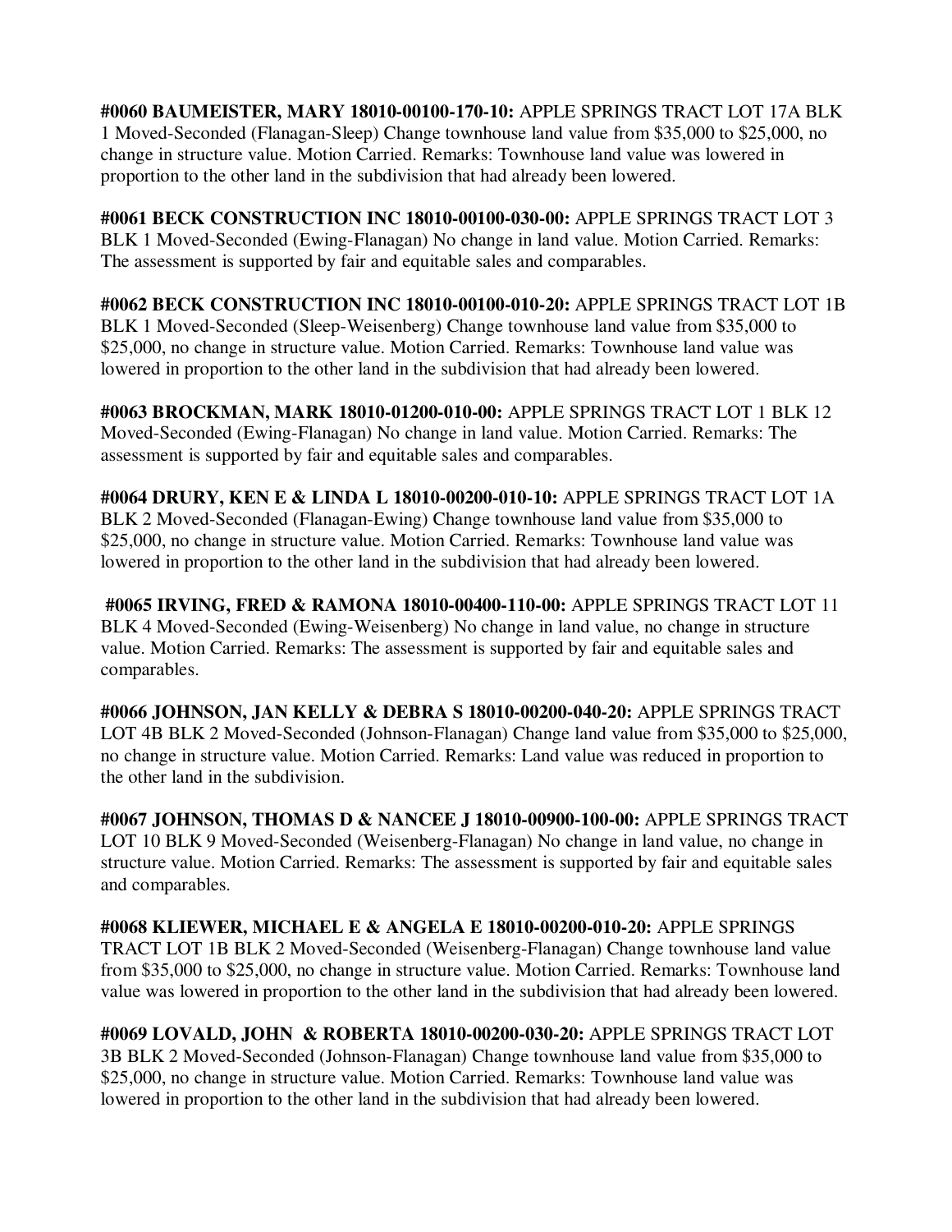**#0060 BAUMEISTER, MARY 18010-00100-170-10:** APPLE SPRINGS TRACT LOT 17A BLK 1 Moved-Seconded (Flanagan-Sleep) Change townhouse land value from $35,000 to $25,000, no change in structure value. Motion Carried. Remarks: Townhouse land value was lowered in proportion to the other land in the subdivision that had already been lowered.

**#0061 BECK CONSTRUCTION INC 18010-00100-030-00:** APPLE SPRINGS TRACT LOT 3 BLK 1 Moved-Seconded (Ewing-Flanagan) No change in land value. Motion Carried. Remarks: The assessment is supported by fair and equitable sales and comparables.

**#0062 BECK CONSTRUCTION INC 18010-00100-010-20:** APPLE SPRINGS TRACT LOT 1B BLK 1 Moved-Seconded (Sleep-Weisenberg) Change townhouse land value from $35,000 to $25,000, no change in structure value. Motion Carried. Remarks: Townhouse land value was lowered in proportion to the other land in the subdivision that had already been lowered.

**#0063 BROCKMAN, MARK 18010-01200-010-00:** APPLE SPRINGS TRACT LOT 1 BLK 12 Moved-Seconded (Ewing-Flanagan) No change in land value. Motion Carried. Remarks: The assessment is supported by fair and equitable sales and comparables.

**#0064 DRURY, KEN E & LINDA L 18010-00200-010-10:** APPLE SPRINGS TRACT LOT 1A BLK 2 Moved-Seconded (Flanagan-Ewing) Change townhouse land value from $35,000 to $25,000, no change in structure value. Motion Carried. Remarks: Townhouse land value was lowered in proportion to the other land in the subdivision that had already been lowered.

**#0065 IRVING, FRED & RAMONA 18010-00400-110-00:** APPLE SPRINGS TRACT LOT 11 BLK 4 Moved-Seconded (Ewing-Weisenberg) No change in land value, no change in structure value. Motion Carried. Remarks: The assessment is supported by fair and equitable sales and comparables.

**#0066 JOHNSON, JAN KELLY & DEBRA S 18010-00200-040-20:** APPLE SPRINGS TRACT LOT 4B BLK 2 Moved-Seconded (Johnson-Flanagan) Change land value from $35,000 to $25,000, no change in structure value. Motion Carried. Remarks: Land value was reduced in proportion to the other land in the subdivision.

**#0067 JOHNSON, THOMAS D & NANCEE J 18010-00900-100-00:** APPLE SPRINGS TRACT LOT 10 BLK 9 Moved-Seconded (Weisenberg-Flanagan) No change in land value, no change in structure value. Motion Carried. Remarks: The assessment is supported by fair and equitable sales and comparables.

**#0068 KLIEWER, MICHAEL E & ANGELA E 18010-00200-010-20:** APPLE SPRINGS TRACT LOT 1B BLK 2 Moved-Seconded (Weisenberg-Flanagan) Change townhouse land value from $35,000 to $25,000, no change in structure value. Motion Carried. Remarks: Townhouse land value was lowered in proportion to the other land in the subdivision that had already been lowered.

**#0069 LOVALD, JOHN & ROBERTA 18010-00200-030-20:** APPLE SPRINGS TRACT LOT 3B BLK 2 Moved-Seconded (Johnson-Flanagan) Change townhouse land value from $35,000 to $25,000, no change in structure value. Motion Carried. Remarks: Townhouse land value was lowered in proportion to the other land in the subdivision that had already been lowered.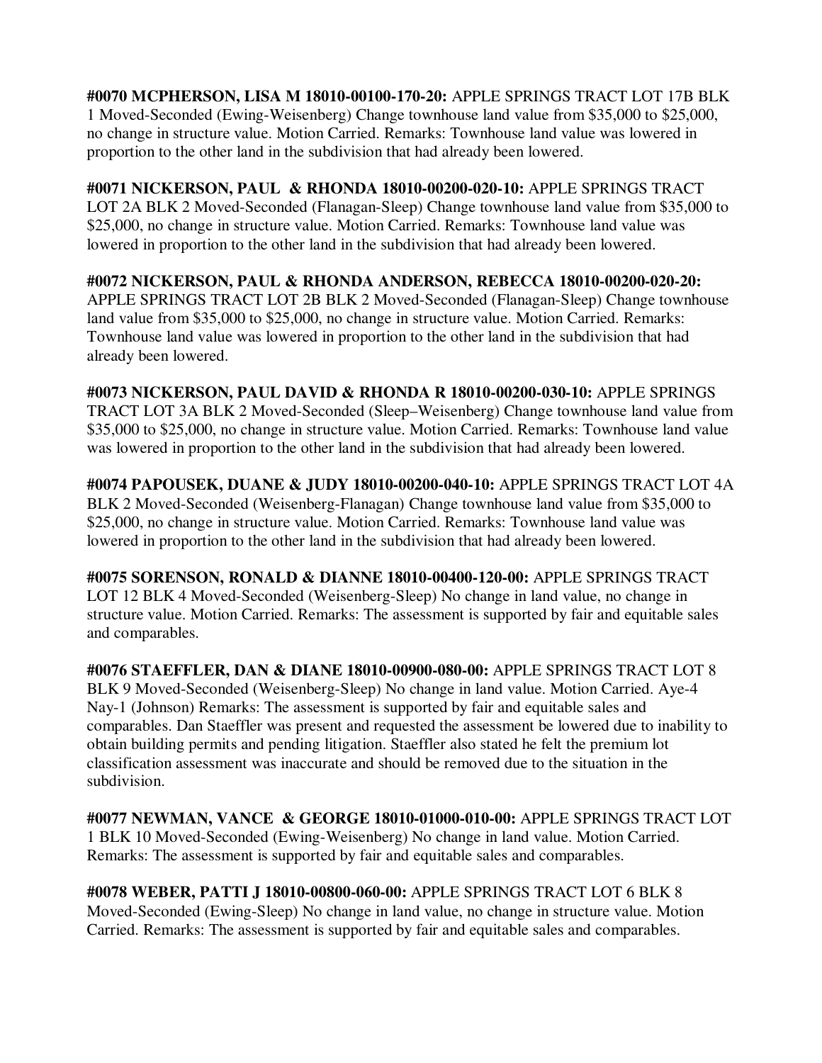**#0070 MCPHERSON, LISA M 18010-00100-170-20:** APPLE SPRINGS TRACT LOT 17B BLK 1 Moved-Seconded (Ewing-Weisenberg) Change townhouse land value from $35,000 to $25,000, no change in structure value. Motion Carried. Remarks: Townhouse land value was lowered in proportion to the other land in the subdivision that had already been lowered.

**#0071 NICKERSON, PAUL & RHONDA 18010-00200-020-10:** APPLE SPRINGS TRACT LOT 2A BLK 2 Moved-Seconded (Flanagan-Sleep) Change townhouse land value from $35,000 to $25,000, no change in structure value. Motion Carried. Remarks: Townhouse land value was lowered in proportion to the other land in the subdivision that had already been lowered.

**#0072 NICKERSON, PAUL & RHONDA ANDERSON, REBECCA 18010-00200-020-20:** APPLE SPRINGS TRACT LOT 2B BLK 2 Moved-Seconded (Flanagan-Sleep) Change townhouse land value from $35,000 to $25,000, no change in structure value. Motion Carried. Remarks: Townhouse land value was lowered in proportion to the other land in the subdivision that had already been lowered.

**#0073 NICKERSON, PAUL DAVID & RHONDA R 18010-00200-030-10:** APPLE SPRINGS TRACT LOT 3A BLK 2 Moved-Seconded (Sleep–Weisenberg) Change townhouse land value from $35,000 to $25,000, no change in structure value. Motion Carried. Remarks: Townhouse land value was lowered in proportion to the other land in the subdivision that had already been lowered.

**#0074 PAPOUSEK, DUANE & JUDY 18010-00200-040-10:** APPLE SPRINGS TRACT LOT 4A BLK 2 Moved-Seconded (Weisenberg-Flanagan) Change townhouse land value from $35,000 to $25,000, no change in structure value. Motion Carried. Remarks: Townhouse land value was lowered in proportion to the other land in the subdivision that had already been lowered.

**#0075 SORENSON, RONALD & DIANNE 18010-00400-120-00:** APPLE SPRINGS TRACT LOT 12 BLK 4 Moved-Seconded (Weisenberg-Sleep) No change in land value, no change in structure value. Motion Carried. Remarks: The assessment is supported by fair and equitable sales and comparables.

**#0076 STAEFFLER, DAN & DIANE 18010-00900-080-00:** APPLE SPRINGS TRACT LOT 8 BLK 9 Moved-Seconded (Weisenberg-Sleep) No change in land value. Motion Carried. Aye-4 Nay-1 (Johnson) Remarks: The assessment is supported by fair and equitable sales and comparables. Dan Staeffler was present and requested the assessment be lowered due to inability to obtain building permits and pending litigation. Staeffler also stated he felt the premium lot classification assessment was inaccurate and should be removed due to the situation in the subdivision.

**#0077 NEWMAN, VANCE & GEORGE 18010-01000-010-00:** APPLE SPRINGS TRACT LOT 1 BLK 10 Moved-Seconded (Ewing-Weisenberg) No change in land value. Motion Carried. Remarks: The assessment is supported by fair and equitable sales and comparables.

**#0078 WEBER, PATTI J 18010-00800-060-00:** APPLE SPRINGS TRACT LOT 6 BLK 8 Moved-Seconded (Ewing-Sleep) No change in land value, no change in structure value. Motion Carried. Remarks: The assessment is supported by fair and equitable sales and comparables.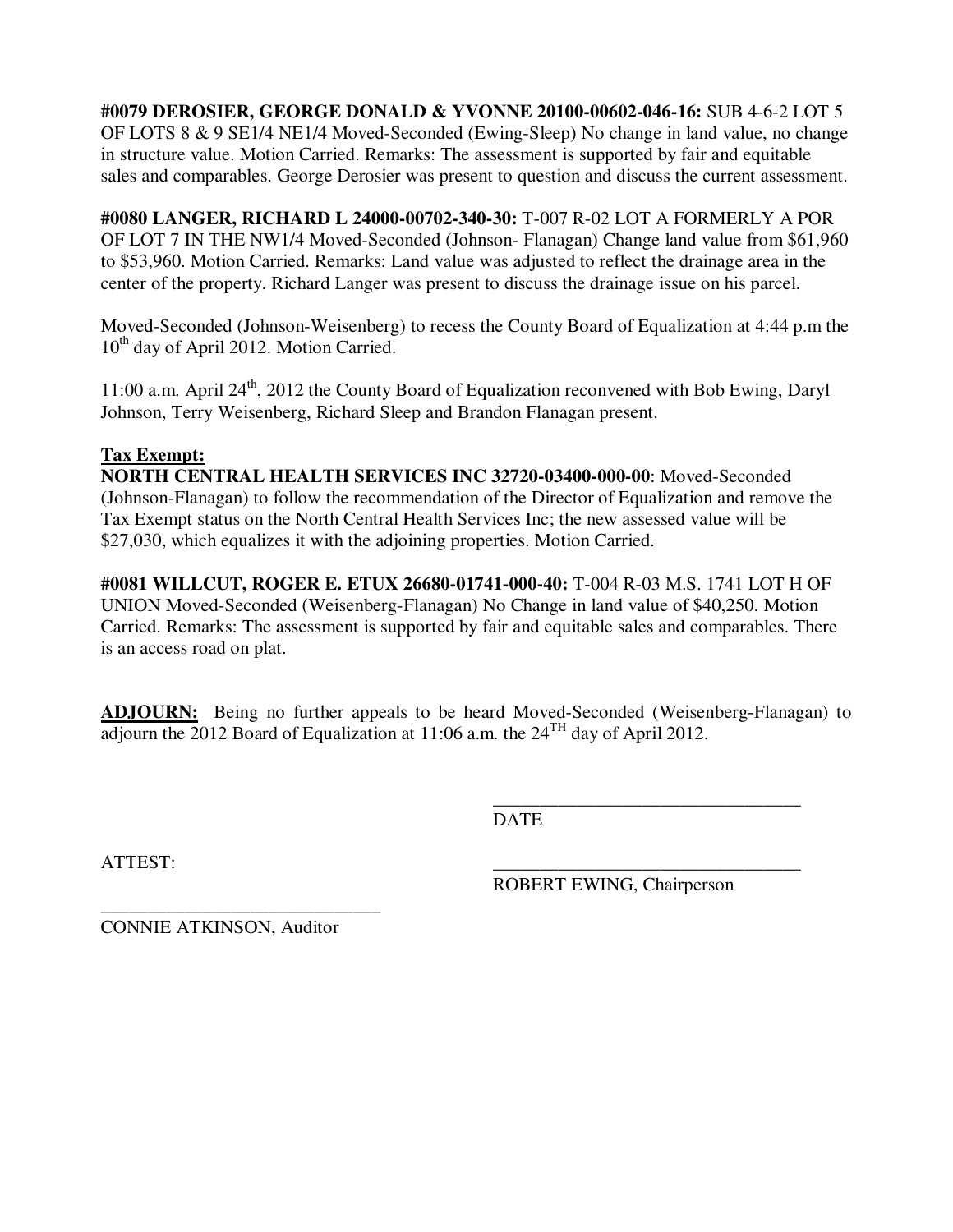**#0079 DEROSIER, GEORGE DONALD & YVONNE 20100-00602-046-16:** SUB 4-6-2 LOT 5 OF LOTS 8 & 9 SE1/4 NE1/4 Moved-Seconded (Ewing-Sleep) No change in land value, no change in structure value. Motion Carried. Remarks: The assessment is supported by fair and equitable sales and comparables. George Derosier was present to question and discuss the current assessment.

**#0080 LANGER, RICHARD L 24000-00702-340-30:** T-007 R-02 LOT A FORMERLY A POR OF LOT 7 IN THE NW1/4 Moved-Seconded (Johnson- Flanagan) Change land value from $61,960 to $53,960. Motion Carried. Remarks: Land value was adjusted to reflect the drainage area in the center of the property. Richard Langer was present to discuss the drainage issue on his parcel.

Moved-Seconded (Johnson-Weisenberg) to recess the County Board of Equalization at 4:44 p.m the 10th day of April 2012. Motion Carried.

11:00 a.m. April 24th, 2012 the County Board of Equalization reconvened with Bob Ewing, Daryl Johnson, Terry Weisenberg, Richard Sleep and Brandon Flanagan present.

**Tax Exempt:**

**NORTH CENTRAL HEALTH SERVICES INC 32720-03400-000-00**: Moved-Seconded (Johnson-Flanagan) to follow the recommendation of the Director of Equalization and remove the Tax Exempt status on the North Central Health Services Inc; the new assessed value will be $27,030, which equalizes it with the adjoining properties. Motion Carried.

**#0081 WILLCUT, ROGER E. ETUX 26680-01741-000-40:** T-004 R-03 M.S. 1741 LOT H OF UNION Moved-Seconded (Weisenberg-Flanagan) No Change in land value of $40,250. Motion Carried. Remarks: The assessment is supported by fair and equitable sales and comparables. There is an access road on plat.

**ADJOURN:** Being no further appeals to be heard Moved-Seconded (Weisenberg-Flanagan) to adjourn the 2012 Board of Equalization at 11:06 a.m. the 24TH day of April 2012.

_________________________________
DATE

ATTEST:

_________________________________
ROBERT EWING, Chairperson

_______________________________
CONNIE ATKINSON, Auditor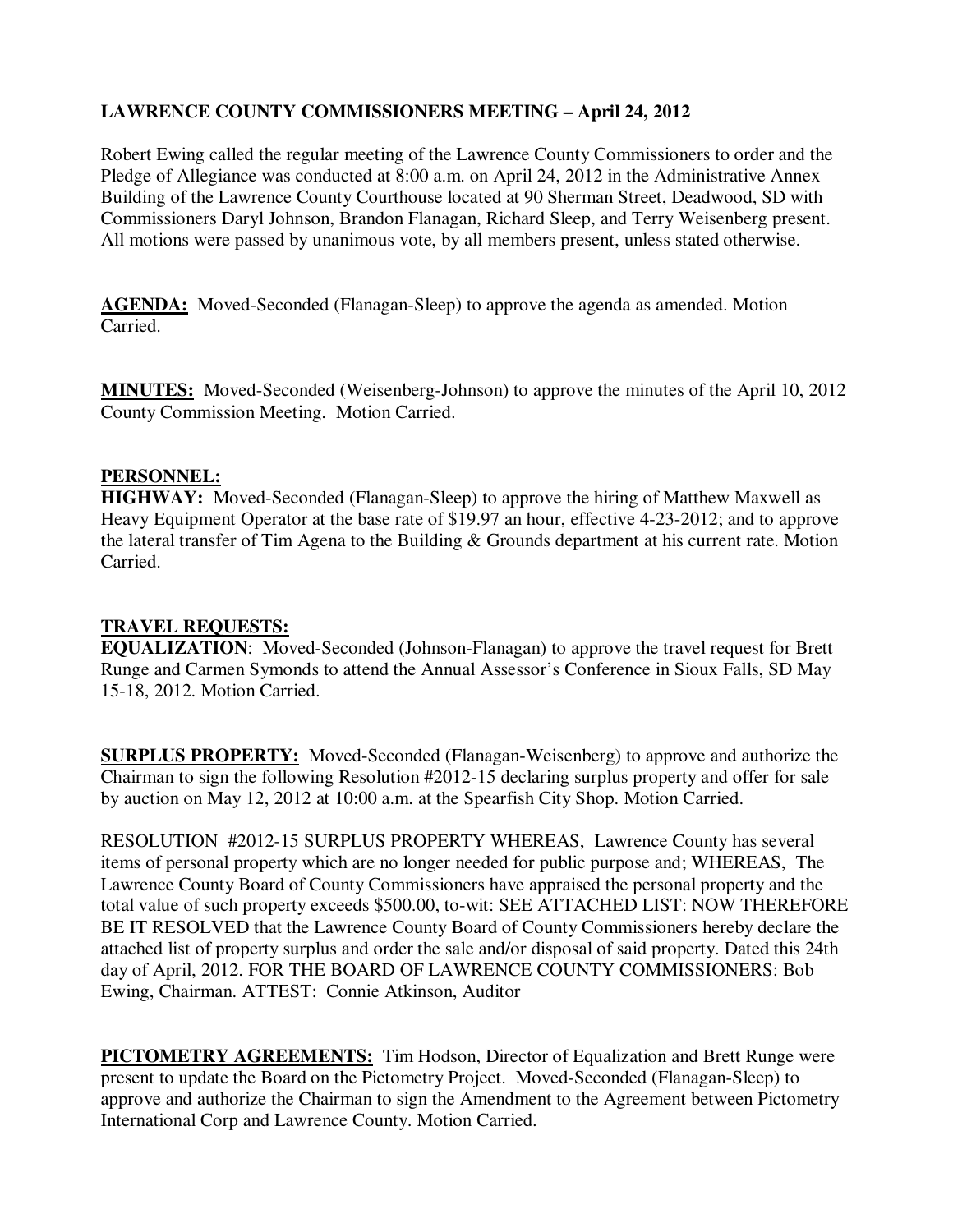# LAWRENCE COUNTY COMMISSIONERS MEETING – April 24, 2012

Robert Ewing called the regular meeting of the Lawrence County Commissioners to order and the Pledge of Allegiance was conducted at 8:00 a.m. on April 24, 2012 in the Administrative Annex Building of the Lawrence County Courthouse located at 90 Sherman Street, Deadwood, SD with Commissioners Daryl Johnson, Brandon Flanagan, Richard Sleep, and Terry Weisenberg present. All motions were passed by unanimous vote, by all members present, unless stated otherwise.

**AGENDA:** Moved-Seconded (Flanagan-Sleep) to approve the agenda as amended. Motion Carried.

**MINUTES:** Moved-Seconded (Weisenberg-Johnson) to approve the minutes of the April 10, 2012 County Commission Meeting. Motion Carried.

**PERSONNEL:**

**HIGHWAY:** Moved-Seconded (Flanagan-Sleep) to approve the hiring of Matthew Maxwell as Heavy Equipment Operator at the base rate of $19.97 an hour, effective 4-23-2012; and to approve the lateral transfer of Tim Agena to the Building & Grounds department at his current rate. Motion Carried.

**TRAVEL REQUESTS:**

**EQUALIZATION**: Moved-Seconded (Johnson-Flanagan) to approve the travel request for Brett Runge and Carmen Symonds to attend the Annual Assessor's Conference in Sioux Falls, SD May 15-18, 2012. Motion Carried.

**SURPLUS PROPERTY:** Moved-Seconded (Flanagan-Weisenberg) to approve and authorize the Chairman to sign the following Resolution #2012-15 declaring surplus property and offer for sale by auction on May 12, 2012 at 10:00 a.m. at the Spearfish City Shop. Motion Carried.

RESOLUTION #2012-15 SURPLUS PROPERTY WHEREAS, Lawrence County has several items of personal property which are no longer needed for public purpose and; WHEREAS, The Lawrence County Board of County Commissioners have appraised the personal property and the total value of such property exceeds $500.00, to-wit: SEE ATTACHED LIST: NOW THEREFORE BE IT RESOLVED that the Lawrence County Board of County Commissioners hereby declare the attached list of property surplus and order the sale and/or disposal of said property. Dated this 24th day of April, 2012. FOR THE BOARD OF LAWRENCE COUNTY COMMISSIONERS: Bob Ewing, Chairman. ATTEST: Connie Atkinson, Auditor

**PICTOMETRY AGREEMENTS:** Tim Hodson, Director of Equalization and Brett Runge were present to update the Board on the Pictometry Project. Moved-Seconded (Flanagan-Sleep) to approve and authorize the Chairman to sign the Amendment to the Agreement between Pictometry International Corp and Lawrence County. Motion Carried.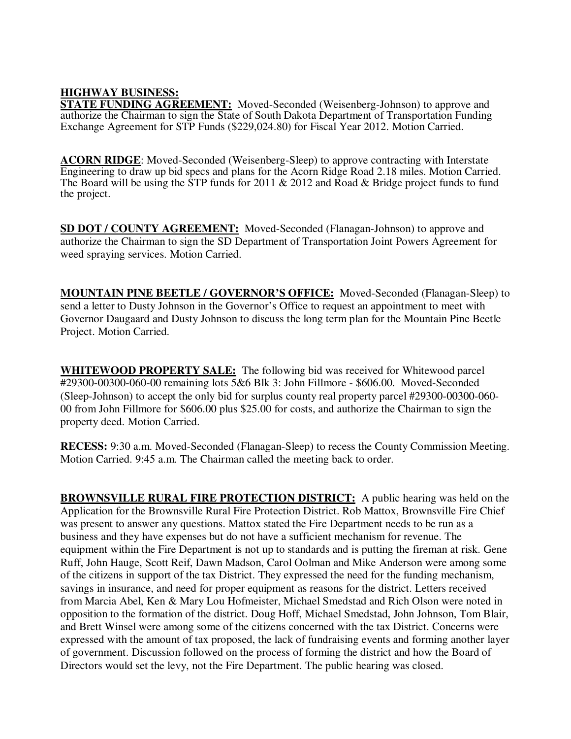**HIGHWAY BUSINESS:**
**STATE FUNDING AGREEMENT:** Moved-Seconded (Weisenberg-Johnson) to approve and authorize the Chairman to sign the State of South Dakota Department of Transportation Funding Exchange Agreement for STP Funds ($229,024.80) for Fiscal Year 2012. Motion Carried.

**ACORN RIDGE**: Moved-Seconded (Weisenberg-Sleep) to approve contracting with Interstate Engineering to draw up bid specs and plans for the Acorn Ridge Road 2.18 miles. Motion Carried. The Board will be using the STP funds for 2011 & 2012 and Road & Bridge project funds to fund the project.

**SD DOT / COUNTY AGREEMENT:** Moved-Seconded (Flanagan-Johnson) to approve and authorize the Chairman to sign the SD Department of Transportation Joint Powers Agreement for weed spraying services. Motion Carried.

**MOUNTAIN PINE BEETLE / GOVERNOR'S OFFICE:** Moved-Seconded (Flanagan-Sleep) to send a letter to Dusty Johnson in the Governor's Office to request an appointment to meet with Governor Daugaard and Dusty Johnson to discuss the long term plan for the Mountain Pine Beetle Project. Motion Carried.

**WHITEWOOD PROPERTY SALE:** The following bid was received for Whitewood parcel #29300-00300-060-00 remaining lots 5&6 Blk 3: John Fillmore - $606.00. Moved-Seconded (Sleep-Johnson) to accept the only bid for surplus county real property parcel #29300-00300-060-00 from John Fillmore for $606.00 plus $25.00 for costs, and authorize the Chairman to sign the property deed. Motion Carried.

**RECESS:** 9:30 a.m. Moved-Seconded (Flanagan-Sleep) to recess the County Commission Meeting. Motion Carried. 9:45 a.m. The Chairman called the meeting back to order.

**BROWNSVILLE RURAL FIRE PROTECTION DISTRICT:** A public hearing was held on the Application for the Brownsville Rural Fire Protection District. Rob Mattox, Brownsville Fire Chief was present to answer any questions. Mattox stated the Fire Department needs to be run as a business and they have expenses but do not have a sufficient mechanism for revenue. The equipment within the Fire Department is not up to standards and is putting the fireman at risk. Gene Ruff, John Hauge, Scott Reif, Dawn Madson, Carol Oolman and Mike Anderson were among some of the citizens in support of the tax District. They expressed the need for the funding mechanism, savings in insurance, and need for proper equipment as reasons for the district. Letters received from Marcia Abel, Ken & Mary Lou Hofmeister, Michael Smedstad and Rich Olson were noted in opposition to the formation of the district. Doug Hoff, Michael Smedstad, John Johnson, Tom Blair, and Brett Winsel were among some of the citizens concerned with the tax District. Concerns were expressed with the amount of tax proposed, the lack of fundraising events and forming another layer of government. Discussion followed on the process of forming the district and how the Board of Directors would set the levy, not the Fire Department. The public hearing was closed.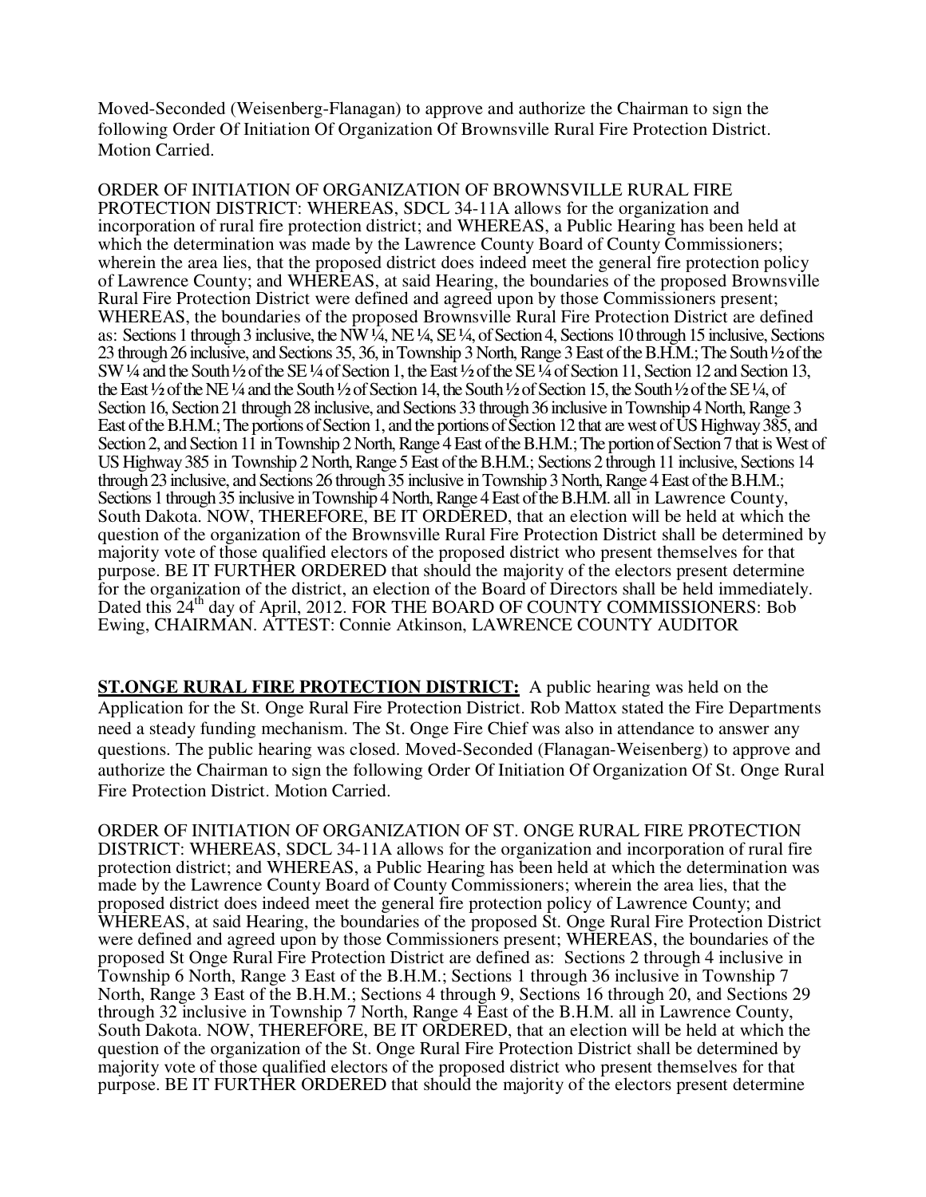Moved-Seconded (Weisenberg-Flanagan) to approve and authorize the Chairman to sign the following Order Of Initiation Of Organization Of Brownsville Rural Fire Protection District. Motion Carried.

ORDER OF INITIATION OF ORGANIZATION OF BROWNSVILLE RURAL FIRE PROTECTION DISTRICT: WHEREAS, SDCL 34-11A allows for the organization and incorporation of rural fire protection district; and WHEREAS, a Public Hearing has been held at which the determination was made by the Lawrence County Board of County Commissioners; wherein the area lies, that the proposed district does indeed meet the general fire protection policy of Lawrence County; and WHEREAS, at said Hearing, the boundaries of the proposed Brownsville Rural Fire Protection District were defined and agreed upon by those Commissioners present; WHEREAS, the boundaries of the proposed Brownsville Rural Fire Protection District are defined as: Sections 1 through 3 inclusive, the NW ¼, NE ¼, SE ¼, of Section 4, Sections 10 through 15 inclusive, Sections 23 through 26 inclusive, and Sections 35, 36, in Township 3 North, Range 3 East of the B.H.M.; The South ½ of the SW ¼ and the South ½ of the SE ¼ of Section 1, the East ½ of the SE ¼ of Section 11, Section 12 and Section 13, the East ½ of the NE ¼ and the South ½ of Section 14, the South ½ of Section 15, the South ½ of the SE ¼, of Section 16, Section 21 through 28 inclusive, and Sections 33 through 36 inclusive in Township 4 North, Range 3 East of the B.H.M.; The portions of Section 1, and the portions of Section 12 that are west of US Highway 385, and Section 2, and Section 11 in Township 2 North, Range 4 East of the B.H.M.; The portion of Section 7 that is West of US Highway 385 in Township 2 North, Range 5 East of the B.H.M.; Sections 2 through 11 inclusive, Sections 14 through 23 inclusive, and Sections 26 through 35 inclusive in Township 3 North, Range 4 East of the B.H.M.; Sections 1 through 35 inclusive in Township 4 North, Range 4 East of the B.H.M. all in Lawrence County, South Dakota. NOW, THEREFORE, BE IT ORDERED, that an election will be held at which the question of the organization of the Brownsville Rural Fire Protection District shall be determined by majority vote of those qualified electors of the proposed district who present themselves for that purpose. BE IT FURTHER ORDERED that should the majority of the electors present determine for the organization of the district, an election of the Board of Directors shall be held immediately. Dated this 24th day of April, 2012. FOR THE BOARD OF COUNTY COMMISSIONERS: Bob Ewing, CHAIRMAN. ATTEST: Connie Atkinson, LAWRENCE COUNTY AUDITOR

**ST.ONGE RURAL FIRE PROTECTION DISTRICT:** A public hearing was held on the Application for the St. Onge Rural Fire Protection District. Rob Mattox stated the Fire Departments need a steady funding mechanism. The St. Onge Fire Chief was also in attendance to answer any questions. The public hearing was closed. Moved-Seconded (Flanagan-Weisenberg) to approve and authorize the Chairman to sign the following Order Of Initiation Of Organization Of St. Onge Rural Fire Protection District. Motion Carried.

ORDER OF INITIATION OF ORGANIZATION OF ST. ONGE RURAL FIRE PROTECTION DISTRICT: WHEREAS, SDCL 34-11A allows for the organization and incorporation of rural fire protection district; and WHEREAS, a Public Hearing has been held at which the determination was made by the Lawrence County Board of County Commissioners; wherein the area lies, that the proposed district does indeed meet the general fire protection policy of Lawrence County; and WHEREAS, at said Hearing, the boundaries of the proposed St. Onge Rural Fire Protection District were defined and agreed upon by those Commissioners present; WHEREAS, the boundaries of the proposed St Onge Rural Fire Protection District are defined as: Sections 2 through 4 inclusive in Township 6 North, Range 3 East of the B.H.M.; Sections 1 through 36 inclusive in Township 7 North, Range 3 East of the B.H.M.; Sections 4 through 9, Sections 16 through 20, and Sections 29 through 32 inclusive in Township 7 North, Range 4 East of the B.H.M. all in Lawrence County, South Dakota. NOW, THEREFORE, BE IT ORDERED, that an election will be held at which the question of the organization of the St. Onge Rural Fire Protection District shall be determined by majority vote of those qualified electors of the proposed district who present themselves for that purpose. BE IT FURTHER ORDERED that should the majority of the electors present determine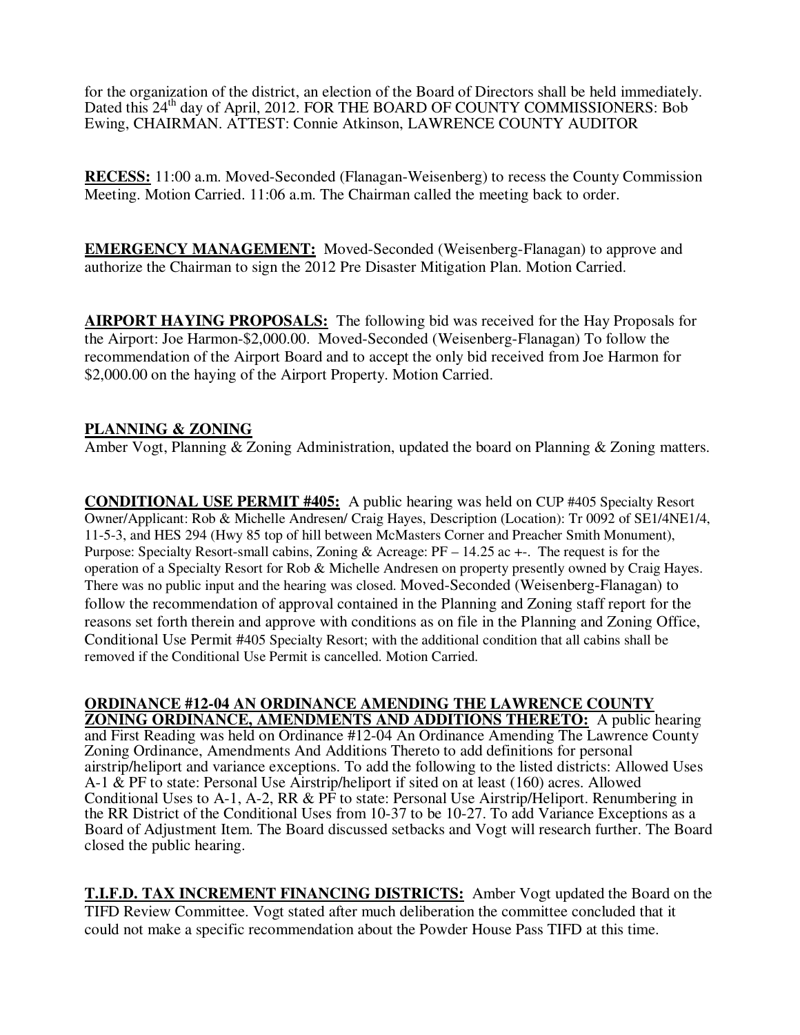for the organization of the district, an election of the Board of Directors shall be held immediately. Dated this 24th day of April, 2012. FOR THE BOARD OF COUNTY COMMISSIONERS: Bob Ewing, CHAIRMAN. ATTEST: Connie Atkinson, LAWRENCE COUNTY AUDITOR

**RECESS:** 11:00 a.m. Moved-Seconded (Flanagan-Weisenberg) to recess the County Commission Meeting. Motion Carried. 11:06 a.m. The Chairman called the meeting back to order.

**EMERGENCY MANAGEMENT:** Moved-Seconded (Weisenberg-Flanagan) to approve and authorize the Chairman to sign the 2012 Pre Disaster Mitigation Plan. Motion Carried.

**AIRPORT HAYING PROPOSALS:** The following bid was received for the Hay Proposals for the Airport: Joe Harmon-$2,000.00. Moved-Seconded (Weisenberg-Flanagan) To follow the recommendation of the Airport Board and to accept the only bid received from Joe Harmon for $2,000.00 on the haying of the Airport Property. Motion Carried.

**PLANNING & ZONING**

Amber Vogt, Planning & Zoning Administration, updated the board on Planning & Zoning matters.

**CONDITIONAL USE PERMIT #405:** A public hearing was held on CUP #405 Specialty Resort Owner/Applicant: Rob & Michelle Andresen/ Craig Hayes, Description (Location): Tr 0092 of SE1/4NE1/4, 11-5-3, and HES 294 (Hwy 85 top of hill between McMasters Corner and Preacher Smith Monument), Purpose: Specialty Resort-small cabins, Zoning & Acreage: PF – 14.25 ac +-. The request is for the operation of a Specialty Resort for Rob & Michelle Andresen on property presently owned by Craig Hayes. There was no public input and the hearing was closed. Moved-Seconded (Weisenberg-Flanagan) to follow the recommendation of approval contained in the Planning and Zoning staff report for the reasons set forth therein and approve with conditions as on file in the Planning and Zoning Office, Conditional Use Permit #405 Specialty Resort; with the additional condition that all cabins shall be removed if the Conditional Use Permit is cancelled. Motion Carried.

**ORDINANCE #12-04 AN ORDINANCE AMENDING THE LAWRENCE COUNTY ZONING ORDINANCE, AMENDMENTS AND ADDITIONS THERETO:** A public hearing and First Reading was held on Ordinance #12-04 An Ordinance Amending The Lawrence County Zoning Ordinance, Amendments And Additions Thereto to add definitions for personal airstrip/heliport and variance exceptions. To add the following to the listed districts: Allowed Uses A-1 & PF to state: Personal Use Airstrip/heliport if sited on at least (160) acres. Allowed Conditional Uses to A-1, A-2, RR & PF to state: Personal Use Airstrip/Heliport. Renumbering in the RR District of the Conditional Uses from 10-37 to be 10-27. To add Variance Exceptions as a Board of Adjustment Item. The Board discussed setbacks and Vogt will research further. The Board closed the public hearing.

**T.I.F.D. TAX INCREMENT FINANCING DISTRICTS:** Amber Vogt updated the Board on the TIFD Review Committee. Vogt stated after much deliberation the committee concluded that it could not make a specific recommendation about the Powder House Pass TIFD at this time.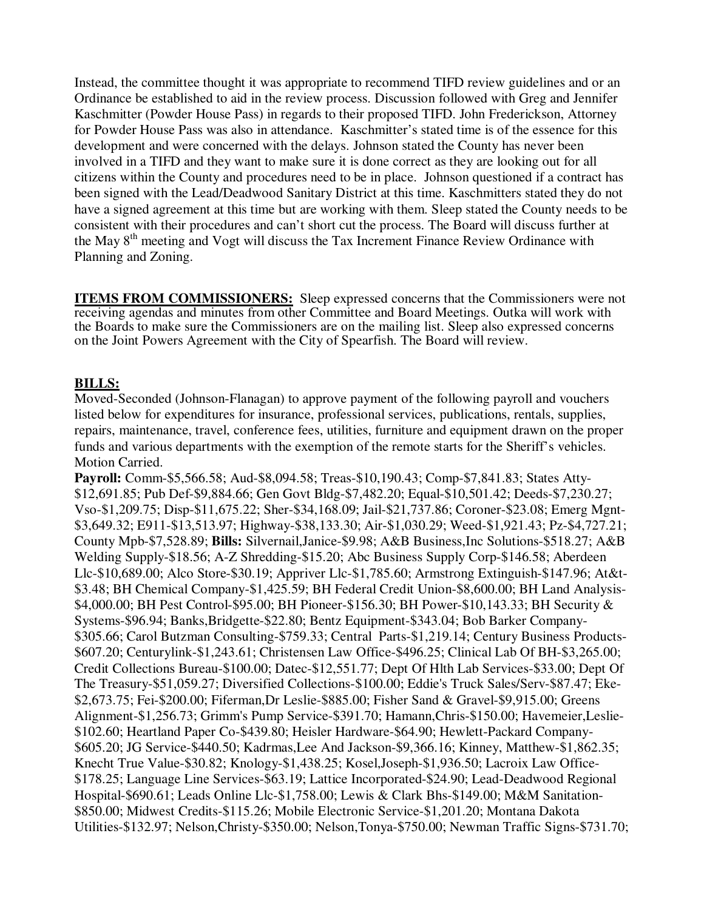Instead, the committee thought it was appropriate to recommend TIFD review guidelines and or an Ordinance be established to aid in the review process. Discussion followed with Greg and Jennifer Kaschmitter (Powder House Pass) in regards to their proposed TIFD. John Frederickson, Attorney for Powder House Pass was also in attendance. Kaschmitter's stated time is of the essence for this development and were concerned with the delays. Johnson stated the County has never been involved in a TIFD and they want to make sure it is done correct as they are looking out for all citizens within the County and procedures need to be in place. Johnson questioned if a contract has been signed with the Lead/Deadwood Sanitary District at this time. Kaschmitters stated they do not have a signed agreement at this time but are working with them. Sleep stated the County needs to be consistent with their procedures and can't short cut the process. The Board will discuss further at the May 8th meeting and Vogt will discuss the Tax Increment Finance Review Ordinance with Planning and Zoning.

**ITEMS FROM COMMISSIONERS:** Sleep expressed concerns that the Commissioners were not receiving agendas and minutes from other Committee and Board Meetings. Outka will work with the Boards to make sure the Commissioners are on the mailing list. Sleep also expressed concerns on the Joint Powers Agreement with the City of Spearfish. The Board will review.

**BILLS:**

Moved-Seconded (Johnson-Flanagan) to approve payment of the following payroll and vouchers listed below for expenditures for insurance, professional services, publications, rentals, supplies, repairs, maintenance, travel, conference fees, utilities, furniture and equipment drawn on the proper funds and various departments with the exemption of the remote starts for the Sheriff's vehicles. Motion Carried.

**Payroll:** Comm-$5,566.58; Aud-$8,094.58; Treas-$10,190.43; Comp-$7,841.83; States Atty-$12,691.85; Pub Def-$9,884.66; Gen Govt Bldg-$7,482.20; Equal-$10,501.42; Deeds-$7,230.27; Vso-$1,209.75; Disp-$11,675.22; Sher-$34,168.09; Jail-$21,737.86; Coroner-$23.08; Emerg Mgnt-$3,649.32; E911-$13,513.97; Highway-$38,133.30; Air-$1,030.29; Weed-$1,921.43; Pz-$4,727.21; County Mpb-$7,528.89; **Bills:** Silvernail,Janice-$9.98; A&B Business,Inc Solutions-$518.27; A&B Welding Supply-$18.56; A-Z Shredding-$15.20; Abc Business Supply Corp-$146.58; Aberdeen Llc-$10,689.00; Alco Store-$30.19; Appriver Llc-$1,785.60; Armstrong Extinguish-$147.96; At&t-$3.48; BH Chemical Company-$1,425.59; BH Federal Credit Union-$8,600.00; BH Land Analysis-$4,000.00; BH Pest Control-$95.00; BH Pioneer-$156.30; BH Power-$10,143.33; BH Security & Systems-$96.94; Banks,Bridgette-$22.80; Bentz Equipment-$343.04; Bob Barker Company-$305.66; Carol Butzman Consulting-$759.33; Central Parts-$1,219.14; Century Business Products-$607.20; Centurylink-$1,243.61; Christensen Law Office-$496.25; Clinical Lab Of BH-$3,265.00; Credit Collections Bureau-$100.00; Datec-$12,551.77; Dept Of Hlth Lab Services-$33.00; Dept Of The Treasury-$51,059.27; Diversified Collections-$100.00; Eddie's Truck Sales/Serv-$87.47; Eke-$2,673.75; Fei-$200.00; Fiferman,Dr Leslie-$885.00; Fisher Sand & Gravel-$9,915.00; Greens Alignment-$1,256.73; Grimm's Pump Service-$391.70; Hamann,Chris-$150.00; Havemeier,Leslie-$102.60; Heartland Paper Co-$439.80; Heisler Hardware-$64.90; Hewlett-Packard Company-$605.20; JG Service-$440.50; Kadrmas,Lee And Jackson-$9,366.16; Kinney, Matthew-$1,862.35; Knecht True Value-$30.82; Knology-$1,438.25; Kosel,Joseph-$1,936.50; Lacroix Law Office-$178.25; Language Line Services-$63.19; Lattice Incorporated-$24.90; Lead-Deadwood Regional Hospital-$690.61; Leads Online Llc-$1,758.00; Lewis & Clark Bhs-$149.00; M&M Sanitation-$850.00; Midwest Credits-$115.26; Mobile Electronic Service-$1,201.20; Montana Dakota Utilities-$132.97; Nelson,Christy-$350.00; Nelson,Tonya-$750.00; Newman Traffic Signs-$731.70;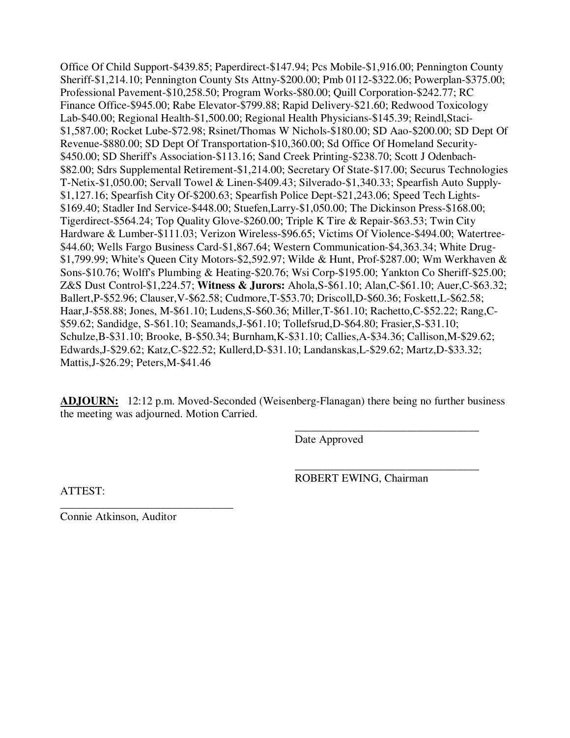Office Of Child Support-$439.85; Paperdirect-$147.94; Pcs Mobile-$1,916.00; Pennington County Sheriff-$1,214.10; Pennington County Sts Attny-$200.00; Pmb 0112-$322.06; Powerplan-$375.00; Professional Pavement-$10,258.50; Program Works-$80.00; Quill Corporation-$242.77; RC Finance Office-$945.00; Rabe Elevator-$799.88; Rapid Delivery-$21.60; Redwood Toxicology Lab-$40.00; Regional Health-$1,500.00; Regional Health Physicians-$145.39; Reindl,Staci-$1,587.00; Rocket Lube-$72.98; Rsinet/Thomas W Nichols-$180.00; SD Aao-$200.00; SD Dept Of Revenue-$880.00; SD Dept Of Transportation-$10,360.00; Sd Office Of Homeland Security-$450.00; SD Sheriff's Association-$113.16; Sand Creek Printing-$238.70; Scott J Odenbach-$82.00; Sdrs Supplemental Retirement-$1,214.00; Secretary Of State-$17.00; Securus Technologies T-Netix-$1,050.00; Servall Towel & Linen-$409.43; Silverado-$1,340.33; Spearfish Auto Supply-$1,127.16; Spearfish City Of-$200.63; Spearfish Police Dept-$21,243.06; Speed Tech Lights-$169.40; Stadler Ind Service-$448.00; Stuefen,Larry-$1,050.00; The Dickinson Press-$168.00; Tigerdirect-$564.24; Top Quality Glove-$260.00; Triple K Tire & Repair-$63.53; Twin City Hardware & Lumber-$111.03; Verizon Wireless-$96.65; Victims Of Violence-$494.00; Watertree-$44.60; Wells Fargo Business Card-$1,867.64; Western Communication-$4,363.34; White Drug-$1,799.99; White's Queen City Motors-$2,592.97; Wilde & Hunt, Prof-$287.00; Wm Werkhaven & Sons-$10.76; Wolff's Plumbing & Heating-$20.76; Wsi Corp-$195.00; Yankton Co Sheriff-$25.00; Z&S Dust Control-$1,224.57; **Witness & Jurors:** Ahola,S-$61.10; Alan,C-$61.10; Auer,C-$63.32; Ballert,P-$52.96; Clauser,V-$62.58; Cudmore,T-$53.70; Driscoll,D-$60.36; Foskett,L-$62.58; Haar,J-$58.88; Jones, M-$61.10; Ludens,S-$60.36; Miller,T-$61.10; Rachetto,C-$52.22; Rang,C-$59.62; Sandidge, S-$61.10; Seamands,J-$61.10; Tollefsrud,D-$64.80; Frasier,S-$31.10; Schulze,B-$31.10; Brooke, B-$50.34; Burnham,K-$31.10; Callies,A-$34.36; Callison,M-$29.62; Edwards,J-$29.62; Katz,C-$22.52; Kullerd,D-$31.10; Landanskas,L-$29.62; Martz,D-$33.32; Mattis,J-$26.29; Peters,M-$41.46

**ADJOURN:** 12:12 p.m. Moved-Seconded (Weisenberg-Flanagan) there being no further business the meeting was adjourned. Motion Carried.

\_\_\_\_\_\_\_\_\_\_\_\_\_\_\_\_\_\_\_\_\_\_\_\_\_\_\_\_\_\_\_\_\_\_\_\_
Date Approved

\_\_\_\_\_\_\_\_\_\_\_\_\_\_\_\_\_\_\_\_\_\_\_\_\_\_\_\_\_\_\_\_\_\_\_\_
ROBERT EWING, Chairman

ATTEST:

\_\_\_\_\_\_\_\_\_\_\_\_\_\_\_\_\_\_\_\_\_\_\_\_\_\_\_\_\_\_\_\_\_\_
Connie Atkinson, Auditor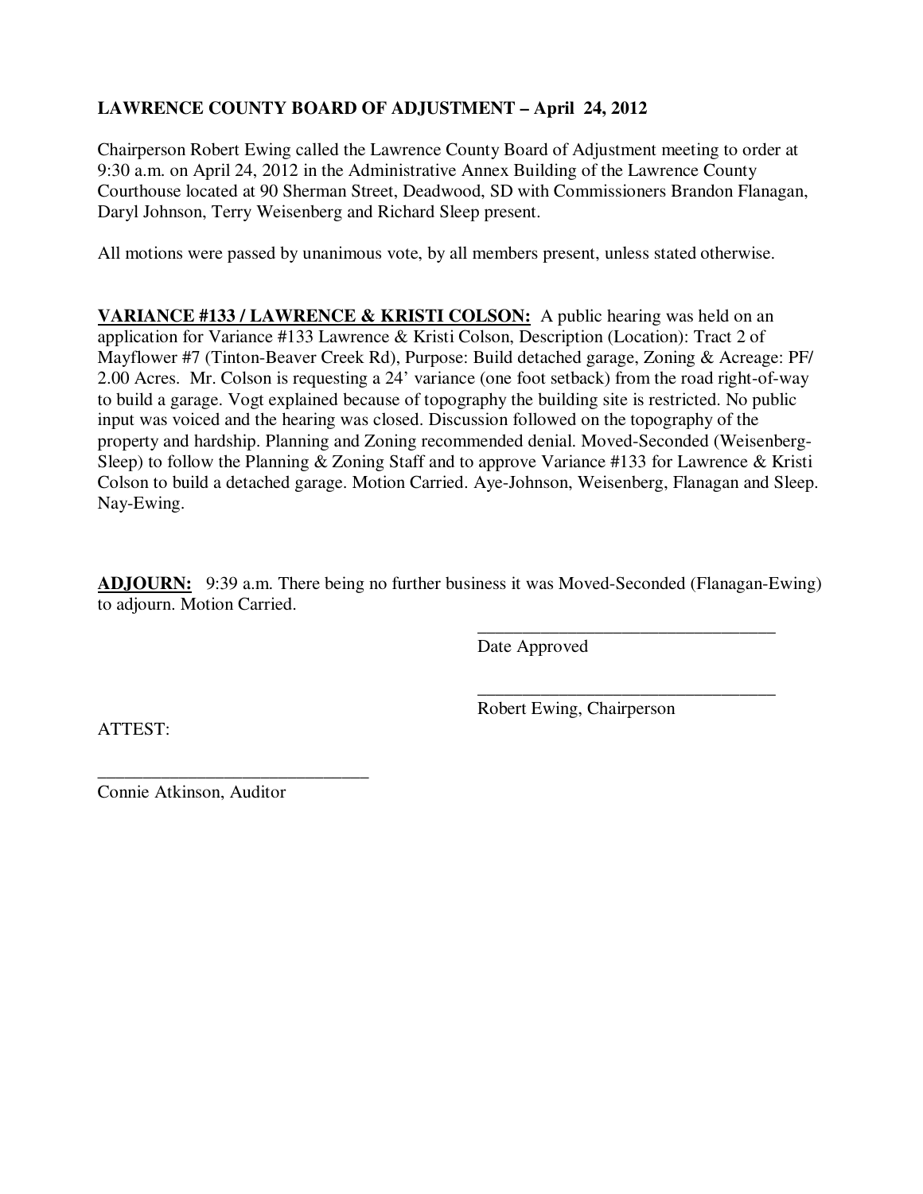**LAWRENCE COUNTY BOARD OF ADJUSTMENT – April 24, 2012**

Chairperson Robert Ewing called the Lawrence County Board of Adjustment meeting to order at 9:30 a.m. on April 24, 2012 in the Administrative Annex Building of the Lawrence County Courthouse located at 90 Sherman Street, Deadwood, SD with Commissioners Brandon Flanagan, Daryl Johnson, Terry Weisenberg and Richard Sleep present.

All motions were passed by unanimous vote, by all members present, unless stated otherwise.

**VARIANCE #133 / LAWRENCE & KRISTI COLSON:** A public hearing was held on an application for Variance #133 Lawrence & Kristi Colson, Description (Location): Tract 2 of Mayflower #7 (Tinton-Beaver Creek Rd), Purpose: Build detached garage, Zoning & Acreage: PF/ 2.00 Acres. Mr. Colson is requesting a 24' variance (one foot setback) from the road right-of-way to build a garage. Vogt explained because of topography the building site is restricted. No public input was voiced and the hearing was closed. Discussion followed on the topography of the property and hardship. Planning and Zoning recommended denial. Moved-Seconded (Weisenberg-Sleep) to follow the Planning & Zoning Staff and to approve Variance #133 for Lawrence & Kristi Colson to build a detached garage. Motion Carried. Aye-Johnson, Weisenberg, Flanagan and Sleep. Nay-Ewing.

**ADJOURN:** 9:39 a.m. There being no further business it was Moved-Seconded (Flanagan-Ewing) to adjourn. Motion Carried.

\_\_\_\_\_\_\_\_\_\_\_\_\_\_\_\_\_\_\_\_\_\_\_\_\_\_\_\_\_\_\_\_\_\_
Date Approved

\_\_\_\_\_\_\_\_\_\_\_\_\_\_\_\_\_\_\_\_\_\_\_\_\_\_\_\_\_\_\_\_\_\_
Robert Ewing, Chairperson

ATTEST:

\_\_\_\_\_\_\_\_\_\_\_\_\_\_\_\_\_\_\_\_\_\_\_\_\_\_\_\_\_\_
Connie Atkinson, Auditor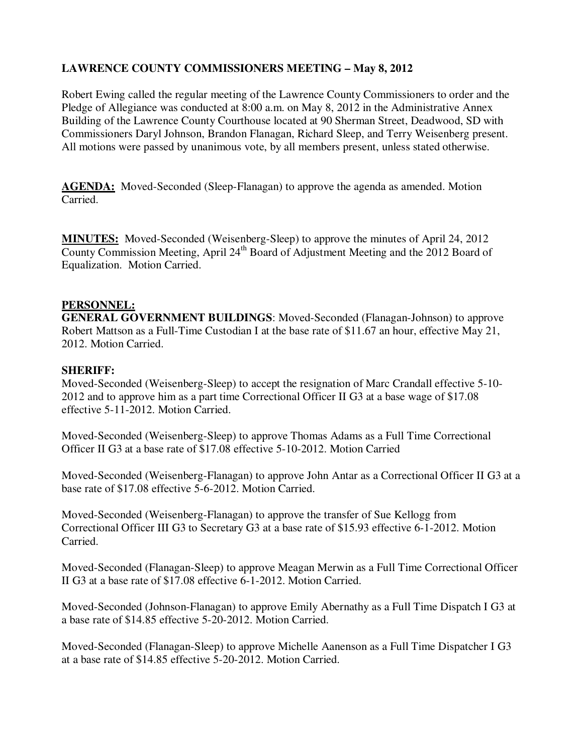**LAWRENCE COUNTY COMMISSIONERS MEETING – May 8, 2012**

Robert Ewing called the regular meeting of the Lawrence County Commissioners to order and the Pledge of Allegiance was conducted at 8:00 a.m. on May 8, 2012 in the Administrative Annex Building of the Lawrence County Courthouse located at 90 Sherman Street, Deadwood, SD with Commissioners Daryl Johnson, Brandon Flanagan, Richard Sleep, and Terry Weisenberg present. All motions were passed by unanimous vote, by all members present, unless stated otherwise.

**AGENDA:** Moved-Seconded (Sleep-Flanagan) to approve the agenda as amended. Motion Carried.

**MINUTES:** Moved-Seconded (Weisenberg-Sleep) to approve the minutes of April 24, 2012 County Commission Meeting, April 24th Board of Adjustment Meeting and the 2012 Board of Equalization. Motion Carried.

**PERSONNEL:**

**GENERAL GOVERNMENT BUILDINGS**: Moved-Seconded (Flanagan-Johnson) to approve Robert Mattson as a Full-Time Custodian I at the base rate of $11.67 an hour, effective May 21, 2012. Motion Carried.

**SHERIFF:**

Moved-Seconded (Weisenberg-Sleep) to accept the resignation of Marc Crandall effective 5-10-2012 and to approve him as a part time Correctional Officer II G3 at a base wage of $17.08 effective 5-11-2012. Motion Carried.

Moved-Seconded (Weisenberg-Sleep) to approve Thomas Adams as a Full Time Correctional Officer II G3 at a base rate of $17.08 effective 5-10-2012. Motion Carried

Moved-Seconded (Weisenberg-Flanagan) to approve John Antar as a Correctional Officer II G3 at a base rate of $17.08 effective 5-6-2012. Motion Carried.

Moved-Seconded (Weisenberg-Flanagan) to approve the transfer of Sue Kellogg from Correctional Officer III G3 to Secretary G3 at a base rate of $15.93 effective 6-1-2012. Motion Carried.

Moved-Seconded (Flanagan-Sleep) to approve Meagan Merwin as a Full Time Correctional Officer II G3 at a base rate of $17.08 effective 6-1-2012. Motion Carried.

Moved-Seconded (Johnson-Flanagan) to approve Emily Abernathy as a Full Time Dispatch I G3 at a base rate of $14.85 effective 5-20-2012. Motion Carried.

Moved-Seconded (Flanagan-Sleep) to approve Michelle Aanenson as a Full Time Dispatcher I G3 at a base rate of $14.85 effective 5-20-2012. Motion Carried.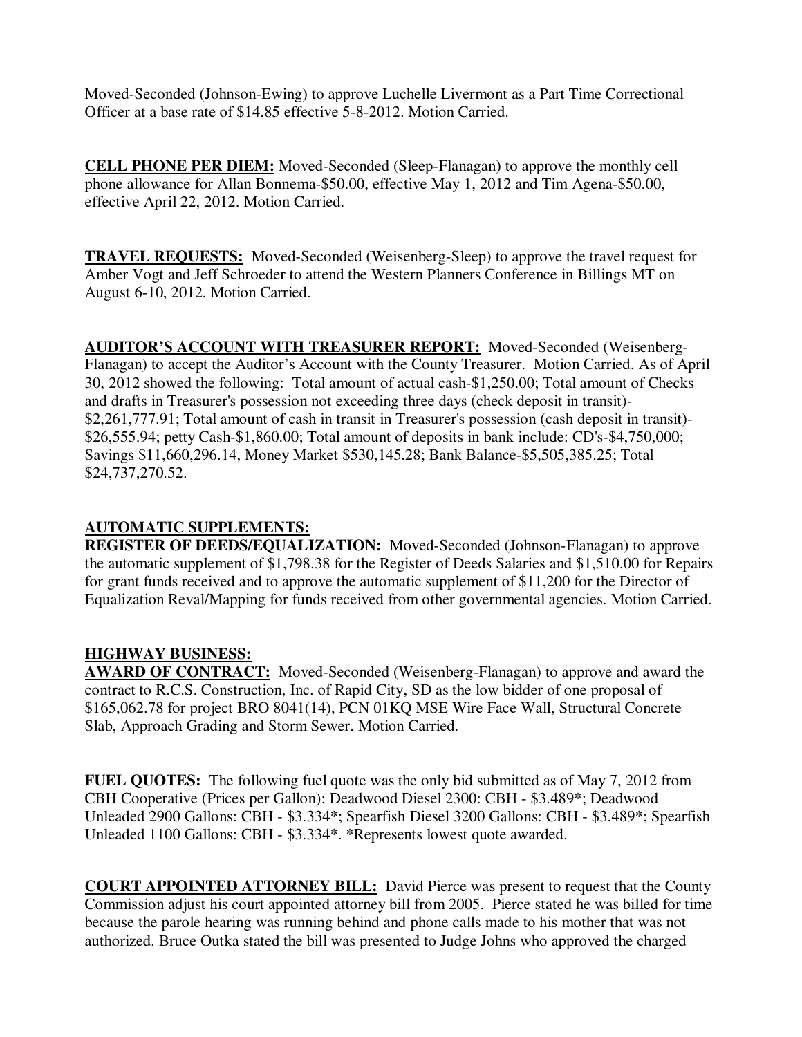Moved-Seconded (Johnson-Ewing) to approve Luchelle Livermont as a Part Time Correctional Officer at a base rate of $14.85 effective 5-8-2012. Motion Carried.

**CELL PHONE PER DIEM:** Moved-Seconded (Sleep-Flanagan) to approve the monthly cell phone allowance for Allan Bonnema-$50.00, effective May 1, 2012 and Tim Agena-$50.00, effective April 22, 2012. Motion Carried.

**TRAVEL REQUESTS:** Moved-Seconded (Weisenberg-Sleep) to approve the travel request for Amber Vogt and Jeff Schroeder to attend the Western Planners Conference in Billings MT on August 6-10, 2012. Motion Carried.

**AUDITOR'S ACCOUNT WITH TREASURER REPORT:** Moved-Seconded (Weisenberg-Flanagan) to accept the Auditor's Account with the County Treasurer. Motion Carried. As of April 30, 2012 showed the following: Total amount of actual cash-$1,250.00; Total amount of Checks and drafts in Treasurer's possession not exceeding three days (check deposit in transit)-$2,261,777.91; Total amount of cash in transit in Treasurer's possession (cash deposit in transit)-$26,555.94; petty Cash-$1,860.00; Total amount of deposits in bank include: CD's-$4,750,000; Savings $11,660,296.14, Money Market $530,145.28; Bank Balance-$5,505,385.25; Total $24,737,270.52.

**AUTOMATIC SUPPLEMENTS:**

**REGISTER OF DEEDS/EQUALIZATION:** Moved-Seconded (Johnson-Flanagan) to approve the automatic supplement of $1,798.38 for the Register of Deeds Salaries and $1,510.00 for Repairs for grant funds received and to approve the automatic supplement of $11,200 for the Director of Equalization Reval/Mapping for funds received from other governmental agencies. Motion Carried.

**HIGHWAY BUSINESS:**

**AWARD OF CONTRACT:** Moved-Seconded (Weisenberg-Flanagan) to approve and award the contract to R.C.S. Construction, Inc. of Rapid City, SD as the low bidder of one proposal of $165,062.78 for project BRO 8041(14), PCN 01KQ MSE Wire Face Wall, Structural Concrete Slab, Approach Grading and Storm Sewer. Motion Carried.

**FUEL QUOTES:** The following fuel quote was the only bid submitted as of May 7, 2012 from CBH Cooperative (Prices per Gallon): Deadwood Diesel 2300: CBH - $3.489*; Deadwood Unleaded 2900 Gallons: CBH - $3.334*; Spearfish Diesel 3200 Gallons: CBH - $3.489*; Spearfish Unleaded 1100 Gallons: CBH - $3.334*. *Represents lowest quote awarded.

**COURT APPOINTED ATTORNEY BILL:** David Pierce was present to request that the County Commission adjust his court appointed attorney bill from 2005. Pierce stated he was billed for time because the parole hearing was running behind and phone calls made to his mother that was not authorized. Bruce Outka stated the bill was presented to Judge Johns who approved the charged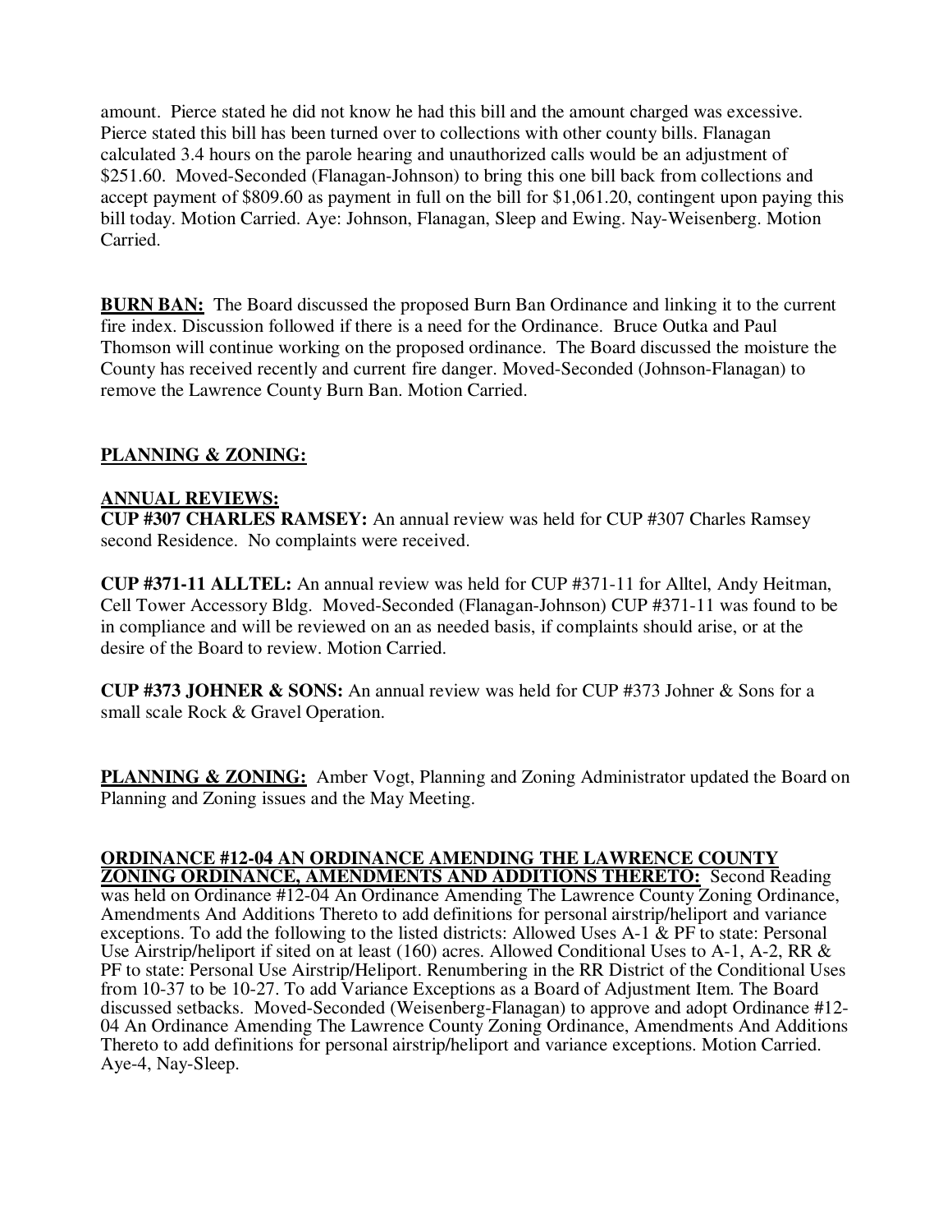amount. Pierce stated he did not know he had this bill and the amount charged was excessive. Pierce stated this bill has been turned over to collections with other county bills. Flanagan calculated 3.4 hours on the parole hearing and unauthorized calls would be an adjustment of $251.60. Moved-Seconded (Flanagan-Johnson) to bring this one bill back from collections and accept payment of $809.60 as payment in full on the bill for $1,061.20, contingent upon paying this bill today. Motion Carried. Aye: Johnson, Flanagan, Sleep and Ewing. Nay-Weisenberg. Motion Carried.

**BURN BAN:** The Board discussed the proposed Burn Ban Ordinance and linking it to the current fire index. Discussion followed if there is a need for the Ordinance. Bruce Outka and Paul Thomson will continue working on the proposed ordinance. The Board discussed the moisture the County has received recently and current fire danger. Moved-Seconded (Johnson-Flanagan) to remove the Lawrence County Burn Ban. Motion Carried.

**PLANNING & ZONING:**

**ANNUAL REVIEWS:**

**CUP #307 CHARLES RAMSEY:** An annual review was held for CUP #307 Charles Ramsey second Residence. No complaints were received.

**CUP #371-11 ALLTEL:** An annual review was held for CUP #371-11 for Alltel, Andy Heitman, Cell Tower Accessory Bldg. Moved-Seconded (Flanagan-Johnson) CUP #371-11 was found to be in compliance and will be reviewed on an as needed basis, if complaints should arise, or at the desire of the Board to review. Motion Carried.

**CUP #373 JOHNER & SONS:** An annual review was held for CUP #373 Johner & Sons for a small scale Rock & Gravel Operation.

**PLANNING & ZONING:** Amber Vogt, Planning and Zoning Administrator updated the Board on Planning and Zoning issues and the May Meeting.

**ORDINANCE #12-04 AN ORDINANCE AMENDING THE LAWRENCE COUNTY ZONING ORDINANCE, AMENDMENTS AND ADDITIONS THERETO:** Second Reading was held on Ordinance #12-04 An Ordinance Amending The Lawrence County Zoning Ordinance, Amendments And Additions Thereto to add definitions for personal airstrip/heliport and variance exceptions. To add the following to the listed districts: Allowed Uses A-1 & PF to state: Personal Use Airstrip/heliport if sited on at least (160) acres. Allowed Conditional Uses to A-1, A-2, RR & PF to state: Personal Use Airstrip/Heliport. Renumbering in the RR District of the Conditional Uses from 10-37 to be 10-27. To add Variance Exceptions as a Board of Adjustment Item. The Board discussed setbacks. Moved-Seconded (Weisenberg-Flanagan) to approve and adopt Ordinance #12-04 An Ordinance Amending The Lawrence County Zoning Ordinance, Amendments And Additions Thereto to add definitions for personal airstrip/heliport and variance exceptions. Motion Carried. Aye-4, Nay-Sleep.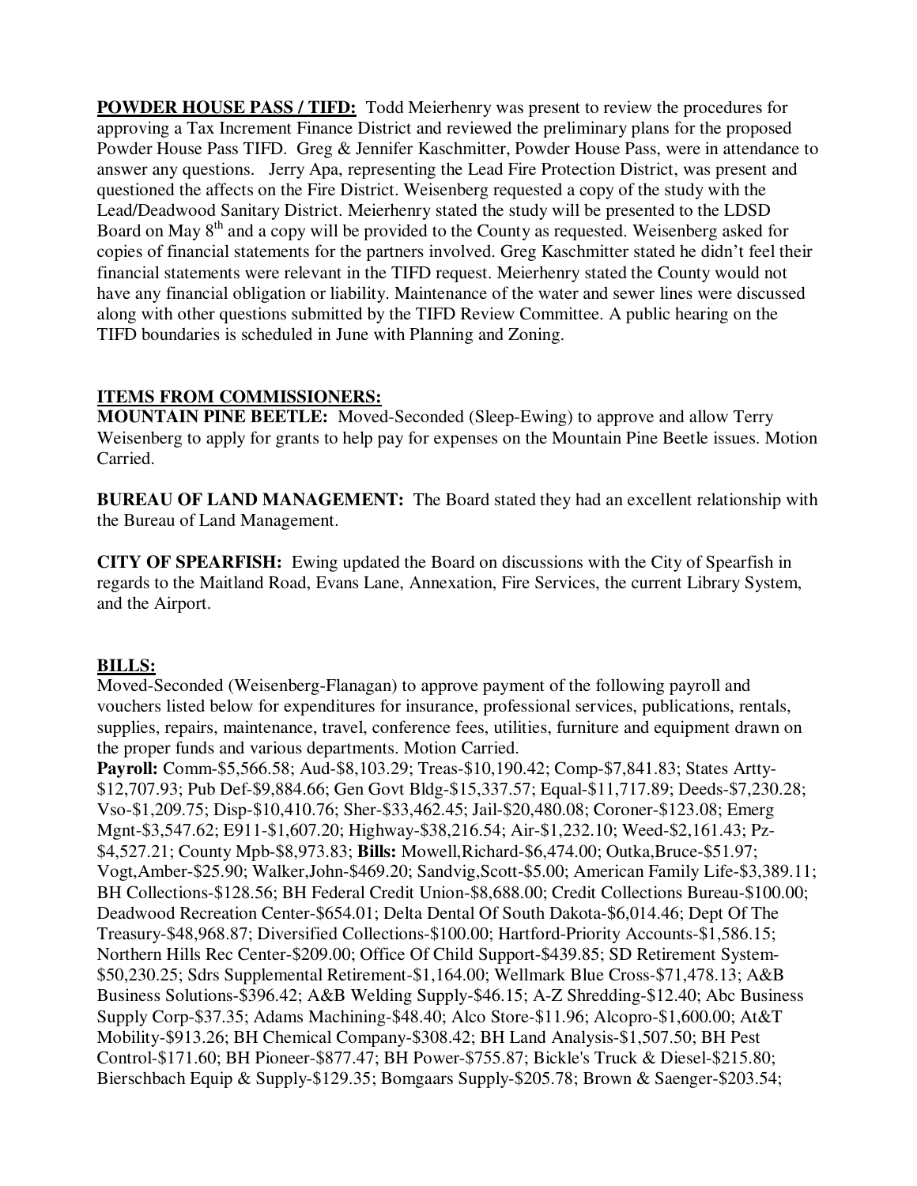**POWDER HOUSE PASS / TIFD:** Todd Meierhenry was present to review the procedures for approving a Tax Increment Finance District and reviewed the preliminary plans for the proposed Powder House Pass TIFD. Greg & Jennifer Kaschmitter, Powder House Pass, were in attendance to answer any questions. Jerry Apa, representing the Lead Fire Protection District, was present and questioned the affects on the Fire District. Weisenberg requested a copy of the study with the Lead/Deadwood Sanitary District. Meierhenry stated the study will be presented to the LDSD Board on May 8th and a copy will be provided to the County as requested. Weisenberg asked for copies of financial statements for the partners involved. Greg Kaschmitter stated he didn't feel their financial statements were relevant in the TIFD request. Meierhenry stated the County would not have any financial obligation or liability. Maintenance of the water and sewer lines were discussed along with other questions submitted by the TIFD Review Committee. A public hearing on the TIFD boundaries is scheduled in June with Planning and Zoning.

**ITEMS FROM COMMISSIONERS:**

**MOUNTAIN PINE BEETLE:** Moved-Seconded (Sleep-Ewing) to approve and allow Terry Weisenberg to apply for grants to help pay for expenses on the Mountain Pine Beetle issues. Motion Carried.

**BUREAU OF LAND MANAGEMENT:** The Board stated they had an excellent relationship with the Bureau of Land Management.

**CITY OF SPEARFISH:** Ewing updated the Board on discussions with the City of Spearfish in regards to the Maitland Road, Evans Lane, Annexation, Fire Services, the current Library System, and the Airport.

**BILLS:**

Moved-Seconded (Weisenberg-Flanagan) to approve payment of the following payroll and vouchers listed below for expenditures for insurance, professional services, publications, rentals, supplies, repairs, maintenance, travel, conference fees, utilities, furniture and equipment drawn on the proper funds and various departments. Motion Carried.

**Payroll:** Comm-$5,566.58; Aud-$8,103.29; Treas-$10,190.42; Comp-$7,841.83; States Artty-$12,707.93; Pub Def-$9,884.66; Gen Govt Bldg-$15,337.57; Equal-$11,717.89; Deeds-$7,230.28; Vso-$1,209.75; Disp-$10,410.76; Sher-$33,462.45; Jail-$20,480.08; Coroner-$123.08; Emerg Mgnt-$3,547.62; E911-$1,607.20; Highway-$38,216.54; Air-$1,232.10; Weed-$2,161.43; Pz-$4,527.21; County Mpb-$8,973.83; **Bills:** Mowell,Richard-$6,474.00; Outka,Bruce-$51.97; Vogt,Amber-$25.90; Walker,John-$469.20; Sandvig,Scott-$5.00; American Family Life-$3,389.11; BH Collections-$128.56; BH Federal Credit Union-$8,688.00; Credit Collections Bureau-$100.00; Deadwood Recreation Center-$654.01; Delta Dental Of South Dakota-$6,014.46; Dept Of The Treasury-$48,968.87; Diversified Collections-$100.00; Hartford-Priority Accounts-$1,586.15; Northern Hills Rec Center-$209.00; Office Of Child Support-$439.85; SD Retirement System-$50,230.25; Sdrs Supplemental Retirement-$1,164.00; Wellmark Blue Cross-$71,478.13; A&B Business Solutions-$396.42; A&B Welding Supply-$46.15; A-Z Shredding-$12.40; Abc Business Supply Corp-$37.35; Adams Machining-$48.40; Alco Store-$11.96; Alcopro-$1,600.00; At&T Mobility-$913.26; BH Chemical Company-$308.42; BH Land Analysis-$1,507.50; BH Pest Control-$171.60; BH Pioneer-$877.47; BH Power-$755.87; Bickle's Truck & Diesel-$215.80; Bierschbach Equip & Supply-$129.35; Bomgaars Supply-$205.78; Brown & Saenger-$203.54;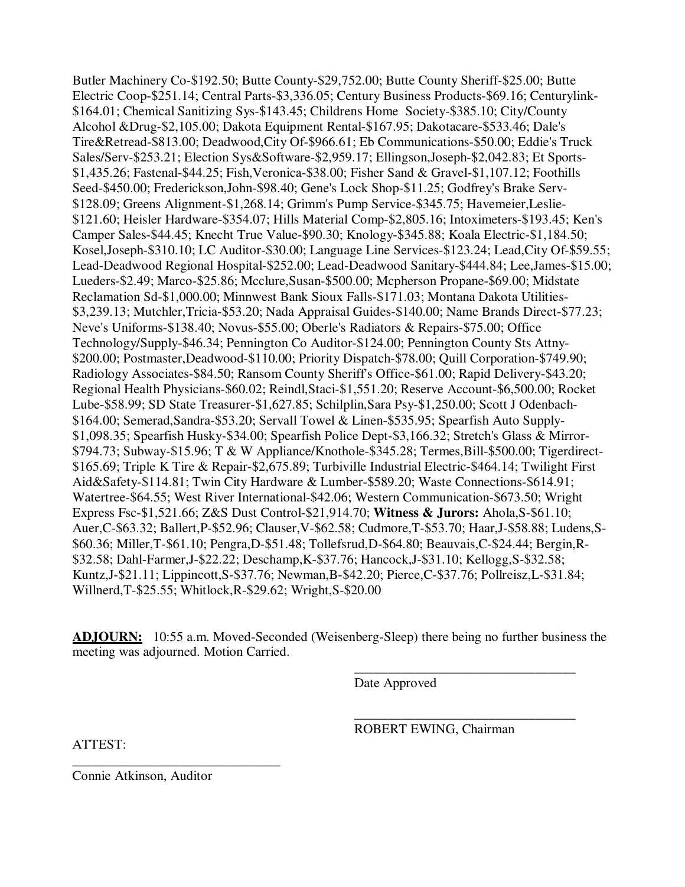Butler Machinery Co-$192.50; Butte County-$29,752.00; Butte County Sheriff-$25.00; Butte Electric Coop-$251.14; Central Parts-$3,336.05; Century Business Products-$69.16; Centurylink-$164.01; Chemical Sanitizing Sys-$143.45; Childrens Home Society-$385.10; City/County Alcohol &Drug-$2,105.00; Dakota Equipment Rental-$167.95; Dakotacare-$533.46; Dale's Tire&Retread-$813.00; Deadwood,City Of-$966.61; Eb Communications-$50.00; Eddie's Truck Sales/Serv-$253.21; Election Sys&Software-$2,959.17; Ellingson,Joseph-$2,042.83; Et Sports-$1,435.26; Fastenal-$44.25; Fish,Veronica-$38.00; Fisher Sand & Gravel-$1,107.12; Foothills Seed-$450.00; Frederickson,John-$98.40; Gene's Lock Shop-$11.25; Godfrey's Brake Serv-$128.09; Greens Alignment-$1,268.14; Grimm's Pump Service-$345.75; Havemeier,Leslie-$121.60; Heisler Hardware-$354.07; Hills Material Comp-$2,805.16; Intoximeters-$193.45; Ken's Camper Sales-$44.45; Knecht True Value-$90.30; Knology-$345.88; Koala Electric-$1,184.50; Kosel,Joseph-$310.10; LC Auditor-$30.00; Language Line Services-$123.24; Lead,City Of-$59.55; Lead-Deadwood Regional Hospital-$252.00; Lead-Deadwood Sanitary-$444.84; Lee,James-$15.00; Lueders-$2.49; Marco-$25.86; Mcclure,Susan-$500.00; Mcpherson Propane-$69.00; Midstate Reclamation Sd-$1,000.00; Minnwest Bank Sioux Falls-$171.03; Montana Dakota Utilities-$3,239.13; Mutchler,Tricia-$53.20; Nada Appraisal Guides-$140.00; Name Brands Direct-$77.23; Neve's Uniforms-$138.40; Novus-$55.00; Oberle's Radiators & Repairs-$75.00; Office Technology/Supply-$46.34; Pennington Co Auditor-$124.00; Pennington County Sts Attny-$200.00; Postmaster,Deadwood-$110.00; Priority Dispatch-$78.00; Quill Corporation-$749.90; Radiology Associates-$84.50; Ransom County Sheriff's Office-$61.00; Rapid Delivery-$43.20; Regional Health Physicians-$60.02; Reindl,Staci-$1,551.20; Reserve Account-$6,500.00; Rocket Lube-$58.99; SD State Treasurer-$1,627.85; Schilplin,Sara Psy-$1,250.00; Scott J Odenbach-$164.00; Semerad,Sandra-$53.20; Servall Towel & Linen-$535.95; Spearfish Auto Supply-$1,098.35; Spearfish Husky-$34.00; Spearfish Police Dept-$3,166.32; Stretch's Glass & Mirror-$794.73; Subway-$15.96; T & W Appliance/Knothole-$345.28; Termes,Bill-$500.00; Tigerdirect-$165.69; Triple K Tire & Repair-$2,675.89; Turbiville Industrial Electric-$464.14; Twilight First Aid&Safety-$114.81; Twin City Hardware & Lumber-$589.20; Waste Connections-$614.91; Watertree-$64.55; West River International-$42.06; Western Communication-$673.50; Wright Express Fsc-$1,521.66; Z&S Dust Control-$21,914.70; **Witness & Jurors:** Ahola,S-$61.10; Auer,C-$63.32; Ballert,P-$52.96; Clauser,V-$62.58; Cudmore,T-$53.70; Haar,J-$58.88; Ludens,S-$60.36; Miller,T-$61.10; Pengra,D-$51.48; Tollefsrud,D-$64.80; Beauvais,C-$24.44; Bergin,R-$32.58; Dahl-Farmer,J-$22.22; Deschamp,K-$37.76; Hancock,J-$31.10; Kellogg,S-$32.58; Kuntz,J-$21.11; Lippincott,S-$37.76; Newman,B-$42.20; Pierce,C-$37.76; Pollreisz,L-$31.84; Willnerd,T-$25.55; Whitlock,R-$29.62; Wright,S-$20.00

**ADJOURN:** 10:55 a.m. Moved-Seconded (Weisenberg-Sleep) there being no further business the meeting was adjourned. Motion Carried.

\_\_\_\_\_\_\_\_\_\_\_\_\_\_\_\_\_\_\_\_\_\_\_\_\_\_\_\_\_\_\_\_\_\_
Date Approved

\_\_\_\_\_\_\_\_\_\_\_\_\_\_\_\_\_\_\_\_\_\_\_\_\_\_\_\_\_\_\_\_\_\_
ROBERT EWING, Chairman

ATTEST:

\_\_\_\_\_\_\_\_\_\_\_\_\_\_\_\_\_\_\_\_\_\_\_\_\_\_\_\_\_\_\_\_
Connie Atkinson, Auditor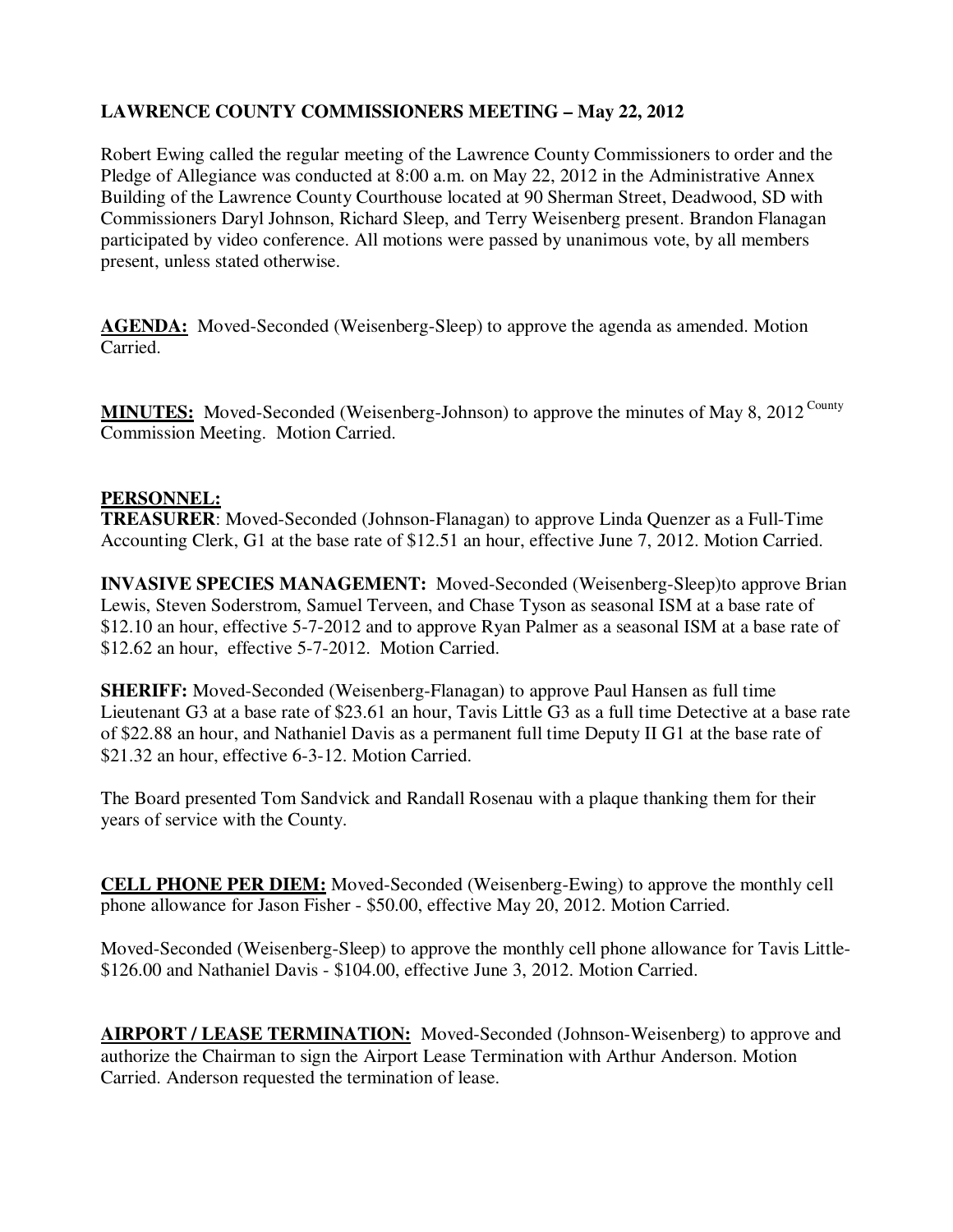**LAWRENCE COUNTY COMMISSIONERS MEETING – May 22, 2012**

Robert Ewing called the regular meeting of the Lawrence County Commissioners to order and the Pledge of Allegiance was conducted at 8:00 a.m. on May 22, 2012 in the Administrative Annex Building of the Lawrence County Courthouse located at 90 Sherman Street, Deadwood, SD with Commissioners Daryl Johnson, Richard Sleep, and Terry Weisenberg present. Brandon Flanagan participated by video conference. All motions were passed by unanimous vote, by all members present, unless stated otherwise.

**AGENDA:** Moved-Seconded (Weisenberg-Sleep) to approve the agenda as amended. Motion Carried.

**MINUTES:** Moved-Seconded (Weisenberg-Johnson) to approve the minutes of May 8, 2012 County Commission Meeting. Motion Carried.

**PERSONNEL:**

**TREASURER**: Moved-Seconded (Johnson-Flanagan) to approve Linda Quenzer as a Full-Time Accounting Clerk, G1 at the base rate of $12.51 an hour, effective June 7, 2012. Motion Carried.

**INVASIVE SPECIES MANAGEMENT:** Moved-Seconded (Weisenberg-Sleep)to approve Brian Lewis, Steven Soderstrom, Samuel Terveen, and Chase Tyson as seasonal ISM at a base rate of $12.10 an hour, effective 5-7-2012 and to approve Ryan Palmer as a seasonal ISM at a base rate of $12.62 an hour, effective 5-7-2012. Motion Carried.

**SHERIFF:** Moved-Seconded (Weisenberg-Flanagan) to approve Paul Hansen as full time Lieutenant G3 at a base rate of $23.61 an hour, Tavis Little G3 as a full time Detective at a base rate of $22.88 an hour, and Nathaniel Davis as a permanent full time Deputy II G1 at the base rate of $21.32 an hour, effective 6-3-12. Motion Carried.

The Board presented Tom Sandvick and Randall Rosenau with a plaque thanking them for their years of service with the County.

**CELL PHONE PER DIEM:** Moved-Seconded (Weisenberg-Ewing) to approve the monthly cell phone allowance for Jason Fisher - $50.00, effective May 20, 2012. Motion Carried.

Moved-Seconded (Weisenberg-Sleep) to approve the monthly cell phone allowance for Tavis Little- $126.00 and Nathaniel Davis - $104.00, effective June 3, 2012. Motion Carried.

**AIRPORT / LEASE TERMINATION:** Moved-Seconded (Johnson-Weisenberg) to approve and authorize the Chairman to sign the Airport Lease Termination with Arthur Anderson. Motion Carried. Anderson requested the termination of lease.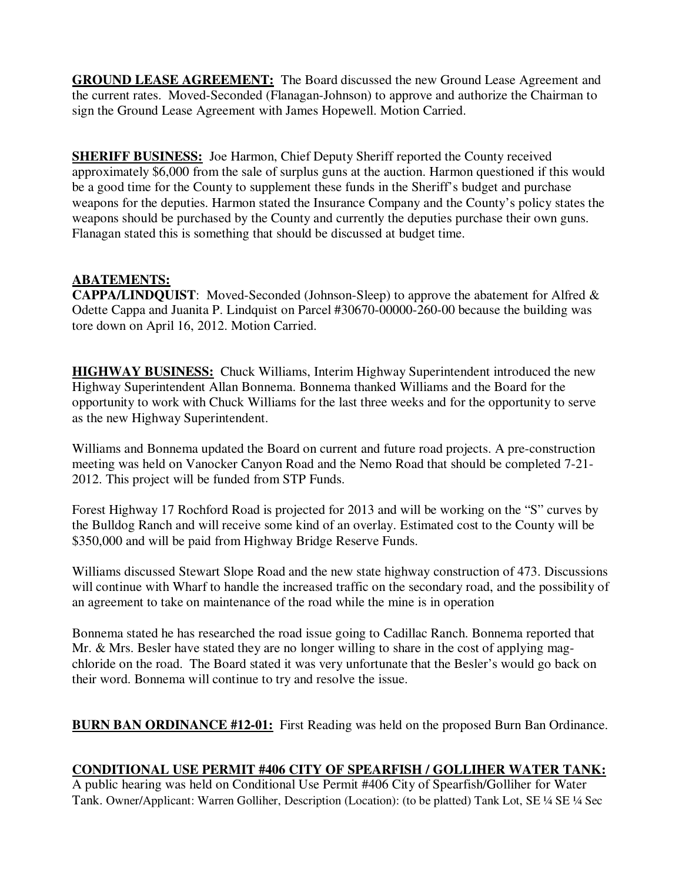**GROUND LEASE AGREEMENT:** The Board discussed the new Ground Lease Agreement and the current rates. Moved-Seconded (Flanagan-Johnson) to approve and authorize the Chairman to sign the Ground Lease Agreement with James Hopewell. Motion Carried.

**SHERIFF BUSINESS:** Joe Harmon, Chief Deputy Sheriff reported the County received approximately $6,000 from the sale of surplus guns at the auction. Harmon questioned if this would be a good time for the County to supplement these funds in the Sheriff's budget and purchase weapons for the deputies. Harmon stated the Insurance Company and the County's policy states the weapons should be purchased by the County and currently the deputies purchase their own guns. Flanagan stated this is something that should be discussed at budget time.

**ABATEMENTS:**

**CAPPA/LINDQUIST**: Moved-Seconded (Johnson-Sleep) to approve the abatement for Alfred & Odette Cappa and Juanita P. Lindquist on Parcel #30670-00000-260-00 because the building was tore down on April 16, 2012. Motion Carried.

**HIGHWAY BUSINESS:** Chuck Williams, Interim Highway Superintendent introduced the new Highway Superintendent Allan Bonnema. Bonnema thanked Williams and the Board for the opportunity to work with Chuck Williams for the last three weeks and for the opportunity to serve as the new Highway Superintendent.

Williams and Bonnema updated the Board on current and future road projects. A pre-construction meeting was held on Vanocker Canyon Road and the Nemo Road that should be completed 7-21-2012. This project will be funded from STP Funds.

Forest Highway 17 Rochford Road is projected for 2013 and will be working on the "S" curves by the Bulldog Ranch and will receive some kind of an overlay. Estimated cost to the County will be $350,000 and will be paid from Highway Bridge Reserve Funds.

Williams discussed Stewart Slope Road and the new state highway construction of 473. Discussions will continue with Wharf to handle the increased traffic on the secondary road, and the possibility of an agreement to take on maintenance of the road while the mine is in operation

Bonnema stated he has researched the road issue going to Cadillac Ranch. Bonnema reported that Mr. & Mrs. Besler have stated they are no longer willing to share in the cost of applying mag-chloride on the road. The Board stated it was very unfortunate that the Besler's would go back on their word. Bonnema will continue to try and resolve the issue.

**BURN BAN ORDINANCE #12-01:** First Reading was held on the proposed Burn Ban Ordinance.

**CONDITIONAL USE PERMIT #406 CITY OF SPEARFISH / GOLLIHER WATER TANK:**
A public hearing was held on Conditional Use Permit #406 City of Spearfish/Golliher for Water Tank. Owner/Applicant: Warren Golliher, Description (Location): (to be platted) Tank Lot, SE ¼ SE ¼ Sec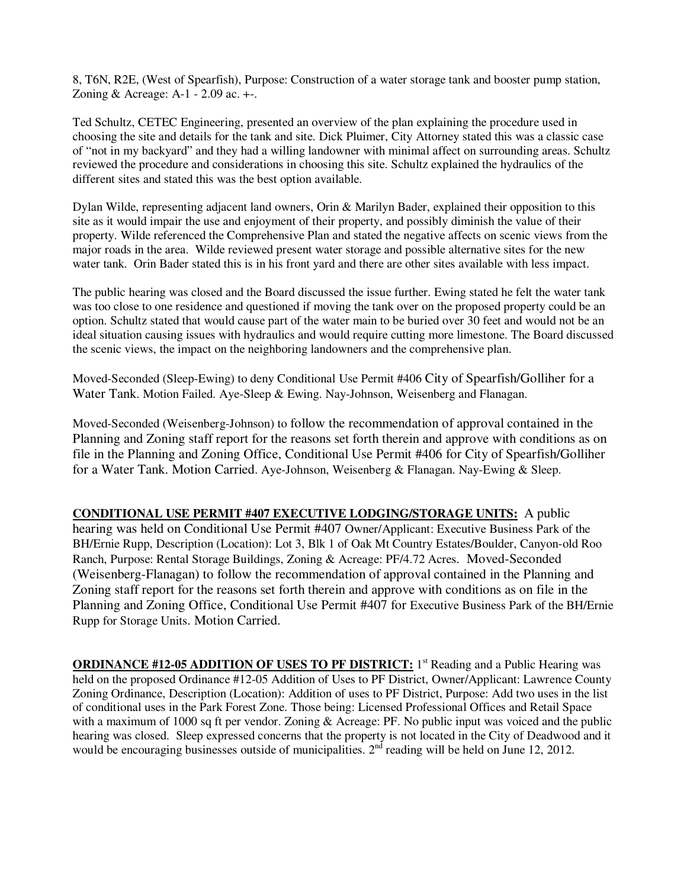8, T6N, R2E, (West of Spearfish), Purpose: Construction of a water storage tank and booster pump station, Zoning & Acreage: A-1 - 2.09 ac. +-.

Ted Schultz, CETEC Engineering, presented an overview of the plan explaining the procedure used in choosing the site and details for the tank and site. Dick Pluimer, City Attorney stated this was a classic case of "not in my backyard" and they had a willing landowner with minimal affect on surrounding areas. Schultz reviewed the procedure and considerations in choosing this site. Schultz explained the hydraulics of the different sites and stated this was the best option available.

Dylan Wilde, representing adjacent land owners, Orin & Marilyn Bader, explained their opposition to this site as it would impair the use and enjoyment of their property, and possibly diminish the value of their property. Wilde referenced the Comprehensive Plan and stated the negative affects on scenic views from the major roads in the area. Wilde reviewed present water storage and possible alternative sites for the new water tank. Orin Bader stated this is in his front yard and there are other sites available with less impact.

The public hearing was closed and the Board discussed the issue further. Ewing stated he felt the water tank was too close to one residence and questioned if moving the tank over on the proposed property could be an option. Schultz stated that would cause part of the water main to be buried over 30 feet and would not be an ideal situation causing issues with hydraulics and would require cutting more limestone. The Board discussed the scenic views, the impact on the neighboring landowners and the comprehensive plan.

Moved-Seconded (Sleep-Ewing) to deny Conditional Use Permit #406 City of Spearfish/Golliher for a Water Tank. Motion Failed. Aye-Sleep & Ewing. Nay-Johnson, Weisenberg and Flanagan.

Moved-Seconded (Weisenberg-Johnson) to follow the recommendation of approval contained in the Planning and Zoning staff report for the reasons set forth therein and approve with conditions as on file in the Planning and Zoning Office, Conditional Use Permit #406 for City of Spearfish/Golliher for a Water Tank. Motion Carried. Aye-Johnson, Weisenberg & Flanagan. Nay-Ewing & Sleep.

**CONDITIONAL USE PERMIT #407 EXECUTIVE LODGING/STORAGE UNITS:** A public hearing was held on Conditional Use Permit #407 Owner/Applicant: Executive Business Park of the BH/Ernie Rupp, Description (Location): Lot 3, Blk 1 of Oak Mt Country Estates/Boulder, Canyon-old Roo Ranch, Purpose: Rental Storage Buildings, Zoning & Acreage: PF/4.72 Acres. Moved-Seconded (Weisenberg-Flanagan) to follow the recommendation of approval contained in the Planning and Zoning staff report for the reasons set forth therein and approve with conditions as on file in the Planning and Zoning Office, Conditional Use Permit #407 for Executive Business Park of the BH/Ernie Rupp for Storage Units. Motion Carried.

**ORDINANCE #12-05 ADDITION OF USES TO PF DISTRICT:** 1st Reading and a Public Hearing was held on the proposed Ordinance #12-05 Addition of Uses to PF District, Owner/Applicant: Lawrence County Zoning Ordinance, Description (Location): Addition of uses to PF District, Purpose: Add two uses in the list of conditional uses in the Park Forest Zone. Those being: Licensed Professional Offices and Retail Space with a maximum of 1000 sq ft per vendor. Zoning & Acreage: PF. No public input was voiced and the public hearing was closed. Sleep expressed concerns that the property is not located in the City of Deadwood and it would be encouraging businesses outside of municipalities. 2nd reading will be held on June 12, 2012.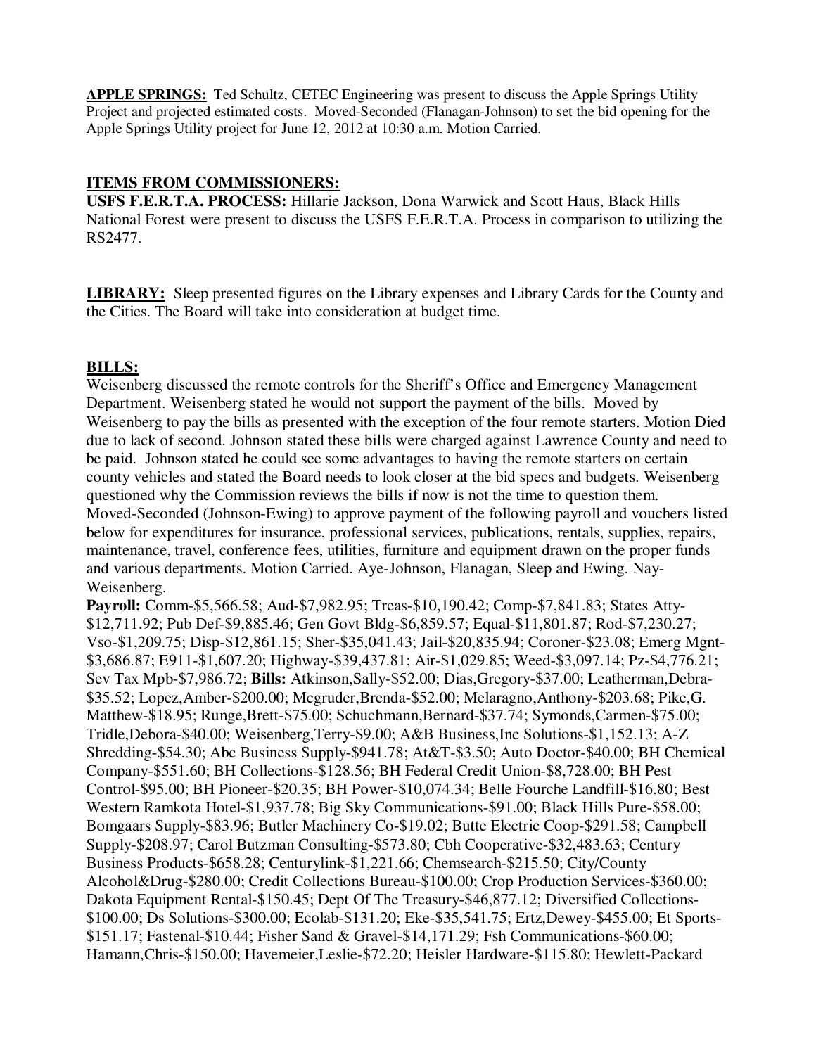**APPLE SPRINGS:** Ted Schultz, CETEC Engineering was present to discuss the Apple Springs Utility Project and projected estimated costs. Moved-Seconded (Flanagan-Johnson) to set the bid opening for the Apple Springs Utility project for June 12, 2012 at 10:30 a.m. Motion Carried.

**ITEMS FROM COMMISSIONERS:**

**USFS F.E.R.T.A. PROCESS:** Hillarie Jackson, Dona Warwick and Scott Haus, Black Hills National Forest were present to discuss the USFS F.E.R.T.A. Process in comparison to utilizing the RS2477.

**LIBRARY:** Sleep presented figures on the Library expenses and Library Cards for the County and the Cities. The Board will take into consideration at budget time.

**BILLS:**

Weisenberg discussed the remote controls for the Sheriff's Office and Emergency Management Department. Weisenberg stated he would not support the payment of the bills. Moved by Weisenberg to pay the bills as presented with the exception of the four remote starters. Motion Died due to lack of second. Johnson stated these bills were charged against Lawrence County and need to be paid. Johnson stated he could see some advantages to having the remote starters on certain county vehicles and stated the Board needs to look closer at the bid specs and budgets. Weisenberg questioned why the Commission reviews the bills if now is not the time to question them. Moved-Seconded (Johnson-Ewing) to approve payment of the following payroll and vouchers listed below for expenditures for insurance, professional services, publications, rentals, supplies, repairs, maintenance, travel, conference fees, utilities, furniture and equipment drawn on the proper funds and various departments. Motion Carried. Aye-Johnson, Flanagan, Sleep and Ewing. Nay-Weisenberg.

**Payroll:** Comm-$5,566.58; Aud-$7,982.95; Treas-$10,190.42; Comp-$7,841.83; States Atty-$12,711.92; Pub Def-$9,885.46; Gen Govt Bldg-$6,859.57; Equal-$11,801.87; Rod-$7,230.27; Vso-$1,209.75; Disp-$12,861.15; Sher-$35,041.43; Jail-$20,835.94; Coroner-$23.08; Emerg Mgnt-$3,686.87; E911-$1,607.20; Highway-$39,437.81; Air-$1,029.85; Weed-$3,097.14; Pz-$4,776.21; Sev Tax Mpb-$7,986.72; **Bills:** Atkinson,Sally-$52.00; Dias,Gregory-$37.00; Leatherman,Debra-$35.52; Lopez,Amber-$200.00; Mcgruder,Brenda-$52.00; Melaragno,Anthony-$203.68; Pike,G. Matthew-$18.95; Runge,Brett-$75.00; Schuchmann,Bernard-$37.74; Symonds,Carmen-$75.00; Tridle,Debora-$40.00; Weisenberg,Terry-$9.00; A&B Business,Inc Solutions-$1,152.13; A-Z Shredding-$54.30; Abc Business Supply-$941.78; At&T-$3.50; Auto Doctor-$40.00; BH Chemical Company-$551.60; BH Collections-$128.56; BH Federal Credit Union-$8,728.00; BH Pest Control-$95.00; BH Pioneer-$20.35; BH Power-$10,074.34; Belle Fourche Landfill-$16.80; Best Western Ramkota Hotel-$1,937.78; Big Sky Communications-$91.00; Black Hills Pure-$58.00; Bomgaars Supply-$83.96; Butler Machinery Co-$19.02; Butte Electric Coop-$291.58; Campbell Supply-$208.97; Carol Butzman Consulting-$573.80; Cbh Cooperative-$32,483.63; Century Business Products-$658.28; Centurylink-$1,221.66; Chemsearch-$215.50; City/County Alcohol&Drug-$280.00; Credit Collections Bureau-$100.00; Crop Production Services-$360.00; Dakota Equipment Rental-$150.45; Dept Of The Treasury-$46,877.12; Diversified Collections-$100.00; Ds Solutions-$300.00; Ecolab-$131.20; Eke-$35,541.75; Ertz,Dewey-$455.00; Et Sports-$151.17; Fastenal-$10.44; Fisher Sand & Gravel-$14,171.29; Fsh Communications-$60.00; Hamann,Chris-$150.00; Havemeier,Leslie-$72.20; Heisler Hardware-$115.80; Hewlett-Packard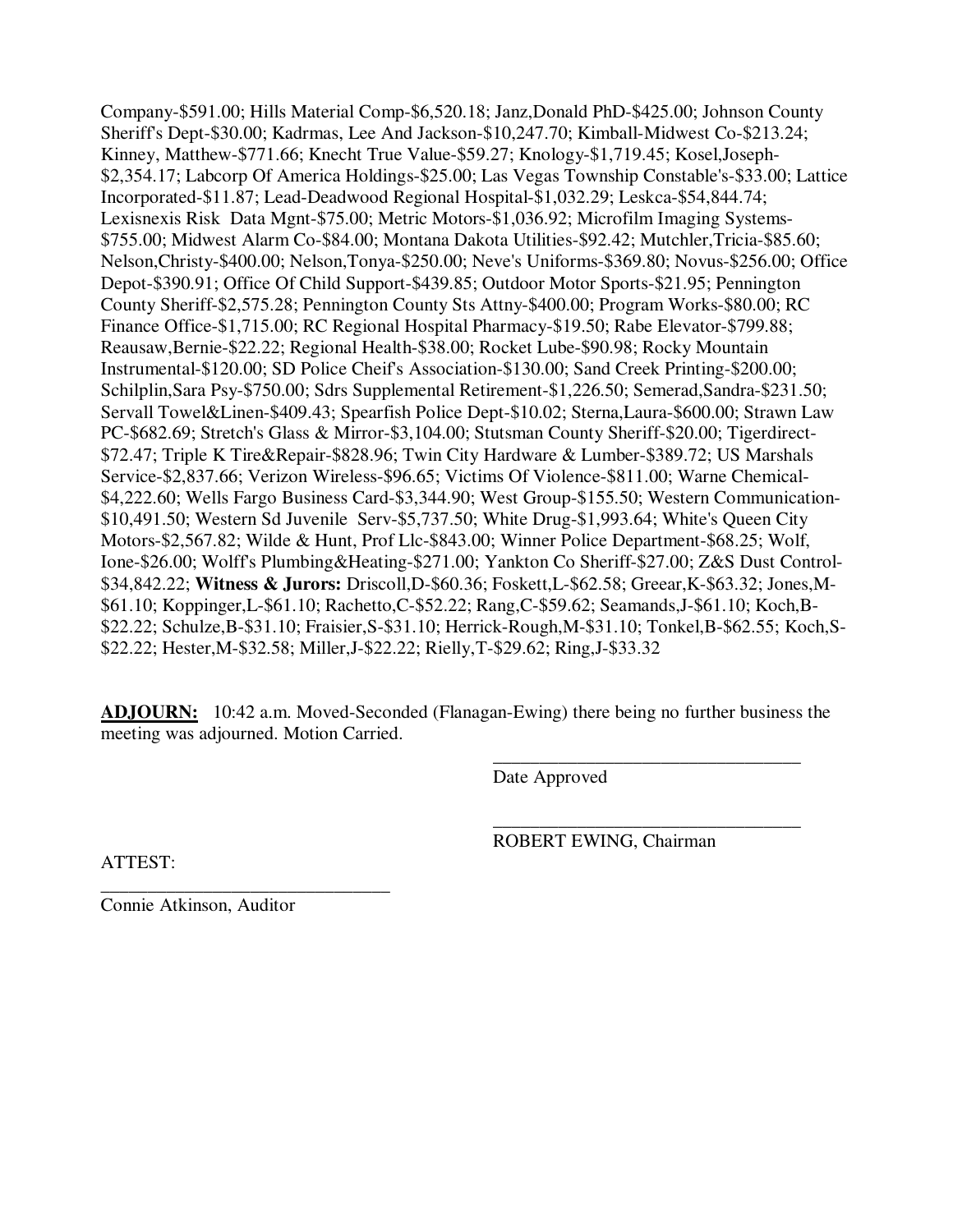Company-$591.00; Hills Material Comp-$6,520.18; Janz,Donald PhD-$425.00; Johnson County Sheriff's Dept-$30.00; Kadrmas, Lee And Jackson-$10,247.70; Kimball-Midwest Co-$213.24; Kinney, Matthew-$771.66; Knecht True Value-$59.27; Knology-$1,719.45; Kosel,Joseph-$2,354.17; Labcorp Of America Holdings-$25.00; Las Vegas Township Constable's-$33.00; Lattice Incorporated-$11.87; Lead-Deadwood Regional Hospital-$1,032.29; Leskca-$54,844.74; Lexisnexis Risk Data Mgnt-$75.00; Metric Motors-$1,036.92; Microfilm Imaging Systems-$755.00; Midwest Alarm Co-$84.00; Montana Dakota Utilities-$92.42; Mutchler,Tricia-$85.60; Nelson,Christy-$400.00; Nelson,Tonya-$250.00; Neve's Uniforms-$369.80; Novus-$256.00; Office Depot-$390.91; Office Of Child Support-$439.85; Outdoor Motor Sports-$21.95; Pennington County Sheriff-$2,575.28; Pennington County Sts Attny-$400.00; Program Works-$80.00; RC Finance Office-$1,715.00; RC Regional Hospital Pharmacy-$19.50; Rabe Elevator-$799.88; Reausaw,Bernie-$22.22; Regional Health-$38.00; Rocket Lube-$90.98; Rocky Mountain Instrumental-$120.00; SD Police Cheif's Association-$130.00; Sand Creek Printing-$200.00; Schilplin,Sara Psy-$750.00; Sdrs Supplemental Retirement-$1,226.50; Semerad,Sandra-$231.50; Servall Towel&Linen-$409.43; Spearfish Police Dept-$10.02; Sterna,Laura-$600.00; Strawn Law PC-$682.69; Stretch's Glass & Mirror-$3,104.00; Stutsman County Sheriff-$20.00; Tigerdirect-$72.47; Triple K Tire&Repair-$828.96; Twin City Hardware & Lumber-$389.72; US Marshals Service-$2,837.66; Verizon Wireless-$96.65; Victims Of Violence-$811.00; Warne Chemical-$4,222.60; Wells Fargo Business Card-$3,344.90; West Group-$155.50; Western Communication-$10,491.50; Western Sd Juvenile Serv-$5,737.50; White Drug-$1,993.64; White's Queen City Motors-$2,567.82; Wilde & Hunt, Prof Llc-$843.00; Winner Police Department-$68.25; Wolf, Ione-$26.00; Wolff's Plumbing&Heating-$271.00; Yankton Co Sheriff-$27.00; Z&S Dust Control-$34,842.22; **Witness & Jurors:** Driscoll,D-$60.36; Foskett,L-$62.58; Greear,K-$63.32; Jones,M-$61.10; Koppinger,L-$61.10; Rachetto,C-$52.22; Rang,C-$59.62; Seamands,J-$61.10; Koch,B-$22.22; Schulze,B-$31.10; Fraisier,S-$31.10; Herrick-Rough,M-$31.10; Tonkel,B-$62.55; Koch,S-$22.22; Hester,M-$32.58; Miller,J-$22.22; Rielly,T-$29.62; Ring,J-$33.32

**ADJOURN:** 10:42 a.m. Moved-Seconded (Flanagan-Ewing) there being no further business the meeting was adjourned. Motion Carried.

\_\_\_\_\_\_\_\_\_\_\_\_\_\_\_\_\_\_\_\_\_\_\_\_\_\_\_\_\_\_\_\_\_\_

Date Approved

\_\_\_\_\_\_\_\_\_\_\_\_\_\_\_\_\_\_\_\_\_\_\_\_\_\_\_\_\_\_\_\_\_\_

ROBERT EWING, Chairman

ATTEST:

\_\_\_\_\_\_\_\_\_\_\_\_\_\_\_\_\_\_\_\_\_\_\_\_\_\_\_\_\_\_\_\_\_\_

Connie Atkinson, Auditor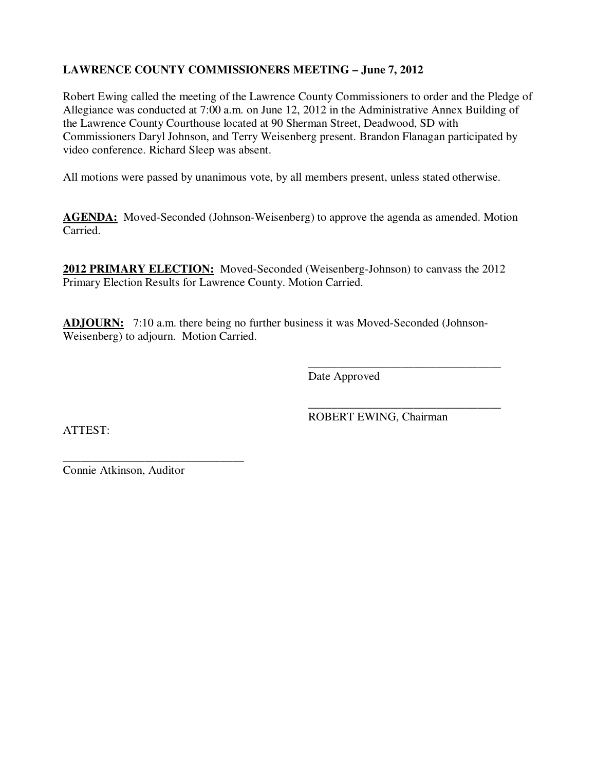**LAWRENCE COUNTY COMMISSIONERS MEETING – June 7, 2012**

Robert Ewing called the meeting of the Lawrence County Commissioners to order and the Pledge of Allegiance was conducted at 7:00 a.m. on June 12, 2012 in the Administrative Annex Building of the Lawrence County Courthouse located at 90 Sherman Street, Deadwood, SD with Commissioners Daryl Johnson, and Terry Weisenberg present. Brandon Flanagan participated by video conference. Richard Sleep was absent.

All motions were passed by unanimous vote, by all members present, unless stated otherwise.

**AGENDA:** Moved-Seconded (Johnson-Weisenberg) to approve the agenda as amended. Motion Carried.

**2012 PRIMARY ELECTION:** Moved-Seconded (Weisenberg-Johnson) to canvass the 2012 Primary Election Results for Lawrence County. Motion Carried.

**ADJOURN:** 7:10 a.m. there being no further business it was Moved-Seconded (Johnson-Weisenberg) to adjourn. Motion Carried.

\_\_\_\_\_\_\_\_\_\_\_\_\_\_\_\_\_\_\_\_\_\_\_\_\_\_\_\_\_\_\_\_
Date Approved

\_\_\_\_\_\_\_\_\_\_\_\_\_\_\_\_\_\_\_\_\_\_\_\_\_\_\_\_\_\_\_\_
ROBERT EWING, Chairman

ATTEST:

\_\_\_\_\_\_\_\_\_\_\_\_\_\_\_\_\_\_\_\_\_\_\_\_\_\_\_\_\_\_\_\_
Connie Atkinson, Auditor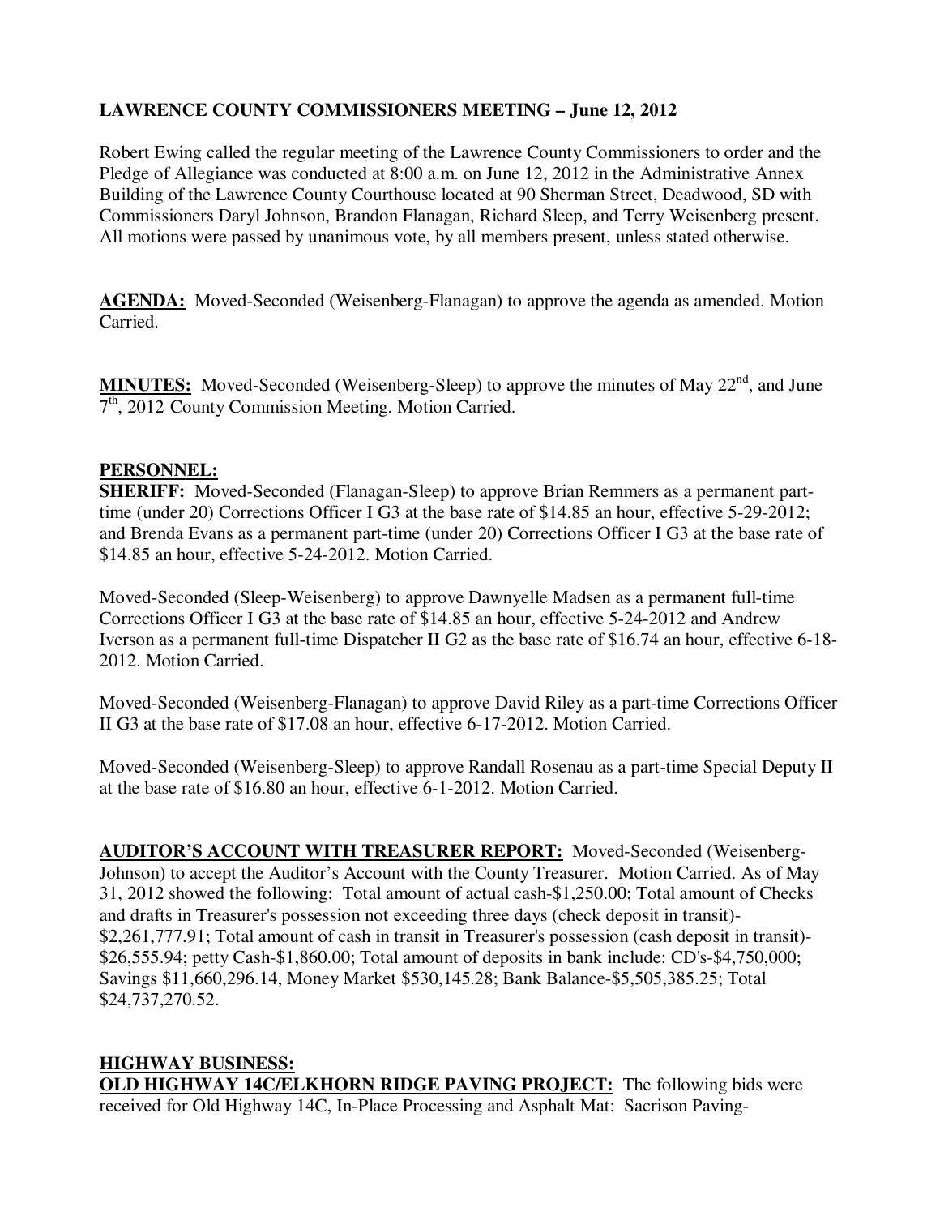**LAWRENCE COUNTY COMMISSIONERS MEETING – June 12, 2012**

Robert Ewing called the regular meeting of the Lawrence County Commissioners to order and the Pledge of Allegiance was conducted at 8:00 a.m. on June 12, 2012 in the Administrative Annex Building of the Lawrence County Courthouse located at 90 Sherman Street, Deadwood, SD with Commissioners Daryl Johnson, Brandon Flanagan, Richard Sleep, and Terry Weisenberg present. All motions were passed by unanimous vote, by all members present, unless stated otherwise.

**AGENDA:** Moved-Seconded (Weisenberg-Flanagan) to approve the agenda as amended. Motion Carried.

**MINUTES:** Moved-Seconded (Weisenberg-Sleep) to approve the minutes of May 22nd, and June 7th, 2012 County Commission Meeting. Motion Carried.

**PERSONNEL:**

**SHERIFF:** Moved-Seconded (Flanagan-Sleep) to approve Brian Remmers as a permanent part-time (under 20) Corrections Officer I G3 at the base rate of $14.85 an hour, effective 5-29-2012; and Brenda Evans as a permanent part-time (under 20) Corrections Officer I G3 at the base rate of $14.85 an hour, effective 5-24-2012. Motion Carried.

Moved-Seconded (Sleep-Weisenberg) to approve Dawnyelle Madsen as a permanent full-time Corrections Officer I G3 at the base rate of $14.85 an hour, effective 5-24-2012 and Andrew Iverson as a permanent full-time Dispatcher II G2 as the base rate of $16.74 an hour, effective 6-18-2012. Motion Carried.

Moved-Seconded (Weisenberg-Flanagan) to approve David Riley as a part-time Corrections Officer II G3 at the base rate of $17.08 an hour, effective 6-17-2012. Motion Carried.

Moved-Seconded (Weisenberg-Sleep) to approve Randall Rosenau as a part-time Special Deputy II at the base rate of $16.80 an hour, effective 6-1-2012. Motion Carried.

**AUDITOR'S ACCOUNT WITH TREASURER REPORT:** Moved-Seconded (Weisenberg-Johnson) to accept the Auditor's Account with the County Treasurer. Motion Carried. As of May 31, 2012 showed the following: Total amount of actual cash-$1,250.00; Total amount of Checks and drafts in Treasurer's possession not exceeding three days (check deposit in transit)-$2,261,777.91; Total amount of cash in transit in Treasurer's possession (cash deposit in transit)-$26,555.94; petty Cash-$1,860.00; Total amount of deposits in bank include: CD's-$4,750,000; Savings $11,660,296.14, Money Market $530,145.28; Bank Balance-$5,505,385.25; Total $24,737,270.52.

**HIGHWAY BUSINESS:**

**OLD HIGHWAY 14C/ELKHORN RIDGE PAVING PROJECT:** The following bids were received for Old Highway 14C, In-Place Processing and Asphalt Mat: Sacrison Paving-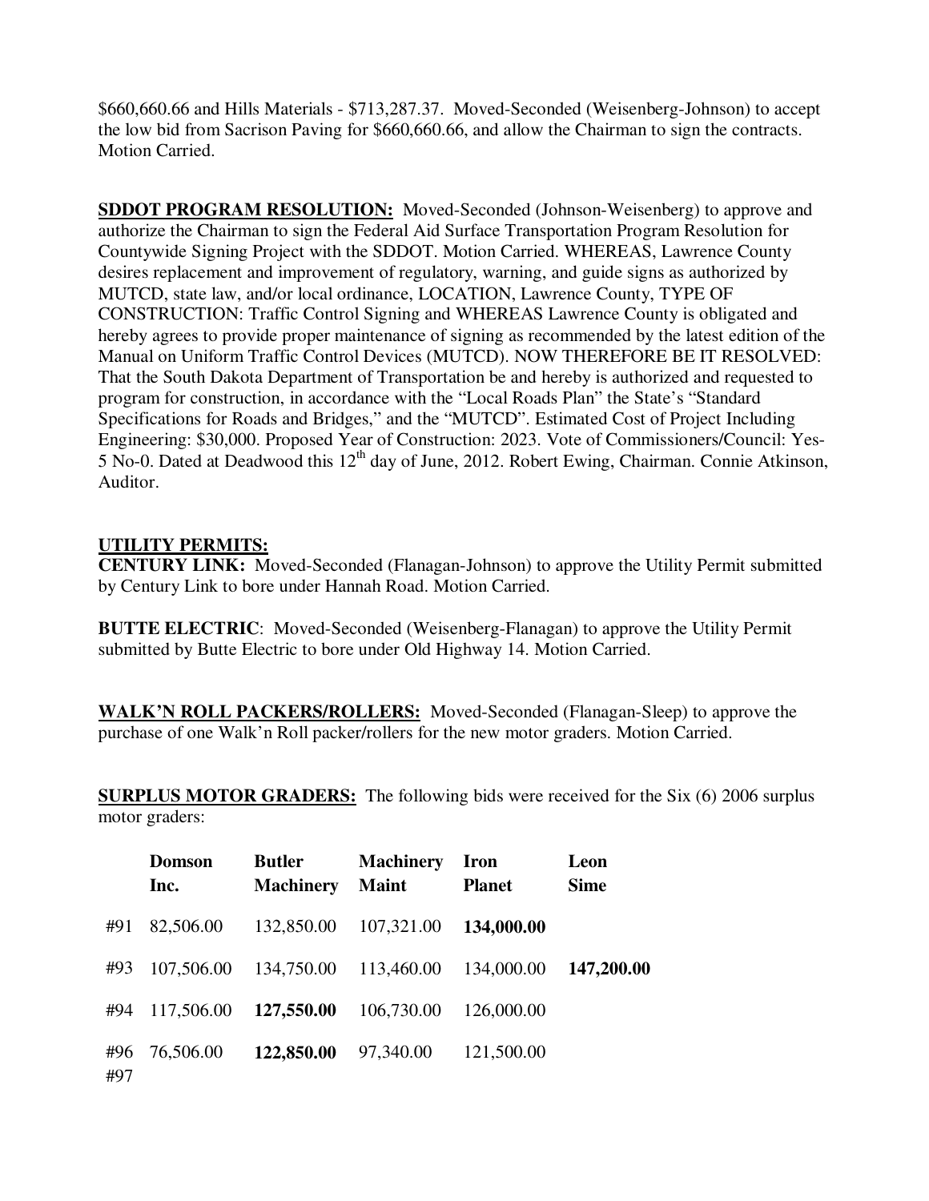$660,660.66 and Hills Materials - $713,287.37. Moved-Seconded (Weisenberg-Johnson) to accept the low bid from Sacrison Paving for $660,660.66, and allow the Chairman to sign the contracts. Motion Carried.

**SDDOT PROGRAM RESOLUTION:** Moved-Seconded (Johnson-Weisenberg) to approve and authorize the Chairman to sign the Federal Aid Surface Transportation Program Resolution for Countywide Signing Project with the SDDOT. Motion Carried. WHEREAS, Lawrence County desires replacement and improvement of regulatory, warning, and guide signs as authorized by MUTCD, state law, and/or local ordinance, LOCATION, Lawrence County, TYPE OF CONSTRUCTION: Traffic Control Signing and WHEREAS Lawrence County is obligated and hereby agrees to provide proper maintenance of signing as recommended by the latest edition of the Manual on Uniform Traffic Control Devices (MUTCD). NOW THEREFORE BE IT RESOLVED: That the South Dakota Department of Transportation be and hereby is authorized and requested to program for construction, in accordance with the "Local Roads Plan" the State's "Standard Specifications for Roads and Bridges," and the "MUTCD". Estimated Cost of Project Including Engineering: $30,000. Proposed Year of Construction: 2023. Vote of Commissioners/Council: Yes-5 No-0. Dated at Deadwood this 12th day of June, 2012. Robert Ewing, Chairman. Connie Atkinson, Auditor.

**UTILITY PERMITS:**

**CENTURY LINK:** Moved-Seconded (Flanagan-Johnson) to approve the Utility Permit submitted by Century Link to bore under Hannah Road. Motion Carried.

**BUTTE ELECTRIC**: Moved-Seconded (Weisenberg-Flanagan) to approve the Utility Permit submitted by Butte Electric to bore under Old Highway 14. Motion Carried.

**WALK'N ROLL PACKERS/ROLLERS:** Moved-Seconded (Flanagan-Sleep) to approve the purchase of one Walk'n Roll packer/rollers for the new motor graders. Motion Carried.

**SURPLUS MOTOR GRADERS:** The following bids were received for the Six (6) 2006 surplus motor graders:

| | Domson Inc. | Butler Machinery | Machinery Maint | Iron Planet | Leon Sime |
|---|---|---|---|---|---|
| #91 | 82,506.00 | 132,850.00 | 107,321.00 | **134,000.00** | |
| #93 | 107,506.00 | 134,750.00 | 113,460.00 | 134,000.00 | **147,200.00** |
| #94 | 117,506.00 | **127,550.00** | 106,730.00 | 126,000.00 | |
| #96 | 76,506.00 | **122,850.00** | 97,340.00 | 121,500.00 | |
| #97 | | | | | |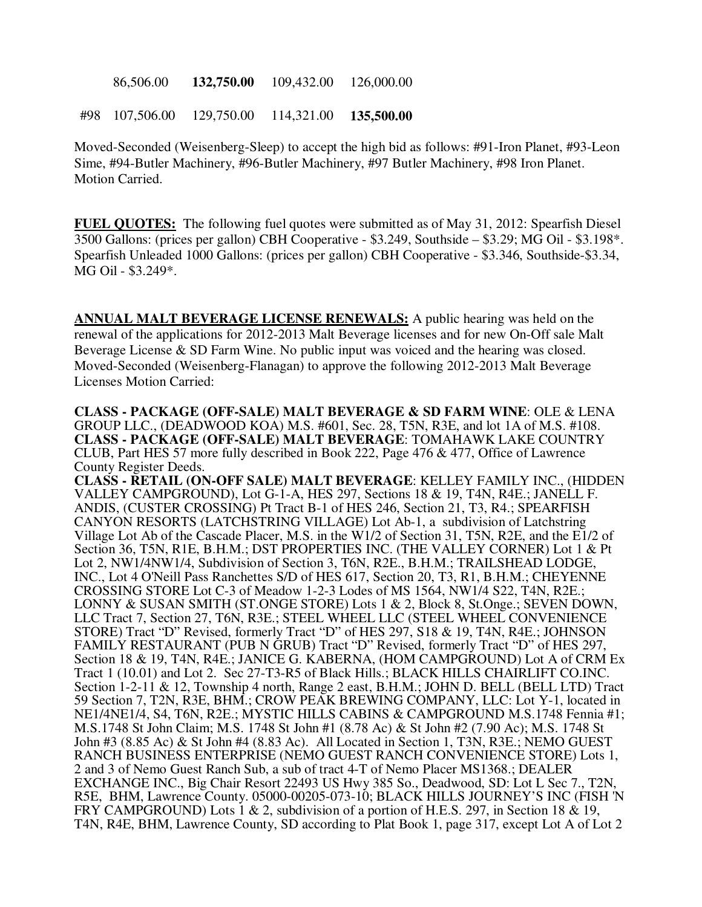| | | | | |
|---|---|---|---|---|
| | 86,506.00 | **132,750.00** | 109,432.00 | 126,000.00 |
| #98 | 107,506.00 | 129,750.00 | 114,321.00 | **135,500.00** |

Moved-Seconded (Weisenberg-Sleep) to accept the high bid as follows: #91-Iron Planet, #93-Leon Sime, #94-Butler Machinery, #96-Butler Machinery, #97 Butler Machinery, #98 Iron Planet. Motion Carried.

**FUEL QUOTES:** The following fuel quotes were submitted as of May 31, 2012: Spearfish Diesel 3500 Gallons: (prices per gallon) CBH Cooperative - $3.249, Southside – $3.29; MG Oil - $3.198*. Spearfish Unleaded 1000 Gallons: (prices per gallon) CBH Cooperative - $3.346, Southside-$3.34, MG Oil - $3.249*.

**ANNUAL MALT BEVERAGE LICENSE RENEWALS:** A public hearing was held on the renewal of the applications for 2012-2013 Malt Beverage licenses and for new On-Off sale Malt Beverage License & SD Farm Wine. No public input was voiced and the hearing was closed. Moved-Seconded (Weisenberg-Flanagan) to approve the following 2012-2013 Malt Beverage Licenses Motion Carried:

**CLASS - PACKAGE (OFF-SALE) MALT BEVERAGE & SD FARM WINE**: OLE & LENA GROUP LLC., (DEADWOOD KOA) M.S. #601, Sec. 28, T5N, R3E, and lot 1A of M.S. #108.
**CLASS - PACKAGE (OFF-SALE) MALT BEVERAGE**: TOMAHAWK LAKE COUNTRY CLUB, Part HES 57 more fully described in Book 222, Page 476 & 477, Office of Lawrence County Register Deeds.
**CLASS - RETAIL (ON-OFF SALE) MALT BEVERAGE**: KELLEY FAMILY INC., (HIDDEN VALLEY CAMPGROUND), Lot G-1-A, HES 297, Sections 18 & 19, T4N, R4E.; JANELL F. ANDIS, (CUSTER CROSSING) Pt Tract B-1 of HES 246, Section 21, T3, R4.; SPEARFISH CANYON RESORTS (LATCHSTRING VILLAGE) Lot Ab-1, a subdivision of Latchstring Village Lot Ab of the Cascade Placer, M.S. in the W1/2 of Section 31, T5N, R2E, and the E1/2 of Section 36, T5N, R1E, B.H.M.; DST PROPERTIES INC. (THE VALLEY CORNER) Lot 1 & Pt Lot 2, NW1/4NW1/4, Subdivision of Section 3, T6N, R2E., B.H.M.; TRAILSHEAD LODGE, INC., Lot 4 O'Neill Pass Ranchettes S/D of HES 617, Section 20, T3, R1, B.H.M.; CHEYENNE CROSSING STORE Lot C-3 of Meadow 1-2-3 Lodes of MS 1564, NW1/4 S22, T4N, R2E.; LONNY & SUSAN SMITH (ST.ONGE STORE) Lots 1 & 2, Block 8, St.Onge.; SEVEN DOWN, LLC Tract 7, Section 27, T6N, R3E.; STEEL WHEEL LLC (STEEL WHEEL CONVENIENCE STORE) Tract "D" Revised, formerly Tract "D" of HES 297, S18 & 19, T4N, R4E.; JOHNSON FAMILY RESTAURANT (PUB N GRUB) Tract "D" Revised, formerly Tract "D" of HES 297, Section 18 & 19, T4N, R4E.; JANICE G. KABERNA, (HOM CAMPGROUND) Lot A of CRM Ex Tract 1 (10.01) and Lot 2. Sec 27-T3-R5 of Black Hills.; BLACK HILLS CHAIRLIFT CO.INC. Section 1-2-11 & 12, Township 4 north, Range 2 east, B.H.M.; JOHN D. BELL (BELL LTD) Tract 59 Section 7, T2N, R3E, BHM.; CROW PEAK BREWING COMPANY, LLC: Lot Y-1, located in NE1/4NE1/4, S4, T6N, R2E.; MYSTIC HILLS CABINS & CAMPGROUND M.S.1748 Fennia #1; M.S.1748 St John Claim; M.S. 1748 St John #1 (8.78 Ac) & St John #2 (7.90 Ac); M.S. 1748 St John #3 (8.85 Ac) & St John #4 (8.83 Ac). All Located in Section 1, T3N, R3E.; NEMO GUEST RANCH BUSINESS ENTERPRISE (NEMO GUEST RANCH CONVENIENCE STORE) Lots 1, 2 and 3 of Nemo Guest Ranch Sub, a sub of tract 4-T of Nemo Placer MS1368.; DEALER EXCHANGE INC., Big Chair Resort 22493 US Hwy 385 So., Deadwood, SD: Lot L Sec 7., T2N, R5E, BHM, Lawrence County. 05000-00205-073-10; BLACK HILLS JOURNEY'S INC (FISH 'N FRY CAMPGROUND) Lots 1 & 2, subdivision of a portion of H.E.S. 297, in Section 18 & 19, T4N, R4E, BHM, Lawrence County, SD according to Plat Book 1, page 317, except Lot A of Lot 2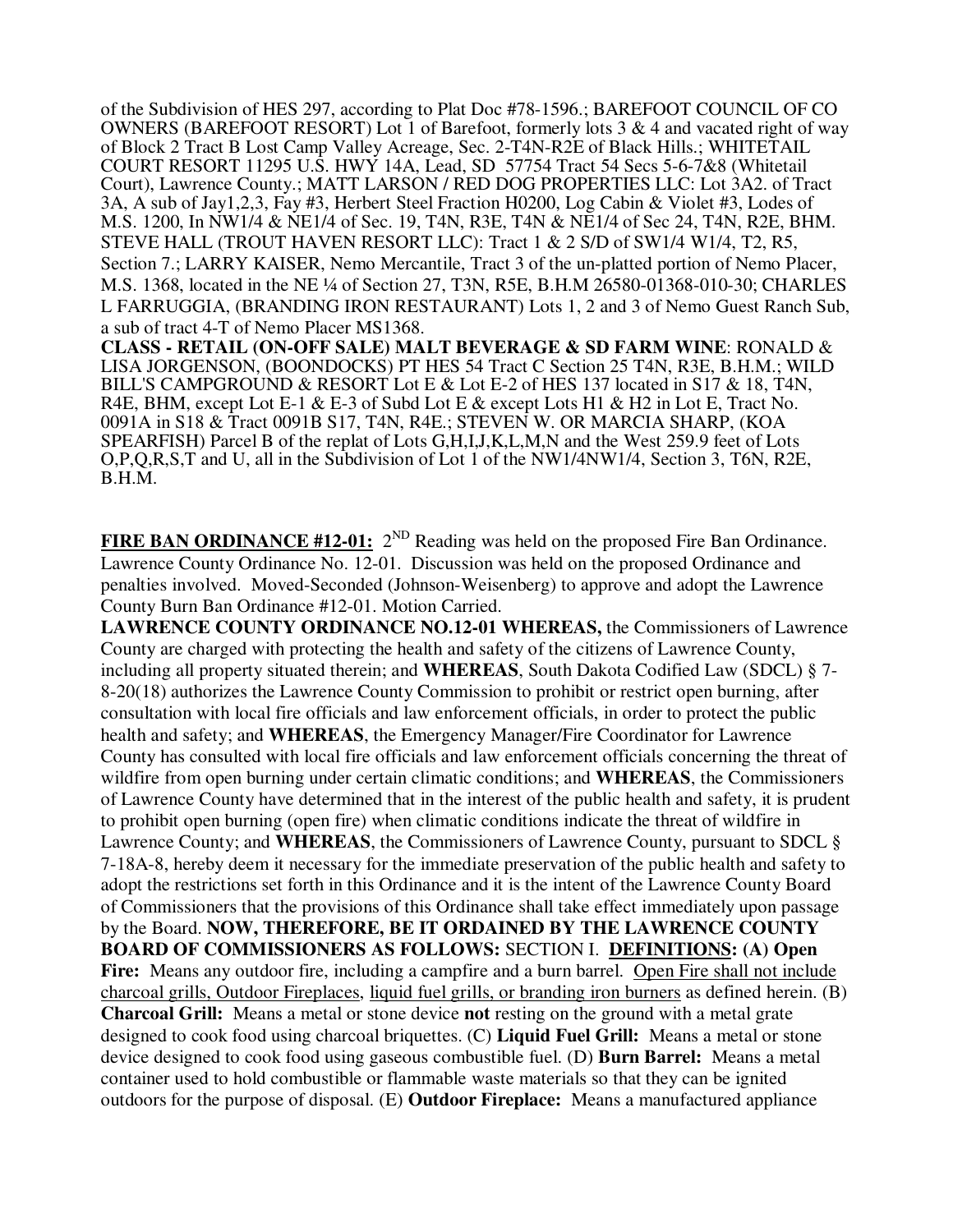of the Subdivision of HES 297, according to Plat Doc #78-1596.; BAREFOOT COUNCIL OF CO OWNERS (BAREFOOT RESORT) Lot 1 of Barefoot, formerly lots 3 & 4 and vacated right of way of Block 2 Tract B Lost Camp Valley Acreage, Sec. 2-T4N-R2E of Black Hills.; WHITETAIL COURT RESORT 11295 U.S. HWY 14A, Lead, SD 57754 Tract 54 Secs 5-6-7&8 (Whitetail Court), Lawrence County.; MATT LARSON / RED DOG PROPERTIES LLC: Lot 3A2. of Tract 3A, A sub of Jay1,2,3, Fay #3, Herbert Steel Fraction H0200, Log Cabin & Violet #3, Lodes of M.S. 1200, In NW1/4 & NE1/4 of Sec. 19, T4N, R3E, T4N & NE1/4 of Sec 24, T4N, R2E, BHM. STEVE HALL (TROUT HAVEN RESORT LLC): Tract 1 & 2 S/D of SW1/4 W1/4, T2, R5, Section 7.; LARRY KAISER, Nemo Mercantile, Tract 3 of the un-platted portion of Nemo Placer, M.S. 1368, located in the NE ¼ of Section 27, T3N, R5E, B.H.M 26580-01368-010-30; CHARLES L FARRUGGIA, (BRANDING IRON RESTAURANT) Lots 1, 2 and 3 of Nemo Guest Ranch Sub, a sub of tract 4-T of Nemo Placer MS1368.

**CLASS - RETAIL (ON-OFF SALE) MALT BEVERAGE & SD FARM WINE**: RONALD & LISA JORGENSON, (BOONDOCKS) PT HES 54 Tract C Section 25 T4N, R3E, B.H.M.; WILD BILL'S CAMPGROUND & RESORT Lot E & Lot E-2 of HES 137 located in S17 & 18, T4N, R4E, BHM, except Lot E-1 & E-3 of Subd Lot E & except Lots H1 & H2 in Lot E, Tract No. 0091A in S18 & Tract 0091B S17, T4N, R4E.; STEVEN W. OR MARCIA SHARP, (KOA SPEARFISH) Parcel B of the replat of Lots G,H,I,J,K,L,M,N and the West 259.9 feet of Lots O,P,Q,R,S,T and U, all in the Subdivision of Lot 1 of the NW1/4NW1/4, Section 3, T6N, R2E, B.H.M.

**FIRE BAN ORDINANCE #12-01:** 2[ND] Reading was held on the proposed Fire Ban Ordinance. Lawrence County Ordinance No. 12-01. Discussion was held on the proposed Ordinance and penalties involved. Moved-Seconded (Johnson-Weisenberg) to approve and adopt the Lawrence County Burn Ban Ordinance #12-01. Motion Carried.

**LAWRENCE COUNTY ORDINANCE NO.12-01 WHEREAS,** the Commissioners of Lawrence County are charged with protecting the health and safety of the citizens of Lawrence County, including all property situated therein; and **WHEREAS**, South Dakota Codified Law (SDCL) § 7-8-20(18) authorizes the Lawrence County Commission to prohibit or restrict open burning, after consultation with local fire officials and law enforcement officials, in order to protect the public health and safety; and **WHEREAS**, the Emergency Manager/Fire Coordinator for Lawrence County has consulted with local fire officials and law enforcement officials concerning the threat of wildfire from open burning under certain climatic conditions; and **WHEREAS**, the Commissioners of Lawrence County have determined that in the interest of the public health and safety, it is prudent to prohibit open burning (open fire) when climatic conditions indicate the threat of wildfire in Lawrence County; and **WHEREAS**, the Commissioners of Lawrence County, pursuant to SDCL § 7-18A-8, hereby deem it necessary for the immediate preservation of the public health and safety to adopt the restrictions set forth in this Ordinance and it is the intent of the Lawrence County Board of Commissioners that the provisions of this Ordinance shall take effect immediately upon passage by the Board. **NOW, THEREFORE, BE IT ORDAINED BY THE LAWRENCE COUNTY BOARD OF COMMISSIONERS AS FOLLOWS:** SECTION I. **DEFINITIONS: (A) Open Fire:** Means any outdoor fire, including a campfire and a burn barrel. Open Fire shall not include charcoal grills, Outdoor Fireplaces, liquid fuel grills, or branding iron burners as defined herein. (B) **Charcoal Grill:** Means a metal or stone device **not** resting on the ground with a metal grate designed to cook food using charcoal briquettes. (C) **Liquid Fuel Grill:** Means a metal or stone device designed to cook food using gaseous combustible fuel. (D) **Burn Barrel:** Means a metal container used to hold combustible or flammable waste materials so that they can be ignited outdoors for the purpose of disposal. (E) **Outdoor Fireplace:** Means a manufactured appliance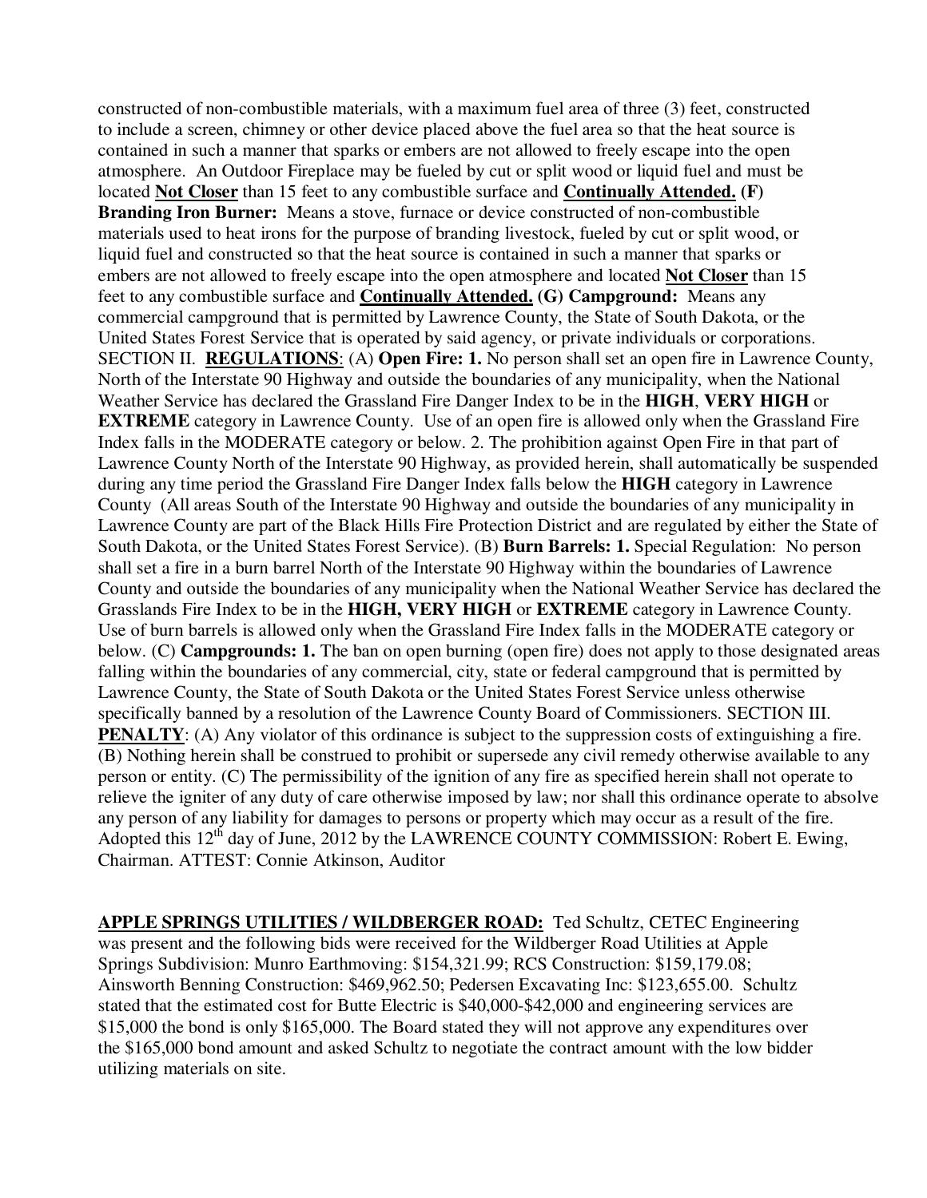constructed of non-combustible materials, with a maximum fuel area of three (3) feet, constructed to include a screen, chimney or other device placed above the fuel area so that the heat source is contained in such a manner that sparks or embers are not allowed to freely escape into the open atmosphere. An Outdoor Fireplace may be fueled by cut or split wood or liquid fuel and must be located **Not Closer** than 15 feet to any combustible surface and **Continually Attended.** **(F) Branding Iron Burner:** Means a stove, furnace or device constructed of non-combustible materials used to heat irons for the purpose of branding livestock, fueled by cut or split wood, or liquid fuel and constructed so that the heat source is contained in such a manner that sparks or embers are not allowed to freely escape into the open atmosphere and located **Not Closer** than 15 feet to any combustible surface and **Continually Attended.** **(G) Campground:** Means any commercial campground that is permitted by Lawrence County, the State of South Dakota, or the United States Forest Service that is operated by said agency, or private individuals or corporations. SECTION II. **REGULATIONS**: (A) **Open Fire: 1.** No person shall set an open fire in Lawrence County, North of the Interstate 90 Highway and outside the boundaries of any municipality, when the National Weather Service has declared the Grassland Fire Danger Index to be in the **HIGH**, **VERY HIGH** or **EXTREME** category in Lawrence County. Use of an open fire is allowed only when the Grassland Fire Index falls in the MODERATE category or below. 2. The prohibition against Open Fire in that part of Lawrence County North of the Interstate 90 Highway, as provided herein, shall automatically be suspended during any time period the Grassland Fire Danger Index falls below the **HIGH** category in Lawrence County (All areas South of the Interstate 90 Highway and outside the boundaries of any municipality in Lawrence County are part of the Black Hills Fire Protection District and are regulated by either the State of South Dakota, or the United States Forest Service). (B) **Burn Barrels: 1.** Special Regulation: No person shall set a fire in a burn barrel North of the Interstate 90 Highway within the boundaries of Lawrence County and outside the boundaries of any municipality when the National Weather Service has declared the Grasslands Fire Index to be in the **HIGH, VERY HIGH** or **EXTREME** category in Lawrence County. Use of burn barrels is allowed only when the Grassland Fire Index falls in the MODERATE category or below. (C) **Campgrounds: 1.** The ban on open burning (open fire) does not apply to those designated areas falling within the boundaries of any commercial, city, state or federal campground that is permitted by Lawrence County, the State of South Dakota or the United States Forest Service unless otherwise specifically banned by a resolution of the Lawrence County Board of Commissioners. SECTION III. **PENALTY**: (A) Any violator of this ordinance is subject to the suppression costs of extinguishing a fire. (B) Nothing herein shall be construed to prohibit or supersede any civil remedy otherwise available to any person or entity. (C) The permissibility of the ignition of any fire as specified herein shall not operate to relieve the igniter of any duty of care otherwise imposed by law; nor shall this ordinance operate to absolve any person of any liability for damages to persons or property which may occur as a result of the fire. Adopted this 12th day of June, 2012 by the LAWRENCE COUNTY COMMISSION: Robert E. Ewing, Chairman. ATTEST: Connie Atkinson, Auditor

**APPLE SPRINGS UTILITIES / WILDBERGER ROAD:** Ted Schultz, CETEC Engineering was present and the following bids were received for the Wildberger Road Utilities at Apple Springs Subdivision: Munro Earthmoving: $154,321.99; RCS Construction: $159,179.08; Ainsworth Benning Construction: $469,962.50; Pedersen Excavating Inc: $123,655.00. Schultz stated that the estimated cost for Butte Electric is $40,000-$42,000 and engineering services are $15,000 the bond is only $165,000. The Board stated they will not approve any expenditures over the $165,000 bond amount and asked Schultz to negotiate the contract amount with the low bidder utilizing materials on site.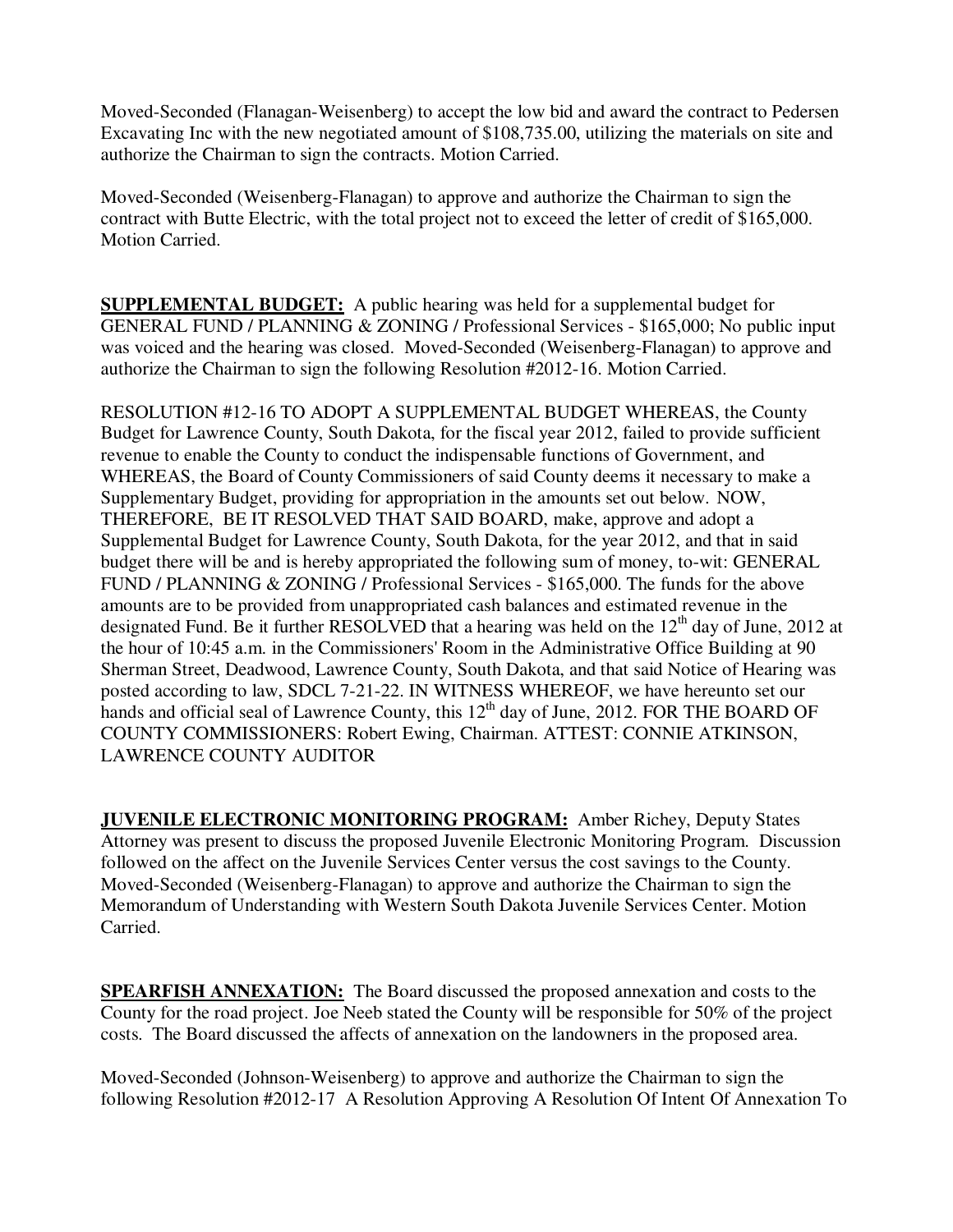Moved-Seconded (Flanagan-Weisenberg) to accept the low bid and award the contract to Pedersen Excavating Inc with the new negotiated amount of $108,735.00, utilizing the materials on site and authorize the Chairman to sign the contracts. Motion Carried.

Moved-Seconded (Weisenberg-Flanagan) to approve and authorize the Chairman to sign the contract with Butte Electric, with the total project not to exceed the letter of credit of $165,000. Motion Carried.

**SUPPLEMENTAL BUDGET:** A public hearing was held for a supplemental budget for GENERAL FUND / PLANNING & ZONING / Professional Services - $165,000; No public input was voiced and the hearing was closed. Moved-Seconded (Weisenberg-Flanagan) to approve and authorize the Chairman to sign the following Resolution #2012-16. Motion Carried.

RESOLUTION #12-16 TO ADOPT A SUPPLEMENTAL BUDGET WHEREAS, the County Budget for Lawrence County, South Dakota, for the fiscal year 2012, failed to provide sufficient revenue to enable the County to conduct the indispensable functions of Government, and WHEREAS, the Board of County Commissioners of said County deems it necessary to make a Supplementary Budget, providing for appropriation in the amounts set out below. NOW, THEREFORE, BE IT RESOLVED THAT SAID BOARD, make, approve and adopt a Supplemental Budget for Lawrence County, South Dakota, for the year 2012, and that in said budget there will be and is hereby appropriated the following sum of money, to-wit: GENERAL FUND / PLANNING & ZONING / Professional Services - $165,000. The funds for the above amounts are to be provided from unappropriated cash balances and estimated revenue in the designated Fund. Be it further RESOLVED that a hearing was held on the 12th day of June, 2012 at the hour of 10:45 a.m. in the Commissioners' Room in the Administrative Office Building at 90 Sherman Street, Deadwood, Lawrence County, South Dakota, and that said Notice of Hearing was posted according to law, SDCL 7-21-22. IN WITNESS WHEREOF, we have hereunto set our hands and official seal of Lawrence County, this 12th day of June, 2012. FOR THE BOARD OF COUNTY COMMISSIONERS: Robert Ewing, Chairman. ATTEST: CONNIE ATKINSON, LAWRENCE COUNTY AUDITOR

**JUVENILE ELECTRONIC MONITORING PROGRAM:** Amber Richey, Deputy States Attorney was present to discuss the proposed Juvenile Electronic Monitoring Program. Discussion followed on the affect on the Juvenile Services Center versus the cost savings to the County. Moved-Seconded (Weisenberg-Flanagan) to approve and authorize the Chairman to sign the Memorandum of Understanding with Western South Dakota Juvenile Services Center. Motion Carried.

**SPEARFISH ANNEXATION:** The Board discussed the proposed annexation and costs to the County for the road project. Joe Neeb stated the County will be responsible for 50% of the project costs. The Board discussed the affects of annexation on the landowners in the proposed area.

Moved-Seconded (Johnson-Weisenberg) to approve and authorize the Chairman to sign the following Resolution #2012-17 A Resolution Approving A Resolution Of Intent Of Annexation To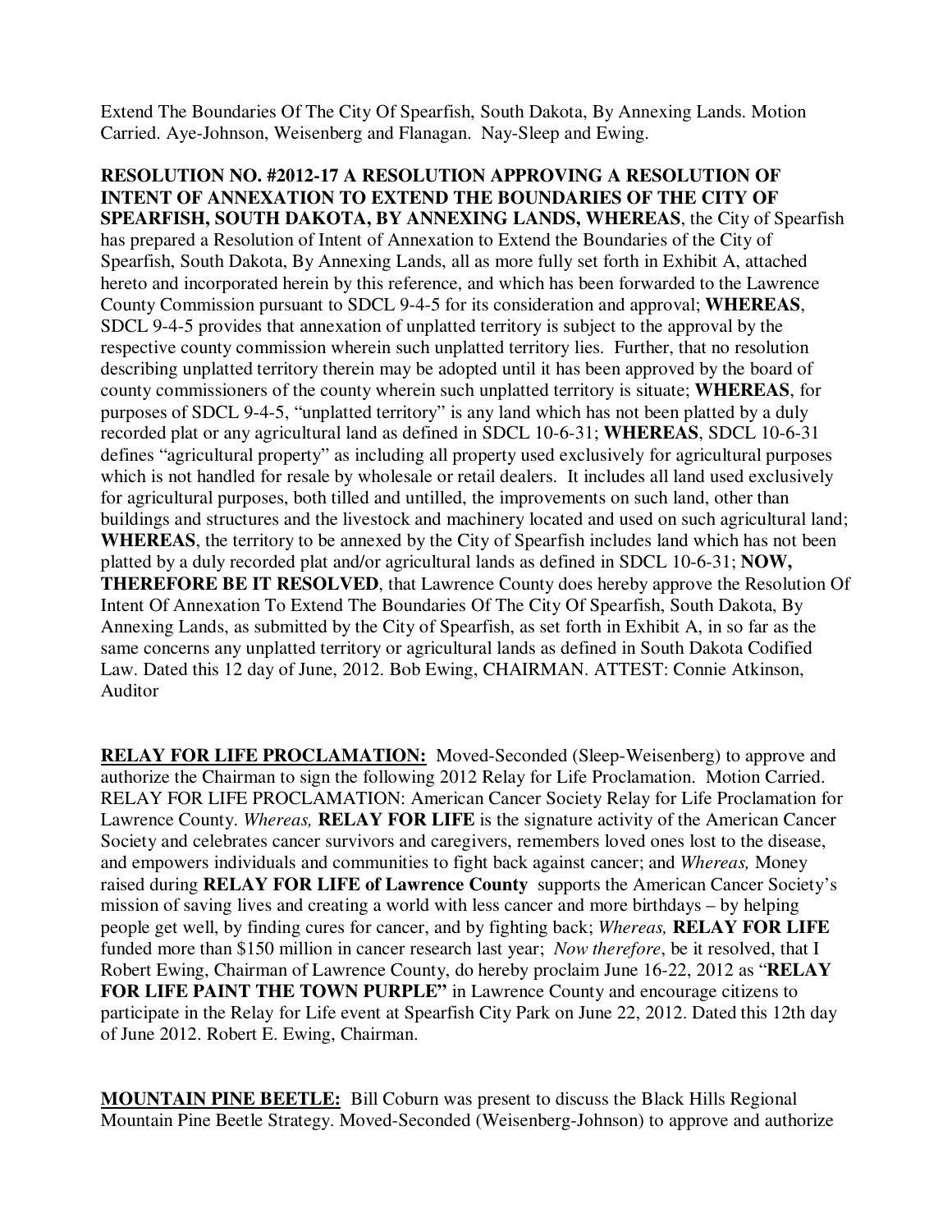Extend The Boundaries Of The City Of Spearfish, South Dakota, By Annexing Lands. Motion Carried. Aye-Johnson, Weisenberg and Flanagan. Nay-Sleep and Ewing.

**RESOLUTION NO. #2012-17 A RESOLUTION APPROVING A RESOLUTION OF INTENT OF ANNEXATION TO EXTEND THE BOUNDARIES OF THE CITY OF SPEARFISH, SOUTH DAKOTA, BY ANNEXING LANDS, WHEREAS**, the City of Spearfish has prepared a Resolution of Intent of Annexation to Extend the Boundaries of the City of Spearfish, South Dakota, By Annexing Lands, all as more fully set forth in Exhibit A, attached hereto and incorporated herein by this reference, and which has been forwarded to the Lawrence County Commission pursuant to SDCL 9-4-5 for its consideration and approval; **WHEREAS**, SDCL 9-4-5 provides that annexation of unplatted territory is subject to the approval by the respective county commission wherein such unplatted territory lies. Further, that no resolution describing unplatted territory therein may be adopted until it has been approved by the board of county commissioners of the county wherein such unplatted territory is situate; **WHEREAS**, for purposes of SDCL 9-4-5, "unplatted territory" is any land which has not been platted by a duly recorded plat or any agricultural land as defined in SDCL 10-6-31; **WHEREAS**, SDCL 10-6-31 defines "agricultural property" as including all property used exclusively for agricultural purposes which is not handled for resale by wholesale or retail dealers. It includes all land used exclusively for agricultural purposes, both tilled and untilled, the improvements on such land, other than buildings and structures and the livestock and machinery located and used on such agricultural land; **WHEREAS**, the territory to be annexed by the City of Spearfish includes land which has not been platted by a duly recorded plat and/or agricultural lands as defined in SDCL 10-6-31; **NOW, THEREFORE BE IT RESOLVED**, that Lawrence County does hereby approve the Resolution Of Intent Of Annexation To Extend The Boundaries Of The City Of Spearfish, South Dakota, By Annexing Lands, as submitted by the City of Spearfish, as set forth in Exhibit A, in so far as the same concerns any unplatted territory or agricultural lands as defined in South Dakota Codified Law. Dated this 12 day of June, 2012. Bob Ewing, CHAIRMAN. ATTEST: Connie Atkinson, Auditor

**RELAY FOR LIFE PROCLAMATION:** Moved-Seconded (Sleep-Weisenberg) to approve and authorize the Chairman to sign the following 2012 Relay for Life Proclamation. Motion Carried. RELAY FOR LIFE PROCLAMATION: American Cancer Society Relay for Life Proclamation for Lawrence County. *Whereas,* **RELAY FOR LIFE** is the signature activity of the American Cancer Society and celebrates cancer survivors and caregivers, remembers loved ones lost to the disease, and empowers individuals and communities to fight back against cancer; and *Whereas,* Money raised during **RELAY FOR LIFE of Lawrence County** supports the American Cancer Society's mission of saving lives and creating a world with less cancer and more birthdays – by helping people get well, by finding cures for cancer, and by fighting back; *Whereas,* **RELAY FOR LIFE** funded more than $150 million in cancer research last year; *Now therefore*, be it resolved, that I Robert Ewing, Chairman of Lawrence County, do hereby proclaim June 16-22, 2012 as "**RELAY FOR LIFE PAINT THE TOWN PURPLE"** in Lawrence County and encourage citizens to participate in the Relay for Life event at Spearfish City Park on June 22, 2012. Dated this 12th day of June 2012. Robert E. Ewing, Chairman.

**MOUNTAIN PINE BEETLE:** Bill Coburn was present to discuss the Black Hills Regional Mountain Pine Beetle Strategy. Moved-Seconded (Weisenberg-Johnson) to approve and authorize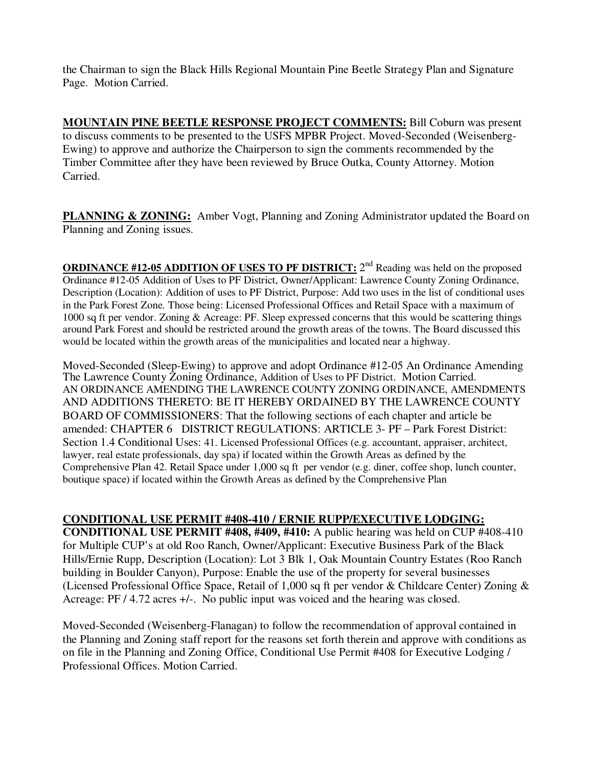the Chairman to sign the Black Hills Regional Mountain Pine Beetle Strategy Plan and Signature Page. Motion Carried.

**MOUNTAIN PINE BEETLE RESPONSE PROJECT COMMENTS:** Bill Coburn was present to discuss comments to be presented to the USFS MPBR Project. Moved-Seconded (Weisenberg-Ewing) to approve and authorize the Chairperson to sign the comments recommended by the Timber Committee after they have been reviewed by Bruce Outka, County Attorney. Motion Carried.

**PLANNING & ZONING:** Amber Vogt, Planning and Zoning Administrator updated the Board on Planning and Zoning issues.

**ORDINANCE #12-05 ADDITION OF USES TO PF DISTRICT:** 2nd Reading was held on the proposed Ordinance #12-05 Addition of Uses to PF District, Owner/Applicant: Lawrence County Zoning Ordinance, Description (Location): Addition of uses to PF District, Purpose: Add two uses in the list of conditional uses in the Park Forest Zone. Those being: Licensed Professional Offices and Retail Space with a maximum of 1000 sq ft per vendor. Zoning & Acreage: PF. Sleep expressed concerns that this would be scattering things around Park Forest and should be restricted around the growth areas of the towns. The Board discussed this would be located within the growth areas of the municipalities and located near a highway.

Moved-Seconded (Sleep-Ewing) to approve and adopt Ordinance #12-05 An Ordinance Amending The Lawrence County Zoning Ordinance, Addition of Uses to PF District. Motion Carried. AN ORDINANCE AMENDING THE LAWRENCE COUNTY ZONING ORDINANCE, AMENDMENTS AND ADDITIONS THERETO: BE IT HEREBY ORDAINED BY THE LAWRENCE COUNTY BOARD OF COMMISSIONERS: That the following sections of each chapter and article be amended: CHAPTER 6 DISTRICT REGULATIONS: ARTICLE 3- PF – Park Forest District: Section 1.4 Conditional Uses: 41. Licensed Professional Offices (e.g. accountant, appraiser, architect, lawyer, real estate professionals, day spa) if located within the Growth Areas as defined by the Comprehensive Plan 42. Retail Space under 1,000 sq ft per vendor (e.g. diner, coffee shop, lunch counter, boutique space) if located within the Growth Areas as defined by the Comprehensive Plan

**CONDITIONAL USE PERMIT #408-410 / ERNIE RUPP/EXECUTIVE LODGING: CONDITIONAL USE PERMIT #408, #409, #410:** A public hearing was held on CUP #408-410 for Multiple CUP's at old Roo Ranch, Owner/Applicant: Executive Business Park of the Black Hills/Ernie Rupp, Description (Location): Lot 3 Blk 1, Oak Mountain Country Estates (Roo Ranch building in Boulder Canyon), Purpose: Enable the use of the property for several businesses (Licensed Professional Office Space, Retail of 1,000 sq ft per vendor & Childcare Center) Zoning & Acreage: PF / 4.72 acres +/-. No public input was voiced and the hearing was closed.

Moved-Seconded (Weisenberg-Flanagan) to follow the recommendation of approval contained in the Planning and Zoning staff report for the reasons set forth therein and approve with conditions as on file in the Planning and Zoning Office, Conditional Use Permit #408 for Executive Lodging / Professional Offices. Motion Carried.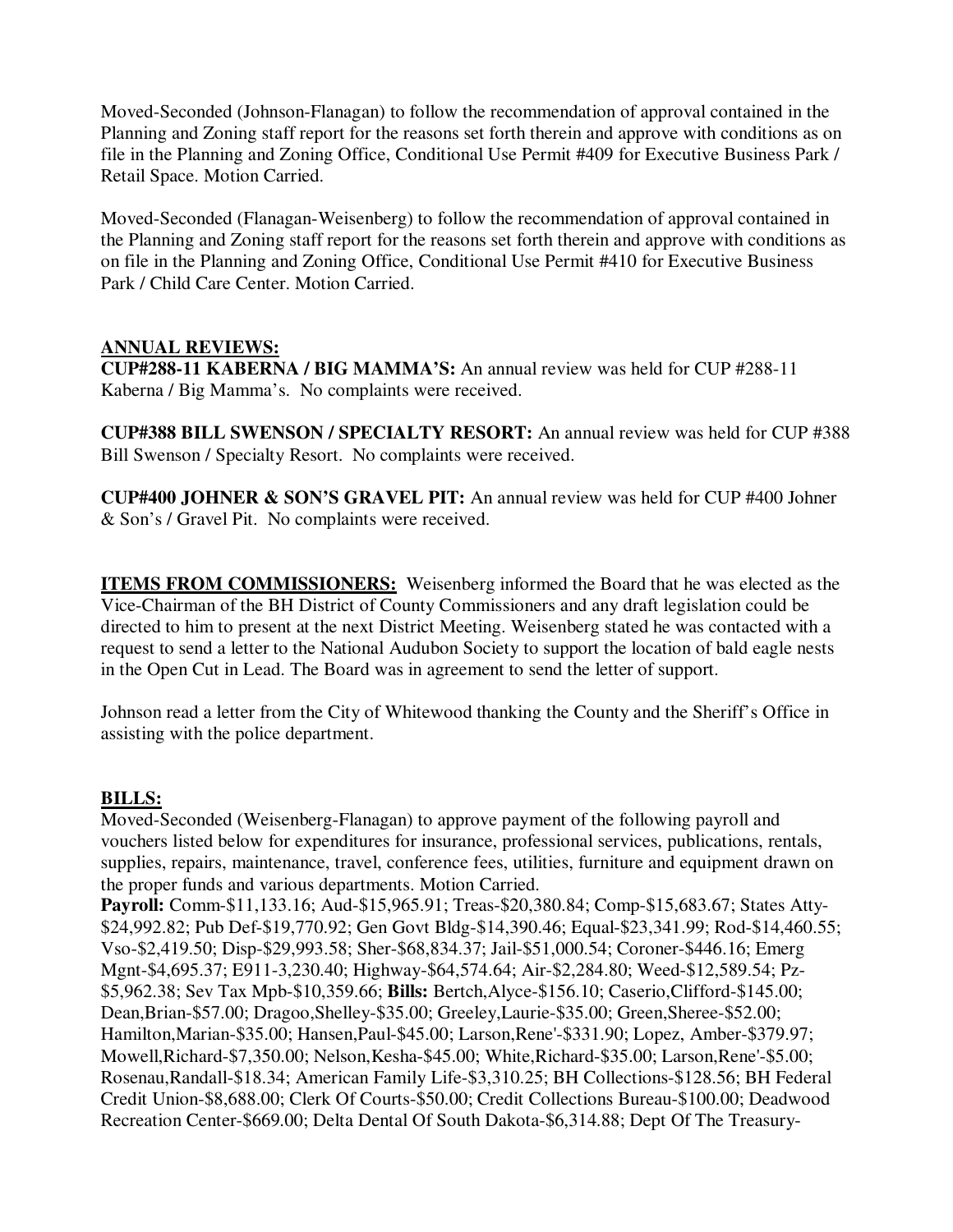Moved-Seconded (Johnson-Flanagan) to follow the recommendation of approval contained in the Planning and Zoning staff report for the reasons set forth therein and approve with conditions as on file in the Planning and Zoning Office, Conditional Use Permit #409 for Executive Business Park / Retail Space. Motion Carried.

Moved-Seconded (Flanagan-Weisenberg) to follow the recommendation of approval contained in the Planning and Zoning staff report for the reasons set forth therein and approve with conditions as on file in the Planning and Zoning Office, Conditional Use Permit #410 for Executive Business Park / Child Care Center. Motion Carried.

**ANNUAL REVIEWS:**

**CUP#288-11 KABERNA / BIG MAMMA'S:** An annual review was held for CUP #288-11 Kaberna / Big Mamma's. No complaints were received.

**CUP#388 BILL SWENSON / SPECIALTY RESORT:** An annual review was held for CUP #388 Bill Swenson / Specialty Resort. No complaints were received.

**CUP#400 JOHNER & SON'S GRAVEL PIT:** An annual review was held for CUP #400 Johner & Son's / Gravel Pit. No complaints were received.

**ITEMS FROM COMMISSIONERS:** Weisenberg informed the Board that he was elected as the Vice-Chairman of the BH District of County Commissioners and any draft legislation could be directed to him to present at the next District Meeting. Weisenberg stated he was contacted with a request to send a letter to the National Audubon Society to support the location of bald eagle nests in the Open Cut in Lead. The Board was in agreement to send the letter of support.

Johnson read a letter from the City of Whitewood thanking the County and the Sheriff's Office in assisting with the police department.

**BILLS:**

Moved-Seconded (Weisenberg-Flanagan) to approve payment of the following payroll and vouchers listed below for expenditures for insurance, professional services, publications, rentals, supplies, repairs, maintenance, travel, conference fees, utilities, furniture and equipment drawn on the proper funds and various departments. Motion Carried.

**Payroll:** Comm-$11,133.16; Aud-$15,965.91; Treas-$20,380.84; Comp-$15,683.67; States Atty-$24,992.82; Pub Def-$19,770.92; Gen Govt Bldg-$14,390.46; Equal-$23,341.99; Rod-$14,460.55; Vso-$2,419.50; Disp-$29,993.58; Sher-$68,834.37; Jail-$51,000.54; Coroner-$446.16; Emerg Mgnt-$4,695.37; E911-3,230.40; Highway-$64,574.64; Air-$2,284.80; Weed-$12,589.54; Pz-$5,962.38; Sev Tax Mpb-$10,359.66; **Bills:** Bertch,Alyce-$156.10; Caserio,Clifford-$145.00; Dean,Brian-$57.00; Dragoo,Shelley-$35.00; Greeley,Laurie-$35.00; Green,Sheree-$52.00; Hamilton,Marian-$35.00; Hansen,Paul-$45.00; Larson,Rene'-$331.90; Lopez, Amber-$379.97; Mowell,Richard-$7,350.00; Nelson,Kesha-$45.00; White,Richard-$35.00; Larson,Rene'-$5.00; Rosenau,Randall-$18.34; American Family Life-$3,310.25; BH Collections-$128.56; BH Federal Credit Union-$8,688.00; Clerk Of Courts-$50.00; Credit Collections Bureau-$100.00; Deadwood Recreation Center-$669.00; Delta Dental Of South Dakota-$6,314.88; Dept Of The Treasury-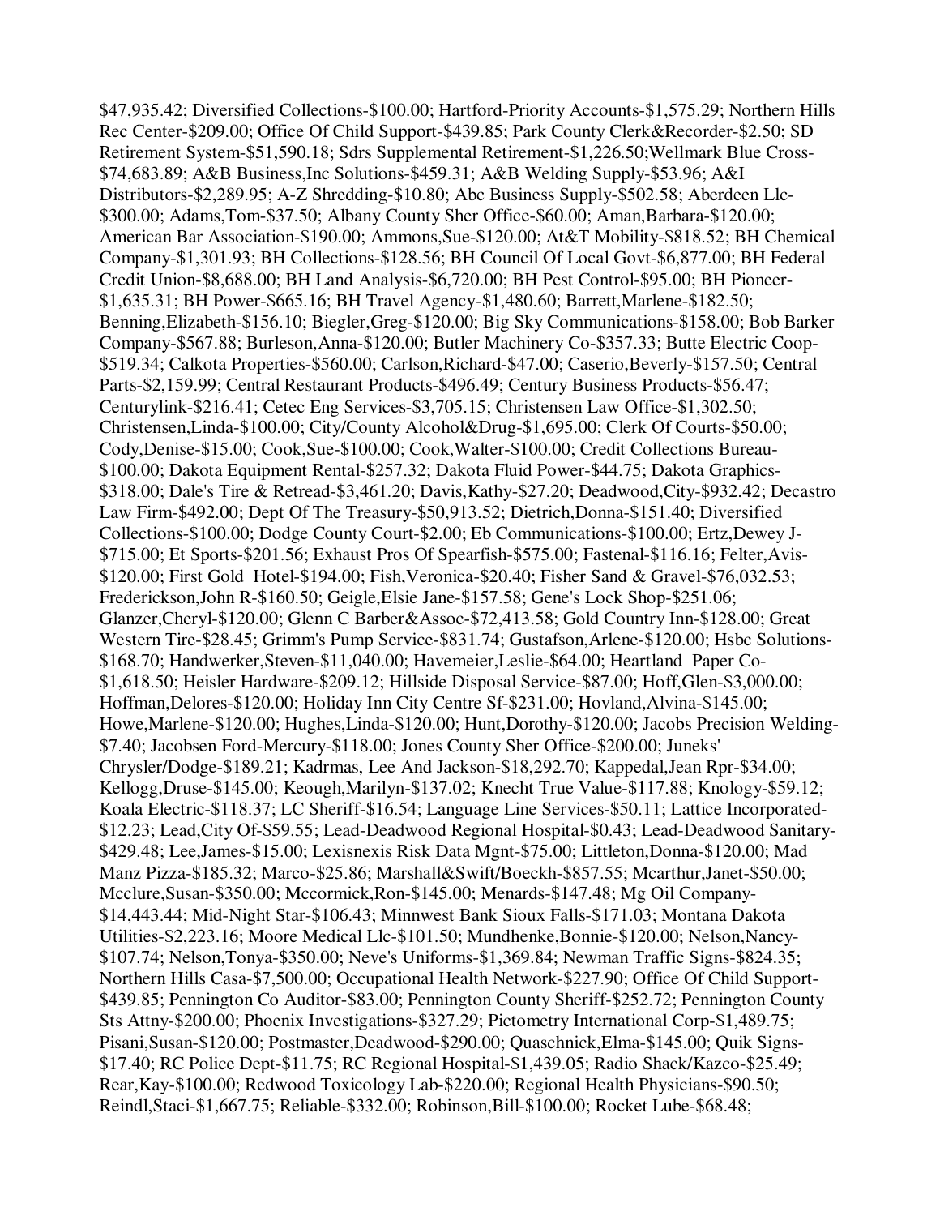$47,935.42; Diversified Collections-$100.00; Hartford-Priority Accounts-$1,575.29; Northern Hills Rec Center-$209.00; Office Of Child Support-$439.85; Park County Clerk&Recorder-$2.50; SD Retirement System-$51,590.18; Sdrs Supplemental Retirement-$1,226.50;Wellmark Blue Cross-$74,683.89; A&B Business,Inc Solutions-$459.31; A&B Welding Supply-$53.96; A&I Distributors-$2,289.95; A-Z Shredding-$10.80; Abc Business Supply-$502.58; Aberdeen Llc-$300.00; Adams,Tom-$37.50; Albany County Sher Office-$60.00; Aman,Barbara-$120.00; American Bar Association-$190.00; Ammons,Sue-$120.00; At&T Mobility-$818.52; BH Chemical Company-$1,301.93; BH Collections-$128.56; BH Council Of Local Govt-$6,877.00; BH Federal Credit Union-$8,688.00; BH Land Analysis-$6,720.00; BH Pest Control-$95.00; BH Pioneer-$1,635.31; BH Power-$665.16; BH Travel Agency-$1,480.60; Barrett,Marlene-$182.50; Benning,Elizabeth-$156.10; Biegler,Greg-$120.00; Big Sky Communications-$158.00; Bob Barker Company-$567.88; Burleson,Anna-$120.00; Butler Machinery Co-$357.33; Butte Electric Coop-$519.34; Calkota Properties-$560.00; Carlson,Richard-$47.00; Caserio,Beverly-$157.50; Central Parts-$2,159.99; Central Restaurant Products-$496.49; Century Business Products-$56.47; Centurylink-$216.41; Cetec Eng Services-$3,705.15; Christensen Law Office-$1,302.50; Christensen,Linda-$100.00; City/County Alcohol&Drug-$1,695.00; Clerk Of Courts-$50.00; Cody,Denise-$15.00; Cook,Sue-$100.00; Cook,Walter-$100.00; Credit Collections Bureau-$100.00; Dakota Equipment Rental-$257.32; Dakota Fluid Power-$44.75; Dakota Graphics-$318.00; Dale's Tire & Retread-$3,461.20; Davis,Kathy-$27.20; Deadwood,City-$932.42; Decastro Law Firm-$492.00; Dept Of The Treasury-$50,913.52; Dietrich,Donna-$151.40; Diversified Collections-$100.00; Dodge County Court-$2.00; Eb Communications-$100.00; Ertz,Dewey J-$715.00; Et Sports-$201.56; Exhaust Pros Of Spearfish-$575.00; Fastenal-$116.16; Felter,Avis-$120.00; First Gold Hotel-$194.00; Fish,Veronica-$20.40; Fisher Sand & Gravel-$76,032.53; Frederickson,John R-$160.50; Geigle,Elsie Jane-$157.58; Gene's Lock Shop-$251.06; Glanzer,Cheryl-$120.00; Glenn C Barber&Assoc-$72,413.58; Gold Country Inn-$128.00; Great Western Tire-$28.45; Grimm's Pump Service-$831.74; Gustafson,Arlene-$120.00; Hsbc Solutions-$168.70; Handwerker,Steven-$11,040.00; Havemeier,Leslie-$64.00; Heartland Paper Co-$1,618.50; Heisler Hardware-$209.12; Hillside Disposal Service-$87.00; Hoff,Glen-$3,000.00; Hoffman,Delores-$120.00; Holiday Inn City Centre Sf-$231.00; Hovland,Alvina-$145.00; Howe,Marlene-$120.00; Hughes,Linda-$120.00; Hunt,Dorothy-$120.00; Jacobs Precision Welding-$7.40; Jacobsen Ford-Mercury-$118.00; Jones County Sher Office-$200.00; Juneks' Chrysler/Dodge-$189.21; Kadrmas, Lee And Jackson-$18,292.70; Kappedal,Jean Rpr-$34.00; Kellogg,Druse-$145.00; Keough,Marilyn-$137.02; Knecht True Value-$117.88; Knology-$59.12; Koala Electric-$118.37; LC Sheriff-$16.54; Language Line Services-$50.11; Lattice Incorporated-$12.23; Lead,City Of-$59.55; Lead-Deadwood Regional Hospital-$0.43; Lead-Deadwood Sanitary-$429.48; Lee,James-$15.00; Lexisnexis Risk Data Mgnt-$75.00; Littleton,Donna-$120.00; Mad Manz Pizza-$185.32; Marco-$25.86; Marshall&Swift/Boeckh-$857.55; Mcarthur,Janet-$50.00; Mcclure,Susan-$350.00; Mccormick,Ron-$145.00; Menards-$147.48; Mg Oil Company-$14,443.44; Mid-Night Star-$106.43; Minnwest Bank Sioux Falls-$171.03; Montana Dakota Utilities-$2,223.16; Moore Medical Llc-$101.50; Mundhenke,Bonnie-$120.00; Nelson,Nancy-$107.74; Nelson,Tonya-$350.00; Neve's Uniforms-$1,369.84; Newman Traffic Signs-$824.35; Northern Hills Casa-$7,500.00; Occupational Health Network-$227.90; Office Of Child Support-$439.85; Pennington Co Auditor-$83.00; Pennington County Sheriff-$252.72; Pennington County Sts Attny-$200.00; Phoenix Investigations-$327.29; Pictometry International Corp-$1,489.75; Pisani,Susan-$120.00; Postmaster,Deadwood-$290.00; Quaschnick,Elma-$145.00; Quik Signs-$17.40; RC Police Dept-$11.75; RC Regional Hospital-$1,439.05; Radio Shack/Kazco-$25.49; Rear,Kay-$100.00; Redwood Toxicology Lab-$220.00; Regional Health Physicians-$90.50; Reindl,Staci-$1,667.75; Reliable-$332.00; Robinson,Bill-$100.00; Rocket Lube-$68.48;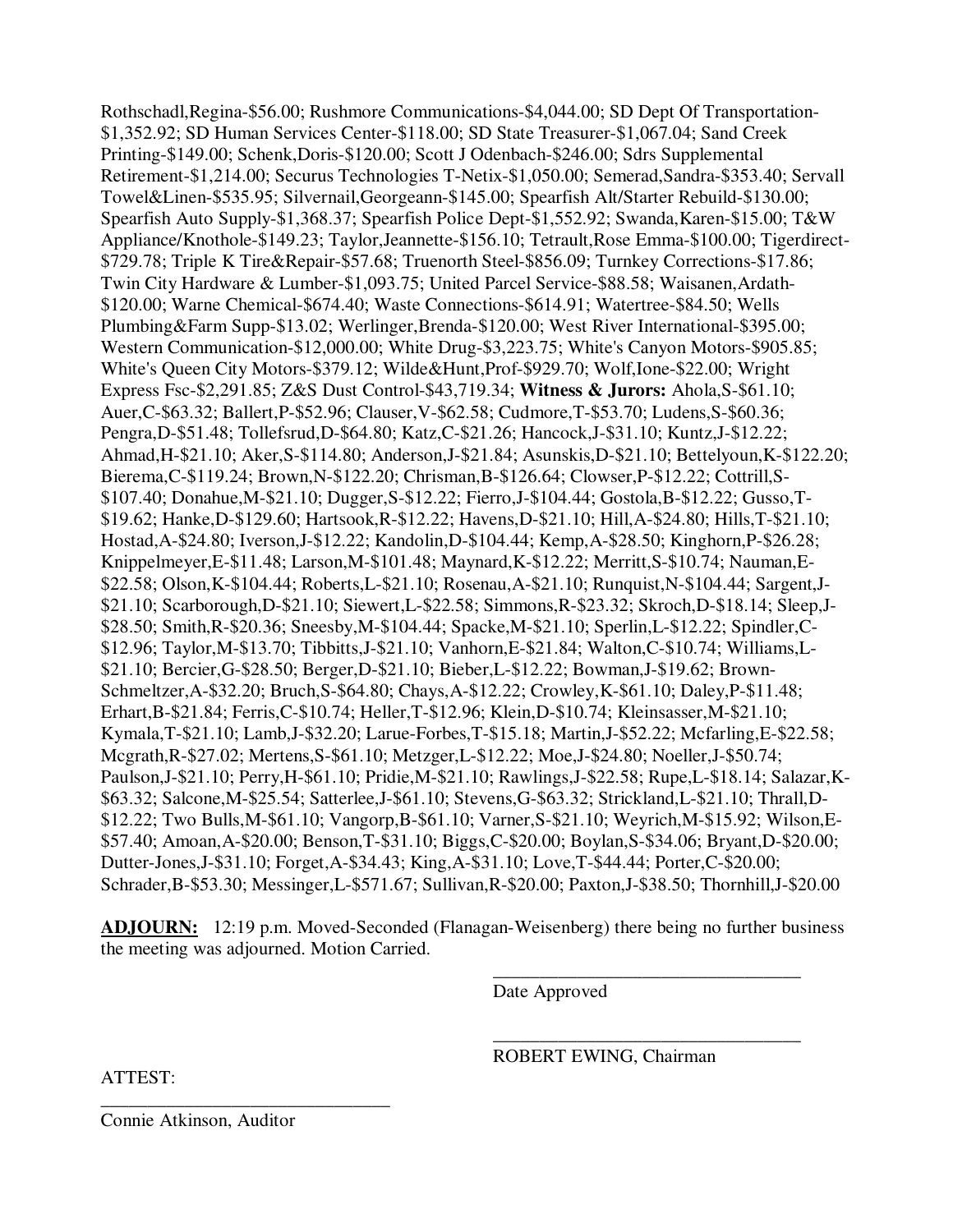Rothschadl,Regina-$56.00; Rushmore Communications-$4,044.00; SD Dept Of Transportation-$1,352.92; SD Human Services Center-$118.00; SD State Treasurer-$1,067.04; Sand Creek Printing-$149.00; Schenk,Doris-$120.00; Scott J Odenbach-$246.00; Sdrs Supplemental Retirement-$1,214.00; Securus Technologies T-Netix-$1,050.00; Semerad,Sandra-$353.40; Servall Towel&Linen-$535.95; Silvernail,Georgeann-$145.00; Spearfish Alt/Starter Rebuild-$130.00; Spearfish Auto Supply-$1,368.37; Spearfish Police Dept-$1,552.92; Swanda,Karen-$15.00; T&W Appliance/Knothole-$149.23; Taylor,Jeannette-$156.10; Tetrault,Rose Emma-$100.00; Tigerdirect-$729.78; Triple K Tire&Repair-$57.68; Truenorth Steel-$856.09; Turnkey Corrections-$17.86; Twin City Hardware & Lumber-$1,093.75; United Parcel Service-$88.58; Waisanen,Ardath-$120.00; Warne Chemical-$674.40; Waste Connections-$614.91; Watertree-$84.50; Wells Plumbing&Farm Supp-$13.02; Werlinger,Brenda-$120.00; West River International-$395.00; Western Communication-$12,000.00; White Drug-$3,223.75; White's Canyon Motors-$905.85; White's Queen City Motors-$379.12; Wilde&Hunt,Prof-$929.70; Wolf,Ione-$22.00; Wright Express Fsc-$2,291.85; Z&S Dust Control-$43,719.34; **Witness & Jurors:** Ahola,S-$61.10; Auer,C-$63.32; Ballert,P-$52.96; Clauser,V-$62.58; Cudmore,T-$53.70; Ludens,S-$60.36; Pengra,D-$51.48; Tollefsrud,D-$64.80; Katz,C-$21.26; Hancock,J-$31.10; Kuntz,J-$12.22; Ahmad,H-$21.10; Aker,S-$114.80; Anderson,J-$21.84; Asunskis,D-$21.10; Bettelyoun,K-$122.20; Bierema,C-$119.24; Brown,N-$122.20; Chrisman,B-$126.64; Clowser,P-$12.22; Cottrill,S-$107.40; Donahue,M-$21.10; Dugger,S-$12.22; Fierro,J-$104.44; Gostola,B-$12.22; Gusso,T-$19.62; Hanke,D-$129.60; Hartsook,R-$12.22; Havens,D-$21.10; Hill,A-$24.80; Hills,T-$21.10; Hostad,A-$24.80; Iverson,J-$12.22; Kandolin,D-$104.44; Kemp,A-$28.50; Kinghorn,P-$26.28; Knippelmeyer,E-$11.48; Larson,M-$101.48; Maynard,K-$12.22; Merritt,S-$10.74; Nauman,E-$22.58; Olson,K-$104.44; Roberts,L-$21.10; Rosenau,A-$21.10; Runquist,N-$104.44; Sargent,J-$21.10; Scarborough,D-$21.10; Siewert,L-$22.58; Simmons,R-$23.32; Skroch,D-$18.14; Sleep,J-$28.50; Smith,R-$20.36; Sneesby,M-$104.44; Spacke,M-$21.10; Sperlin,L-$12.22; Spindler,C-$12.96; Taylor,M-$13.70; Tibbitts,J-$21.10; Vanhorn,E-$21.84; Walton,C-$10.74; Williams,L-$21.10; Bercier,G-$28.50; Berger,D-$21.10; Bieber,L-$12.22; Bowman,J-$19.62; Brown-Schmeltzer,A-$32.20; Bruch,S-$64.80; Chays,A-$12.22; Crowley,K-$61.10; Daley,P-$11.48; Erhart,B-$21.84; Ferris,C-$10.74; Heller,T-$12.96; Klein,D-$10.74; Kleinsasser,M-$21.10; Kymala,T-$21.10; Lamb,J-$32.20; Larue-Forbes,T-$15.18; Martin,J-$52.22; Mcfarling,E-$22.58; Mcgrath,R-$27.02; Mertens,S-$61.10; Metzger,L-$12.22; Moe,J-$24.80; Noeller,J-$50.74; Paulson,J-$21.10; Perry,H-$61.10; Pridie,M-$21.10; Rawlings,J-$22.58; Rupe,L-$18.14; Salazar,K-$63.32; Salcone,M-$25.54; Satterlee,J-$61.10; Stevens,G-$63.32; Strickland,L-$21.10; Thrall,D-$12.22; Two Bulls,M-$61.10; Vangorp,B-$61.10; Varner,S-$21.10; Weyrich,M-$15.92; Wilson,E-$57.40; Amoan,A-$20.00; Benson,T-$31.10; Biggs,C-$20.00; Boylan,S-$34.06; Bryant,D-$20.00; Dutter-Jones,J-$31.10; Forget,A-$34.43; King,A-$31.10; Love,T-$44.44; Porter,C-$20.00; Schrader,B-$53.30; Messinger,L-$571.67; Sullivan,R-$20.00; Paxton,J-$38.50; Thornhill,J-$20.00

**ADJOURN:** 12:19 p.m. Moved-Seconded (Flanagan-Weisenberg) there being no further business the meeting was adjourned. Motion Carried.

\_\_\_\_\_\_\_\_\_\_\_\_\_\_\_\_\_\_\_\_\_\_\_\_\_\_\_\_\_\_\_\_\_\_
Date Approved

\_\_\_\_\_\_\_\_\_\_\_\_\_\_\_\_\_\_\_\_\_\_\_\_\_\_\_\_\_\_\_\_\_\_
ROBERT EWING, Chairman

ATTEST:

\_\_\_\_\_\_\_\_\_\_\_\_\_\_\_\_\_\_\_\_\_\_\_\_\_\_\_\_\_\_\_\_\_\_
Connie Atkinson, Auditor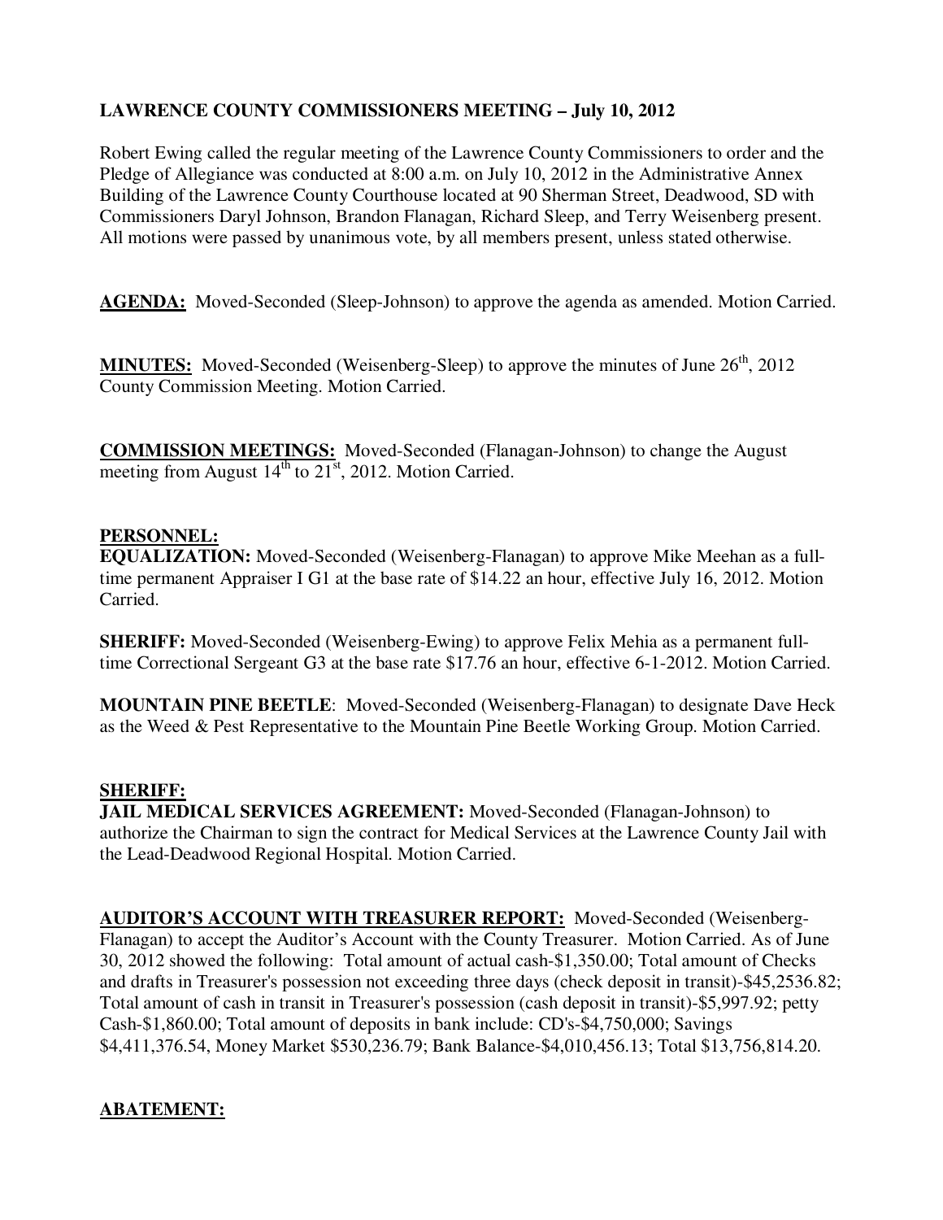**LAWRENCE COUNTY COMMISSIONERS MEETING – July 10, 2012**

Robert Ewing called the regular meeting of the Lawrence County Commissioners to order and the Pledge of Allegiance was conducted at 8:00 a.m. on July 10, 2012 in the Administrative Annex Building of the Lawrence County Courthouse located at 90 Sherman Street, Deadwood, SD with Commissioners Daryl Johnson, Brandon Flanagan, Richard Sleep, and Terry Weisenberg present. All motions were passed by unanimous vote, by all members present, unless stated otherwise.

**AGENDA:** Moved-Seconded (Sleep-Johnson) to approve the agenda as amended. Motion Carried.

**MINUTES:** Moved-Seconded (Weisenberg-Sleep) to approve the minutes of June 26th, 2012 County Commission Meeting. Motion Carried.

**COMMISSION MEETINGS:** Moved-Seconded (Flanagan-Johnson) to change the August meeting from August 14th to 21st, 2012. Motion Carried.

**PERSONNEL:**

**EQUALIZATION:** Moved-Seconded (Weisenberg-Flanagan) to approve Mike Meehan as a full-time permanent Appraiser I G1 at the base rate of $14.22 an hour, effective July 16, 2012. Motion Carried.

**SHERIFF:** Moved-Seconded (Weisenberg-Ewing) to approve Felix Mehia as a permanent full-time Correctional Sergeant G3 at the base rate $17.76 an hour, effective 6-1-2012. Motion Carried.

**MOUNTAIN PINE BEETLE**: Moved-Seconded (Weisenberg-Flanagan) to designate Dave Heck as the Weed & Pest Representative to the Mountain Pine Beetle Working Group. Motion Carried.

**SHERIFF:**

**JAIL MEDICAL SERVICES AGREEMENT:** Moved-Seconded (Flanagan-Johnson) to authorize the Chairman to sign the contract for Medical Services at the Lawrence County Jail with the Lead-Deadwood Regional Hospital. Motion Carried.

**AUDITOR'S ACCOUNT WITH TREASURER REPORT:** Moved-Seconded (Weisenberg-Flanagan) to accept the Auditor's Account with the County Treasurer. Motion Carried. As of June 30, 2012 showed the following: Total amount of actual cash-$1,350.00; Total amount of Checks and drafts in Treasurer's possession not exceeding three days (check deposit in transit)-$45,2536.82; Total amount of cash in transit in Treasurer's possession (cash deposit in transit)-$5,997.92; petty Cash-$1,860.00; Total amount of deposits in bank include: CD's-$4,750,000; Savings $4,411,376.54, Money Market $530,236.79; Bank Balance-$4,010,456.13; Total $13,756,814.20.

**ABATEMENT:**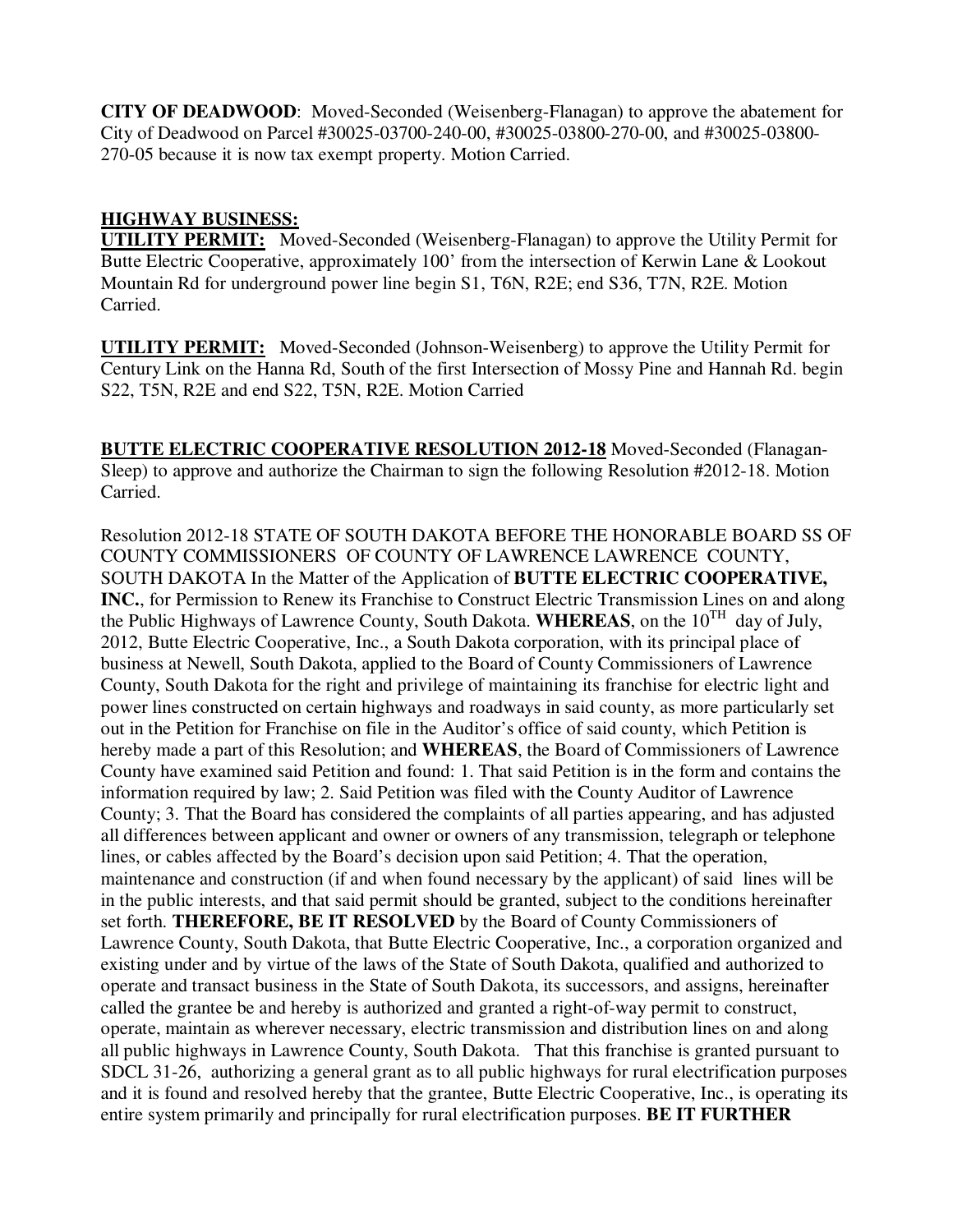**CITY OF DEADWOOD**: Moved-Seconded (Weisenberg-Flanagan) to approve the abatement for City of Deadwood on Parcel #30025-03700-240-00, #30025-03800-270-00, and #30025-03800-270-05 because it is now tax exempt property. Motion Carried.

**HIGHWAY BUSINESS:**

**UTILITY PERMIT:** Moved-Seconded (Weisenberg-Flanagan) to approve the Utility Permit for Butte Electric Cooperative, approximately 100' from the intersection of Kerwin Lane & Lookout Mountain Rd for underground power line begin S1, T6N, R2E; end S36, T7N, R2E. Motion Carried.

**UTILITY PERMIT:** Moved-Seconded (Johnson-Weisenberg) to approve the Utility Permit for Century Link on the Hanna Rd, South of the first Intersection of Mossy Pine and Hannah Rd. begin S22, T5N, R2E and end S22, T5N, R2E. Motion Carried

**BUTTE ELECTRIC COOPERATIVE RESOLUTION 2012-18** Moved-Seconded (Flanagan-Sleep) to approve and authorize the Chairman to sign the following Resolution #2012-18. Motion Carried.

Resolution 2012-18 STATE OF SOUTH DAKOTA BEFORE THE HONORABLE BOARD SS OF COUNTY COMMISSIONERS OF COUNTY OF LAWRENCE LAWRENCE COUNTY, SOUTH DAKOTA In the Matter of the Application of **BUTTE ELECTRIC COOPERATIVE, INC.**, for Permission to Renew its Franchise to Construct Electric Transmission Lines on and along the Public Highways of Lawrence County, South Dakota. **WHEREAS**, on the 10TH day of July, 2012, Butte Electric Cooperative, Inc., a South Dakota corporation, with its principal place of business at Newell, South Dakota, applied to the Board of County Commissioners of Lawrence County, South Dakota for the right and privilege of maintaining its franchise for electric light and power lines constructed on certain highways and roadways in said county, as more particularly set out in the Petition for Franchise on file in the Auditor's office of said county, which Petition is hereby made a part of this Resolution; and **WHEREAS**, the Board of Commissioners of Lawrence County have examined said Petition and found: 1. That said Petition is in the form and contains the information required by law; 2. Said Petition was filed with the County Auditor of Lawrence County; 3. That the Board has considered the complaints of all parties appearing, and has adjusted all differences between applicant and owner or owners of any transmission, telegraph or telephone lines, or cables affected by the Board's decision upon said Petition; 4. That the operation, maintenance and construction (if and when found necessary by the applicant) of said lines will be in the public interests, and that said permit should be granted, subject to the conditions hereinafter set forth. **THEREFORE, BE IT RESOLVED** by the Board of County Commissioners of Lawrence County, South Dakota, that Butte Electric Cooperative, Inc., a corporation organized and existing under and by virtue of the laws of the State of South Dakota, qualified and authorized to operate and transact business in the State of South Dakota, its successors, and assigns, hereinafter called the grantee be and hereby is authorized and granted a right-of-way permit to construct, operate, maintain as wherever necessary, electric transmission and distribution lines on and along all public highways in Lawrence County, South Dakota. That this franchise is granted pursuant to SDCL 31-26, authorizing a general grant as to all public highways for rural electrification purposes and it is found and resolved hereby that the grantee, Butte Electric Cooperative, Inc., is operating its entire system primarily and principally for rural electrification purposes. **BE IT FURTHER**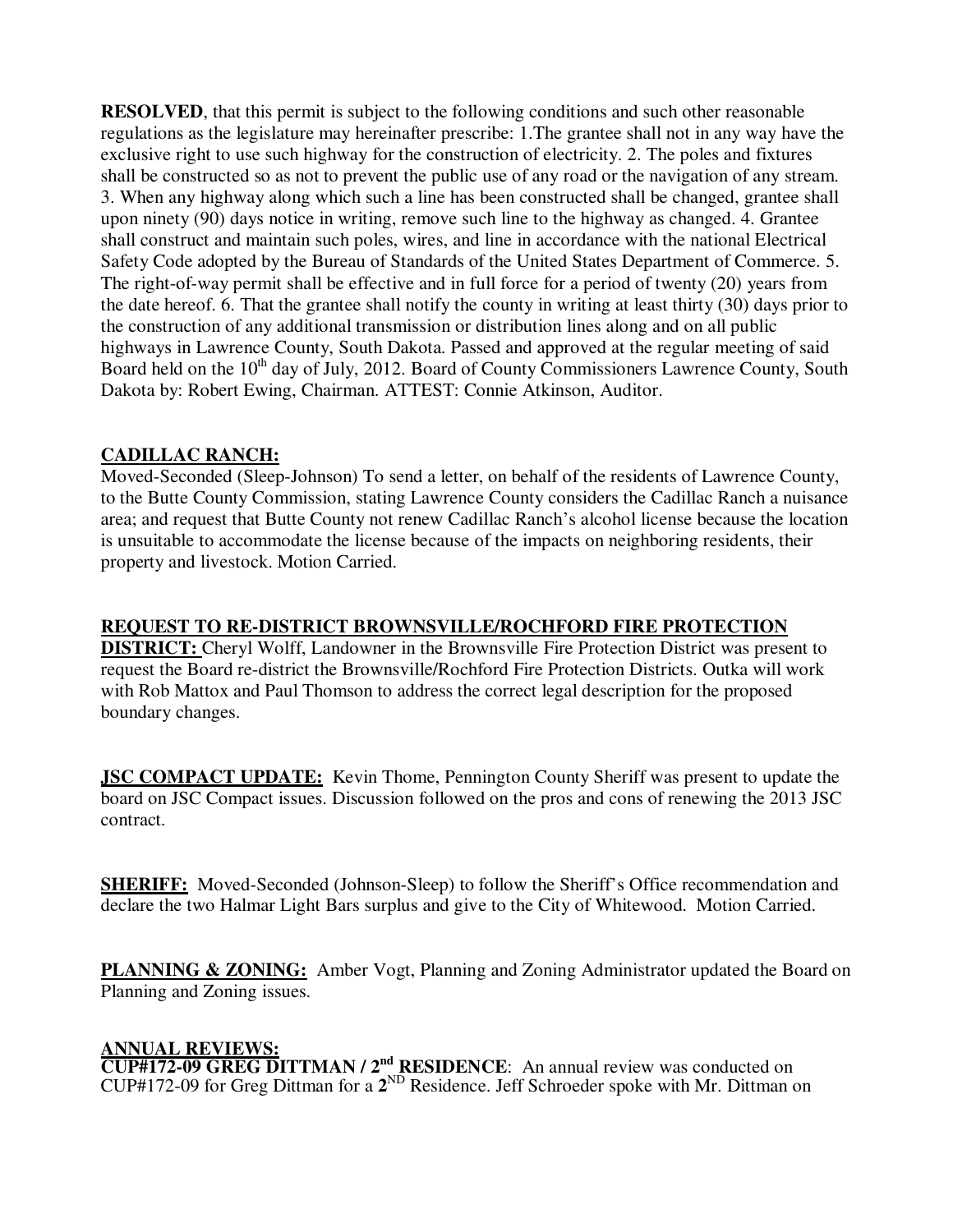**RESOLVED**, that this permit is subject to the following conditions and such other reasonable regulations as the legislature may hereinafter prescribe: 1.The grantee shall not in any way have the exclusive right to use such highway for the construction of electricity. 2. The poles and fixtures shall be constructed so as not to prevent the public use of any road or the navigation of any stream. 3. When any highway along which such a line has been constructed shall be changed, grantee shall upon ninety (90) days notice in writing, remove such line to the highway as changed. 4. Grantee shall construct and maintain such poles, wires, and line in accordance with the national Electrical Safety Code adopted by the Bureau of Standards of the United States Department of Commerce. 5. The right-of-way permit shall be effective and in full force for a period of twenty (20) years from the date hereof. 6. That the grantee shall notify the county in writing at least thirty (30) days prior to the construction of any additional transmission or distribution lines along and on all public highways in Lawrence County, South Dakota. Passed and approved at the regular meeting of said Board held on the 10th day of July, 2012. Board of County Commissioners Lawrence County, South Dakota by: Robert Ewing, Chairman. ATTEST: Connie Atkinson, Auditor.

**CADILLAC RANCH:**
Moved-Seconded (Sleep-Johnson) To send a letter, on behalf of the residents of Lawrence County, to the Butte County Commission, stating Lawrence County considers the Cadillac Ranch a nuisance area; and request that Butte County not renew Cadillac Ranch's alcohol license because the location is unsuitable to accommodate the license because of the impacts on neighboring residents, their property and livestock. Motion Carried.

**REQUEST TO RE-DISTRICT BROWNSVILLE/ROCHFORD FIRE PROTECTION DISTRICT:** Cheryl Wolff, Landowner in the Brownsville Fire Protection District was present to request the Board re-district the Brownsville/Rochford Fire Protection Districts. Outka will work with Rob Mattox and Paul Thomson to address the correct legal description for the proposed boundary changes.

**JSC COMPACT UPDATE:** Kevin Thome, Pennington County Sheriff was present to update the board on JSC Compact issues. Discussion followed on the pros and cons of renewing the 2013 JSC contract.

**SHERIFF:** Moved-Seconded (Johnson-Sleep) to follow the Sheriff's Office recommendation and declare the two Halmar Light Bars surplus and give to the City of Whitewood. Motion Carried.

**PLANNING & ZONING:** Amber Vogt, Planning and Zoning Administrator updated the Board on Planning and Zoning issues.

**ANNUAL REVIEWS:**
**CUP#172-09 GREG DITTMAN / 2nd RESIDENCE**: An annual review was conducted on CUP#172-09 for Greg Dittman for a 2ND Residence. Jeff Schroeder spoke with Mr. Dittman on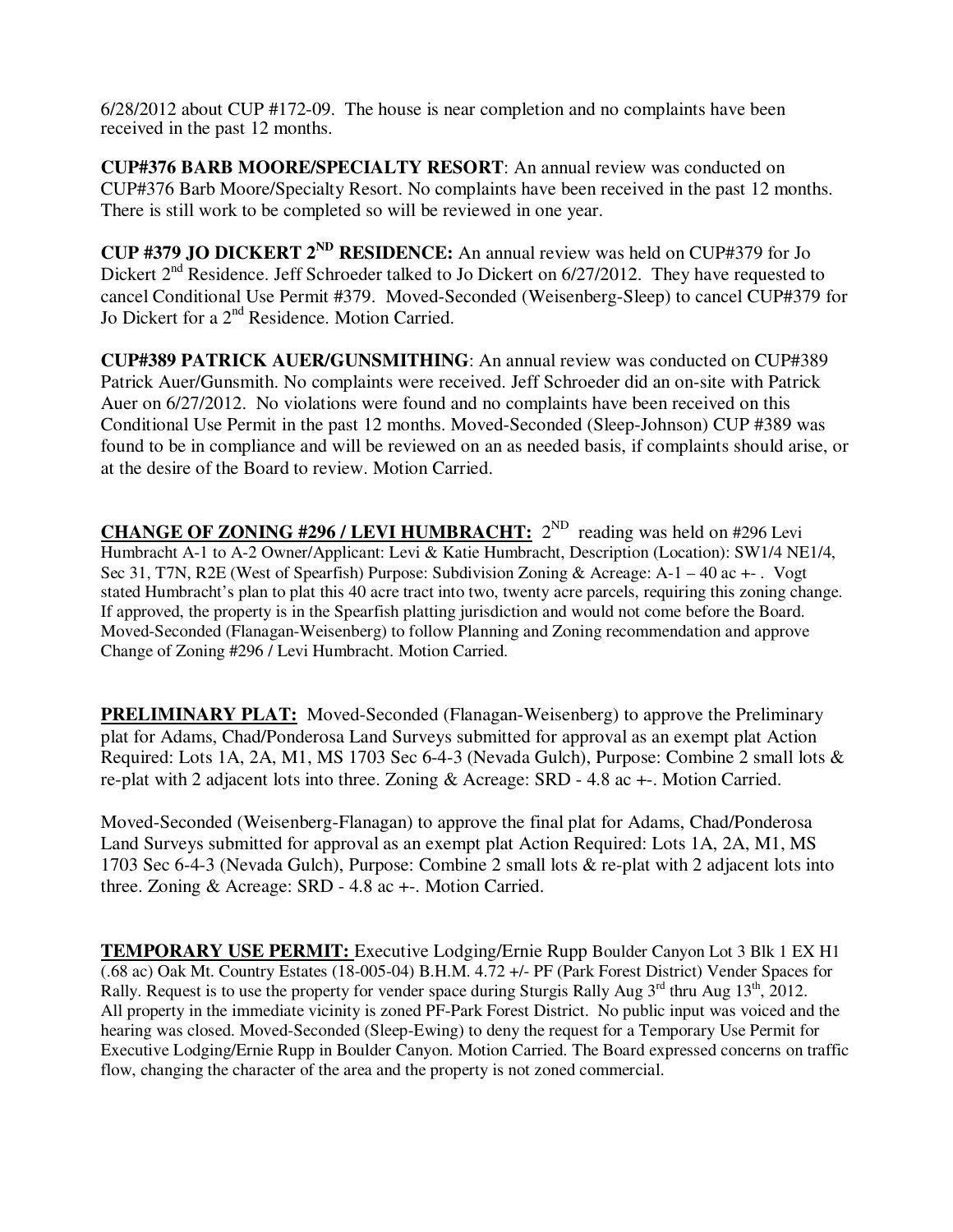6/28/2012 about CUP #172-09. The house is near completion and no complaints have been received in the past 12 months.

**CUP#376 BARB MOORE/SPECIALTY RESORT**: An annual review was conducted on CUP#376 Barb Moore/Specialty Resort. No complaints have been received in the past 12 months. There is still work to be completed so will be reviewed in one year.

**CUP #379 JO DICKERT 2ND RESIDENCE:** An annual review was held on CUP#379 for Jo Dickert 2nd Residence. Jeff Schroeder talked to Jo Dickert on 6/27/2012. They have requested to cancel Conditional Use Permit #379. Moved-Seconded (Weisenberg-Sleep) to cancel CUP#379 for Jo Dickert for a 2nd Residence. Motion Carried.

**CUP#389 PATRICK AUER/GUNSMITHING**: An annual review was conducted on CUP#389 Patrick Auer/Gunsmith. No complaints were received. Jeff Schroeder did an on-site with Patrick Auer on 6/27/2012. No violations were found and no complaints have been received on this Conditional Use Permit in the past 12 months. Moved-Seconded (Sleep-Johnson) CUP #389 was found to be in compliance and will be reviewed on an as needed basis, if complaints should arise, or at the desire of the Board to review. Motion Carried.

**CHANGE OF ZONING #296 / LEVI HUMBRACHT:** 2ND reading was held on #296 Levi Humbracht A-1 to A-2 Owner/Applicant: Levi & Katie Humbracht, Description (Location): SW1/4 NE1/4, Sec 31, T7N, R2E (West of Spearfish) Purpose: Subdivision Zoning & Acreage: A-1 – 40 ac +- . Vogt stated Humbracht's plan to plat this 40 acre tract into two, twenty acre parcels, requiring this zoning change. If approved, the property is in the Spearfish platting jurisdiction and would not come before the Board. Moved-Seconded (Flanagan-Weisenberg) to follow Planning and Zoning recommendation and approve Change of Zoning #296 / Levi Humbracht. Motion Carried.

**PRELIMINARY PLAT:** Moved-Seconded (Flanagan-Weisenberg) to approve the Preliminary plat for Adams, Chad/Ponderosa Land Surveys submitted for approval as an exempt plat Action Required: Lots 1A, 2A, M1, MS 1703 Sec 6-4-3 (Nevada Gulch), Purpose: Combine 2 small lots & re-plat with 2 adjacent lots into three. Zoning & Acreage: SRD - 4.8 ac +-. Motion Carried.

Moved-Seconded (Weisenberg-Flanagan) to approve the final plat for Adams, Chad/Ponderosa Land Surveys submitted for approval as an exempt plat Action Required: Lots 1A, 2A, M1, MS 1703 Sec 6-4-3 (Nevada Gulch), Purpose: Combine 2 small lots & re-plat with 2 adjacent lots into three. Zoning & Acreage: SRD - 4.8 ac +-. Motion Carried.

**TEMPORARY USE PERMIT:** Executive Lodging/Ernie Rupp Boulder Canyon Lot 3 Blk 1 EX H1 (.68 ac) Oak Mt. Country Estates (18-005-04) B.H.M. 4.72 +/- PF (Park Forest District) Vender Spaces for Rally. Request is to use the property for vender space during Sturgis Rally Aug 3rd thru Aug 13th, 2012. All property in the immediate vicinity is zoned PF-Park Forest District. No public input was voiced and the hearing was closed. Moved-Seconded (Sleep-Ewing) to deny the request for a Temporary Use Permit for Executive Lodging/Ernie Rupp in Boulder Canyon. Motion Carried. The Board expressed concerns on traffic flow, changing the character of the area and the property is not zoned commercial.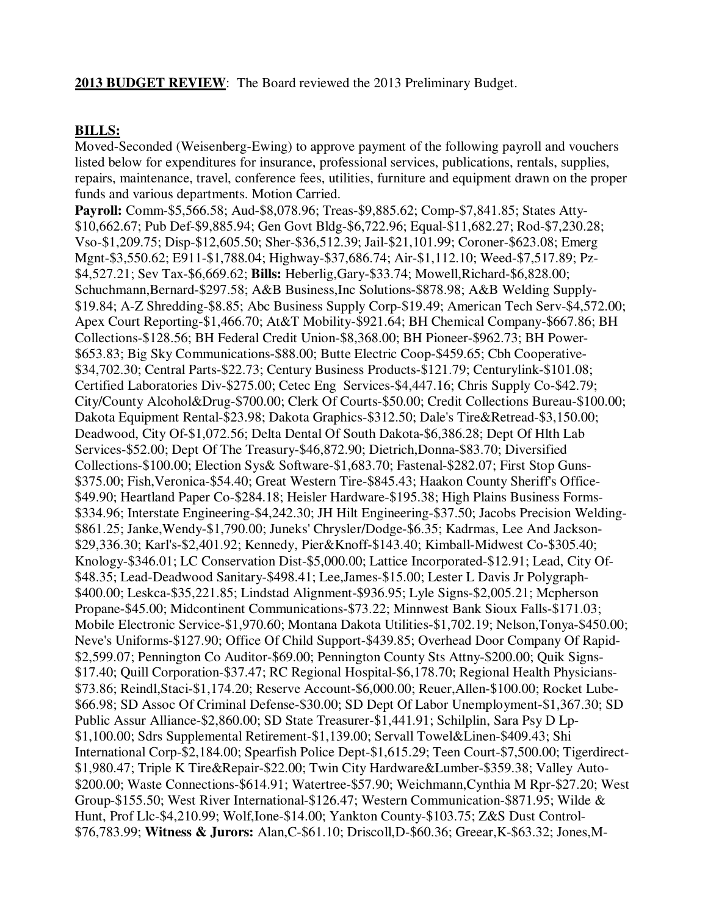**2013 BUDGET REVIEW**: The Board reviewed the 2013 Preliminary Budget.

**BILLS:**

Moved-Seconded (Weisenberg-Ewing) to approve payment of the following payroll and vouchers listed below for expenditures for insurance, professional services, publications, rentals, supplies, repairs, maintenance, travel, conference fees, utilities, furniture and equipment drawn on the proper funds and various departments. Motion Carried.

**Payroll:** Comm-$5,566.58; Aud-$8,078.96; Treas-$9,885.62; Comp-$7,841.85; States Atty-$10,662.67; Pub Def-$9,885.94; Gen Govt Bldg-$6,722.96; Equal-$11,682.27; Rod-$7,230.28; Vso-$1,209.75; Disp-$12,605.50; Sher-$36,512.39; Jail-$21,101.99; Coroner-$623.08; Emerg Mgnt-$3,550.62; E911-$1,788.04; Highway-$37,686.74; Air-$1,112.10; Weed-$7,517.89; Pz-$4,527.21; Sev Tax-$6,669.62; **Bills:** Heberlig,Gary-$33.74; Mowell,Richard-$6,828.00; Schuchmann,Bernard-$297.58; A&B Business,Inc Solutions-$878.98; A&B Welding Supply-$19.84; A-Z Shredding-$8.85; Abc Business Supply Corp-$19.49; American Tech Serv-$4,572.00; Apex Court Reporting-$1,466.70; At&T Mobility-$921.64; BH Chemical Company-$667.86; BH Collections-$128.56; BH Federal Credit Union-$8,368.00; BH Pioneer-$962.73; BH Power-$653.83; Big Sky Communications-$88.00; Butte Electric Coop-$459.65; Cbh Cooperative-$34,702.30; Central Parts-$22.73; Century Business Products-$121.79; Centurylink-$101.08; Certified Laboratories Div-$275.00; Cetec Eng Services-$4,447.16; Chris Supply Co-$42.79; City/County Alcohol&Drug-$700.00; Clerk Of Courts-$50.00; Credit Collections Bureau-$100.00; Dakota Equipment Rental-$23.98; Dakota Graphics-$312.50; Dale's Tire&Retread-$3,150.00; Deadwood, City Of-$1,072.56; Delta Dental Of South Dakota-$6,386.28; Dept Of Hlth Lab Services-$52.00; Dept Of The Treasury-$46,872.90; Dietrich,Donna-$83.70; Diversified Collections-$100.00; Election Sys& Software-$1,683.70; Fastenal-$282.07; First Stop Guns-$375.00; Fish,Veronica-$54.40; Great Western Tire-$845.43; Haakon County Sheriff's Office-$49.90; Heartland Paper Co-$284.18; Heisler Hardware-$195.38; High Plains Business Forms-$334.96; Interstate Engineering-$4,242.30; JH Hilt Engineering-$37.50; Jacobs Precision Welding-$861.25; Janke,Wendy-$1,790.00; Juneks' Chrysler/Dodge-$6.35; Kadrmas, Lee And Jackson-$29,336.30; Karl's-$2,401.92; Kennedy, Pier&Knoff-$143.40; Kimball-Midwest Co-$305.40; Knology-$346.01; LC Conservation Dist-$5,000.00; Lattice Incorporated-$12.91; Lead, City Of-$48.35; Lead-Deadwood Sanitary-$498.41; Lee,James-$15.00; Lester L Davis Jr Polygraph-$400.00; Leskca-$35,221.85; Lindstad Alignment-$936.95; Lyle Signs-$2,005.21; Mcpherson Propane-$45.00; Midcontinent Communications-$73.22; Minnwest Bank Sioux Falls-$171.03; Mobile Electronic Service-$1,970.60; Montana Dakota Utilities-$1,702.19; Nelson,Tonya-$450.00; Neve's Uniforms-$127.90; Office Of Child Support-$439.85; Overhead Door Company Of Rapid-$2,599.07; Pennington Co Auditor-$69.00; Pennington County Sts Attny-$200.00; Quik Signs-$17.40; Quill Corporation-$37.47; RC Regional Hospital-$6,178.70; Regional Health Physicians-$73.86; Reindl,Staci-$1,174.20; Reserve Account-$6,000.00; Reuer,Allen-$100.00; Rocket Lube-$66.98; SD Assoc Of Criminal Defense-$30.00; SD Dept Of Labor Unemployment-$1,367.30; SD Public Assur Alliance-$2,860.00; SD State Treasurer-$1,441.91; Schilplin, Sara Psy D Lp-$1,100.00; Sdrs Supplemental Retirement-$1,139.00; Servall Towel&Linen-$409.43; Shi International Corp-$2,184.00; Spearfish Police Dept-$1,615.29; Teen Court-$7,500.00; Tigerdirect-$1,980.47; Triple K Tire&Repair-$22.00; Twin City Hardware&Lumber-$359.38; Valley Auto-$200.00; Waste Connections-$614.91; Watertree-$57.90; Weichmann,Cynthia M Rpr-$27.20; West Group-$155.50; West River International-$126.47; Western Communication-$871.95; Wilde & Hunt, Prof Llc-$4,210.99; Wolf,Ione-$14.00; Yankton County-$103.75; Z&S Dust Control-$76,783.99; **Witness & Jurors:** Alan,C-$61.10; Driscoll,D-$60.36; Greear,K-$63.32; Jones,M-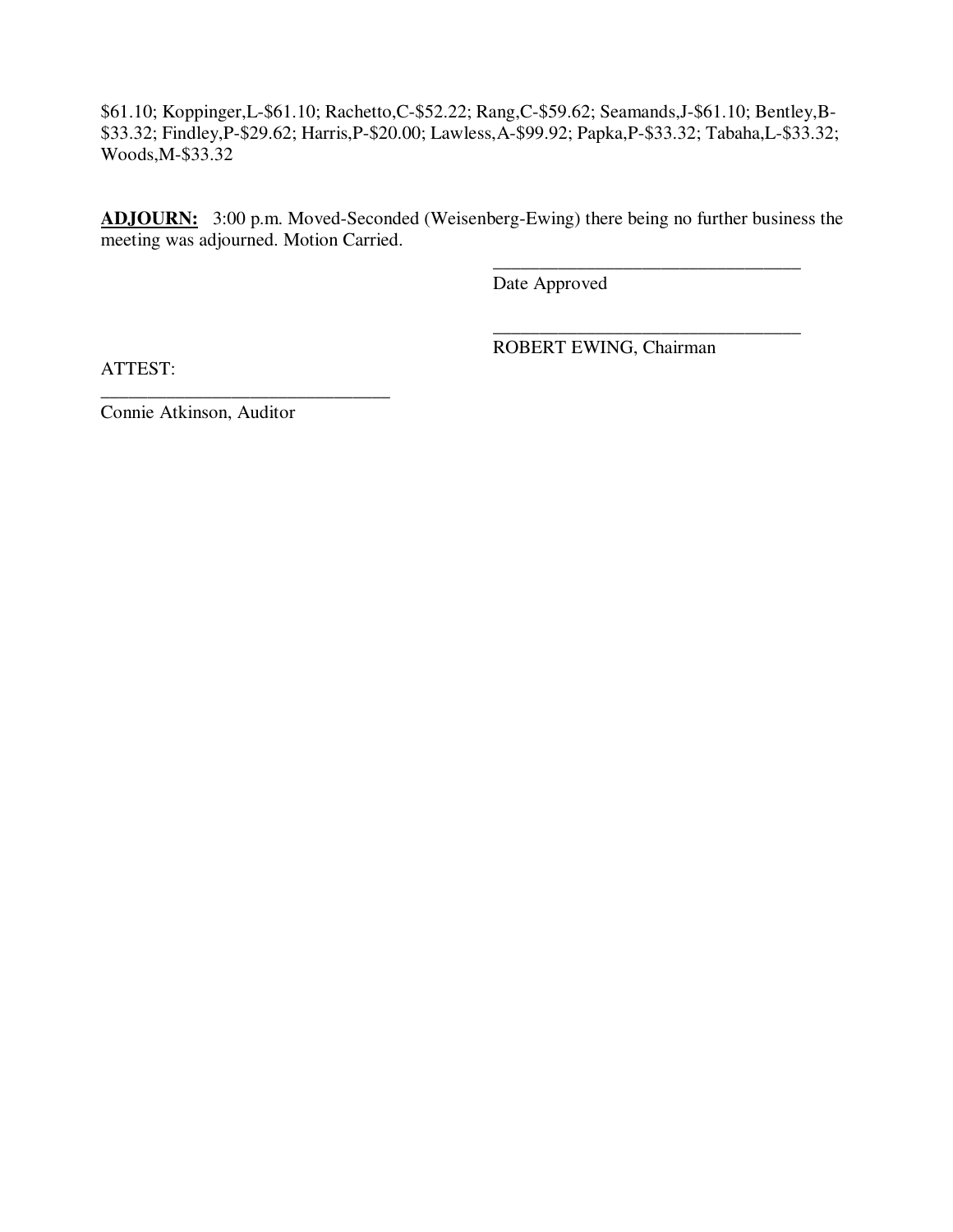$61.10; Koppinger,L-$61.10; Rachetto,C-$52.22; Rang,C-$59.62; Seamands,J-$61.10; Bentley,B-$33.32; Findley,P-$29.62; Harris,P-$20.00; Lawless,A-$99.92; Papka,P-$33.32; Tabaha,L-$33.32; Woods,M-$33.32

**ADJOURN:** 3:00 p.m. Moved-Seconded (Weisenberg-Ewing) there being no further business the meeting was adjourned. Motion Carried.

_________________________________
Date Approved

_________________________________
ROBERT EWING, Chairman

ATTEST:

_______________________________
Connie Atkinson, Auditor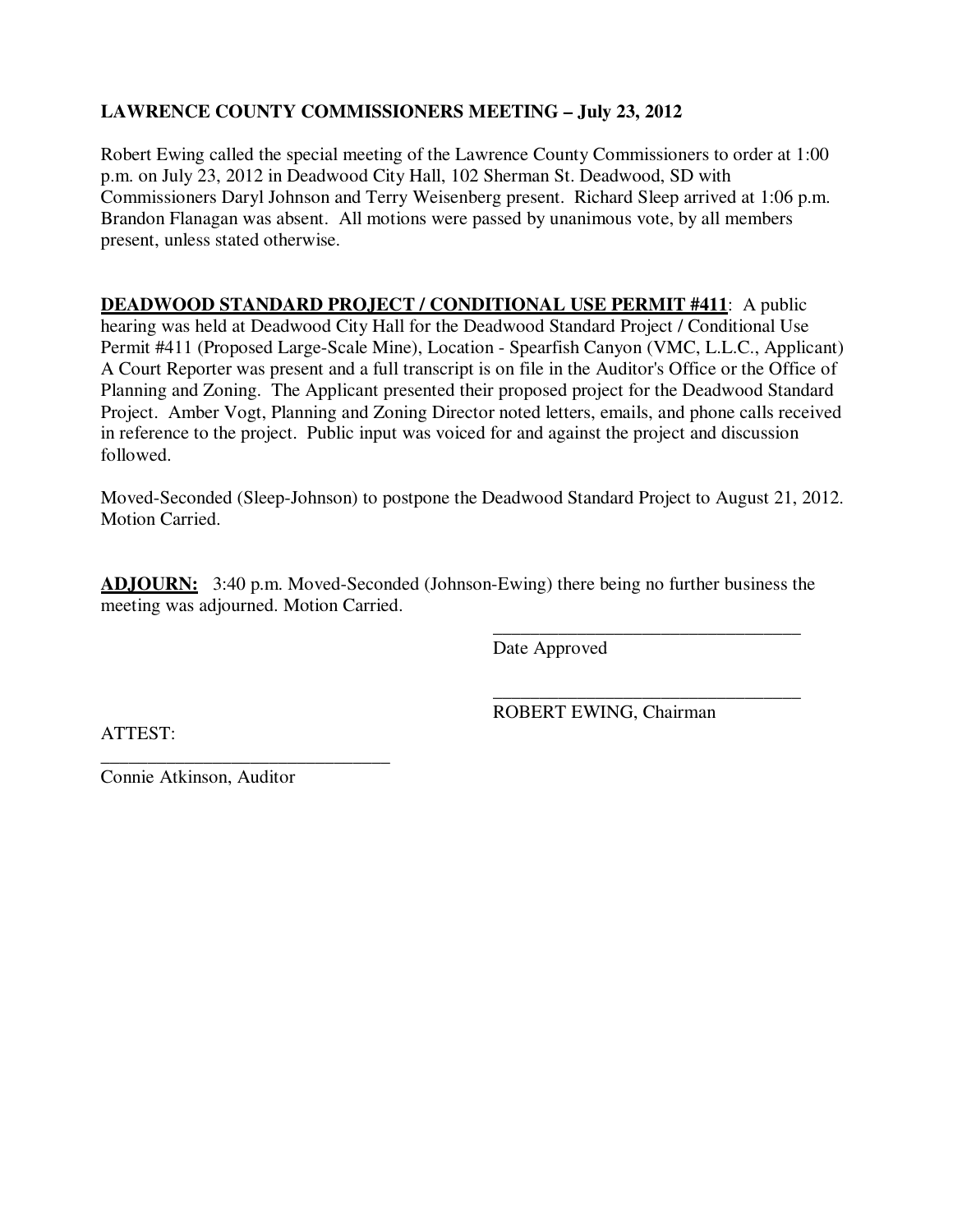**LAWRENCE COUNTY COMMISSIONERS MEETING – July 23, 2012**

Robert Ewing called the special meeting of the Lawrence County Commissioners to order at 1:00 p.m. on July 23, 2012 in Deadwood City Hall, 102 Sherman St. Deadwood, SD with Commissioners Daryl Johnson and Terry Weisenberg present. Richard Sleep arrived at 1:06 p.m. Brandon Flanagan was absent. All motions were passed by unanimous vote, by all members present, unless stated otherwise.

**DEADWOOD STANDARD PROJECT / CONDITIONAL USE PERMIT #411**: A public hearing was held at Deadwood City Hall for the Deadwood Standard Project / Conditional Use Permit #411 (Proposed Large-Scale Mine), Location - Spearfish Canyon (VMC, L.L.C., Applicant) A Court Reporter was present and a full transcript is on file in the Auditor's Office or the Office of Planning and Zoning. The Applicant presented their proposed project for the Deadwood Standard Project. Amber Vogt, Planning and Zoning Director noted letters, emails, and phone calls received in reference to the project. Public input was voiced for and against the project and discussion followed.

Moved-Seconded (Sleep-Johnson) to postpone the Deadwood Standard Project to August 21, 2012. Motion Carried.

**ADJOURN:** 3:40 p.m. Moved-Seconded (Johnson-Ewing) there being no further business the meeting was adjourned. Motion Carried.

\_\_\_\_\_\_\_\_\_\_\_\_\_\_\_\_\_\_\_\_\_\_\_\_\_\_\_\_\_\_\_\_
Date Approved

\_\_\_\_\_\_\_\_\_\_\_\_\_\_\_\_\_\_\_\_\_\_\_\_\_\_\_\_\_\_\_\_
ROBERT EWING, Chairman

ATTEST:

\_\_\_\_\_\_\_\_\_\_\_\_\_\_\_\_\_\_\_\_\_\_\_\_\_\_\_\_\_\_\_\_
Connie Atkinson, Auditor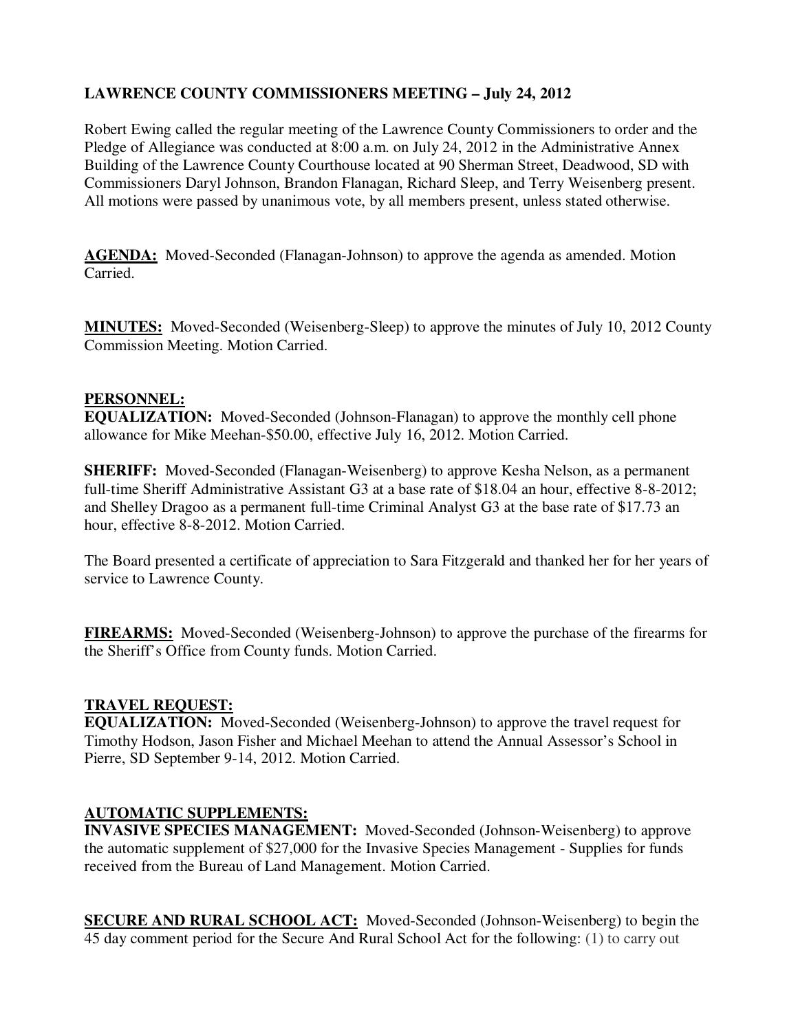**LAWRENCE COUNTY COMMISSIONERS MEETING – July 24, 2012**

Robert Ewing called the regular meeting of the Lawrence County Commissioners to order and the Pledge of Allegiance was conducted at 8:00 a.m. on July 24, 2012 in the Administrative Annex Building of the Lawrence County Courthouse located at 90 Sherman Street, Deadwood, SD with Commissioners Daryl Johnson, Brandon Flanagan, Richard Sleep, and Terry Weisenberg present. All motions were passed by unanimous vote, by all members present, unless stated otherwise.

**AGENDA:** Moved-Seconded (Flanagan-Johnson) to approve the agenda as amended. Motion Carried.

**MINUTES:** Moved-Seconded (Weisenberg-Sleep) to approve the minutes of July 10, 2012 County Commission Meeting. Motion Carried.

**PERSONNEL:**

**EQUALIZATION:** Moved-Seconded (Johnson-Flanagan) to approve the monthly cell phone allowance for Mike Meehan-$50.00, effective July 16, 2012. Motion Carried.

**SHERIFF:** Moved-Seconded (Flanagan-Weisenberg) to approve Kesha Nelson, as a permanent full-time Sheriff Administrative Assistant G3 at a base rate of $18.04 an hour, effective 8-8-2012; and Shelley Dragoo as a permanent full-time Criminal Analyst G3 at the base rate of $17.73 an hour, effective 8-8-2012. Motion Carried.

The Board presented a certificate of appreciation to Sara Fitzgerald and thanked her for her years of service to Lawrence County.

**FIREARMS:** Moved-Seconded (Weisenberg-Johnson) to approve the purchase of the firearms for the Sheriff's Office from County funds. Motion Carried.

**TRAVEL REQUEST:**

**EQUALIZATION:** Moved-Seconded (Weisenberg-Johnson) to approve the travel request for Timothy Hodson, Jason Fisher and Michael Meehan to attend the Annual Assessor's School in Pierre, SD September 9-14, 2012. Motion Carried.

**AUTOMATIC SUPPLEMENTS:**

**INVASIVE SPECIES MANAGEMENT:** Moved-Seconded (Johnson-Weisenberg) to approve the automatic supplement of $27,000 for the Invasive Species Management - Supplies for funds received from the Bureau of Land Management. Motion Carried.

**SECURE AND RURAL SCHOOL ACT:** Moved-Seconded (Johnson-Weisenberg) to begin the 45 day comment period for the Secure And Rural School Act for the following: (1) to carry out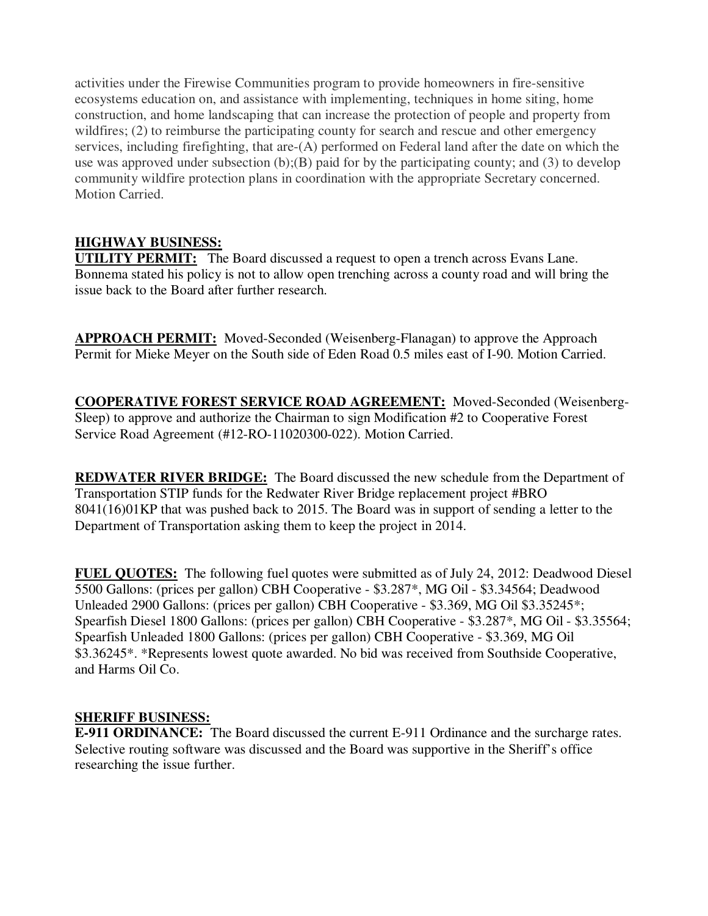activities under the Firewise Communities program to provide homeowners in fire-sensitive ecosystems education on, and assistance with implementing, techniques in home siting, home construction, and home landscaping that can increase the protection of people and property from wildfires; (2) to reimburse the participating county for search and rescue and other emergency services, including firefighting, that are-(A) performed on Federal land after the date on which the use was approved under subsection (b);(B) paid for by the participating county; and (3) to develop community wildfire protection plans in coordination with the appropriate Secretary concerned. Motion Carried.

**HIGHWAY BUSINESS:**

**UTILITY PERMIT:** The Board discussed a request to open a trench across Evans Lane. Bonnema stated his policy is not to allow open trenching across a county road and will bring the issue back to the Board after further research.

**APPROACH PERMIT:** Moved-Seconded (Weisenberg-Flanagan) to approve the Approach Permit for Mieke Meyer on the South side of Eden Road 0.5 miles east of I-90. Motion Carried.

**COOPERATIVE FOREST SERVICE ROAD AGREEMENT:** Moved-Seconded (Weisenberg-Sleep) to approve and authorize the Chairman to sign Modification #2 to Cooperative Forest Service Road Agreement (#12-RO-11020300-022). Motion Carried.

**REDWATER RIVER BRIDGE:** The Board discussed the new schedule from the Department of Transportation STIP funds for the Redwater River Bridge replacement project #BRO 8041(16)01KP that was pushed back to 2015. The Board was in support of sending a letter to the Department of Transportation asking them to keep the project in 2014.

**FUEL QUOTES:** The following fuel quotes were submitted as of July 24, 2012: Deadwood Diesel 5500 Gallons: (prices per gallon) CBH Cooperative - $3.287*, MG Oil - $3.34564; Deadwood Unleaded 2900 Gallons: (prices per gallon) CBH Cooperative - $3.369, MG Oil $3.35245*; Spearfish Diesel 1800 Gallons: (prices per gallon) CBH Cooperative - $3.287*, MG Oil - $3.35564; Spearfish Unleaded 1800 Gallons: (prices per gallon) CBH Cooperative - $3.369, MG Oil $3.36245*. *Represents lowest quote awarded. No bid was received from Southside Cooperative, and Harms Oil Co.

**SHERIFF BUSINESS:**

**E-911 ORDINANCE:** The Board discussed the current E-911 Ordinance and the surcharge rates. Selective routing software was discussed and the Board was supportive in the Sheriff's office researching the issue further.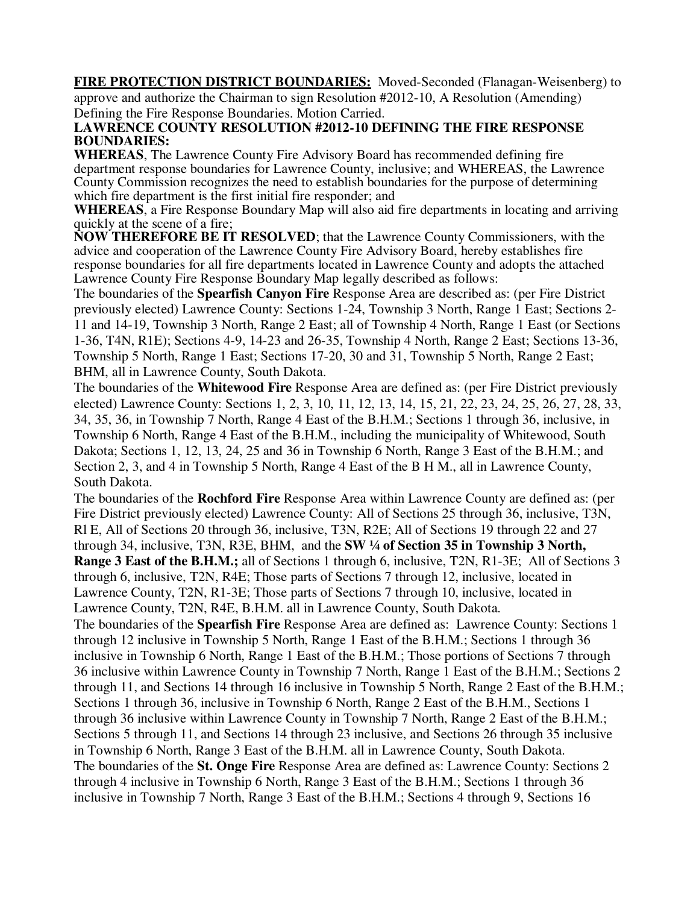**FIRE PROTECTION DISTRICT BOUNDARIES:** Moved-Seconded (Flanagan-Weisenberg) to approve and authorize the Chairman to sign Resolution #2012-10, A Resolution (Amending) Defining the Fire Response Boundaries. Motion Carried.

**LAWRENCE COUNTY RESOLUTION #2012-10 DEFINING THE FIRE RESPONSE BOUNDARIES:**

**WHEREAS**, The Lawrence County Fire Advisory Board has recommended defining fire department response boundaries for Lawrence County, inclusive; and WHEREAS, the Lawrence County Commission recognizes the need to establish boundaries for the purpose of determining which fire department is the first initial fire responder; and

**WHEREAS**, a Fire Response Boundary Map will also aid fire departments in locating and arriving quickly at the scene of a fire;

**NOW THEREFORE BE IT RESOLVED**; that the Lawrence County Commissioners, with the advice and cooperation of the Lawrence County Fire Advisory Board, hereby establishes fire response boundaries for all fire departments located in Lawrence County and adopts the attached Lawrence County Fire Response Boundary Map legally described as follows:

The boundaries of the **Spearfish Canyon Fire** Response Area are described as: (per Fire District previously elected) Lawrence County: Sections 1-24, Township 3 North, Range 1 East; Sections 2-11 and 14-19, Township 3 North, Range 2 East; all of Township 4 North, Range 1 East (or Sections 1-36, T4N, R1E); Sections 4-9, 14-23 and 26-35, Township 4 North, Range 2 East; Sections 13-36, Township 5 North, Range 1 East; Sections 17-20, 30 and 31, Township 5 North, Range 2 East; BHM, all in Lawrence County, South Dakota.

The boundaries of the **Whitewood Fire** Response Area are defined as: (per Fire District previously elected) Lawrence County: Sections 1, 2, 3, 10, 11, 12, 13, 14, 15, 21, 22, 23, 24, 25, 26, 27, 28, 33, 34, 35, 36, in Township 7 North, Range 4 East of the B.H.M.; Sections 1 through 36, inclusive, in Township 6 North, Range 4 East of the B.H.M., including the municipality of Whitewood, South Dakota; Sections 1, 12, 13, 24, 25 and 36 in Township 6 North, Range 3 East of the B.H.M.; and Section 2, 3, and 4 in Township 5 North, Range 4 East of the B H M., all in Lawrence County, South Dakota.

The boundaries of the **Rochford Fire** Response Area within Lawrence County are defined as: (per Fire District previously elected) Lawrence County: All of Sections 25 through 36, inclusive, T3N, Rl E, All of Sections 20 through 36, inclusive, T3N, R2E; All of Sections 19 through 22 and 27 through 34, inclusive, T3N, R3E, BHM, and the **SW ¼ of Section 35 in Township 3 North, Range 3 East of the B.H.M.;** all of Sections 1 through 6, inclusive, T2N, R1-3E; All of Sections 3 through 6, inclusive, T2N, R4E; Those parts of Sections 7 through 12, inclusive, located in Lawrence County, T2N, R1-3E; Those parts of Sections 7 through 10, inclusive, located in Lawrence County, T2N, R4E, B.H.M. all in Lawrence County, South Dakota.

The boundaries of the **Spearfish Fire** Response Area are defined as: Lawrence County: Sections 1 through 12 inclusive in Township 5 North, Range 1 East of the B.H.M.; Sections 1 through 36 inclusive in Township 6 North, Range 1 East of the B.H.M.; Those portions of Sections 7 through 36 inclusive within Lawrence County in Township 7 North, Range 1 East of the B.H.M.; Sections 2 through 11, and Sections 14 through 16 inclusive in Township 5 North, Range 2 East of the B.H.M.; Sections 1 through 36, inclusive in Township 6 North, Range 2 East of the B.H.M., Sections 1 through 36 inclusive within Lawrence County in Township 7 North, Range 2 East of the B.H.M.; Sections 5 through 11, and Sections 14 through 23 inclusive, and Sections 26 through 35 inclusive in Township 6 North, Range 3 East of the B.H.M. all in Lawrence County, South Dakota.

The boundaries of the **St. Onge Fire** Response Area are defined as: Lawrence County: Sections 2 through 4 inclusive in Township 6 North, Range 3 East of the B.H.M.; Sections 1 through 36 inclusive in Township 7 North, Range 3 East of the B.H.M.; Sections 4 through 9, Sections 16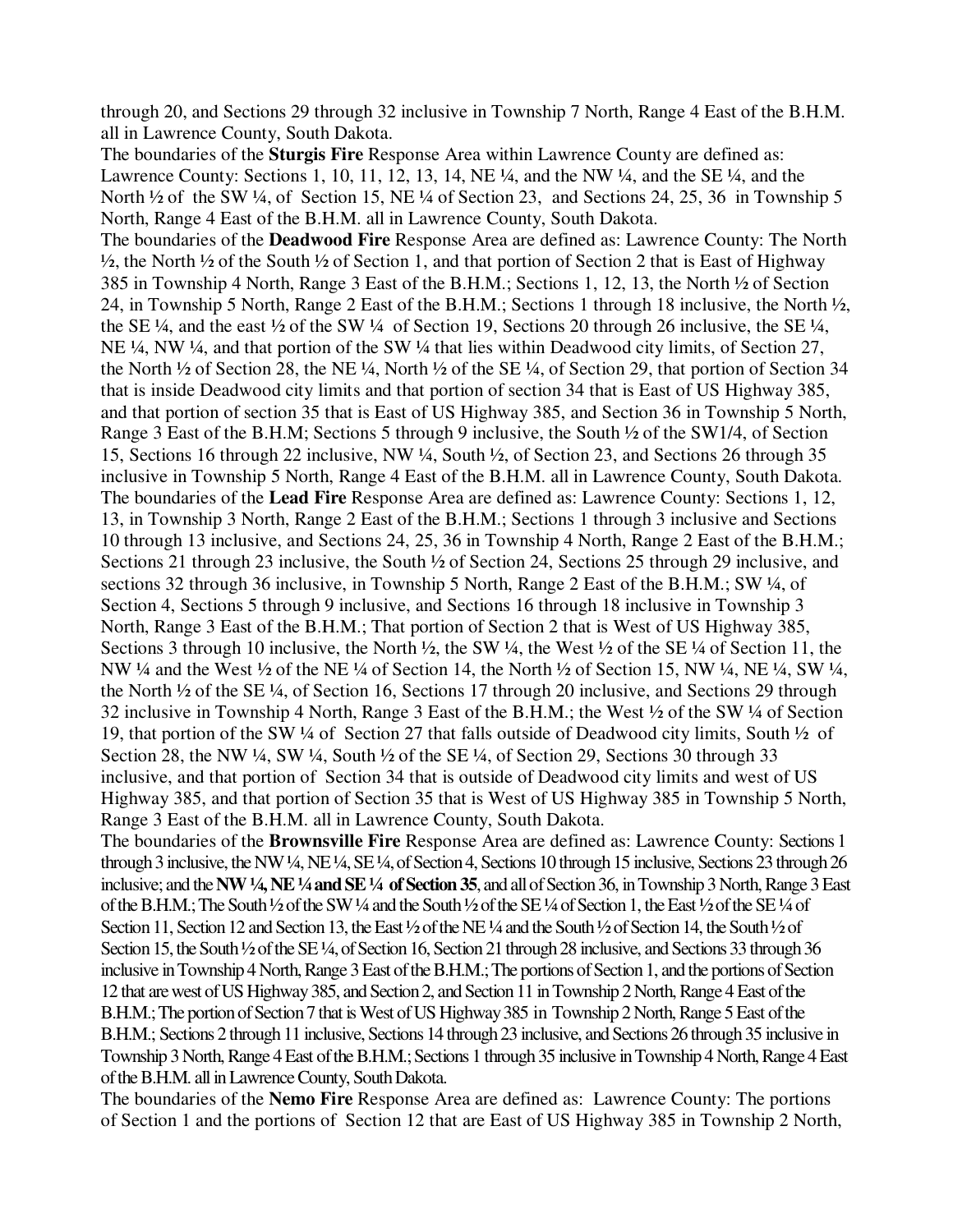through 20, and Sections 29 through 32 inclusive in Township 7 North, Range 4 East of the B.H.M. all in Lawrence County, South Dakota.

The boundaries of the **Sturgis Fire** Response Area within Lawrence County are defined as: Lawrence County: Sections 1, 10, 11, 12, 13, 14, NE ¼, and the NW ¼, and the SE ¼, and the North ½ of the SW ¼, of Section 15, NE ¼ of Section 23, and Sections 24, 25, 36 in Township 5 North, Range 4 East of the B.H.M. all in Lawrence County, South Dakota.

The boundaries of the **Deadwood Fire** Response Area are defined as: Lawrence County: The North ½, the North ½ of the South ½ of Section 1, and that portion of Section 2 that is East of Highway 385 in Township 4 North, Range 3 East of the B.H.M.; Sections 1, 12, 13, the North ½ of Section 24, in Township 5 North, Range 2 East of the B.H.M.; Sections 1 through 18 inclusive, the North ½, the SE ¼, and the east ½ of the SW ¼ of Section 19, Sections 20 through 26 inclusive, the SE ¼, NE ¼, NW ¼, and that portion of the SW ¼ that lies within Deadwood city limits, of Section 27, the North ½ of Section 28, the NE ¼, North ½ of the SE ¼, of Section 29, that portion of Section 34 that is inside Deadwood city limits and that portion of section 34 that is East of US Highway 385, and that portion of section 35 that is East of US Highway 385, and Section 36 in Township 5 North, Range 3 East of the B.H.M; Sections 5 through 9 inclusive, the South ½ of the SW1/4, of Section 15, Sections 16 through 22 inclusive, NW ¼, South ½, of Section 23, and Sections 26 through 35 inclusive in Township 5 North, Range 4 East of the B.H.M. all in Lawrence County, South Dakota.

The boundaries of the **Lead Fire** Response Area are defined as: Lawrence County: Sections 1, 12, 13, in Township 3 North, Range 2 East of the B.H.M.; Sections 1 through 3 inclusive and Sections 10 through 13 inclusive, and Sections 24, 25, 36 in Township 4 North, Range 2 East of the B.H.M.; Sections 21 through 23 inclusive, the South ½ of Section 24, Sections 25 through 29 inclusive, and sections 32 through 36 inclusive, in Township 5 North, Range 2 East of the B.H.M.; SW ¼, of Section 4, Sections 5 through 9 inclusive, and Sections 16 through 18 inclusive in Township 3 North, Range 3 East of the B.H.M.; That portion of Section 2 that is West of US Highway 385, Sections 3 through 10 inclusive, the North ½, the SW ¼, the West ½ of the SE ¼ of Section 11, the NW ¼ and the West ½ of the NE ¼ of Section 14, the North ½ of Section 15, NW ¼, NE ¼, SW ¼, the North ½ of the SE ¼, of Section 16, Sections 17 through 20 inclusive, and Sections 29 through 32 inclusive in Township 4 North, Range 3 East of the B.H.M.; the West ½ of the SW ¼ of Section 19, that portion of the SW ¼ of Section 27 that falls outside of Deadwood city limits, South ½ of Section 28, the NW ¼, SW ¼, South ½ of the SE ¼, of Section 29, Sections 30 through 33 inclusive, and that portion of Section 34 that is outside of Deadwood city limits and west of US Highway 385, and that portion of Section 35 that is West of US Highway 385 in Township 5 North, Range 3 East of the B.H.M. all in Lawrence County, South Dakota.

The boundaries of the **Brownsville Fire** Response Area are defined as: Lawrence County: Sections 1 through 3 inclusive, the NW ¼, NE ¼, SE ¼, of Section 4, Sections 10 through 15 inclusive, Sections 23 through 26 inclusive; and the **NW ¼, NE ¼ and SE ¼ of Section 35**, and all of Section 36, in Township 3 North, Range 3 East of the B.H.M.; The South ½ of the SW ¼ and the South ½ of the SE ¼ of Section 1, the East ½ of the SE ¼ of Section 11, Section 12 and Section 13, the East ½ of the NE ¼ and the South ½ of Section 14, the South ½ of Section 15, the South ½ of the SE ¼, of Section 16, Section 21 through 28 inclusive, and Sections 33 through 36 inclusive in Township 4 North, Range 3 East of the B.H.M.; The portions of Section 1, and the portions of Section 12 that are west of US Highway 385, and Section 2, and Section 11 in Township 2 North, Range 4 East of the B.H.M.; The portion of Section 7 that is West of US Highway 385 in Township 2 North, Range 5 East of the B.H.M.; Sections 2 through 11 inclusive, Sections 14 through 23 inclusive, and Sections 26 through 35 inclusive in Township 3 North, Range 4 East of the B.H.M.; Sections 1 through 35 inclusive in Township 4 North, Range 4 East of the B.H.M. all in Lawrence County, South Dakota.

The boundaries of the **Nemo Fire** Response Area are defined as: Lawrence County: The portions of Section 1 and the portions of Section 12 that are East of US Highway 385 in Township 2 North,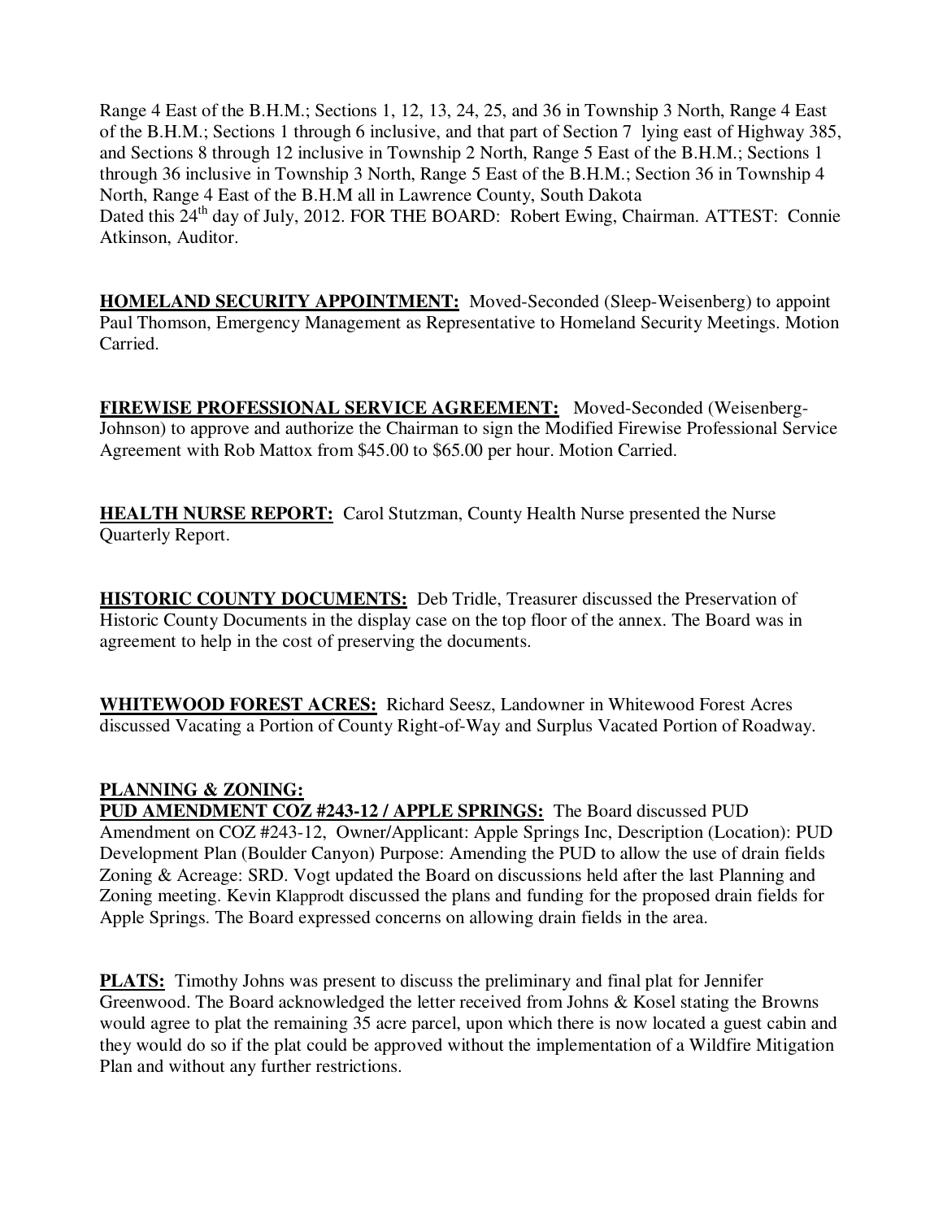Range 4 East of the B.H.M.; Sections 1, 12, 13, 24, 25, and 36 in Township 3 North, Range 4 East of the B.H.M.; Sections 1 through 6 inclusive, and that part of Section 7 lying east of Highway 385, and Sections 8 through 12 inclusive in Township 2 North, Range 5 East of the B.H.M.; Sections 1 through 36 inclusive in Township 3 North, Range 5 East of the B.H.M.; Section 36 in Township 4 North, Range 4 East of the B.H.M all in Lawrence County, South Dakota
Dated this 24th day of July, 2012. FOR THE BOARD: Robert Ewing, Chairman. ATTEST: Connie Atkinson, Auditor.

**HOMELAND SECURITY APPOINTMENT:** Moved-Seconded (Sleep-Weisenberg) to appoint Paul Thomson, Emergency Management as Representative to Homeland Security Meetings. Motion Carried.

**FIREWISE PROFESSIONAL SERVICE AGREEMENT:** Moved-Seconded (Weisenberg-Johnson) to approve and authorize the Chairman to sign the Modified Firewise Professional Service Agreement with Rob Mattox from $45.00 to $65.00 per hour. Motion Carried.

**HEALTH NURSE REPORT:** Carol Stutzman, County Health Nurse presented the Nurse Quarterly Report.

**HISTORIC COUNTY DOCUMENTS:** Deb Tridle, Treasurer discussed the Preservation of Historic County Documents in the display case on the top floor of the annex. The Board was in agreement to help in the cost of preserving the documents.

**WHITEWOOD FOREST ACRES:** Richard Seesz, Landowner in Whitewood Forest Acres discussed Vacating a Portion of County Right-of-Way and Surplus Vacated Portion of Roadway.

**PLANNING & ZONING:**
**PUD AMENDMENT COZ #243-12 / APPLE SPRINGS:** The Board discussed PUD Amendment on COZ #243-12, Owner/Applicant: Apple Springs Inc, Description (Location): PUD Development Plan (Boulder Canyon) Purpose: Amending the PUD to allow the use of drain fields Zoning & Acreage: SRD. Vogt updated the Board on discussions held after the last Planning and Zoning meeting. Kevin Klapprodt discussed the plans and funding for the proposed drain fields for Apple Springs. The Board expressed concerns on allowing drain fields in the area.

**PLATS:** Timothy Johns was present to discuss the preliminary and final plat for Jennifer Greenwood. The Board acknowledged the letter received from Johns & Kosel stating the Browns would agree to plat the remaining 35 acre parcel, upon which there is now located a guest cabin and they would do so if the plat could be approved without the implementation of a Wildfire Mitigation Plan and without any further restrictions.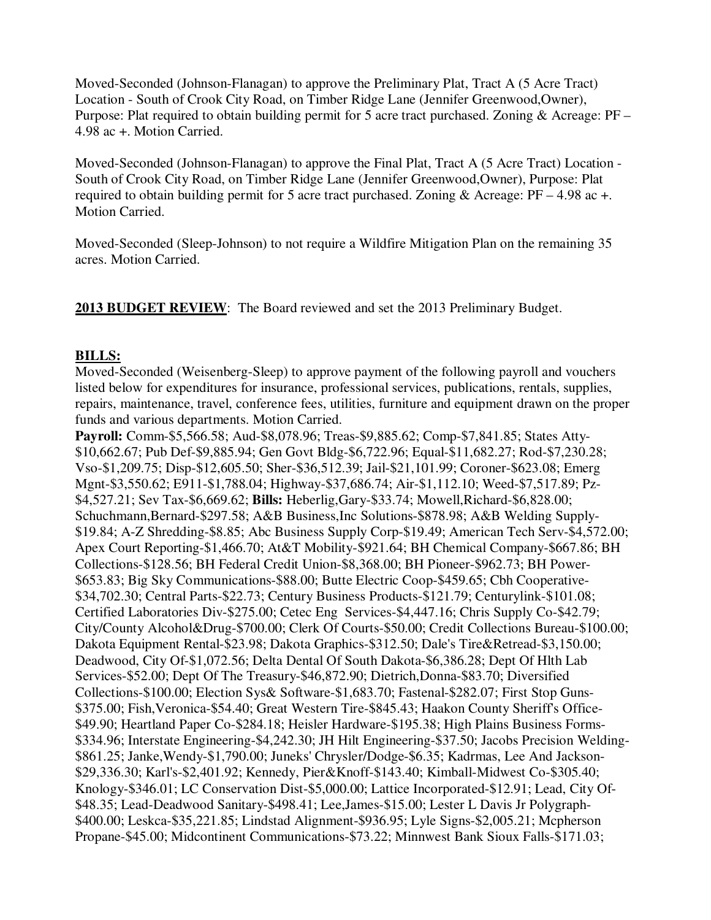Moved-Seconded (Johnson-Flanagan) to approve the Preliminary Plat, Tract A (5 Acre Tract) Location - South of Crook City Road, on Timber Ridge Lane (Jennifer Greenwood,Owner), Purpose: Plat required to obtain building permit for 5 acre tract purchased. Zoning & Acreage: PF – 4.98 ac +. Motion Carried.

Moved-Seconded (Johnson-Flanagan) to approve the Final Plat, Tract A (5 Acre Tract) Location - South of Crook City Road, on Timber Ridge Lane (Jennifer Greenwood,Owner), Purpose: Plat required to obtain building permit for 5 acre tract purchased. Zoning & Acreage: PF – 4.98 ac +. Motion Carried.

Moved-Seconded (Sleep-Johnson) to not require a Wildfire Mitigation Plan on the remaining 35 acres. Motion Carried.

**2013 BUDGET REVIEW**: The Board reviewed and set the 2013 Preliminary Budget.

**BILLS:**

Moved-Seconded (Weisenberg-Sleep) to approve payment of the following payroll and vouchers listed below for expenditures for insurance, professional services, publications, rentals, supplies, repairs, maintenance, travel, conference fees, utilities, furniture and equipment drawn on the proper funds and various departments. Motion Carried.

**Payroll:** Comm-$5,566.58; Aud-$8,078.96; Treas-$9,885.62; Comp-$7,841.85; States Atty-$10,662.67; Pub Def-$9,885.94; Gen Govt Bldg-$6,722.96; Equal-$11,682.27; Rod-$7,230.28; Vso-$1,209.75; Disp-$12,605.50; Sher-$36,512.39; Jail-$21,101.99; Coroner-$623.08; Emerg Mgnt-$3,550.62; E911-$1,788.04; Highway-$37,686.74; Air-$1,112.10; Weed-$7,517.89; Pz-$4,527.21; Sev Tax-$6,669.62; **Bills:** Heberlig,Gary-$33.74; Mowell,Richard-$6,828.00; Schuchmann,Bernard-$297.58; A&B Business,Inc Solutions-$878.98; A&B Welding Supply-$19.84; A-Z Shredding-$8.85; Abc Business Supply Corp-$19.49; American Tech Serv-$4,572.00; Apex Court Reporting-$1,466.70; At&T Mobility-$921.64; BH Chemical Company-$667.86; BH Collections-$128.56; BH Federal Credit Union-$8,368.00; BH Pioneer-$962.73; BH Power-$653.83; Big Sky Communications-$88.00; Butte Electric Coop-$459.65; Cbh Cooperative-$34,702.30; Central Parts-$22.73; Century Business Products-$121.79; Centurylink-$101.08; Certified Laboratories Div-$275.00; Cetec Eng Services-$4,447.16; Chris Supply Co-$42.79; City/County Alcohol&Drug-$700.00; Clerk Of Courts-$50.00; Credit Collections Bureau-$100.00; Dakota Equipment Rental-$23.98; Dakota Graphics-$312.50; Dale's Tire&Retread-$3,150.00; Deadwood, City Of-$1,072.56; Delta Dental Of South Dakota-$6,386.28; Dept Of Hlth Lab Services-$52.00; Dept Of The Treasury-$46,872.90; Dietrich,Donna-$83.70; Diversified Collections-$100.00; Election Sys& Software-$1,683.70; Fastenal-$282.07; First Stop Guns-$375.00; Fish,Veronica-$54.40; Great Western Tire-$845.43; Haakon County Sheriff's Office-$49.90; Heartland Paper Co-$284.18; Heisler Hardware-$195.38; High Plains Business Forms-$334.96; Interstate Engineering-$4,242.30; JH Hilt Engineering-$37.50; Jacobs Precision Welding-$861.25; Janke,Wendy-$1,790.00; Juneks' Chrysler/Dodge-$6.35; Kadrmas, Lee And Jackson-$29,336.30; Karl's-$2,401.92; Kennedy, Pier&Knoff-$143.40; Kimball-Midwest Co-$305.40; Knology-$346.01; LC Conservation Dist-$5,000.00; Lattice Incorporated-$12.91; Lead, City Of-$48.35; Lead-Deadwood Sanitary-$498.41; Lee,James-$15.00; Lester L Davis Jr Polygraph-$400.00; Leskca-$35,221.85; Lindstad Alignment-$936.95; Lyle Signs-$2,005.21; Mcpherson Propane-$45.00; Midcontinent Communications-$73.22; Minnwest Bank Sioux Falls-$171.03;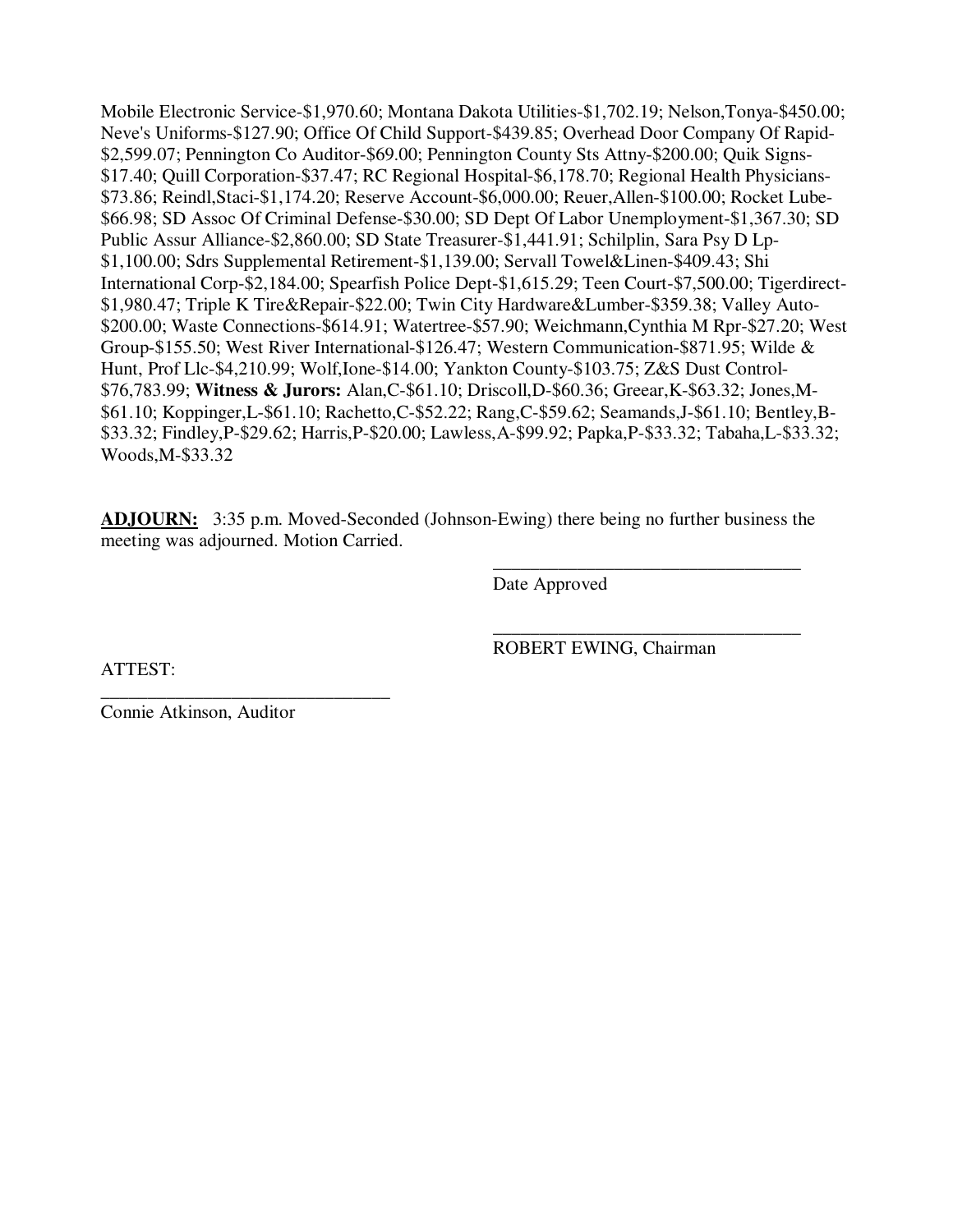Mobile Electronic Service-$1,970.60; Montana Dakota Utilities-$1,702.19; Nelson,Tonya-$450.00; Neve's Uniforms-$127.90; Office Of Child Support-$439.85; Overhead Door Company Of Rapid-$2,599.07; Pennington Co Auditor-$69.00; Pennington County Sts Attny-$200.00; Quik Signs-$17.40; Quill Corporation-$37.47; RC Regional Hospital-$6,178.70; Regional Health Physicians-$73.86; Reindl,Staci-$1,174.20; Reserve Account-$6,000.00; Reuer,Allen-$100.00; Rocket Lube-$66.98; SD Assoc Of Criminal Defense-$30.00; SD Dept Of Labor Unemployment-$1,367.30; SD Public Assur Alliance-$2,860.00; SD State Treasurer-$1,441.91; Schilplin, Sara Psy D Lp-$1,100.00; Sdrs Supplemental Retirement-$1,139.00; Servall Towel&Linen-$409.43; Shi International Corp-$2,184.00; Spearfish Police Dept-$1,615.29; Teen Court-$7,500.00; Tigerdirect-$1,980.47; Triple K Tire&Repair-$22.00; Twin City Hardware&Lumber-$359.38; Valley Auto-$200.00; Waste Connections-$614.91; Watertree-$57.90; Weichmann,Cynthia M Rpr-$27.20; West Group-$155.50; West River International-$126.47; Western Communication-$871.95; Wilde & Hunt, Prof Llc-$4,210.99; Wolf,Ione-$14.00; Yankton County-$103.75; Z&S Dust Control-$76,783.99; **Witness & Jurors:** Alan,C-$61.10; Driscoll,D-$60.36; Greear,K-$63.32; Jones,M-$61.10; Koppinger,L-$61.10; Rachetto,C-$52.22; Rang,C-$59.62; Seamands,J-$61.10; Bentley,B-$33.32; Findley,P-$29.62; Harris,P-$20.00; Lawless,A-$99.92; Papka,P-$33.32; Tabaha,L-$33.32; Woods,M-$33.32

**ADJOURN:** 3:35 p.m. Moved-Seconded (Johnson-Ewing) there being no further business the meeting was adjourned. Motion Carried.

\_\_\_\_\_\_\_\_\_\_\_\_\_\_\_\_\_\_\_\_\_\_\_\_\_\_\_\_\_\_\_\_\_\_

Date Approved

\_\_\_\_\_\_\_\_\_\_\_\_\_\_\_\_\_\_\_\_\_\_\_\_\_\_\_\_\_\_\_\_\_\_

ROBERT EWING, Chairman

ATTEST:

\_\_\_\_\_\_\_\_\_\_\_\_\_\_\_\_\_\_\_\_\_\_\_\_\_\_\_\_\_\_\_\_

Connie Atkinson, Auditor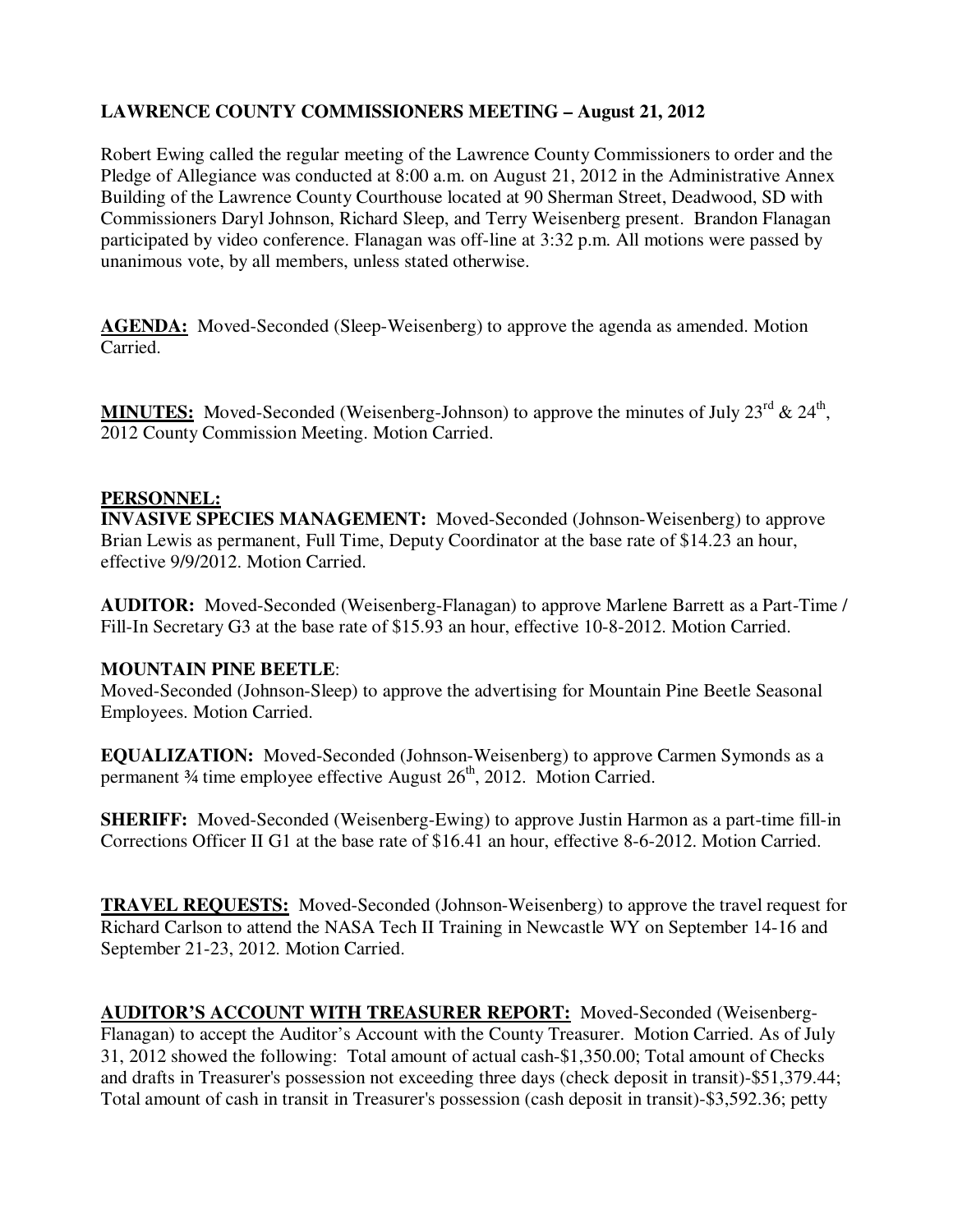**LAWRENCE COUNTY COMMISSIONERS MEETING – August 21, 2012**

Robert Ewing called the regular meeting of the Lawrence County Commissioners to order and the Pledge of Allegiance was conducted at 8:00 a.m. on August 21, 2012 in the Administrative Annex Building of the Lawrence County Courthouse located at 90 Sherman Street, Deadwood, SD with Commissioners Daryl Johnson, Richard Sleep, and Terry Weisenberg present. Brandon Flanagan participated by video conference. Flanagan was off-line at 3:32 p.m. All motions were passed by unanimous vote, by all members, unless stated otherwise.

**AGENDA:** Moved-Seconded (Sleep-Weisenberg) to approve the agenda as amended. Motion Carried.

**MINUTES:** Moved-Seconded (Weisenberg-Johnson) to approve the minutes of July 23rd & 24th, 2012 County Commission Meeting. Motion Carried.

**PERSONNEL:**

**INVASIVE SPECIES MANAGEMENT:** Moved-Seconded (Johnson-Weisenberg) to approve Brian Lewis as permanent, Full Time, Deputy Coordinator at the base rate of $14.23 an hour, effective 9/9/2012. Motion Carried.

**AUDITOR:** Moved-Seconded (Weisenberg-Flanagan) to approve Marlene Barrett as a Part-Time / Fill-In Secretary G3 at the base rate of $15.93 an hour, effective 10-8-2012. Motion Carried.

**MOUNTAIN PINE BEETLE**:

Moved-Seconded (Johnson-Sleep) to approve the advertising for Mountain Pine Beetle Seasonal Employees. Motion Carried.

**EQUALIZATION:** Moved-Seconded (Johnson-Weisenberg) to approve Carmen Symonds as a permanent ¾ time employee effective August 26th, 2012. Motion Carried.

**SHERIFF:** Moved-Seconded (Weisenberg-Ewing) to approve Justin Harmon as a part-time fill-in Corrections Officer II G1 at the base rate of $16.41 an hour, effective 8-6-2012. Motion Carried.

**TRAVEL REQUESTS:** Moved-Seconded (Johnson-Weisenberg) to approve the travel request for Richard Carlson to attend the NASA Tech II Training in Newcastle WY on September 14-16 and September 21-23, 2012. Motion Carried.

**AUDITOR'S ACCOUNT WITH TREASURER REPORT:** Moved-Seconded (Weisenberg-Flanagan) to accept the Auditor's Account with the County Treasurer. Motion Carried. As of July 31, 2012 showed the following: Total amount of actual cash-$1,350.00; Total amount of Checks and drafts in Treasurer's possession not exceeding three days (check deposit in transit)-$51,379.44; Total amount of cash in transit in Treasurer's possession (cash deposit in transit)-$3,592.36; petty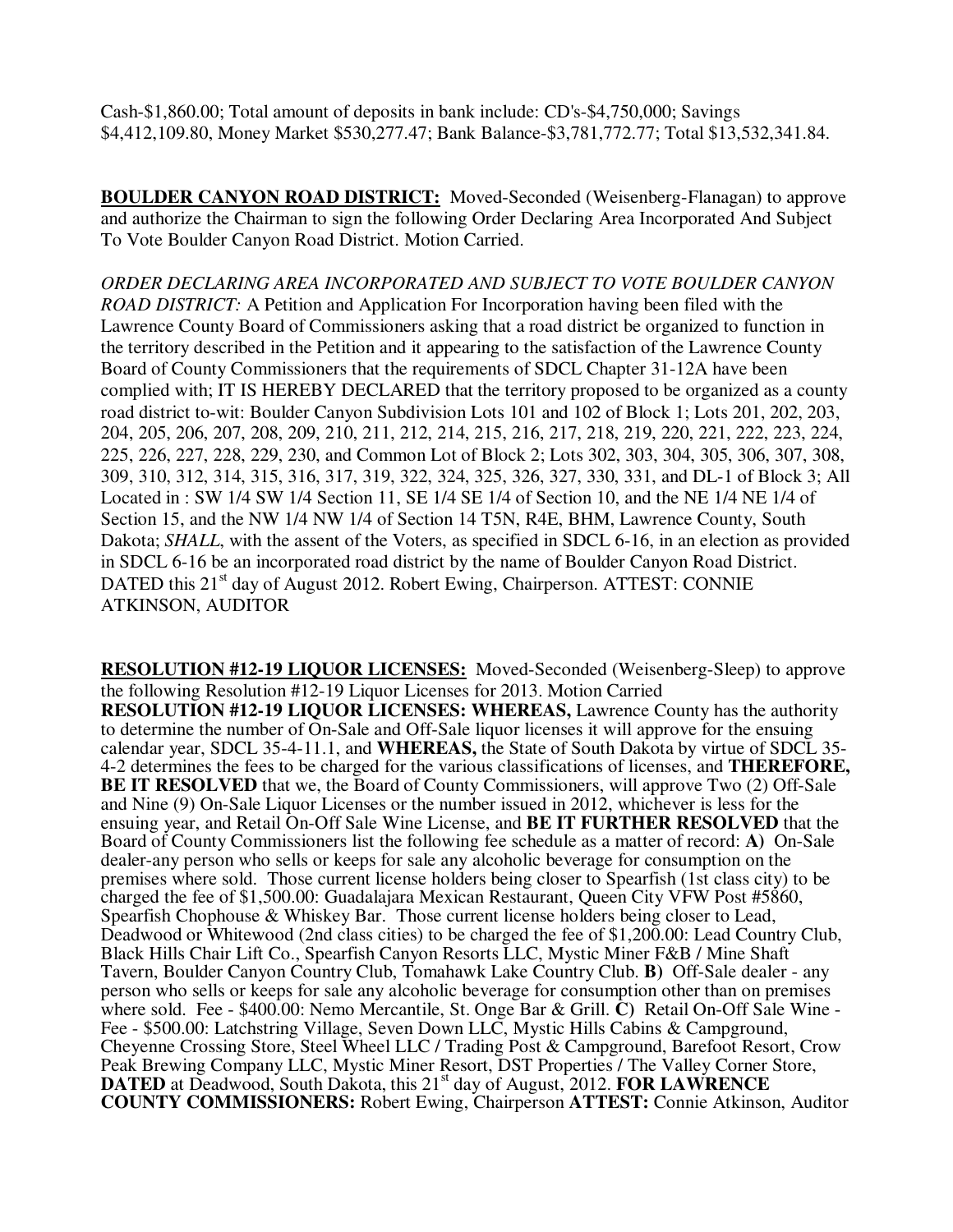Cash-$1,860.00; Total amount of deposits in bank include: CD's-$4,750,000; Savings $4,412,109.80, Money Market $530,277.47; Bank Balance-$3,781,772.77; Total $13,532,341.84.

**BOULDER CANYON ROAD DISTRICT:** Moved-Seconded (Weisenberg-Flanagan) to approve and authorize the Chairman to sign the following Order Declaring Area Incorporated And Subject To Vote Boulder Canyon Road District. Motion Carried.

*ORDER DECLARING AREA INCORPORATED AND SUBJECT TO VOTE BOULDER CANYON ROAD DISTRICT:* A Petition and Application For Incorporation having been filed with the Lawrence County Board of Commissioners asking that a road district be organized to function in the territory described in the Petition and it appearing to the satisfaction of the Lawrence County Board of County Commissioners that the requirements of SDCL Chapter 31-12A have been complied with; IT IS HEREBY DECLARED that the territory proposed to be organized as a county road district to-wit: Boulder Canyon Subdivision Lots 101 and 102 of Block 1; Lots 201, 202, 203, 204, 205, 206, 207, 208, 209, 210, 211, 212, 214, 215, 216, 217, 218, 219, 220, 221, 222, 223, 224, 225, 226, 227, 228, 229, 230, and Common Lot of Block 2; Lots 302, 303, 304, 305, 306, 307, 308, 309, 310, 312, 314, 315, 316, 317, 319, 322, 324, 325, 326, 327, 330, 331, and DL-1 of Block 3; All Located in : SW 1/4 SW 1/4 Section 11, SE 1/4 SE 1/4 of Section 10, and the NE 1/4 NE 1/4 of Section 15, and the NW 1/4 NW 1/4 of Section 14 T5N, R4E, BHM, Lawrence County, South Dakota; *SHALL*, with the assent of the Voters, as specified in SDCL 6-16, in an election as provided in SDCL 6-16 be an incorporated road district by the name of Boulder Canyon Road District. DATED this 21st day of August 2012. Robert Ewing, Chairperson. ATTEST: CONNIE ATKINSON, AUDITOR

**RESOLUTION #12-19 LIQUOR LICENSES:** Moved-Seconded (Weisenberg-Sleep) to approve the following Resolution #12-19 Liquor Licenses for 2013. Motion Carried

**RESOLUTION #12-19 LIQUOR LICENSES: WHEREAS,** Lawrence County has the authority to determine the number of On-Sale and Off-Sale liquor licenses it will approve for the ensuing calendar year, SDCL 35-4-11.1, and **WHEREAS,** the State of South Dakota by virtue of SDCL 35-4-2 determines the fees to be charged for the various classifications of licenses, and **THEREFORE, BE IT RESOLVED** that we, the Board of County Commissioners, will approve Two (2) Off-Sale and Nine (9) On-Sale Liquor Licenses or the number issued in 2012, whichever is less for the ensuing year, and Retail On-Off Sale Wine License, and **BE IT FURTHER RESOLVED** that the Board of County Commissioners list the following fee schedule as a matter of record: **A)** On-Sale dealer-any person who sells or keeps for sale any alcoholic beverage for consumption on the premises where sold. Those current license holders being closer to Spearfish (1st class city) to be charged the fee of $1,500.00: Guadalajara Mexican Restaurant, Queen City VFW Post #5860, Spearfish Chophouse & Whiskey Bar. Those current license holders being closer to Lead, Deadwood or Whitewood (2nd class cities) to be charged the fee of $1,200.00: Lead Country Club, Black Hills Chair Lift Co., Spearfish Canyon Resorts LLC, Mystic Miner F&B / Mine Shaft Tavern, Boulder Canyon Country Club, Tomahawk Lake Country Club. **B)** Off-Sale dealer - any person who sells or keeps for sale any alcoholic beverage for consumption other than on premises where sold. Fee - $400.00: Nemo Mercantile, St. Onge Bar & Grill. **C)** Retail On-Off Sale Wine - Fee - $500.00: Latchstring Village, Seven Down LLC, Mystic Hills Cabins & Campground, Cheyenne Crossing Store, Steel Wheel LLC / Trading Post & Campground, Barefoot Resort, Crow Peak Brewing Company LLC, Mystic Miner Resort, DST Properties / The Valley Corner Store, **DATED** at Deadwood, South Dakota, this 21st day of August, 2012. **FOR LAWRENCE COUNTY COMMISSIONERS:** Robert Ewing, Chairperson **ATTEST:** Connie Atkinson, Auditor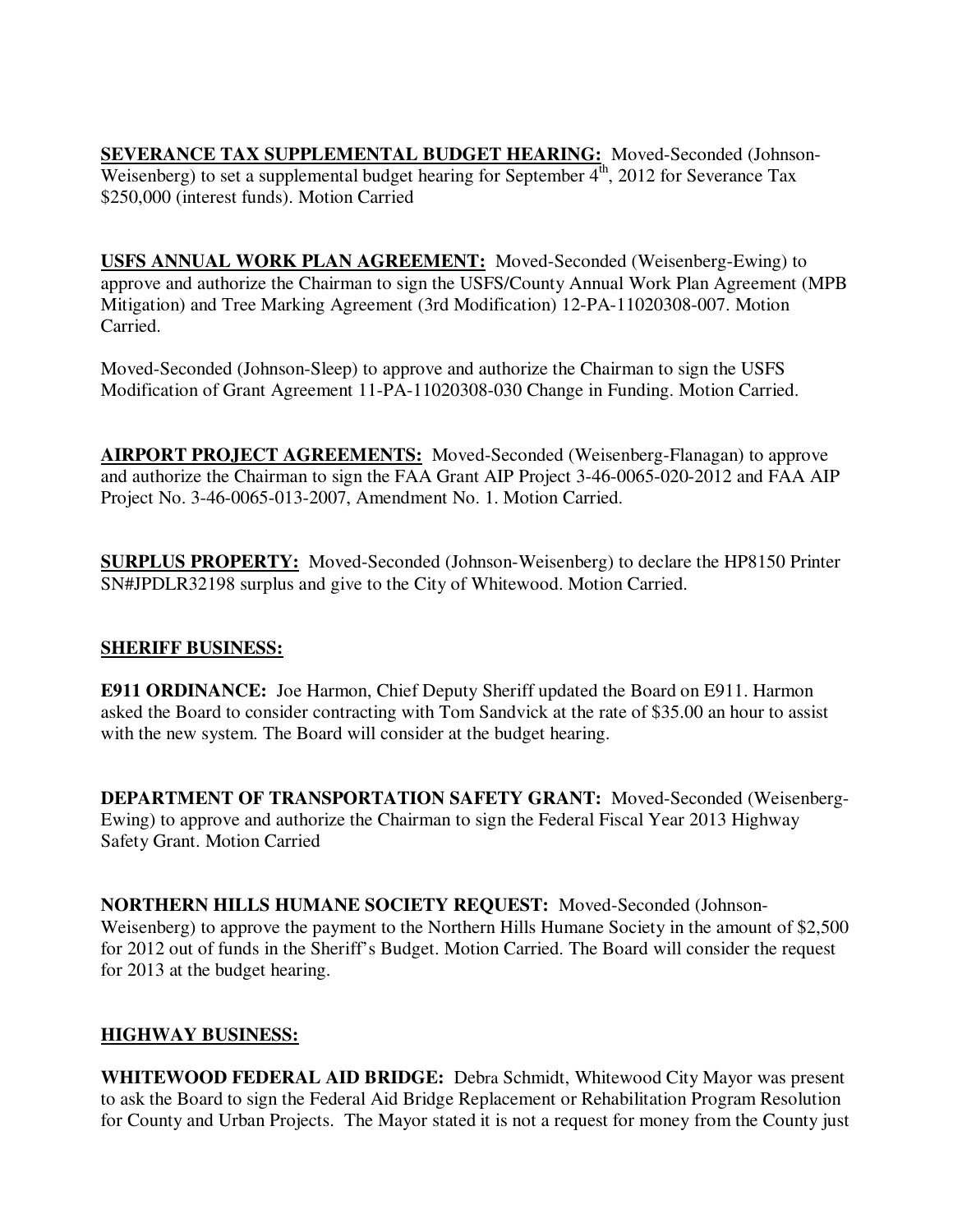**SEVERANCE TAX SUPPLEMENTAL BUDGET HEARING:** Moved-Seconded (Johnson-Weisenberg) to set a supplemental budget hearing for September 4th, 2012 for Severance Tax $250,000 (interest funds). Motion Carried

**USFS ANNUAL WORK PLAN AGREEMENT:** Moved-Seconded (Weisenberg-Ewing) to approve and authorize the Chairman to sign the USFS/County Annual Work Plan Agreement (MPB Mitigation) and Tree Marking Agreement (3rd Modification) 12-PA-11020308-007. Motion Carried.

Moved-Seconded (Johnson-Sleep) to approve and authorize the Chairman to sign the USFS Modification of Grant Agreement 11-PA-11020308-030 Change in Funding. Motion Carried.

**AIRPORT PROJECT AGREEMENTS:** Moved-Seconded (Weisenberg-Flanagan) to approve and authorize the Chairman to sign the FAA Grant AIP Project 3-46-0065-020-2012 and FAA AIP Project No. 3-46-0065-013-2007, Amendment No. 1. Motion Carried.

**SURPLUS PROPERTY:** Moved-Seconded (Johnson-Weisenberg) to declare the HP8150 Printer SN#JPDLR32198 surplus and give to the City of Whitewood. Motion Carried.

**SHERIFF BUSINESS:**

**E911 ORDINANCE:** Joe Harmon, Chief Deputy Sheriff updated the Board on E911. Harmon asked the Board to consider contracting with Tom Sandvick at the rate of $35.00 an hour to assist with the new system. The Board will consider at the budget hearing.

**DEPARTMENT OF TRANSPORTATION SAFETY GRANT:** Moved-Seconded (Weisenberg-Ewing) to approve and authorize the Chairman to sign the Federal Fiscal Year 2013 Highway Safety Grant. Motion Carried

**NORTHERN HILLS HUMANE SOCIETY REQUEST:** Moved-Seconded (Johnson-Weisenberg) to approve the payment to the Northern Hills Humane Society in the amount of $2,500 for 2012 out of funds in the Sheriff's Budget. Motion Carried. The Board will consider the request for 2013 at the budget hearing.

**HIGHWAY BUSINESS:**

**WHITEWOOD FEDERAL AID BRIDGE:** Debra Schmidt, Whitewood City Mayor was present to ask the Board to sign the Federal Aid Bridge Replacement or Rehabilitation Program Resolution for County and Urban Projects. The Mayor stated it is not a request for money from the County just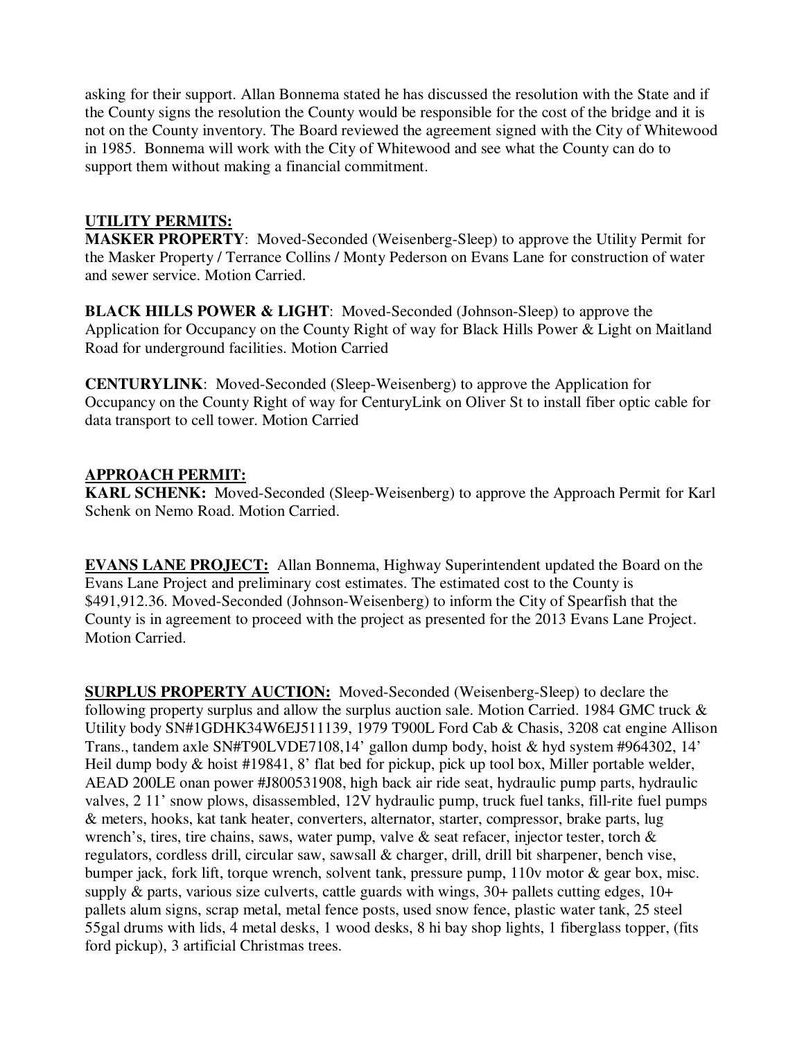asking for their support. Allan Bonnema stated he has discussed the resolution with the State and if the County signs the resolution the County would be responsible for the cost of the bridge and it is not on the County inventory. The Board reviewed the agreement signed with the City of Whitewood in 1985. Bonnema will work with the City of Whitewood and see what the County can do to support them without making a financial commitment.

**UTILITY PERMITS:**

**MASKER PROPERTY**: Moved-Seconded (Weisenberg-Sleep) to approve the Utility Permit for the Masker Property / Terrance Collins / Monty Pederson on Evans Lane for construction of water and sewer service. Motion Carried.

**BLACK HILLS POWER & LIGHT**: Moved-Seconded (Johnson-Sleep) to approve the Application for Occupancy on the County Right of way for Black Hills Power & Light on Maitland Road for underground facilities. Motion Carried

**CENTURYLINK**: Moved-Seconded (Sleep-Weisenberg) to approve the Application for Occupancy on the County Right of way for CenturyLink on Oliver St to install fiber optic cable for data transport to cell tower. Motion Carried

**APPROACH PERMIT:**

**KARL SCHENK:** Moved-Seconded (Sleep-Weisenberg) to approve the Approach Permit for Karl Schenk on Nemo Road. Motion Carried.

**EVANS LANE PROJECT:** Allan Bonnema, Highway Superintendent updated the Board on the Evans Lane Project and preliminary cost estimates. The estimated cost to the County is $491,912.36. Moved-Seconded (Johnson-Weisenberg) to inform the City of Spearfish that the County is in agreement to proceed with the project as presented for the 2013 Evans Lane Project. Motion Carried.

**SURPLUS PROPERTY AUCTION:** Moved-Seconded (Weisenberg-Sleep) to declare the following property surplus and allow the surplus auction sale. Motion Carried. 1984 GMC truck & Utility body SN#1GDHK34W6EJ511139, 1979 T900L Ford Cab & Chasis, 3208 cat engine Allison Trans., tandem axle SN#T90LVDE7108,14' gallon dump body, hoist & hyd system #964302, 14' Heil dump body & hoist #19841, 8' flat bed for pickup, pick up tool box, Miller portable welder, AEAD 200LE onan power #J800531908, high back air ride seat, hydraulic pump parts, hydraulic valves, 2 11' snow plows, disassembled, 12V hydraulic pump, truck fuel tanks, fill-rite fuel pumps & meters, hooks, kat tank heater, converters, alternator, starter, compressor, brake parts, lug wrench's, tires, tire chains, saws, water pump, valve & seat refacer, injector tester, torch & regulators, cordless drill, circular saw, sawsall & charger, drill, drill bit sharpener, bench vise, bumper jack, fork lift, torque wrench, solvent tank, pressure pump, 110v motor & gear box, misc. supply & parts, various size culverts, cattle guards with wings, 30+ pallets cutting edges, 10+ pallets alum signs, scrap metal, metal fence posts, used snow fence, plastic water tank, 25 steel 55gal drums with lids, 4 metal desks, 1 wood desks, 8 hi bay shop lights, 1 fiberglass topper, (fits ford pickup), 3 artificial Christmas trees.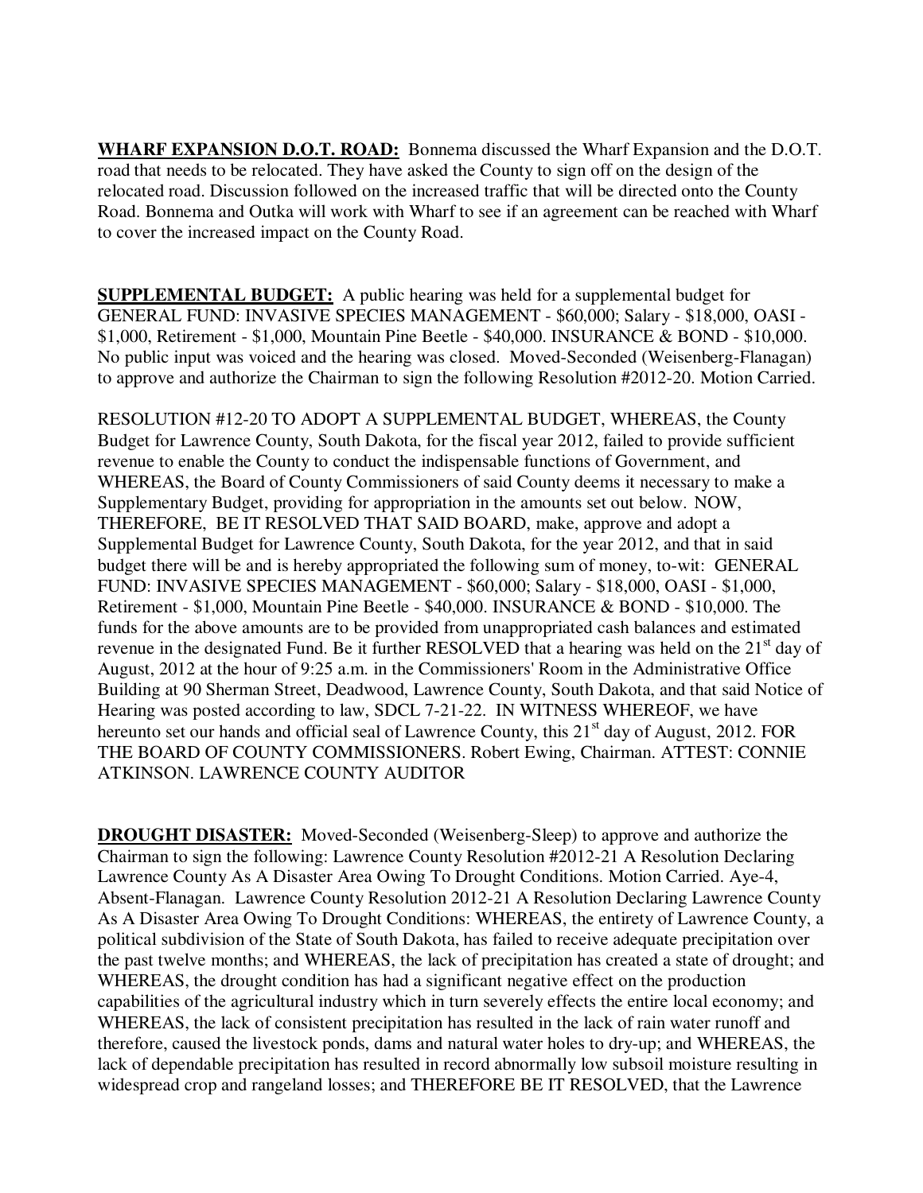**WHARF EXPANSION D.O.T. ROAD:** Bonnema discussed the Wharf Expansion and the D.O.T. road that needs to be relocated. They have asked the County to sign off on the design of the relocated road. Discussion followed on the increased traffic that will be directed onto the County Road. Bonnema and Outka will work with Wharf to see if an agreement can be reached with Wharf to cover the increased impact on the County Road.

**SUPPLEMENTAL BUDGET:** A public hearing was held for a supplemental budget for GENERAL FUND: INVASIVE SPECIES MANAGEMENT - $60,000; Salary - $18,000, OASI - $1,000, Retirement - $1,000, Mountain Pine Beetle - $40,000. INSURANCE & BOND - $10,000. No public input was voiced and the hearing was closed. Moved-Seconded (Weisenberg-Flanagan) to approve and authorize the Chairman to sign the following Resolution #2012-20. Motion Carried.

RESOLUTION #12-20 TO ADOPT A SUPPLEMENTAL BUDGET, WHEREAS, the County Budget for Lawrence County, South Dakota, for the fiscal year 2012, failed to provide sufficient revenue to enable the County to conduct the indispensable functions of Government, and WHEREAS, the Board of County Commissioners of said County deems it necessary to make a Supplementary Budget, providing for appropriation in the amounts set out below. NOW, THEREFORE, BE IT RESOLVED THAT SAID BOARD, make, approve and adopt a Supplemental Budget for Lawrence County, South Dakota, for the year 2012, and that in said budget there will be and is hereby appropriated the following sum of money, to-wit: GENERAL FUND: INVASIVE SPECIES MANAGEMENT - $60,000; Salary - $18,000, OASI - $1,000, Retirement - $1,000, Mountain Pine Beetle - $40,000. INSURANCE & BOND - $10,000. The funds for the above amounts are to be provided from unappropriated cash balances and estimated revenue in the designated Fund. Be it further RESOLVED that a hearing was held on the 21st day of August, 2012 at the hour of 9:25 a.m. in the Commissioners' Room in the Administrative Office Building at 90 Sherman Street, Deadwood, Lawrence County, South Dakota, and that said Notice of Hearing was posted according to law, SDCL 7-21-22. IN WITNESS WHEREOF, we have hereunto set our hands and official seal of Lawrence County, this 21st day of August, 2012. FOR THE BOARD OF COUNTY COMMISSIONERS. Robert Ewing, Chairman. ATTEST: CONNIE ATKINSON. LAWRENCE COUNTY AUDITOR

**DROUGHT DISASTER:** Moved-Seconded (Weisenberg-Sleep) to approve and authorize the Chairman to sign the following: Lawrence County Resolution #2012-21 A Resolution Declaring Lawrence County As A Disaster Area Owing To Drought Conditions. Motion Carried. Aye-4, Absent-Flanagan. Lawrence County Resolution 2012-21 A Resolution Declaring Lawrence County As A Disaster Area Owing To Drought Conditions: WHEREAS, the entirety of Lawrence County, a political subdivision of the State of South Dakota, has failed to receive adequate precipitation over the past twelve months; and WHEREAS, the lack of precipitation has created a state of drought; and WHEREAS, the drought condition has had a significant negative effect on the production capabilities of the agricultural industry which in turn severely effects the entire local economy; and WHEREAS, the lack of consistent precipitation has resulted in the lack of rain water runoff and therefore, caused the livestock ponds, dams and natural water holes to dry-up; and WHEREAS, the lack of dependable precipitation has resulted in record abnormally low subsoil moisture resulting in widespread crop and rangeland losses; and THEREFORE BE IT RESOLVED, that the Lawrence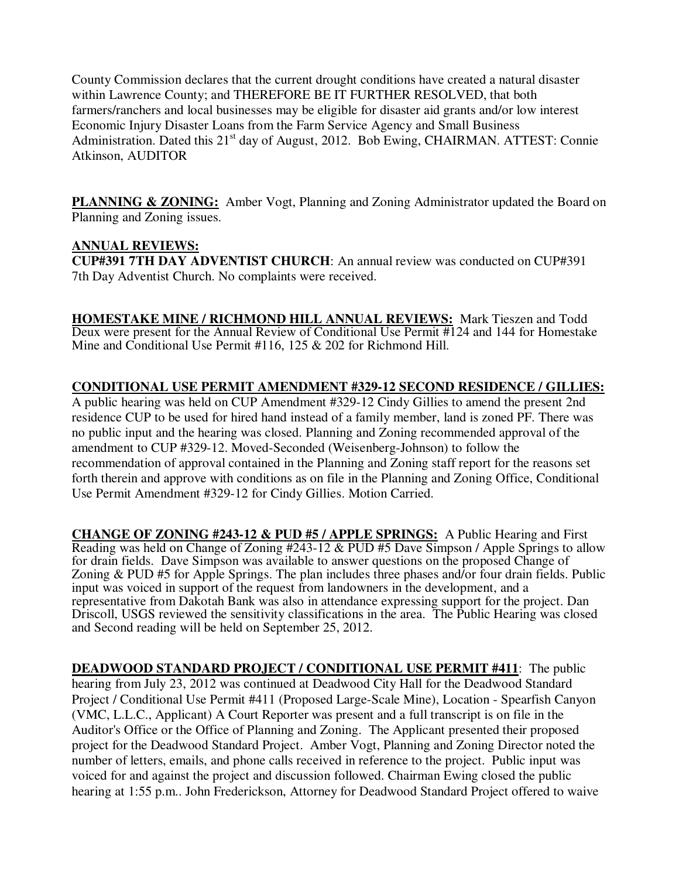County Commission declares that the current drought conditions have created a natural disaster within Lawrence County; and THEREFORE BE IT FURTHER RESOLVED, that both farmers/ranchers and local businesses may be eligible for disaster aid grants and/or low interest Economic Injury Disaster Loans from the Farm Service Agency and Small Business Administration. Dated this 21st day of August, 2012. Bob Ewing, CHAIRMAN. ATTEST: Connie Atkinson, AUDITOR

**PLANNING & ZONING:** Amber Vogt, Planning and Zoning Administrator updated the Board on Planning and Zoning issues.

**ANNUAL REVIEWS:**

**CUP#391 7TH DAY ADVENTIST CHURCH**: An annual review was conducted on CUP#391 7th Day Adventist Church. No complaints were received.

**HOMESTAKE MINE / RICHMOND HILL ANNUAL REVIEWS:** Mark Tieszen and Todd Deux were present for the Annual Review of Conditional Use Permit #124 and 144 for Homestake Mine and Conditional Use Permit #116, 125 & 202 for Richmond Hill.

**CONDITIONAL USE PERMIT AMENDMENT #329-12 SECOND RESIDENCE / GILLIES:** A public hearing was held on CUP Amendment #329-12 Cindy Gillies to amend the present 2nd residence CUP to be used for hired hand instead of a family member, land is zoned PF. There was no public input and the hearing was closed. Planning and Zoning recommended approval of the amendment to CUP #329-12. Moved-Seconded (Weisenberg-Johnson) to follow the recommendation of approval contained in the Planning and Zoning staff report for the reasons set forth therein and approve with conditions as on file in the Planning and Zoning Office, Conditional Use Permit Amendment #329-12 for Cindy Gillies. Motion Carried.

**CHANGE OF ZONING #243-12 & PUD #5 / APPLE SPRINGS:** A Public Hearing and First Reading was held on Change of Zoning #243-12 & PUD #5 Dave Simpson / Apple Springs to allow for drain fields. Dave Simpson was available to answer questions on the proposed Change of Zoning & PUD #5 for Apple Springs. The plan includes three phases and/or four drain fields. Public input was voiced in support of the request from landowners in the development, and a representative from Dakotah Bank was also in attendance expressing support for the project. Dan Driscoll, USGS reviewed the sensitivity classifications in the area. The Public Hearing was closed and Second reading will be held on September 25, 2012.

**DEADWOOD STANDARD PROJECT / CONDITIONAL USE PERMIT #411**: The public hearing from July 23, 2012 was continued at Deadwood City Hall for the Deadwood Standard Project / Conditional Use Permit #411 (Proposed Large-Scale Mine), Location - Spearfish Canyon (VMC, L.L.C., Applicant) A Court Reporter was present and a full transcript is on file in the Auditor's Office or the Office of Planning and Zoning. The Applicant presented their proposed project for the Deadwood Standard Project. Amber Vogt, Planning and Zoning Director noted the number of letters, emails, and phone calls received in reference to the project. Public input was voiced for and against the project and discussion followed. Chairman Ewing closed the public hearing at 1:55 p.m.. John Frederickson, Attorney for Deadwood Standard Project offered to waive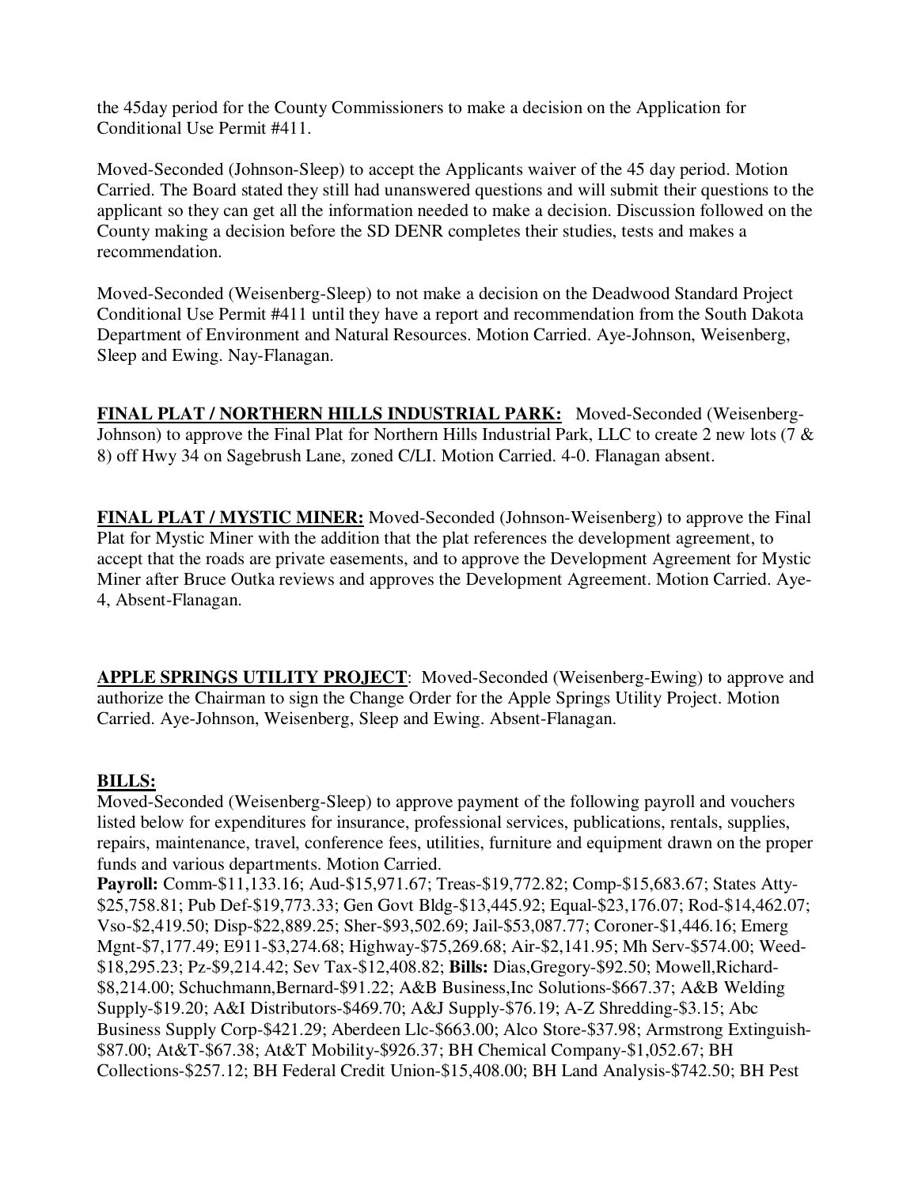the 45day period for the County Commissioners to make a decision on the Application for Conditional Use Permit #411.

Moved-Seconded (Johnson-Sleep) to accept the Applicants waiver of the 45 day period. Motion Carried. The Board stated they still had unanswered questions and will submit their questions to the applicant so they can get all the information needed to make a decision. Discussion followed on the County making a decision before the SD DENR completes their studies, tests and makes a recommendation.

Moved-Seconded (Weisenberg-Sleep) to not make a decision on the Deadwood Standard Project Conditional Use Permit #411 until they have a report and recommendation from the South Dakota Department of Environment and Natural Resources. Motion Carried. Aye-Johnson, Weisenberg, Sleep and Ewing. Nay-Flanagan.

**FINAL PLAT / NORTHERN HILLS INDUSTRIAL PARK:** Moved-Seconded (Weisenberg-Johnson) to approve the Final Plat for Northern Hills Industrial Park, LLC to create 2 new lots (7 & 8) off Hwy 34 on Sagebrush Lane, zoned C/LI. Motion Carried. 4-0. Flanagan absent.

**FINAL PLAT / MYSTIC MINER:** Moved-Seconded (Johnson-Weisenberg) to approve the Final Plat for Mystic Miner with the addition that the plat references the development agreement, to accept that the roads are private easements, and to approve the Development Agreement for Mystic Miner after Bruce Outka reviews and approves the Development Agreement. Motion Carried. Aye-4, Absent-Flanagan.

**APPLE SPRINGS UTILITY PROJECT**: Moved-Seconded (Weisenberg-Ewing) to approve and authorize the Chairman to sign the Change Order for the Apple Springs Utility Project. Motion Carried. Aye-Johnson, Weisenberg, Sleep and Ewing. Absent-Flanagan.

**BILLS:**

Moved-Seconded (Weisenberg-Sleep) to approve payment of the following payroll and vouchers listed below for expenditures for insurance, professional services, publications, rentals, supplies, repairs, maintenance, travel, conference fees, utilities, furniture and equipment drawn on the proper funds and various departments. Motion Carried.

**Payroll:** Comm-$11,133.16; Aud-$15,971.67; Treas-$19,772.82; Comp-$15,683.67; States Atty-$25,758.81; Pub Def-$19,773.33; Gen Govt Bldg-$13,445.92; Equal-$23,176.07; Rod-$14,462.07; Vso-$2,419.50; Disp-$22,889.25; Sher-$93,502.69; Jail-$53,087.77; Coroner-$1,446.16; Emerg Mgnt-$7,177.49; E911-$3,274.68; Highway-$75,269.68; Air-$2,141.95; Mh Serv-$574.00; Weed-$18,295.23; Pz-$9,214.42; Sev Tax-$12,408.82; **Bills:** Dias,Gregory-$92.50; Mowell,Richard-$8,214.00; Schuchmann,Bernard-$91.22; A&B Business,Inc Solutions-$667.37; A&B Welding Supply-$19.20; A&I Distributors-$469.70; A&J Supply-$76.19; A-Z Shredding-$3.15; Abc Business Supply Corp-$421.29; Aberdeen Llc-$663.00; Alco Store-$37.98; Armstrong Extinguish-$87.00; At&T-$67.38; At&T Mobility-$926.37; BH Chemical Company-$1,052.67; BH Collections-$257.12; BH Federal Credit Union-$15,408.00; BH Land Analysis-$742.50; BH Pest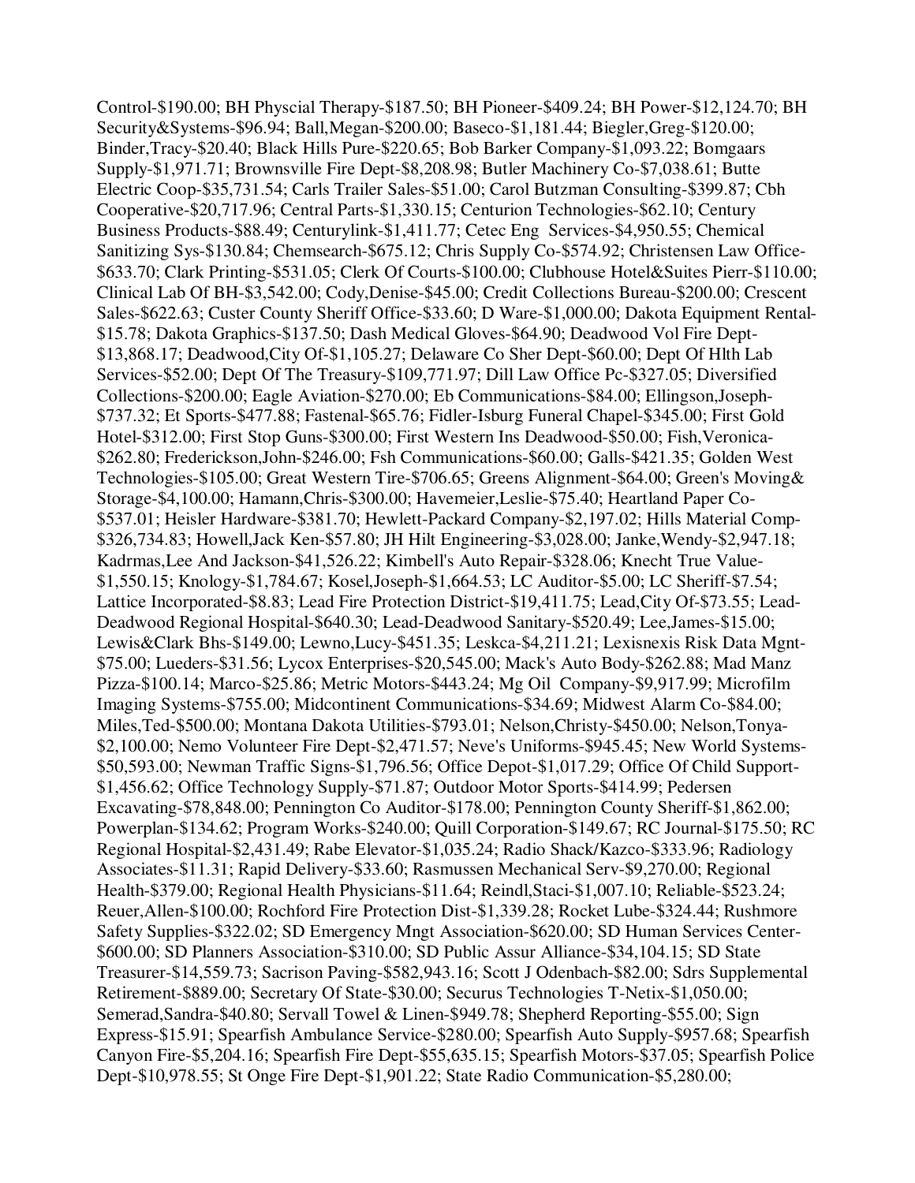Control-$190.00; BH Physcial Therapy-$187.50; BH Pioneer-$409.24; BH Power-$12,124.70; BH Security&Systems-$96.94; Ball,Megan-$200.00; Baseco-$1,181.44; Biegler,Greg-$120.00; Binder,Tracy-$20.40; Black Hills Pure-$220.65; Bob Barker Company-$1,093.22; Bomgaars Supply-$1,971.71; Brownsville Fire Dept-$8,208.98; Butler Machinery Co-$7,038.61; Butte Electric Coop-$35,731.54; Carls Trailer Sales-$51.00; Carol Butzman Consulting-$399.87; Cbh Cooperative-$20,717.96; Central Parts-$1,330.15; Centurion Technologies-$62.10; Century Business Products-$88.49; Centurylink-$1,411.77; Cetec Eng Services-$4,950.55; Chemical Sanitizing Sys-$130.84; Chemsearch-$675.12; Chris Supply Co-$574.92; Christensen Law Office-$633.70; Clark Printing-$531.05; Clerk Of Courts-$100.00; Clubhouse Hotel&Suites Pierr-$110.00; Clinical Lab Of BH-$3,542.00; Cody,Denise-$45.00; Credit Collections Bureau-$200.00; Crescent Sales-$622.63; Custer County Sheriff Office-$33.60; D Ware-$1,000.00; Dakota Equipment Rental-$15.78; Dakota Graphics-$137.50; Dash Medical Gloves-$64.90; Deadwood Vol Fire Dept-$13,868.17; Deadwood,City Of-$1,105.27; Delaware Co Sher Dept-$60.00; Dept Of Hlth Lab Services-$52.00; Dept Of The Treasury-$109,771.97; Dill Law Office Pc-$327.05; Diversified Collections-$200.00; Eagle Aviation-$270.00; Eb Communications-$84.00; Ellingson,Joseph-$737.32; Et Sports-$477.88; Fastenal-$65.76; Fidler-Isburg Funeral Chapel-$345.00; First Gold Hotel-$312.00; First Stop Guns-$300.00; First Western Ins Deadwood-$50.00; Fish,Veronica-$262.80; Frederickson,John-$246.00; Fsh Communications-$60.00; Galls-$421.35; Golden West Technologies-$105.00; Great Western Tire-$706.65; Greens Alignment-$64.00; Green's Moving& Storage-$4,100.00; Hamann,Chris-$300.00; Havemeier,Leslie-$75.40; Heartland Paper Co-$537.01; Heisler Hardware-$381.70; Hewlett-Packard Company-$2,197.02; Hills Material Comp-$326,734.83; Howell,Jack Ken-$57.80; JH Hilt Engineering-$3,028.00; Janke,Wendy-$2,947.18; Kadrmas,Lee And Jackson-$41,526.22; Kimbell's Auto Repair-$328.06; Knecht True Value-$1,550.15; Knology-$1,784.67; Kosel,Joseph-$1,664.53; LC Auditor-$5.00; LC Sheriff-$7.54; Lattice Incorporated-$8.83; Lead Fire Protection District-$19,411.75; Lead,City Of-$73.55; Lead-Deadwood Regional Hospital-$640.30; Lead-Deadwood Sanitary-$520.49; Lee,James-$15.00; Lewis&Clark Bhs-$149.00; Lewno,Lucy-$451.35; Leskca-$4,211.21; Lexisnexis Risk Data Mgnt-$75.00; Lueders-$31.56; Lycox Enterprises-$20,545.00; Mack's Auto Body-$262.88; Mad Manz Pizza-$100.14; Marco-$25.86; Metric Motors-$443.24; Mg Oil Company-$9,917.99; Microfilm Imaging Systems-$755.00; Midcontinent Communications-$34.69; Midwest Alarm Co-$84.00; Miles,Ted-$500.00; Montana Dakota Utilities-$793.01; Nelson,Christy-$450.00; Nelson,Tonya-$2,100.00; Nemo Volunteer Fire Dept-$2,471.57; Neve's Uniforms-$945.45; New World Systems-$50,593.00; Newman Traffic Signs-$1,796.56; Office Depot-$1,017.29; Office Of Child Support-$1,456.62; Office Technology Supply-$71.87; Outdoor Motor Sports-$414.99; Pedersen Excavating-$78,848.00; Pennington Co Auditor-$178.00; Pennington County Sheriff-$1,862.00; Powerplan-$134.62; Program Works-$240.00; Quill Corporation-$149.67; RC Journal-$175.50; RC Regional Hospital-$2,431.49; Rabe Elevator-$1,035.24; Radio Shack/Kazco-$333.96; Radiology Associates-$11.31; Rapid Delivery-$33.60; Rasmussen Mechanical Serv-$9,270.00; Regional Health-$379.00; Regional Health Physicians-$11.64; Reindl,Staci-$1,007.10; Reliable-$523.24; Reuer,Allen-$100.00; Rochford Fire Protection Dist-$1,339.28; Rocket Lube-$324.44; Rushmore Safety Supplies-$322.02; SD Emergency Mngt Association-$620.00; SD Human Services Center-$600.00; SD Planners Association-$310.00; SD Public Assur Alliance-$34,104.15; SD State Treasurer-$14,559.73; Sacrison Paving-$582,943.16; Scott J Odenbach-$82.00; Sdrs Supplemental Retirement-$889.00; Secretary Of State-$30.00; Securus Technologies T-Netix-$1,050.00; Semerad,Sandra-$40.80; Servall Towel & Linen-$949.78; Shepherd Reporting-$55.00; Sign Express-$15.91; Spearfish Ambulance Service-$280.00; Spearfish Auto Supply-$957.68; Spearfish Canyon Fire-$5,204.16; Spearfish Fire Dept-$55,635.15; Spearfish Motors-$37.05; Spearfish Police Dept-$10,978.55; St Onge Fire Dept-$1,901.22; State Radio Communication-$5,280.00;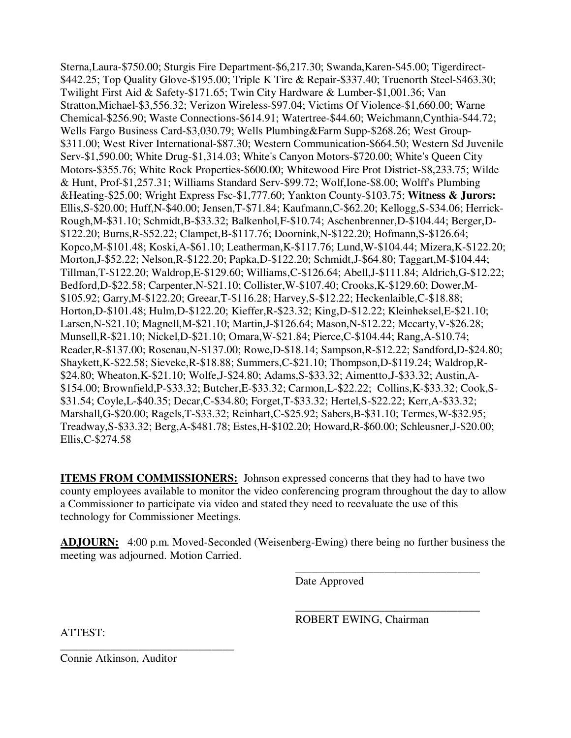Sterna,Laura-$750.00; Sturgis Fire Department-$6,217.30; Swanda,Karen-$45.00; Tigerdirect-$442.25; Top Quality Glove-$195.00; Triple K Tire & Repair-$337.40; Truenorth Steel-$463.30; Twilight First Aid & Safety-$171.65; Twin City Hardware & Lumber-$1,001.36; Van Stratton,Michael-$3,556.32; Verizon Wireless-$97.04; Victims Of Violence-$1,660.00; Warne Chemical-$256.90; Waste Connections-$614.91; Watertree-$44.60; Weichmann,Cynthia-$44.72; Wells Fargo Business Card-$3,030.79; Wells Plumbing&Farm Supp-$268.26; West Group-$311.00; West River International-$87.30; Western Communication-$664.50; Western Sd Juvenile Serv-$1,590.00; White Drug-$1,314.03; White's Canyon Motors-$720.00; White's Queen City Motors-$355.76; White Rock Properties-$600.00; Whitewood Fire Prot District-$8,233.75; Wilde & Hunt, Prof-$1,257.31; Williams Standard Serv-$99.72; Wolf,Ione-$8.00; Wolff's Plumbing &Heating-$25.00; Wright Express Fsc-$1,777.60; Yankton County-$103.75; **Witness & Jurors:** Ellis,S-$20.00; Huff,N-$40.00; Jensen,T-$71.84; Kaufmann,C-$62.20; Kellogg,S-$34.06; Herrick-Rough,M-$31.10; Schmidt,B-$33.32; Balkenhol,F-$10.74; Aschenbrenner,D-$104.44; Berger,D-$122.20; Burns,R-$52.22; Clampet,B-$117.76; Doornink,N-$122.20; Hofmann,S-$126.64; Kopco,M-$101.48; Koski,A-$61.10; Leatherman,K-$117.76; Lund,W-$104.44; Mizera,K-$122.20; Morton,J-$52.22; Nelson,R-$122.20; Papka,D-$122.20; Schmidt,J-$64.80; Taggart,M-$104.44; Tillman,T-$122.20; Waldrop,E-$129.60; Williams,C-$126.64; Abell,J-$111.84; Aldrich,G-$12.22; Bedford,D-$22.58; Carpenter,N-$21.10; Collister,W-$107.40; Crooks,K-$129.60; Dower,M-$105.92; Garry,M-$122.20; Greear,T-$116.28; Harvey,S-$12.22; Heckenlaible,C-$18.88; Horton,D-$101.48; Hulm,D-$122.20; Kieffer,R-$23.32; King,D-$12.22; Kleinheksel,E-$21.10; Larsen,N-$21.10; Magnell,M-$21.10; Martin,J-$126.64; Mason,N-$12.22; Mccarty,V-$26.28; Munsell,R-$21.10; Nickel,D-$21.10; Omara,W-$21.84; Pierce,C-$104.44; Rang,A-$10.74; Reader,R-$137.00; Rosenau,N-$137.00; Rowe,D-$18.14; Sampson,R-$12.22; Sandford,D-$24.80; Shaykett,K-$22.58; Sieveke,R-$18.88; Summers,C-$21.10; Thompson,D-$119.24; Waldrop,R-$24.80; Wheaton,K-$21.10; Wolfe,J-$24.80; Adams,S-$33.32; Aimentto,J-$33.32; Austin,A-$154.00; Brownfield,P-$33.32; Butcher,E-$33.32; Carmon,L-$22.22; Collins,K-$33.32; Cook,S-$31.54; Coyle,L-$40.35; Decar,C-$34.80; Forget,T-$33.32; Hertel,S-$22.22; Kerr,A-$33.32; Marshall,G-$20.00; Ragels,T-$33.32; Reinhart,C-$25.92; Sabers,B-$31.10; Termes,W-$32.95; Treadway,S-$33.32; Berg,A-$481.78; Estes,H-$102.20; Howard,R-$60.00; Schleusner,J-$20.00; Ellis,C-$274.58

**ITEMS FROM COMMISSIONERS:** Johnson expressed concerns that they had to have two county employees available to monitor the video conferencing program throughout the day to allow a Commissioner to participate via video and stated they need to reevaluate the use of this technology for Commissioner Meetings.

**ADJOURN:** 4:00 p.m. Moved-Seconded (Weisenberg-Ewing) there being no further business the meeting was adjourned. Motion Carried.

\_\_\_\_\_\_\_\_\_\_\_\_\_\_\_\_\_\_\_\_\_\_\_\_\_\_\_\_\_\_\_\_\_\_

Date Approved

\_\_\_\_\_\_\_\_\_\_\_\_\_\_\_\_\_\_\_\_\_\_\_\_\_\_\_\_\_\_\_\_\_\_

ROBERT EWING, Chairman

ATTEST:

\_\_\_\_\_\_\_\_\_\_\_\_\_\_\_\_\_\_\_\_\_\_\_\_\_\_\_\_\_\_\_\_

Connie Atkinson, Auditor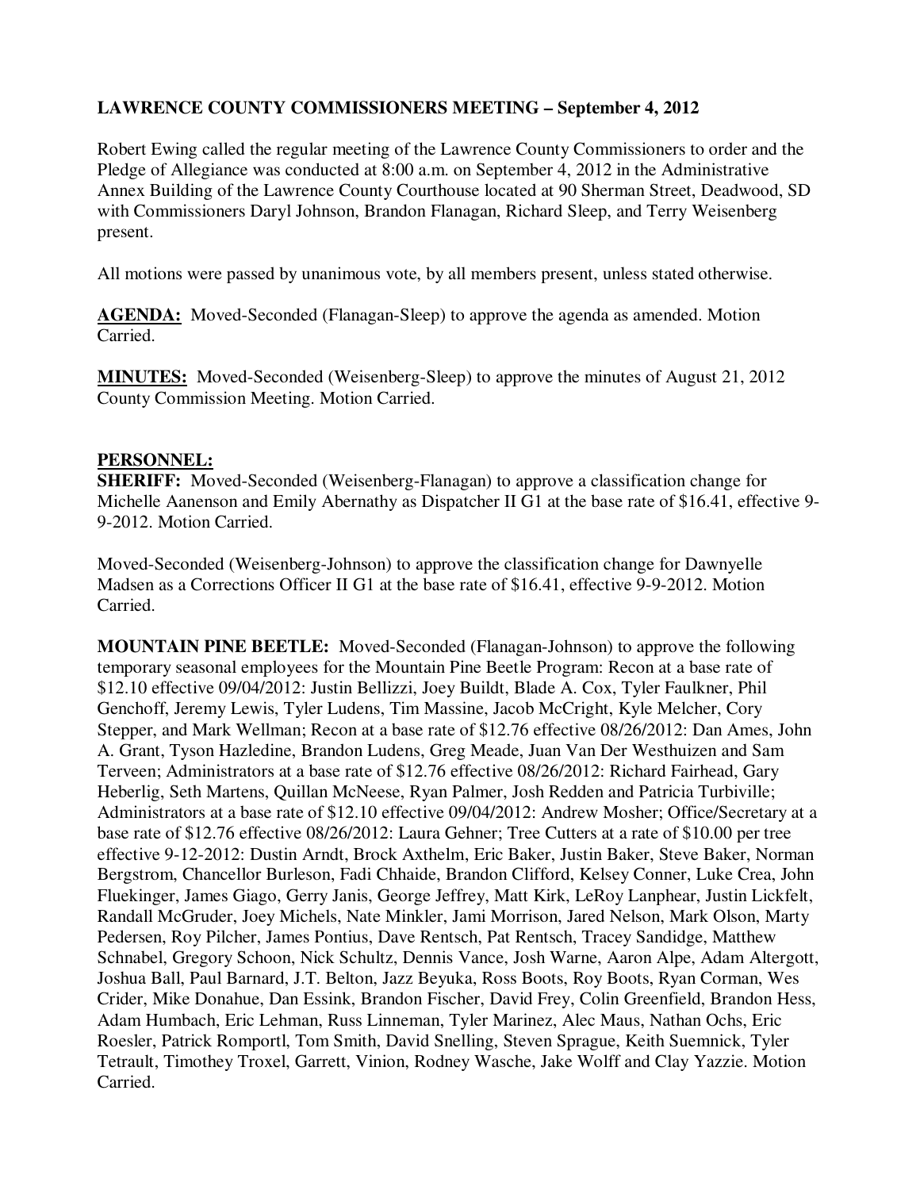**LAWRENCE COUNTY COMMISSIONERS MEETING – September 4, 2012**

Robert Ewing called the regular meeting of the Lawrence County Commissioners to order and the Pledge of Allegiance was conducted at 8:00 a.m. on September 4, 2012 in the Administrative Annex Building of the Lawrence County Courthouse located at 90 Sherman Street, Deadwood, SD with Commissioners Daryl Johnson, Brandon Flanagan, Richard Sleep, and Terry Weisenberg present.

All motions were passed by unanimous vote, by all members present, unless stated otherwise.

**AGENDA:** Moved-Seconded (Flanagan-Sleep) to approve the agenda as amended. Motion Carried.

**MINUTES:** Moved-Seconded (Weisenberg-Sleep) to approve the minutes of August 21, 2012 County Commission Meeting. Motion Carried.

**PERSONNEL:**

**SHERIFF:** Moved-Seconded (Weisenberg-Flanagan) to approve a classification change for Michelle Aanenson and Emily Abernathy as Dispatcher II G1 at the base rate of $16.41, effective 9-9-2012. Motion Carried.

Moved-Seconded (Weisenberg-Johnson) to approve the classification change for Dawnyelle Madsen as a Corrections Officer II G1 at the base rate of $16.41, effective 9-9-2012. Motion Carried.

**MOUNTAIN PINE BEETLE:** Moved-Seconded (Flanagan-Johnson) to approve the following temporary seasonal employees for the Mountain Pine Beetle Program: Recon at a base rate of $12.10 effective 09/04/2012: Justin Bellizzi, Joey Buildt, Blade A. Cox, Tyler Faulkner, Phil Genchoff, Jeremy Lewis, Tyler Ludens, Tim Massine, Jacob McCright, Kyle Melcher, Cory Stepper, and Mark Wellman; Recon at a base rate of $12.76 effective 08/26/2012: Dan Ames, John A. Grant, Tyson Hazledine, Brandon Ludens, Greg Meade, Juan Van Der Westhuizen and Sam Terveen; Administrators at a base rate of $12.76 effective 08/26/2012: Richard Fairhead, Gary Heberlig, Seth Martens, Quillan McNeese, Ryan Palmer, Josh Redden and Patricia Turbiville; Administrators at a base rate of $12.10 effective 09/04/2012: Andrew Mosher; Office/Secretary at a base rate of $12.76 effective 08/26/2012: Laura Gehner; Tree Cutters at a rate of $10.00 per tree effective 9-12-2012: Dustin Arndt, Brock Axthelm, Eric Baker, Justin Baker, Steve Baker, Norman Bergstrom, Chancellor Burleson, Fadi Chhaide, Brandon Clifford, Kelsey Conner, Luke Crea, John Fluekinger, James Giago, Gerry Janis, George Jeffrey, Matt Kirk, LeRoy Lanphear, Justin Lickfelt, Randall McGruder, Joey Michels, Nate Minkler, Jami Morrison, Jared Nelson, Mark Olson, Marty Pedersen, Roy Pilcher, James Pontius, Dave Rentsch, Pat Rentsch, Tracey Sandidge, Matthew Schnabel, Gregory Schoon, Nick Schultz, Dennis Vance, Josh Warne, Aaron Alpe, Adam Altergott, Joshua Ball, Paul Barnard, J.T. Belton, Jazz Beyuka, Ross Boots, Roy Boots, Ryan Corman, Wes Crider, Mike Donahue, Dan Essink, Brandon Fischer, David Frey, Colin Greenfield, Brandon Hess, Adam Humbach, Eric Lehman, Russ Linneman, Tyler Marinez, Alec Maus, Nathan Ochs, Eric Roesler, Patrick Romportl, Tom Smith, David Snelling, Steven Sprague, Keith Suemnick, Tyler Tetrault, Timothey Troxel, Garrett, Vinion, Rodney Wasche, Jake Wolff and Clay Yazzie. Motion Carried.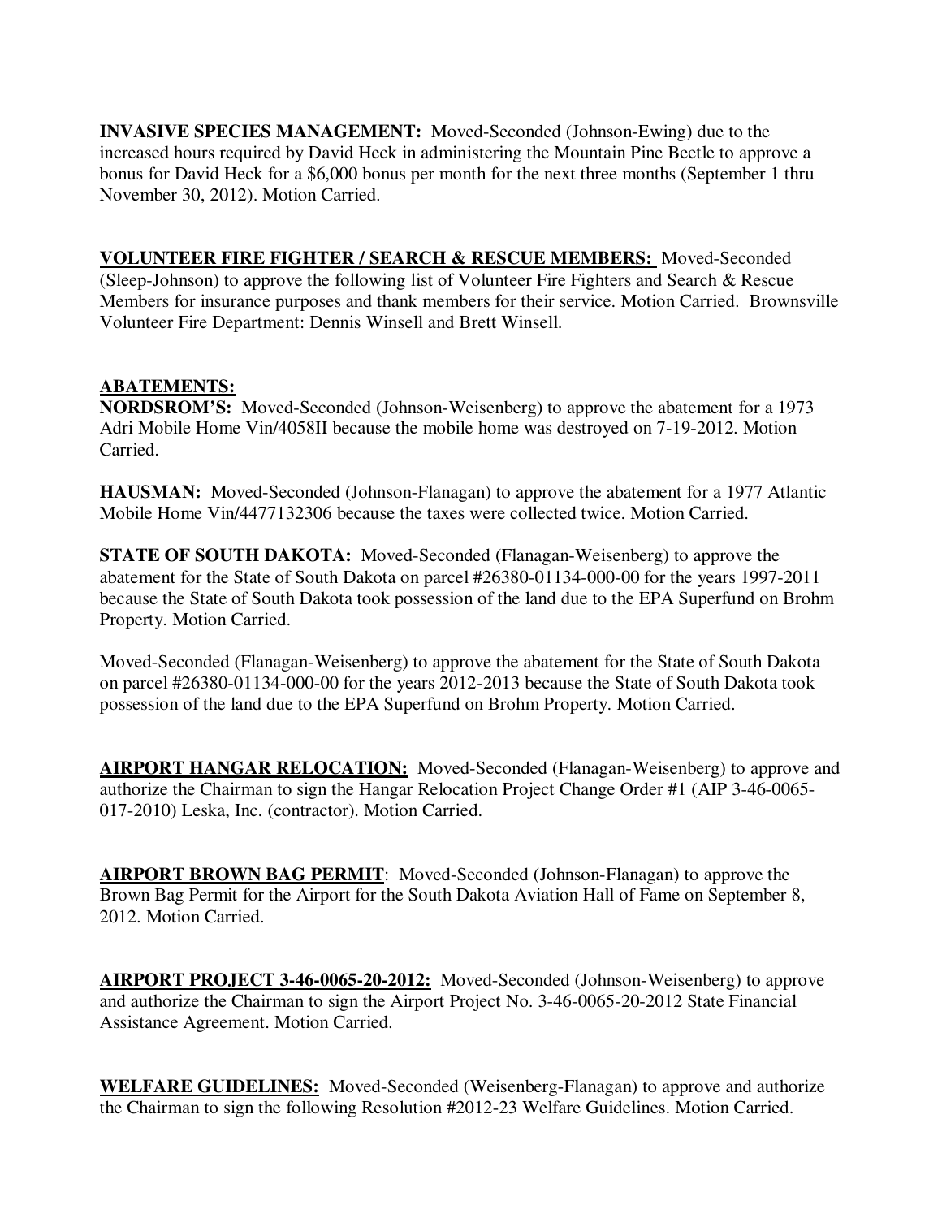**INVASIVE SPECIES MANAGEMENT:** Moved-Seconded (Johnson-Ewing) due to the increased hours required by David Heck in administering the Mountain Pine Beetle to approve a bonus for David Heck for a $6,000 bonus per month for the next three months (September 1 thru November 30, 2012). Motion Carried.

**VOLUNTEER FIRE FIGHTER / SEARCH & RESCUE MEMBERS:** Moved-Seconded (Sleep-Johnson) to approve the following list of Volunteer Fire Fighters and Search & Rescue Members for insurance purposes and thank members for their service. Motion Carried. Brownsville Volunteer Fire Department: Dennis Winsell and Brett Winsell.

**ABATEMENTS:**

**NORDSROM'S:** Moved-Seconded (Johnson-Weisenberg) to approve the abatement for a 1973 Adri Mobile Home Vin/4058II because the mobile home was destroyed on 7-19-2012. Motion Carried.

**HAUSMAN:** Moved-Seconded (Johnson-Flanagan) to approve the abatement for a 1977 Atlantic Mobile Home Vin/4477132306 because the taxes were collected twice. Motion Carried.

**STATE OF SOUTH DAKOTA:** Moved-Seconded (Flanagan-Weisenberg) to approve the abatement for the State of South Dakota on parcel #26380-01134-000-00 for the years 1997-2011 because the State of South Dakota took possession of the land due to the EPA Superfund on Brohm Property. Motion Carried.

Moved-Seconded (Flanagan-Weisenberg) to approve the abatement for the State of South Dakota on parcel #26380-01134-000-00 for the years 2012-2013 because the State of South Dakota took possession of the land due to the EPA Superfund on Brohm Property. Motion Carried.

**AIRPORT HANGAR RELOCATION:** Moved-Seconded (Flanagan-Weisenberg) to approve and authorize the Chairman to sign the Hangar Relocation Project Change Order #1 (AIP 3-46-0065-017-2010) Leska, Inc. (contractor). Motion Carried.

**AIRPORT BROWN BAG PERMIT**: Moved-Seconded (Johnson-Flanagan) to approve the Brown Bag Permit for the Airport for the South Dakota Aviation Hall of Fame on September 8, 2012. Motion Carried.

**AIRPORT PROJECT 3-46-0065-20-2012:** Moved-Seconded (Johnson-Weisenberg) to approve and authorize the Chairman to sign the Airport Project No. 3-46-0065-20-2012 State Financial Assistance Agreement. Motion Carried.

**WELFARE GUIDELINES:** Moved-Seconded (Weisenberg-Flanagan) to approve and authorize the Chairman to sign the following Resolution #2012-23 Welfare Guidelines. Motion Carried.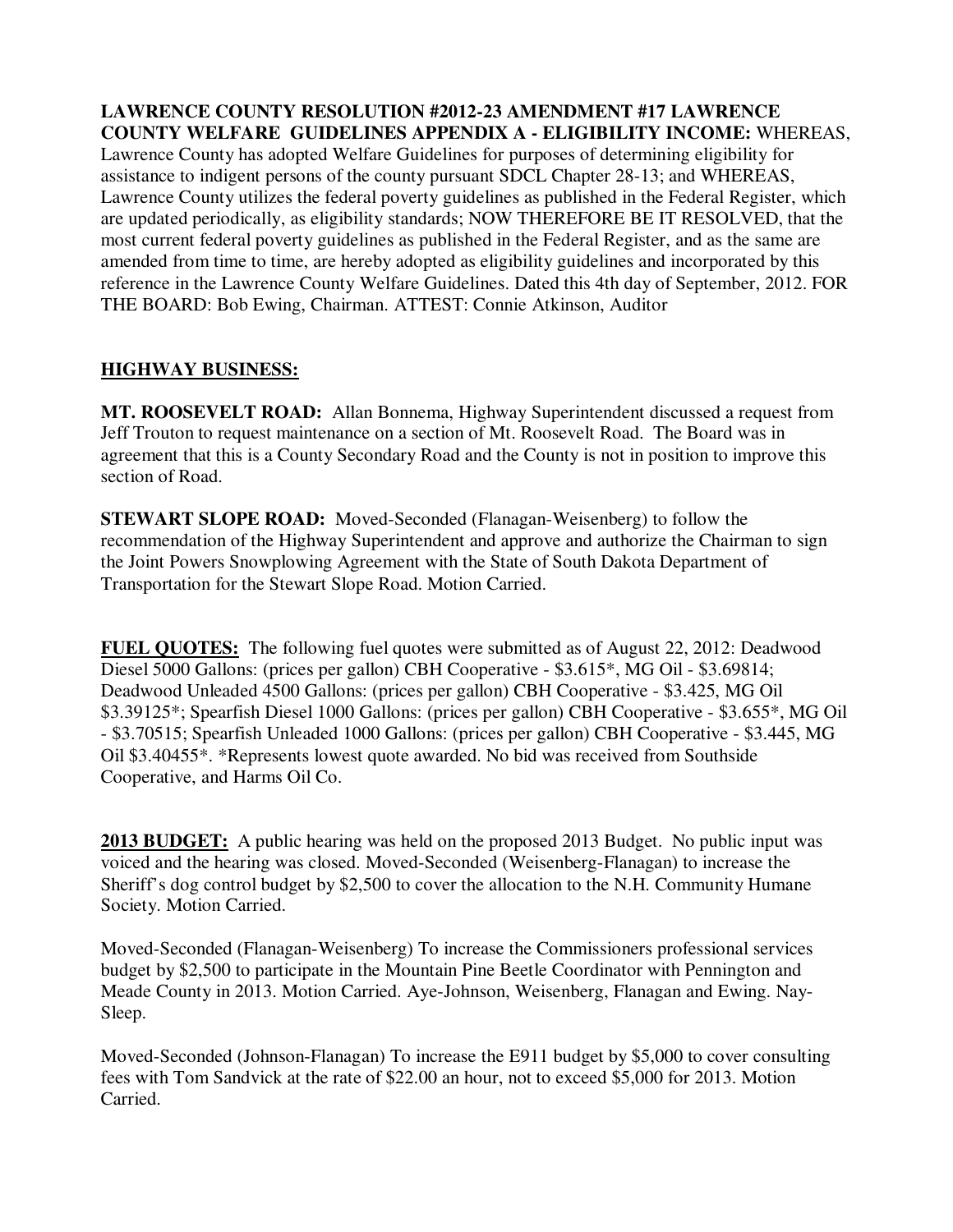**LAWRENCE COUNTY RESOLUTION #2012-23 AMENDMENT #17 LAWRENCE COUNTY WELFARE GUIDELINES APPENDIX A - ELIGIBILITY INCOME:** WHEREAS, Lawrence County has adopted Welfare Guidelines for purposes of determining eligibility for assistance to indigent persons of the county pursuant SDCL Chapter 28-13; and WHEREAS, Lawrence County utilizes the federal poverty guidelines as published in the Federal Register, which are updated periodically, as eligibility standards; NOW THEREFORE BE IT RESOLVED, that the most current federal poverty guidelines as published in the Federal Register, and as the same are amended from time to time, are hereby adopted as eligibility guidelines and incorporated by this reference in the Lawrence County Welfare Guidelines. Dated this 4th day of September, 2012. FOR THE BOARD: Bob Ewing, Chairman. ATTEST: Connie Atkinson, Auditor

**HIGHWAY BUSINESS:**

**MT. ROOSEVELT ROAD:** Allan Bonnema, Highway Superintendent discussed a request from Jeff Trouton to request maintenance on a section of Mt. Roosevelt Road. The Board was in agreement that this is a County Secondary Road and the County is not in position to improve this section of Road.

**STEWART SLOPE ROAD:** Moved-Seconded (Flanagan-Weisenberg) to follow the recommendation of the Highway Superintendent and approve and authorize the Chairman to sign the Joint Powers Snowplowing Agreement with the State of South Dakota Department of Transportation for the Stewart Slope Road. Motion Carried.

**FUEL QUOTES:** The following fuel quotes were submitted as of August 22, 2012: Deadwood Diesel 5000 Gallons: (prices per gallon) CBH Cooperative - $3.615*, MG Oil - $3.69814; Deadwood Unleaded 4500 Gallons: (prices per gallon) CBH Cooperative - $3.425, MG Oil $3.39125*; Spearfish Diesel 1000 Gallons: (prices per gallon) CBH Cooperative - $3.655*, MG Oil - $3.70515; Spearfish Unleaded 1000 Gallons: (prices per gallon) CBH Cooperative - $3.445, MG Oil $3.40455*. *Represents lowest quote awarded. No bid was received from Southside Cooperative, and Harms Oil Co.

**2013 BUDGET:** A public hearing was held on the proposed 2013 Budget. No public input was voiced and the hearing was closed. Moved-Seconded (Weisenberg-Flanagan) to increase the Sheriff's dog control budget by $2,500 to cover the allocation to the N.H. Community Humane Society. Motion Carried.

Moved-Seconded (Flanagan-Weisenberg) To increase the Commissioners professional services budget by $2,500 to participate in the Mountain Pine Beetle Coordinator with Pennington and Meade County in 2013. Motion Carried. Aye-Johnson, Weisenberg, Flanagan and Ewing. Nay-Sleep.

Moved-Seconded (Johnson-Flanagan) To increase the E911 budget by $5,000 to cover consulting fees with Tom Sandvick at the rate of $22.00 an hour, not to exceed $5,000 for 2013. Motion Carried.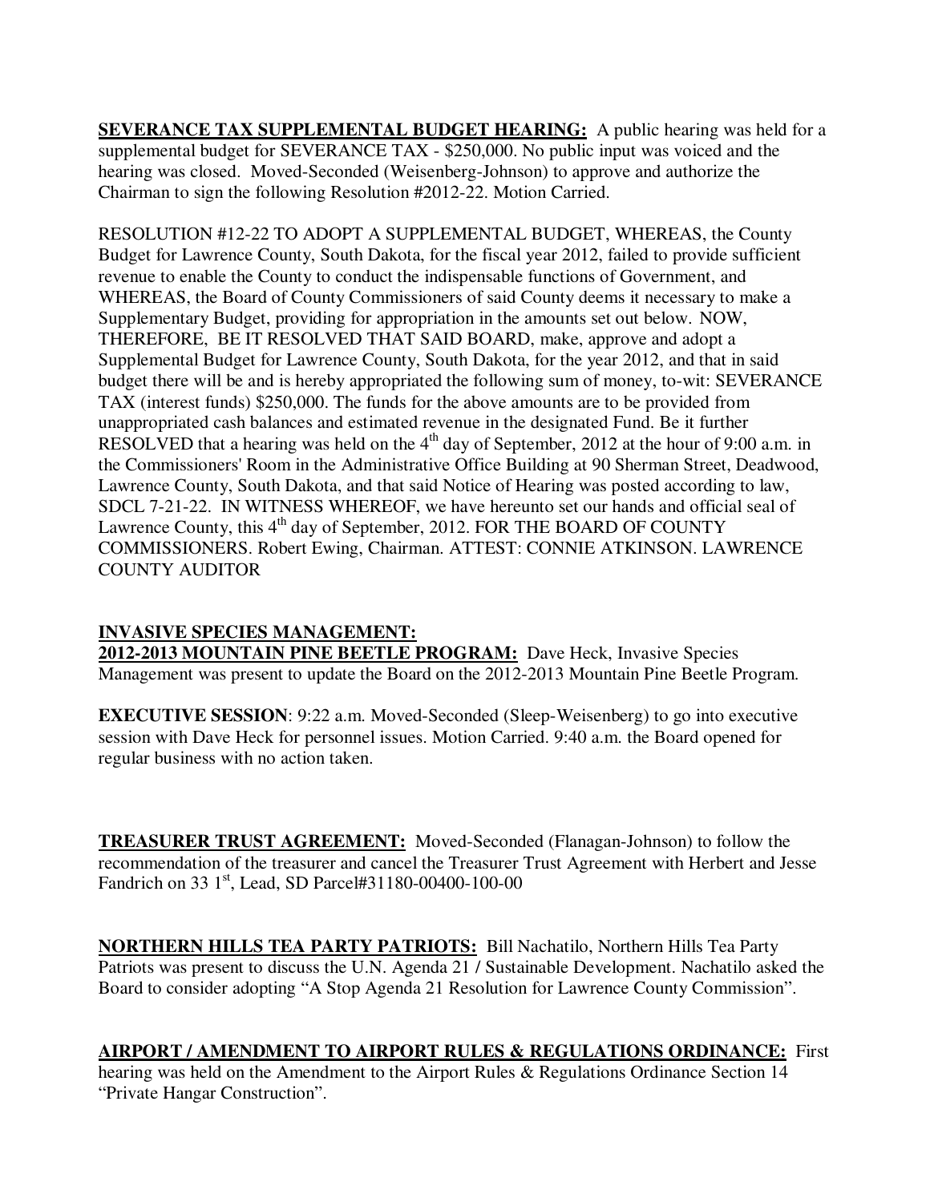**SEVERANCE TAX SUPPLEMENTAL BUDGET HEARING:** A public hearing was held for a supplemental budget for SEVERANCE TAX - $250,000. No public input was voiced and the hearing was closed. Moved-Seconded (Weisenberg-Johnson) to approve and authorize the Chairman to sign the following Resolution #2012-22. Motion Carried.

RESOLUTION #12-22 TO ADOPT A SUPPLEMENTAL BUDGET, WHEREAS, the County Budget for Lawrence County, South Dakota, for the fiscal year 2012, failed to provide sufficient revenue to enable the County to conduct the indispensable functions of Government, and WHEREAS, the Board of County Commissioners of said County deems it necessary to make a Supplementary Budget, providing for appropriation in the amounts set out below. NOW, THEREFORE, BE IT RESOLVED THAT SAID BOARD, make, approve and adopt a Supplemental Budget for Lawrence County, South Dakota, for the year 2012, and that in said budget there will be and is hereby appropriated the following sum of money, to-wit: SEVERANCE TAX (interest funds) $250,000. The funds for the above amounts are to be provided from unappropriated cash balances and estimated revenue in the designated Fund. Be it further RESOLVED that a hearing was held on the 4th day of September, 2012 at the hour of 9:00 a.m. in the Commissioners' Room in the Administrative Office Building at 90 Sherman Street, Deadwood, Lawrence County, South Dakota, and that said Notice of Hearing was posted according to law, SDCL 7-21-22. IN WITNESS WHEREOF, we have hereunto set our hands and official seal of Lawrence County, this 4th day of September, 2012. FOR THE BOARD OF COUNTY COMMISSIONERS. Robert Ewing, Chairman. ATTEST: CONNIE ATKINSON. LAWRENCE COUNTY AUDITOR

**INVASIVE SPECIES MANAGEMENT:**
**2012-2013 MOUNTAIN PINE BEETLE PROGRAM:** Dave Heck, Invasive Species Management was present to update the Board on the 2012-2013 Mountain Pine Beetle Program.

**EXECUTIVE SESSION**: 9:22 a.m. Moved-Seconded (Sleep-Weisenberg) to go into executive session with Dave Heck for personnel issues. Motion Carried. 9:40 a.m. the Board opened for regular business with no action taken.

**TREASURER TRUST AGREEMENT:** Moved-Seconded (Flanagan-Johnson) to follow the recommendation of the treasurer and cancel the Treasurer Trust Agreement with Herbert and Jesse Fandrich on 33 1st, Lead, SD Parcel#31180-00400-100-00

**NORTHERN HILLS TEA PARTY PATRIOTS:** Bill Nachatilo, Northern Hills Tea Party Patriots was present to discuss the U.N. Agenda 21 / Sustainable Development. Nachatilo asked the Board to consider adopting "A Stop Agenda 21 Resolution for Lawrence County Commission".

**AIRPORT / AMENDMENT TO AIRPORT RULES & REGULATIONS ORDINANCE:** First hearing was held on the Amendment to the Airport Rules & Regulations Ordinance Section 14 "Private Hangar Construction".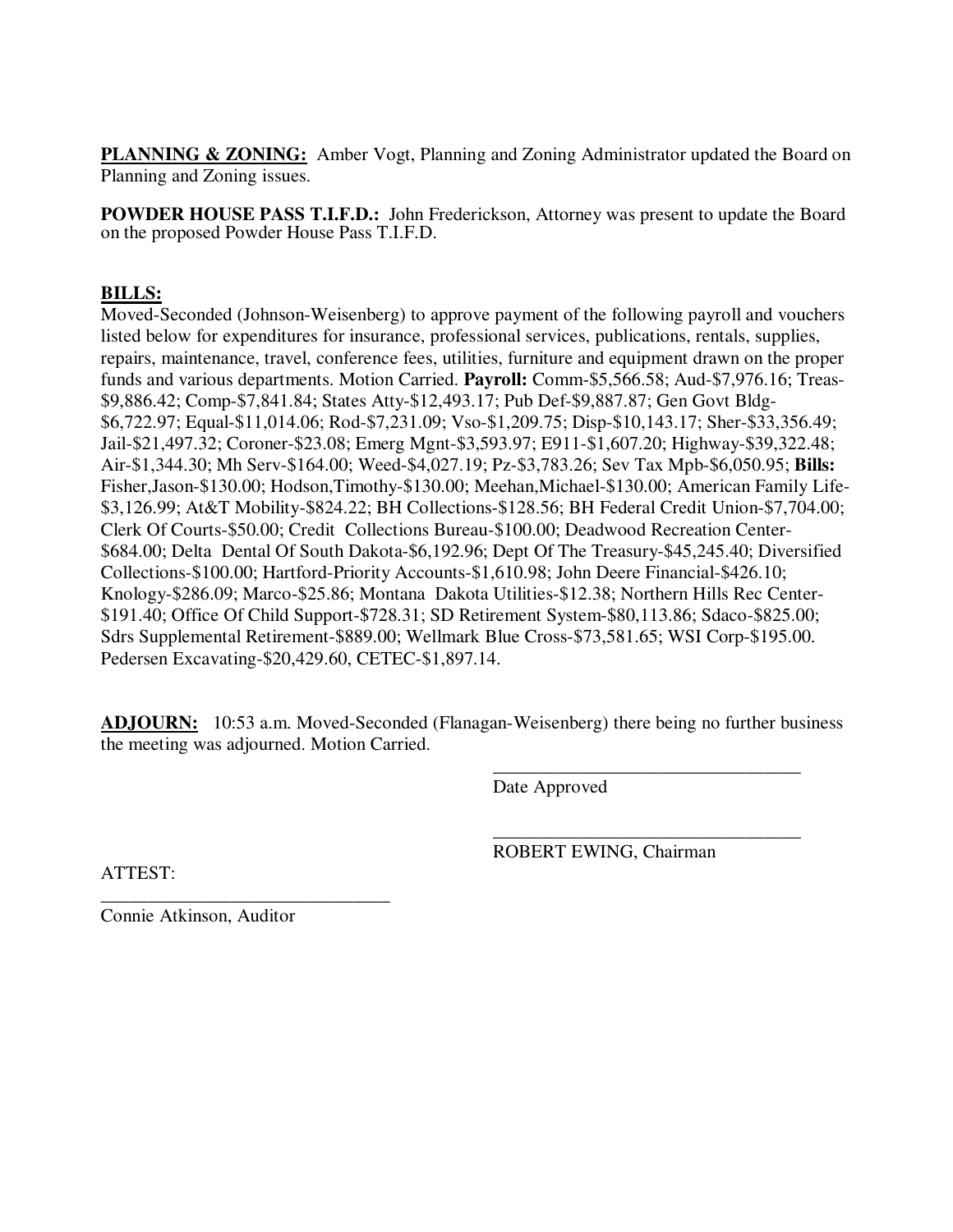**PLANNING & ZONING:** Amber Vogt, Planning and Zoning Administrator updated the Board on Planning and Zoning issues.

**POWDER HOUSE PASS T.I.F.D.:** John Frederickson, Attorney was present to update the Board on the proposed Powder House Pass T.I.F.D.

**BILLS:**

Moved-Seconded (Johnson-Weisenberg) to approve payment of the following payroll and vouchers listed below for expenditures for insurance, professional services, publications, rentals, supplies, repairs, maintenance, travel, conference fees, utilities, furniture and equipment drawn on the proper funds and various departments. Motion Carried. **Payroll:** Comm-$5,566.58; Aud-$7,976.16; Treas-$9,886.42; Comp-$7,841.84; States Atty-$12,493.17; Pub Def-$9,887.87; Gen Govt Bldg-$6,722.97; Equal-$11,014.06; Rod-$7,231.09; Vso-$1,209.75; Disp-$10,143.17; Sher-$33,356.49; Jail-$21,497.32; Coroner-$23.08; Emerg Mgnt-$3,593.97; E911-$1,607.20; Highway-$39,322.48; Air-$1,344.30; Mh Serv-$164.00; Weed-$4,027.19; Pz-$3,783.26; Sev Tax Mpb-$6,050.95; **Bills:** Fisher,Jason-$130.00; Hodson,Timothy-$130.00; Meehan,Michael-$130.00; American Family Life-$3,126.99; At&T Mobility-$824.22; BH Collections-$128.56; BH Federal Credit Union-$7,704.00; Clerk Of Courts-$50.00; Credit Collections Bureau-$100.00; Deadwood Recreation Center-$684.00; Delta Dental Of South Dakota-$6,192.96; Dept Of The Treasury-$45,245.40; Diversified Collections-$100.00; Hartford-Priority Accounts-$1,610.98; John Deere Financial-$426.10; Knology-$286.09; Marco-$25.86; Montana Dakota Utilities-$12.38; Northern Hills Rec Center-$191.40; Office Of Child Support-$728.31; SD Retirement System-$80,113.86; Sdaco-$825.00; Sdrs Supplemental Retirement-$889.00; Wellmark Blue Cross-$73,581.65; WSI Corp-$195.00. Pedersen Excavating-$20,429.60, CETEC-$1,897.14.

**ADJOURN:** 10:53 a.m. Moved-Seconded (Flanagan-Weisenberg) there being no further business the meeting was adjourned. Motion Carried.

\_\_\_\_\_\_\_\_\_\_\_\_\_\_\_\_\_\_\_\_\_\_\_\_\_\_\_\_\_\_\_\_\_\_
Date Approved

\_\_\_\_\_\_\_\_\_\_\_\_\_\_\_\_\_\_\_\_\_\_\_\_\_\_\_\_\_\_\_\_\_\_
ROBERT EWING, Chairman

ATTEST:

\_\_\_\_\_\_\_\_\_\_\_\_\_\_\_\_\_\_\_\_\_\_\_\_\_\_\_\_\_\_\_\_
Connie Atkinson, Auditor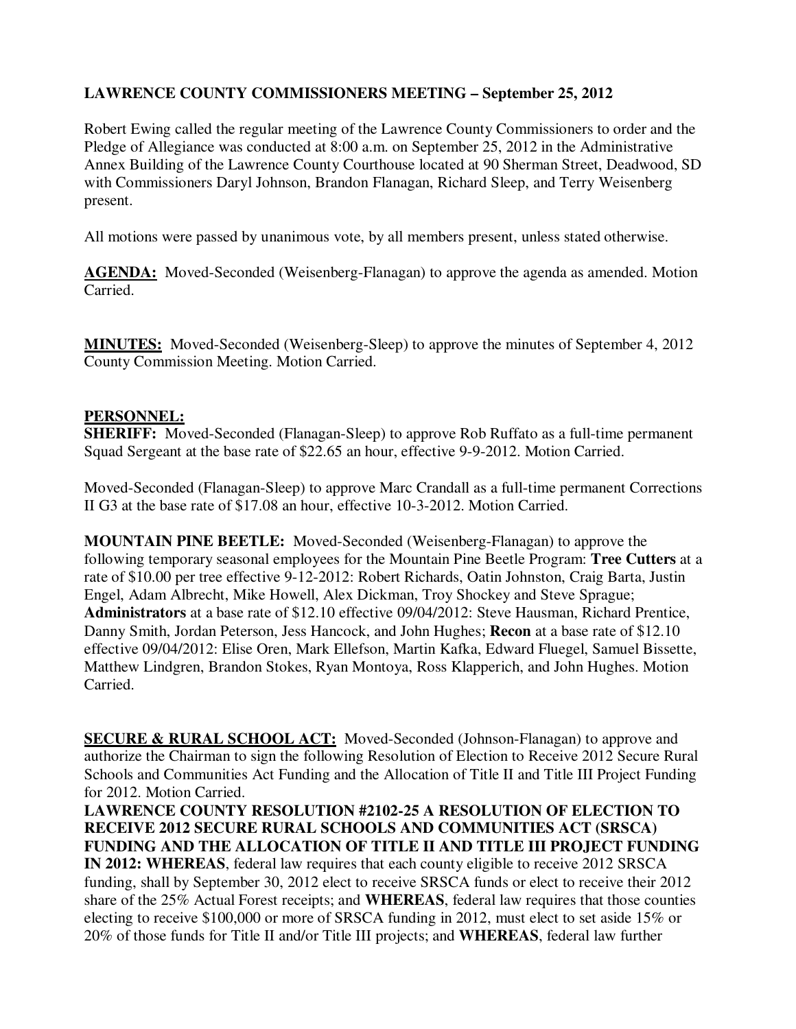**LAWRENCE COUNTY COMMISSIONERS MEETING – September 25, 2012**

Robert Ewing called the regular meeting of the Lawrence County Commissioners to order and the Pledge of Allegiance was conducted at 8:00 a.m. on September 25, 2012 in the Administrative Annex Building of the Lawrence County Courthouse located at 90 Sherman Street, Deadwood, SD with Commissioners Daryl Johnson, Brandon Flanagan, Richard Sleep, and Terry Weisenberg present.

All motions were passed by unanimous vote, by all members present, unless stated otherwise.

**AGENDA:** Moved-Seconded (Weisenberg-Flanagan) to approve the agenda as amended. Motion Carried.

**MINUTES:** Moved-Seconded (Weisenberg-Sleep) to approve the minutes of September 4, 2012 County Commission Meeting. Motion Carried.

**PERSONNEL:**

**SHERIFF:** Moved-Seconded (Flanagan-Sleep) to approve Rob Ruffato as a full-time permanent Squad Sergeant at the base rate of $22.65 an hour, effective 9-9-2012. Motion Carried.

Moved-Seconded (Flanagan-Sleep) to approve Marc Crandall as a full-time permanent Corrections II G3 at the base rate of $17.08 an hour, effective 10-3-2012. Motion Carried.

**MOUNTAIN PINE BEETLE:** Moved-Seconded (Weisenberg-Flanagan) to approve the following temporary seasonal employees for the Mountain Pine Beetle Program: **Tree Cutters** at a rate of $10.00 per tree effective 9-12-2012: Robert Richards, Oatin Johnston, Craig Barta, Justin Engel, Adam Albrecht, Mike Howell, Alex Dickman, Troy Shockey and Steve Sprague; **Administrators** at a base rate of $12.10 effective 09/04/2012: Steve Hausman, Richard Prentice, Danny Smith, Jordan Peterson, Jess Hancock, and John Hughes; **Recon** at a base rate of $12.10 effective 09/04/2012: Elise Oren, Mark Ellefson, Martin Kafka, Edward Fluegel, Samuel Bissette, Matthew Lindgren, Brandon Stokes, Ryan Montoya, Ross Klapperich, and John Hughes. Motion Carried.

**SECURE & RURAL SCHOOL ACT:** Moved-Seconded (Johnson-Flanagan) to approve and authorize the Chairman to sign the following Resolution of Election to Receive 2012 Secure Rural Schools and Communities Act Funding and the Allocation of Title II and Title III Project Funding for 2012. Motion Carried.

**LAWRENCE COUNTY RESOLUTION #2102-25 A RESOLUTION OF ELECTION TO RECEIVE 2012 SECURE RURAL SCHOOLS AND COMMUNITIES ACT (SRSCA) FUNDING AND THE ALLOCATION OF TITLE II AND TITLE III PROJECT FUNDING IN 2012: WHEREAS**, federal law requires that each county eligible to receive 2012 SRSCA funding, shall by September 30, 2012 elect to receive SRSCA funds or elect to receive their 2012 share of the 25% Actual Forest receipts; and **WHEREAS**, federal law requires that those counties electing to receive $100,000 or more of SRSCA funding in 2012, must elect to set aside 15% or 20% of those funds for Title II and/or Title III projects; and **WHEREAS**, federal law further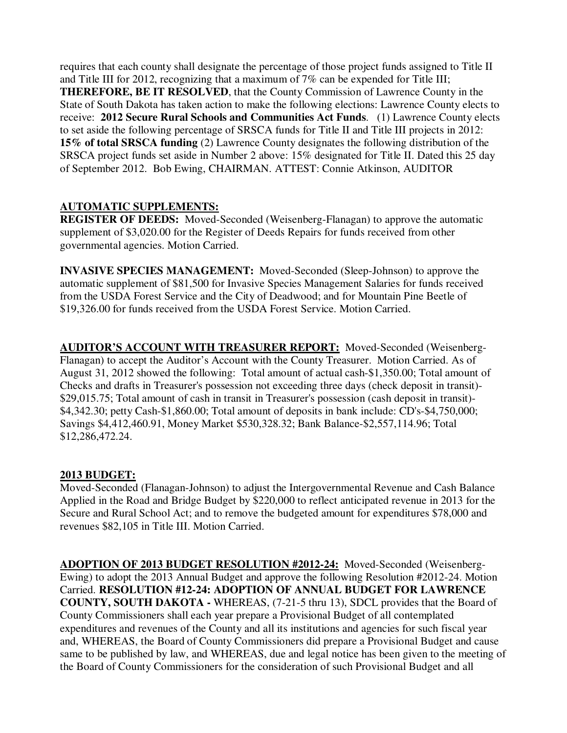requires that each county shall designate the percentage of those project funds assigned to Title II and Title III for 2012, recognizing that a maximum of 7% can be expended for Title III; **THEREFORE, BE IT RESOLVED**, that the County Commission of Lawrence County in the State of South Dakota has taken action to make the following elections: Lawrence County elects to receive: **2012 Secure Rural Schools and Communities Act Funds**. (1) Lawrence County elects to set aside the following percentage of SRSCA funds for Title II and Title III projects in 2012: **15% of total SRSCA funding** (2) Lawrence County designates the following distribution of the SRSCA project funds set aside in Number 2 above: 15% designated for Title II. Dated this 25 day of September 2012. Bob Ewing, CHAIRMAN. ATTEST: Connie Atkinson, AUDITOR

**AUTOMATIC SUPPLEMENTS:**

**REGISTER OF DEEDS:** Moved-Seconded (Weisenberg-Flanagan) to approve the automatic supplement of $3,020.00 for the Register of Deeds Repairs for funds received from other governmental agencies. Motion Carried.

**INVASIVE SPECIES MANAGEMENT:** Moved-Seconded (Sleep-Johnson) to approve the automatic supplement of $81,500 for Invasive Species Management Salaries for funds received from the USDA Forest Service and the City of Deadwood; and for Mountain Pine Beetle of $19,326.00 for funds received from the USDA Forest Service. Motion Carried.

**AUDITOR'S ACCOUNT WITH TREASURER REPORT:** Moved-Seconded (Weisenberg-Flanagan) to accept the Auditor's Account with the County Treasurer. Motion Carried. As of August 31, 2012 showed the following: Total amount of actual cash-$1,350.00; Total amount of Checks and drafts in Treasurer's possession not exceeding three days (check deposit in transit)-$29,015.75; Total amount of cash in transit in Treasurer's possession (cash deposit in transit)-$4,342.30; petty Cash-$1,860.00; Total amount of deposits in bank include: CD's-$4,750,000; Savings $4,412,460.91, Money Market $530,328.32; Bank Balance-$2,557,114.96; Total $12,286,472.24.

**2013 BUDGET:**

Moved-Seconded (Flanagan-Johnson) to adjust the Intergovernmental Revenue and Cash Balance Applied in the Road and Bridge Budget by $220,000 to reflect anticipated revenue in 2013 for the Secure and Rural School Act; and to remove the budgeted amount for expenditures $78,000 and revenues $82,105 in Title III. Motion Carried.

**ADOPTION OF 2013 BUDGET RESOLUTION #2012-24:** Moved-Seconded (Weisenberg-Ewing) to adopt the 2013 Annual Budget and approve the following Resolution #2012-24. Motion Carried. **RESOLUTION #12-24: ADOPTION OF ANNUAL BUDGET FOR LAWRENCE COUNTY, SOUTH DAKOTA -** WHEREAS, (7-21-5 thru 13), SDCL provides that the Board of County Commissioners shall each year prepare a Provisional Budget of all contemplated expenditures and revenues of the County and all its institutions and agencies for such fiscal year and, WHEREAS, the Board of County Commissioners did prepare a Provisional Budget and cause same to be published by law, and WHEREAS, due and legal notice has been given to the meeting of the Board of County Commissioners for the consideration of such Provisional Budget and all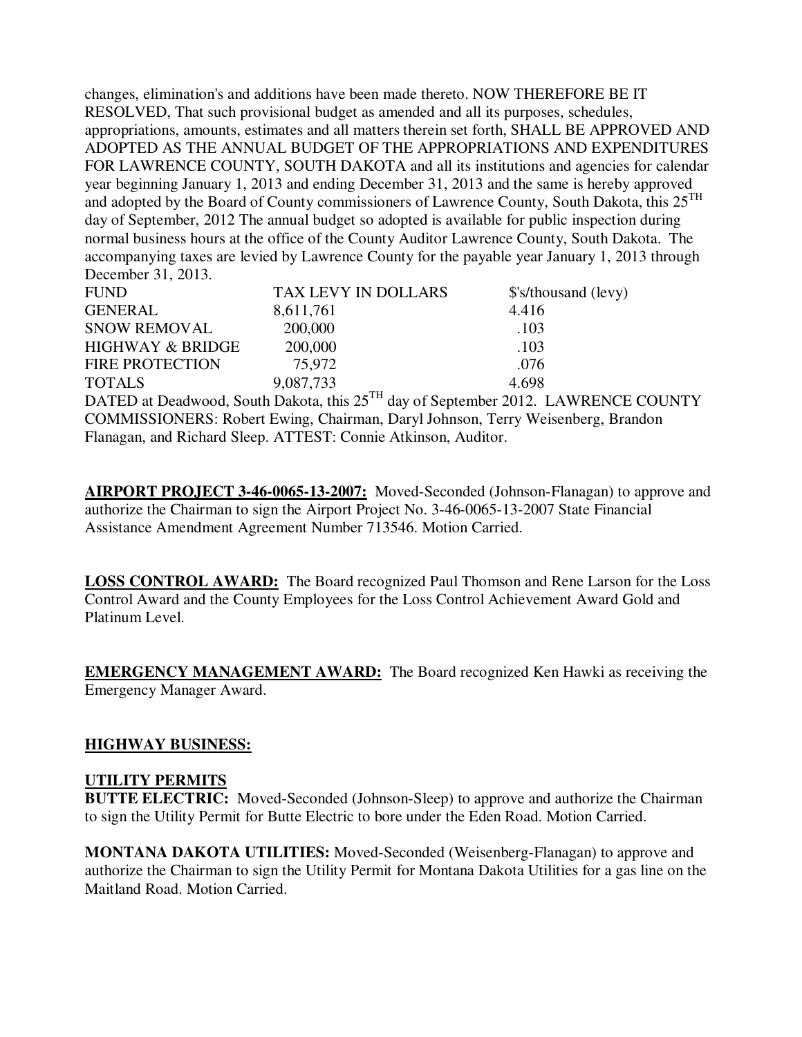changes, elimination's and additions have been made thereto. NOW THEREFORE BE IT RESOLVED, That such provisional budget as amended and all its purposes, schedules, appropriations, amounts, estimates and all matters therein set forth, SHALL BE APPROVED AND ADOPTED AS THE ANNUAL BUDGET OF THE APPROPRIATIONS AND EXPENDITURES FOR LAWRENCE COUNTY, SOUTH DAKOTA and all its institutions and agencies for calendar year beginning January 1, 2013 and ending December 31, 2013 and the same is hereby approved and adopted by the Board of County commissioners of Lawrence County, South Dakota, this 25TH day of September, 2012 The annual budget so adopted is available for public inspection during normal business hours at the office of the County Auditor Lawrence County, South Dakota. The accompanying taxes are levied by Lawrence County for the payable year January 1, 2013 through December 31, 2013.

| FUND | TAX LEVY IN DOLLARS | $'s/thousand (levy) |
|---|---|---|
| GENERAL | 8,611,761 | 4.416 |
| SNOW REMOVAL | 200,000 | .103 |
| HIGHWAY & BRIDGE | 200,000 | .103 |
| FIRE PROTECTION | 75,972 | .076 |
| TOTALS | 9,087,733 | 4.698 |

DATED at Deadwood, South Dakota, this 25TH day of September 2012. LAWRENCE COUNTY COMMISSIONERS: Robert Ewing, Chairman, Daryl Johnson, Terry Weisenberg, Brandon Flanagan, and Richard Sleep. ATTEST: Connie Atkinson, Auditor.

**AIRPORT PROJECT 3-46-0065-13-2007:** Moved-Seconded (Johnson-Flanagan) to approve and authorize the Chairman to sign the Airport Project No. 3-46-0065-13-2007 State Financial Assistance Amendment Agreement Number 713546. Motion Carried.

**LOSS CONTROL AWARD:** The Board recognized Paul Thomson and Rene Larson for the Loss Control Award and the County Employees for the Loss Control Achievement Award Gold and Platinum Level.

**EMERGENCY MANAGEMENT AWARD:** The Board recognized Ken Hawki as receiving the Emergency Manager Award.

**HIGHWAY BUSINESS:**

**UTILITY PERMITS**

**BUTTE ELECTRIC:** Moved-Seconded (Johnson-Sleep) to approve and authorize the Chairman to sign the Utility Permit for Butte Electric to bore under the Eden Road. Motion Carried.

**MONTANA DAKOTA UTILITIES:** Moved-Seconded (Weisenberg-Flanagan) to approve and authorize the Chairman to sign the Utility Permit for Montana Dakota Utilities for a gas line on the Maitland Road. Motion Carried.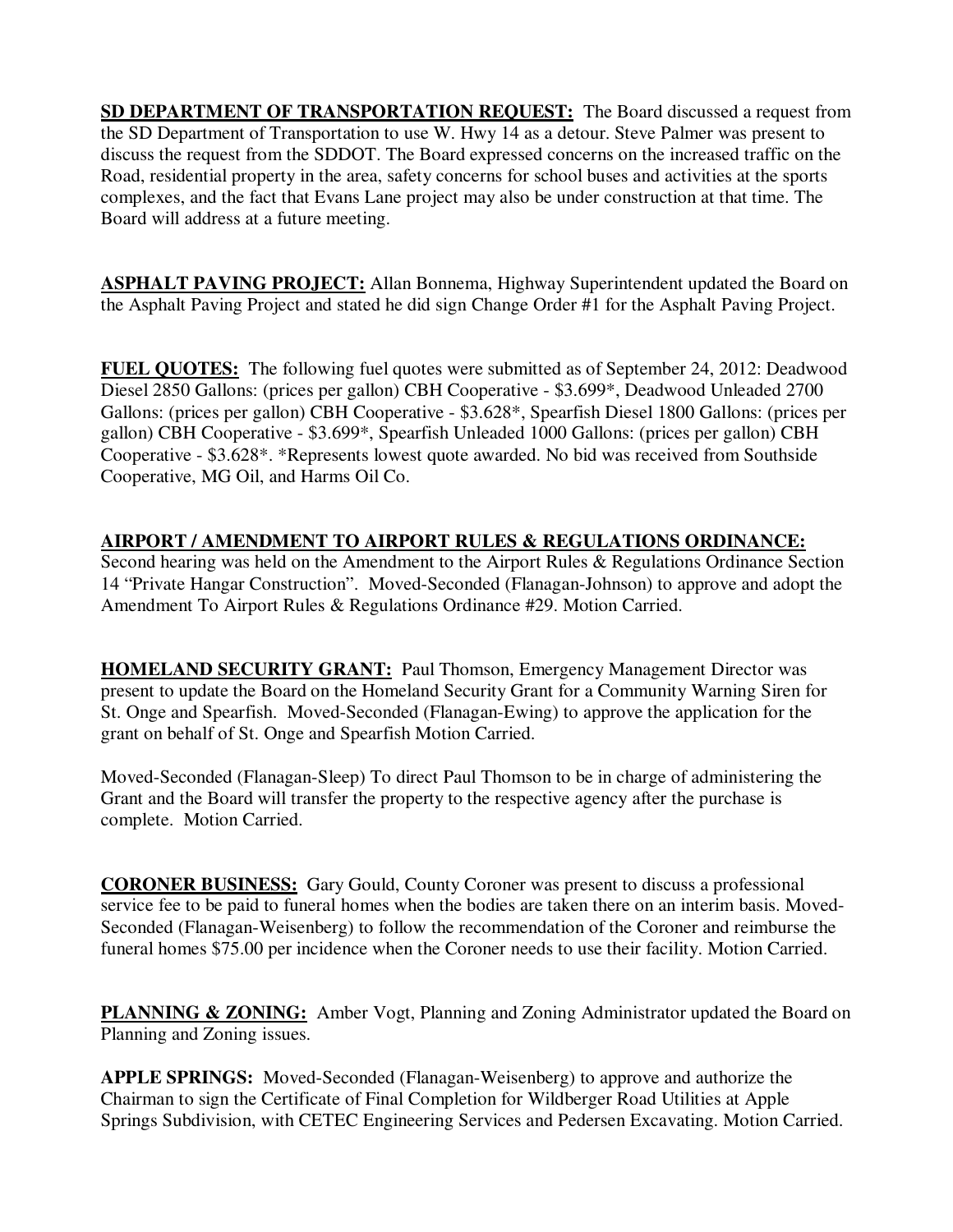**SD DEPARTMENT OF TRANSPORTATION REQUEST:** The Board discussed a request from the SD Department of Transportation to use W. Hwy 14 as a detour. Steve Palmer was present to discuss the request from the SDDOT. The Board expressed concerns on the increased traffic on the Road, residential property in the area, safety concerns for school buses and activities at the sports complexes, and the fact that Evans Lane project may also be under construction at that time. The Board will address at a future meeting.

**ASPHALT PAVING PROJECT:** Allan Bonnema, Highway Superintendent updated the Board on the Asphalt Paving Project and stated he did sign Change Order #1 for the Asphalt Paving Project.

**FUEL QUOTES:** The following fuel quotes were submitted as of September 24, 2012: Deadwood Diesel 2850 Gallons: (prices per gallon) CBH Cooperative - $3.699*, Deadwood Unleaded 2700 Gallons: (prices per gallon) CBH Cooperative - $3.628*, Spearfish Diesel 1800 Gallons: (prices per gallon) CBH Cooperative - $3.699*, Spearfish Unleaded 1000 Gallons: (prices per gallon) CBH Cooperative - $3.628*. *Represents lowest quote awarded. No bid was received from Southside Cooperative, MG Oil, and Harms Oil Co.

**AIRPORT / AMENDMENT TO AIRPORT RULES & REGULATIONS ORDINANCE:**
Second hearing was held on the Amendment to the Airport Rules & Regulations Ordinance Section 14 "Private Hangar Construction". Moved-Seconded (Flanagan-Johnson) to approve and adopt the Amendment To Airport Rules & Regulations Ordinance #29. Motion Carried.

**HOMELAND SECURITY GRANT:** Paul Thomson, Emergency Management Director was present to update the Board on the Homeland Security Grant for a Community Warning Siren for St. Onge and Spearfish. Moved-Seconded (Flanagan-Ewing) to approve the application for the grant on behalf of St. Onge and Spearfish Motion Carried.

Moved-Seconded (Flanagan-Sleep) To direct Paul Thomson to be in charge of administering the Grant and the Board will transfer the property to the respective agency after the purchase is complete. Motion Carried.

**CORONER BUSINESS:** Gary Gould, County Coroner was present to discuss a professional service fee to be paid to funeral homes when the bodies are taken there on an interim basis. Moved-Seconded (Flanagan-Weisenberg) to follow the recommendation of the Coroner and reimburse the funeral homes $75.00 per incidence when the Coroner needs to use their facility. Motion Carried.

**PLANNING & ZONING:** Amber Vogt, Planning and Zoning Administrator updated the Board on Planning and Zoning issues.

**APPLE SPRINGS:** Moved-Seconded (Flanagan-Weisenberg) to approve and authorize the Chairman to sign the Certificate of Final Completion for Wildberger Road Utilities at Apple Springs Subdivision, with CETEC Engineering Services and Pedersen Excavating. Motion Carried.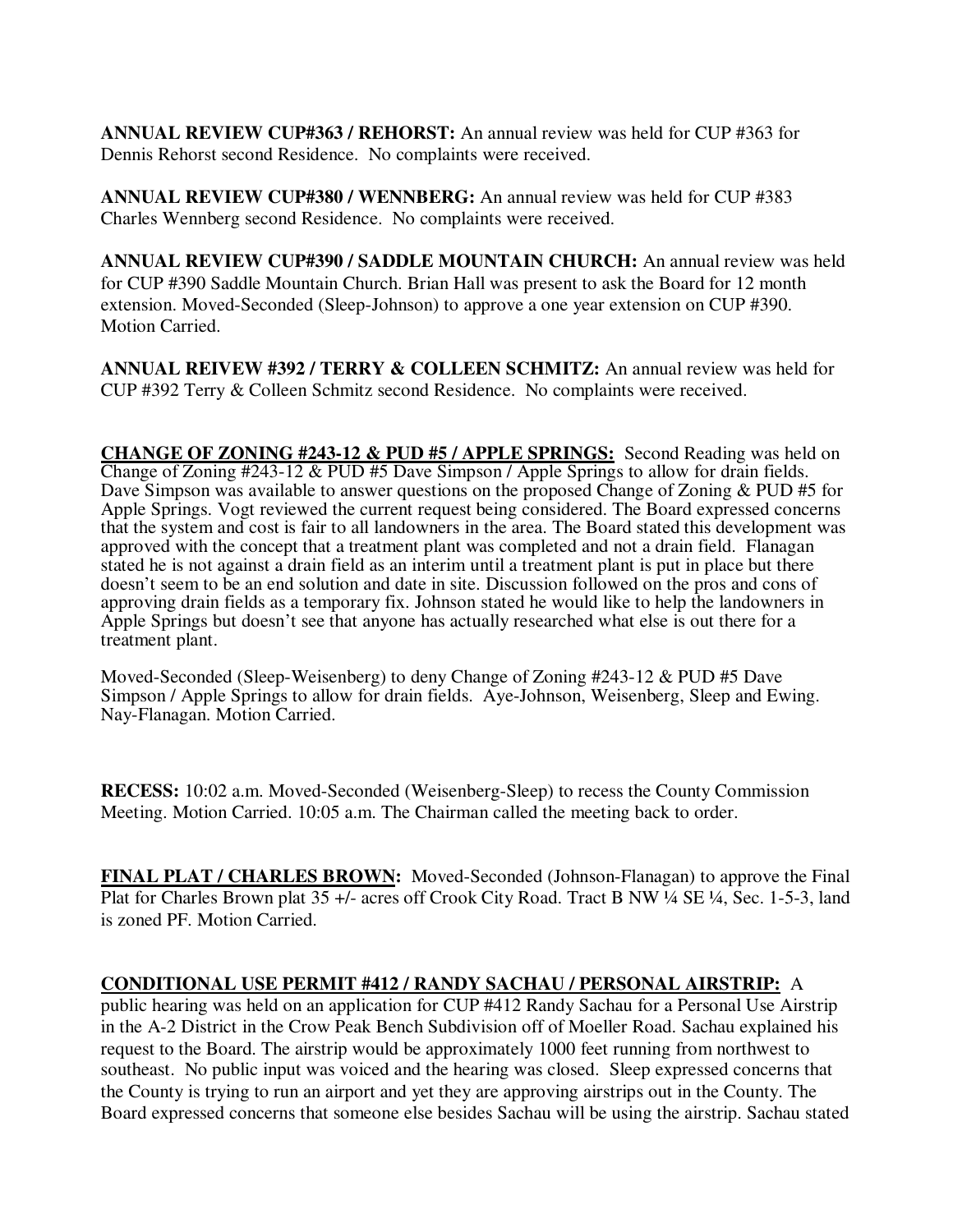**ANNUAL REVIEW CUP#363 / REHORST:** An annual review was held for CUP #363 for Dennis Rehorst second Residence. No complaints were received.

**ANNUAL REVIEW CUP#380 / WENNBERG:** An annual review was held for CUP #383 Charles Wennberg second Residence. No complaints were received.

**ANNUAL REVIEW CUP#390 / SADDLE MOUNTAIN CHURCH:** An annual review was held for CUP #390 Saddle Mountain Church. Brian Hall was present to ask the Board for 12 month extension. Moved-Seconded (Sleep-Johnson) to approve a one year extension on CUP #390. Motion Carried.

**ANNUAL REIVEW #392 / TERRY & COLLEEN SCHMITZ:** An annual review was held for CUP #392 Terry & Colleen Schmitz second Residence. No complaints were received.

**CHANGE OF ZONING #243-12 & PUD #5 / APPLE SPRINGS:** Second Reading was held on Change of Zoning #243-12 & PUD #5 Dave Simpson / Apple Springs to allow for drain fields. Dave Simpson was available to answer questions on the proposed Change of Zoning & PUD #5 for Apple Springs. Vogt reviewed the current request being considered. The Board expressed concerns that the system and cost is fair to all landowners in the area. The Board stated this development was approved with the concept that a treatment plant was completed and not a drain field. Flanagan stated he is not against a drain field as an interim until a treatment plant is put in place but there doesn't seem to be an end solution and date in site. Discussion followed on the pros and cons of approving drain fields as a temporary fix. Johnson stated he would like to help the landowners in Apple Springs but doesn't see that anyone has actually researched what else is out there for a treatment plant.

Moved-Seconded (Sleep-Weisenberg) to deny Change of Zoning #243-12 & PUD #5 Dave Simpson / Apple Springs to allow for drain fields. Aye-Johnson, Weisenberg, Sleep and Ewing. Nay-Flanagan. Motion Carried.

**RECESS:** 10:02 a.m. Moved-Seconded (Weisenberg-Sleep) to recess the County Commission Meeting. Motion Carried. 10:05 a.m. The Chairman called the meeting back to order.

**FINAL PLAT / CHARLES BROWN:** Moved-Seconded (Johnson-Flanagan) to approve the Final Plat for Charles Brown plat 35 +/- acres off Crook City Road. Tract B NW ¼ SE ¼, Sec. 1-5-3, land is zoned PF. Motion Carried.

**CONDITIONAL USE PERMIT #412 / RANDY SACHAU / PERSONAL AIRSTRIP:** A public hearing was held on an application for CUP #412 Randy Sachau for a Personal Use Airstrip in the A-2 District in the Crow Peak Bench Subdivision off of Moeller Road. Sachau explained his request to the Board. The airstrip would be approximately 1000 feet running from northwest to southeast. No public input was voiced and the hearing was closed. Sleep expressed concerns that the County is trying to run an airport and yet they are approving airstrips out in the County. The Board expressed concerns that someone else besides Sachau will be using the airstrip. Sachau stated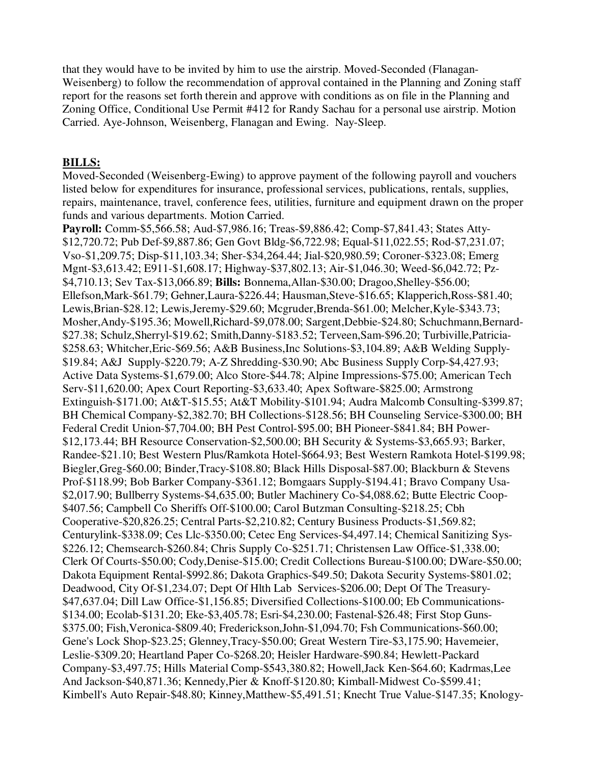that they would have to be invited by him to use the airstrip. Moved-Seconded (Flanagan-Weisenberg) to follow the recommendation of approval contained in the Planning and Zoning staff report for the reasons set forth therein and approve with conditions as on file in the Planning and Zoning Office, Conditional Use Permit #412 for Randy Sachau for a personal use airstrip. Motion Carried. Aye-Johnson, Weisenberg, Flanagan and Ewing. Nay-Sleep.

**BILLS:**

Moved-Seconded (Weisenberg-Ewing) to approve payment of the following payroll and vouchers listed below for expenditures for insurance, professional services, publications, rentals, supplies, repairs, maintenance, travel, conference fees, utilities, furniture and equipment drawn on the proper funds and various departments. Motion Carried.

**Payroll:** Comm-$5,566.58; Aud-$7,986.16; Treas-$9,886.42; Comp-$7,841.43; States Atty-$12,720.72; Pub Def-$9,887.86; Gen Govt Bldg-$6,722.98; Equal-$11,022.55; Rod-$7,231.07; Vso-$1,209.75; Disp-$11,103.34; Sher-$34,264.44; Jial-$20,980.59; Coroner-$323.08; Emerg Mgnt-$3,613.42; E911-$1,608.17; Highway-$37,802.13; Air-$1,046.30; Weed-$6,042.72; Pz-$4,710.13; Sev Tax-$13,066.89; **Bills:** Bonnema,Allan-$30.00; Dragoo,Shelley-$56.00; Ellefson,Mark-$61.79; Gehner,Laura-$226.44; Hausman,Steve-$16.65; Klapperich,Ross-$81.40; Lewis,Brian-$28.12; Lewis,Jeremy-$29.60; Mcgruder,Brenda-$61.00; Melcher,Kyle-$343.73; Mosher,Andy-$195.36; Mowell,Richard-$9,078.00; Sargent,Debbie-$24.80; Schuchmann,Bernard-$27.38; Schulz,Sherryl-$19.62; Smith,Danny-$183.52; Terveen,Sam-$96.20; Turbiville,Patricia-$258.63; Whitcher,Eric-$69.56; A&B Business,Inc Solutions-$3,104.89; A&B Welding Supply-$19.84; A&J Supply-$220.79; A-Z Shredding-$30.90; Abc Business Supply Corp-$4,427.93; Active Data Systems-$1,679.00; Alco Store-$44.78; Alpine Impressions-$75.00; American Tech Serv-$11,620.00; Apex Court Reporting-$3,633.40; Apex Software-$825.00; Armstrong Extinguish-$171.00; At&T-$15.55; At&T Mobility-$101.94; Audra Malcomb Consulting-$399.87; BH Chemical Company-$2,382.70; BH Collections-$128.56; BH Counseling Service-$300.00; BH Federal Credit Union-$7,704.00; BH Pest Control-$95.00; BH Pioneer-$841.84; BH Power-$12,173.44; BH Resource Conservation-$2,500.00; BH Security & Systems-$3,665.93; Barker, Randee-$21.10; Best Western Plus/Ramkota Hotel-$664.93; Best Western Ramkota Hotel-$199.98; Biegler,Greg-$60.00; Binder,Tracy-$108.80; Black Hills Disposal-$87.00; Blackburn & Stevens Prof-$118.99; Bob Barker Company-$361.12; Bomgaars Supply-$194.41; Bravo Company Usa-$2,017.90; Bullberry Systems-$4,635.00; Butler Machinery Co-$4,088.62; Butte Electric Coop-$407.56; Campbell Co Sheriffs Off-$100.00; Carol Butzman Consulting-$218.25; Cbh Cooperative-$20,826.25; Central Parts-$2,210.82; Century Business Products-$1,569.82; Centurylink-$338.09; Ces Llc-$350.00; Cetec Eng Services-$4,497.14; Chemical Sanitizing Sys-$226.12; Chemsearch-$260.84; Chris Supply Co-$251.71; Christensen Law Office-$1,338.00; Clerk Of Courts-$50.00; Cody,Denise-$15.00; Credit Collections Bureau-$100.00; DWare-$50.00; Dakota Equipment Rental-$992.86; Dakota Graphics-$49.50; Dakota Security Systems-$801.02; Deadwood, City Of-$1,234.07; Dept Of Hlth Lab Services-$206.00; Dept Of The Treasury-$47,637.04; Dill Law Office-$1,156.85; Diversified Collections-$100.00; Eb Communications-$134.00; Ecolab-$131.20; Eke-$3,405.78; Esri-$4,230.00; Fastenal-$26.48; First Stop Guns-$375.00; Fish,Veronica-$809.40; Frederickson,John-$1,094.70; Fsh Communications-$60.00; Gene's Lock Shop-$23.25; Glenney,Tracy-$50.00; Great Western Tire-$3,175.90; Havemeier, Leslie-$309.20; Heartland Paper Co-$268.20; Heisler Hardware-$90.84; Hewlett-Packard Company-$3,497.75; Hills Material Comp-$543,380.82; Howell,Jack Ken-$64.60; Kadrmas,Lee And Jackson-$40,871.36; Kennedy,Pier & Knoff-$120.80; Kimball-Midwest Co-$599.41; Kimbell's Auto Repair-$48.80; Kinney,Matthew-$5,491.51; Knecht True Value-$147.35; Knology-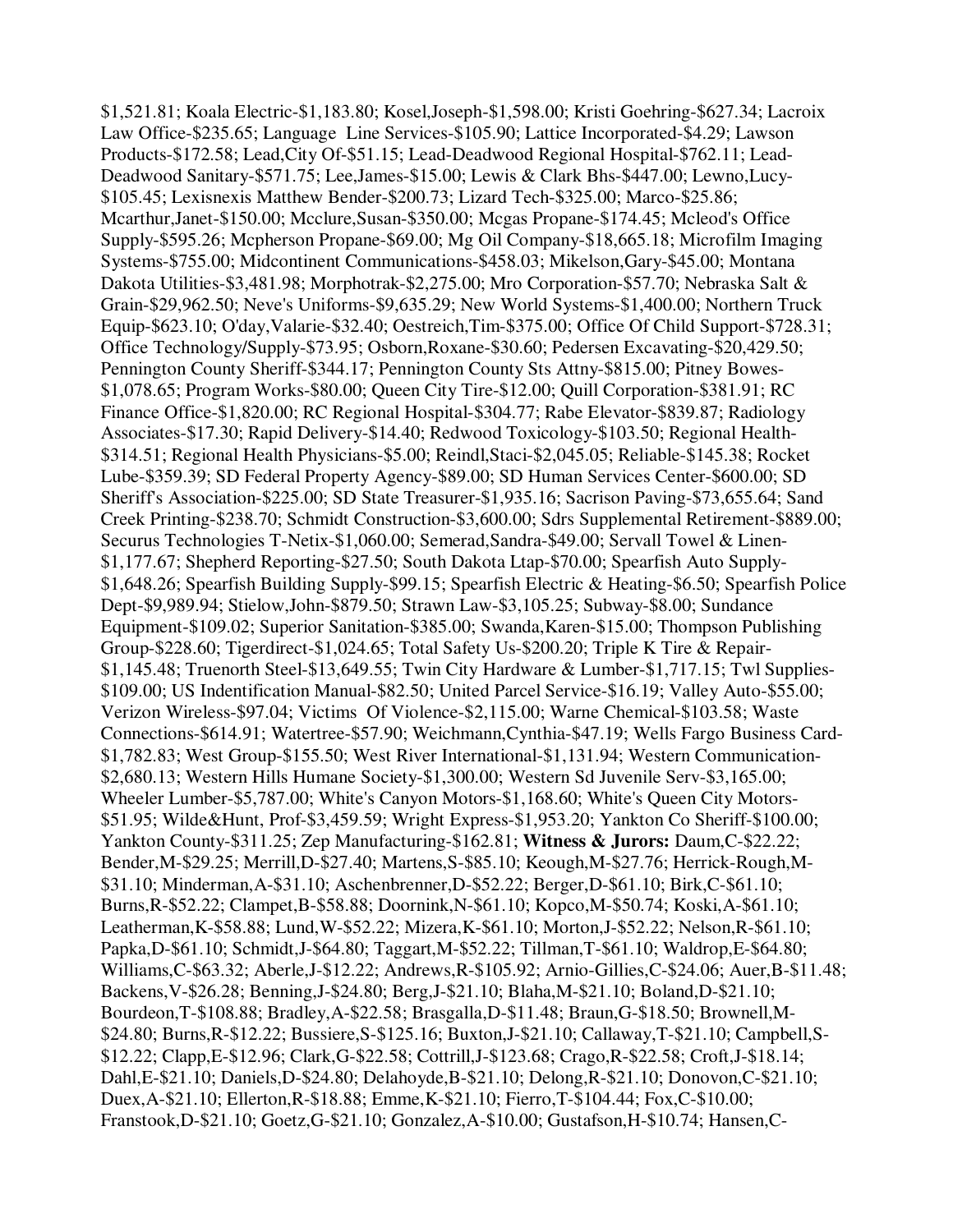$1,521.81; Koala Electric-$1,183.80; Kosel,Joseph-$1,598.00; Kristi Goehring-$627.34; Lacroix Law Office-$235.65; Language Line Services-$105.90; Lattice Incorporated-$4.29; Lawson Products-$172.58; Lead,City Of-$51.15; Lead-Deadwood Regional Hospital-$762.11; Lead-Deadwood Sanitary-$571.75; Lee,James-$15.00; Lewis & Clark Bhs-$447.00; Lewno,Lucy-$105.45; Lexisnexis Matthew Bender-$200.73; Lizard Tech-$325.00; Marco-$25.86; Mcarthur,Janet-$150.00; Mcclure,Susan-$350.00; Mcgas Propane-$174.45; Mcleod's Office Supply-$595.26; Mcpherson Propane-$69.00; Mg Oil Company-$18,665.18; Microfilm Imaging Systems-$755.00; Midcontinent Communications-$458.03; Mikelson,Gary-$45.00; Montana Dakota Utilities-$3,481.98; Morphotrak-$2,275.00; Mro Corporation-$57.70; Nebraska Salt & Grain-$29,962.50; Neve's Uniforms-$9,635.29; New World Systems-$1,400.00; Northern Truck Equip-$623.10; O'day,Valarie-$32.40; Oestreich,Tim-$375.00; Office Of Child Support-$728.31; Office Technology/Supply-$73.95; Osborn,Roxane-$30.60; Pedersen Excavating-$20,429.50; Pennington County Sheriff-$344.17; Pennington County Sts Attny-$815.00; Pitney Bowes-$1,078.65; Program Works-$80.00; Queen City Tire-$12.00; Quill Corporation-$381.91; RC Finance Office-$1,820.00; RC Regional Hospital-$304.77; Rabe Elevator-$839.87; Radiology Associates-$17.30; Rapid Delivery-$14.40; Redwood Toxicology-$103.50; Regional Health-$314.51; Regional Health Physicians-$5.00; Reindl,Staci-$2,045.05; Reliable-$145.38; Rocket Lube-$359.39; SD Federal Property Agency-$89.00; SD Human Services Center-$600.00; SD Sheriff's Association-$225.00; SD State Treasurer-$1,935.16; Sacrison Paving-$73,655.64; Sand Creek Printing-$238.70; Schmidt Construction-$3,600.00; Sdrs Supplemental Retirement-$889.00; Securus Technologies T-Netix-$1,060.00; Semerad,Sandra-$49.00; Servall Towel & Linen-$1,177.67; Shepherd Reporting-$27.50; South Dakota Ltap-$70.00; Spearfish Auto Supply-$1,648.26; Spearfish Building Supply-$99.15; Spearfish Electric & Heating-$6.50; Spearfish Police Dept-$9,989.94; Stielow,John-$879.50; Strawn Law-$3,105.25; Subway-$8.00; Sundance Equipment-$109.02; Superior Sanitation-$385.00; Swanda,Karen-$15.00; Thompson Publishing Group-$228.60; Tigerdirect-$1,024.65; Total Safety Us-$200.20; Triple K Tire & Repair-$1,145.48; Truenorth Steel-$13,649.55; Twin City Hardware & Lumber-$1,717.15; Twl Supplies-$109.00; US Indentification Manual-$82.50; United Parcel Service-$16.19; Valley Auto-$55.00; Verizon Wireless-$97.04; Victims Of Violence-$2,115.00; Warne Chemical-$103.58; Waste Connections-$614.91; Watertree-$57.90; Weichmann,Cynthia-$47.19; Wells Fargo Business Card-$1,782.83; West Group-$155.50; West River International-$1,131.94; Western Communication-$2,680.13; Western Hills Humane Society-$1,300.00; Western Sd Juvenile Serv-$3,165.00; Wheeler Lumber-$5,787.00; White's Canyon Motors-$1,168.60; White's Queen City Motors-$51.95; Wilde&Hunt, Prof-$3,459.59; Wright Express-$1,953.20; Yankton Co Sheriff-$100.00; Yankton County-$311.25; Zep Manufacturing-$162.81; **Witness & Jurors:** Daum,C-$22.22; Bender,M-$29.25; Merrill,D-$27.40; Martens,S-$85.10; Keough,M-$27.76; Herrick-Rough,M-$31.10; Minderman,A-$31.10; Aschenbrenner,D-$52.22; Berger,D-$61.10; Birk,C-$61.10; Burns,R-$52.22; Clampet,B-$58.88; Doornink,N-$61.10; Kopco,M-$50.74; Koski,A-$61.10; Leatherman,K-$58.88; Lund,W-$52.22; Mizera,K-$61.10; Morton,J-$52.22; Nelson,R-$61.10; Papka,D-$61.10; Schmidt,J-$64.80; Taggart,M-$52.22; Tillman,T-$61.10; Waldrop,E-$64.80; Williams,C-$63.32; Aberle,J-$12.22; Andrews,R-$105.92; Arnio-Gillies,C-$24.06; Auer,B-$11.48; Backens,V-$26.28; Benning,J-$24.80; Berg,J-$21.10; Blaha,M-$21.10; Boland,D-$21.10; Bourdeon,T-$108.88; Bradley,A-$22.58; Brasgalla,D-$11.48; Braun,G-$18.50; Brownell,M-$24.80; Burns,R-$12.22; Bussiere,S-$125.16; Buxton,J-$21.10; Callaway,T-$21.10; Campbell,S-$12.22; Clapp,E-$12.96; Clark,G-$22.58; Cottrill,J-$123.68; Crago,R-$22.58; Croft,J-$18.14; Dahl,E-$21.10; Daniels,D-$24.80; Delahoyde,B-$21.10; Delong,R-$21.10; Donovon,C-$21.10; Duex,A-$21.10; Ellerton,R-$18.88; Emme,K-$21.10; Fierro,T-$104.44; Fox,C-$10.00; Franstook,D-$21.10; Goetz,G-$21.10; Gonzalez,A-$10.00; Gustafson,H-$10.74; Hansen,C-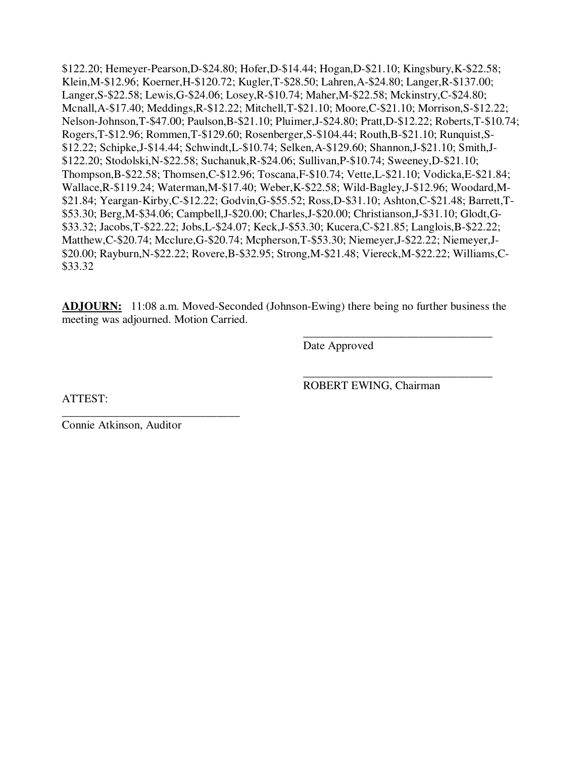$122.20; Hemeyer-Pearson,D-$24.80; Hofer,D-$14.44; Hogan,D-$21.10; Kingsbury,K-$22.58; Klein,M-$12.96; Koerner,H-$120.72; Kugler,T-$28.50; Lahren,A-$24.80; Langer,R-$137.00; Langer,S-$22.58; Lewis,G-$24.06; Losey,R-$10.74; Maher,M-$22.58; Mckinstry,C-$24.80; Mcnall,A-$17.40; Meddings,R-$12.22; Mitchell,T-$21.10; Moore,C-$21.10; Morrison,S-$12.22; Nelson-Johnson,T-$47.00; Paulson,B-$21.10; Pluimer,J-$24.80; Pratt,D-$12.22; Roberts,T-$10.74; Rogers,T-$12.96; Rommen,T-$129.60; Rosenberger,S-$104.44; Routh,B-$21.10; Runquist,S-$12.22; Schipke,J-$14.44; Schwindt,L-$10.74; Selken,A-$129.60; Shannon,J-$21.10; Smith,J-$122.20; Stodolski,N-$22.58; Suchanuk,R-$24.06; Sullivan,P-$10.74; Sweeney,D-$21.10; Thompson,B-$22.58; Thomsen,C-$12.96; Toscana,F-$10.74; Vette,L-$21.10; Vodicka,E-$21.84; Wallace,R-$119.24; Waterman,M-$17.40; Weber,K-$22.58; Wild-Bagley,J-$12.96; Woodard,M-$21.84; Yeargan-Kirby,C-$12.22; Godvin,G-$55.52; Ross,D-$31.10; Ashton,C-$21.48; Barrett,T-$53.30; Berg,M-$34.06; Campbell,J-$20.00; Charles,J-$20.00; Christianson,J-$31.10; Glodt,G-$33.32; Jacobs,T-$22.22; Jobs,L-$24.07; Keck,J-$53.30; Kucera,C-$21.85; Langlois,B-$22.22; Matthew,C-$20.74; Mcclure,G-$20.74; Mcpherson,T-$53.30; Niemeyer,J-$22.22; Niemeyer,J-$20.00; Rayburn,N-$22.22; Rovere,B-$32.95; Strong,M-$21.48; Viereck,M-$22.22; Williams,C-$33.32

**ADJOURN:** 11:08 a.m. Moved-Seconded (Johnson-Ewing) there being no further business the meeting was adjourned. Motion Carried.

\_\_\_\_\_\_\_\_\_\_\_\_\_\_\_\_\_\_\_\_\_\_\_\_\_\_\_\_\_\_\_\_
Date Approved

\_\_\_\_\_\_\_\_\_\_\_\_\_\_\_\_\_\_\_\_\_\_\_\_\_\_\_\_\_\_\_\_
ROBERT EWING, Chairman

ATTEST:

\_\_\_\_\_\_\_\_\_\_\_\_\_\_\_\_\_\_\_\_\_\_\_\_\_\_\_\_\_\_\_\_
Connie Atkinson, Auditor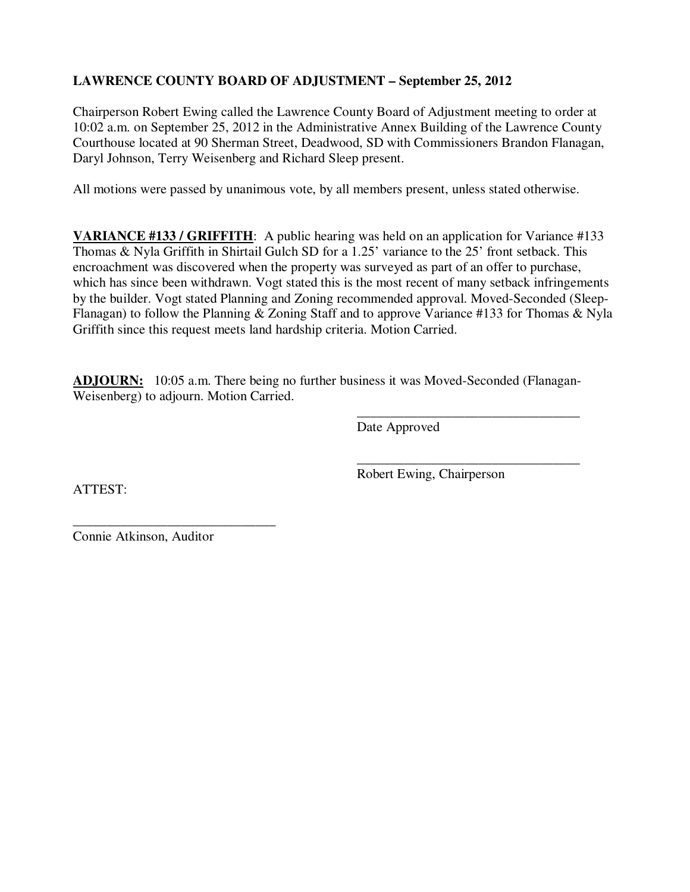**LAWRENCE COUNTY BOARD OF ADJUSTMENT – September 25, 2012**

Chairperson Robert Ewing called the Lawrence County Board of Adjustment meeting to order at 10:02 a.m. on September 25, 2012 in the Administrative Annex Building of the Lawrence County Courthouse located at 90 Sherman Street, Deadwood, SD with Commissioners Brandon Flanagan, Daryl Johnson, Terry Weisenberg and Richard Sleep present.

All motions were passed by unanimous vote, by all members present, unless stated otherwise.

**VARIANCE #133 / GRIFFITH**: A public hearing was held on an application for Variance #133 Thomas & Nyla Griffith in Shirtail Gulch SD for a 1.25' variance to the 25' front setback. This encroachment was discovered when the property was surveyed as part of an offer to purchase, which has since been withdrawn. Vogt stated this is the most recent of many setback infringements by the builder. Vogt stated Planning and Zoning recommended approval. Moved-Seconded (Sleep-Flanagan) to follow the Planning & Zoning Staff and to approve Variance #133 for Thomas & Nyla Griffith since this request meets land hardship criteria. Motion Carried.

**ADJOURN:** 10:05 a.m. There being no further business it was Moved-Seconded (Flanagan-Weisenberg) to adjourn. Motion Carried.

\_\_\_\_\_\_\_\_\_\_\_\_\_\_\_\_\_\_\_\_\_\_\_\_\_\_\_\_\_\_\_\_\_\_
Date Approved

\_\_\_\_\_\_\_\_\_\_\_\_\_\_\_\_\_\_\_\_\_\_\_\_\_\_\_\_\_\_\_\_\_\_
Robert Ewing, Chairperson

ATTEST:

\_\_\_\_\_\_\_\_\_\_\_\_\_\_\_\_\_\_\_\_\_\_\_\_\_\_\_\_\_\_
Connie Atkinson, Auditor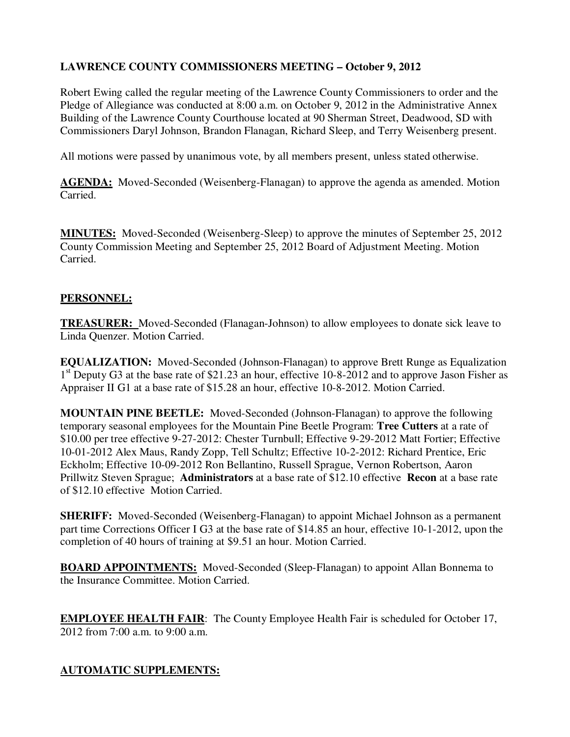**LAWRENCE COUNTY COMMISSIONERS MEETING – October 9, 2012**

Robert Ewing called the regular meeting of the Lawrence County Commissioners to order and the Pledge of Allegiance was conducted at 8:00 a.m. on October 9, 2012 in the Administrative Annex Building of the Lawrence County Courthouse located at 90 Sherman Street, Deadwood, SD with Commissioners Daryl Johnson, Brandon Flanagan, Richard Sleep, and Terry Weisenberg present.

All motions were passed by unanimous vote, by all members present, unless stated otherwise.

**AGENDA:** Moved-Seconded (Weisenberg-Flanagan) to approve the agenda as amended. Motion Carried.

**MINUTES:** Moved-Seconded (Weisenberg-Sleep) to approve the minutes of September 25, 2012 County Commission Meeting and September 25, 2012 Board of Adjustment Meeting. Motion Carried.

**PERSONNEL:**

**TREASURER:** Moved-Seconded (Flanagan-Johnson) to allow employees to donate sick leave to Linda Quenzer. Motion Carried.

**EQUALIZATION:** Moved-Seconded (Johnson-Flanagan) to approve Brett Runge as Equalization 1st Deputy G3 at the base rate of $21.23 an hour, effective 10-8-2012 and to approve Jason Fisher as Appraiser II G1 at a base rate of $15.28 an hour, effective 10-8-2012. Motion Carried.

**MOUNTAIN PINE BEETLE:** Moved-Seconded (Johnson-Flanagan) to approve the following temporary seasonal employees for the Mountain Pine Beetle Program: **Tree Cutters** at a rate of $10.00 per tree effective 9-27-2012: Chester Turnbull; Effective 9-29-2012 Matt Fortier; Effective 10-01-2012 Alex Maus, Randy Zopp, Tell Schultz; Effective 10-2-2012: Richard Prentice, Eric Eckholm; Effective 10-09-2012 Ron Bellantino, Russell Sprague, Vernon Robertson, Aaron Prillwitz Steven Sprague; **Administrators** at a base rate of $12.10 effective **Recon** at a base rate of $12.10 effective Motion Carried.

**SHERIFF:** Moved-Seconded (Weisenberg-Flanagan) to appoint Michael Johnson as a permanent part time Corrections Officer I G3 at the base rate of $14.85 an hour, effective 10-1-2012, upon the completion of 40 hours of training at $9.51 an hour. Motion Carried.

**BOARD APPOINTMENTS:** Moved-Seconded (Sleep-Flanagan) to appoint Allan Bonnema to the Insurance Committee. Motion Carried.

**EMPLOYEE HEALTH FAIR**: The County Employee Health Fair is scheduled for October 17, 2012 from 7:00 a.m. to 9:00 a.m.

**AUTOMATIC SUPPLEMENTS:**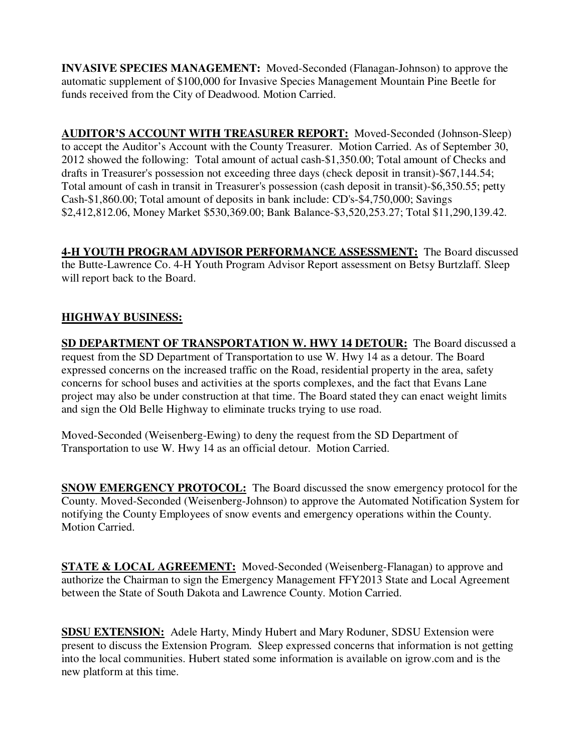**INVASIVE SPECIES MANAGEMENT:** Moved-Seconded (Flanagan-Johnson) to approve the automatic supplement of $100,000 for Invasive Species Management Mountain Pine Beetle for funds received from the City of Deadwood. Motion Carried.

**AUDITOR'S ACCOUNT WITH TREASURER REPORT:** Moved-Seconded (Johnson-Sleep) to accept the Auditor's Account with the County Treasurer. Motion Carried. As of September 30, 2012 showed the following: Total amount of actual cash-$1,350.00; Total amount of Checks and drafts in Treasurer's possession not exceeding three days (check deposit in transit)-$67,144.54; Total amount of cash in transit in Treasurer's possession (cash deposit in transit)-$6,350.55; petty Cash-$1,860.00; Total amount of deposits in bank include: CD's-$4,750,000; Savings $2,412,812.06, Money Market $530,369.00; Bank Balance-$3,520,253.27; Total $11,290,139.42.

**4-H YOUTH PROGRAM ADVISOR PERFORMANCE ASSESSMENT:** The Board discussed the Butte-Lawrence Co. 4-H Youth Program Advisor Report assessment on Betsy Burtzlaff. Sleep will report back to the Board.

**HIGHWAY BUSINESS:**

**SD DEPARTMENT OF TRANSPORTATION W. HWY 14 DETOUR:** The Board discussed a request from the SD Department of Transportation to use W. Hwy 14 as a detour. The Board expressed concerns on the increased traffic on the Road, residential property in the area, safety concerns for school buses and activities at the sports complexes, and the fact that Evans Lane project may also be under construction at that time. The Board stated they can enact weight limits and sign the Old Belle Highway to eliminate trucks trying to use road.

Moved-Seconded (Weisenberg-Ewing) to deny the request from the SD Department of Transportation to use W. Hwy 14 as an official detour. Motion Carried.

**SNOW EMERGENCY PROTOCOL:** The Board discussed the snow emergency protocol for the County. Moved-Seconded (Weisenberg-Johnson) to approve the Automated Notification System for notifying the County Employees of snow events and emergency operations within the County. Motion Carried.

**STATE & LOCAL AGREEMENT:** Moved-Seconded (Weisenberg-Flanagan) to approve and authorize the Chairman to sign the Emergency Management FFY2013 State and Local Agreement between the State of South Dakota and Lawrence County. Motion Carried.

**SDSU EXTENSION:** Adele Harty, Mindy Hubert and Mary Roduner, SDSU Extension were present to discuss the Extension Program. Sleep expressed concerns that information is not getting into the local communities. Hubert stated some information is available on igrow.com and is the new platform at this time.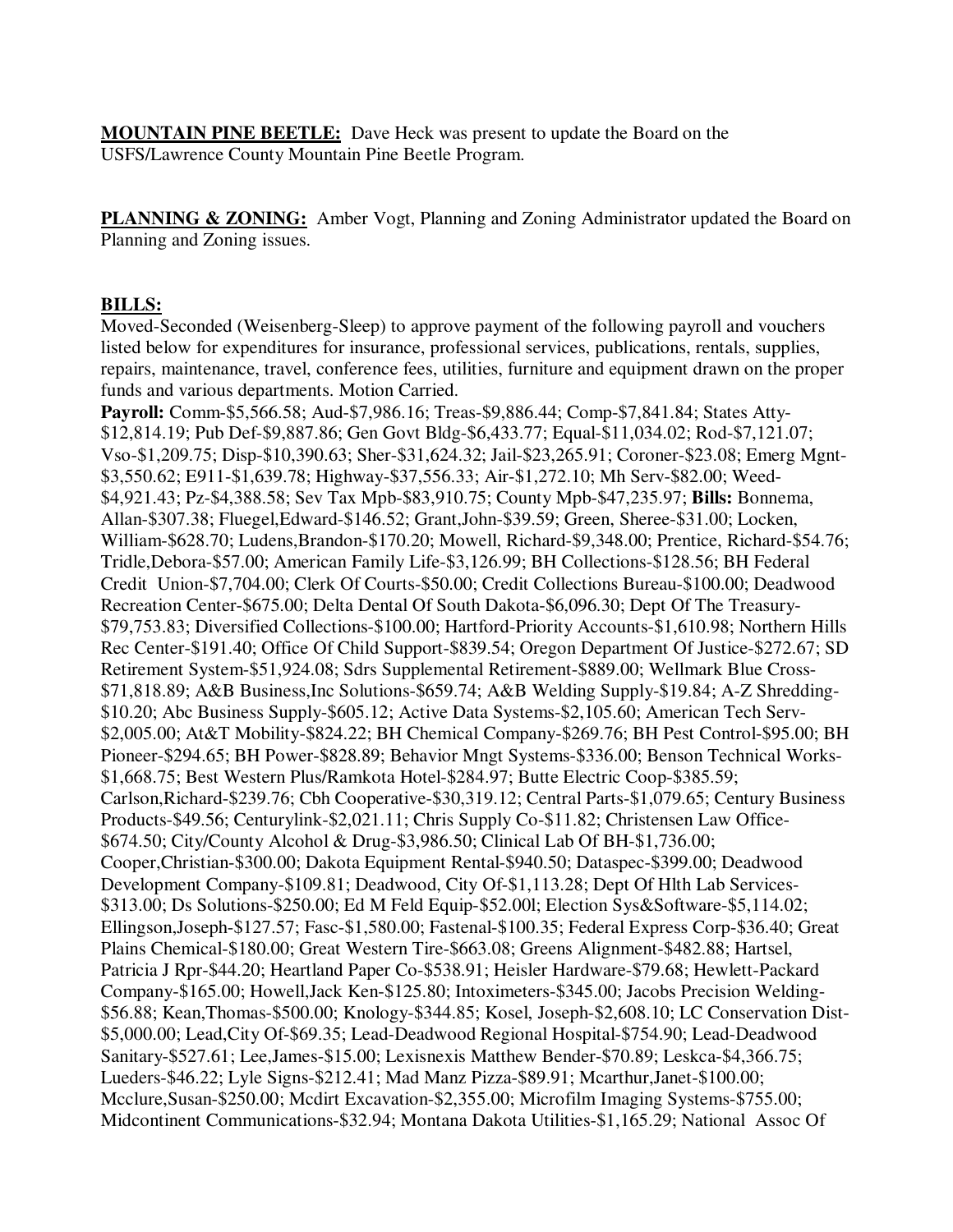**MOUNTAIN PINE BEETLE:** Dave Heck was present to update the Board on the USFS/Lawrence County Mountain Pine Beetle Program.

**PLANNING & ZONING:** Amber Vogt, Planning and Zoning Administrator updated the Board on Planning and Zoning issues.

**BILLS:**

Moved-Seconded (Weisenberg-Sleep) to approve payment of the following payroll and vouchers listed below for expenditures for insurance, professional services, publications, rentals, supplies, repairs, maintenance, travel, conference fees, utilities, furniture and equipment drawn on the proper funds and various departments. Motion Carried.

**Payroll:** Comm-$5,566.58; Aud-$7,986.16; Treas-$9,886.44; Comp-$7,841.84; States Atty-$12,814.19; Pub Def-$9,887.86; Gen Govt Bldg-$6,433.77; Equal-$11,034.02; Rod-$7,121.07; Vso-$1,209.75; Disp-$10,390.63; Sher-$31,624.32; Jail-$23,265.91; Coroner-$23.08; Emerg Mgnt-$3,550.62; E911-$1,639.78; Highway-$37,556.33; Air-$1,272.10; Mh Serv-$82.00; Weed-$4,921.43; Pz-$4,388.58; Sev Tax Mpb-$83,910.75; County Mpb-$47,235.97; **Bills:** Bonnema, Allan-$307.38; Fluegel,Edward-$146.52; Grant,John-$39.59; Green, Sheree-$31.00; Locken, William-$628.70; Ludens,Brandon-$170.20; Mowell, Richard-$9,348.00; Prentice, Richard-$54.76; Tridle,Debora-$57.00; American Family Life-$3,126.99; BH Collections-$128.56; BH Federal Credit Union-$7,704.00; Clerk Of Courts-$50.00; Credit Collections Bureau-$100.00; Deadwood Recreation Center-$675.00; Delta Dental Of South Dakota-$6,096.30; Dept Of The Treasury-$79,753.83; Diversified Collections-$100.00; Hartford-Priority Accounts-$1,610.98; Northern Hills Rec Center-$191.40; Office Of Child Support-$839.54; Oregon Department Of Justice-$272.67; SD Retirement System-$51,924.08; Sdrs Supplemental Retirement-$889.00; Wellmark Blue Cross-$71,818.89; A&B Business,Inc Solutions-$659.74; A&B Welding Supply-$19.84; A-Z Shredding-$10.20; Abc Business Supply-$605.12; Active Data Systems-$2,105.60; American Tech Serv-$2,005.00; At&T Mobility-$824.22; BH Chemical Company-$269.76; BH Pest Control-$95.00; BH Pioneer-$294.65; BH Power-$828.89; Behavior Mngt Systems-$336.00; Benson Technical Works-$1,668.75; Best Western Plus/Ramkota Hotel-$284.97; Butte Electric Coop-$385.59; Carlson,Richard-$239.76; Cbh Cooperative-$30,319.12; Central Parts-$1,079.65; Century Business Products-$49.56; Centurylink-$2,021.11; Chris Supply Co-$11.82; Christensen Law Office-$674.50; City/County Alcohol & Drug-$3,986.50; Clinical Lab Of BH-$1,736.00; Cooper,Christian-$300.00; Dakota Equipment Rental-$940.50; Dataspec-$399.00; Deadwood Development Company-$109.81; Deadwood, City Of-$1,113.28; Dept Of Hlth Lab Services-$313.00; Ds Solutions-$250.00; Ed M Feld Equip-$52.00l; Election Sys&Software-$5,114.02; Ellingson,Joseph-$127.57; Fasc-$1,580.00; Fastenal-$100.35; Federal Express Corp-$36.40; Great Plains Chemical-$180.00; Great Western Tire-$663.08; Greens Alignment-$482.88; Hartsel, Patricia J Rpr-$44.20; Heartland Paper Co-$538.91; Heisler Hardware-$79.68; Hewlett-Packard Company-$165.00; Howell,Jack Ken-$125.80; Intoximeters-$345.00; Jacobs Precision Welding-$56.88; Kean,Thomas-$500.00; Knology-$344.85; Kosel, Joseph-$2,608.10; LC Conservation Dist-$5,000.00; Lead,City Of-$69.35; Lead-Deadwood Regional Hospital-$754.90; Lead-Deadwood Sanitary-$527.61; Lee,James-$15.00; Lexisnexis Matthew Bender-$70.89; Leskca-$4,366.75; Lueders-$46.22; Lyle Signs-$212.41; Mad Manz Pizza-$89.91; Mcarthur,Janet-$100.00; Mcclure,Susan-$250.00; Mcdirt Excavation-$2,355.00; Microfilm Imaging Systems-$755.00; Midcontinent Communications-$32.94; Montana Dakota Utilities-$1,165.29; National Assoc Of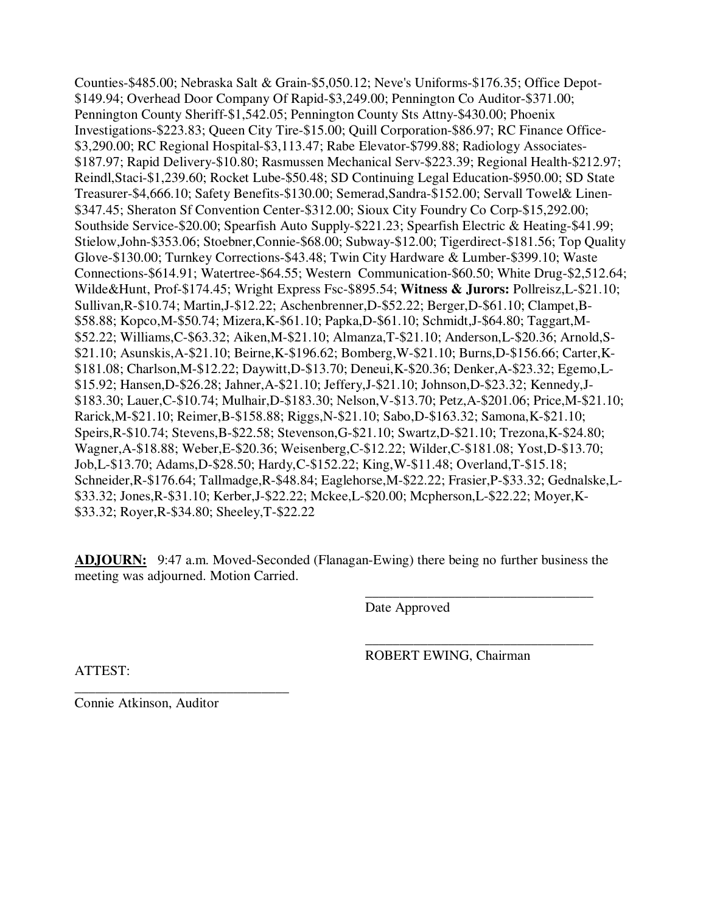Counties-$485.00; Nebraska Salt & Grain-$5,050.12; Neve's Uniforms-$176.35; Office Depot-$149.94; Overhead Door Company Of Rapid-$3,249.00; Pennington Co Auditor-$371.00; Pennington County Sheriff-$1,542.05; Pennington County Sts Attny-$430.00; Phoenix Investigations-$223.83; Queen City Tire-$15.00; Quill Corporation-$86.97; RC Finance Office-$3,290.00; RC Regional Hospital-$3,113.47; Rabe Elevator-$799.88; Radiology Associates-$187.97; Rapid Delivery-$10.80; Rasmussen Mechanical Serv-$223.39; Regional Health-$212.97; Reindl,Staci-$1,239.60; Rocket Lube-$50.48; SD Continuing Legal Education-$950.00; SD State Treasurer-$4,666.10; Safety Benefits-$130.00; Semerad,Sandra-$152.00; Servall Towel& Linen-$347.45; Sheraton Sf Convention Center-$312.00; Sioux City Foundry Co Corp-$15,292.00; Southside Service-$20.00; Spearfish Auto Supply-$221.23; Spearfish Electric & Heating-$41.99; Stielow,John-$353.06; Stoebner,Connie-$68.00; Subway-$12.00; Tigerdirect-$181.56; Top Quality Glove-$130.00; Turnkey Corrections-$43.48; Twin City Hardware & Lumber-$399.10; Waste Connections-$614.91; Watertree-$64.55; Western Communication-$60.50; White Drug-$2,512.64; Wilde&Hunt, Prof-$174.45; Wright Express Fsc-$895.54; **Witness & Jurors:** Pollreisz,L-$21.10; Sullivan,R-$10.74; Martin,J-$12.22; Aschenbrenner,D-$52.22; Berger,D-$61.10; Clampet,B-$58.88; Kopco,M-$50.74; Mizera,K-$61.10; Papka,D-$61.10; Schmidt,J-$64.80; Taggart,M-$52.22; Williams,C-$63.32; Aiken,M-$21.10; Almanza,T-$21.10; Anderson,L-$20.36; Arnold,S-$21.10; Asunskis,A-$21.10; Beirne,K-$196.62; Bomberg,W-$21.10; Burns,D-$156.66; Carter,K-$181.08; Charlson,M-$12.22; Daywitt,D-$13.70; Deneui,K-$20.36; Denker,A-$23.32; Egemo,L-$15.92; Hansen,D-$26.28; Jahner,A-$21.10; Jeffery,J-$21.10; Johnson,D-$23.32; Kennedy,J-$183.30; Lauer,C-$10.74; Mulhair,D-$183.30; Nelson,V-$13.70; Petz,A-$201.06; Price,M-$21.10; Rarick,M-$21.10; Reimer,B-$158.88; Riggs,N-$21.10; Sabo,D-$163.32; Samona,K-$21.10; Speirs,R-$10.74; Stevens,B-$22.58; Stevenson,G-$21.10; Swartz,D-$21.10; Trezona,K-$24.80; Wagner,A-$18.88; Weber,E-$20.36; Weisenberg,C-$12.22; Wilder,C-$181.08; Yost,D-$13.70; Job,L-$13.70; Adams,D-$28.50; Hardy,C-$152.22; King,W-$11.48; Overland,T-$15.18; Schneider,R-$176.64; Tallmadge,R-$48.84; Eaglehorse,M-$22.22; Frasier,P-$33.32; Gednalske,L-$33.32; Jones,R-$31.10; Kerber,J-$22.22; Mckee,L-$20.00; Mcpherson,L-$22.22; Moyer,K-$33.32; Royer,R-$34.80; Sheeley,T-$22.22

**ADJOURN:** 9:47 a.m. Moved-Seconded (Flanagan-Ewing) there being no further business the meeting was adjourned. Motion Carried.

\_\_\_\_\_\_\_\_\_\_\_\_\_\_\_\_\_\_\_\_\_\_\_\_\_\_\_\_\_\_\_\_\_\_
Date Approved

\_\_\_\_\_\_\_\_\_\_\_\_\_\_\_\_\_\_\_\_\_\_\_\_\_\_\_\_\_\_\_\_\_\_
ROBERT EWING, Chairman

ATTEST:

\_\_\_\_\_\_\_\_\_\_\_\_\_\_\_\_\_\_\_\_\_\_\_\_\_\_\_\_\_\_\_\_\_\_
Connie Atkinson, Auditor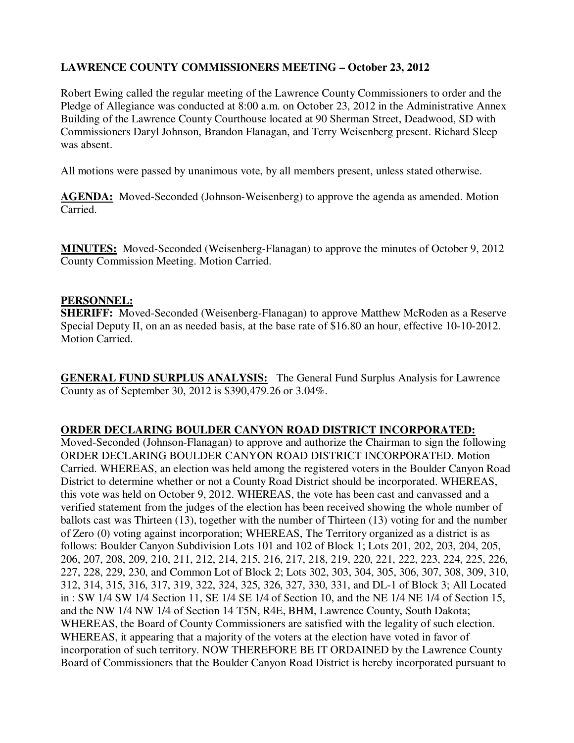**LAWRENCE COUNTY COMMISSIONERS MEETING – October 23, 2012**

Robert Ewing called the regular meeting of the Lawrence County Commissioners to order and the Pledge of Allegiance was conducted at 8:00 a.m. on October 23, 2012 in the Administrative Annex Building of the Lawrence County Courthouse located at 90 Sherman Street, Deadwood, SD with Commissioners Daryl Johnson, Brandon Flanagan, and Terry Weisenberg present. Richard Sleep was absent.

All motions were passed by unanimous vote, by all members present, unless stated otherwise.

**AGENDA:** Moved-Seconded (Johnson-Weisenberg) to approve the agenda as amended. Motion Carried.

**MINUTES:** Moved-Seconded (Weisenberg-Flanagan) to approve the minutes of October 9, 2012 County Commission Meeting. Motion Carried.

**PERSONNEL:**
**SHERIFF:** Moved-Seconded (Weisenberg-Flanagan) to approve Matthew McRoden as a Reserve Special Deputy II, on an as needed basis, at the base rate of $16.80 an hour, effective 10-10-2012. Motion Carried.

**GENERAL FUND SURPLUS ANALYSIS:** The General Fund Surplus Analysis for Lawrence County as of September 30, 2012 is $390,479.26 or 3.04%.

**ORDER DECLARING BOULDER CANYON ROAD DISTRICT INCORPORATED:**
Moved-Seconded (Johnson-Flanagan) to approve and authorize the Chairman to sign the following ORDER DECLARING BOULDER CANYON ROAD DISTRICT INCORPORATED. Motion Carried. WHEREAS, an election was held among the registered voters in the Boulder Canyon Road District to determine whether or not a County Road District should be incorporated. WHEREAS, this vote was held on October 9, 2012. WHEREAS, the vote has been cast and canvassed and a verified statement from the judges of the election has been received showing the whole number of ballots cast was Thirteen (13), together with the number of Thirteen (13) voting for and the number of Zero (0) voting against incorporation; WHEREAS, The Territory organized as a district is as follows: Boulder Canyon Subdivision Lots 101 and 102 of Block 1; Lots 201, 202, 203, 204, 205, 206, 207, 208, 209, 210, 211, 212, 214, 215, 216, 217, 218, 219, 220, 221, 222, 223, 224, 225, 226, 227, 228, 229, 230, and Common Lot of Block 2; Lots 302, 303, 304, 305, 306, 307, 308, 309, 310, 312, 314, 315, 316, 317, 319, 322, 324, 325, 326, 327, 330, 331, and DL-1 of Block 3; All Located in : SW 1/4 SW 1/4 Section 11, SE 1/4 SE 1/4 of Section 10, and the NE 1/4 NE 1/4 of Section 15, and the NW 1/4 NW 1/4 of Section 14 T5N, R4E, BHM, Lawrence County, South Dakota; WHEREAS, the Board of County Commissioners are satisfied with the legality of such election. WHEREAS, it appearing that a majority of the voters at the election have voted in favor of incorporation of such territory. NOW THEREFORE BE IT ORDAINED by the Lawrence County Board of Commissioners that the Boulder Canyon Road District is hereby incorporated pursuant to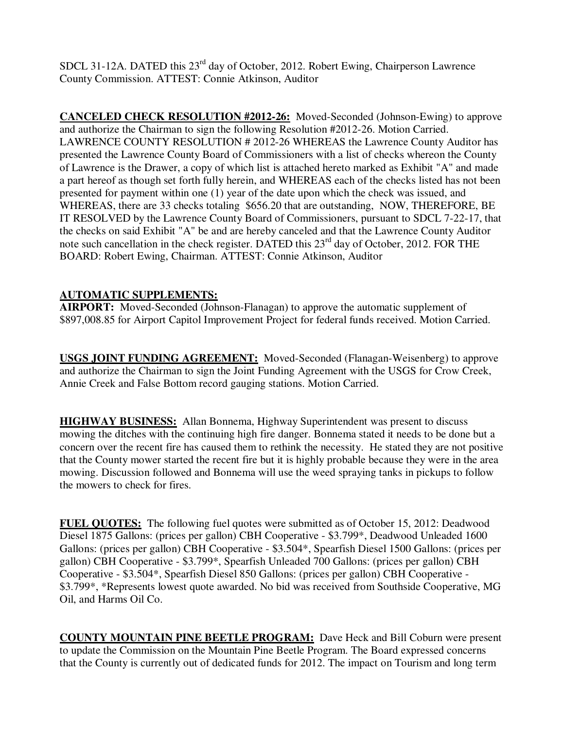SDCL 31-12A. DATED this 23rd day of October, 2012. Robert Ewing, Chairperson Lawrence County Commission. ATTEST: Connie Atkinson, Auditor

**CANCELED CHECK RESOLUTION #2012-26:** Moved-Seconded (Johnson-Ewing) to approve and authorize the Chairman to sign the following Resolution #2012-26. Motion Carried. LAWRENCE COUNTY RESOLUTION # 2012-26 WHEREAS the Lawrence County Auditor has presented the Lawrence County Board of Commissioners with a list of checks whereon the County of Lawrence is the Drawer, a copy of which list is attached hereto marked as Exhibit "A" and made a part hereof as though set forth fully herein, and WHEREAS each of the checks listed has not been presented for payment within one (1) year of the date upon which the check was issued, and WHEREAS, there are 33 checks totaling $656.20 that are outstanding, NOW, THEREFORE, BE IT RESOLVED by the Lawrence County Board of Commissioners, pursuant to SDCL 7-22-17, that the checks on said Exhibit "A" be and are hereby canceled and that the Lawrence County Auditor note such cancellation in the check register. DATED this 23rd day of October, 2012. FOR THE BOARD: Robert Ewing, Chairman. ATTEST: Connie Atkinson, Auditor

**AUTOMATIC SUPPLEMENTS:**
**AIRPORT:** Moved-Seconded (Johnson-Flanagan) to approve the automatic supplement of $897,008.85 for Airport Capitol Improvement Project for federal funds received. Motion Carried.

**USGS JOINT FUNDING AGREEMENT:** Moved-Seconded (Flanagan-Weisenberg) to approve and authorize the Chairman to sign the Joint Funding Agreement with the USGS for Crow Creek, Annie Creek and False Bottom record gauging stations. Motion Carried.

**HIGHWAY BUSINESS:** Allan Bonnema, Highway Superintendent was present to discuss mowing the ditches with the continuing high fire danger. Bonnema stated it needs to be done but a concern over the recent fire has caused them to rethink the necessity. He stated they are not positive that the County mower started the recent fire but it is highly probable because they were in the area mowing. Discussion followed and Bonnema will use the weed spraying tanks in pickups to follow the mowers to check for fires.

**FUEL QUOTES:** The following fuel quotes were submitted as of October 15, 2012: Deadwood Diesel 1875 Gallons: (prices per gallon) CBH Cooperative - $3.799*, Deadwood Unleaded 1600 Gallons: (prices per gallon) CBH Cooperative - $3.504*, Spearfish Diesel 1500 Gallons: (prices per gallon) CBH Cooperative - $3.799*, Spearfish Unleaded 700 Gallons: (prices per gallon) CBH Cooperative - $3.504*, Spearfish Diesel 850 Gallons: (prices per gallon) CBH Cooperative - $3.799*, *Represents lowest quote awarded. No bid was received from Southside Cooperative, MG Oil, and Harms Oil Co.

**COUNTY MOUNTAIN PINE BEETLE PROGRAM:** Dave Heck and Bill Coburn were present to update the Commission on the Mountain Pine Beetle Program. The Board expressed concerns that the County is currently out of dedicated funds for 2012. The impact on Tourism and long term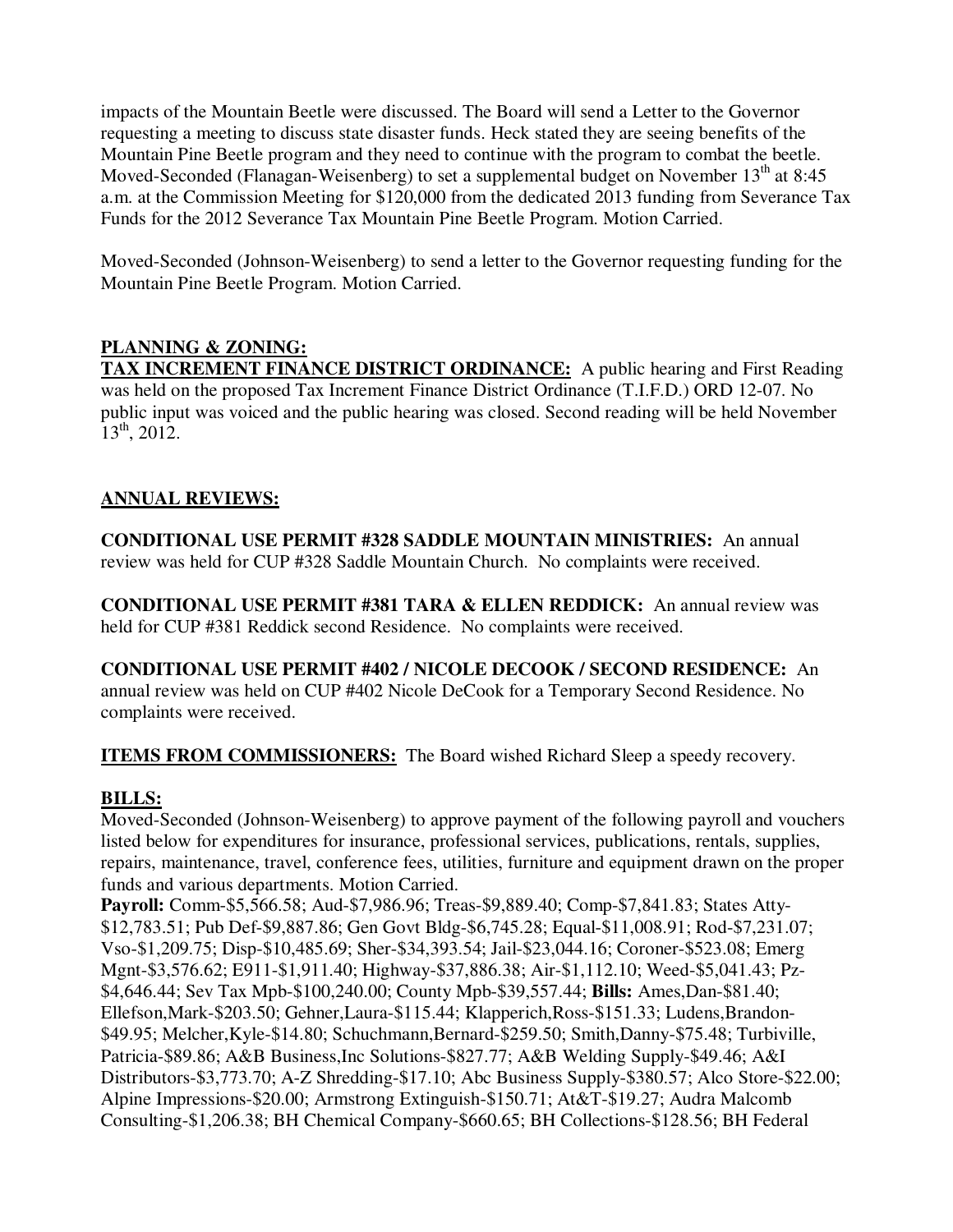impacts of the Mountain Beetle were discussed. The Board will send a Letter to the Governor requesting a meeting to discuss state disaster funds. Heck stated they are seeing benefits of the Mountain Pine Beetle program and they need to continue with the program to combat the beetle. Moved-Seconded (Flanagan-Weisenberg) to set a supplemental budget on November 13th at 8:45 a.m. at the Commission Meeting for $120,000 from the dedicated 2013 funding from Severance Tax Funds for the 2012 Severance Tax Mountain Pine Beetle Program. Motion Carried.

Moved-Seconded (Johnson-Weisenberg) to send a letter to the Governor requesting funding for the Mountain Pine Beetle Program. Motion Carried.

**PLANNING & ZONING:**

**TAX INCREMENT FINANCE DISTRICT ORDINANCE:** A public hearing and First Reading was held on the proposed Tax Increment Finance District Ordinance (T.I.F.D.) ORD 12-07. No public input was voiced and the public hearing was closed. Second reading will be held November 13th, 2012.

**ANNUAL REVIEWS:**

**CONDITIONAL USE PERMIT #328 SADDLE MOUNTAIN MINISTRIES:** An annual review was held for CUP #328 Saddle Mountain Church. No complaints were received.

**CONDITIONAL USE PERMIT #381 TARA & ELLEN REDDICK:** An annual review was held for CUP #381 Reddick second Residence. No complaints were received.

**CONDITIONAL USE PERMIT #402 / NICOLE DECOOK / SECOND RESIDENCE:** An annual review was held on CUP #402 Nicole DeCook for a Temporary Second Residence. No complaints were received.

**ITEMS FROM COMMISSIONERS:** The Board wished Richard Sleep a speedy recovery.

**BILLS:**

Moved-Seconded (Johnson-Weisenberg) to approve payment of the following payroll and vouchers listed below for expenditures for insurance, professional services, publications, rentals, supplies, repairs, maintenance, travel, conference fees, utilities, furniture and equipment drawn on the proper funds and various departments. Motion Carried.

**Payroll:** Comm-$5,566.58; Aud-$7,986.96; Treas-$9,889.40; Comp-$7,841.83; States Atty-$12,783.51; Pub Def-$9,887.86; Gen Govt Bldg-$6,745.28; Equal-$11,008.91; Rod-$7,231.07; Vso-$1,209.75; Disp-$10,485.69; Sher-$34,393.54; Jail-$23,044.16; Coroner-$523.08; Emerg Mgnt-$3,576.62; E911-$1,911.40; Highway-$37,886.38; Air-$1,112.10; Weed-$5,041.43; Pz-$4,646.44; Sev Tax Mpb-$100,240.00; County Mpb-$39,557.44; **Bills:** Ames,Dan-$81.40; Ellefson,Mark-$203.50; Gehner,Laura-$115.44; Klapperich,Ross-$151.33; Ludens,Brandon-$49.95; Melcher,Kyle-$14.80; Schuchmann,Bernard-$259.50; Smith,Danny-$75.48; Turbiville, Patricia-$89.86; A&B Business,Inc Solutions-$827.77; A&B Welding Supply-$49.46; A&I Distributors-$3,773.70; A-Z Shredding-$17.10; Abc Business Supply-$380.57; Alco Store-$22.00; Alpine Impressions-$20.00; Armstrong Extinguish-$150.71; At&T-$19.27; Audra Malcomb Consulting-$1,206.38; BH Chemical Company-$660.65; BH Collections-$128.56; BH Federal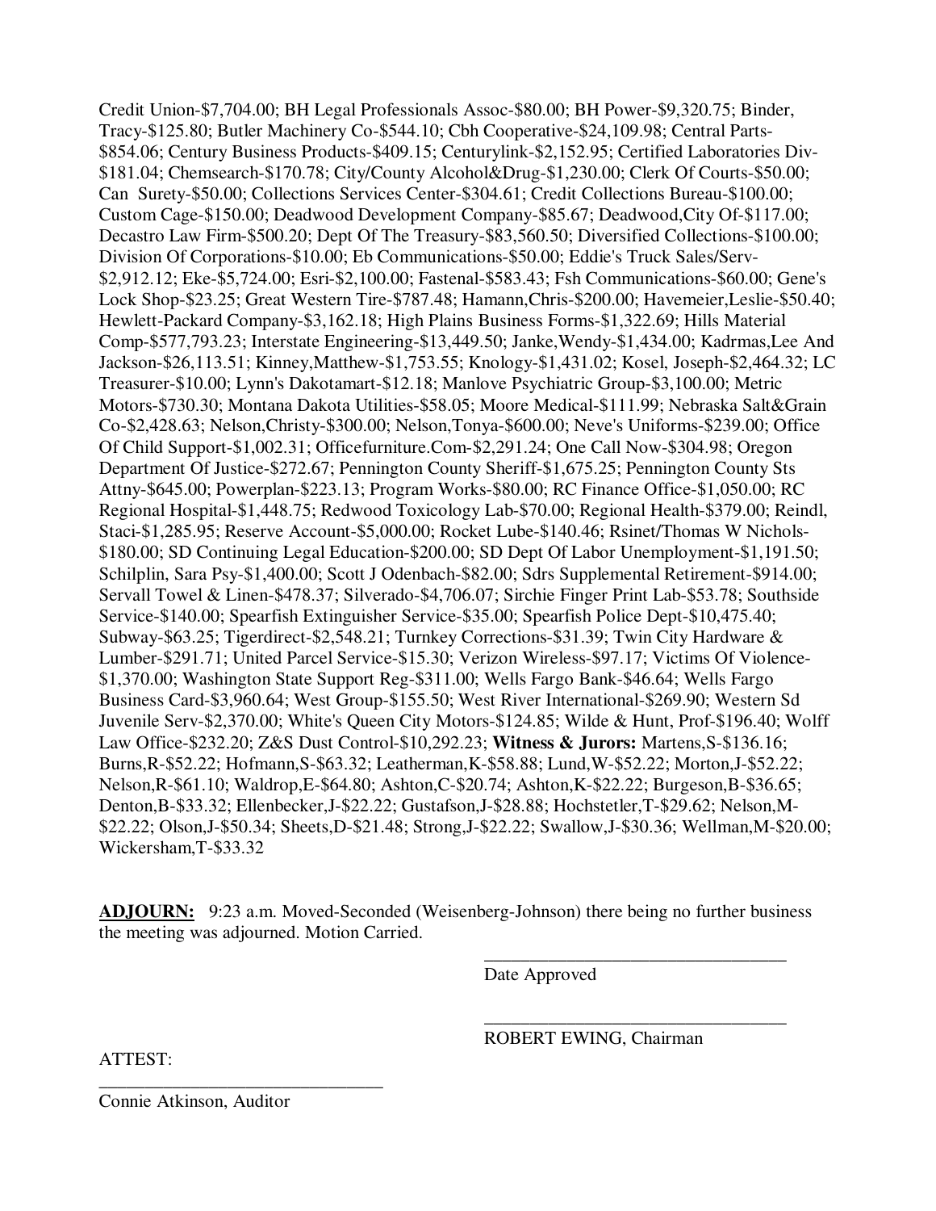Credit Union-$7,704.00; BH Legal Professionals Assoc-$80.00; BH Power-$9,320.75; Binder, Tracy-$125.80; Butler Machinery Co-$544.10; Cbh Cooperative-$24,109.98; Central Parts-$854.06; Century Business Products-$409.15; Centurylink-$2,152.95; Certified Laboratories Div-$181.04; Chemsearch-$170.78; City/County Alcohol&Drug-$1,230.00; Clerk Of Courts-$50.00; Can Surety-$50.00; Collections Services Center-$304.61; Credit Collections Bureau-$100.00; Custom Cage-$150.00; Deadwood Development Company-$85.67; Deadwood,City Of-$117.00; Decastro Law Firm-$500.20; Dept Of The Treasury-$83,560.50; Diversified Collections-$100.00; Division Of Corporations-$10.00; Eb Communications-$50.00; Eddie's Truck Sales/Serv-$2,912.12; Eke-$5,724.00; Esri-$2,100.00; Fastenal-$583.43; Fsh Communications-$60.00; Gene's Lock Shop-$23.25; Great Western Tire-$787.48; Hamann,Chris-$200.00; Havemeier,Leslie-$50.40; Hewlett-Packard Company-$3,162.18; High Plains Business Forms-$1,322.69; Hills Material Comp-$577,793.23; Interstate Engineering-$13,449.50; Janke,Wendy-$1,434.00; Kadrmas,Lee And Jackson-$26,113.51; Kinney,Matthew-$1,753.55; Knology-$1,431.02; Kosel, Joseph-$2,464.32; LC Treasurer-$10.00; Lynn's Dakotamart-$12.18; Manlove Psychiatric Group-$3,100.00; Metric Motors-$730.30; Montana Dakota Utilities-$58.05; Moore Medical-$111.99; Nebraska Salt&Grain Co-$2,428.63; Nelson,Christy-$300.00; Nelson,Tonya-$600.00; Neve's Uniforms-$239.00; Office Of Child Support-$1,002.31; Officefurniture.Com-$2,291.24; One Call Now-$304.98; Oregon Department Of Justice-$272.67; Pennington County Sheriff-$1,675.25; Pennington County Sts Attny-$645.00; Powerplan-$223.13; Program Works-$80.00; RC Finance Office-$1,050.00; RC Regional Hospital-$1,448.75; Redwood Toxicology Lab-$70.00; Regional Health-$379.00; Reindl, Staci-$1,285.95; Reserve Account-$5,000.00; Rocket Lube-$140.46; Rsinet/Thomas W Nichols-$180.00; SD Continuing Legal Education-$200.00; SD Dept Of Labor Unemployment-$1,191.50; Schilplin, Sara Psy-$1,400.00; Scott J Odenbach-$82.00; Sdrs Supplemental Retirement-$914.00; Servall Towel & Linen-$478.37; Silverado-$4,706.07; Sirchie Finger Print Lab-$53.78; Southside Service-$140.00; Spearfish Extinguisher Service-$35.00; Spearfish Police Dept-$10,475.40; Subway-$63.25; Tigerdirect-$2,548.21; Turnkey Corrections-$31.39; Twin City Hardware & Lumber-$291.71; United Parcel Service-$15.30; Verizon Wireless-$97.17; Victims Of Violence-$1,370.00; Washington State Support Reg-$311.00; Wells Fargo Bank-$46.64; Wells Fargo Business Card-$3,960.64; West Group-$155.50; West River International-$269.90; Western Sd Juvenile Serv-$2,370.00; White's Queen City Motors-$124.85; Wilde & Hunt, Prof-$196.40; Wolff Law Office-$232.20; Z&S Dust Control-$10,292.23; **Witness & Jurors:** Martens,S-$136.16; Burns,R-$52.22; Hofmann,S-$63.32; Leatherman,K-$58.88; Lund,W-$52.22; Morton,J-$52.22; Nelson,R-$61.10; Waldrop,E-$64.80; Ashton,C-$20.74; Ashton,K-$22.22; Burgeson,B-$36.65; Denton,B-$33.32; Ellenbecker,J-$22.22; Gustafson,J-$28.88; Hochstetler,T-$29.62; Nelson,M-$22.22; Olson,J-$50.34; Sheets,D-$21.48; Strong,J-$22.22; Swallow,J-$30.36; Wellman,M-$20.00; Wickersham,T-$33.32

**ADJOURN:** 9:23 a.m. Moved-Seconded (Weisenberg-Johnson) there being no further business the meeting was adjourned. Motion Carried.

\_\_\_\_\_\_\_\_\_\_\_\_\_\_\_\_\_\_\_\_\_\_\_\_\_\_\_\_\_\_\_\_\_\_
Date Approved

\_\_\_\_\_\_\_\_\_\_\_\_\_\_\_\_\_\_\_\_\_\_\_\_\_\_\_\_\_\_\_\_\_\_
ROBERT EWING, Chairman

ATTEST:

\_\_\_\_\_\_\_\_\_\_\_\_\_\_\_\_\_\_\_\_\_\_\_\_\_\_\_\_\_\_\_\_\_\_
Connie Atkinson, Auditor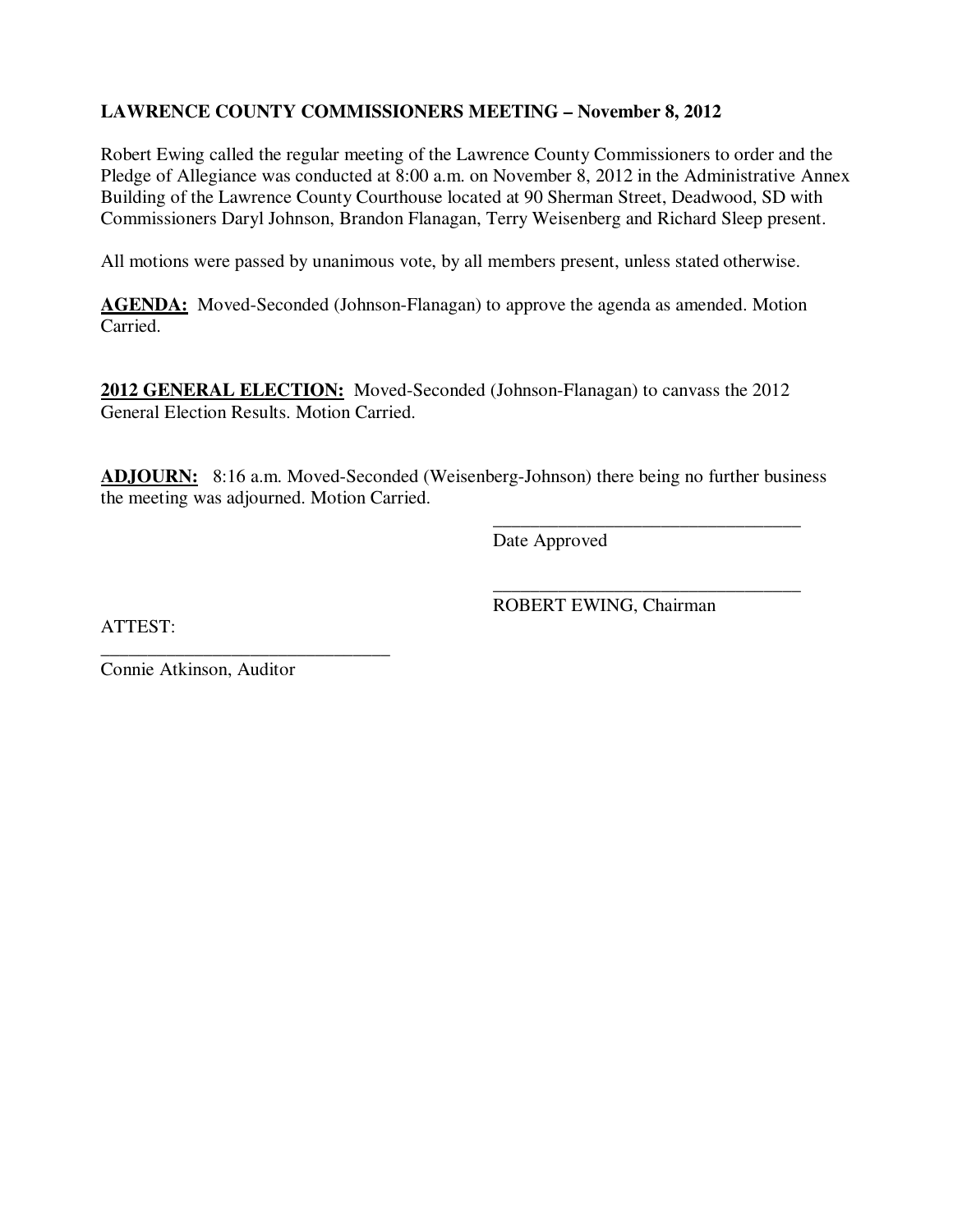**LAWRENCE COUNTY COMMISSIONERS MEETING – November 8, 2012**

Robert Ewing called the regular meeting of the Lawrence County Commissioners to order and the Pledge of Allegiance was conducted at 8:00 a.m. on November 8, 2012 in the Administrative Annex Building of the Lawrence County Courthouse located at 90 Sherman Street, Deadwood, SD with Commissioners Daryl Johnson, Brandon Flanagan, Terry Weisenberg and Richard Sleep present.

All motions were passed by unanimous vote, by all members present, unless stated otherwise.

**AGENDA:** Moved-Seconded (Johnson-Flanagan) to approve the agenda as amended. Motion Carried.

**2012 GENERAL ELECTION:** Moved-Seconded (Johnson-Flanagan) to canvass the 2012 General Election Results. Motion Carried.

**ADJOURN:** 8:16 a.m. Moved-Seconded (Weisenberg-Johnson) there being no further business the meeting was adjourned. Motion Carried.

_________________________________
Date Approved

_________________________________
ROBERT EWING, Chairman

ATTEST:

_______________________________
Connie Atkinson, Auditor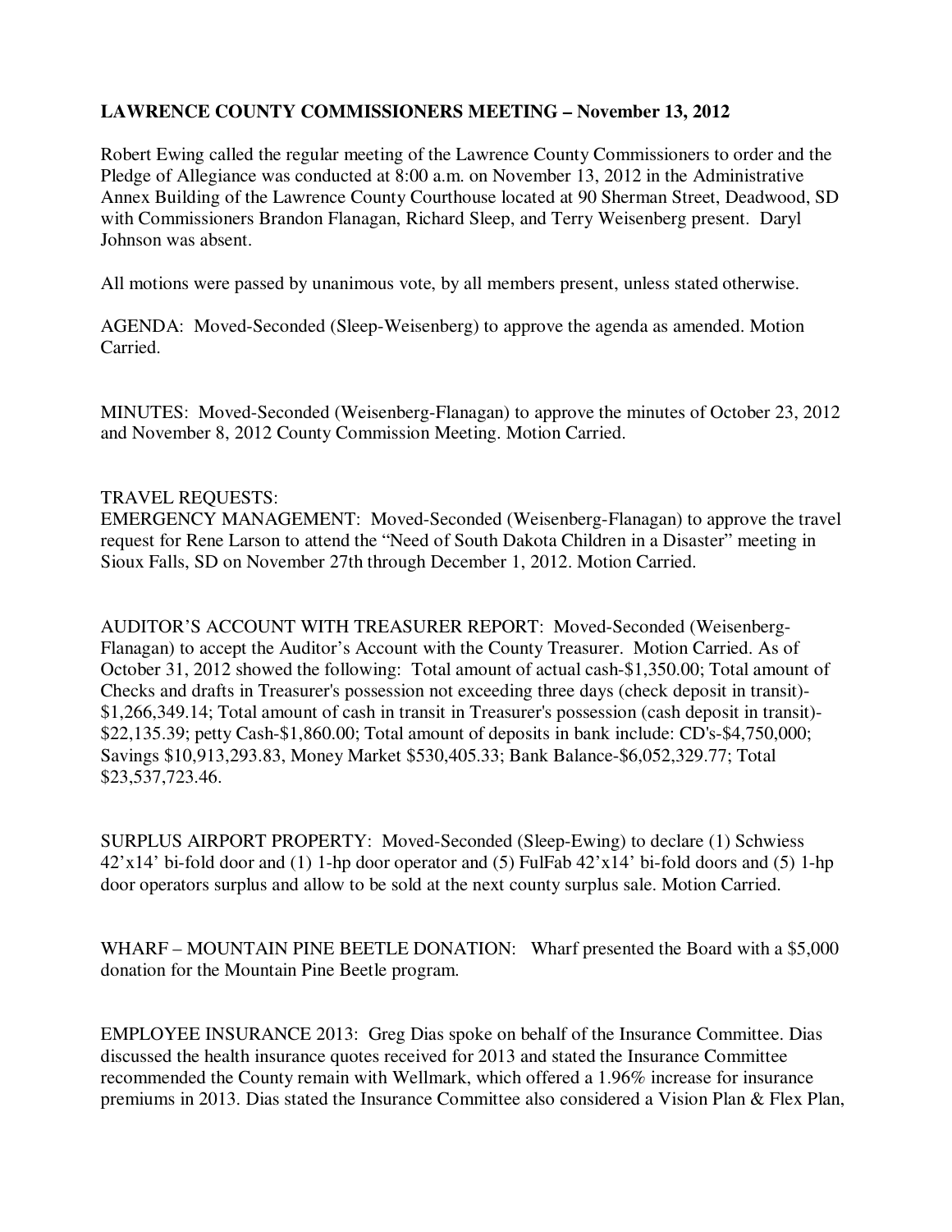**LAWRENCE COUNTY COMMISSIONERS MEETING – November 13, 2012**

Robert Ewing called the regular meeting of the Lawrence County Commissioners to order and the Pledge of Allegiance was conducted at 8:00 a.m. on November 13, 2012 in the Administrative Annex Building of the Lawrence County Courthouse located at 90 Sherman Street, Deadwood, SD with Commissioners Brandon Flanagan, Richard Sleep, and Terry Weisenberg present. Daryl Johnson was absent.

All motions were passed by unanimous vote, by all members present, unless stated otherwise.

AGENDA: Moved-Seconded (Sleep-Weisenberg) to approve the agenda as amended. Motion Carried.

MINUTES: Moved-Seconded (Weisenberg-Flanagan) to approve the minutes of October 23, 2012 and November 8, 2012 County Commission Meeting. Motion Carried.

TRAVEL REQUESTS:
EMERGENCY MANAGEMENT: Moved-Seconded (Weisenberg-Flanagan) to approve the travel request for Rene Larson to attend the "Need of South Dakota Children in a Disaster" meeting in Sioux Falls, SD on November 27th through December 1, 2012. Motion Carried.

AUDITOR'S ACCOUNT WITH TREASURER REPORT: Moved-Seconded (Weisenberg-Flanagan) to accept the Auditor's Account with the County Treasurer. Motion Carried. As of October 31, 2012 showed the following: Total amount of actual cash-$1,350.00; Total amount of Checks and drafts in Treasurer's possession not exceeding three days (check deposit in transit)-$1,266,349.14; Total amount of cash in transit in Treasurer's possession (cash deposit in transit)-$22,135.39; petty Cash-$1,860.00; Total amount of deposits in bank include: CD's-$4,750,000; Savings $10,913,293.83, Money Market $530,405.33; Bank Balance-$6,052,329.77; Total $23,537,723.46.

SURPLUS AIRPORT PROPERTY: Moved-Seconded (Sleep-Ewing) to declare (1) Schwiess 42'x14' bi-fold door and (1) 1-hp door operator and (5) FulFab 42'x14' bi-fold doors and (5) 1-hp door operators surplus and allow to be sold at the next county surplus sale. Motion Carried.

WHARF – MOUNTAIN PINE BEETLE DONATION: Wharf presented the Board with a $5,000 donation for the Mountain Pine Beetle program.

EMPLOYEE INSURANCE 2013: Greg Dias spoke on behalf of the Insurance Committee. Dias discussed the health insurance quotes received for 2013 and stated the Insurance Committee recommended the County remain with Wellmark, which offered a 1.96% increase for insurance premiums in 2013. Dias stated the Insurance Committee also considered a Vision Plan & Flex Plan,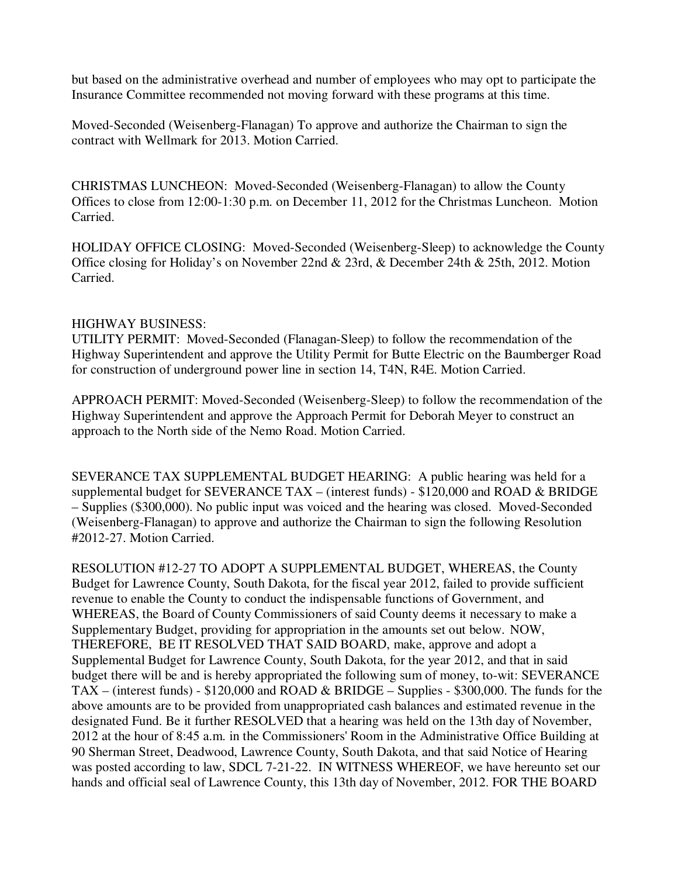but based on the administrative overhead and number of employees who may opt to participate the Insurance Committee recommended not moving forward with these programs at this time.

Moved-Seconded (Weisenberg-Flanagan) To approve and authorize the Chairman to sign the contract with Wellmark for 2013. Motion Carried.

CHRISTMAS LUNCHEON: Moved-Seconded (Weisenberg-Flanagan) to allow the County Offices to close from 12:00-1:30 p.m. on December 11, 2012 for the Christmas Luncheon. Motion Carried.

HOLIDAY OFFICE CLOSING: Moved-Seconded (Weisenberg-Sleep) to acknowledge the County Office closing for Holiday's on November 22nd & 23rd, & December 24th & 25th, 2012. Motion Carried.

HIGHWAY BUSINESS:

UTILITY PERMIT: Moved-Seconded (Flanagan-Sleep) to follow the recommendation of the Highway Superintendent and approve the Utility Permit for Butte Electric on the Baumberger Road for construction of underground power line in section 14, T4N, R4E. Motion Carried.

APPROACH PERMIT: Moved-Seconded (Weisenberg-Sleep) to follow the recommendation of the Highway Superintendent and approve the Approach Permit for Deborah Meyer to construct an approach to the North side of the Nemo Road. Motion Carried.

SEVERANCE TAX SUPPLEMENTAL BUDGET HEARING: A public hearing was held for a supplemental budget for SEVERANCE TAX – (interest funds) - $120,000 and ROAD & BRIDGE – Supplies ($300,000). No public input was voiced and the hearing was closed. Moved-Seconded (Weisenberg-Flanagan) to approve and authorize the Chairman to sign the following Resolution #2012-27. Motion Carried.

RESOLUTION #12-27 TO ADOPT A SUPPLEMENTAL BUDGET, WHEREAS, the County Budget for Lawrence County, South Dakota, for the fiscal year 2012, failed to provide sufficient revenue to enable the County to conduct the indispensable functions of Government, and WHEREAS, the Board of County Commissioners of said County deems it necessary to make a Supplementary Budget, providing for appropriation in the amounts set out below. NOW, THEREFORE, BE IT RESOLVED THAT SAID BOARD, make, approve and adopt a Supplemental Budget for Lawrence County, South Dakota, for the year 2012, and that in said budget there will be and is hereby appropriated the following sum of money, to-wit: SEVERANCE TAX – (interest funds) - $120,000 and ROAD & BRIDGE – Supplies - $300,000. The funds for the above amounts are to be provided from unappropriated cash balances and estimated revenue in the designated Fund. Be it further RESOLVED that a hearing was held on the 13th day of November, 2012 at the hour of 8:45 a.m. in the Commissioners' Room in the Administrative Office Building at 90 Sherman Street, Deadwood, Lawrence County, South Dakota, and that said Notice of Hearing was posted according to law, SDCL 7-21-22. IN WITNESS WHEREOF, we have hereunto set our hands and official seal of Lawrence County, this 13th day of November, 2012. FOR THE BOARD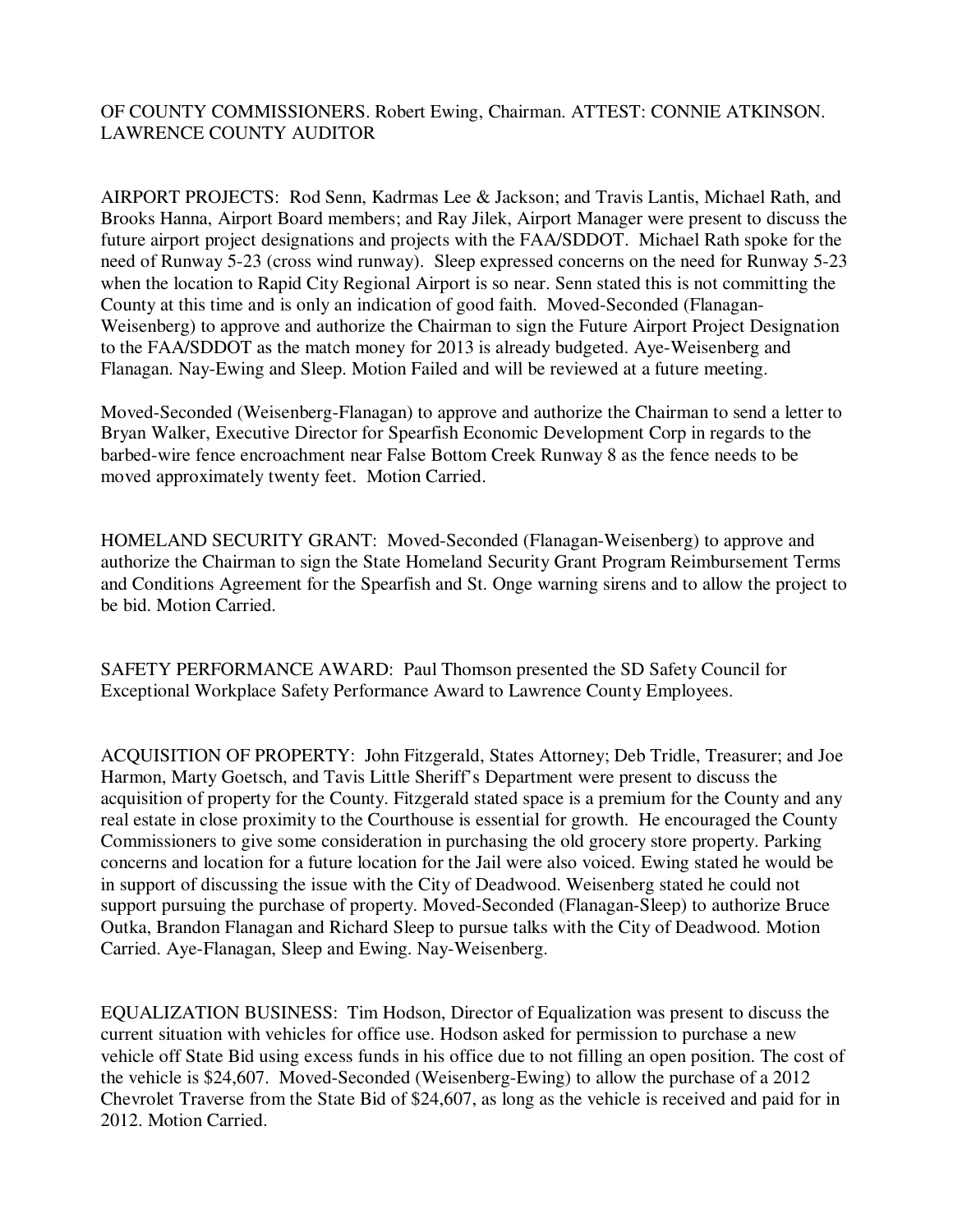OF COUNTY COMMISSIONERS. Robert Ewing, Chairman. ATTEST: CONNIE ATKINSON. LAWRENCE COUNTY AUDITOR

AIRPORT PROJECTS: Rod Senn, Kadrmas Lee & Jackson; and Travis Lantis, Michael Rath, and Brooks Hanna, Airport Board members; and Ray Jilek, Airport Manager were present to discuss the future airport project designations and projects with the FAA/SDDOT. Michael Rath spoke for the need of Runway 5-23 (cross wind runway). Sleep expressed concerns on the need for Runway 5-23 when the location to Rapid City Regional Airport is so near. Senn stated this is not committing the County at this time and is only an indication of good faith. Moved-Seconded (Flanagan-Weisenberg) to approve and authorize the Chairman to sign the Future Airport Project Designation to the FAA/SDDOT as the match money for 2013 is already budgeted. Aye-Weisenberg and Flanagan. Nay-Ewing and Sleep. Motion Failed and will be reviewed at a future meeting.

Moved-Seconded (Weisenberg-Flanagan) to approve and authorize the Chairman to send a letter to Bryan Walker, Executive Director for Spearfish Economic Development Corp in regards to the barbed-wire fence encroachment near False Bottom Creek Runway 8 as the fence needs to be moved approximately twenty feet. Motion Carried.

HOMELAND SECURITY GRANT: Moved-Seconded (Flanagan-Weisenberg) to approve and authorize the Chairman to sign the State Homeland Security Grant Program Reimbursement Terms and Conditions Agreement for the Spearfish and St. Onge warning sirens and to allow the project to be bid. Motion Carried.

SAFETY PERFORMANCE AWARD: Paul Thomson presented the SD Safety Council for Exceptional Workplace Safety Performance Award to Lawrence County Employees.

ACQUISITION OF PROPERTY: John Fitzgerald, States Attorney; Deb Tridle, Treasurer; and Joe Harmon, Marty Goetsch, and Tavis Little Sheriff's Department were present to discuss the acquisition of property for the County. Fitzgerald stated space is a premium for the County and any real estate in close proximity to the Courthouse is essential for growth. He encouraged the County Commissioners to give some consideration in purchasing the old grocery store property. Parking concerns and location for a future location for the Jail were also voiced. Ewing stated he would be in support of discussing the issue with the City of Deadwood. Weisenberg stated he could not support pursuing the purchase of property. Moved-Seconded (Flanagan-Sleep) to authorize Bruce Outka, Brandon Flanagan and Richard Sleep to pursue talks with the City of Deadwood. Motion Carried. Aye-Flanagan, Sleep and Ewing. Nay-Weisenberg.

EQUALIZATION BUSINESS: Tim Hodson, Director of Equalization was present to discuss the current situation with vehicles for office use. Hodson asked for permission to purchase a new vehicle off State Bid using excess funds in his office due to not filling an open position. The cost of the vehicle is $24,607. Moved-Seconded (Weisenberg-Ewing) to allow the purchase of a 2012 Chevrolet Traverse from the State Bid of $24,607, as long as the vehicle is received and paid for in 2012. Motion Carried.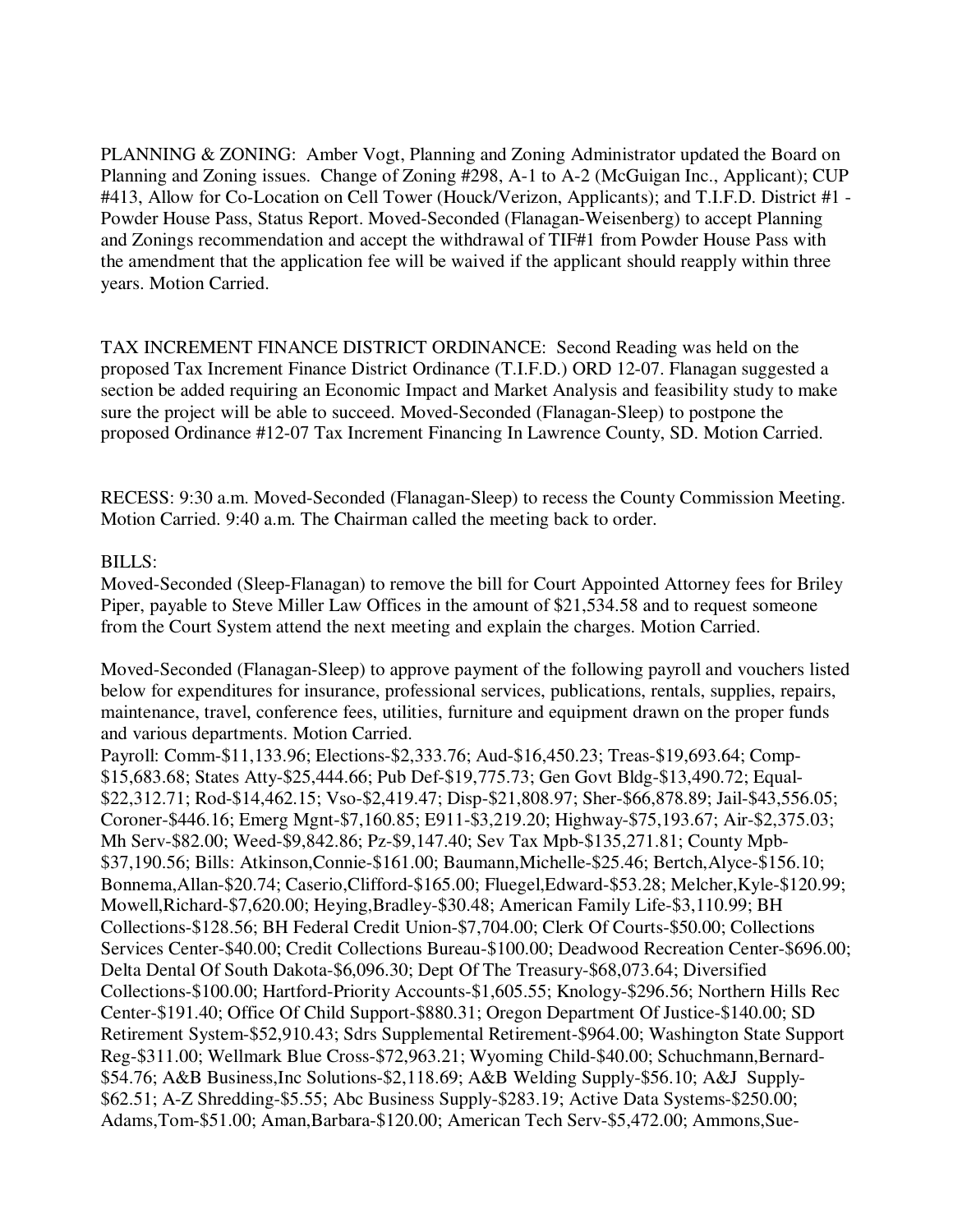PLANNING & ZONING: Amber Vogt, Planning and Zoning Administrator updated the Board on Planning and Zoning issues. Change of Zoning #298, A-1 to A-2 (McGuigan Inc., Applicant); CUP #413, Allow for Co-Location on Cell Tower (Houck/Verizon, Applicants); and T.I.F.D. District #1 - Powder House Pass, Status Report. Moved-Seconded (Flanagan-Weisenberg) to accept Planning and Zonings recommendation and accept the withdrawal of TIF#1 from Powder House Pass with the amendment that the application fee will be waived if the applicant should reapply within three years. Motion Carried.

TAX INCREMENT FINANCE DISTRICT ORDINANCE: Second Reading was held on the proposed Tax Increment Finance District Ordinance (T.I.F.D.) ORD 12-07. Flanagan suggested a section be added requiring an Economic Impact and Market Analysis and feasibility study to make sure the project will be able to succeed. Moved-Seconded (Flanagan-Sleep) to postpone the proposed Ordinance #12-07 Tax Increment Financing In Lawrence County, SD. Motion Carried.

RECESS: 9:30 a.m. Moved-Seconded (Flanagan-Sleep) to recess the County Commission Meeting. Motion Carried. 9:40 a.m. The Chairman called the meeting back to order.

BILLS:

Moved-Seconded (Sleep-Flanagan) to remove the bill for Court Appointed Attorney fees for Briley Piper, payable to Steve Miller Law Offices in the amount of $21,534.58 and to request someone from the Court System attend the next meeting and explain the charges. Motion Carried.

Moved-Seconded (Flanagan-Sleep) to approve payment of the following payroll and vouchers listed below for expenditures for insurance, professional services, publications, rentals, supplies, repairs, maintenance, travel, conference fees, utilities, furniture and equipment drawn on the proper funds and various departments. Motion Carried.

Payroll: Comm-$11,133.96; Elections-$2,333.76; Aud-$16,450.23; Treas-$19,693.64; Comp-$15,683.68; States Atty-$25,444.66; Pub Def-$19,775.73; Gen Govt Bldg-$13,490.72; Equal-$22,312.71; Rod-$14,462.15; Vso-$2,419.47; Disp-$21,808.97; Sher-$66,878.89; Jail-$43,556.05; Coroner-$446.16; Emerg Mgnt-$7,160.85; E911-$3,219.20; Highway-$75,193.67; Air-$2,375.03; Mh Serv-$82.00; Weed-$9,842.86; Pz-$9,147.40; Sev Tax Mpb-$135,271.81; County Mpb-$37,190.56; Bills: Atkinson,Connie-$161.00; Baumann,Michelle-$25.46; Bertch,Alyce-$156.10; Bonnema,Allan-$20.74; Caserio,Clifford-$165.00; Fluegel,Edward-$53.28; Melcher,Kyle-$120.99; Mowell,Richard-$7,620.00; Heying,Bradley-$30.48; American Family Life-$3,110.99; BH Collections-$128.56; BH Federal Credit Union-$7,704.00; Clerk Of Courts-$50.00; Collections Services Center-$40.00; Credit Collections Bureau-$100.00; Deadwood Recreation Center-$696.00; Delta Dental Of South Dakota-$6,096.30; Dept Of The Treasury-$68,073.64; Diversified Collections-$100.00; Hartford-Priority Accounts-$1,605.55; Knology-$296.56; Northern Hills Rec Center-$191.40; Office Of Child Support-$880.31; Oregon Department Of Justice-$140.00; SD Retirement System-$52,910.43; Sdrs Supplemental Retirement-$964.00; Washington State Support Reg-$311.00; Wellmark Blue Cross-$72,963.21; Wyoming Child-$40.00; Schuchmann,Bernard-$54.76; A&B Business,Inc Solutions-$2,118.69; A&B Welding Supply-$56.10; A&J Supply-$62.51; A-Z Shredding-$5.55; Abc Business Supply-$283.19; Active Data Systems-$250.00; Adams,Tom-$51.00; Aman,Barbara-$120.00; American Tech Serv-$5,472.00; Ammons,Sue-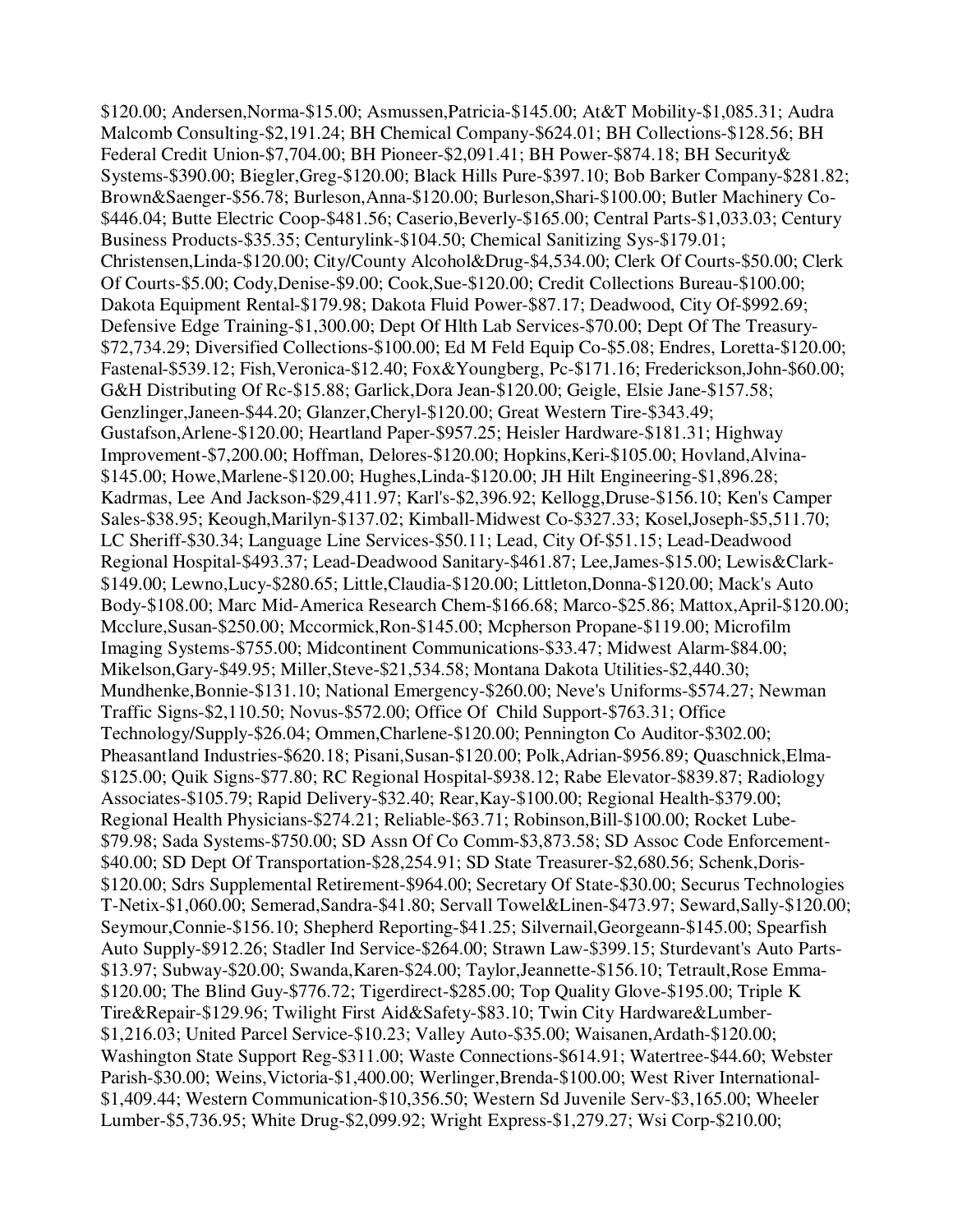$120.00; Andersen,Norma-$15.00; Asmussen,Patricia-$145.00; At&T Mobility-$1,085.31; Audra Malcomb Consulting-$2,191.24; BH Chemical Company-$624.01; BH Collections-$128.56; BH Federal Credit Union-$7,704.00; BH Pioneer-$2,091.41; BH Power-$874.18; BH Security& Systems-$390.00; Biegler,Greg-$120.00; Black Hills Pure-$397.10; Bob Barker Company-$281.82; Brown&Saenger-$56.78; Burleson,Anna-$120.00; Burleson,Shari-$100.00; Butler Machinery Co-$446.04; Butte Electric Coop-$481.56; Caserio,Beverly-$165.00; Central Parts-$1,033.03; Century Business Products-$35.35; Centurylink-$104.50; Chemical Sanitizing Sys-$179.01; Christensen,Linda-$120.00; City/County Alcohol&Drug-$4,534.00; Clerk Of Courts-$50.00; Clerk Of Courts-$5.00; Cody,Denise-$9.00; Cook,Sue-$120.00; Credit Collections Bureau-$100.00; Dakota Equipment Rental-$179.98; Dakota Fluid Power-$87.17; Deadwood, City Of-$992.69; Defensive Edge Training-$1,300.00; Dept Of Hlth Lab Services-$70.00; Dept Of The Treasury-$72,734.29; Diversified Collections-$100.00; Ed M Feld Equip Co-$5.08; Endres, Loretta-$120.00; Fastenal-$539.12; Fish,Veronica-$12.40; Fox&Youngberg, Pc-$171.16; Frederickson,John-$60.00; G&H Distributing Of Rc-$15.88; Garlick,Dora Jean-$120.00; Geigle, Elsie Jane-$157.58; Genzlinger,Janeen-$44.20; Glanzer,Cheryl-$120.00; Great Western Tire-$343.49; Gustafson,Arlene-$120.00; Heartland Paper-$957.25; Heisler Hardware-$181.31; Highway Improvement-$7,200.00; Hoffman, Delores-$120.00; Hopkins,Keri-$105.00; Hovland,Alvina-$145.00; Howe,Marlene-$120.00; Hughes,Linda-$120.00; JH Hilt Engineering-$1,896.28; Kadrmas, Lee And Jackson-$29,411.97; Karl's-$2,396.92; Kellogg,Druse-$156.10; Ken's Camper Sales-$38.95; Keough,Marilyn-$137.02; Kimball-Midwest Co-$327.33; Kosel,Joseph-$5,511.70; LC Sheriff-$30.34; Language Line Services-$50.11; Lead, City Of-$51.15; Lead-Deadwood Regional Hospital-$493.37; Lead-Deadwood Sanitary-$461.87; Lee,James-$15.00; Lewis&Clark-$149.00; Lewno,Lucy-$280.65; Little,Claudia-$120.00; Littleton,Donna-$120.00; Mack's Auto Body-$108.00; Marc Mid-America Research Chem-$166.68; Marco-$25.86; Mattox,April-$120.00; Mcclure,Susan-$250.00; Mccormick,Ron-$145.00; Mcpherson Propane-$119.00; Microfilm Imaging Systems-$755.00; Midcontinent Communications-$33.47; Midwest Alarm-$84.00; Mikelson,Gary-$49.95; Miller,Steve-$21,534.58; Montana Dakota Utilities-$2,440.30; Mundhenke,Bonnie-$131.10; National Emergency-$260.00; Neve's Uniforms-$574.27; Newman Traffic Signs-$2,110.50; Novus-$572.00; Office Of Child Support-$763.31; Office Technology/Supply-$26.04; Ommen,Charlene-$120.00; Pennington Co Auditor-$302.00; Pheasantland Industries-$620.18; Pisani,Susan-$120.00; Polk,Adrian-$956.89; Quaschnick,Elma-$125.00; Quik Signs-$77.80; RC Regional Hospital-$938.12; Rabe Elevator-$839.87; Radiology Associates-$105.79; Rapid Delivery-$32.40; Rear,Kay-$100.00; Regional Health-$379.00; Regional Health Physicians-$274.21; Reliable-$63.71; Robinson,Bill-$100.00; Rocket Lube-$79.98; Sada Systems-$750.00; SD Assn Of Co Comm-$3,873.58; SD Assoc Code Enforcement-$40.00; SD Dept Of Transportation-$28,254.91; SD State Treasurer-$2,680.56; Schenk,Doris-$120.00; Sdrs Supplemental Retirement-$964.00; Secretary Of State-$30.00; Securus Technologies T-Netix-$1,060.00; Semerad,Sandra-$41.80; Servall Towel&Linen-$473.97; Seward,Sally-$120.00; Seymour,Connie-$156.10; Shepherd Reporting-$41.25; Silvernail,Georgeann-$145.00; Spearfish Auto Supply-$912.26; Stadler Ind Service-$264.00; Strawn Law-$399.15; Sturdevant's Auto Parts-$13.97; Subway-$20.00; Swanda,Karen-$24.00; Taylor,Jeannette-$156.10; Tetrault,Rose Emma-$120.00; The Blind Guy-$776.72; Tigerdirect-$285.00; Top Quality Glove-$195.00; Triple K Tire&Repair-$129.96; Twilight First Aid&Safety-$83.10; Twin City Hardware&Lumber-$1,216.03; United Parcel Service-$10.23; Valley Auto-$35.00; Waisanen,Ardath-$120.00; Washington State Support Reg-$311.00; Waste Connections-$614.91; Watertree-$44.60; Webster Parish-$30.00; Weins,Victoria-$1,400.00; Werlinger,Brenda-$100.00; West River International-$1,409.44; Western Communication-$10,356.50; Western Sd Juvenile Serv-$3,165.00; Wheeler Lumber-$5,736.95; White Drug-$2,099.92; Wright Express-$1,279.27; Wsi Corp-$210.00;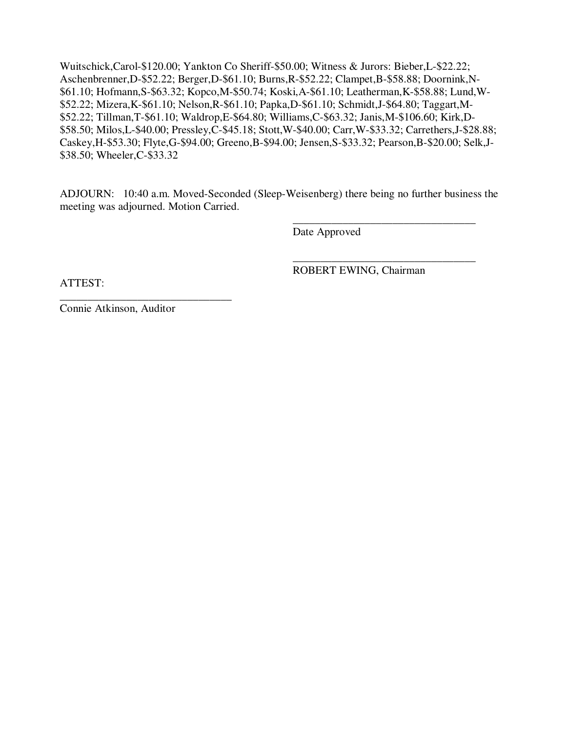Wuitschick,Carol-$120.00; Yankton Co Sheriff-$50.00; Witness & Jurors: Bieber,L-$22.22; Aschenbrenner,D-$52.22; Berger,D-$61.10; Burns,R-$52.22; Clampet,B-$58.88; Doornink,N-$61.10; Hofmann,S-$63.32; Kopco,M-$50.74; Koski,A-$61.10; Leatherman,K-$58.88; Lund,W-$52.22; Mizera,K-$61.10; Nelson,R-$61.10; Papka,D-$61.10; Schmidt,J-$64.80; Taggart,M-$52.22; Tillman,T-$61.10; Waldrop,E-$64.80; Williams,C-$63.32; Janis,M-$106.60; Kirk,D-$58.50; Milos,L-$40.00; Pressley,C-$45.18; Stott,W-$40.00; Carr,W-$33.32; Carrethers,J-$28.88; Caskey,H-$53.30; Flyte,G-$94.00; Greeno,B-$94.00; Jensen,S-$33.32; Pearson,B-$20.00; Selk,J-$38.50; Wheeler,C-$33.32

ADJOURN: 10:40 a.m. Moved-Seconded (Sleep-Weisenberg) there being no further business the meeting was adjourned. Motion Carried.

\_\_\_\_\_\_\_\_\_\_\_\_\_\_\_\_\_\_\_\_\_\_\_\_\_\_\_\_\_\_\_\_\_\_
Date Approved

\_\_\_\_\_\_\_\_\_\_\_\_\_\_\_\_\_\_\_\_\_\_\_\_\_\_\_\_\_\_\_\_\_\_
ROBERT EWING, Chairman

ATTEST:

\_\_\_\_\_\_\_\_\_\_\_\_\_\_\_\_\_\_\_\_\_\_\_\_\_\_\_\_\_\_\_\_
Connie Atkinson, Auditor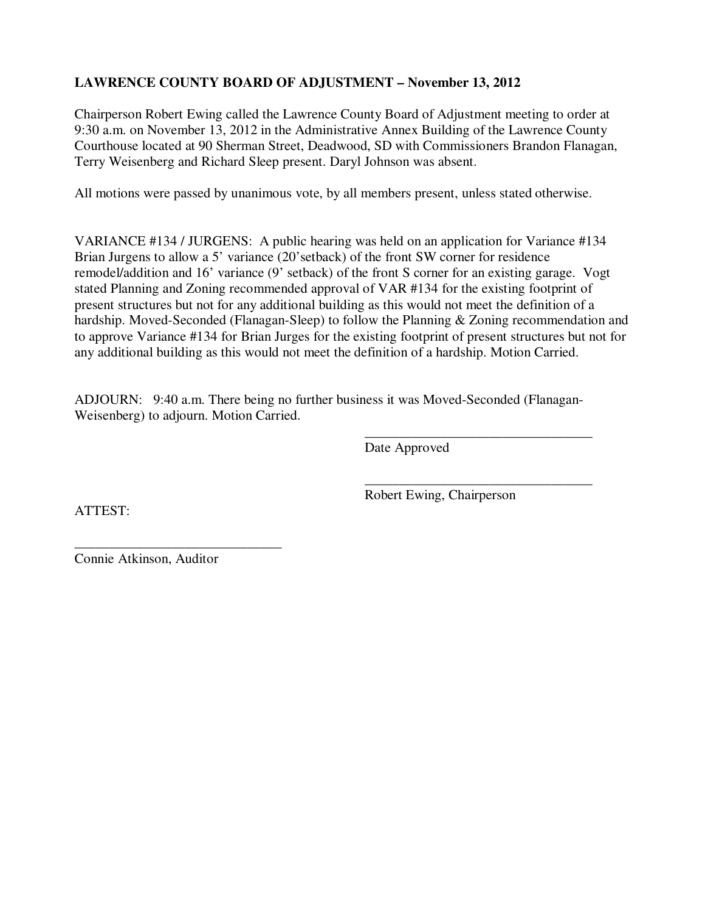**LAWRENCE COUNTY BOARD OF ADJUSTMENT – November 13, 2012**

Chairperson Robert Ewing called the Lawrence County Board of Adjustment meeting to order at 9:30 a.m. on November 13, 2012 in the Administrative Annex Building of the Lawrence County Courthouse located at 90 Sherman Street, Deadwood, SD with Commissioners Brandon Flanagan, Terry Weisenberg and Richard Sleep present. Daryl Johnson was absent.

All motions were passed by unanimous vote, by all members present, unless stated otherwise.

VARIANCE #134 / JURGENS: A public hearing was held on an application for Variance #134 Brian Jurgens to allow a 5' variance (20'setback) of the front SW corner for residence remodel/addition and 16' variance (9' setback) of the front S corner for an existing garage. Vogt stated Planning and Zoning recommended approval of VAR #134 for the existing footprint of present structures but not for any additional building as this would not meet the definition of a hardship. Moved-Seconded (Flanagan-Sleep) to follow the Planning & Zoning recommendation and to approve Variance #134 for Brian Jurges for the existing footprint of present structures but not for any additional building as this would not meet the definition of a hardship. Motion Carried.

ADJOURN: 9:40 a.m. There being no further business it was Moved-Seconded (Flanagan-Weisenberg) to adjourn. Motion Carried.

\_\_\_\_\_\_\_\_\_\_\_\_\_\_\_\_\_\_\_\_\_\_\_\_\_\_\_\_\_\_\_\_\_\_
Date Approved

\_\_\_\_\_\_\_\_\_\_\_\_\_\_\_\_\_\_\_\_\_\_\_\_\_\_\_\_\_\_\_\_\_\_
Robert Ewing, Chairperson

ATTEST:

\_\_\_\_\_\_\_\_\_\_\_\_\_\_\_\_\_\_\_\_\_\_\_\_\_\_\_\_\_\_
Connie Atkinson, Auditor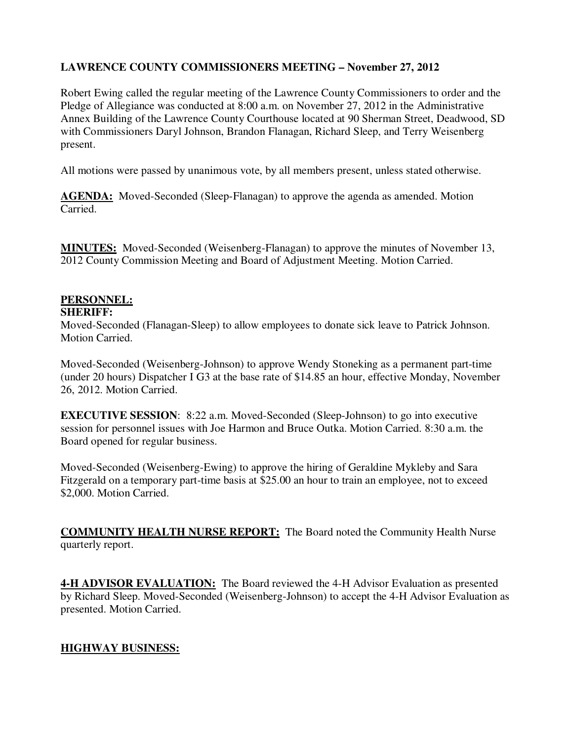**LAWRENCE COUNTY COMMISSIONERS MEETING – November 27, 2012**

Robert Ewing called the regular meeting of the Lawrence County Commissioners to order and the Pledge of Allegiance was conducted at 8:00 a.m. on November 27, 2012 in the Administrative Annex Building of the Lawrence County Courthouse located at 90 Sherman Street, Deadwood, SD with Commissioners Daryl Johnson, Brandon Flanagan, Richard Sleep, and Terry Weisenberg present.

All motions were passed by unanimous vote, by all members present, unless stated otherwise.

**AGENDA:** Moved-Seconded (Sleep-Flanagan) to approve the agenda as amended. Motion Carried.

**MINUTES:** Moved-Seconded (Weisenberg-Flanagan) to approve the minutes of November 13, 2012 County Commission Meeting and Board of Adjustment Meeting. Motion Carried.

**PERSONNEL:**

**SHERIFF:**

Moved-Seconded (Flanagan-Sleep) to allow employees to donate sick leave to Patrick Johnson. Motion Carried.

Moved-Seconded (Weisenberg-Johnson) to approve Wendy Stoneking as a permanent part-time (under 20 hours) Dispatcher I G3 at the base rate of $14.85 an hour, effective Monday, November 26, 2012. Motion Carried.

**EXECUTIVE SESSION**: 8:22 a.m. Moved-Seconded (Sleep-Johnson) to go into executive session for personnel issues with Joe Harmon and Bruce Outka. Motion Carried. 8:30 a.m. the Board opened for regular business.

Moved-Seconded (Weisenberg-Ewing) to approve the hiring of Geraldine Mykleby and Sara Fitzgerald on a temporary part-time basis at $25.00 an hour to train an employee, not to exceed $2,000. Motion Carried.

**COMMUNITY HEALTH NURSE REPORT:** The Board noted the Community Health Nurse quarterly report.

**4-H ADVISOR EVALUATION:** The Board reviewed the 4-H Advisor Evaluation as presented by Richard Sleep. Moved-Seconded (Weisenberg-Johnson) to accept the 4-H Advisor Evaluation as presented. Motion Carried.

**HIGHWAY BUSINESS:**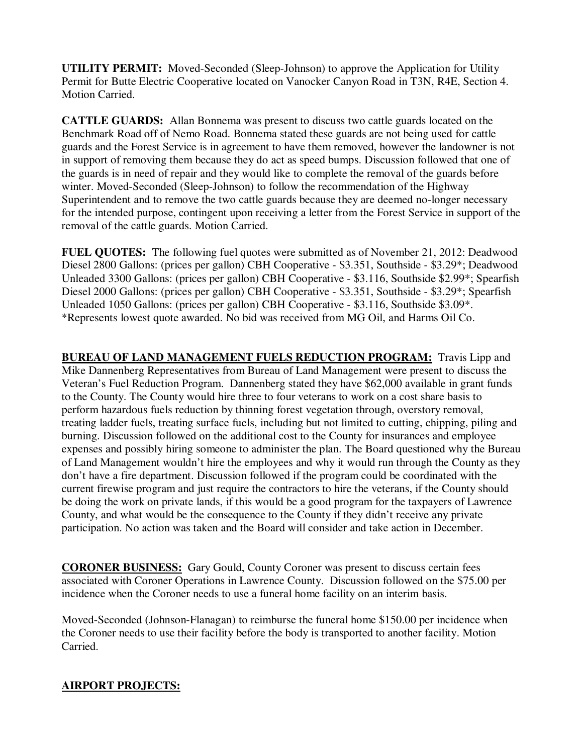**UTILITY PERMIT:** Moved-Seconded (Sleep-Johnson) to approve the Application for Utility Permit for Butte Electric Cooperative located on Vanocker Canyon Road in T3N, R4E, Section 4. Motion Carried.

**CATTLE GUARDS:** Allan Bonnema was present to discuss two cattle guards located on the Benchmark Road off of Nemo Road. Bonnema stated these guards are not being used for cattle guards and the Forest Service is in agreement to have them removed, however the landowner is not in support of removing them because they do act as speed bumps. Discussion followed that one of the guards is in need of repair and they would like to complete the removal of the guards before winter. Moved-Seconded (Sleep-Johnson) to follow the recommendation of the Highway Superintendent and to remove the two cattle guards because they are deemed no-longer necessary for the intended purpose, contingent upon receiving a letter from the Forest Service in support of the removal of the cattle guards. Motion Carried.

**FUEL QUOTES:** The following fuel quotes were submitted as of November 21, 2012: Deadwood Diesel 2800 Gallons: (prices per gallon) CBH Cooperative - $3.351, Southside - $3.29*; Deadwood Unleaded 3300 Gallons: (prices per gallon) CBH Cooperative - $3.116, Southside $2.99*; Spearfish Diesel 2000 Gallons: (prices per gallon) CBH Cooperative - $3.351, Southside - $3.29*; Spearfish Unleaded 1050 Gallons: (prices per gallon) CBH Cooperative - $3.116, Southside $3.09*. *Represents lowest quote awarded. No bid was received from MG Oil, and Harms Oil Co.

**BUREAU OF LAND MANAGEMENT FUELS REDUCTION PROGRAM:** Travis Lipp and Mike Dannenberg Representatives from Bureau of Land Management were present to discuss the Veteran's Fuel Reduction Program. Dannenberg stated they have $62,000 available in grant funds to the County. The County would hire three to four veterans to work on a cost share basis to perform hazardous fuels reduction by thinning forest vegetation through, overstory removal, treating ladder fuels, treating surface fuels, including but not limited to cutting, chipping, piling and burning. Discussion followed on the additional cost to the County for insurances and employee expenses and possibly hiring someone to administer the plan. The Board questioned why the Bureau of Land Management wouldn't hire the employees and why it would run through the County as they don't have a fire department. Discussion followed if the program could be coordinated with the current firewise program and just require the contractors to hire the veterans, if the County should be doing the work on private lands, if this would be a good program for the taxpayers of Lawrence County, and what would be the consequence to the County if they didn't receive any private participation. No action was taken and the Board will consider and take action in December.

**CORONER BUSINESS:** Gary Gould, County Coroner was present to discuss certain fees associated with Coroner Operations in Lawrence County. Discussion followed on the $75.00 per incidence when the Coroner needs to use a funeral home facility on an interim basis.

Moved-Seconded (Johnson-Flanagan) to reimburse the funeral home $150.00 per incidence when the Coroner needs to use their facility before the body is transported to another facility. Motion Carried.

**AIRPORT PROJECTS:**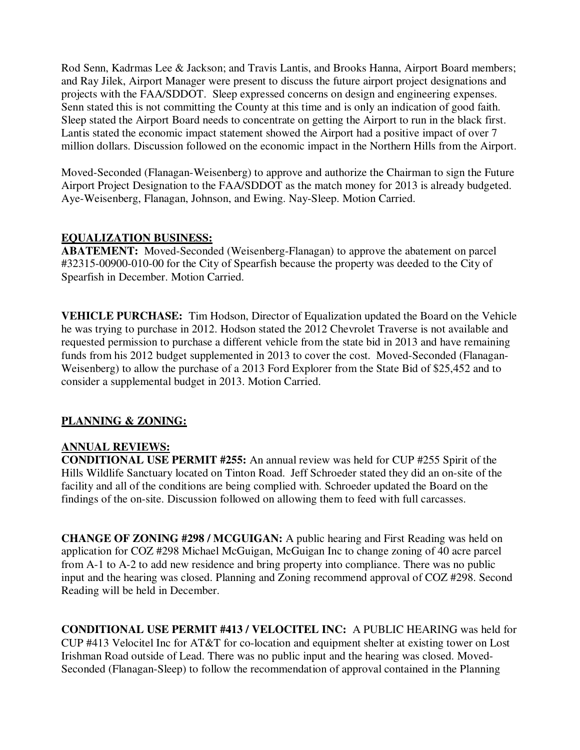Rod Senn, Kadrmas Lee & Jackson; and Travis Lantis, and Brooks Hanna, Airport Board members; and Ray Jilek, Airport Manager were present to discuss the future airport project designations and projects with the FAA/SDDOT. Sleep expressed concerns on design and engineering expenses. Senn stated this is not committing the County at this time and is only an indication of good faith. Sleep stated the Airport Board needs to concentrate on getting the Airport to run in the black first. Lantis stated the economic impact statement showed the Airport had a positive impact of over 7 million dollars. Discussion followed on the economic impact in the Northern Hills from the Airport.

Moved-Seconded (Flanagan-Weisenberg) to approve and authorize the Chairman to sign the Future Airport Project Designation to the FAA/SDDOT as the match money for 2013 is already budgeted. Aye-Weisenberg, Flanagan, Johnson, and Ewing. Nay-Sleep. Motion Carried.

**EQUALIZATION BUSINESS:**

**ABATEMENT:** Moved-Seconded (Weisenberg-Flanagan) to approve the abatement on parcel #32315-00900-010-00 for the City of Spearfish because the property was deeded to the City of Spearfish in December. Motion Carried.

**VEHICLE PURCHASE:** Tim Hodson, Director of Equalization updated the Board on the Vehicle he was trying to purchase in 2012. Hodson stated the 2012 Chevrolet Traverse is not available and requested permission to purchase a different vehicle from the state bid in 2013 and have remaining funds from his 2012 budget supplemented in 2013 to cover the cost. Moved-Seconded (Flanagan-Weisenberg) to allow the purchase of a 2013 Ford Explorer from the State Bid of $25,452 and to consider a supplemental budget in 2013. Motion Carried.

**PLANNING & ZONING:**

**ANNUAL REVIEWS:**

**CONDITIONAL USE PERMIT #255:** An annual review was held for CUP #255 Spirit of the Hills Wildlife Sanctuary located on Tinton Road. Jeff Schroeder stated they did an on-site of the facility and all of the conditions are being complied with. Schroeder updated the Board on the findings of the on-site. Discussion followed on allowing them to feed with full carcasses.

**CHANGE OF ZONING #298 / MCGUIGAN:** A public hearing and First Reading was held on application for COZ #298 Michael McGuigan, McGuigan Inc to change zoning of 40 acre parcel from A-1 to A-2 to add new residence and bring property into compliance. There was no public input and the hearing was closed. Planning and Zoning recommend approval of COZ #298. Second Reading will be held in December.

**CONDITIONAL USE PERMIT #413 / VELOCITEL INC:** A PUBLIC HEARING was held for CUP #413 Velocitel Inc for AT&T for co-location and equipment shelter at existing tower on Lost Irishman Road outside of Lead. There was no public input and the hearing was closed. Moved-Seconded (Flanagan-Sleep) to follow the recommendation of approval contained in the Planning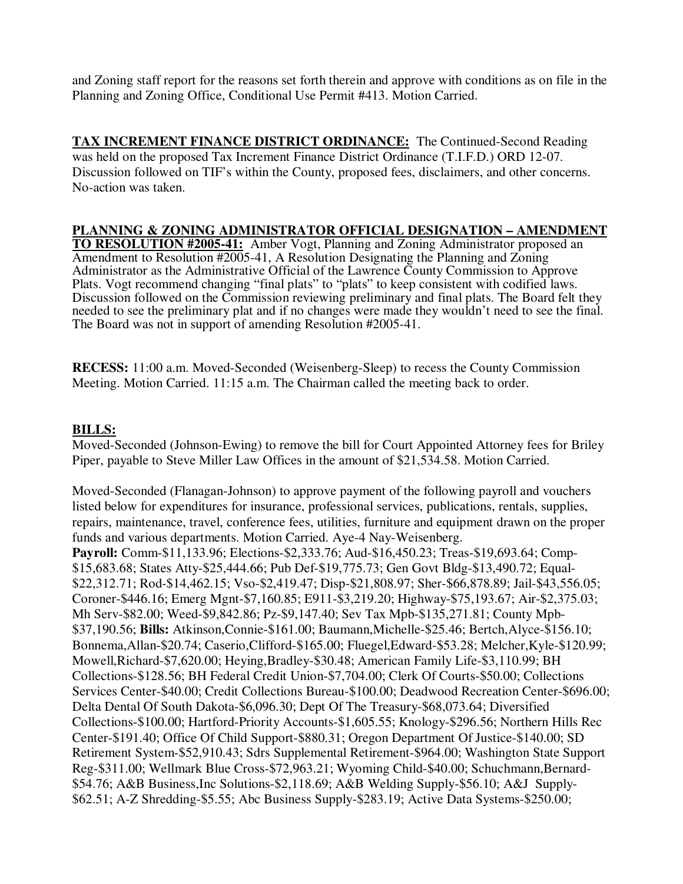and Zoning staff report for the reasons set forth therein and approve with conditions as on file in the Planning and Zoning Office, Conditional Use Permit #413. Motion Carried.

**TAX INCREMENT FINANCE DISTRICT ORDINANCE:** The Continued-Second Reading was held on the proposed Tax Increment Finance District Ordinance (T.I.F.D.) ORD 12-07. Discussion followed on TIF's within the County, proposed fees, disclaimers, and other concerns. No-action was taken.

**PLANNING & ZONING ADMINISTRATOR OFFICIAL DESIGNATION – AMENDMENT TO RESOLUTION #2005-41:** Amber Vogt, Planning and Zoning Administrator proposed an Amendment to Resolution #2005-41, A Resolution Designating the Planning and Zoning Administrator as the Administrative Official of the Lawrence County Commission to Approve Plats. Vogt recommend changing "final plats" to "plats" to keep consistent with codified laws. Discussion followed on the Commission reviewing preliminary and final plats. The Board felt they needed to see the preliminary plat and if no changes were made they wouldn't need to see the final. The Board was not in support of amending Resolution #2005-41.

**RECESS:** 11:00 a.m. Moved-Seconded (Weisenberg-Sleep) to recess the County Commission Meeting. Motion Carried. 11:15 a.m. The Chairman called the meeting back to order.

**BILLS:**

Moved-Seconded (Johnson-Ewing) to remove the bill for Court Appointed Attorney fees for Briley Piper, payable to Steve Miller Law Offices in the amount of $21,534.58. Motion Carried.

Moved-Seconded (Flanagan-Johnson) to approve payment of the following payroll and vouchers listed below for expenditures for insurance, professional services, publications, rentals, supplies, repairs, maintenance, travel, conference fees, utilities, furniture and equipment drawn on the proper funds and various departments. Motion Carried. Aye-4 Nay-Weisenberg.
**Payroll:** Comm-$11,133.96; Elections-$2,333.76; Aud-$16,450.23; Treas-$19,693.64; Comp-$15,683.68; States Atty-$25,444.66; Pub Def-$19,775.73; Gen Govt Bldg-$13,490.72; Equal-$22,312.71; Rod-$14,462.15; Vso-$2,419.47; Disp-$21,808.97; Sher-$66,878.89; Jail-$43,556.05; Coroner-$446.16; Emerg Mgnt-$7,160.85; E911-$3,219.20; Highway-$75,193.67; Air-$2,375.03; Mh Serv-$82.00; Weed-$9,842.86; Pz-$9,147.40; Sev Tax Mpb-$135,271.81; County Mpb-$37,190.56; **Bills:** Atkinson,Connie-$161.00; Baumann,Michelle-$25.46; Bertch,Alyce-$156.10; Bonnema,Allan-$20.74; Caserio,Clifford-$165.00; Fluegel,Edward-$53.28; Melcher,Kyle-$120.99; Mowell,Richard-$7,620.00; Heying,Bradley-$30.48; American Family Life-$3,110.99; BH Collections-$128.56; BH Federal Credit Union-$7,704.00; Clerk Of Courts-$50.00; Collections Services Center-$40.00; Credit Collections Bureau-$100.00; Deadwood Recreation Center-$696.00; Delta Dental Of South Dakota-$6,096.30; Dept Of The Treasury-$68,073.64; Diversified Collections-$100.00; Hartford-Priority Accounts-$1,605.55; Knology-$296.56; Northern Hills Rec Center-$191.40; Office Of Child Support-$880.31; Oregon Department Of Justice-$140.00; SD Retirement System-$52,910.43; Sdrs Supplemental Retirement-$964.00; Washington State Support Reg-$311.00; Wellmark Blue Cross-$72,963.21; Wyoming Child-$40.00; Schuchmann,Bernard-$54.76; A&B Business,Inc Solutions-$2,118.69; A&B Welding Supply-$56.10; A&J Supply-$62.51; A-Z Shredding-$5.55; Abc Business Supply-$283.19; Active Data Systems-$250.00;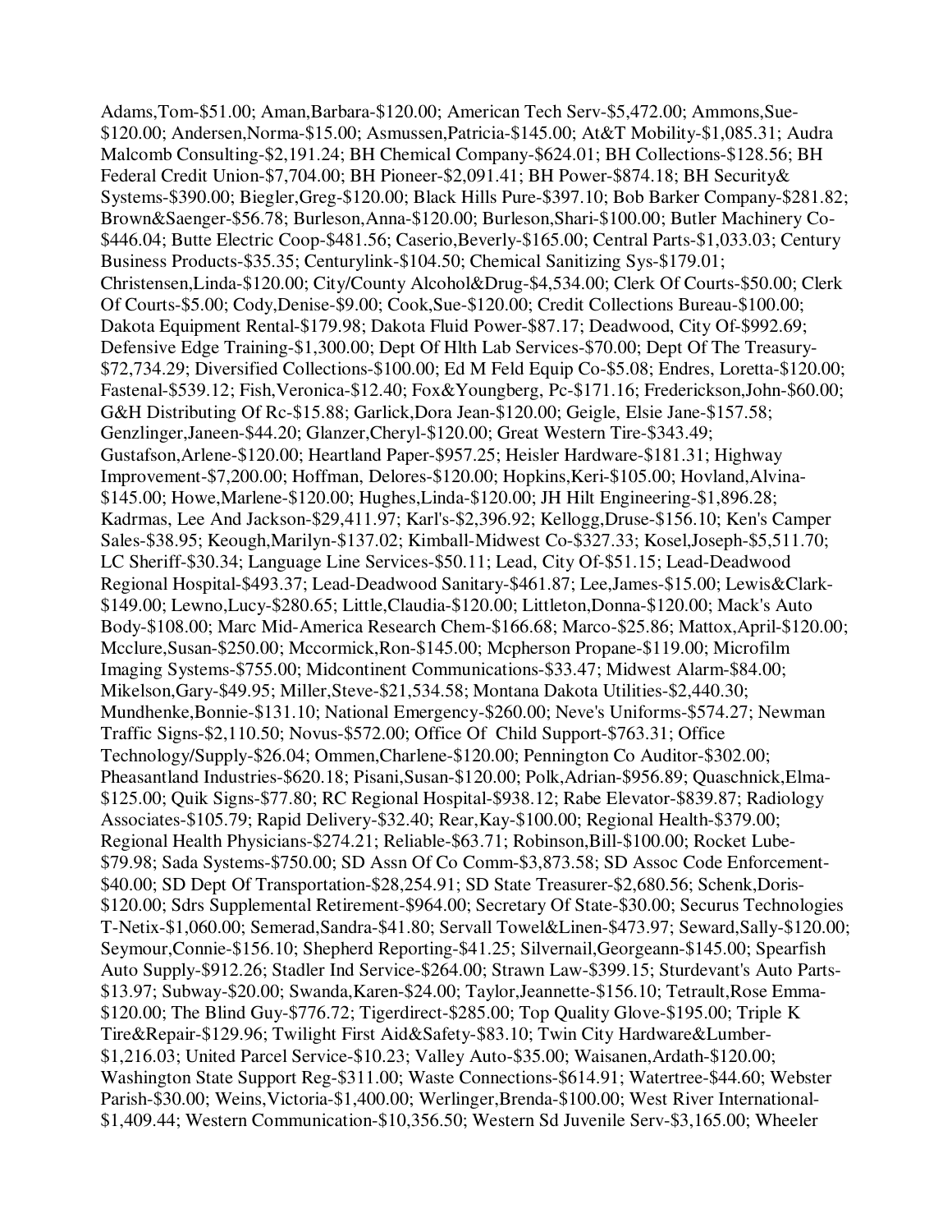Adams,Tom-$51.00; Aman,Barbara-$120.00; American Tech Serv-$5,472.00; Ammons,Sue-$120.00; Andersen,Norma-$15.00; Asmussen,Patricia-$145.00; At&T Mobility-$1,085.31; Audra Malcomb Consulting-$2,191.24; BH Chemical Company-$624.01; BH Collections-$128.56; BH Federal Credit Union-$7,704.00; BH Pioneer-$2,091.41; BH Power-$874.18; BH Security& Systems-$390.00; Biegler,Greg-$120.00; Black Hills Pure-$397.10; Bob Barker Company-$281.82; Brown&Saenger-$56.78; Burleson,Anna-$120.00; Burleson,Shari-$100.00; Butler Machinery Co-$446.04; Butte Electric Coop-$481.56; Caserio,Beverly-$165.00; Central Parts-$1,033.03; Century Business Products-$35.35; Centurylink-$104.50; Chemical Sanitizing Sys-$179.01; Christensen,Linda-$120.00; City/County Alcohol&Drug-$4,534.00; Clerk Of Courts-$50.00; Clerk Of Courts-$5.00; Cody,Denise-$9.00; Cook,Sue-$120.00; Credit Collections Bureau-$100.00; Dakota Equipment Rental-$179.98; Dakota Fluid Power-$87.17; Deadwood, City Of-$992.69; Defensive Edge Training-$1,300.00; Dept Of Hlth Lab Services-$70.00; Dept Of The Treasury-$72,734.29; Diversified Collections-$100.00; Ed M Feld Equip Co-$5.08; Endres, Loretta-$120.00; Fastenal-$539.12; Fish,Veronica-$12.40; Fox&Youngberg, Pc-$171.16; Frederickson,John-$60.00; G&H Distributing Of Rc-$15.88; Garlick,Dora Jean-$120.00; Geigle, Elsie Jane-$157.58; Genzlinger,Janeen-$44.20; Glanzer,Cheryl-$120.00; Great Western Tire-$343.49; Gustafson,Arlene-$120.00; Heartland Paper-$957.25; Heisler Hardware-$181.31; Highway Improvement-$7,200.00; Hoffman, Delores-$120.00; Hopkins,Keri-$105.00; Hovland,Alvina-$145.00; Howe,Marlene-$120.00; Hughes,Linda-$120.00; JH Hilt Engineering-$1,896.28; Kadrmas, Lee And Jackson-$29,411.97; Karl's-$2,396.92; Kellogg,Druse-$156.10; Ken's Camper Sales-$38.95; Keough,Marilyn-$137.02; Kimball-Midwest Co-$327.33; Kosel,Joseph-$5,511.70; LC Sheriff-$30.34; Language Line Services-$50.11; Lead, City Of-$51.15; Lead-Deadwood Regional Hospital-$493.37; Lead-Deadwood Sanitary-$461.87; Lee,James-$15.00; Lewis&Clark-$149.00; Lewno,Lucy-$280.65; Little,Claudia-$120.00; Littleton,Donna-$120.00; Mack's Auto Body-$108.00; Marc Mid-America Research Chem-$166.68; Marco-$25.86; Mattox,April-$120.00; Mcclure,Susan-$250.00; Mccormick,Ron-$145.00; Mcpherson Propane-$119.00; Microfilm Imaging Systems-$755.00; Midcontinent Communications-$33.47; Midwest Alarm-$84.00; Mikelson,Gary-$49.95; Miller,Steve-$21,534.58; Montana Dakota Utilities-$2,440.30; Mundhenke,Bonnie-$131.10; National Emergency-$260.00; Neve's Uniforms-$574.27; Newman Traffic Signs-$2,110.50; Novus-$572.00; Office Of Child Support-$763.31; Office Technology/Supply-$26.04; Ommen,Charlene-$120.00; Pennington Co Auditor-$302.00; Pheasantland Industries-$620.18; Pisani,Susan-$120.00; Polk,Adrian-$956.89; Quaschnick,Elma-$125.00; Quik Signs-$77.80; RC Regional Hospital-$938.12; Rabe Elevator-$839.87; Radiology Associates-$105.79; Rapid Delivery-$32.40; Rear,Kay-$100.00; Regional Health-$379.00; Regional Health Physicians-$274.21; Reliable-$63.71; Robinson,Bill-$100.00; Rocket Lube-$79.98; Sada Systems-$750.00; SD Assn Of Co Comm-$3,873.58; SD Assoc Code Enforcement-$40.00; SD Dept Of Transportation-$28,254.91; SD State Treasurer-$2,680.56; Schenk,Doris-$120.00; Sdrs Supplemental Retirement-$964.00; Secretary Of State-$30.00; Securus Technologies T-Netix-$1,060.00; Semerad,Sandra-$41.80; Servall Towel&Linen-$473.97; Seward,Sally-$120.00; Seymour,Connie-$156.10; Shepherd Reporting-$41.25; Silvernail,Georgeann-$145.00; Spearfish Auto Supply-$912.26; Stadler Ind Service-$264.00; Strawn Law-$399.15; Sturdevant's Auto Parts-$13.97; Subway-$20.00; Swanda,Karen-$24.00; Taylor,Jeannette-$156.10; Tetrault,Rose Emma-$120.00; The Blind Guy-$776.72; Tigerdirect-$285.00; Top Quality Glove-$195.00; Triple K Tire&Repair-$129.96; Twilight First Aid&Safety-$83.10; Twin City Hardware&Lumber-$1,216.03; United Parcel Service-$10.23; Valley Auto-$35.00; Waisanen,Ardath-$120.00; Washington State Support Reg-$311.00; Waste Connections-$614.91; Watertree-$44.60; Webster Parish-$30.00; Weins,Victoria-$1,400.00; Werlinger,Brenda-$100.00; West River International-$1,409.44; Western Communication-$10,356.50; Western Sd Juvenile Serv-$3,165.00; Wheeler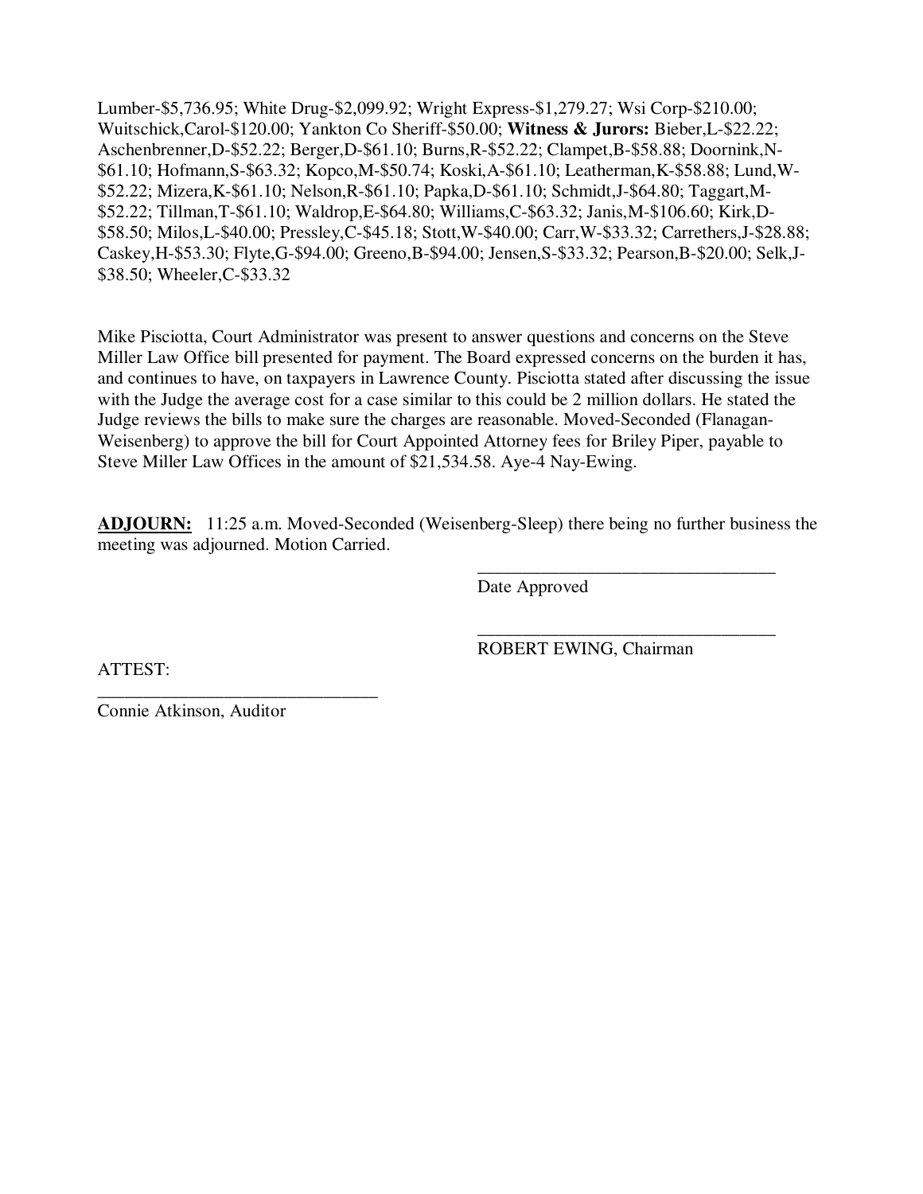Lumber-$5,736.95; White Drug-$2,099.92; Wright Express-$1,279.27; Wsi Corp-$210.00; Wuitschick,Carol-$120.00; Yankton Co Sheriff-$50.00; **Witness & Jurors:** Bieber,L-$22.22; Aschenbrenner,D-$52.22; Berger,D-$61.10; Burns,R-$52.22; Clampet,B-$58.88; Doornink,N-$61.10; Hofmann,S-$63.32; Kopco,M-$50.74; Koski,A-$61.10; Leatherman,K-$58.88; Lund,W-$52.22; Mizera,K-$61.10; Nelson,R-$61.10; Papka,D-$61.10; Schmidt,J-$64.80; Taggart,M-$52.22; Tillman,T-$61.10; Waldrop,E-$64.80; Williams,C-$63.32; Janis,M-$106.60; Kirk,D-$58.50; Milos,L-$40.00; Pressley,C-$45.18; Stott,W-$40.00; Carr,W-$33.32; Carrethers,J-$28.88; Caskey,H-$53.30; Flyte,G-$94.00; Greeno,B-$94.00; Jensen,S-$33.32; Pearson,B-$20.00; Selk,J-$38.50; Wheeler,C-$33.32

Mike Pisciotta, Court Administrator was present to answer questions and concerns on the Steve Miller Law Office bill presented for payment. The Board expressed concerns on the burden it has, and continues to have, on taxpayers in Lawrence County. Pisciotta stated after discussing the issue with the Judge the average cost for a case similar to this could be 2 million dollars. He stated the Judge reviews the bills to make sure the charges are reasonable. Moved-Seconded (Flanagan-Weisenberg) to approve the bill for Court Appointed Attorney fees for Briley Piper, payable to Steve Miller Law Offices in the amount of $21,534.58. Aye-4 Nay-Ewing.

**ADJOURN:** 11:25 a.m. Moved-Seconded (Weisenberg-Sleep) there being no further business the meeting was adjourned. Motion Carried.

\_\_\_\_\_\_\_\_\_\_\_\_\_\_\_\_\_\_\_\_\_\_\_\_\_\_\_\_\_\_\_\_\_\_
Date Approved

\_\_\_\_\_\_\_\_\_\_\_\_\_\_\_\_\_\_\_\_\_\_\_\_\_\_\_\_\_\_\_\_\_\_
ROBERT EWING, Chairman

ATTEST:

\_\_\_\_\_\_\_\_\_\_\_\_\_\_\_\_\_\_\_\_\_\_\_\_\_\_\_\_\_\_\_\_
Connie Atkinson, Auditor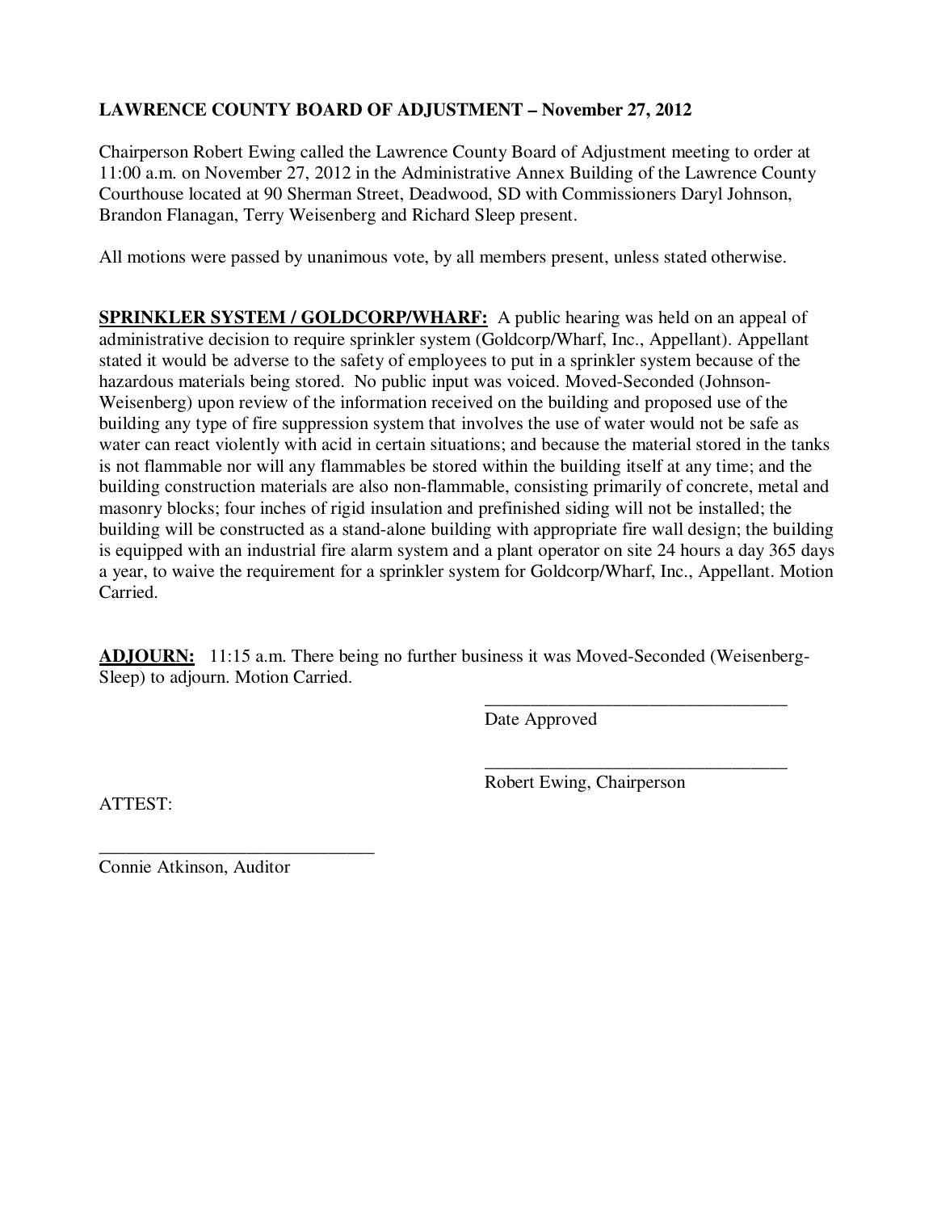**LAWRENCE COUNTY BOARD OF ADJUSTMENT – November 27, 2012**

Chairperson Robert Ewing called the Lawrence County Board of Adjustment meeting to order at 11:00 a.m. on November 27, 2012 in the Administrative Annex Building of the Lawrence County Courthouse located at 90 Sherman Street, Deadwood, SD with Commissioners Daryl Johnson, Brandon Flanagan, Terry Weisenberg and Richard Sleep present.

All motions were passed by unanimous vote, by all members present, unless stated otherwise.

**SPRINKLER SYSTEM / GOLDCORP/WHARF:** A public hearing was held on an appeal of administrative decision to require sprinkler system (Goldcorp/Wharf, Inc., Appellant). Appellant stated it would be adverse to the safety of employees to put in a sprinkler system because of the hazardous materials being stored. No public input was voiced. Moved-Seconded (Johnson-Weisenberg) upon review of the information received on the building and proposed use of the building any type of fire suppression system that involves the use of water would not be safe as water can react violently with acid in certain situations; and because the material stored in the tanks is not flammable nor will any flammables be stored within the building itself at any time; and the building construction materials are also non-flammable, consisting primarily of concrete, metal and masonry blocks; four inches of rigid insulation and prefinished siding will not be installed; the building will be constructed as a stand-alone building with appropriate fire wall design; the building is equipped with an industrial fire alarm system and a plant operator on site 24 hours a day 365 days a year, to waive the requirement for a sprinkler system for Goldcorp/Wharf, Inc., Appellant. Motion Carried.

**ADJOURN:** 11:15 a.m. There being no further business it was Moved-Seconded (Weisenberg-Sleep) to adjourn. Motion Carried.

\_\_\_\_\_\_\_\_\_\_\_\_\_\_\_\_\_\_\_\_\_\_\_\_\_\_\_\_\_\_\_\_\_\_
Date Approved

\_\_\_\_\_\_\_\_\_\_\_\_\_\_\_\_\_\_\_\_\_\_\_\_\_\_\_\_\_\_\_\_\_\_
Robert Ewing, Chairperson

ATTEST:

\_\_\_\_\_\_\_\_\_\_\_\_\_\_\_\_\_\_\_\_\_\_\_\_\_\_\_\_\_\_\_
Connie Atkinson, Auditor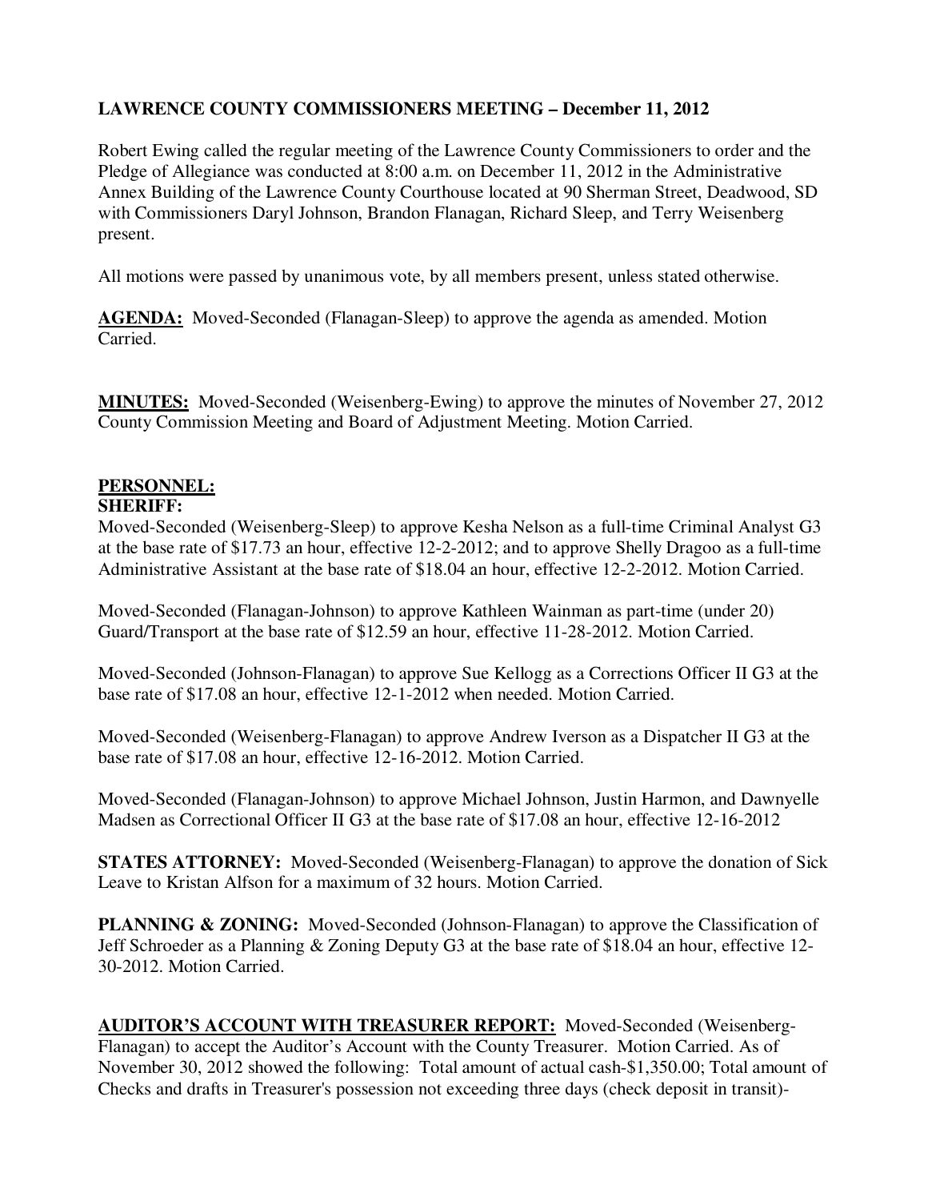**LAWRENCE COUNTY COMMISSIONERS MEETING – December 11, 2012**

Robert Ewing called the regular meeting of the Lawrence County Commissioners to order and the Pledge of Allegiance was conducted at 8:00 a.m. on December 11, 2012 in the Administrative Annex Building of the Lawrence County Courthouse located at 90 Sherman Street, Deadwood, SD with Commissioners Daryl Johnson, Brandon Flanagan, Richard Sleep, and Terry Weisenberg present.

All motions were passed by unanimous vote, by all members present, unless stated otherwise.

**AGENDA:** Moved-Seconded (Flanagan-Sleep) to approve the agenda as amended. Motion Carried.

**MINUTES:** Moved-Seconded (Weisenberg-Ewing) to approve the minutes of November 27, 2012 County Commission Meeting and Board of Adjustment Meeting. Motion Carried.

**PERSONNEL:**
**SHERIFF:**
Moved-Seconded (Weisenberg-Sleep) to approve Kesha Nelson as a full-time Criminal Analyst G3 at the base rate of $17.73 an hour, effective 12-2-2012; and to approve Shelly Dragoo as a full-time Administrative Assistant at the base rate of $18.04 an hour, effective 12-2-2012. Motion Carried.

Moved-Seconded (Flanagan-Johnson) to approve Kathleen Wainman as part-time (under 20) Guard/Transport at the base rate of $12.59 an hour, effective 11-28-2012. Motion Carried.

Moved-Seconded (Johnson-Flanagan) to approve Sue Kellogg as a Corrections Officer II G3 at the base rate of $17.08 an hour, effective 12-1-2012 when needed. Motion Carried.

Moved-Seconded (Weisenberg-Flanagan) to approve Andrew Iverson as a Dispatcher II G3 at the base rate of $17.08 an hour, effective 12-16-2012. Motion Carried.

Moved-Seconded (Flanagan-Johnson) to approve Michael Johnson, Justin Harmon, and Dawnyelle Madsen as Correctional Officer II G3 at the base rate of $17.08 an hour, effective 12-16-2012

**STATES ATTORNEY:** Moved-Seconded (Weisenberg-Flanagan) to approve the donation of Sick Leave to Kristan Alfson for a maximum of 32 hours. Motion Carried.

**PLANNING & ZONING:** Moved-Seconded (Johnson-Flanagan) to approve the Classification of Jeff Schroeder as a Planning & Zoning Deputy G3 at the base rate of $18.04 an hour, effective 12-30-2012. Motion Carried.

**AUDITOR'S ACCOUNT WITH TREASURER REPORT:** Moved-Seconded (Weisenberg-Flanagan) to accept the Auditor's Account with the County Treasurer. Motion Carried. As of November 30, 2012 showed the following: Total amount of actual cash-$1,350.00; Total amount of Checks and drafts in Treasurer's possession not exceeding three days (check deposit in transit)-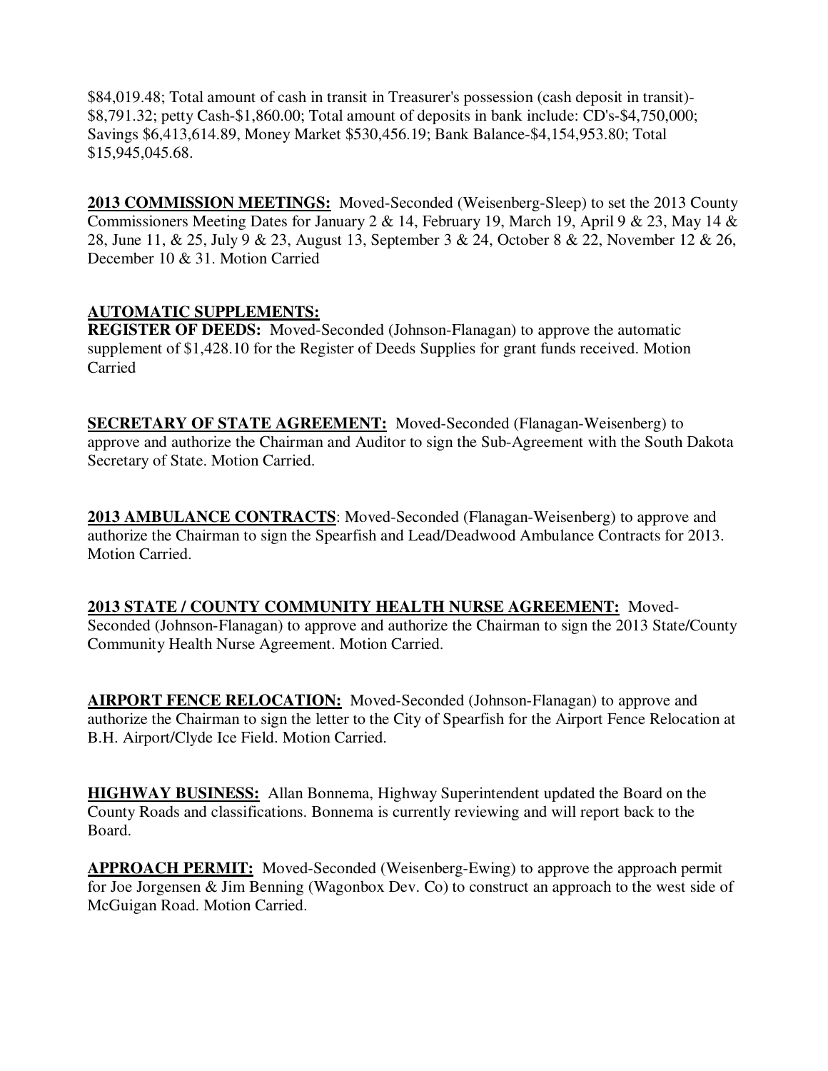$84,019.48; Total amount of cash in transit in Treasurer's possession (cash deposit in transit)- $8,791.32; petty Cash-$1,860.00; Total amount of deposits in bank include: CD's-$4,750,000; Savings $6,413,614.89, Money Market $530,456.19; Bank Balance-$4,154,953.80; Total $15,945,045.68.

**2013 COMMISSION MEETINGS:** Moved-Seconded (Weisenberg-Sleep) to set the 2013 County Commissioners Meeting Dates for January 2 & 14, February 19, March 19, April 9 & 23, May 14 & 28, June 11, & 25, July 9 & 23, August 13, September 3 & 24, October 8 & 22, November 12 & 26, December 10 & 31. Motion Carried

**AUTOMATIC SUPPLEMENTS:**

**REGISTER OF DEEDS:** Moved-Seconded (Johnson-Flanagan) to approve the automatic supplement of $1,428.10 for the Register of Deeds Supplies for grant funds received. Motion Carried

**SECRETARY OF STATE AGREEMENT:** Moved-Seconded (Flanagan-Weisenberg) to approve and authorize the Chairman and Auditor to sign the Sub-Agreement with the South Dakota Secretary of State. Motion Carried.

**2013 AMBULANCE CONTRACTS**: Moved-Seconded (Flanagan-Weisenberg) to approve and authorize the Chairman to sign the Spearfish and Lead/Deadwood Ambulance Contracts for 2013. Motion Carried.

**2013 STATE / COUNTY COMMUNITY HEALTH NURSE AGREEMENT:** Moved-Seconded (Johnson-Flanagan) to approve and authorize the Chairman to sign the 2013 State/County Community Health Nurse Agreement. Motion Carried.

**AIRPORT FENCE RELOCATION:** Moved-Seconded (Johnson-Flanagan) to approve and authorize the Chairman to sign the letter to the City of Spearfish for the Airport Fence Relocation at B.H. Airport/Clyde Ice Field. Motion Carried.

**HIGHWAY BUSINESS:** Allan Bonnema, Highway Superintendent updated the Board on the County Roads and classifications. Bonnema is currently reviewing and will report back to the Board.

**APPROACH PERMIT:** Moved-Seconded (Weisenberg-Ewing) to approve the approach permit for Joe Jorgensen & Jim Benning (Wagonbox Dev. Co) to construct an approach to the west side of McGuigan Road. Motion Carried.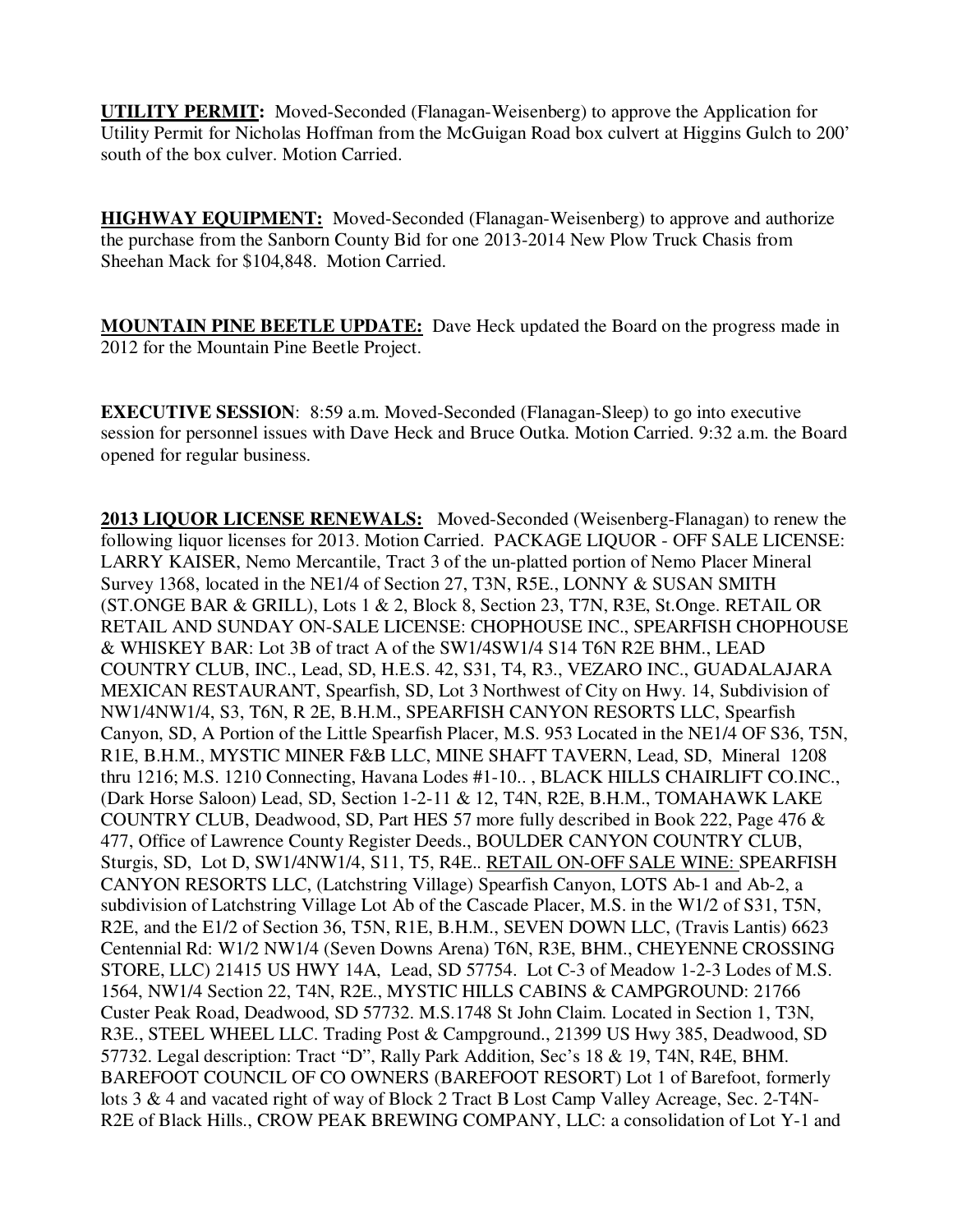**UTILITY PERMIT:** Moved-Seconded (Flanagan-Weisenberg) to approve the Application for Utility Permit for Nicholas Hoffman from the McGuigan Road box culvert at Higgins Gulch to 200' south of the box culver. Motion Carried.

**HIGHWAY EQUIPMENT:** Moved-Seconded (Flanagan-Weisenberg) to approve and authorize the purchase from the Sanborn County Bid for one 2013-2014 New Plow Truck Chasis from Sheehan Mack for $104,848. Motion Carried.

**MOUNTAIN PINE BEETLE UPDATE:** Dave Heck updated the Board on the progress made in 2012 for the Mountain Pine Beetle Project.

**EXECUTIVE SESSION**: 8:59 a.m. Moved-Seconded (Flanagan-Sleep) to go into executive session for personnel issues with Dave Heck and Bruce Outka. Motion Carried. 9:32 a.m. the Board opened for regular business.

**2013 LIQUOR LICENSE RENEWALS:** Moved-Seconded (Weisenberg-Flanagan) to renew the following liquor licenses for 2013. Motion Carried. PACKAGE LIQUOR - OFF SALE LICENSE: LARRY KAISER, Nemo Mercantile, Tract 3 of the un-platted portion of Nemo Placer Mineral Survey 1368, located in the NE1/4 of Section 27, T3N, R5E., LONNY & SUSAN SMITH (ST.ONGE BAR & GRILL), Lots 1 & 2, Block 8, Section 23, T7N, R3E, St.Onge. RETAIL OR RETAIL AND SUNDAY ON-SALE LICENSE: CHOPHOUSE INC., SPEARFISH CHOPHOUSE & WHISKEY BAR: Lot 3B of tract A of the SW1/4SW1/4 S14 T6N R2E BHM., LEAD COUNTRY CLUB, INC., Lead, SD, H.E.S. 42, S31, T4, R3., VEZARO INC., GUADALAJARA MEXICAN RESTAURANT, Spearfish, SD, Lot 3 Northwest of City on Hwy. 14, Subdivision of NW1/4NW1/4, S3, T6N, R 2E, B.H.M., SPEARFISH CANYON RESORTS LLC, Spearfish Canyon, SD, A Portion of the Little Spearfish Placer, M.S. 953 Located in the NE1/4 OF S36, T5N, R1E, B.H.M., MYSTIC MINER F&B LLC, MINE SHAFT TAVERN, Lead, SD, Mineral 1208 thru 1216; M.S. 1210 Connecting, Havana Lodes #1-10.. , BLACK HILLS CHAIRLIFT CO.INC., (Dark Horse Saloon) Lead, SD, Section 1-2-11 & 12, T4N, R2E, B.H.M., TOMAHAWK LAKE COUNTRY CLUB, Deadwood, SD, Part HES 57 more fully described in Book 222, Page 476 & 477, Office of Lawrence County Register Deeds., BOULDER CANYON COUNTRY CLUB, Sturgis, SD, Lot D, SW1/4NW1/4, S11, T5, R4E.. <u>RETAIL ON-OFF SALE WINE:</u> SPEARFISH CANYON RESORTS LLC, (Latchstring Village) Spearfish Canyon, LOTS Ab-1 and Ab-2, a subdivision of Latchstring Village Lot Ab of the Cascade Placer, M.S. in the W1/2 of S31, T5N, R2E, and the E1/2 of Section 36, T5N, R1E, B.H.M., SEVEN DOWN LLC, (Travis Lantis) 6623 Centennial Rd: W1/2 NW1/4 (Seven Downs Arena) T6N, R3E, BHM., CHEYENNE CROSSING STORE, LLC) 21415 US HWY 14A, Lead, SD 57754. Lot C-3 of Meadow 1-2-3 Lodes of M.S. 1564, NW1/4 Section 22, T4N, R2E., MYSTIC HILLS CABINS & CAMPGROUND: 21766 Custer Peak Road, Deadwood, SD 57732. M.S.1748 St John Claim. Located in Section 1, T3N, R3E., STEEL WHEEL LLC. Trading Post & Campground., 21399 US Hwy 385, Deadwood, SD 57732. Legal description: Tract "D", Rally Park Addition, Sec's 18 & 19, T4N, R4E, BHM. BAREFOOT COUNCIL OF CO OWNERS (BAREFOOT RESORT) Lot 1 of Barefoot, formerly lots 3 & 4 and vacated right of way of Block 2 Tract B Lost Camp Valley Acreage, Sec. 2-T4N-R2E of Black Hills., CROW PEAK BREWING COMPANY, LLC: a consolidation of Lot Y-1 and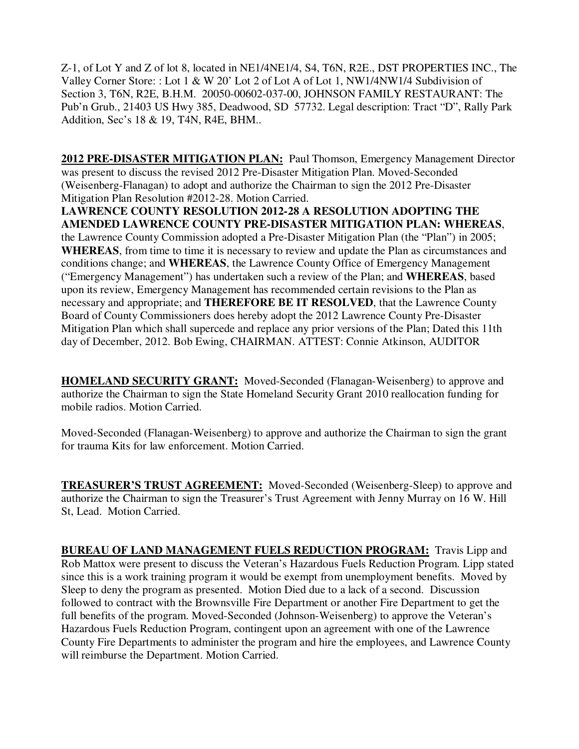Z-1, of Lot Y and Z of lot 8, located in NE1/4NE1/4, S4, T6N, R2E., DST PROPERTIES INC., The Valley Corner Store: : Lot 1 & W 20' Lot 2 of Lot A of Lot 1, NW1/4NW1/4 Subdivision of Section 3, T6N, R2E, B.H.M. 20050-00602-037-00, JOHNSON FAMILY RESTAURANT: The Pub'n Grub., 21403 US Hwy 385, Deadwood, SD 57732. Legal description: Tract "D", Rally Park Addition, Sec's 18 & 19, T4N, R4E, BHM..

**2012 PRE-DISASTER MITIGATION PLAN:** Paul Thomson, Emergency Management Director was present to discuss the revised 2012 Pre-Disaster Mitigation Plan. Moved-Seconded (Weisenberg-Flanagan) to adopt and authorize the Chairman to sign the 2012 Pre-Disaster Mitigation Plan Resolution #2012-28. Motion Carried.

**LAWRENCE COUNTY RESOLUTION 2012-28 A RESOLUTION ADOPTING THE AMENDED LAWRENCE COUNTY PRE-DISASTER MITIGATION PLAN: WHEREAS**, the Lawrence County Commission adopted a Pre-Disaster Mitigation Plan (the "Plan") in 2005; **WHEREAS**, from time to time it is necessary to review and update the Plan as circumstances and conditions change; and **WHEREAS**, the Lawrence County Office of Emergency Management ("Emergency Management") has undertaken such a review of the Plan; and **WHEREAS**, based upon its review, Emergency Management has recommended certain revisions to the Plan as necessary and appropriate; and **THEREFORE BE IT RESOLVED**, that the Lawrence County Board of County Commissioners does hereby adopt the 2012 Lawrence County Pre-Disaster Mitigation Plan which shall supercede and replace any prior versions of the Plan; Dated this 11th day of December, 2012. Bob Ewing, CHAIRMAN. ATTEST: Connie Atkinson, AUDITOR

**HOMELAND SECURITY GRANT:** Moved-Seconded (Flanagan-Weisenberg) to approve and authorize the Chairman to sign the State Homeland Security Grant 2010 reallocation funding for mobile radios. Motion Carried.

Moved-Seconded (Flanagan-Weisenberg) to approve and authorize the Chairman to sign the grant for trauma Kits for law enforcement. Motion Carried.

**TREASURER'S TRUST AGREEMENT:** Moved-Seconded (Weisenberg-Sleep) to approve and authorize the Chairman to sign the Treasurer's Trust Agreement with Jenny Murray on 16 W. Hill St, Lead. Motion Carried.

**BUREAU OF LAND MANAGEMENT FUELS REDUCTION PROGRAM:** Travis Lipp and Rob Mattox were present to discuss the Veteran's Hazardous Fuels Reduction Program. Lipp stated since this is a work training program it would be exempt from unemployment benefits. Moved by Sleep to deny the program as presented. Motion Died due to a lack of a second. Discussion followed to contract with the Brownsville Fire Department or another Fire Department to get the full benefits of the program. Moved-Seconded (Johnson-Weisenberg) to approve the Veteran's Hazardous Fuels Reduction Program, contingent upon an agreement with one of the Lawrence County Fire Departments to administer the program and hire the employees, and Lawrence County will reimburse the Department. Motion Carried.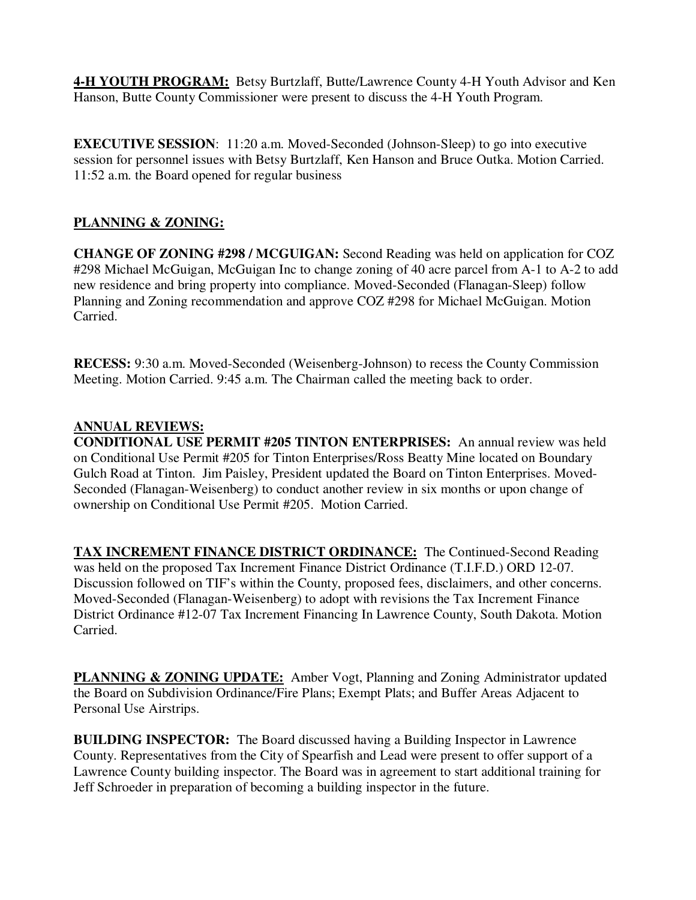**4-H YOUTH PROGRAM:** Betsy Burtzlaff, Butte/Lawrence County 4-H Youth Advisor and Ken Hanson, Butte County Commissioner were present to discuss the 4-H Youth Program.

**EXECUTIVE SESSION**: 11:20 a.m. Moved-Seconded (Johnson-Sleep) to go into executive session for personnel issues with Betsy Burtzlaff, Ken Hanson and Bruce Outka. Motion Carried. 11:52 a.m. the Board opened for regular business

**PLANNING & ZONING:**

**CHANGE OF ZONING #298 / MCGUIGAN:** Second Reading was held on application for COZ #298 Michael McGuigan, McGuigan Inc to change zoning of 40 acre parcel from A-1 to A-2 to add new residence and bring property into compliance. Moved-Seconded (Flanagan-Sleep) follow Planning and Zoning recommendation and approve COZ #298 for Michael McGuigan. Motion Carried.

**RECESS:** 9:30 a.m. Moved-Seconded (Weisenberg-Johnson) to recess the County Commission Meeting. Motion Carried. 9:45 a.m. The Chairman called the meeting back to order.

**ANNUAL REVIEWS:**

**CONDITIONAL USE PERMIT #205 TINTON ENTERPRISES:** An annual review was held on Conditional Use Permit #205 for Tinton Enterprises/Ross Beatty Mine located on Boundary Gulch Road at Tinton. Jim Paisley, President updated the Board on Tinton Enterprises. Moved-Seconded (Flanagan-Weisenberg) to conduct another review in six months or upon change of ownership on Conditional Use Permit #205. Motion Carried.

**TAX INCREMENT FINANCE DISTRICT ORDINANCE:** The Continued-Second Reading was held on the proposed Tax Increment Finance District Ordinance (T.I.F.D.) ORD 12-07. Discussion followed on TIF's within the County, proposed fees, disclaimers, and other concerns. Moved-Seconded (Flanagan-Weisenberg) to adopt with revisions the Tax Increment Finance District Ordinance #12-07 Tax Increment Financing In Lawrence County, South Dakota. Motion Carried.

**PLANNING & ZONING UPDATE:** Amber Vogt, Planning and Zoning Administrator updated the Board on Subdivision Ordinance/Fire Plans; Exempt Plats; and Buffer Areas Adjacent to Personal Use Airstrips.

**BUILDING INSPECTOR:** The Board discussed having a Building Inspector in Lawrence County. Representatives from the City of Spearfish and Lead were present to offer support of a Lawrence County building inspector. The Board was in agreement to start additional training for Jeff Schroeder in preparation of becoming a building inspector in the future.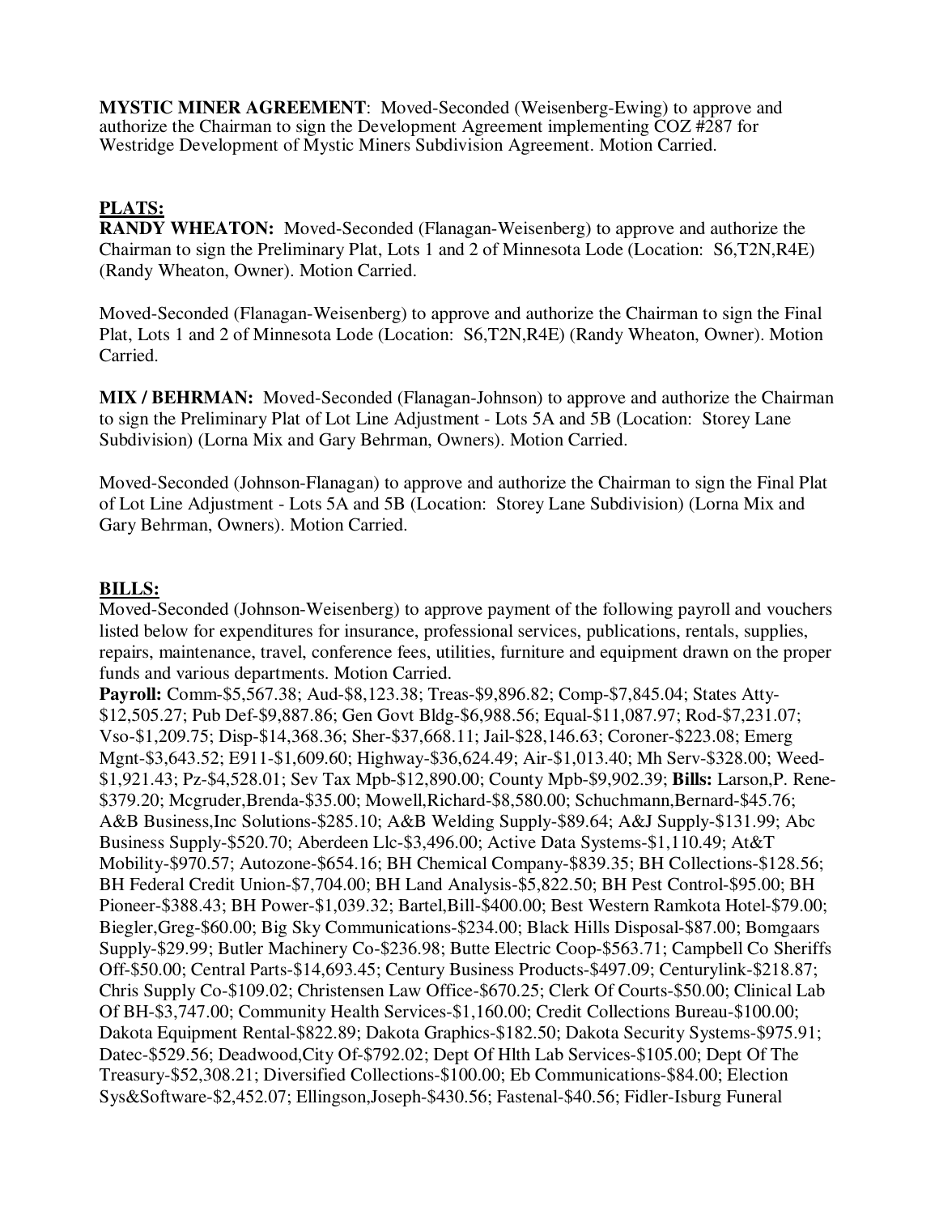**MYSTIC MINER AGREEMENT**: Moved-Seconded (Weisenberg-Ewing) to approve and authorize the Chairman to sign the Development Agreement implementing COZ #287 for Westridge Development of Mystic Miners Subdivision Agreement. Motion Carried.

**PLATS:**

**RANDY WHEATON:** Moved-Seconded (Flanagan-Weisenberg) to approve and authorize the Chairman to sign the Preliminary Plat, Lots 1 and 2 of Minnesota Lode (Location: S6,T2N,R4E) (Randy Wheaton, Owner). Motion Carried.

Moved-Seconded (Flanagan-Weisenberg) to approve and authorize the Chairman to sign the Final Plat, Lots 1 and 2 of Minnesota Lode (Location: S6,T2N,R4E) (Randy Wheaton, Owner). Motion Carried.

**MIX / BEHRMAN:** Moved-Seconded (Flanagan-Johnson) to approve and authorize the Chairman to sign the Preliminary Plat of Lot Line Adjustment - Lots 5A and 5B (Location: Storey Lane Subdivision) (Lorna Mix and Gary Behrman, Owners). Motion Carried.

Moved-Seconded (Johnson-Flanagan) to approve and authorize the Chairman to sign the Final Plat of Lot Line Adjustment - Lots 5A and 5B (Location: Storey Lane Subdivision) (Lorna Mix and Gary Behrman, Owners). Motion Carried.

**BILLS:**

Moved-Seconded (Johnson-Weisenberg) to approve payment of the following payroll and vouchers listed below for expenditures for insurance, professional services, publications, rentals, supplies, repairs, maintenance, travel, conference fees, utilities, furniture and equipment drawn on the proper funds and various departments. Motion Carried.

**Payroll:** Comm-$5,567.38; Aud-$8,123.38; Treas-$9,896.82; Comp-$7,845.04; States Atty-$12,505.27; Pub Def-$9,887.86; Gen Govt Bldg-$6,988.56; Equal-$11,087.97; Rod-$7,231.07; Vso-$1,209.75; Disp-$14,368.36; Sher-$37,668.11; Jail-$28,146.63; Coroner-$223.08; Emerg Mgnt-$3,643.52; E911-$1,609.60; Highway-$36,624.49; Air-$1,013.40; Mh Serv-$328.00; Weed-$1,921.43; Pz-$4,528.01; Sev Tax Mpb-$12,890.00; County Mpb-$9,902.39; **Bills:** Larson,P. Rene-$379.20; Mcgruder,Brenda-$35.00; Mowell,Richard-$8,580.00; Schuchmann,Bernard-$45.76; A&B Business,Inc Solutions-$285.10; A&B Welding Supply-$89.64; A&J Supply-$131.99; Abc Business Supply-$520.70; Aberdeen Llc-$3,496.00; Active Data Systems-$1,110.49; At&T Mobility-$970.57; Autozone-$654.16; BH Chemical Company-$839.35; BH Collections-$128.56; BH Federal Credit Union-$7,704.00; BH Land Analysis-$5,822.50; BH Pest Control-$95.00; BH Pioneer-$388.43; BH Power-$1,039.32; Bartel,Bill-$400.00; Best Western Ramkota Hotel-$79.00; Biegler,Greg-$60.00; Big Sky Communications-$234.00; Black Hills Disposal-$87.00; Bomgaars Supply-$29.99; Butler Machinery Co-$236.98; Butte Electric Coop-$563.71; Campbell Co Sheriffs Off-$50.00; Central Parts-$14,693.45; Century Business Products-$497.09; Centurylink-$218.87; Chris Supply Co-$109.02; Christensen Law Office-$670.25; Clerk Of Courts-$50.00; Clinical Lab Of BH-$3,747.00; Community Health Services-$1,160.00; Credit Collections Bureau-$100.00; Dakota Equipment Rental-$822.89; Dakota Graphics-$182.50; Dakota Security Systems-$975.91; Datec-$529.56; Deadwood,City Of-$792.02; Dept Of Hlth Lab Services-$105.00; Dept Of The Treasury-$52,308.21; Diversified Collections-$100.00; Eb Communications-$84.00; Election Sys&Software-$2,452.07; Ellingson,Joseph-$430.56; Fastenal-$40.56; Fidler-Isburg Funeral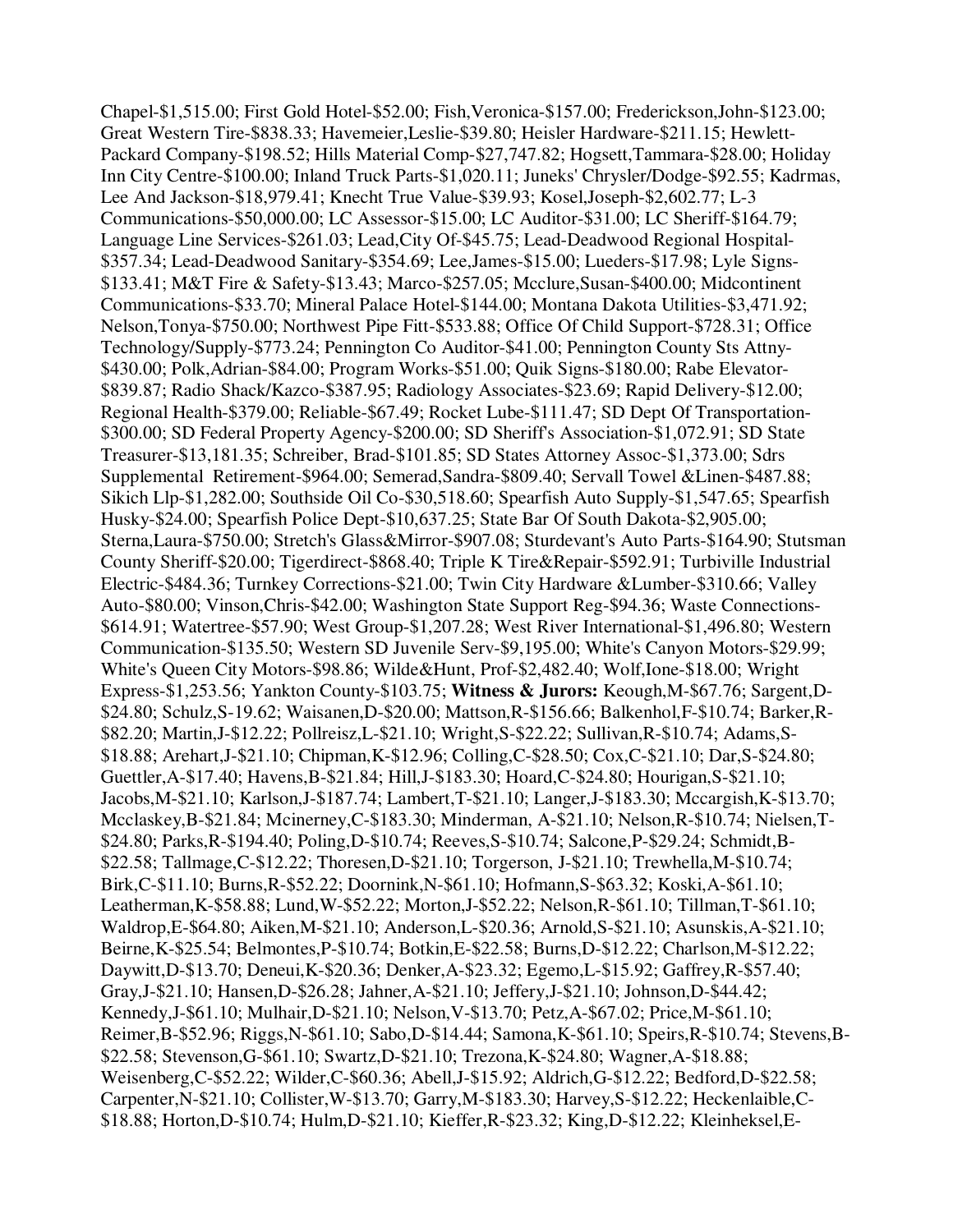Chapel-$1,515.00; First Gold Hotel-$52.00; Fish,Veronica-$157.00; Frederickson,John-$123.00; Great Western Tire-$838.33; Havemeier,Leslie-$39.80; Heisler Hardware-$211.15; Hewlett-Packard Company-$198.52; Hills Material Comp-$27,747.82; Hogsett,Tammara-$28.00; Holiday Inn City Centre-$100.00; Inland Truck Parts-$1,020.11; Juneks' Chrysler/Dodge-$92.55; Kadrmas, Lee And Jackson-$18,979.41; Knecht True Value-$39.93; Kosel,Joseph-$2,602.77; L-3 Communications-$50,000.00; LC Assessor-$15.00; LC Auditor-$31.00; LC Sheriff-$164.79; Language Line Services-$261.03; Lead,City Of-$45.75; Lead-Deadwood Regional Hospital-$357.34; Lead-Deadwood Sanitary-$354.69; Lee,James-$15.00; Lueders-$17.98; Lyle Signs-$133.41; M&T Fire & Safety-$13.43; Marco-$257.05; Mcclure,Susan-$400.00; Midcontinent Communications-$33.70; Mineral Palace Hotel-$144.00; Montana Dakota Utilities-$3,471.92; Nelson,Tonya-$750.00; Northwest Pipe Fitt-$533.88; Office Of Child Support-$728.31; Office Technology/Supply-$773.24; Pennington Co Auditor-$41.00; Pennington County Sts Attny-$430.00; Polk,Adrian-$84.00; Program Works-$51.00; Quik Signs-$180.00; Rabe Elevator-$839.87; Radio Shack/Kazco-$387.95; Radiology Associates-$23.69; Rapid Delivery-$12.00; Regional Health-$379.00; Reliable-$67.49; Rocket Lube-$111.47; SD Dept Of Transportation-$300.00; SD Federal Property Agency-$200.00; SD Sheriff's Association-$1,072.91; SD State Treasurer-$13,181.35; Schreiber, Brad-$101.85; SD States Attorney Assoc-$1,373.00; Sdrs Supplemental Retirement-$964.00; Semerad,Sandra-$809.40; Servall Towel &Linen-$487.88; Sikich Llp-$1,282.00; Southside Oil Co-$30,518.60; Spearfish Auto Supply-$1,547.65; Spearfish Husky-$24.00; Spearfish Police Dept-$10,637.25; State Bar Of South Dakota-$2,905.00; Sterna,Laura-$750.00; Stretch's Glass&Mirror-$907.08; Sturdevant's Auto Parts-$164.90; Stutsman County Sheriff-$20.00; Tigerdirect-$868.40; Triple K Tire&Repair-$592.91; Turbiville Industrial Electric-$484.36; Turnkey Corrections-$21.00; Twin City Hardware &Lumber-$310.66; Valley Auto-$80.00; Vinson,Chris-$42.00; Washington State Support Reg-$94.36; Waste Connections-$614.91; Watertree-$57.90; West Group-$1,207.28; West River International-$1,496.80; Western Communication-$135.50; Western SD Juvenile Serv-$9,195.00; White's Canyon Motors-$29.99; White's Queen City Motors-$98.86; Wilde&Hunt, Prof-$2,482.40; Wolf,Ione-$18.00; Wright Express-$1,253.56; Yankton County-$103.75; **Witness & Jurors:** Keough,M-$67.76; Sargent,D-$24.80; Schulz,S-19.62; Waisanen,D-$20.00; Mattson,R-$156.66; Balkenhol,F-$10.74; Barker,R-$82.20; Martin,J-$12.22; Pollreisz,L-$21.10; Wright,S-$22.22; Sullivan,R-$10.74; Adams,S-$18.88; Arehart,J-$21.10; Chipman,K-$12.96; Colling,C-$28.50; Cox,C-$21.10; Dar,S-$24.80; Guettler,A-$17.40; Havens,B-$21.84; Hill,J-$183.30; Hoard,C-$24.80; Hourigan,S-$21.10; Jacobs,M-$21.10; Karlson,J-$187.74; Lambert,T-$21.10; Langer,J-$183.30; Mccargish,K-$13.70; Mcclaskey,B-$21.84; Mcinerney,C-$183.30; Minderman, A-$21.10; Nelson,R-$10.74; Nielsen,T-$24.80; Parks,R-$194.40; Poling,D-$10.74; Reeves,S-$10.74; Salcone,P-$29.24; Schmidt,B-$22.58; Tallmage,C-$12.22; Thoresen,D-$21.10; Torgerson, J-$21.10; Trewhella,M-$10.74; Birk,C-$11.10; Burns,R-$52.22; Doornink,N-$61.10; Hofmann,S-$63.32; Koski,A-$61.10; Leatherman,K-$58.88; Lund,W-$52.22; Morton,J-$52.22; Nelson,R-$61.10; Tillman,T-$61.10; Waldrop,E-$64.80; Aiken,M-$21.10; Anderson,L-$20.36; Arnold,S-$21.10; Asunskis,A-$21.10; Beirne,K-$25.54; Belmontes,P-$10.74; Botkin,E-$22.58; Burns,D-$12.22; Charlson,M-$12.22; Daywitt,D-$13.70; Deneui,K-$20.36; Denker,A-$23.32; Egemo,L-$15.92; Gaffrey,R-$57.40; Gray,J-$21.10; Hansen,D-$26.28; Jahner,A-$21.10; Jeffery,J-$21.10; Johnson,D-$44.42; Kennedy,J-$61.10; Mulhair,D-$21.10; Nelson,V-$13.70; Petz,A-$67.02; Price,M-$61.10; Reimer,B-$52.96; Riggs,N-$61.10; Sabo,D-$14.44; Samona,K-$61.10; Speirs,R-$10.74; Stevens,B-$22.58; Stevenson,G-$61.10; Swartz,D-$21.10; Trezona,K-$24.80; Wagner,A-$18.88; Weisenberg,C-$52.22; Wilder,C-$60.36; Abell,J-$15.92; Aldrich,G-$12.22; Bedford,D-$22.58; Carpenter,N-$21.10; Collister,W-$13.70; Garry,M-$183.30; Harvey,S-$12.22; Heckenlaible,C-$18.88; Horton,D-$10.74; Hulm,D-$21.10; Kieffer,R-$23.32; King,D-$12.22; Kleinheksel,E-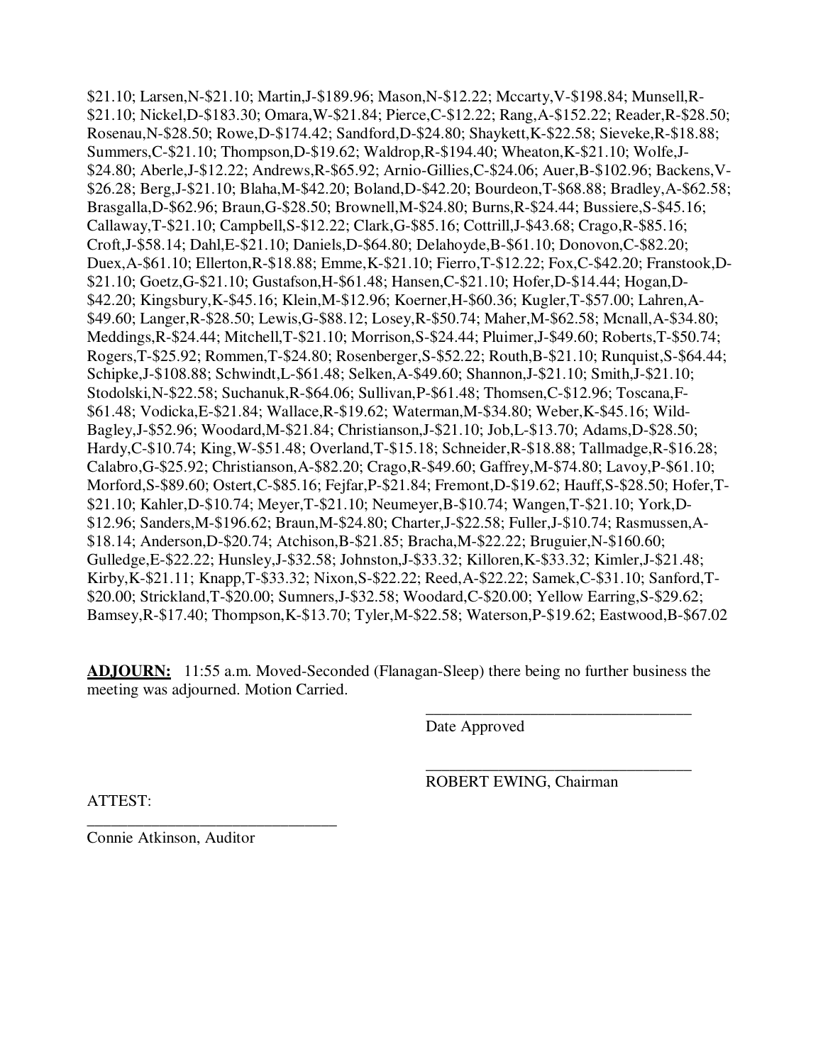$21.10; Larsen,N-$21.10; Martin,J-$189.96; Mason,N-$12.22; Mccarty,V-$198.84; Munsell,R-$21.10; Nickel,D-$183.30; Omara,W-$21.84; Pierce,C-$12.22; Rang,A-$152.22; Reader,R-$28.50; Rosenau,N-$28.50; Rowe,D-$174.42; Sandford,D-$24.80; Shaykett,K-$22.58; Sieveke,R-$18.88; Summers,C-$21.10; Thompson,D-$19.62; Waldrop,R-$194.40; Wheaton,K-$21.10; Wolfe,J-$24.80; Aberle,J-$12.22; Andrews,R-$65.92; Arnio-Gillies,C-$24.06; Auer,B-$102.96; Backens,V-$26.28; Berg,J-$21.10; Blaha,M-$42.20; Boland,D-$42.20; Bourdeon,T-$68.88; Bradley,A-$62.58; Brasgalla,D-$62.96; Braun,G-$28.50; Brownell,M-$24.80; Burns,R-$24.44; Bussiere,S-$45.16; Callaway,T-$21.10; Campbell,S-$12.22; Clark,G-$85.16; Cottrill,J-$43.68; Crago,R-$85.16; Croft,J-$58.14; Dahl,E-$21.10; Daniels,D-$64.80; Delahoyde,B-$61.10; Donovon,C-$82.20; Duex,A-$61.10; Ellerton,R-$18.88; Emme,K-$21.10; Fierro,T-$12.22; Fox,C-$42.20; Franstook,D-$21.10; Goetz,G-$21.10; Gustafson,H-$61.48; Hansen,C-$21.10; Hofer,D-$14.44; Hogan,D-$42.20; Kingsbury,K-$45.16; Klein,M-$12.96; Koerner,H-$60.36; Kugler,T-$57.00; Lahren,A-$49.60; Langer,R-$28.50; Lewis,G-$88.12; Losey,R-$50.74; Maher,M-$62.58; Mcnall,A-$34.80; Meddings,R-$24.44; Mitchell,T-$21.10; Morrison,S-$24.44; Pluimer,J-$49.60; Roberts,T-$50.74; Rogers,T-$25.92; Rommen,T-$24.80; Rosenberger,S-$52.22; Routh,B-$21.10; Runquist,S-$64.44; Schipke,J-$108.88; Schwindt,L-$61.48; Selken,A-$49.60; Shannon,J-$21.10; Smith,J-$21.10; Stodolski,N-$22.58; Suchanuk,R-$64.06; Sullivan,P-$61.48; Thomsen,C-$12.96; Toscana,F-$61.48; Vodicka,E-$21.84; Wallace,R-$19.62; Waterman,M-$34.80; Weber,K-$45.16; Wild-Bagley,J-$52.96; Woodard,M-$21.84; Christianson,J-$21.10; Job,L-$13.70; Adams,D-$28.50; Hardy,C-$10.74; King,W-$51.48; Overland,T-$15.18; Schneider,R-$18.88; Tallmadge,R-$16.28; Calabro,G-$25.92; Christianson,A-$82.20; Crago,R-$49.60; Gaffrey,M-$74.80; Lavoy,P-$61.10; Morford,S-$89.60; Ostert,C-$85.16; Fejfar,P-$21.84; Fremont,D-$19.62; Hauff,S-$28.50; Hofer,T-$21.10; Kahler,D-$10.74; Meyer,T-$21.10; Neumeyer,B-$10.74; Wangen,T-$21.10; York,D-$12.96; Sanders,M-$196.62; Braun,M-$24.80; Charter,J-$22.58; Fuller,J-$10.74; Rasmussen,A-$18.14; Anderson,D-$20.74; Atchison,B-$21.85; Bracha,M-$22.22; Bruguier,N-$160.60; Gulledge,E-$22.22; Hunsley,J-$32.58; Johnston,J-$33.32; Killoren,K-$33.32; Kimler,J-$21.48; Kirby,K-$21.11; Knapp,T-$33.32; Nixon,S-$22.22; Reed,A-$22.22; Samek,C-$31.10; Sanford,T-$20.00; Strickland,T-$20.00; Sumners,J-$32.58; Woodard,C-$20.00; Yellow Earring,S-$29.62; Bamsey,R-$17.40; Thompson,K-$13.70; Tyler,M-$22.58; Waterson,P-$19.62; Eastwood,B-$67.02

**ADJOURN:** 11:55 a.m. Moved-Seconded (Flanagan-Sleep) there being no further business the meeting was adjourned. Motion Carried.

\_\_\_\_\_\_\_\_\_\_\_\_\_\_\_\_\_\_\_\_\_\_\_\_\_\_\_\_\_\_\_\_\_\_\_
Date Approved

\_\_\_\_\_\_\_\_\_\_\_\_\_\_\_\_\_\_\_\_\_\_\_\_\_\_\_\_\_\_\_\_\_\_\_
ROBERT EWING, Chairman

ATTEST:

\_\_\_\_\_\_\_\_\_\_\_\_\_\_\_\_\_\_\_\_\_\_\_\_\_\_\_\_\_\_\_\_\_\_\_
Connie Atkinson, Auditor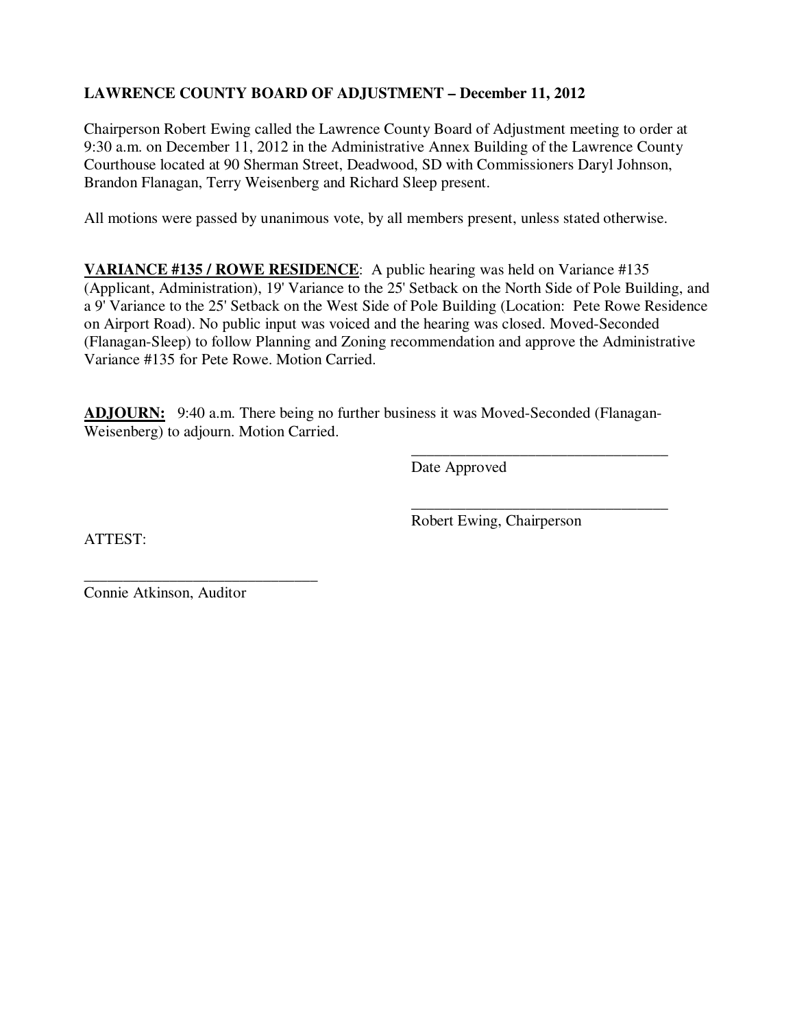**LAWRENCE COUNTY BOARD OF ADJUSTMENT – December 11, 2012**

Chairperson Robert Ewing called the Lawrence County Board of Adjustment meeting to order at 9:30 a.m. on December 11, 2012 in the Administrative Annex Building of the Lawrence County Courthouse located at 90 Sherman Street, Deadwood, SD with Commissioners Daryl Johnson, Brandon Flanagan, Terry Weisenberg and Richard Sleep present.

All motions were passed by unanimous vote, by all members present, unless stated otherwise.

**VARIANCE #135 / ROWE RESIDENCE**: A public hearing was held on Variance #135 (Applicant, Administration), 19' Variance to the 25' Setback on the North Side of Pole Building, and a 9' Variance to the 25' Setback on the West Side of Pole Building (Location: Pete Rowe Residence on Airport Road). No public input was voiced and the hearing was closed. Moved-Seconded (Flanagan-Sleep) to follow Planning and Zoning recommendation and approve the Administrative Variance #135 for Pete Rowe. Motion Carried.

**ADJOURN:** 9:40 a.m. There being no further business it was Moved-Seconded (Flanagan-Weisenberg) to adjourn. Motion Carried.

\_\_\_\_\_\_\_\_\_\_\_\_\_\_\_\_\_\_\_\_\_\_\_\_\_\_\_\_\_\_\_\_\_\_
Date Approved

\_\_\_\_\_\_\_\_\_\_\_\_\_\_\_\_\_\_\_\_\_\_\_\_\_\_\_\_\_\_\_\_\_\_
Robert Ewing, Chairperson

ATTEST:

\_\_\_\_\_\_\_\_\_\_\_\_\_\_\_\_\_\_\_\_\_\_\_\_\_\_\_\_\_\_
Connie Atkinson, Auditor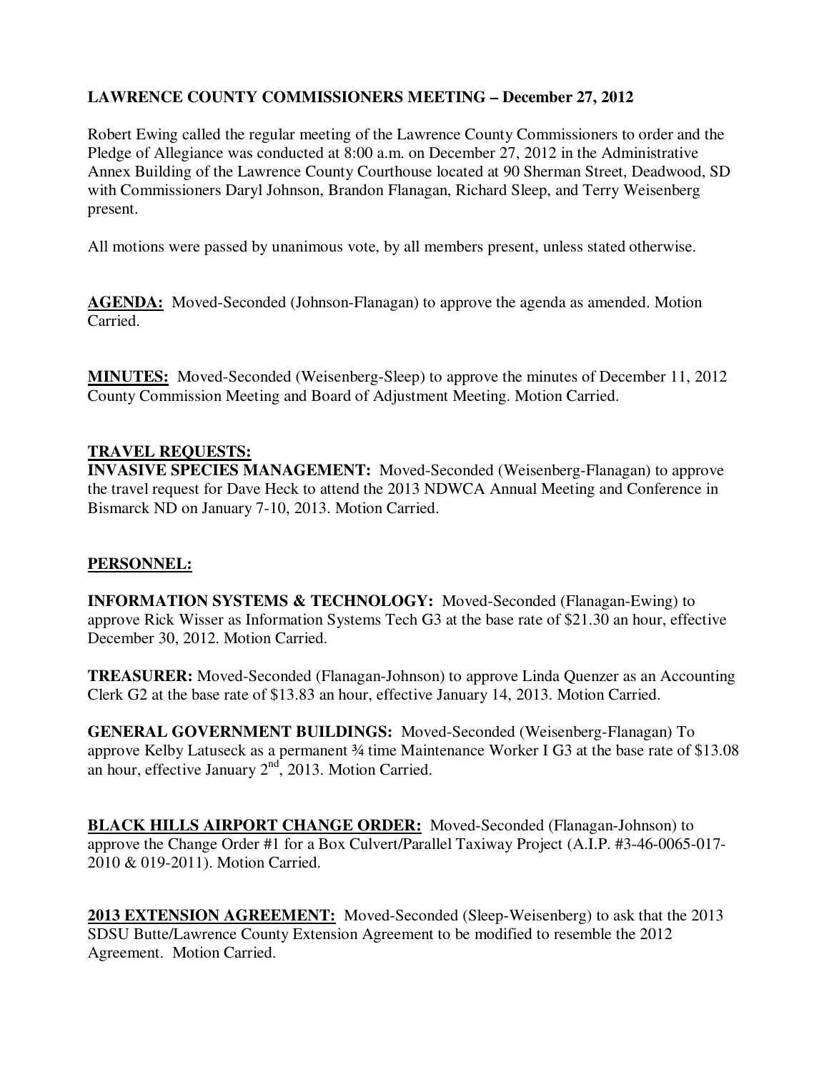**LAWRENCE COUNTY COMMISSIONERS MEETING – December 27, 2012**

Robert Ewing called the regular meeting of the Lawrence County Commissioners to order and the Pledge of Allegiance was conducted at 8:00 a.m. on December 27, 2012 in the Administrative Annex Building of the Lawrence County Courthouse located at 90 Sherman Street, Deadwood, SD with Commissioners Daryl Johnson, Brandon Flanagan, Richard Sleep, and Terry Weisenberg present.

All motions were passed by unanimous vote, by all members present, unless stated otherwise.

**AGENDA:** Moved-Seconded (Johnson-Flanagan) to approve the agenda as amended. Motion Carried.

**MINUTES:** Moved-Seconded (Weisenberg-Sleep) to approve the minutes of December 11, 2012 County Commission Meeting and Board of Adjustment Meeting. Motion Carried.

**TRAVEL REQUESTS:**

**INVASIVE SPECIES MANAGEMENT:** Moved-Seconded (Weisenberg-Flanagan) to approve the travel request for Dave Heck to attend the 2013 NDWCA Annual Meeting and Conference in Bismarck ND on January 7-10, 2013. Motion Carried.

**PERSONNEL:**

**INFORMATION SYSTEMS & TECHNOLOGY:** Moved-Seconded (Flanagan-Ewing) to approve Rick Wisser as Information Systems Tech G3 at the base rate of $21.30 an hour, effective December 30, 2012. Motion Carried.

**TREASURER:** Moved-Seconded (Flanagan-Johnson) to approve Linda Quenzer as an Accounting Clerk G2 at the base rate of $13.83 an hour, effective January 14, 2013. Motion Carried.

**GENERAL GOVERNMENT BUILDINGS:** Moved-Seconded (Weisenberg-Flanagan) To approve Kelby Latuseck as a permanent ¾ time Maintenance Worker I G3 at the base rate of $13.08 an hour, effective January 2nd, 2013. Motion Carried.

**BLACK HILLS AIRPORT CHANGE ORDER:** Moved-Seconded (Flanagan-Johnson) to approve the Change Order #1 for a Box Culvert/Parallel Taxiway Project (A.I.P. #3-46-0065-017-2010 & 019-2011). Motion Carried.

**2013 EXTENSION AGREEMENT:** Moved-Seconded (Sleep-Weisenberg) to ask that the 2013 SDSU Butte/Lawrence County Extension Agreement to be modified to resemble the 2012 Agreement. Motion Carried.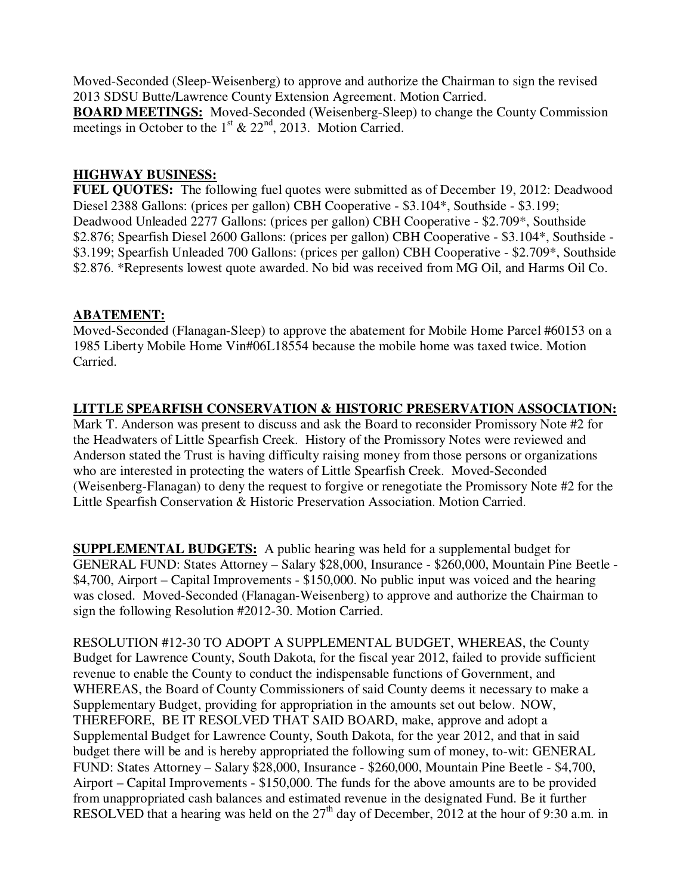Moved-Seconded (Sleep-Weisenberg) to approve and authorize the Chairman to sign the revised 2013 SDSU Butte/Lawrence County Extension Agreement. Motion Carried.

**BOARD MEETINGS:** Moved-Seconded (Weisenberg-Sleep) to change the County Commission meetings in October to the 1st & 22nd, 2013. Motion Carried.

**HIGHWAY BUSINESS:**

**FUEL QUOTES:** The following fuel quotes were submitted as of December 19, 2012: Deadwood Diesel 2388 Gallons: (prices per gallon) CBH Cooperative - $3.104*, Southside - $3.199; Deadwood Unleaded 2277 Gallons: (prices per gallon) CBH Cooperative - $2.709*, Southside $2.876; Spearfish Diesel 2600 Gallons: (prices per gallon) CBH Cooperative - $3.104*, Southside - $3.199; Spearfish Unleaded 700 Gallons: (prices per gallon) CBH Cooperative - $2.709*, Southside $2.876. *Represents lowest quote awarded. No bid was received from MG Oil, and Harms Oil Co.

**ABATEMENT:**

Moved-Seconded (Flanagan-Sleep) to approve the abatement for Mobile Home Parcel #60153 on a 1985 Liberty Mobile Home Vin#06L18554 because the mobile home was taxed twice. Motion Carried.

**LITTLE SPEARFISH CONSERVATION & HISTORIC PRESERVATION ASSOCIATION:**

Mark T. Anderson was present to discuss and ask the Board to reconsider Promissory Note #2 for the Headwaters of Little Spearfish Creek. History of the Promissory Notes were reviewed and Anderson stated the Trust is having difficulty raising money from those persons or organizations who are interested in protecting the waters of Little Spearfish Creek. Moved-Seconded (Weisenberg-Flanagan) to deny the request to forgive or renegotiate the Promissory Note #2 for the Little Spearfish Conservation & Historic Preservation Association. Motion Carried.

**SUPPLEMENTAL BUDGETS:** A public hearing was held for a supplemental budget for GENERAL FUND: States Attorney – Salary $28,000, Insurance - $260,000, Mountain Pine Beetle - $4,700, Airport – Capital Improvements - $150,000. No public input was voiced and the hearing was closed. Moved-Seconded (Flanagan-Weisenberg) to approve and authorize the Chairman to sign the following Resolution #2012-30. Motion Carried.

RESOLUTION #12-30 TO ADOPT A SUPPLEMENTAL BUDGET, WHEREAS, the County Budget for Lawrence County, South Dakota, for the fiscal year 2012, failed to provide sufficient revenue to enable the County to conduct the indispensable functions of Government, and WHEREAS, the Board of County Commissioners of said County deems it necessary to make a Supplementary Budget, providing for appropriation in the amounts set out below. NOW, THEREFORE, BE IT RESOLVED THAT SAID BOARD, make, approve and adopt a Supplemental Budget for Lawrence County, South Dakota, for the year 2012, and that in said budget there will be and is hereby appropriated the following sum of money, to-wit: GENERAL FUND: States Attorney – Salary $28,000, Insurance - $260,000, Mountain Pine Beetle - $4,700, Airport – Capital Improvements - $150,000. The funds for the above amounts are to be provided from unappropriated cash balances and estimated revenue in the designated Fund. Be it further RESOLVED that a hearing was held on the 27th day of December, 2012 at the hour of 9:30 a.m. in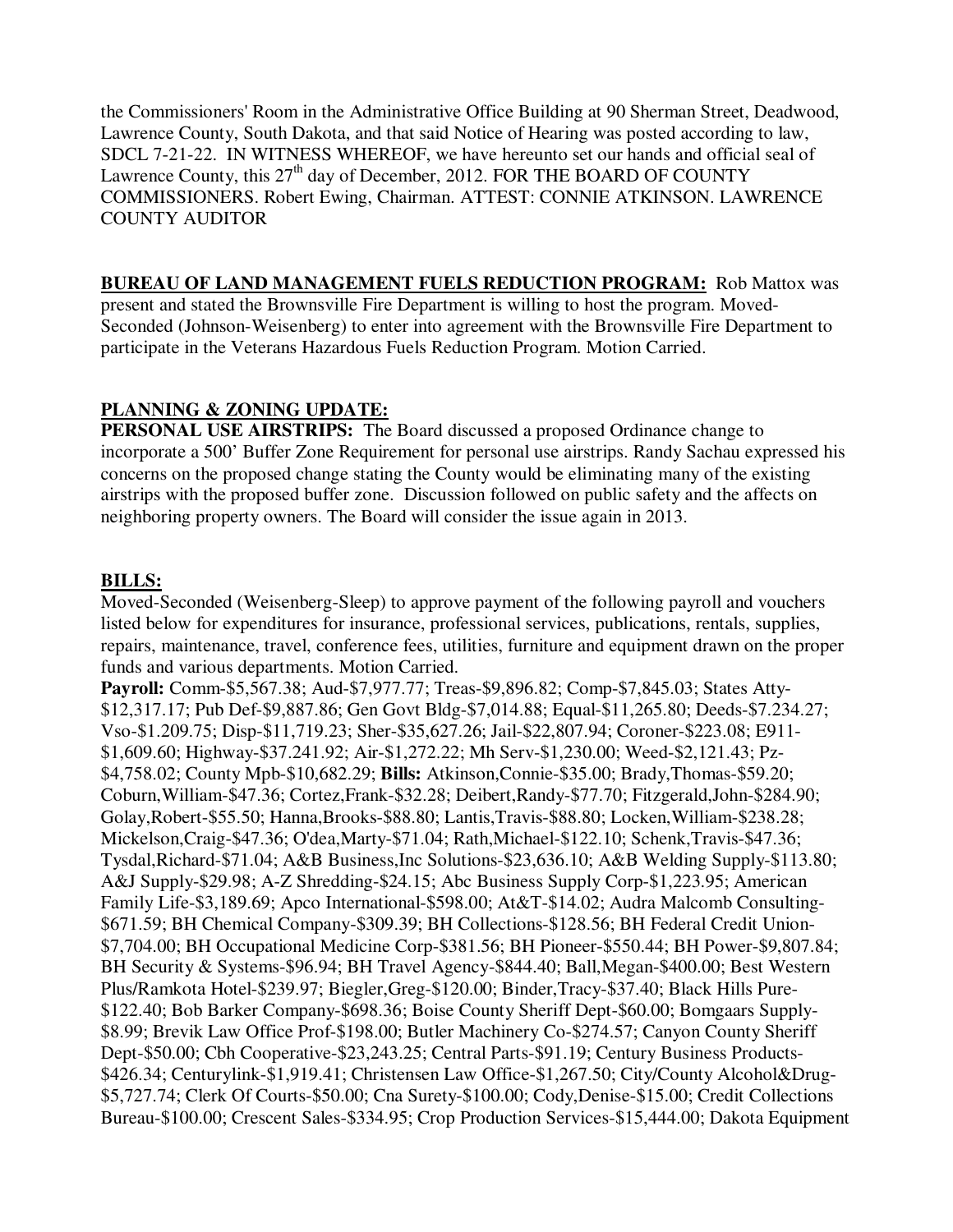the Commissioners' Room in the Administrative Office Building at 90 Sherman Street, Deadwood, Lawrence County, South Dakota, and that said Notice of Hearing was posted according to law, SDCL 7-21-22. IN WITNESS WHEREOF, we have hereunto set our hands and official seal of Lawrence County, this 27th day of December, 2012. FOR THE BOARD OF COUNTY COMMISSIONERS. Robert Ewing, Chairman. ATTEST: CONNIE ATKINSON. LAWRENCE COUNTY AUDITOR

**BUREAU OF LAND MANAGEMENT FUELS REDUCTION PROGRAM:** Rob Mattox was present and stated the Brownsville Fire Department is willing to host the program. Moved-Seconded (Johnson-Weisenberg) to enter into agreement with the Brownsville Fire Department to participate in the Veterans Hazardous Fuels Reduction Program. Motion Carried.

**PLANNING & ZONING UPDATE:**

**PERSONAL USE AIRSTRIPS:** The Board discussed a proposed Ordinance change to incorporate a 500' Buffer Zone Requirement for personal use airstrips. Randy Sachau expressed his concerns on the proposed change stating the County would be eliminating many of the existing airstrips with the proposed buffer zone. Discussion followed on public safety and the affects on neighboring property owners. The Board will consider the issue again in 2013.

**BILLS:**

Moved-Seconded (Weisenberg-Sleep) to approve payment of the following payroll and vouchers listed below for expenditures for insurance, professional services, publications, rentals, supplies, repairs, maintenance, travel, conference fees, utilities, furniture and equipment drawn on the proper funds and various departments. Motion Carried.

**Payroll:** Comm-$5,567.38; Aud-$7,977.77; Treas-$9,896.82; Comp-$7,845.03; States Atty-$12,317.17; Pub Def-$9,887.86; Gen Govt Bldg-$7,014.88; Equal-$11,265.80; Deeds-$7.234.27; Vso-$1.209.75; Disp-$11,719.23; Sher-$35,627.26; Jail-$22,807.94; Coroner-$223.08; E911-$1,609.60; Highway-$37.241.92; Air-$1,272.22; Mh Serv-$1,230.00; Weed-$2,121.43; Pz-$4,758.02; County Mpb-$10,682.29; **Bills:** Atkinson,Connie-$35.00; Brady,Thomas-$59.20; Coburn,William-$47.36; Cortez,Frank-$32.28; Deibert,Randy-$77.70; Fitzgerald,John-$284.90; Golay,Robert-$55.50; Hanna,Brooks-$88.80; Lantis,Travis-$88.80; Locken,William-$238.28; Mickelson,Craig-$47.36; O'dea,Marty-$71.04; Rath,Michael-$122.10; Schenk,Travis-$47.36; Tysdal,Richard-$71.04; A&B Business,Inc Solutions-$23,636.10; A&B Welding Supply-$113.80; A&J Supply-$29.98; A-Z Shredding-$24.15; Abc Business Supply Corp-$1,223.95; American Family Life-$3,189.69; Apco International-$598.00; At&T-$14.02; Audra Malcomb Consulting-$671.59; BH Chemical Company-$309.39; BH Collections-$128.56; BH Federal Credit Union-$7,704.00; BH Occupational Medicine Corp-$381.56; BH Pioneer-$550.44; BH Power-$9,807.84; BH Security & Systems-$96.94; BH Travel Agency-$844.40; Ball,Megan-$400.00; Best Western Plus/Ramkota Hotel-$239.97; Biegler,Greg-$120.00; Binder,Tracy-$37.40; Black Hills Pure-$122.40; Bob Barker Company-$698.36; Boise County Sheriff Dept-$60.00; Bomgaars Supply-$8.99; Brevik Law Office Prof-$198.00; Butler Machinery Co-$274.57; Canyon County Sheriff Dept-$50.00; Cbh Cooperative-$23,243.25; Central Parts-$91.19; Century Business Products-$426.34; Centurylink-$1,919.41; Christensen Law Office-$1,267.50; City/County Alcohol&Drug-$5,727.74; Clerk Of Courts-$50.00; Cna Surety-$100.00; Cody,Denise-$15.00; Credit Collections Bureau-$100.00; Crescent Sales-$334.95; Crop Production Services-$15,444.00; Dakota Equipment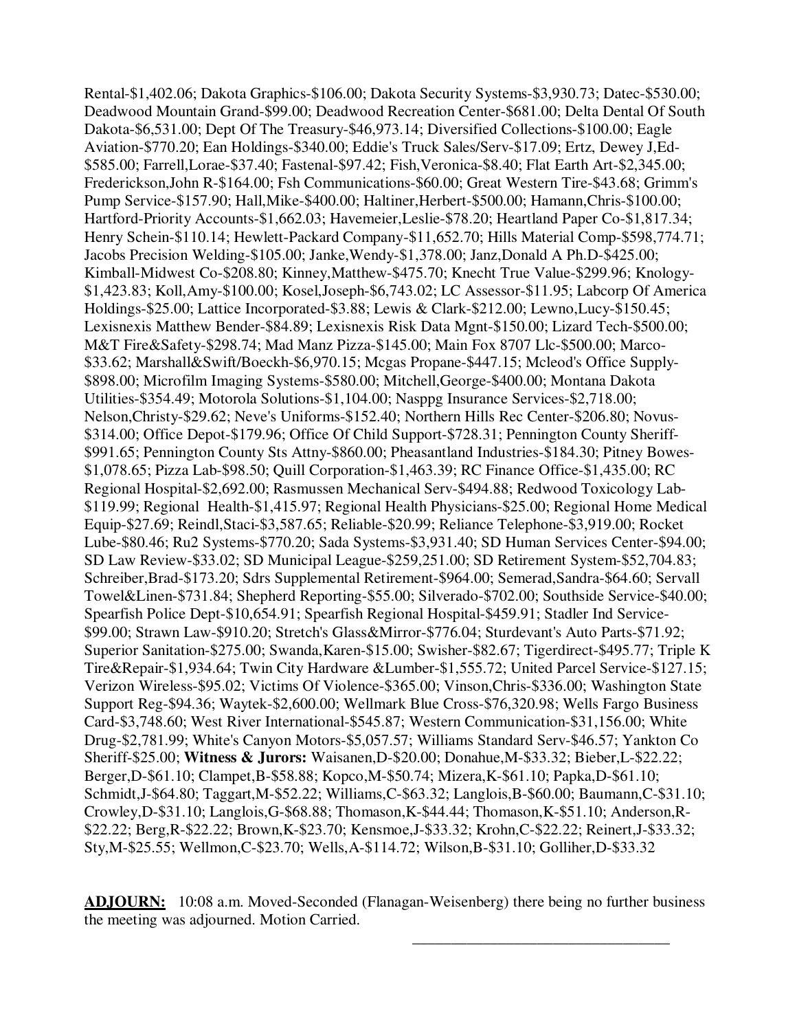Rental-$1,402.06; Dakota Graphics-$106.00; Dakota Security Systems-$3,930.73; Datec-$530.00; Deadwood Mountain Grand-$99.00; Deadwood Recreation Center-$681.00; Delta Dental Of South Dakota-$6,531.00; Dept Of The Treasury-$46,973.14; Diversified Collections-$100.00; Eagle Aviation-$770.20; Ean Holdings-$340.00; Eddie's Truck Sales/Serv-$17.09; Ertz, Dewey J,Ed-$585.00; Farrell,Lorae-$37.40; Fastenal-$97.42; Fish,Veronica-$8.40; Flat Earth Art-$2,345.00; Frederickson,John R-$164.00; Fsh Communications-$60.00; Great Western Tire-$43.68; Grimm's Pump Service-$157.90; Hall,Mike-$400.00; Haltiner,Herbert-$500.00; Hamann,Chris-$100.00; Hartford-Priority Accounts-$1,662.03; Havemeier,Leslie-$78.20; Heartland Paper Co-$1,817.34; Henry Schein-$110.14; Hewlett-Packard Company-$11,652.70; Hills Material Comp-$598,774.71; Jacobs Precision Welding-$105.00; Janke,Wendy-$1,378.00; Janz,Donald A Ph.D-$425.00; Kimball-Midwest Co-$208.80; Kinney,Matthew-$475.70; Knecht True Value-$299.96; Knology-$1,423.83; Koll,Amy-$100.00; Kosel,Joseph-$6,743.02; LC Assessor-$11.95; Labcorp Of America Holdings-$25.00; Lattice Incorporated-$3.88; Lewis & Clark-$212.00; Lewno,Lucy-$150.45; Lexisnexis Matthew Bender-$84.89; Lexisnexis Risk Data Mgnt-$150.00; Lizard Tech-$500.00; M&T Fire&Safety-$298.74; Mad Manz Pizza-$145.00; Main Fox 8707 Llc-$500.00; Marco-$33.62; Marshall&Swift/Boeckh-$6,970.15; Mcgas Propane-$447.15; Mcleod's Office Supply-$898.00; Microfilm Imaging Systems-$580.00; Mitchell,George-$400.00; Montana Dakota Utilities-$354.49; Motorola Solutions-$1,104.00; Nasppg Insurance Services-$2,718.00; Nelson,Christy-$29.62; Neve's Uniforms-$152.40; Northern Hills Rec Center-$206.80; Novus-$314.00; Office Depot-$179.96; Office Of Child Support-$728.31; Pennington County Sheriff-$991.65; Pennington County Sts Attny-$860.00; Pheasantland Industries-$184.30; Pitney Bowes-$1,078.65; Pizza Lab-$98.50; Quill Corporation-$1,463.39; RC Finance Office-$1,435.00; RC Regional Hospital-$2,692.00; Rasmussen Mechanical Serv-$494.88; Redwood Toxicology Lab-$119.99; Regional Health-$1,415.97; Regional Health Physicians-$25.00; Regional Home Medical Equip-$27.69; Reindl,Staci-$3,587.65; Reliable-$20.99; Reliance Telephone-$3,919.00; Rocket Lube-$80.46; Ru2 Systems-$770.20; Sada Systems-$3,931.40; SD Human Services Center-$94.00; SD Law Review-$33.02; SD Municipal League-$259,251.00; SD Retirement System-$52,704.83; Schreiber,Brad-$173.20; Sdrs Supplemental Retirement-$964.00; Semerad,Sandra-$64.60; Servall Towel&Linen-$731.84; Shepherd Reporting-$55.00; Silverado-$702.00; Southside Service-$40.00; Spearfish Police Dept-$10,654.91; Spearfish Regional Hospital-$459.91; Stadler Ind Service-$99.00; Strawn Law-$910.20; Stretch's Glass&Mirror-$776.04; Sturdevant's Auto Parts-$71.92; Superior Sanitation-$275.00; Swanda,Karen-$15.00; Swisher-$82.67; Tigerdirect-$495.77; Triple K Tire&Repair-$1,934.64; Twin City Hardware &Lumber-$1,555.72; United Parcel Service-$127.15; Verizon Wireless-$95.02; Victims Of Violence-$365.00; Vinson,Chris-$336.00; Washington State Support Reg-$94.36; Waytek-$2,600.00; Wellmark Blue Cross-$76,320.98; Wells Fargo Business Card-$3,748.60; West River International-$545.87; Western Communication-$31,156.00; White Drug-$2,781.99; White's Canyon Motors-$5,057.57; Williams Standard Serv-$46.57; Yankton Co Sheriff-$25.00; **Witness & Jurors:** Waisanen,D-$20.00; Donahue,M-$33.32; Bieber,L-$22.22; Berger,D-$61.10; Clampet,B-$58.88; Kopco,M-$50.74; Mizera,K-$61.10; Papka,D-$61.10; Schmidt,J-$64.80; Taggart,M-$52.22; Williams,C-$63.32; Langlois,B-$60.00; Baumann,C-$31.10; Crowley,D-$31.10; Langlois,G-$68.88; Thomason,K-$44.44; Thomason,K-$51.10; Anderson,R-$22.22; Berg,R-$22.22; Brown,K-$23.70; Kensmoe,J-$33.32; Krohn,C-$22.22; Reinert,J-$33.32; Sty,M-$25.55; Wellmon,C-$23.70; Wells,A-$114.72; Wilson,B-$31.10; Golliher,D-$33.32

**ADJOURN:** 10:08 a.m. Moved-Seconded (Flanagan-Weisenberg) there being no further business the meeting was adjourned. Motion Carried.

\_\_\_\_\_\_\_\_\_\_\_\_\_\_\_\_\_\_\_\_\_\_\_\_\_\_\_\_\_\_\_\_\_\_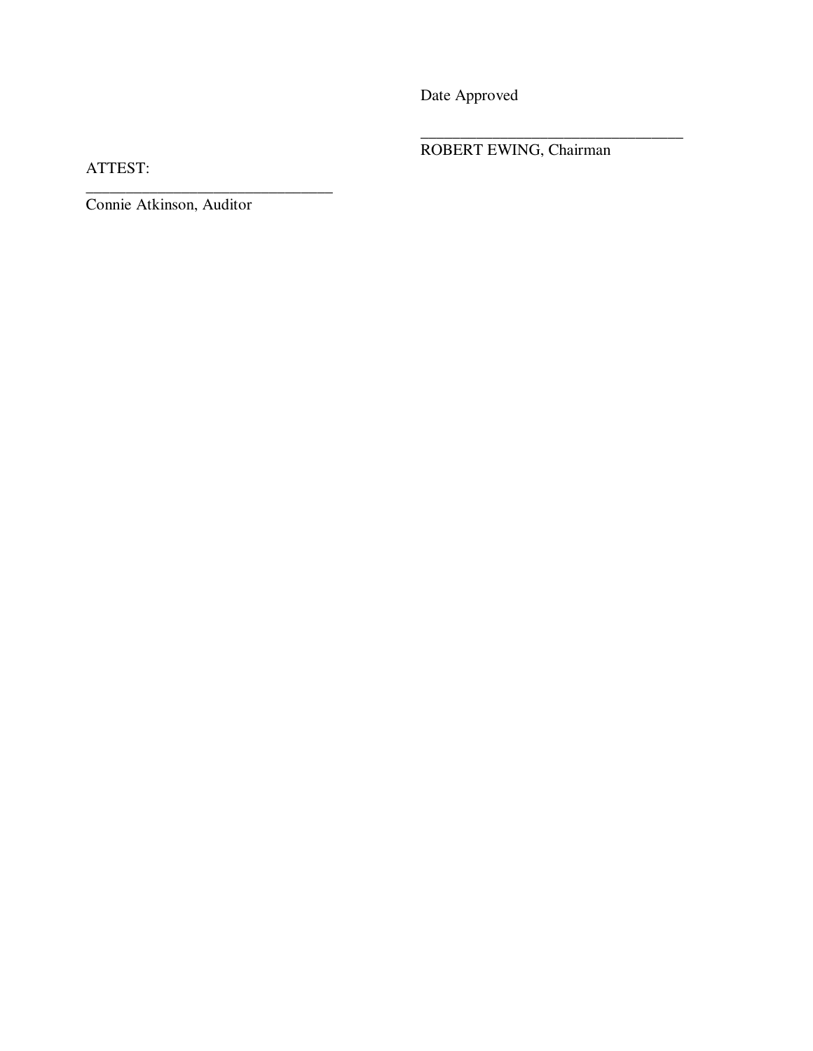Date Approved

_________________________________
ROBERT EWING, Chairman

ATTEST:
_______________________________
Connie Atkinson, Auditor